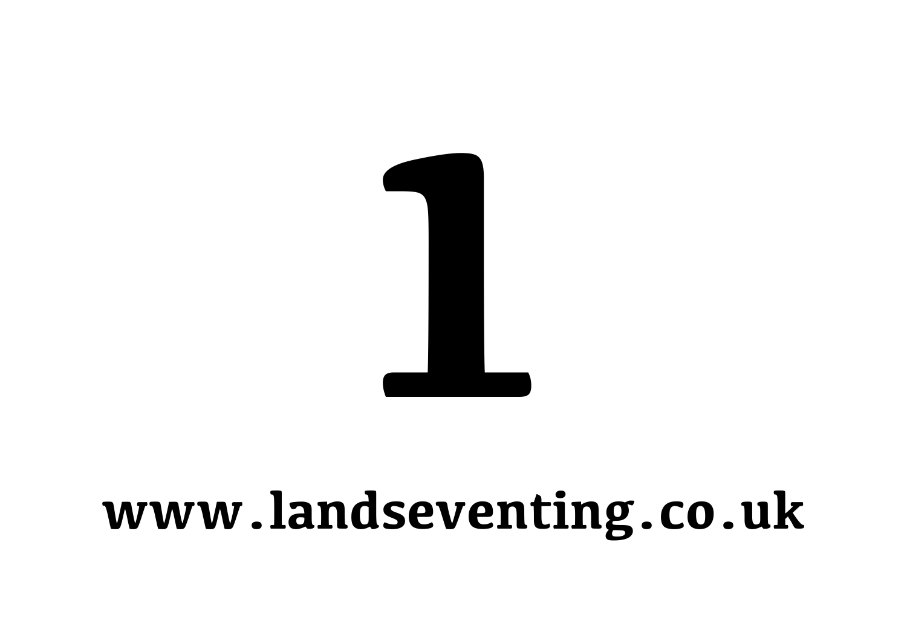# 1

**www.landseventing.co.uk**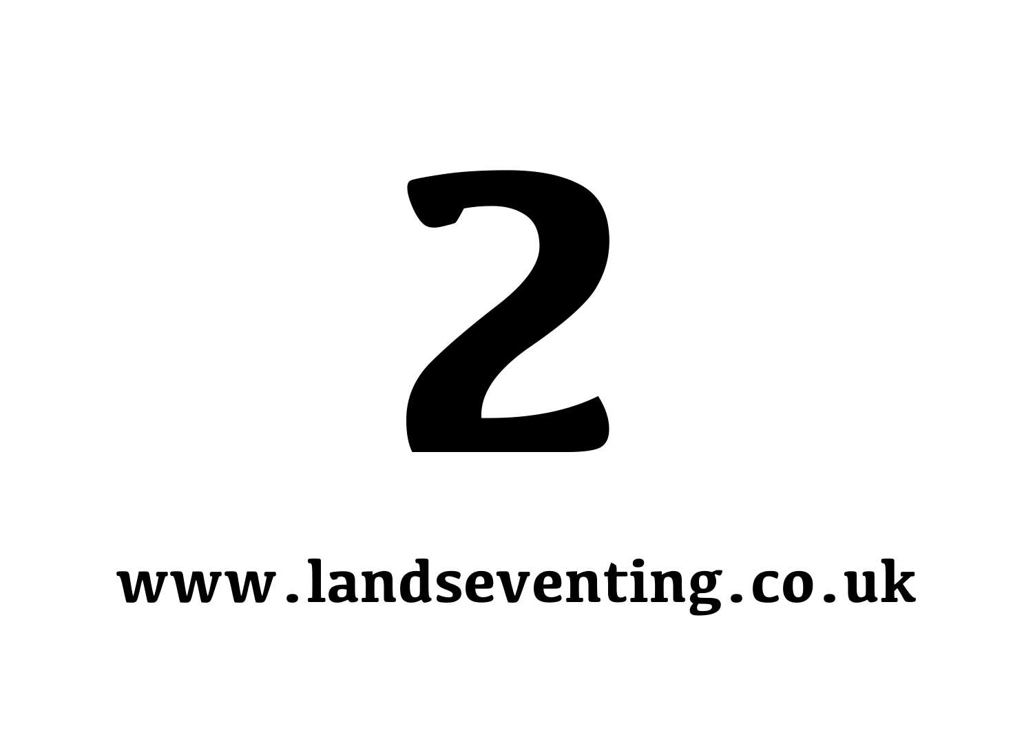# 2

**www.landseventing.co.uk**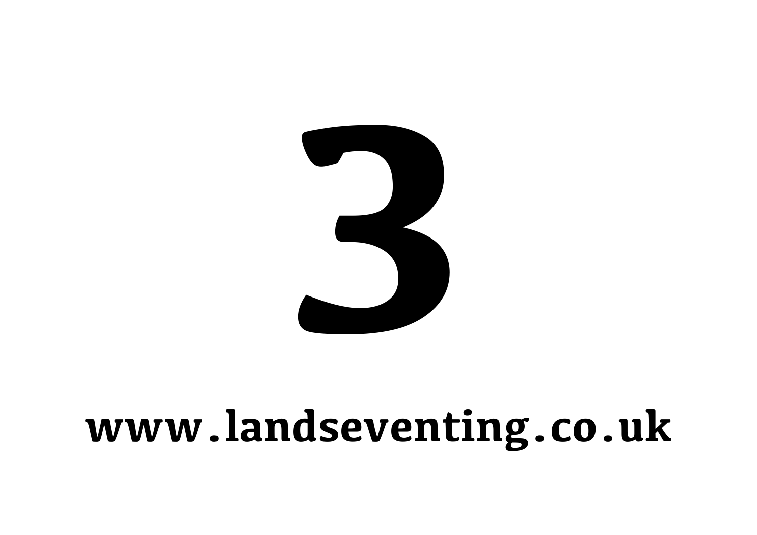# 3

**www.landseventing.co.uk**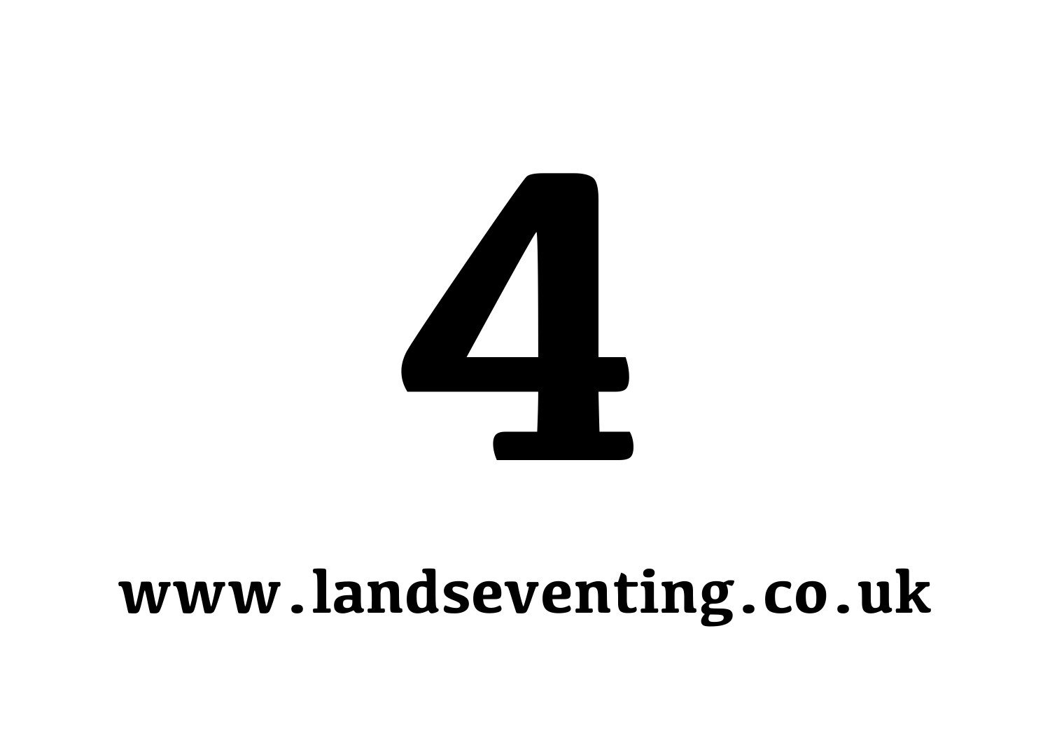# 4

**www.landseventing.co.uk**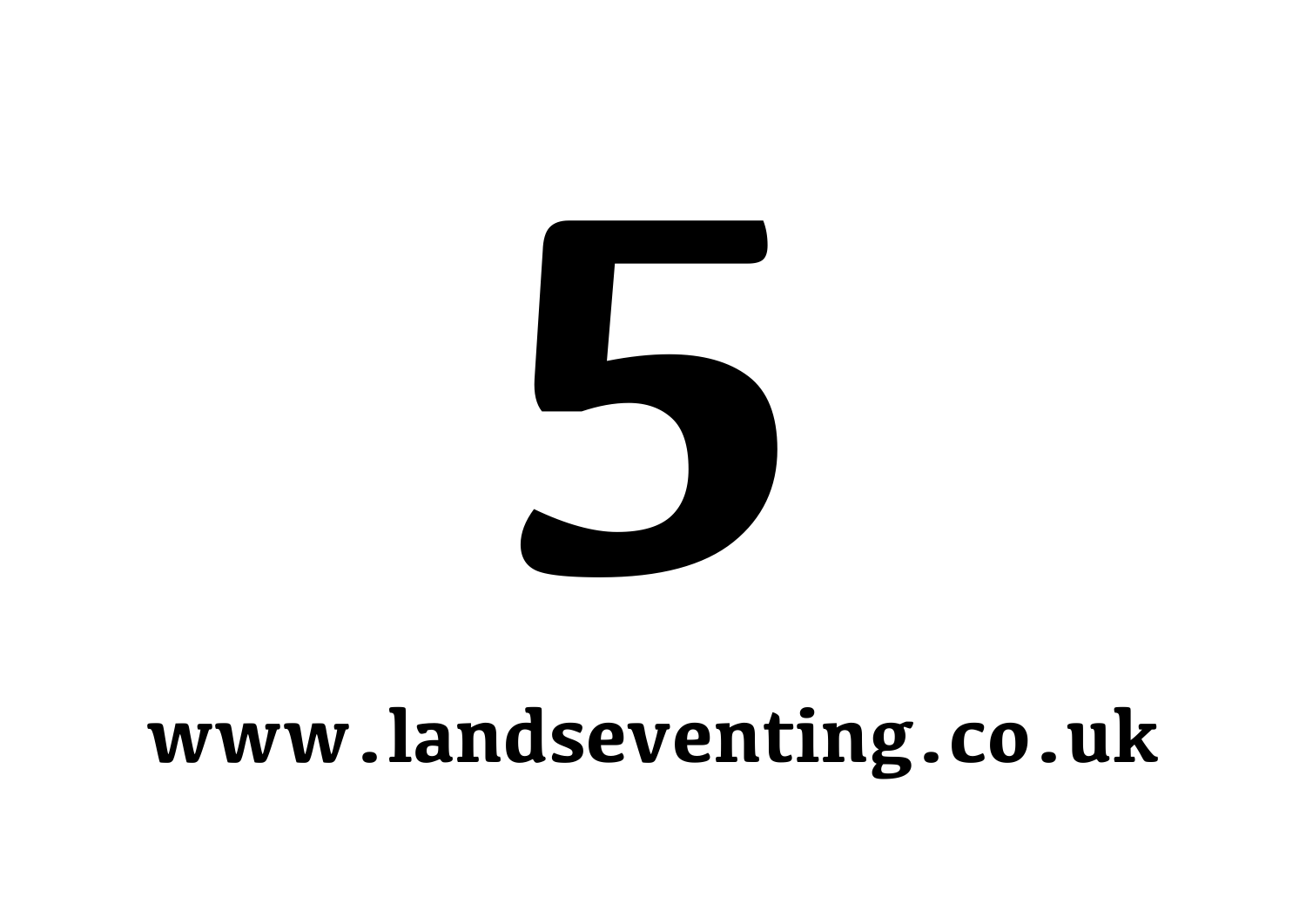# 5

**www.landseventing.co.uk**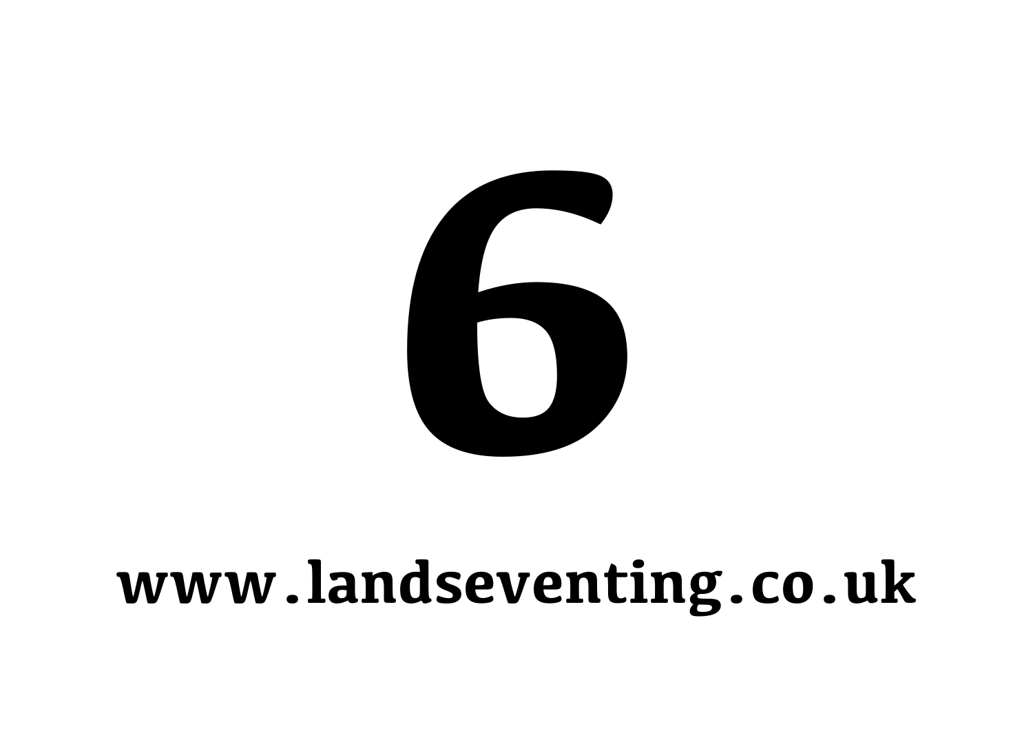# 6

**www.landseventing.co.uk**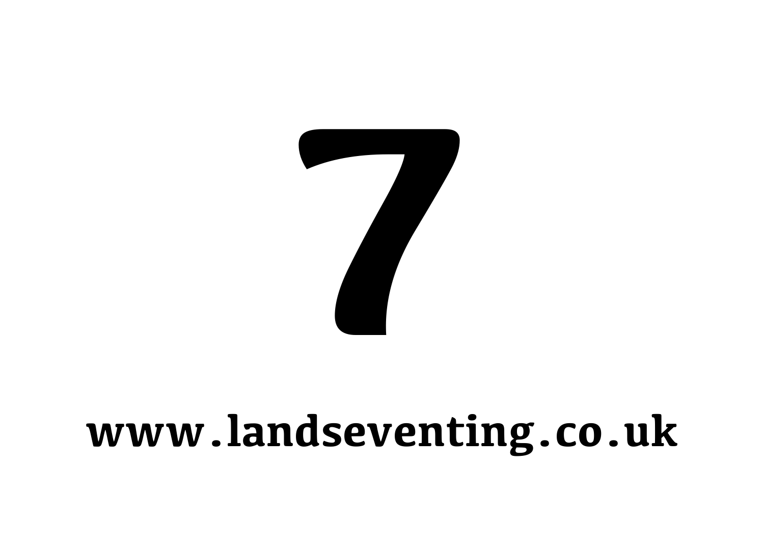# 7

**www.landseventing.co.uk**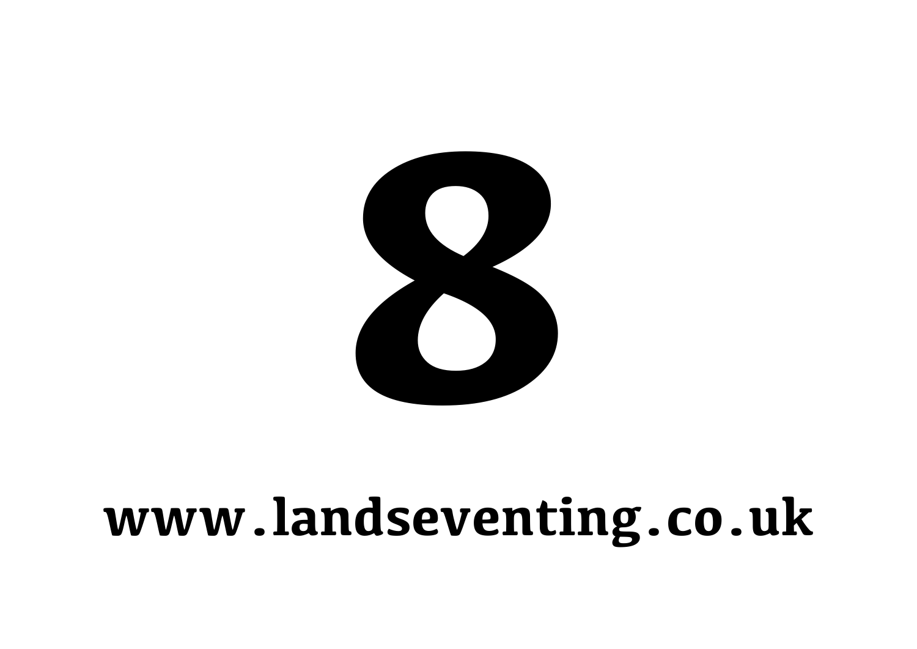# 8

**www.landseventing.co.uk**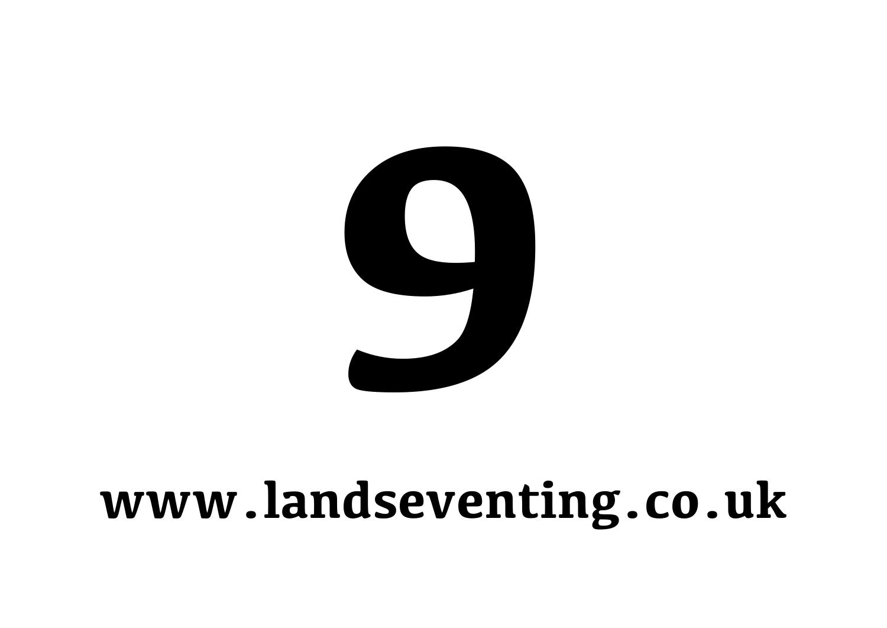# 9

**www.landseventing.co.uk**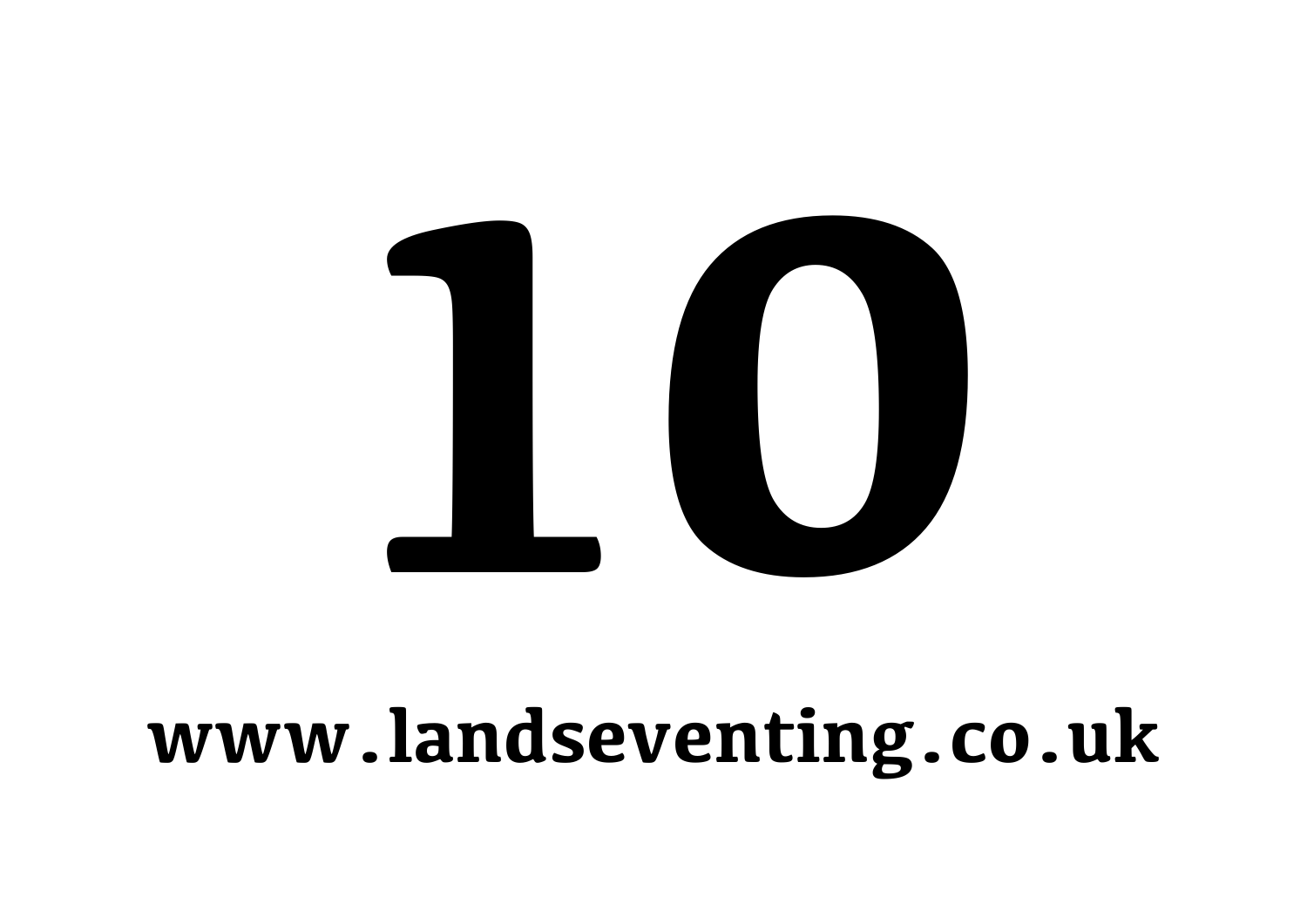# 10

**www.landseventing.co.uk**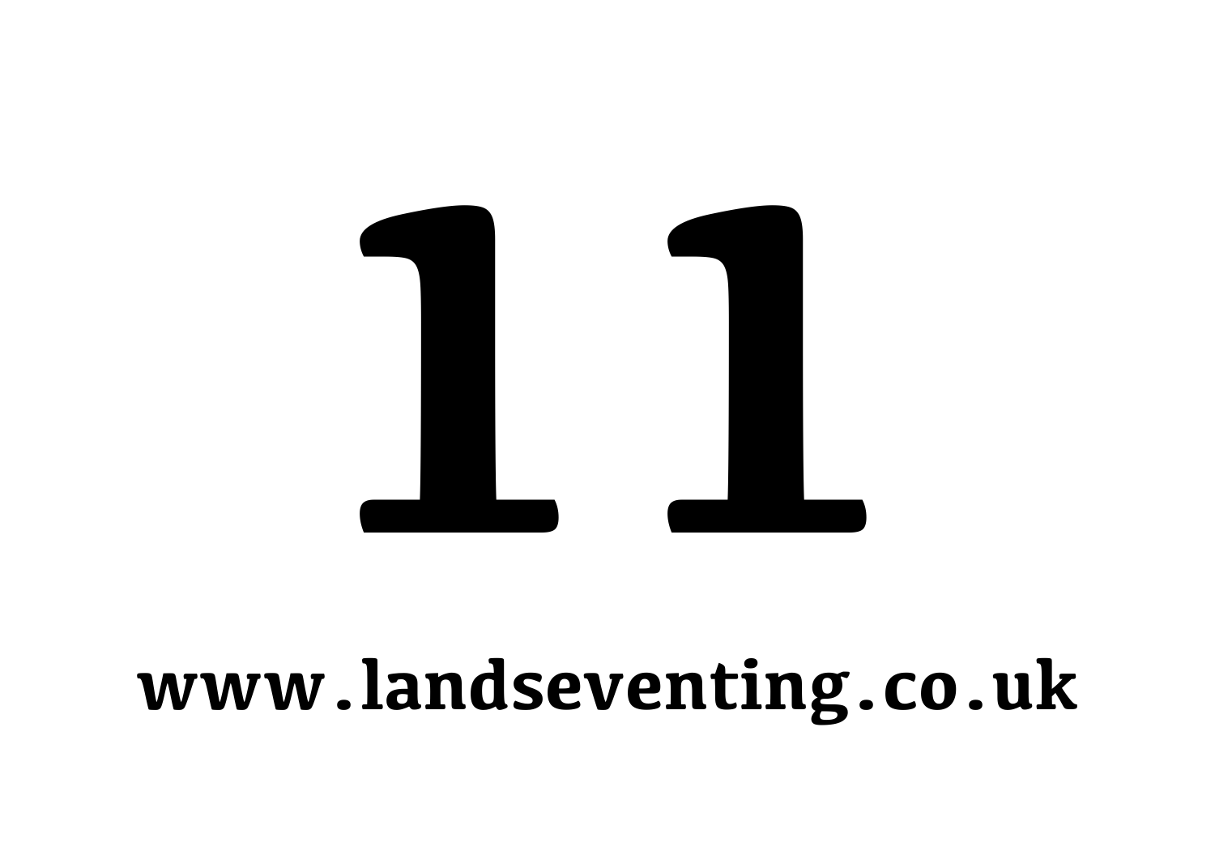# 11

**www.landseventing.co.uk**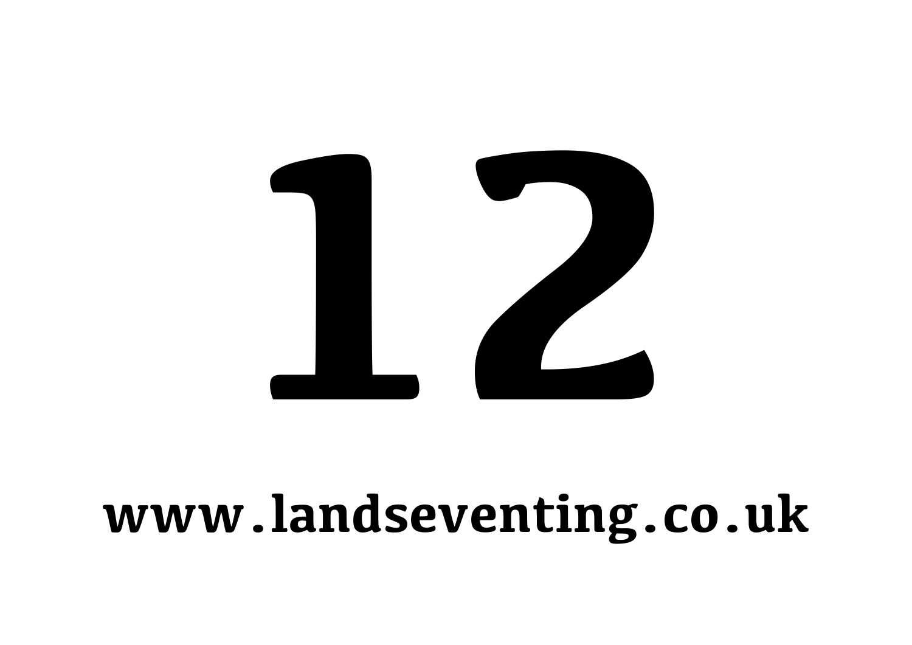# 12

**www.landseventing.co.uk**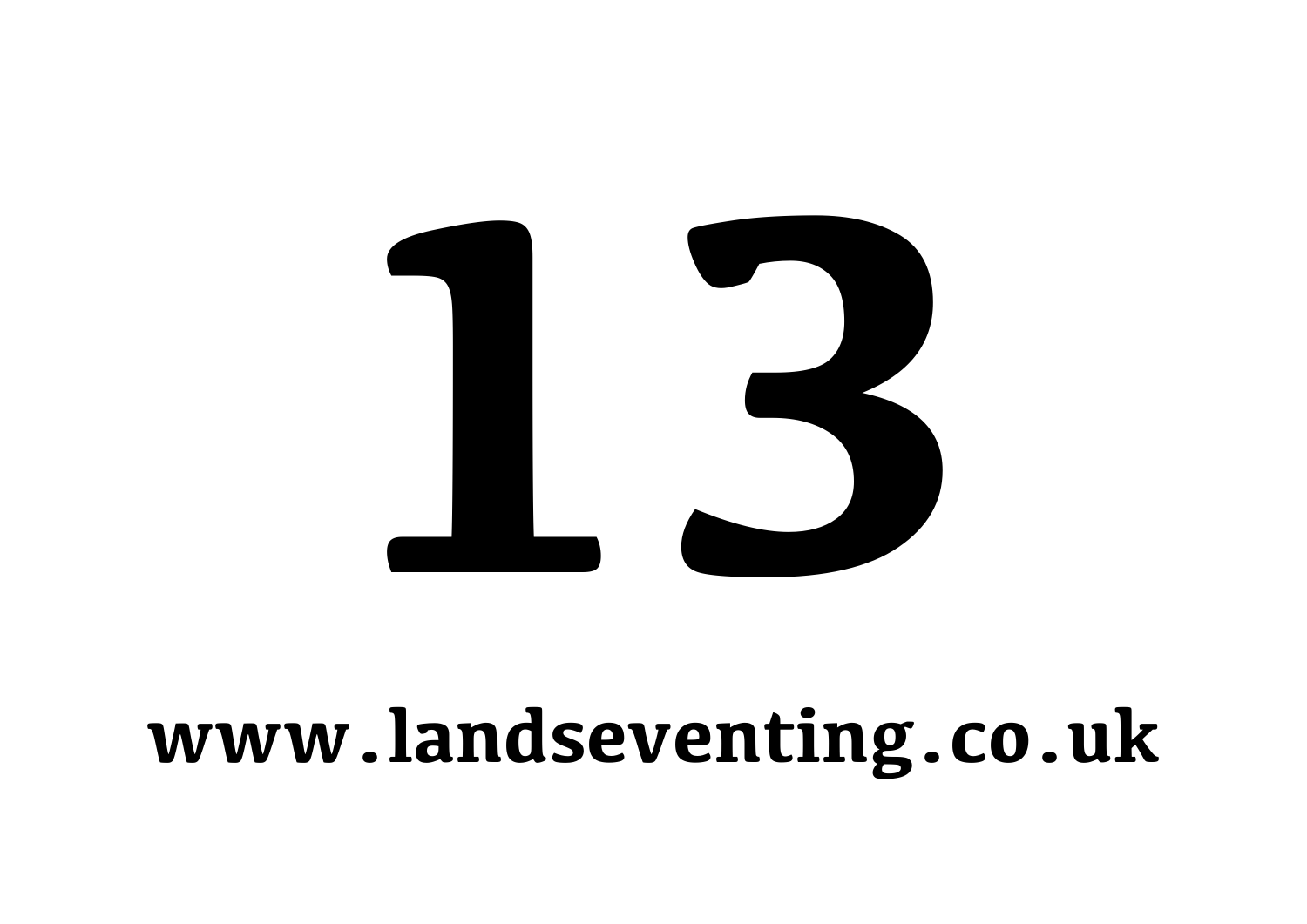# 13

**www.landseventing.co.uk**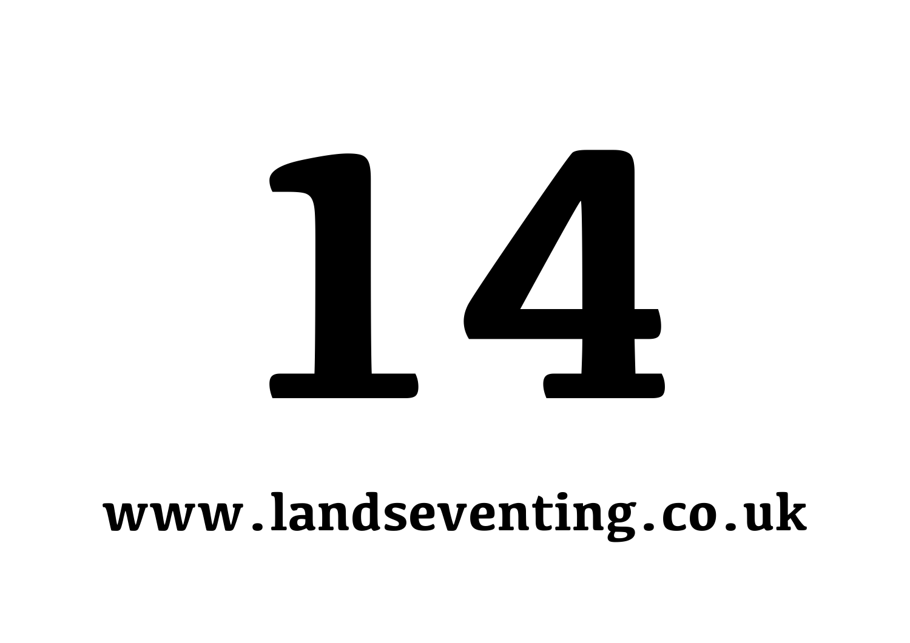# 14

**www.landseventing.co.uk**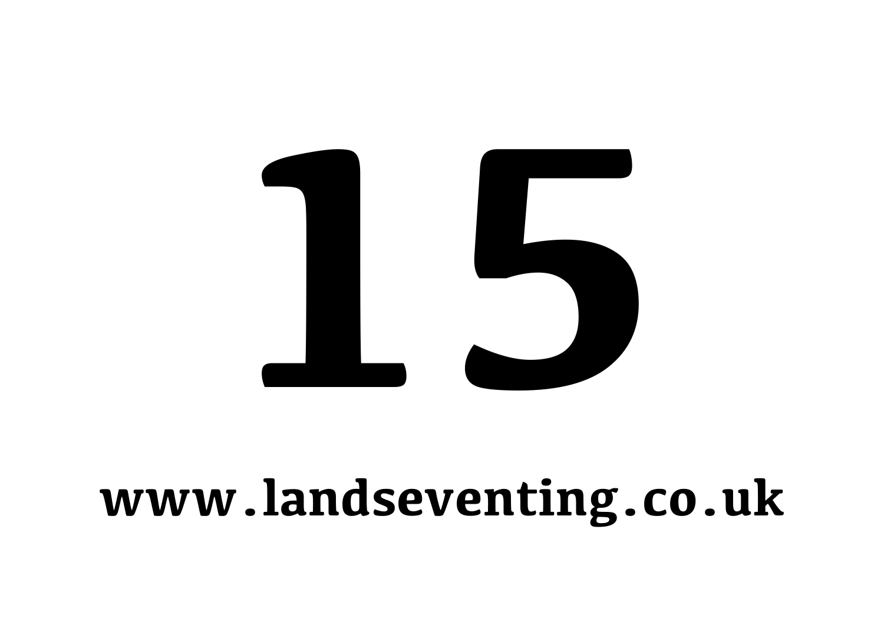# 15

**www.landseventing.co.uk**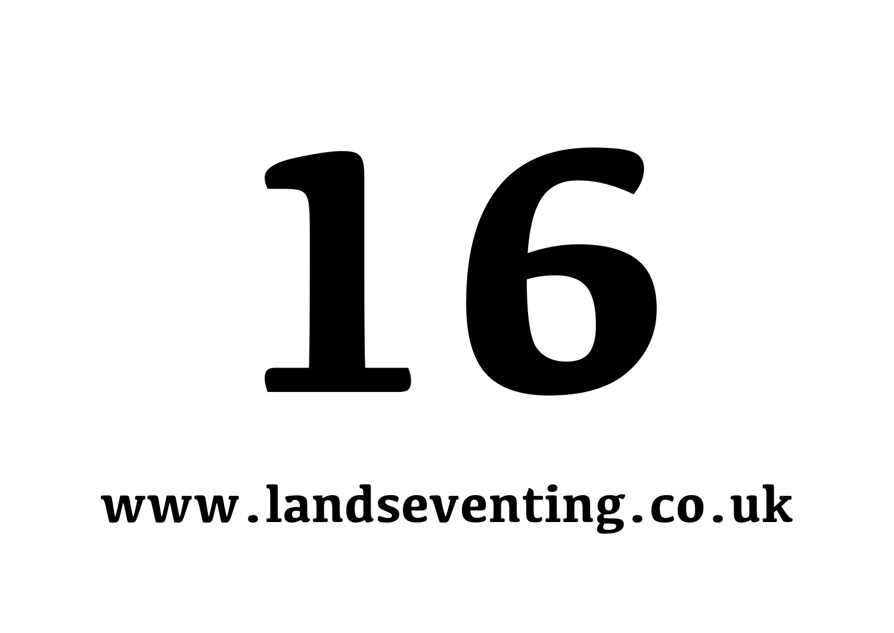# 16

**www.landseventing.co.uk**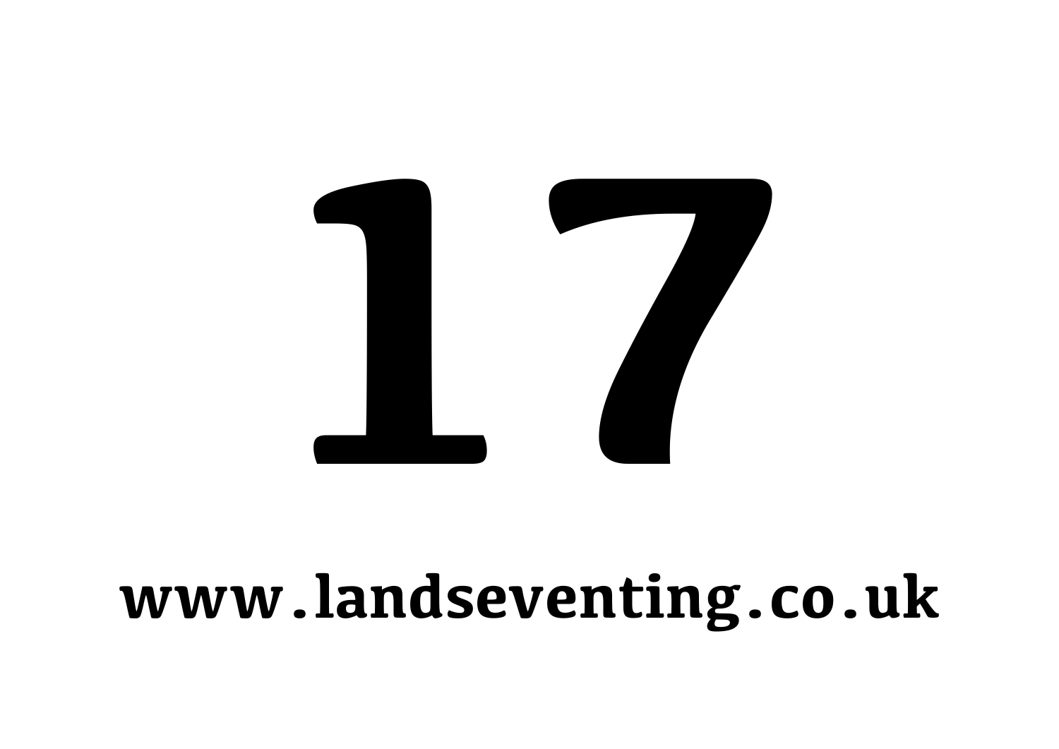# 17

**www.landseventing.co.uk**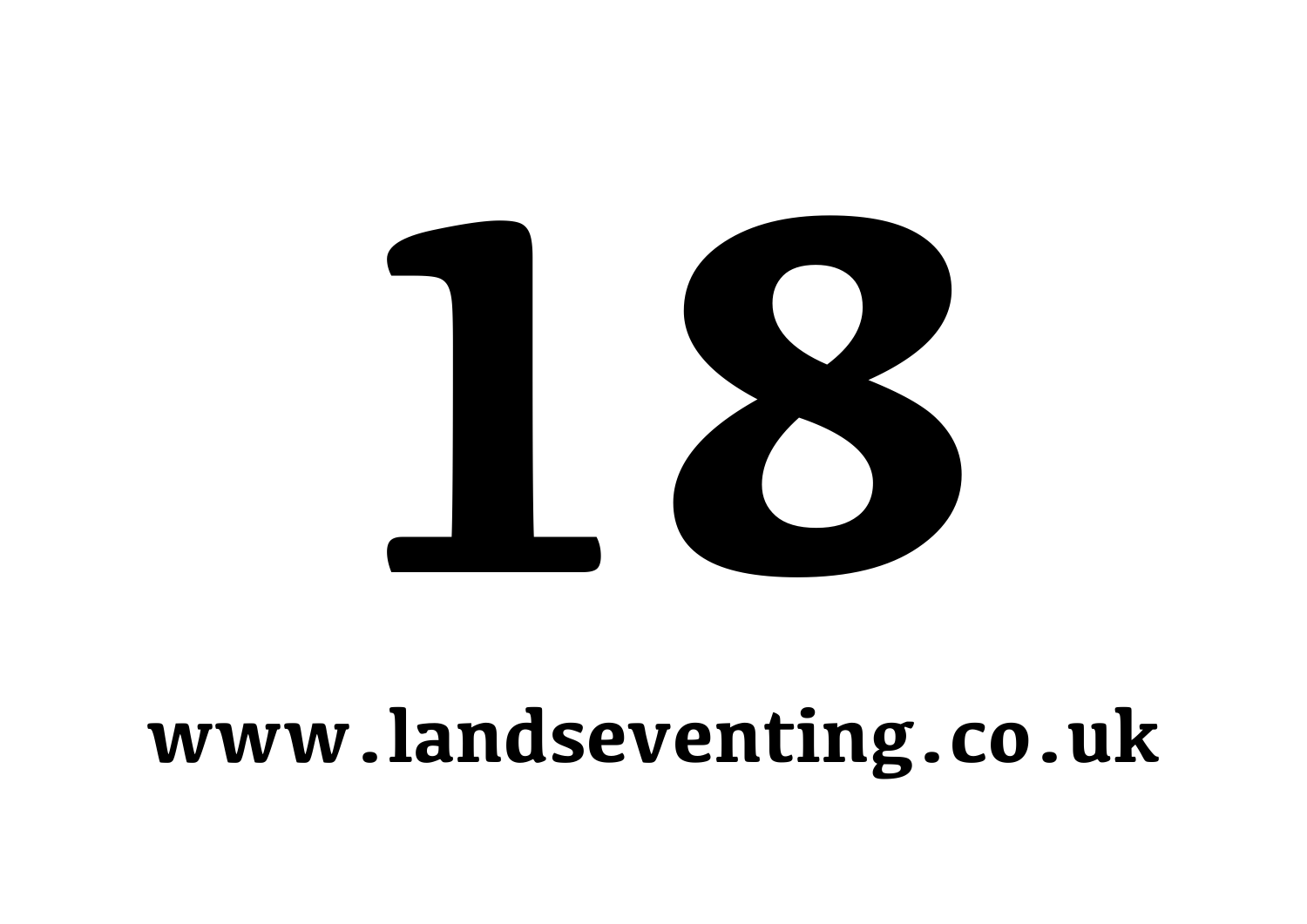# 18

**www.landseventing.co.uk**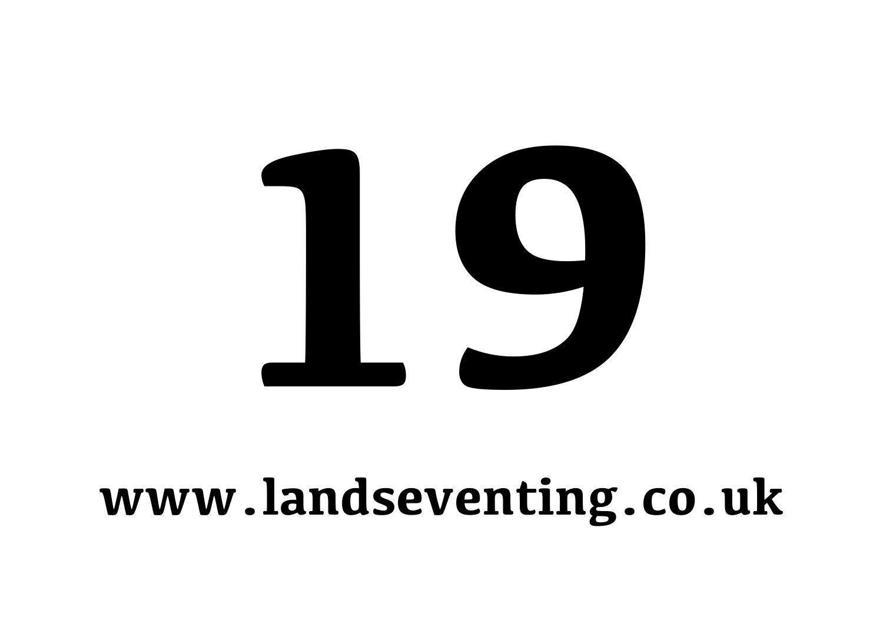# 19

**www.landseventing.co.uk**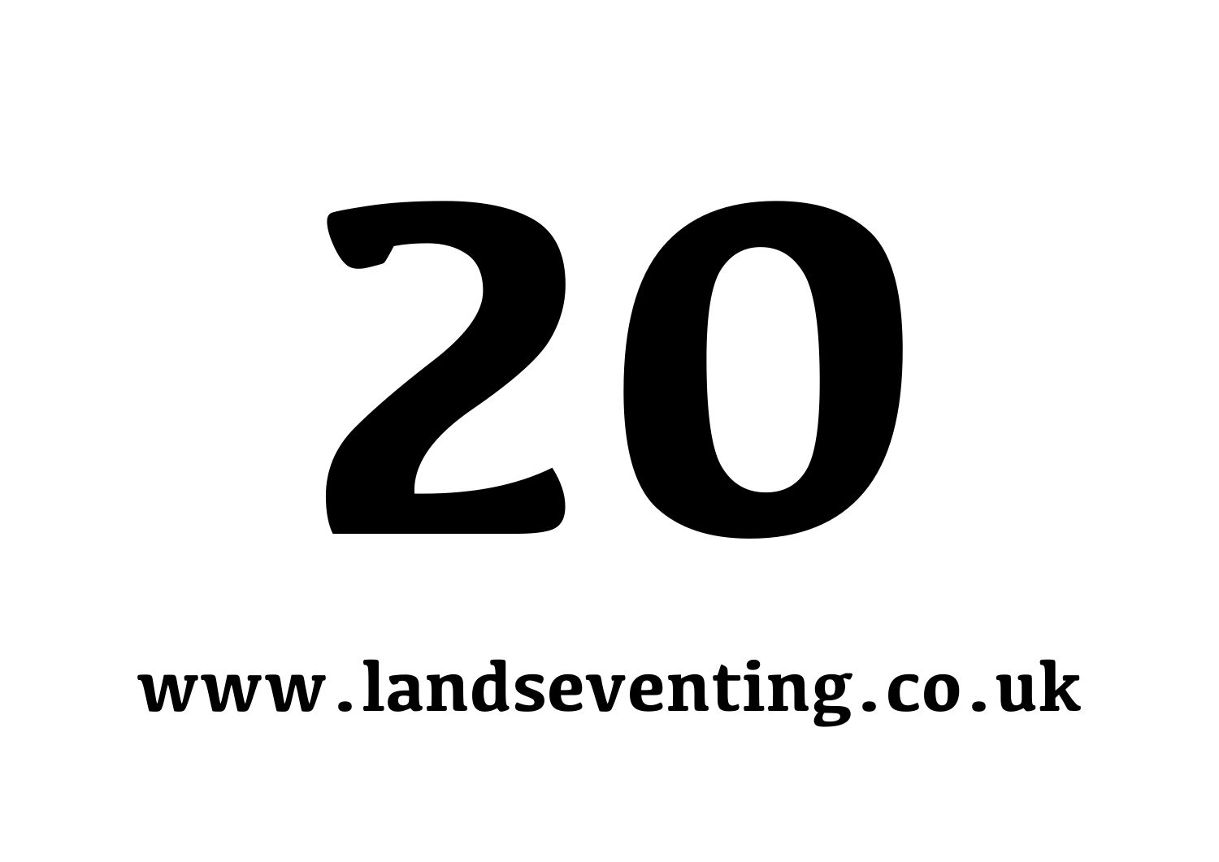# 20

**www.landseventing.co.uk**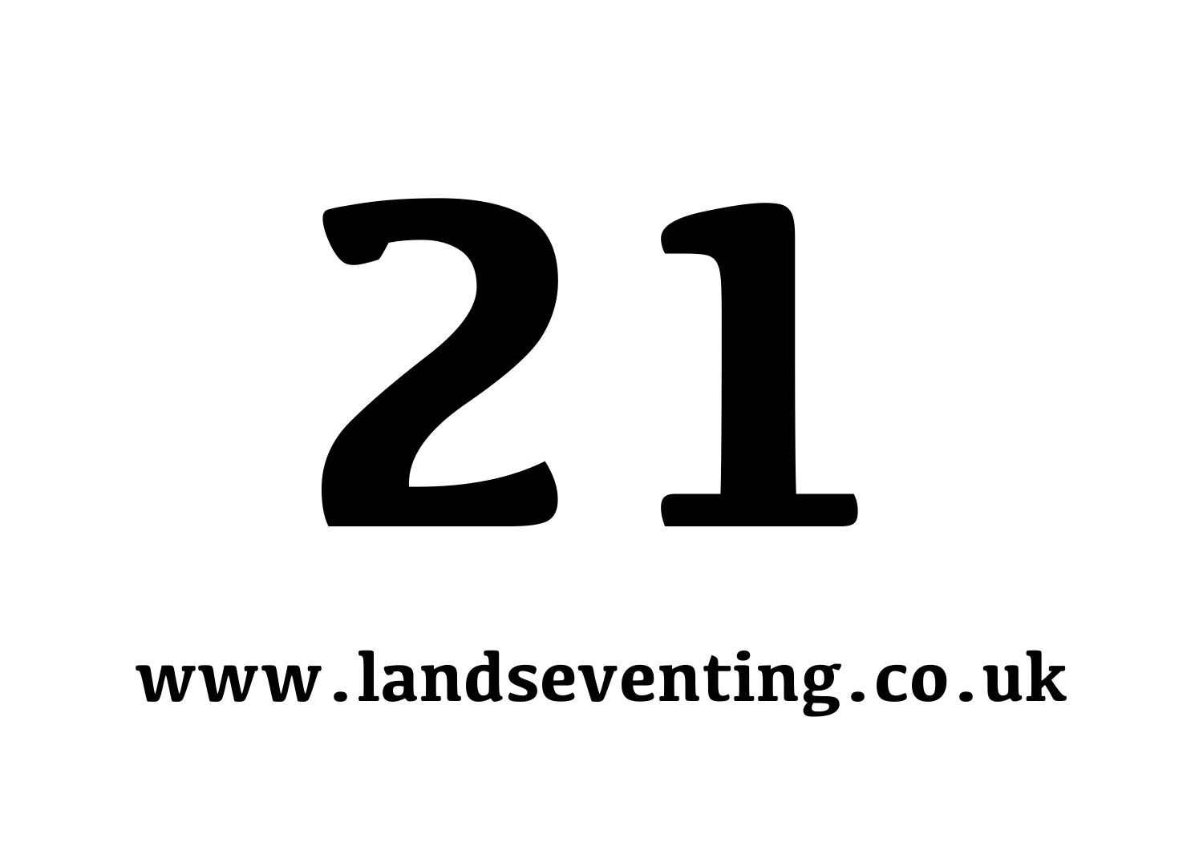# 21

**www.landseventing.co.uk**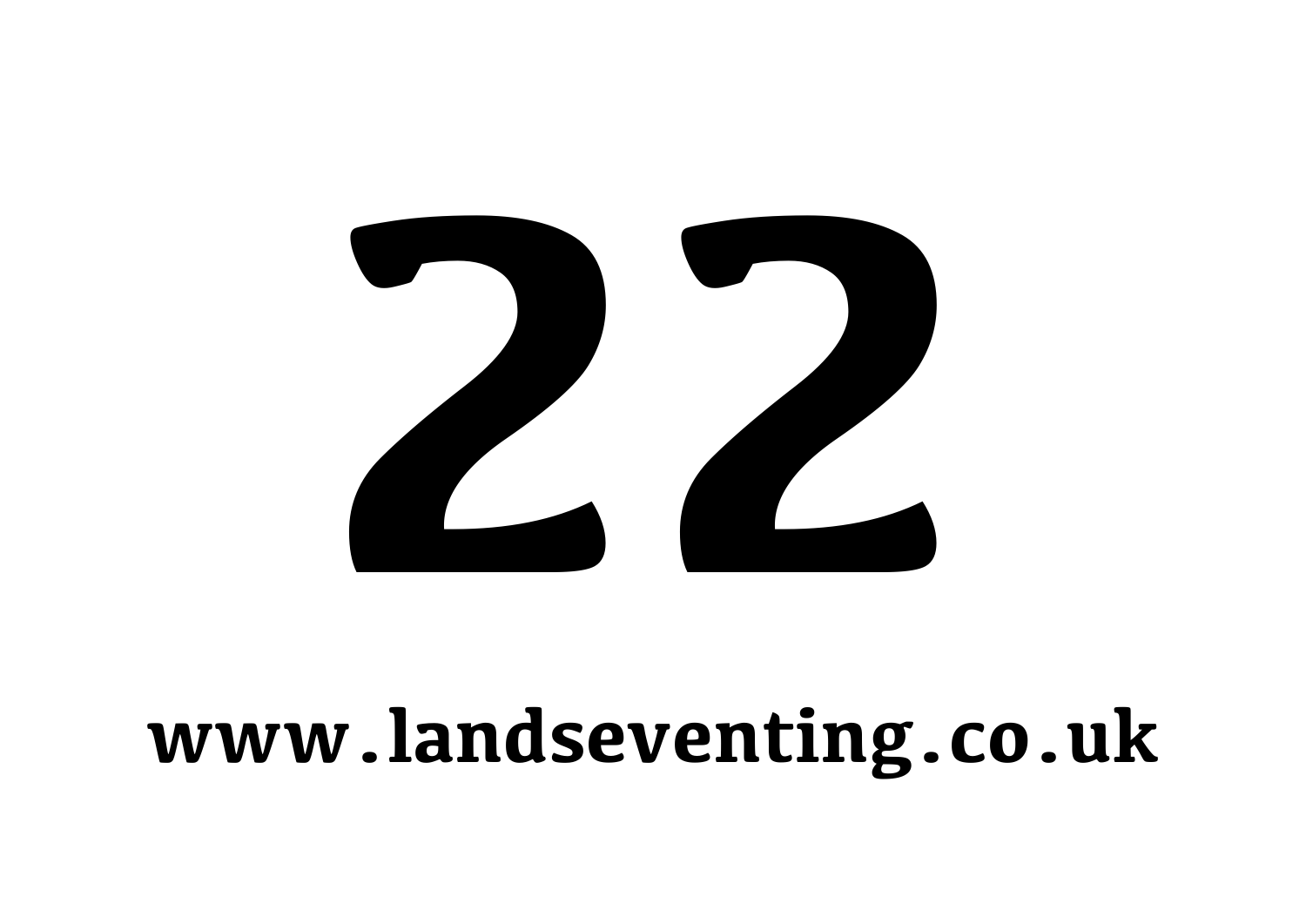# 22

**www.landseventing.co.uk**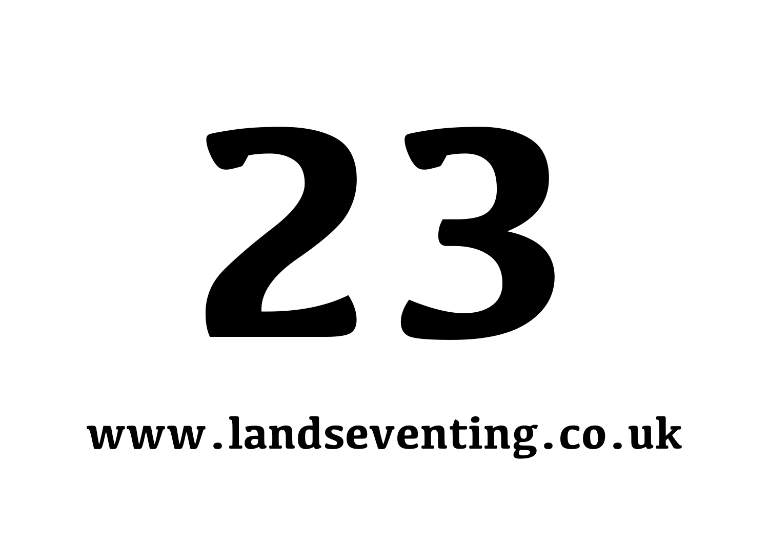# 23

**www.landseventing.co.uk**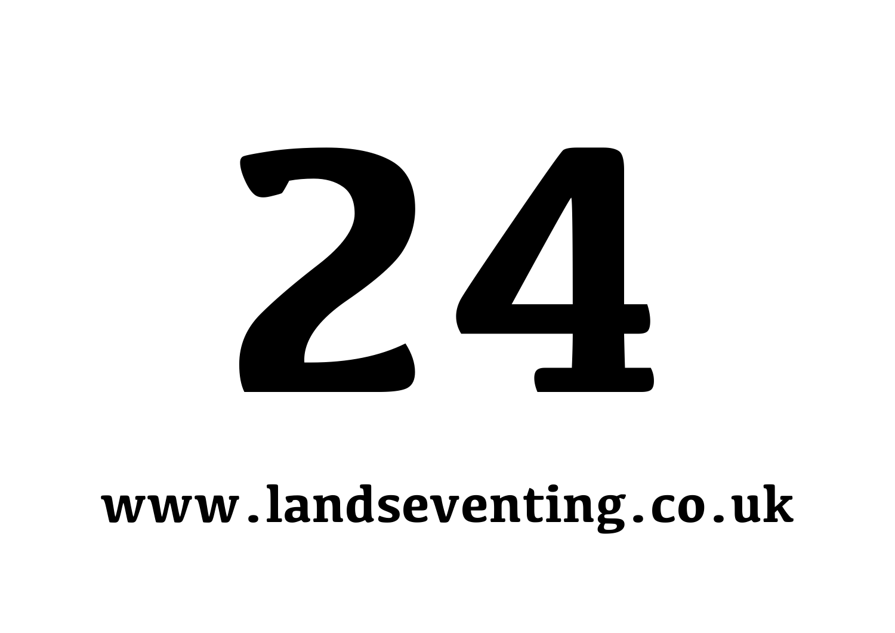# 24

**www.landseventing.co.uk**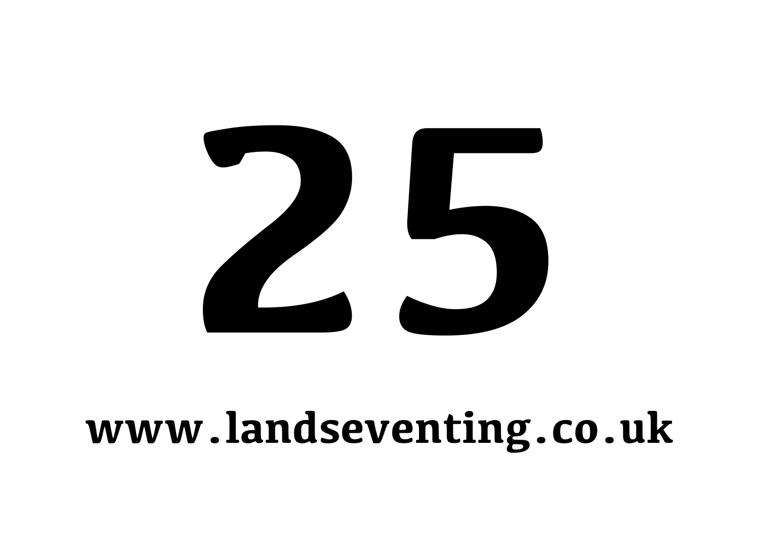# 25

**www.landseventing.co.uk**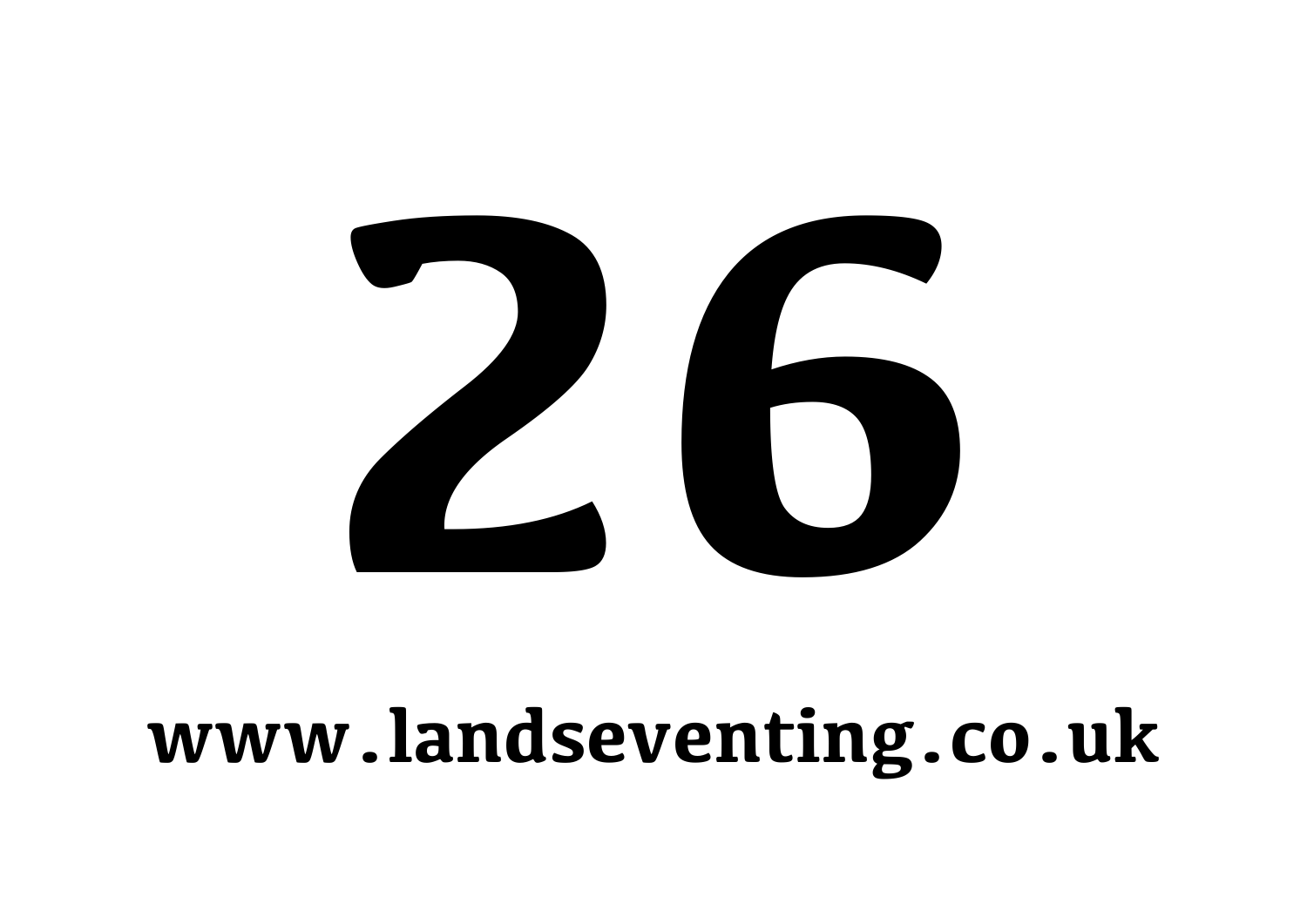# 26

**www.landseventing.co.uk**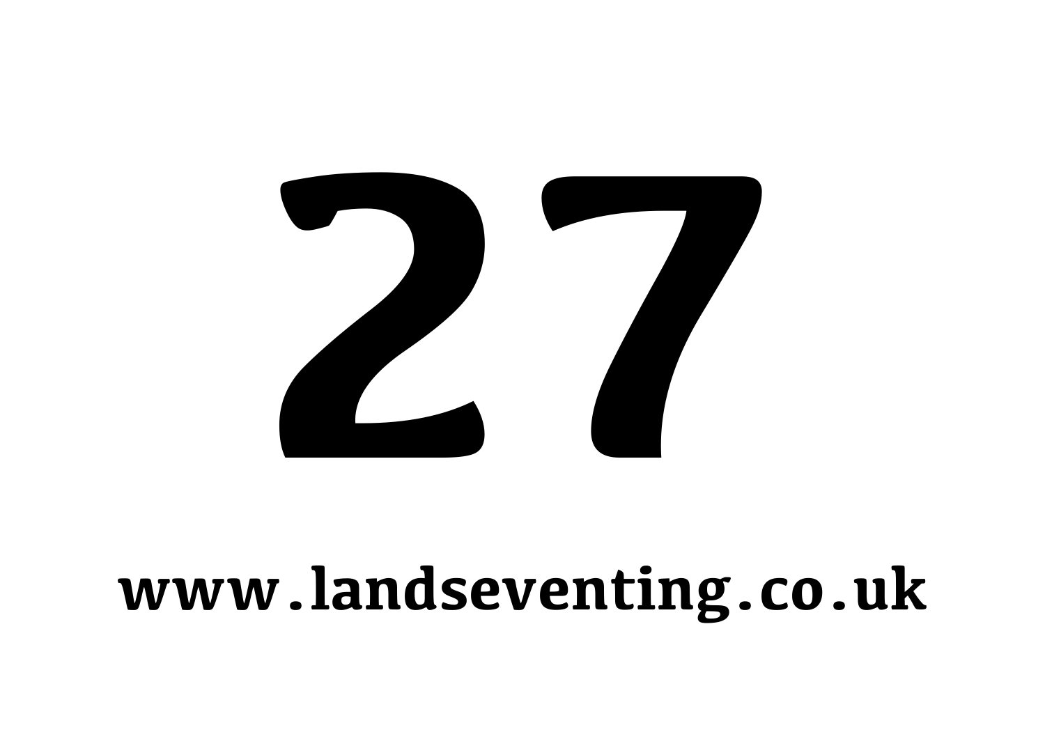# 27

**www.landseventing.co.uk**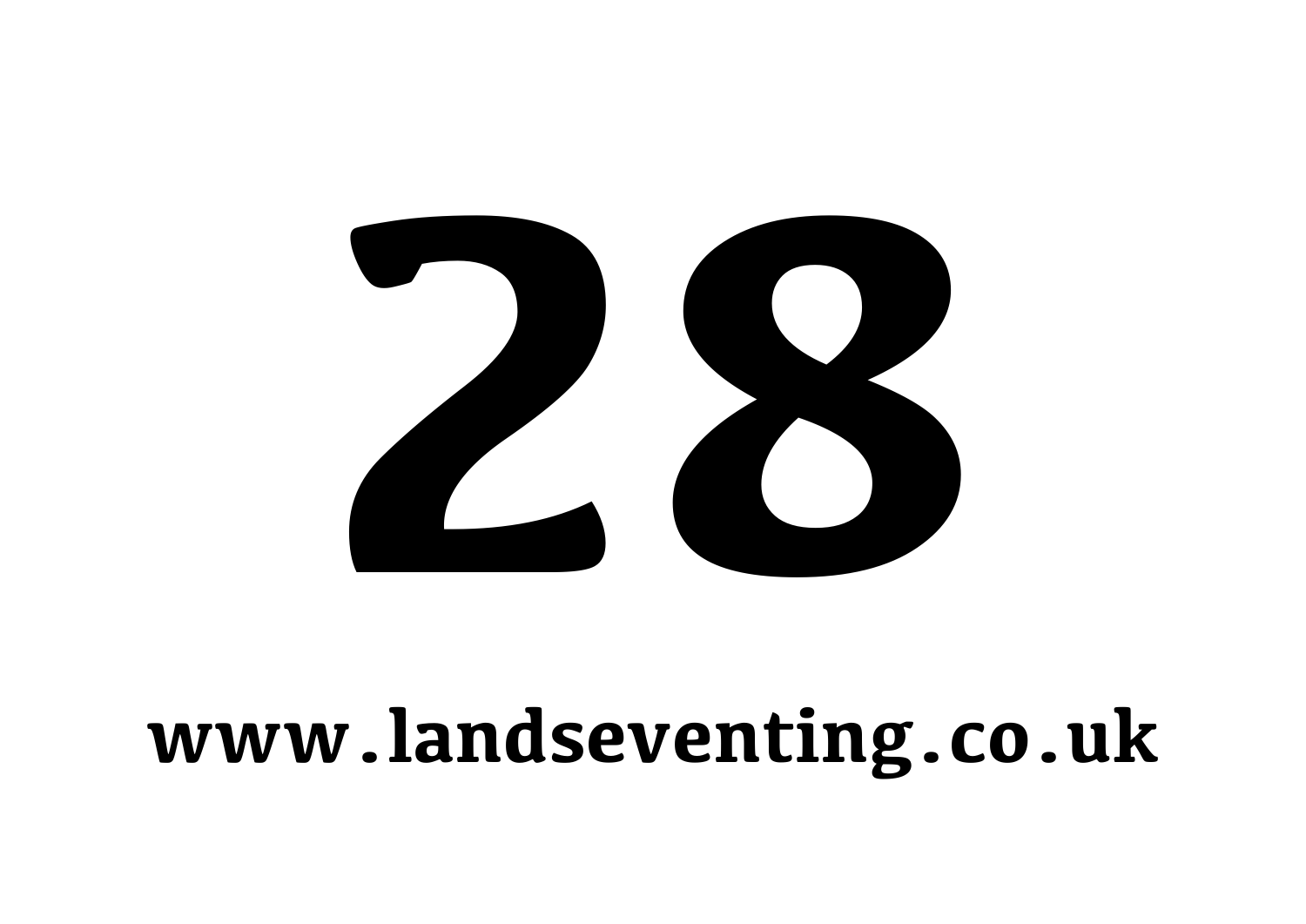# 28

**www.landseventing.co.uk**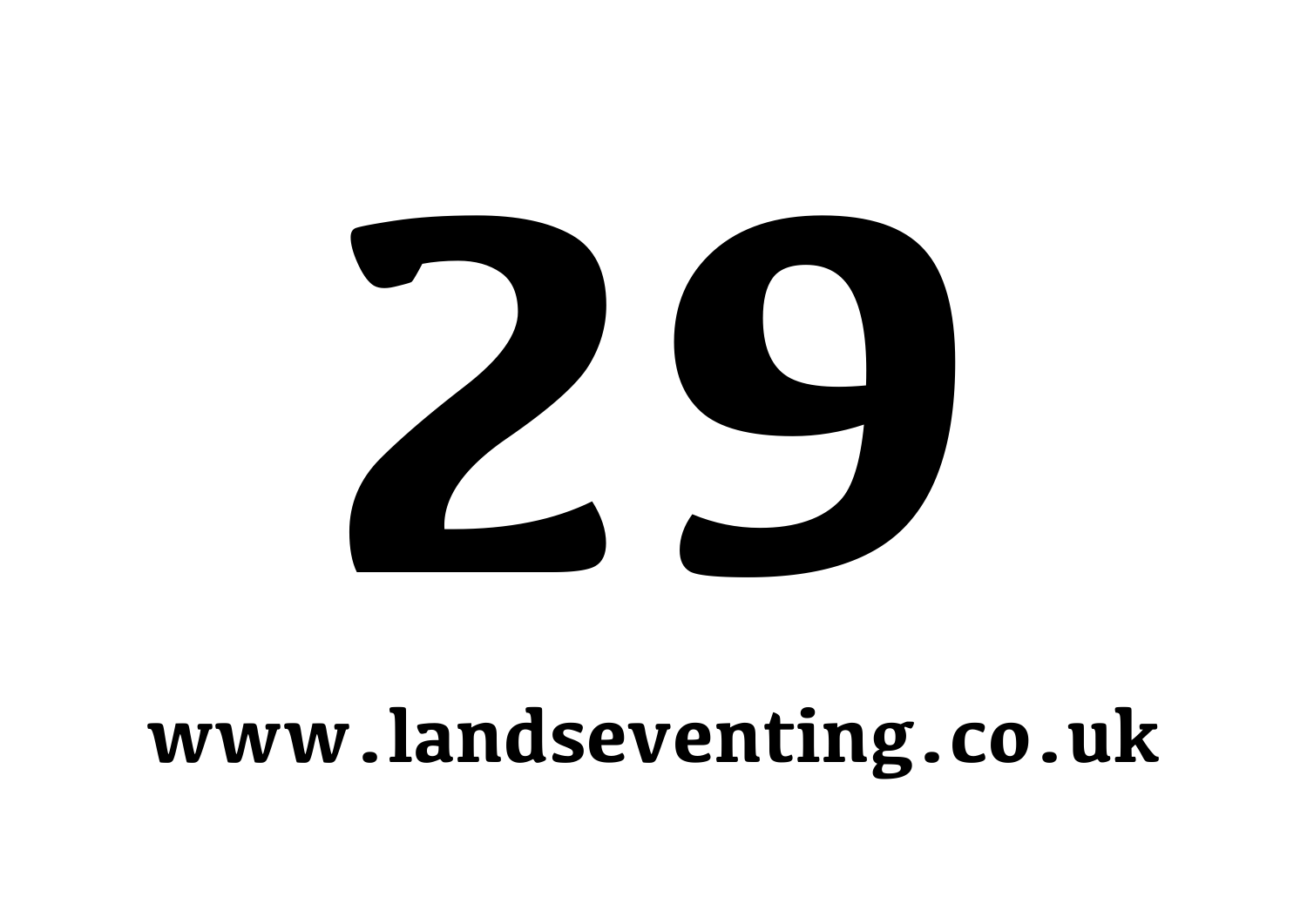# 29

**www.landseventing.co.uk**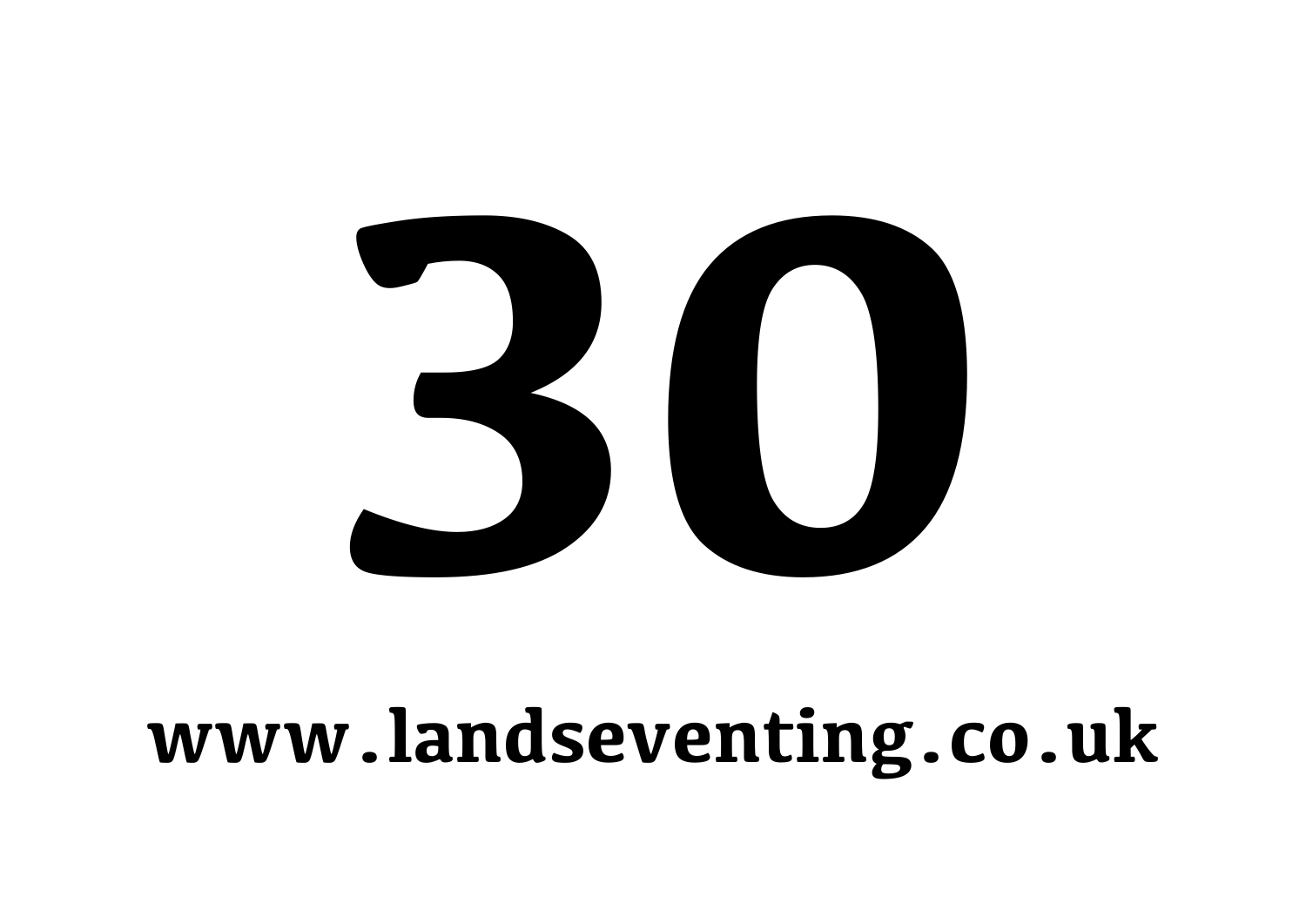# 30

**www.landseventing.co.uk**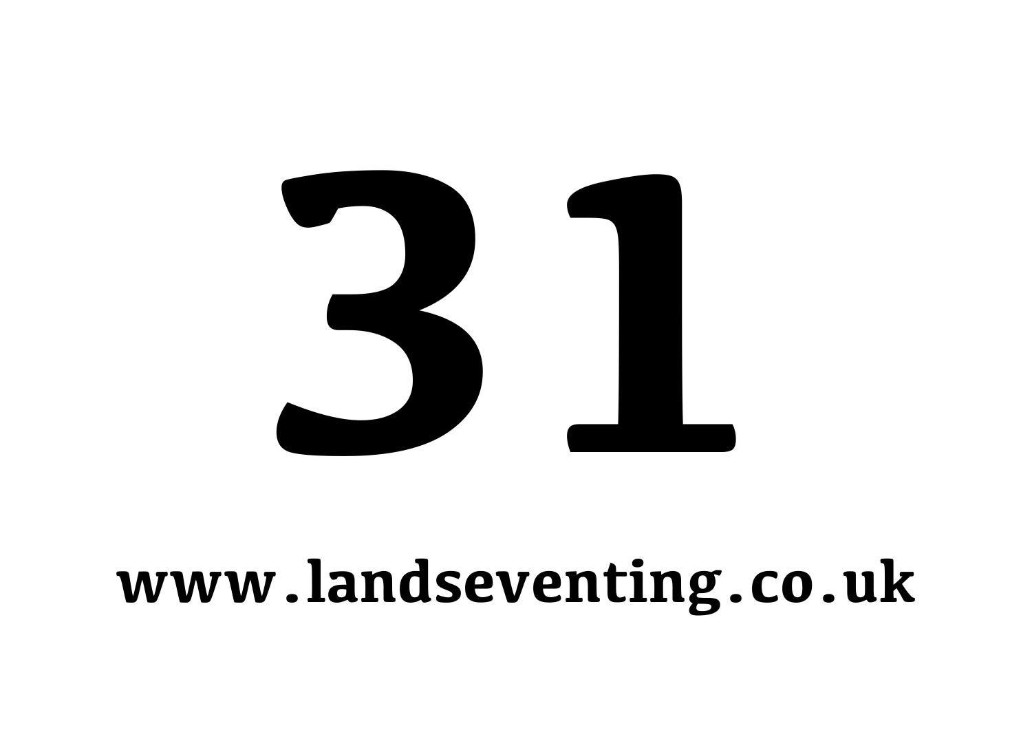# 31

**www.landseventing.co.uk**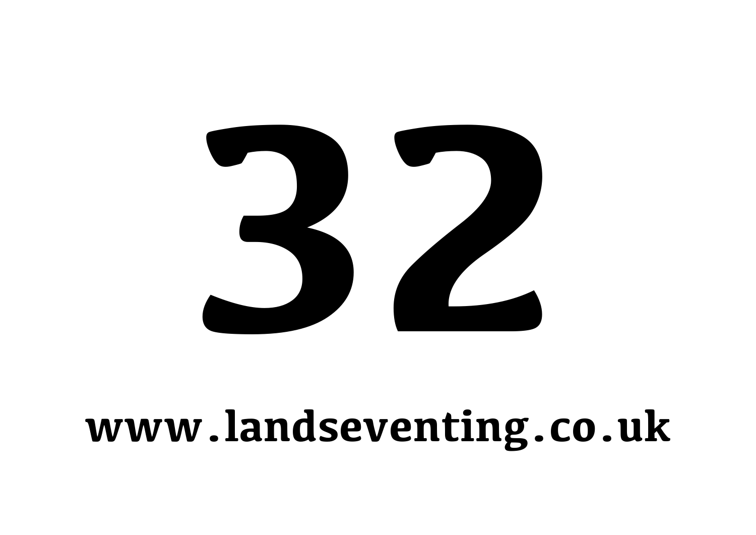# 32

**www.landseventing.co.uk**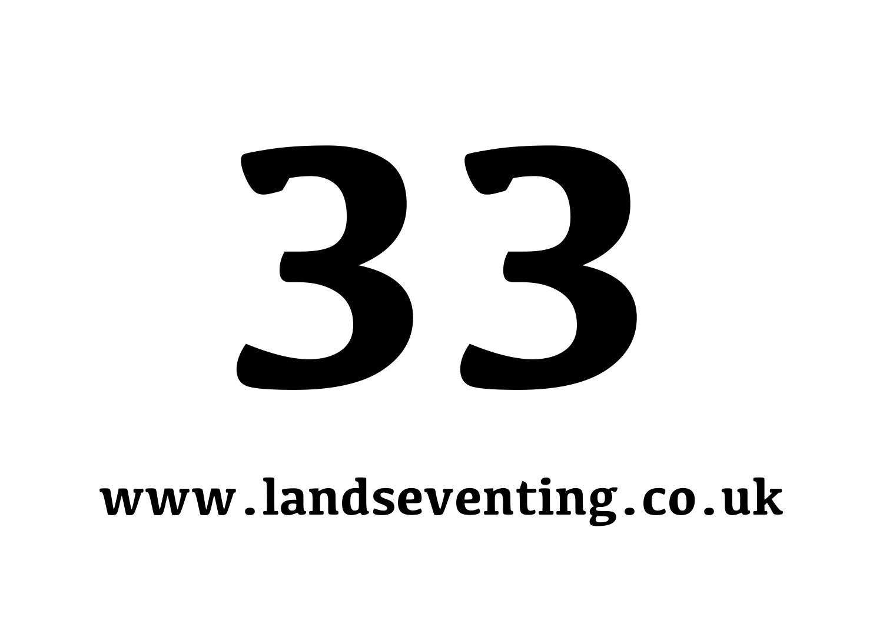# 33

**www.landseventing.co.uk**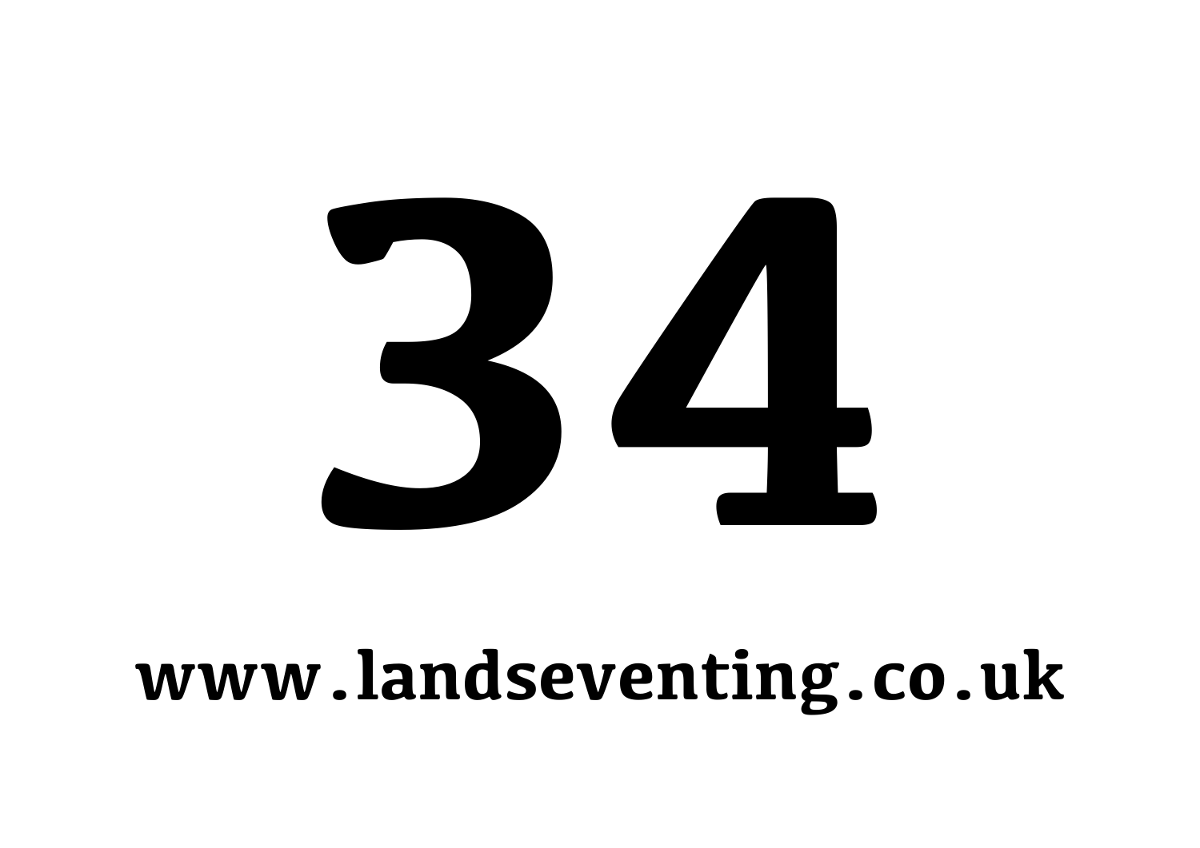# 34

**www.landseventing.co.uk**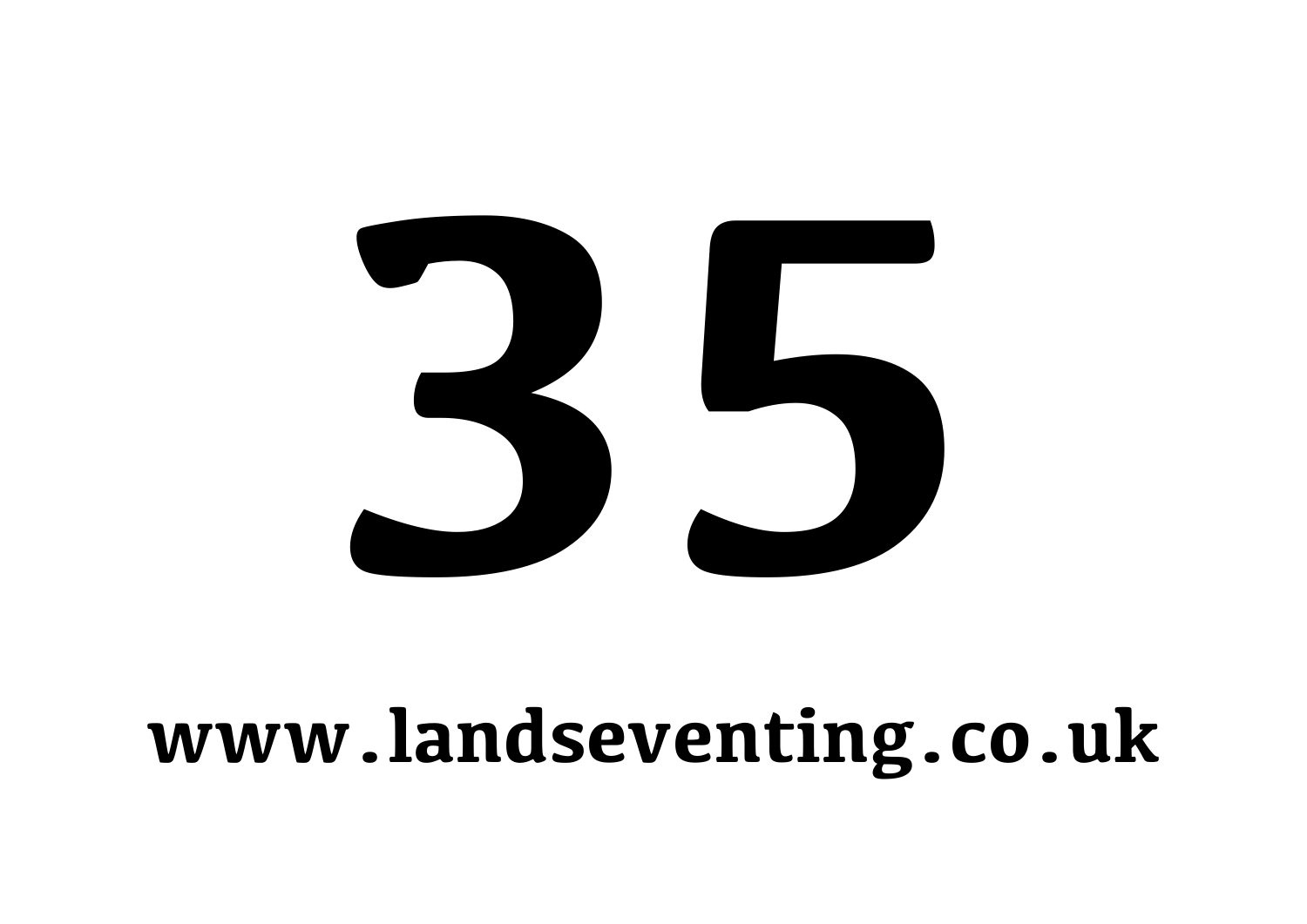# 35

**www.landseventing.co.uk**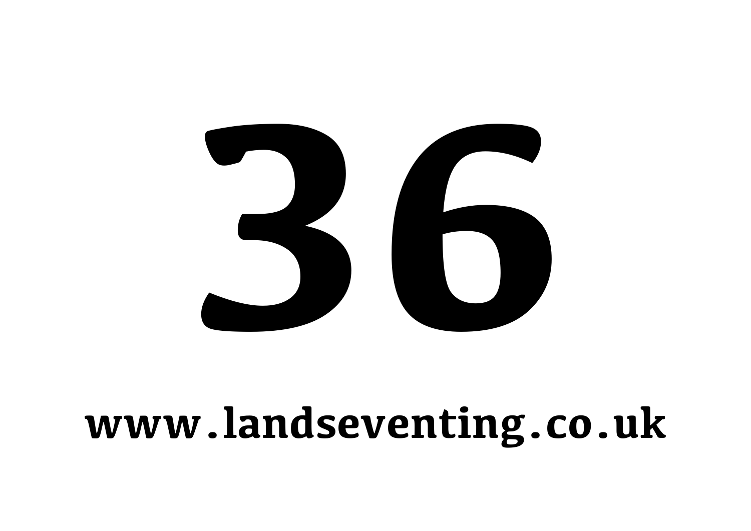# 36

**www.landseventing.co.uk**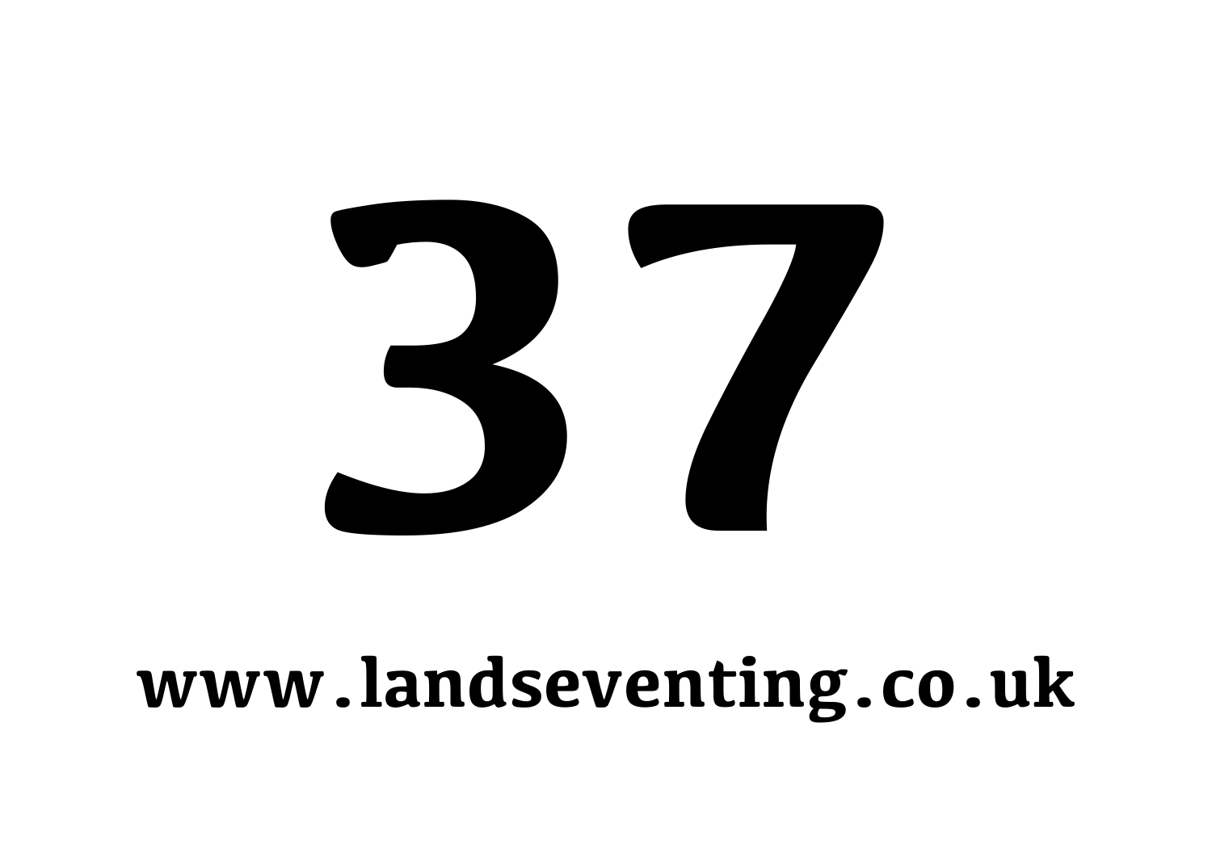# 37

**www.landseventing.co.uk**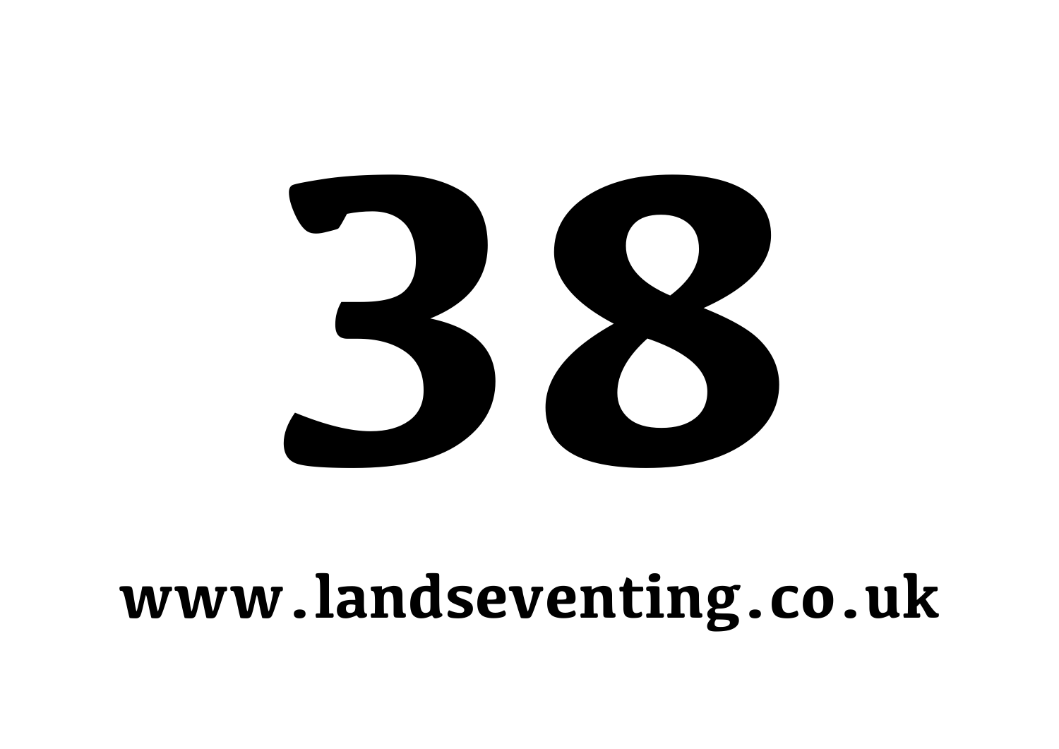# 38

**www.landseventing.co.uk**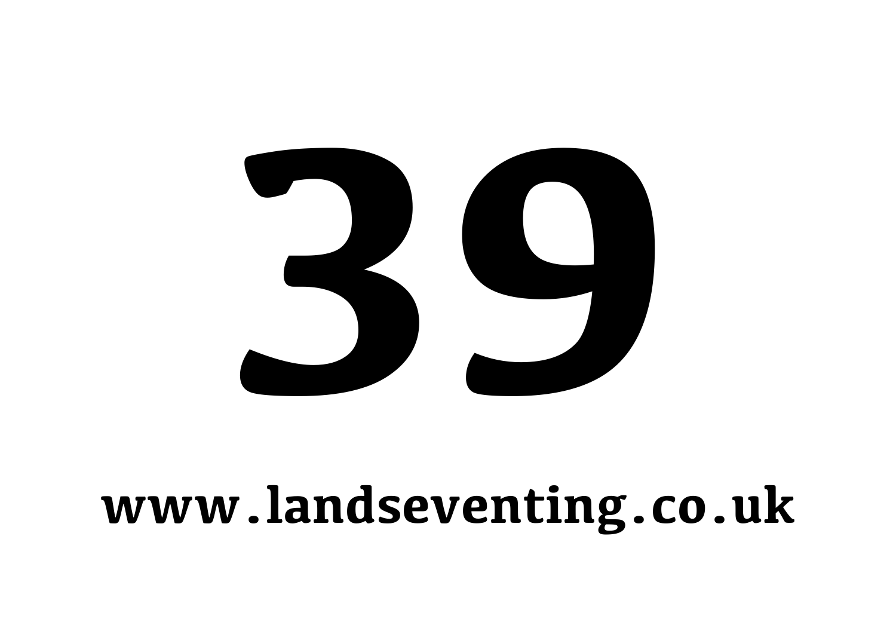# 39

**www.landseventing.co.uk**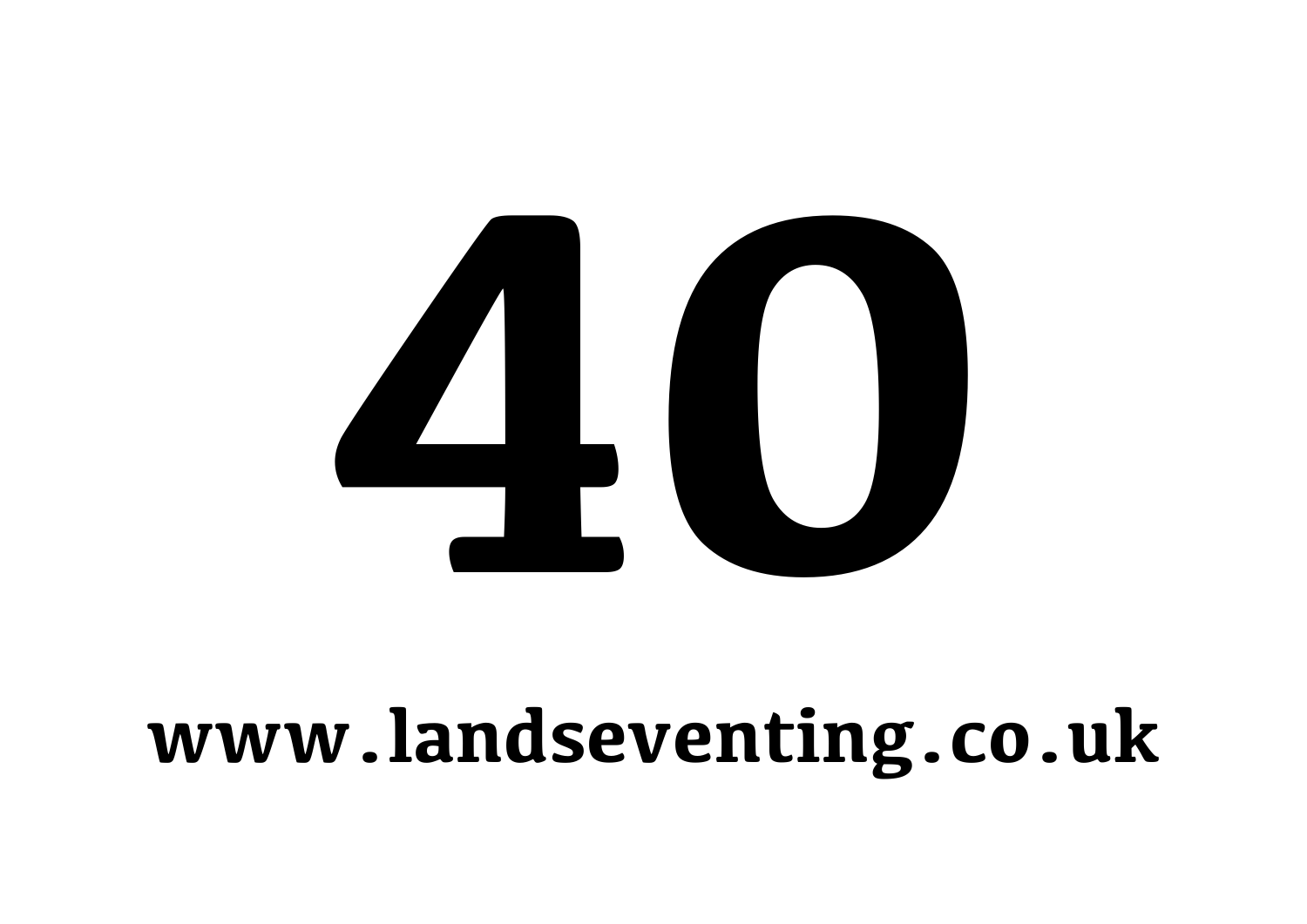# 40

**www.landseventing.co.uk**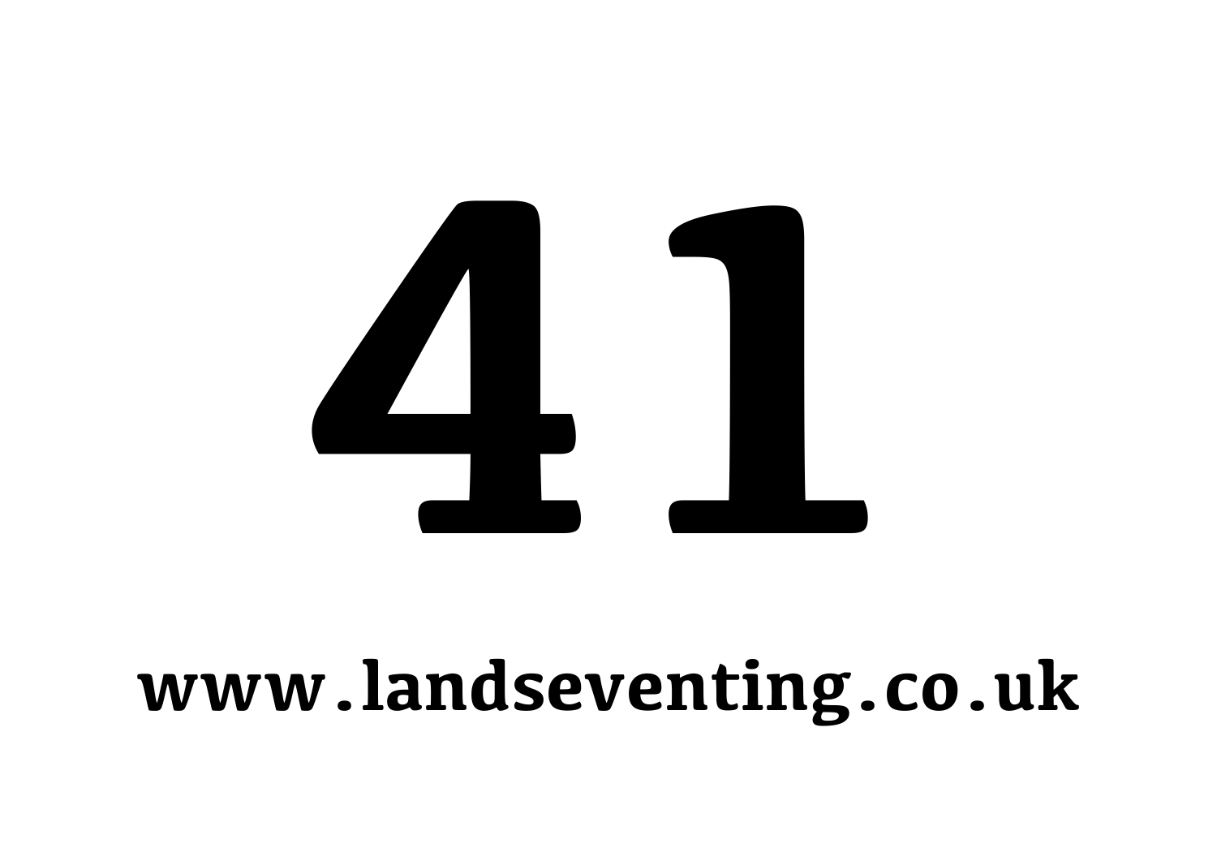# 41

**www.landseventing.co.uk**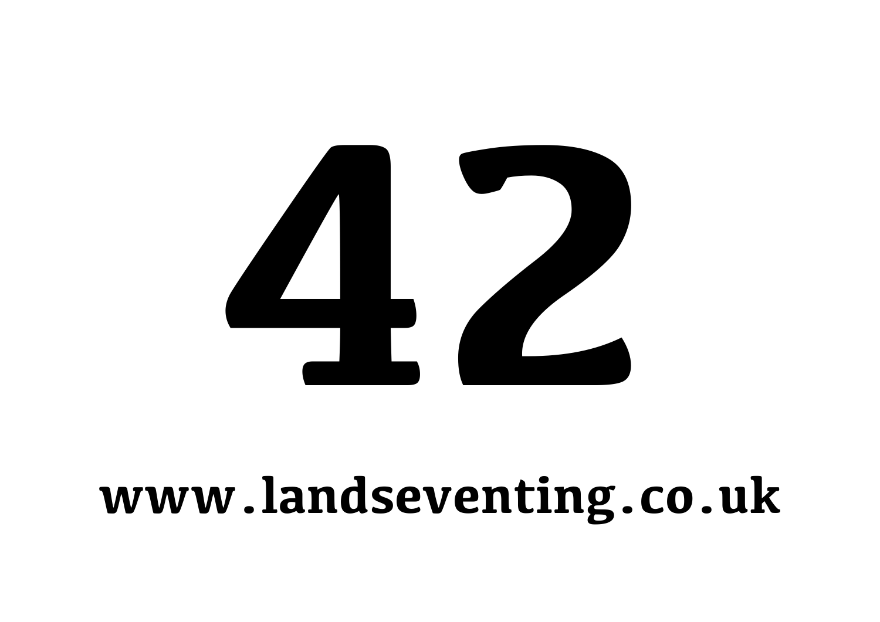# 42

**www.landseventing.co.uk**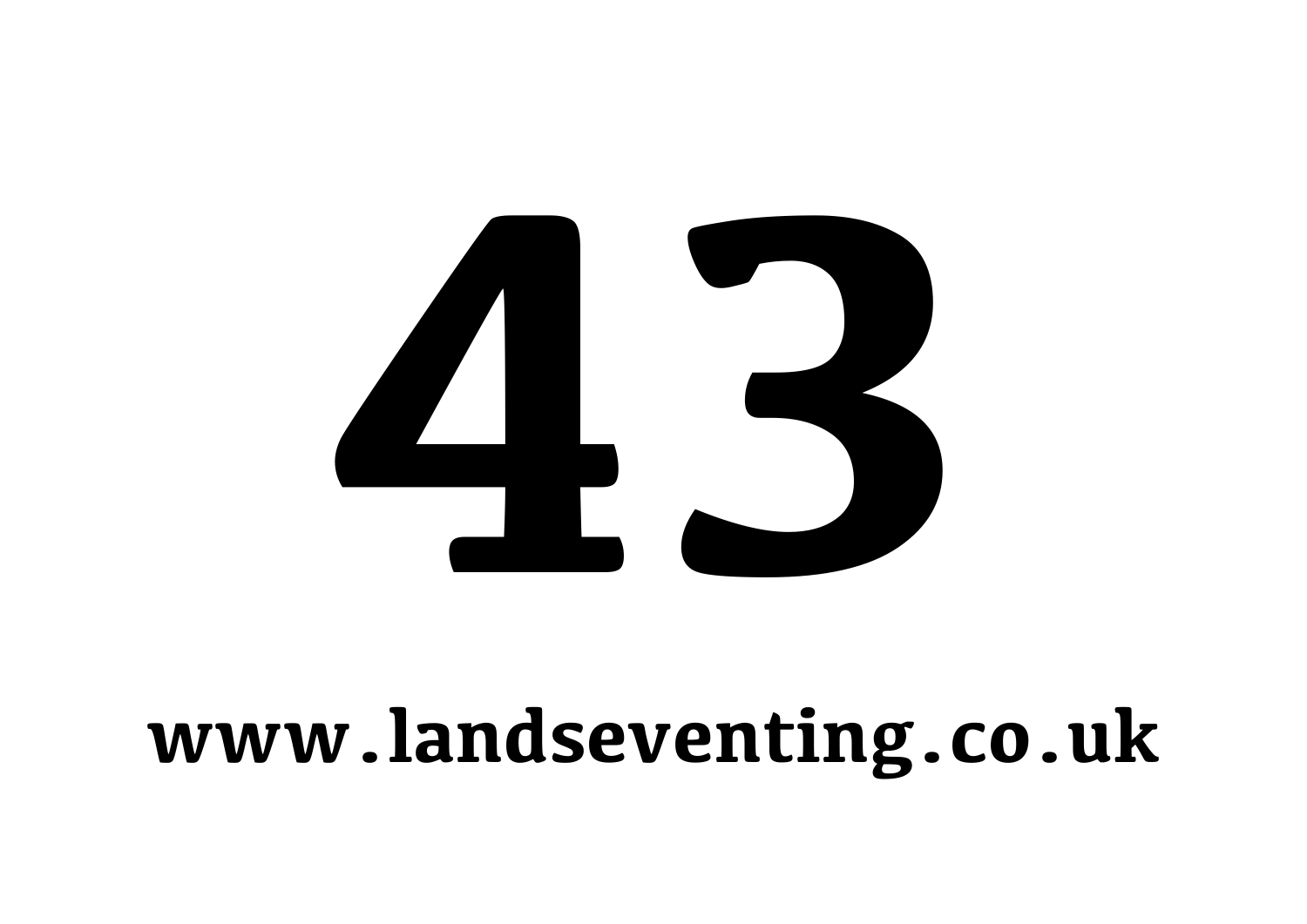# 43

**www.landseventing.co.uk**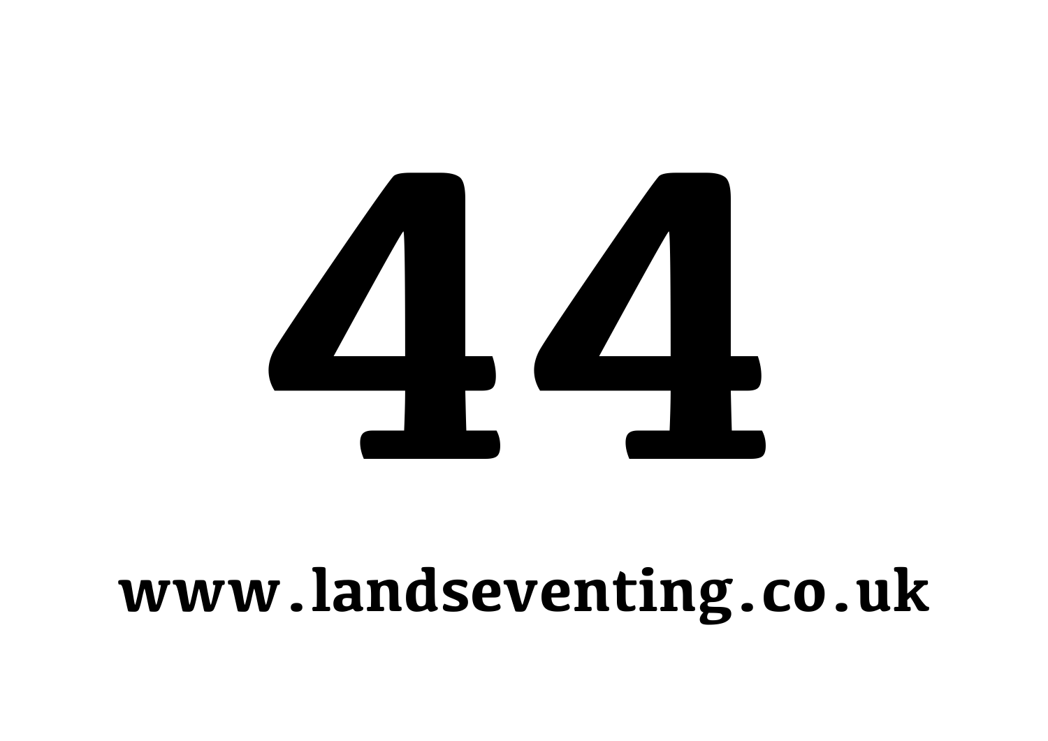# 44

**www.landseventing.co.uk**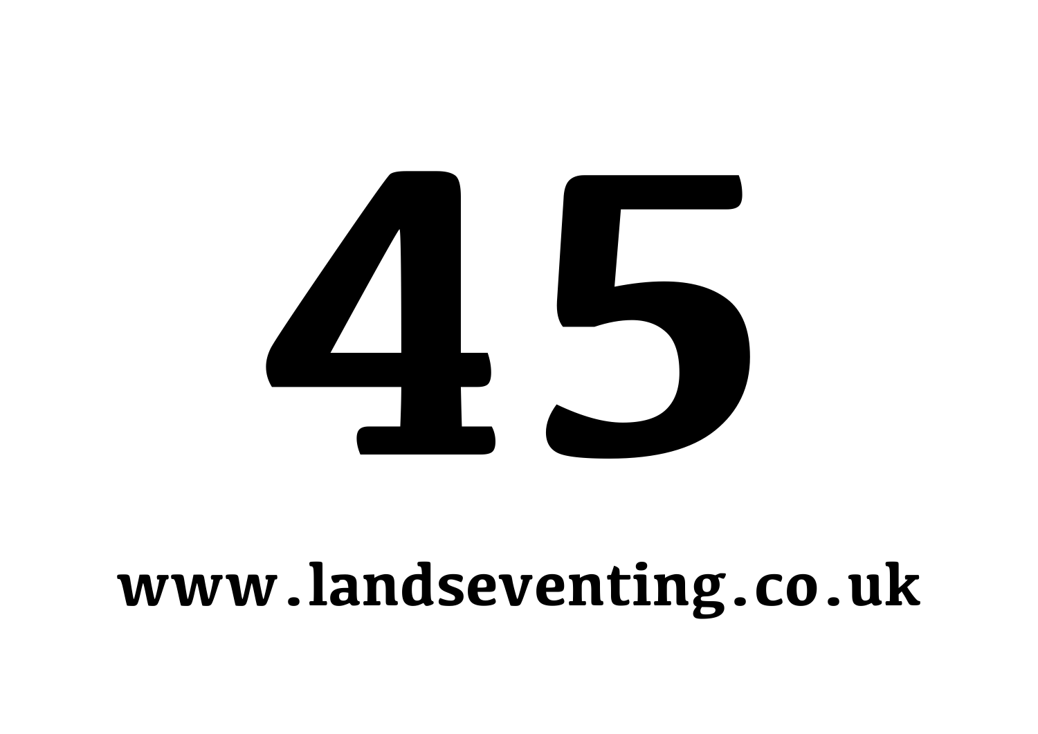# 45

**www.landseventing.co.uk**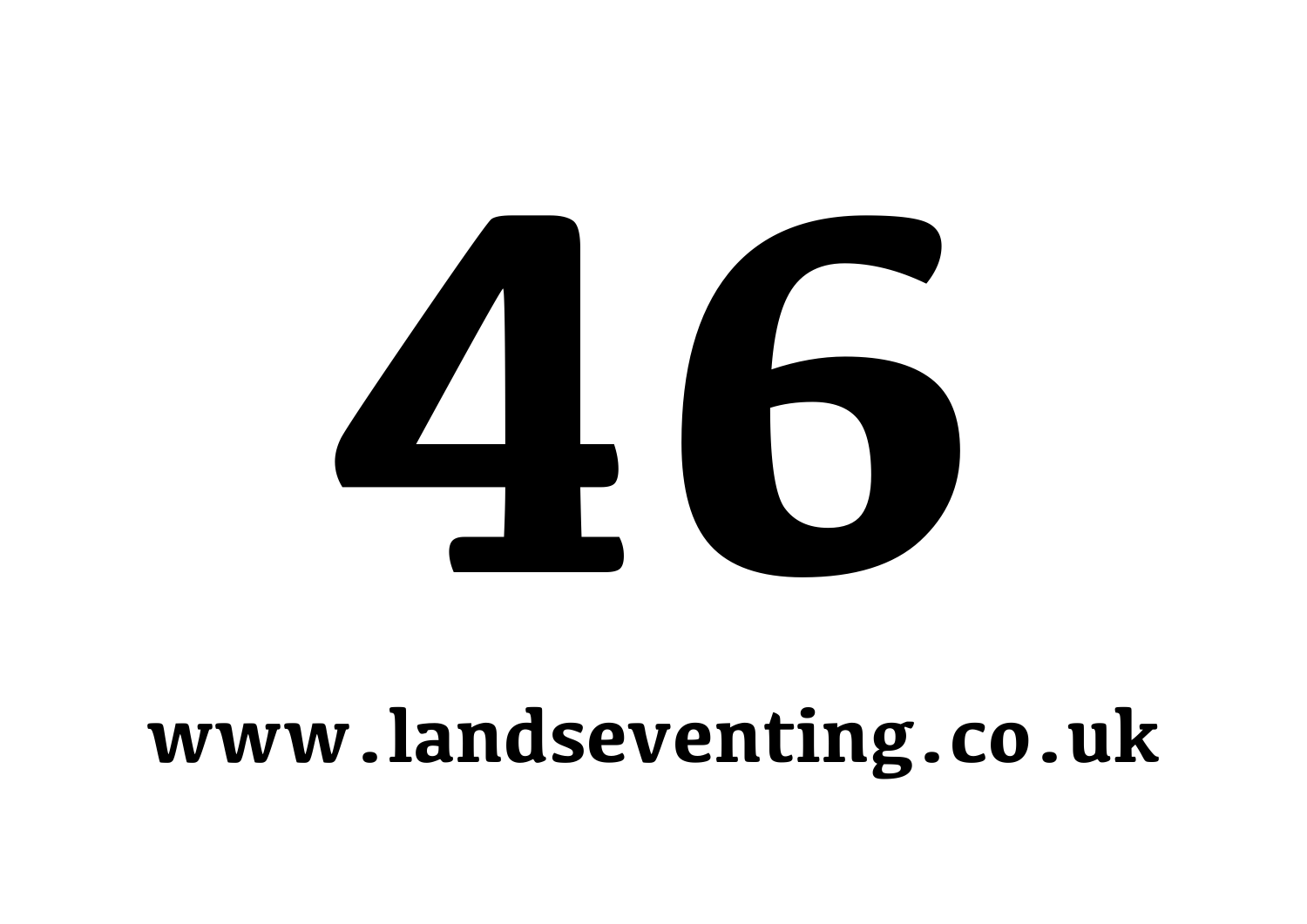# 46

**www.landseventing.co.uk**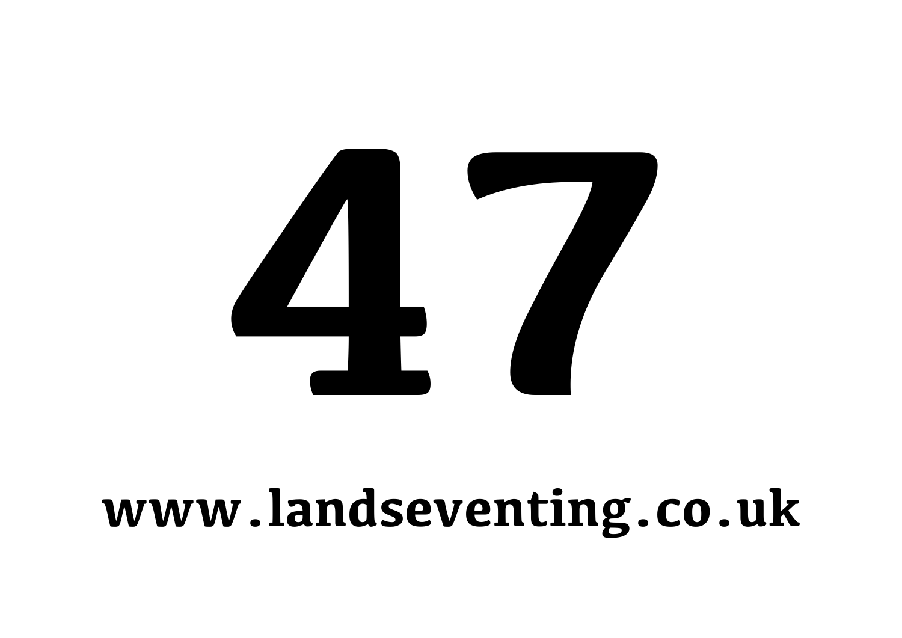# 47

**www.landseventing.co.uk**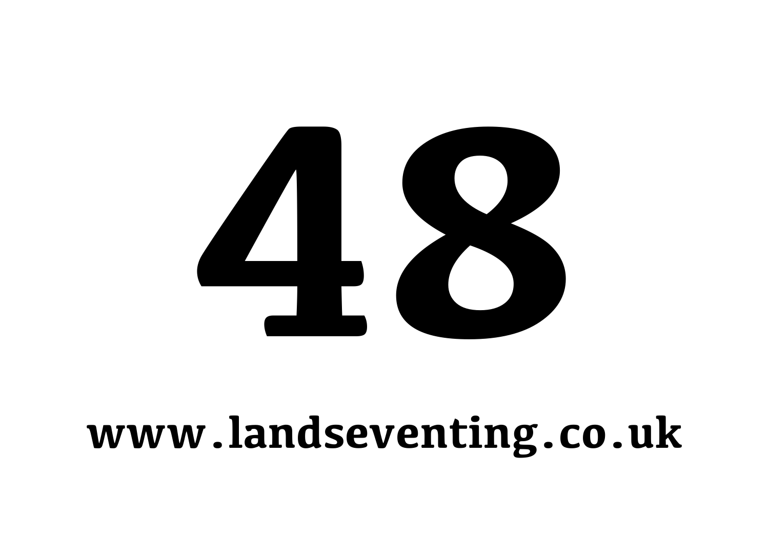# 48

**www.landseventing.co.uk**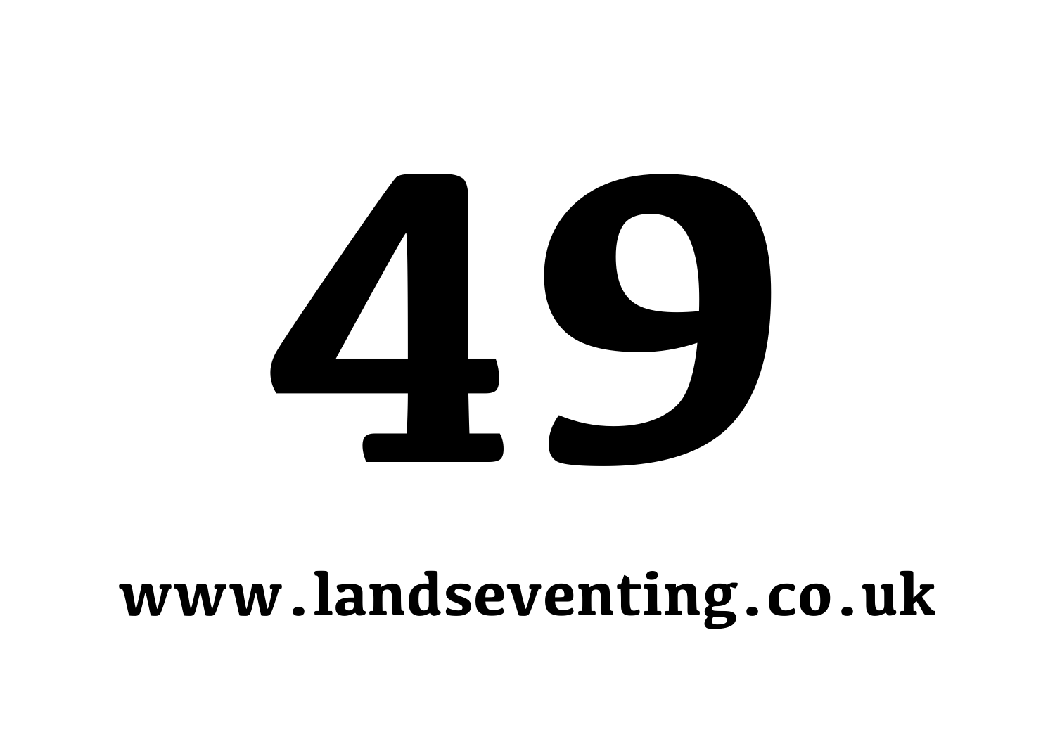# 49

**www.landseventing.co.uk**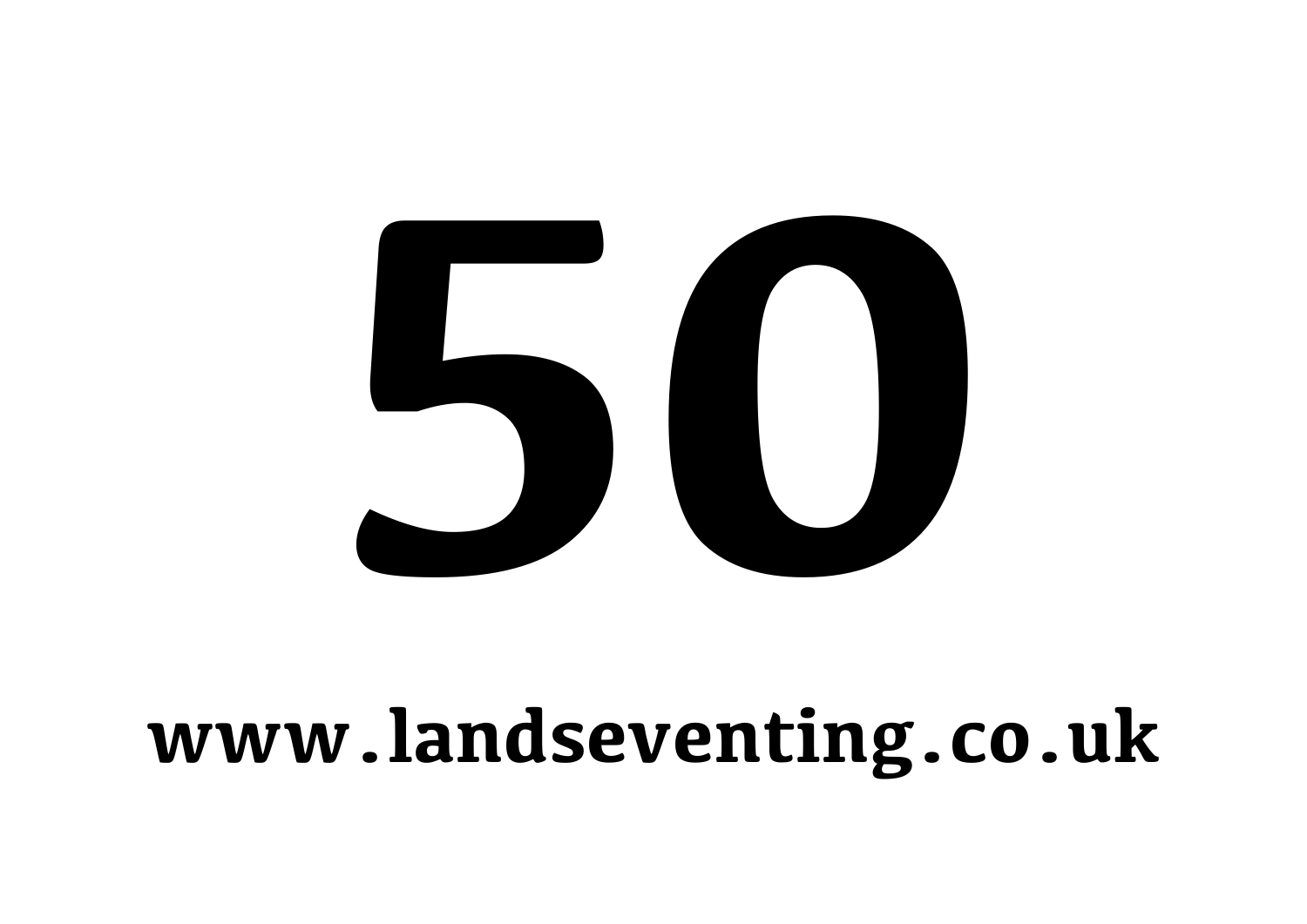# 50

**www.landseventing.co.uk**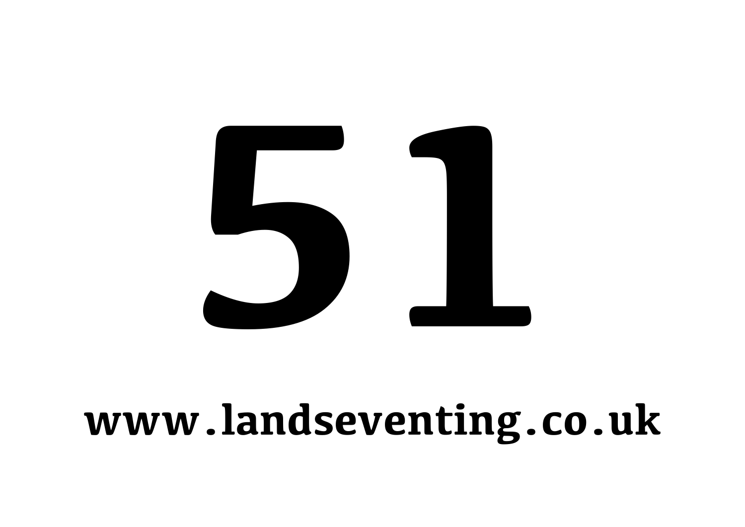# 51

**www.landseventing.co.uk**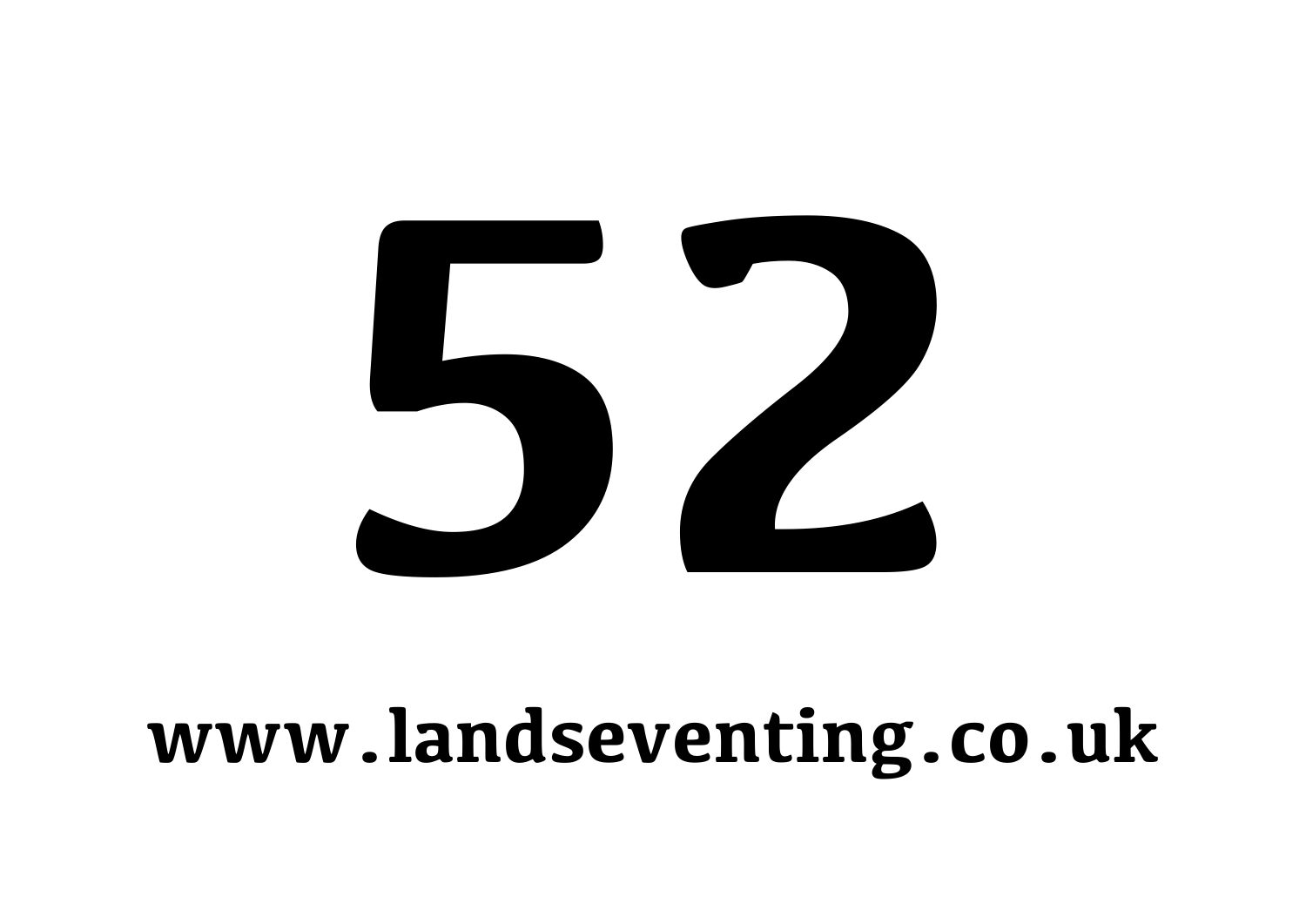# 52

**www.landseventing.co.uk**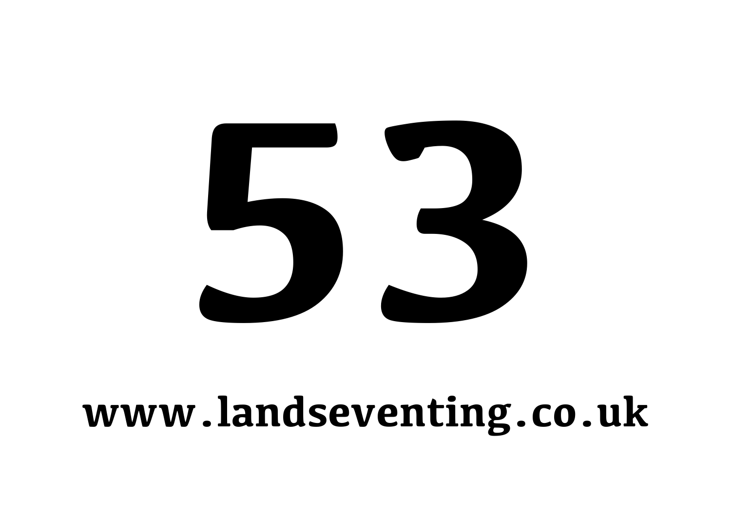# 53

**www.landseventing.co.uk**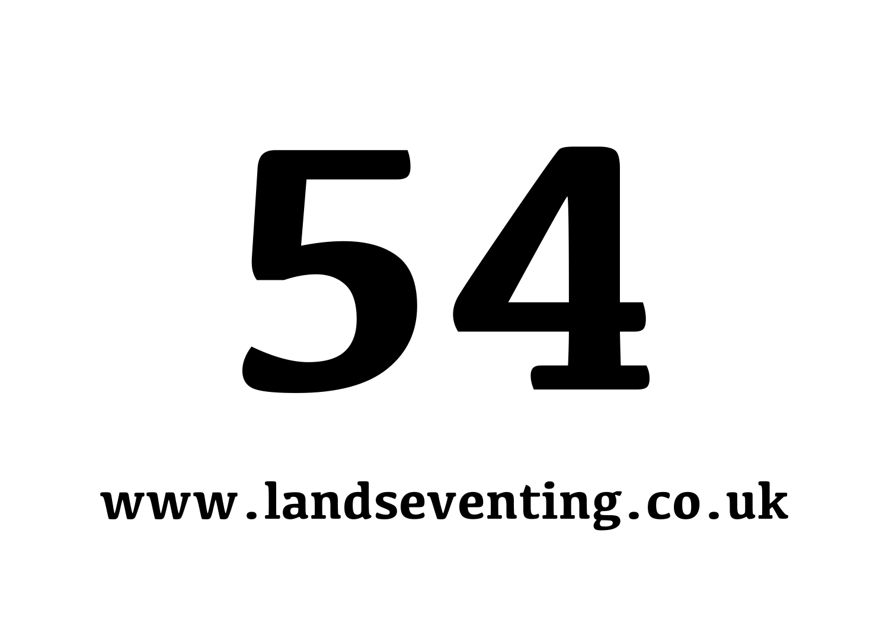# 54

**www.landseventing.co.uk**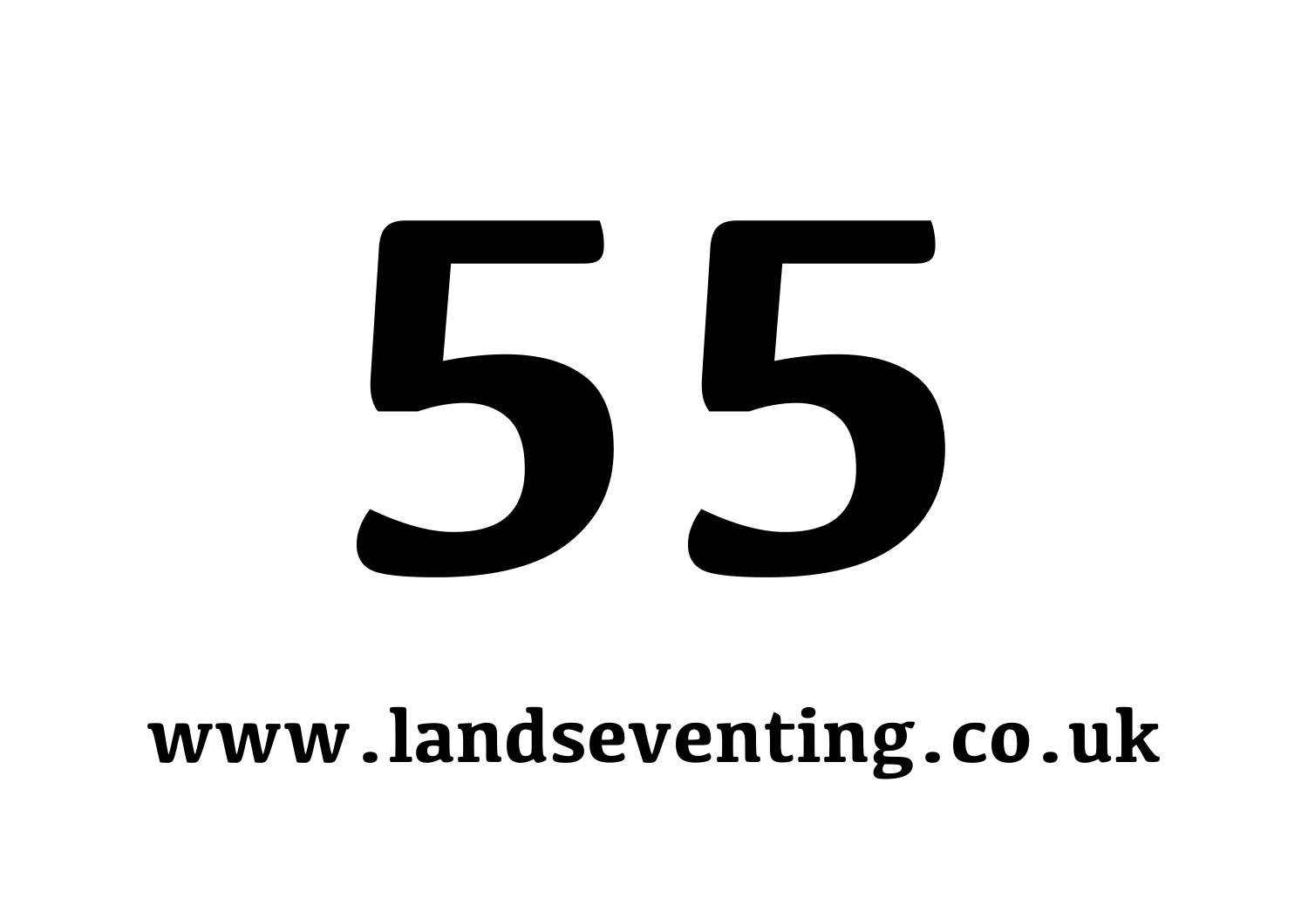# 55

**www.landseventing.co.uk**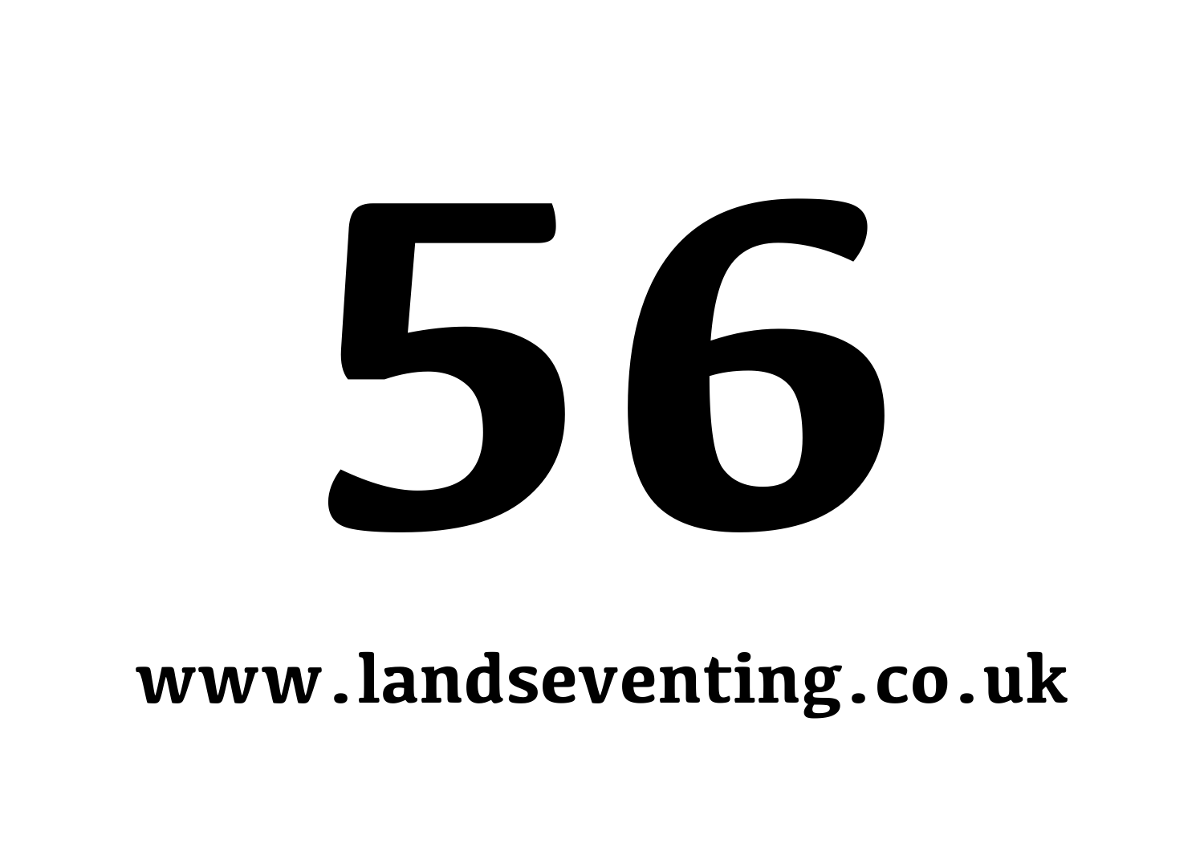# 56

**www.landseventing.co.uk**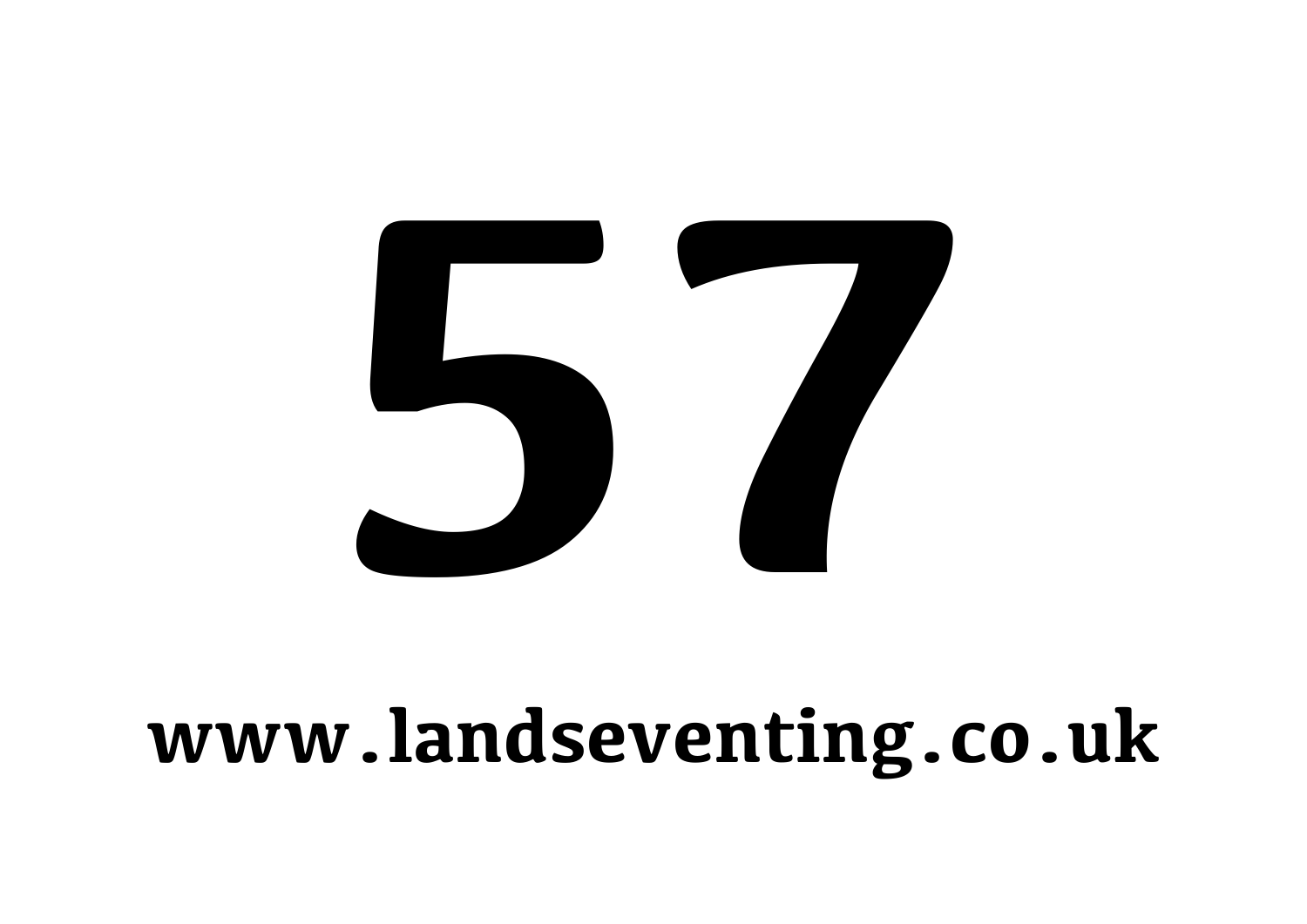# 57

**www.landseventing.co.uk**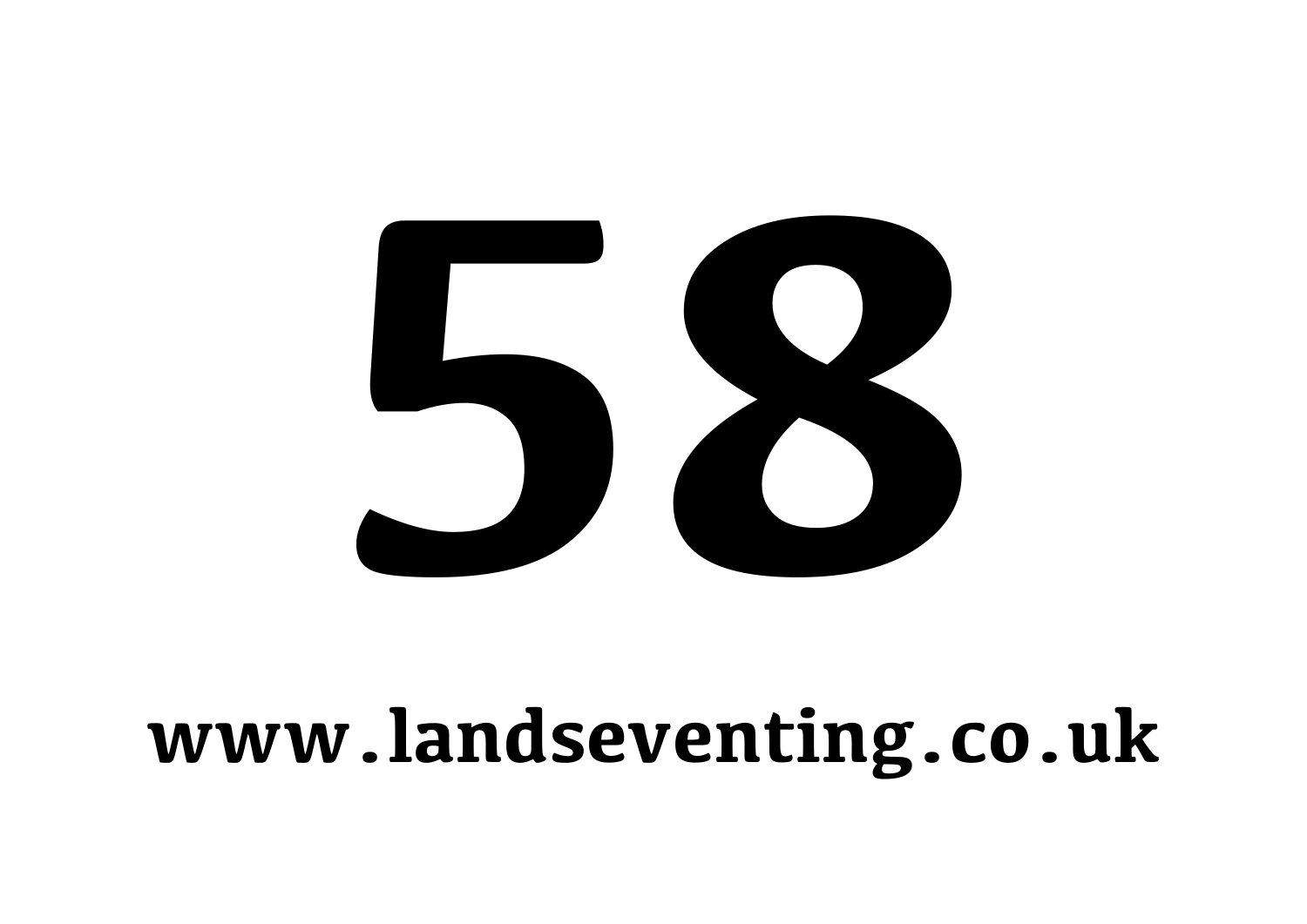# 58

**www.landseventing.co.uk**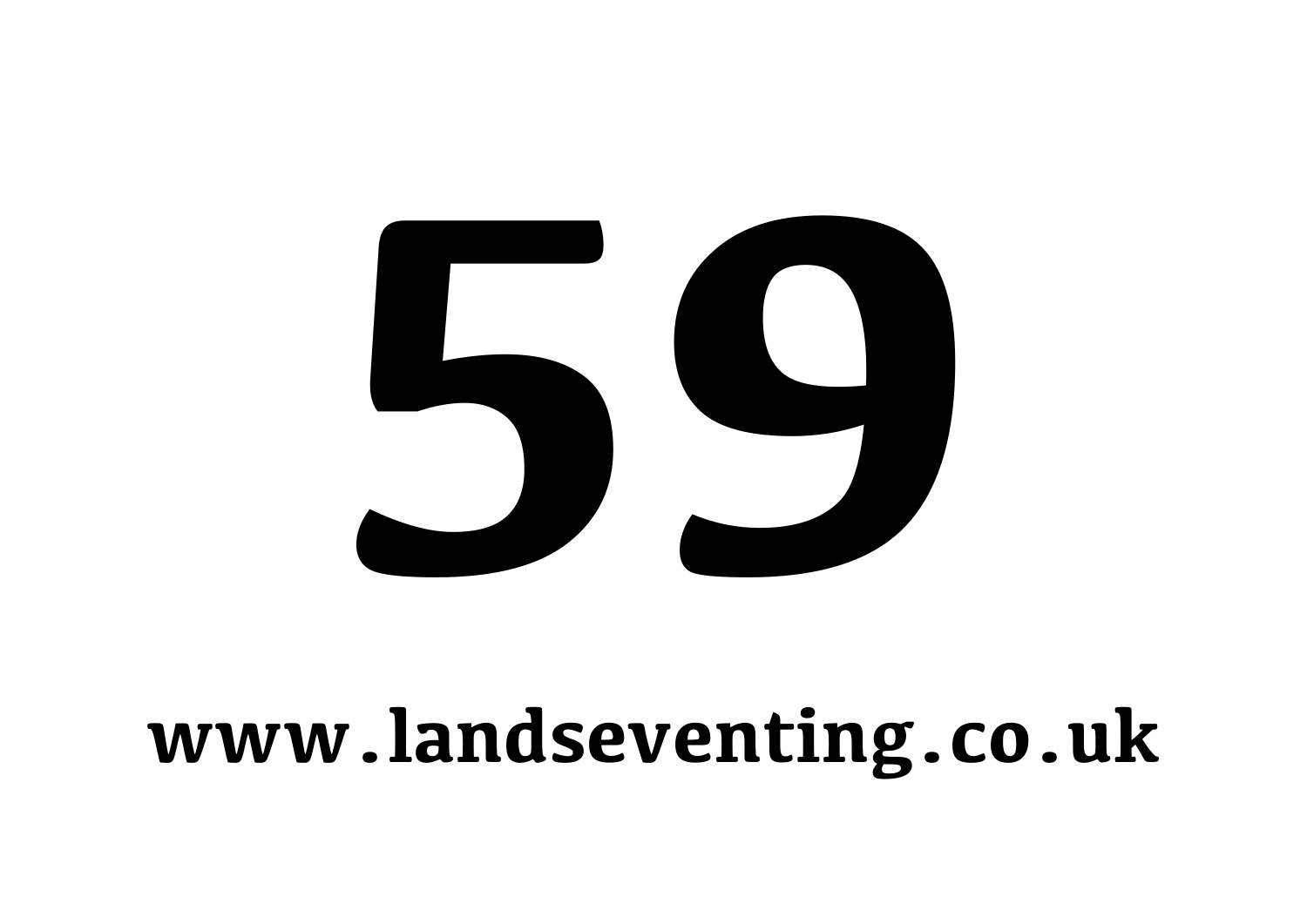# 59

**www.landseventing.co.uk**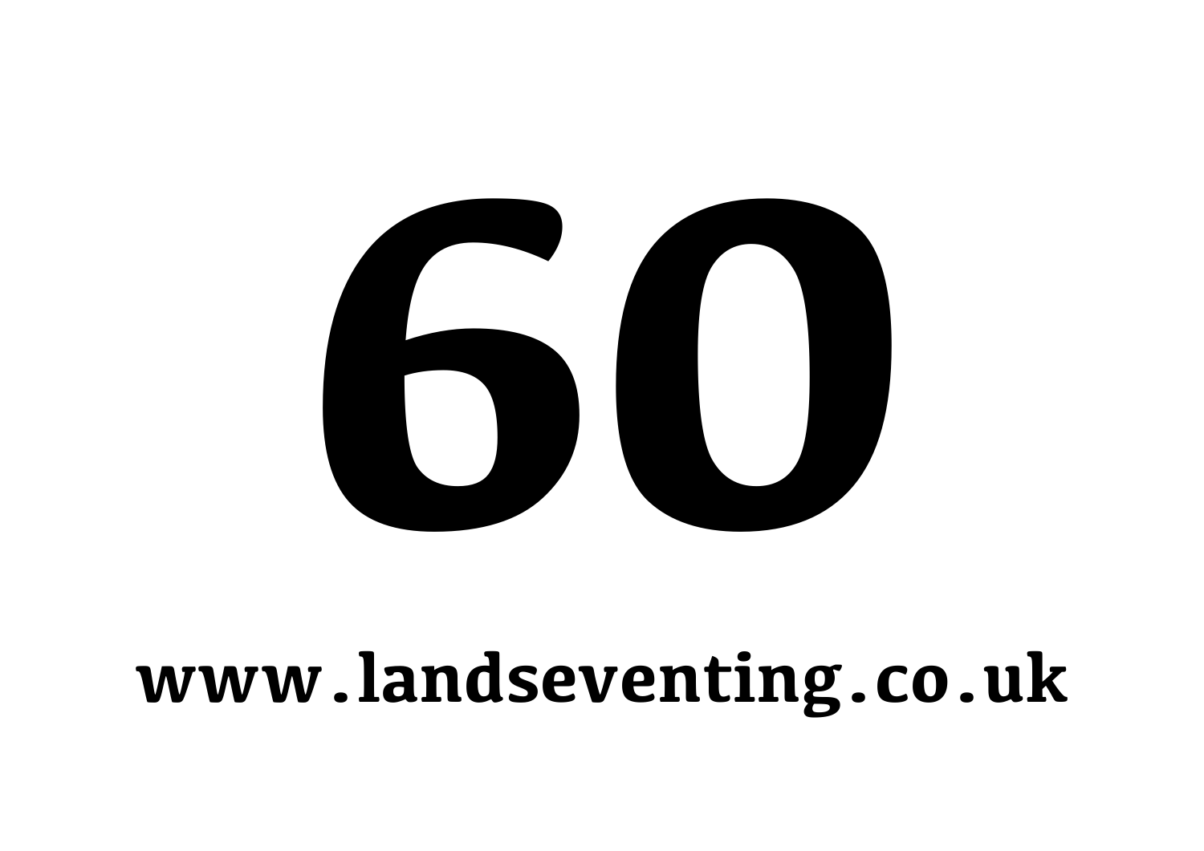# 60

**www.landseventing.co.uk**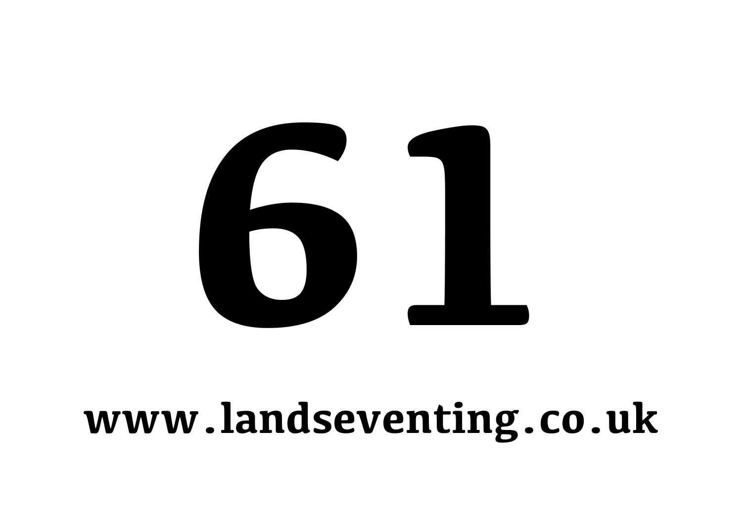# 61

**www.landseventing.co.uk**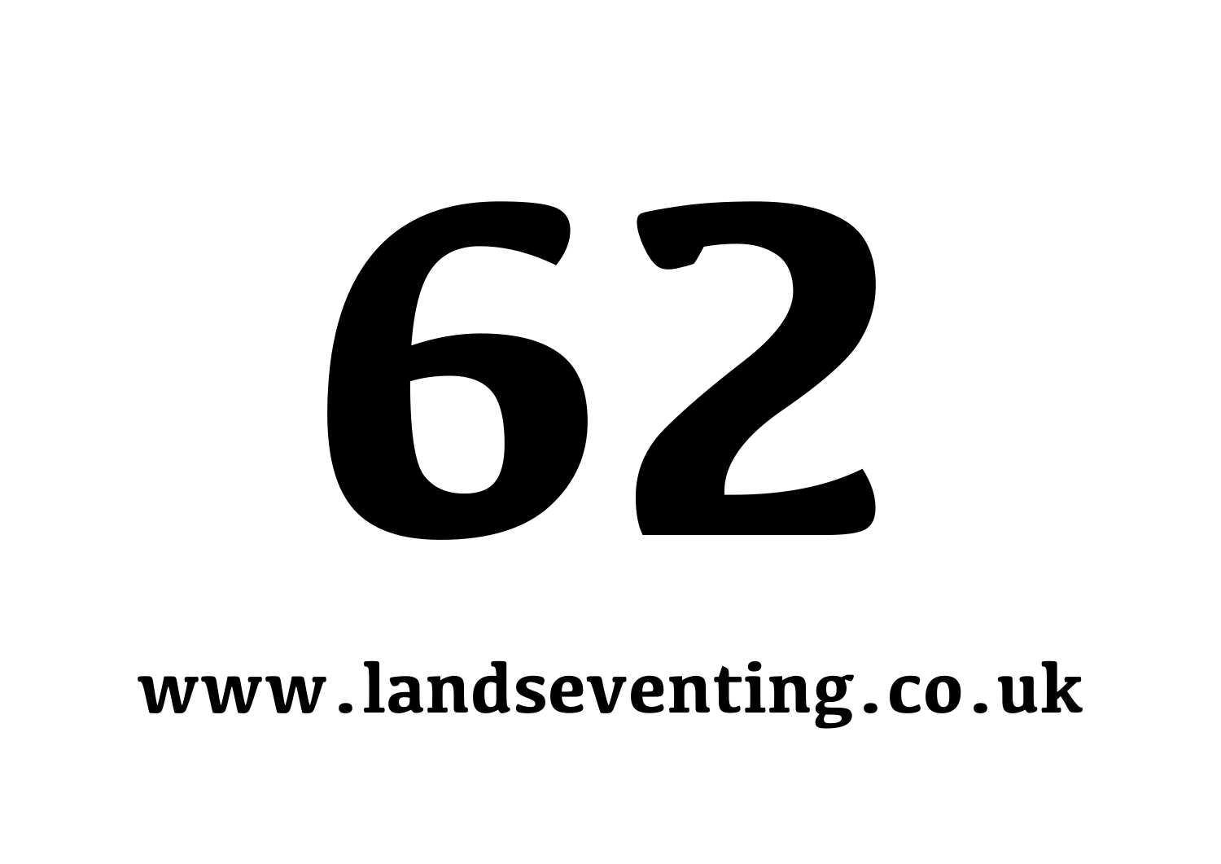# 62

**www.landseventing.co.uk**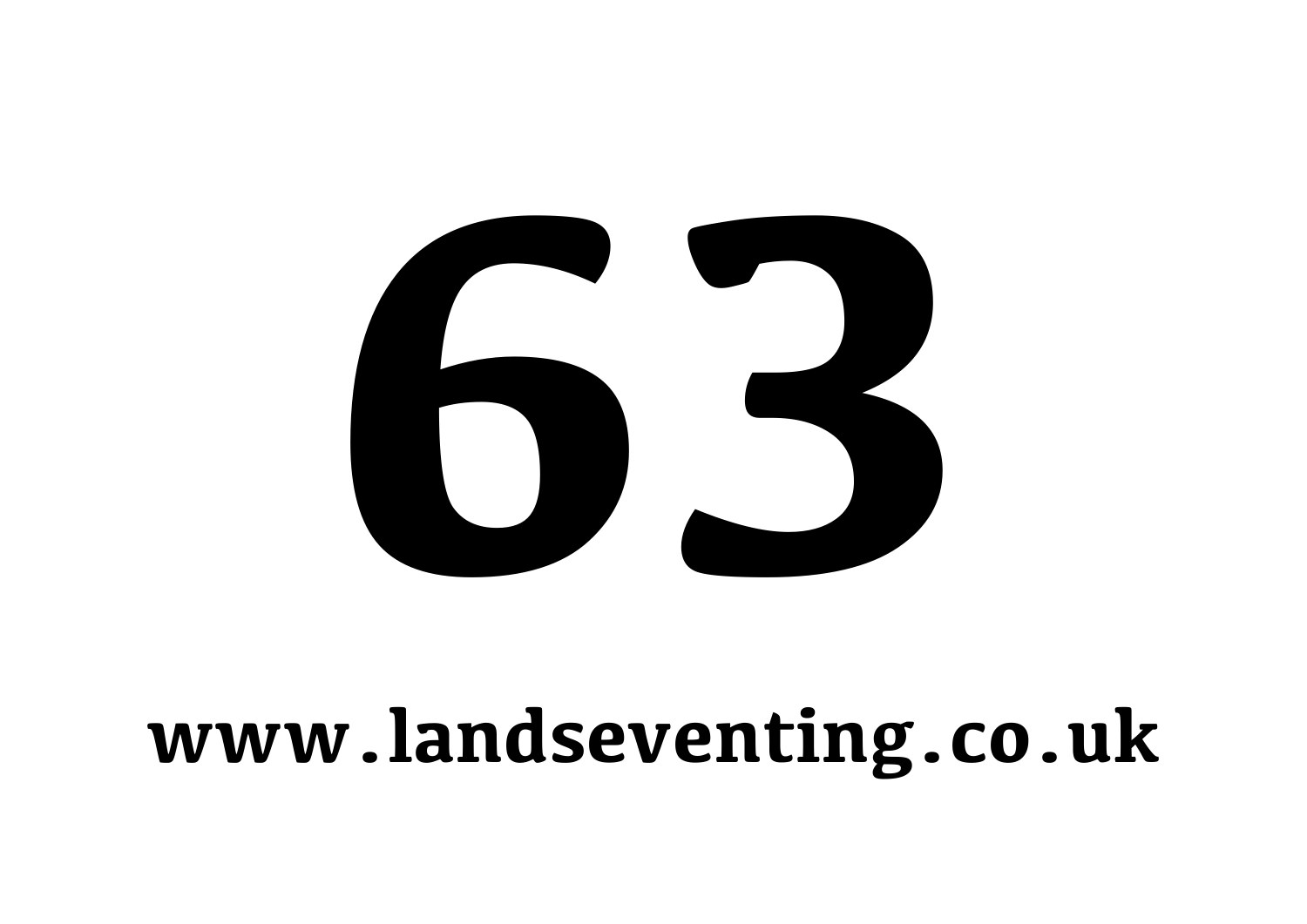# 63

**www.landseventing.co.uk**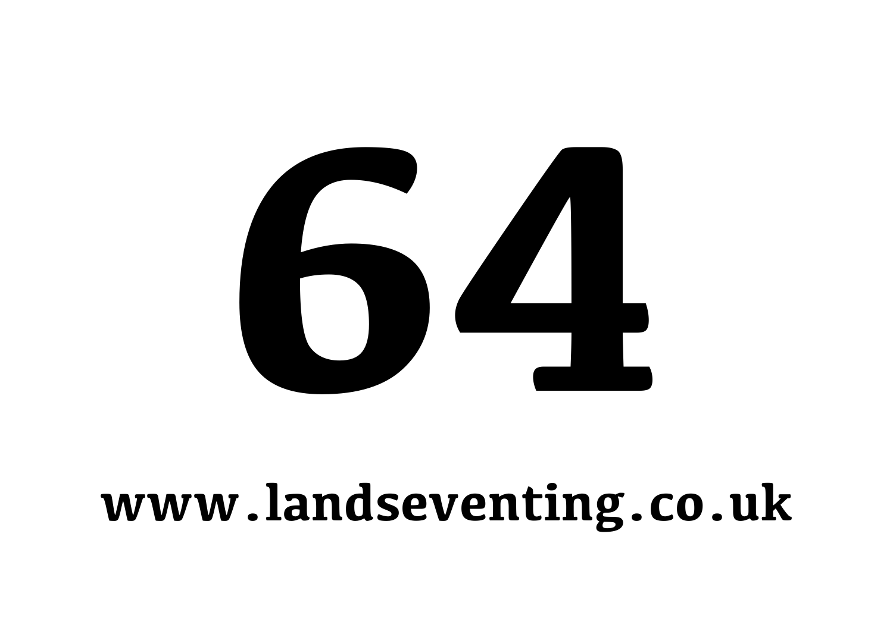# 64

**www.landseventing.co.uk**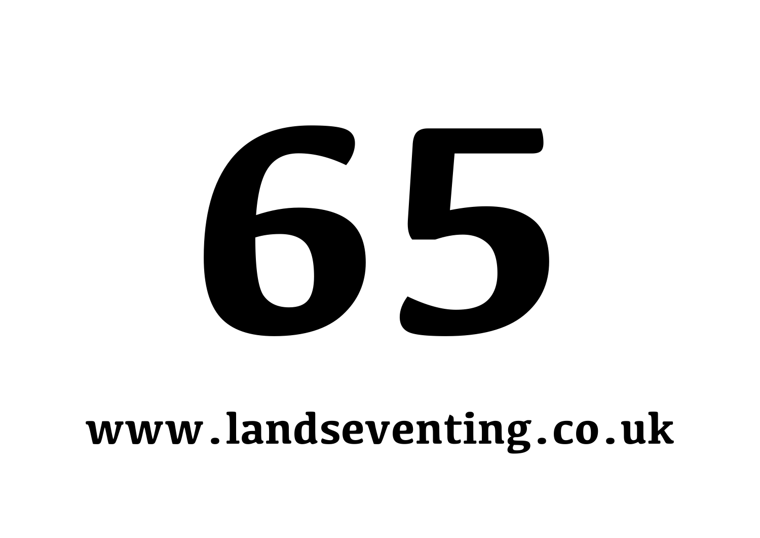# 65

**www.landseventing.co.uk**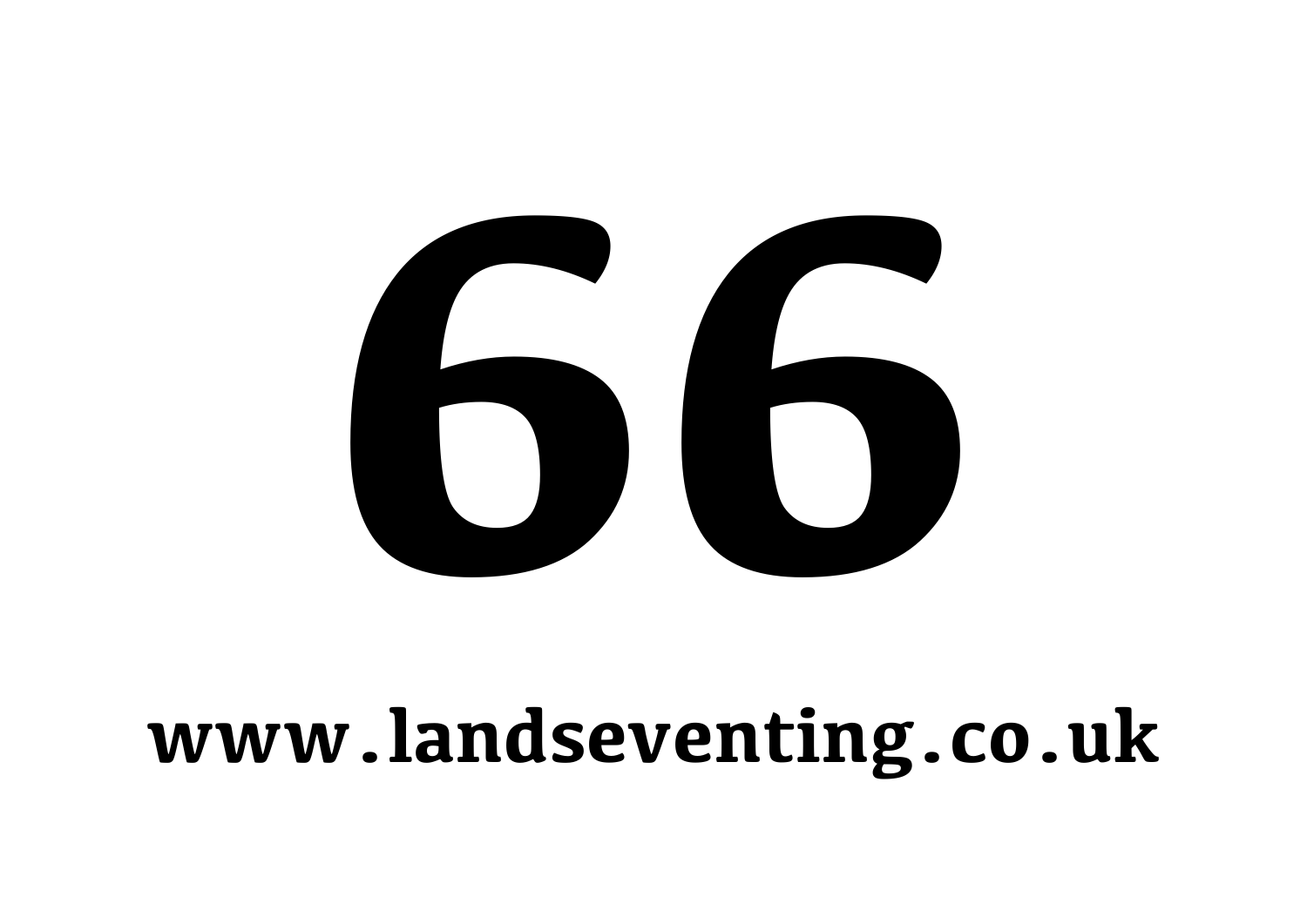# 66

**www.landseventing.co.uk**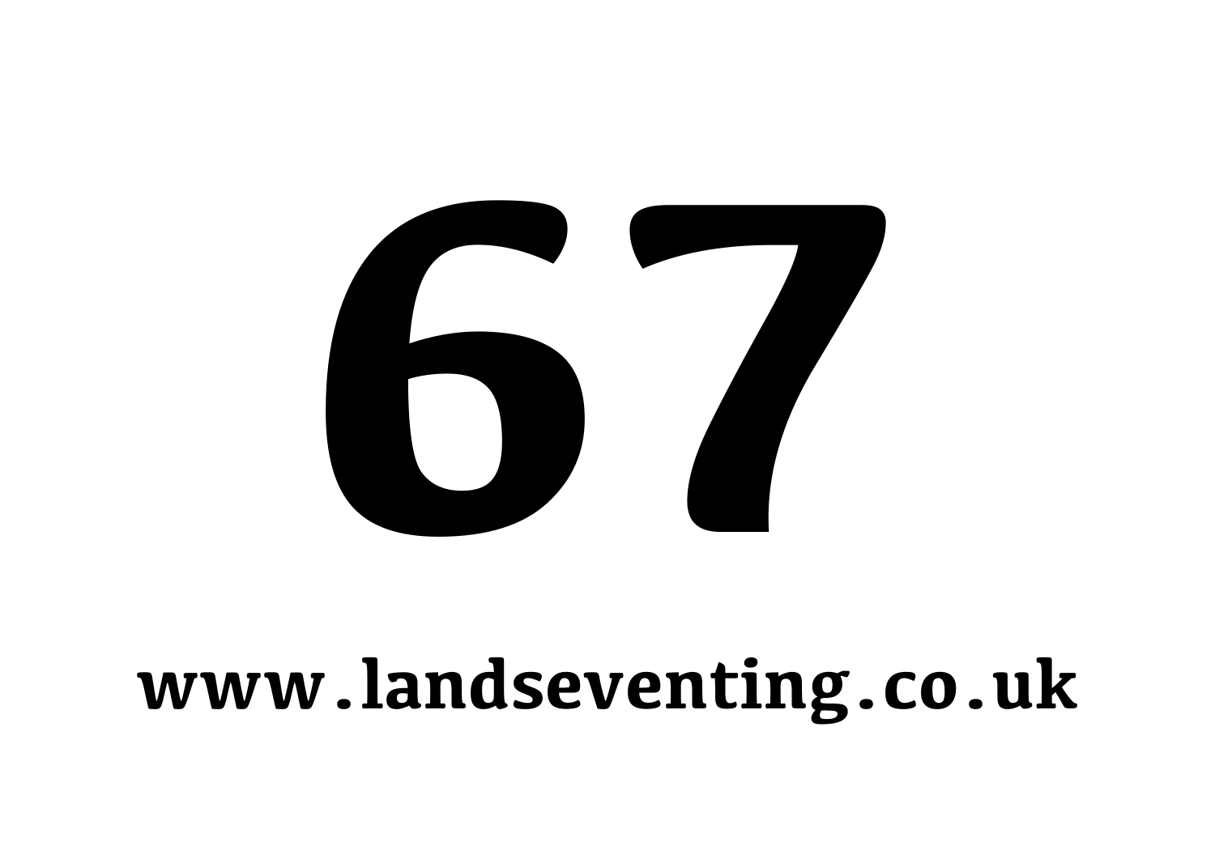# 67

**www.landseventing.co.uk**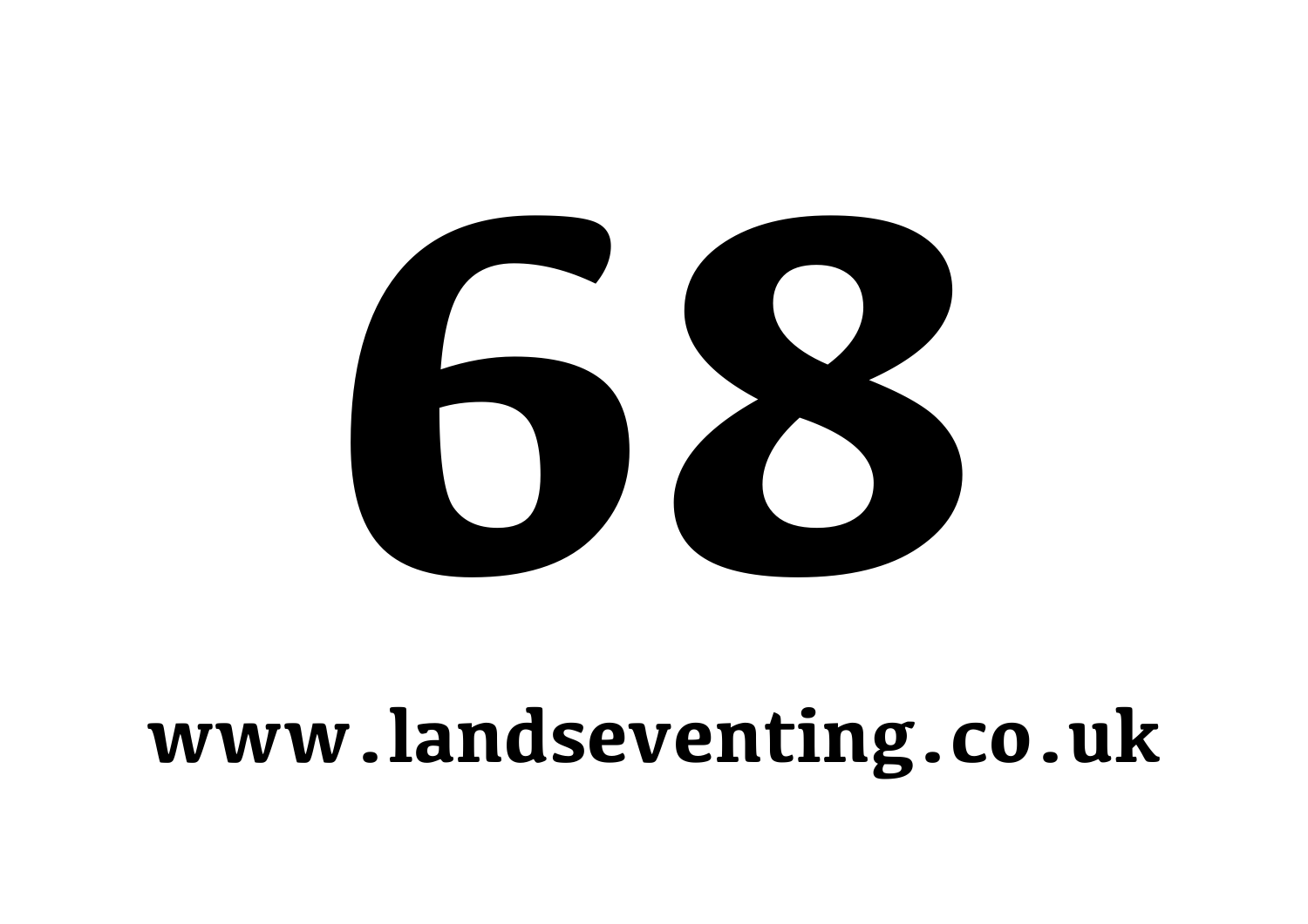# 68

**www.landseventing.co.uk**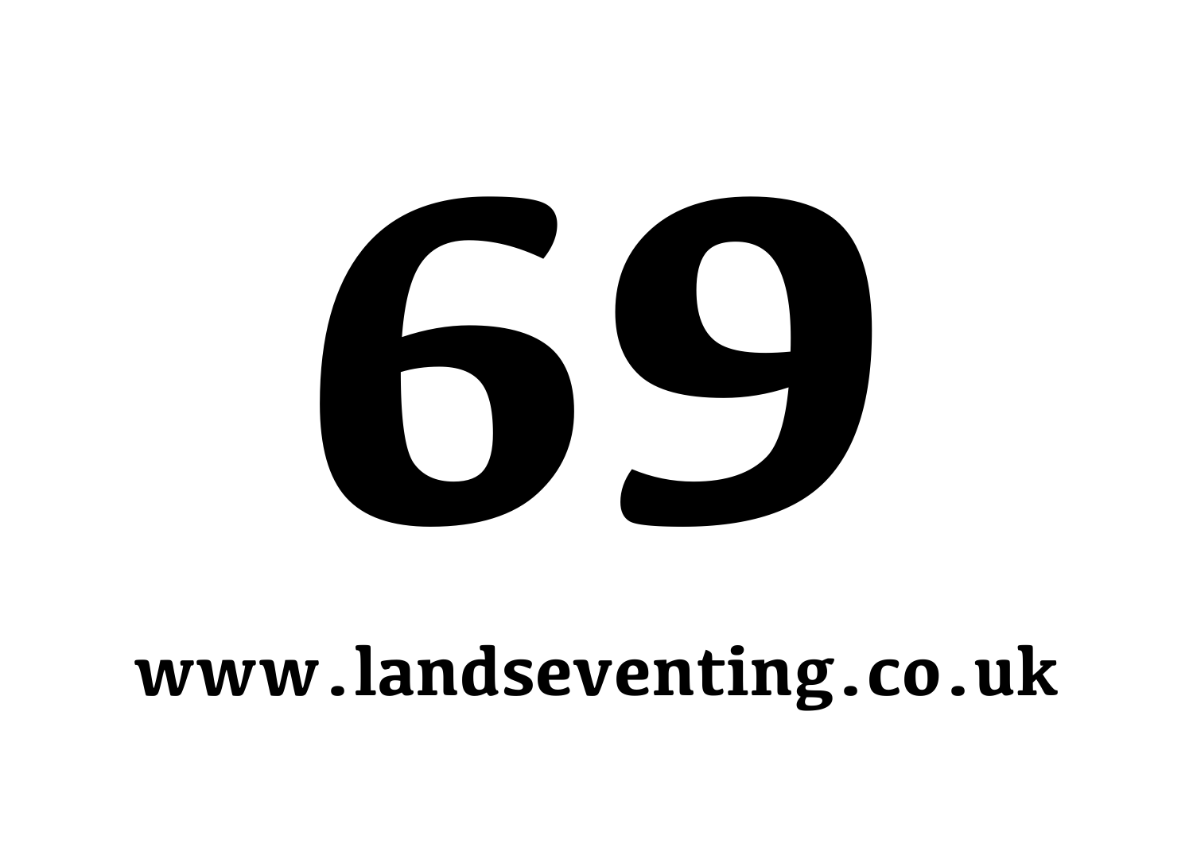# 69

**www.landseventing.co.uk**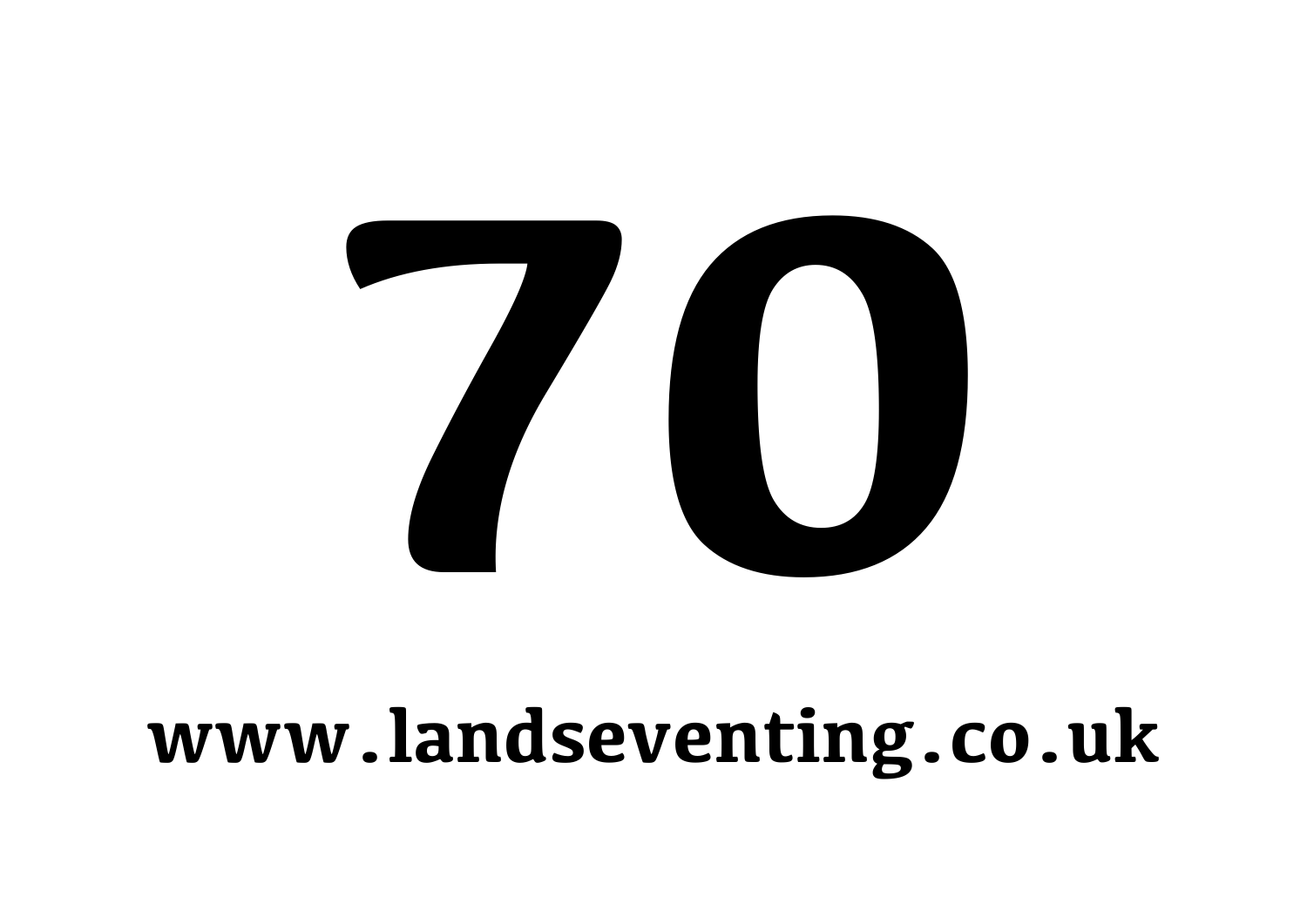# 70

**www.landseventing.co.uk**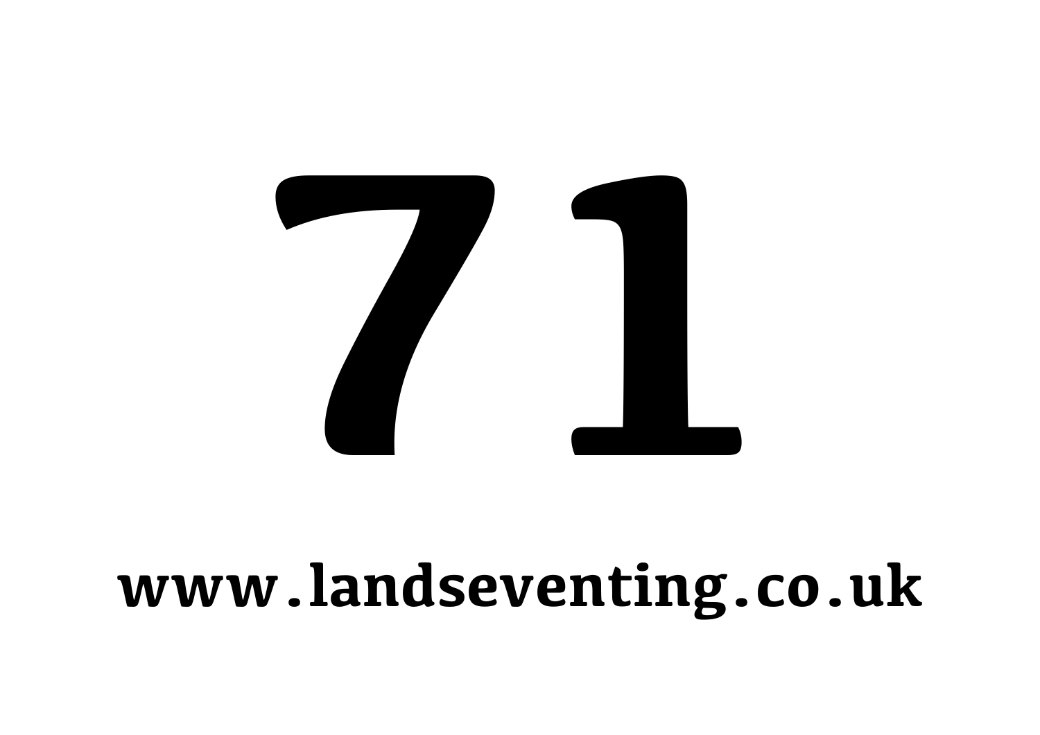# 71

**www.landseventing.co.uk**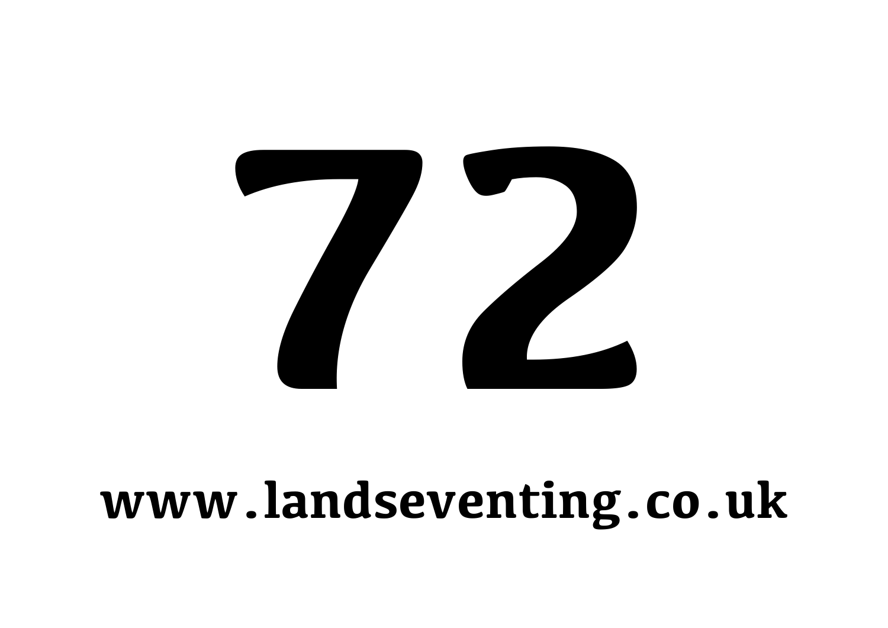# 72

**www.landseventing.co.uk**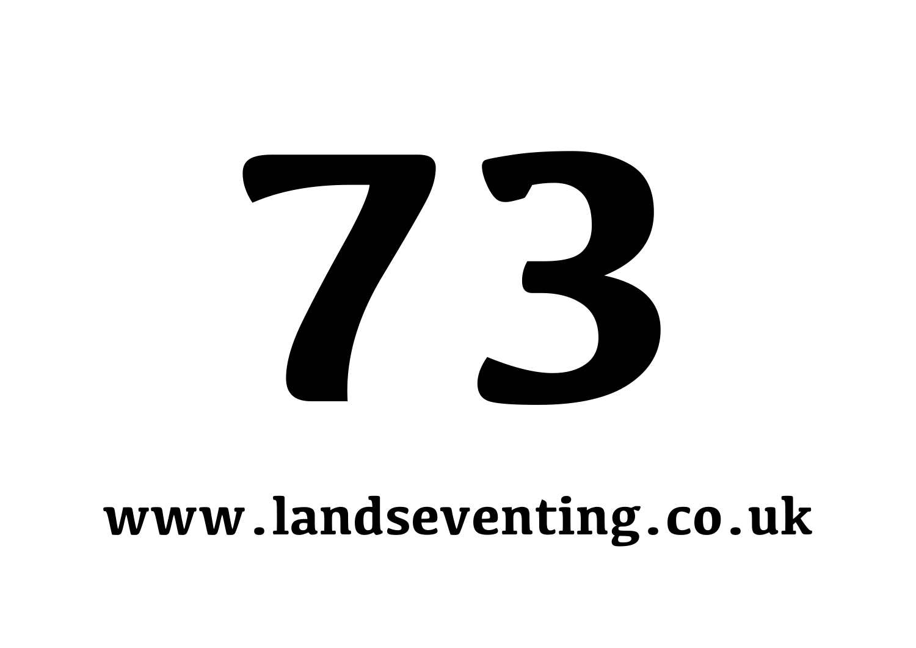# 73

**www.landseventing.co.uk**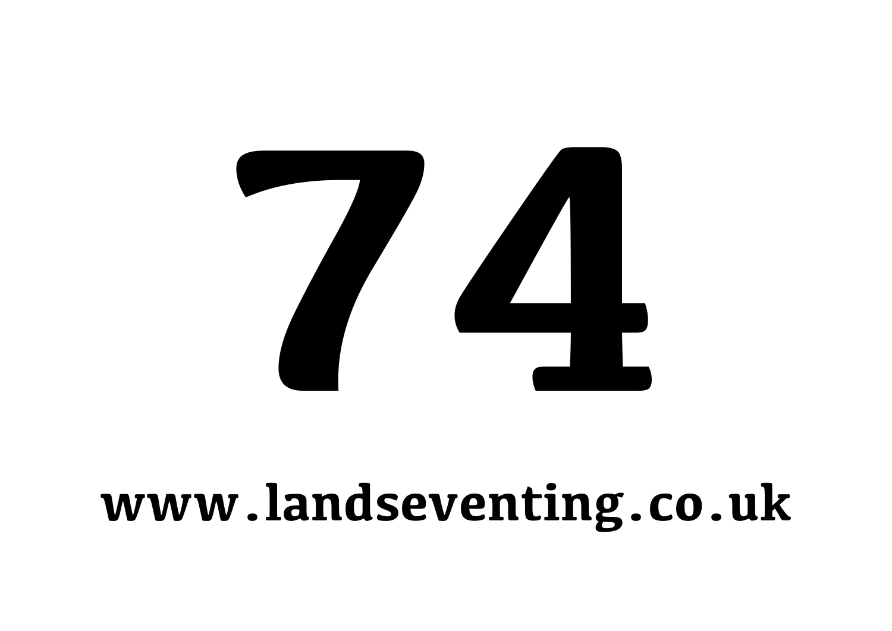# 74

**www.landseventing.co.uk**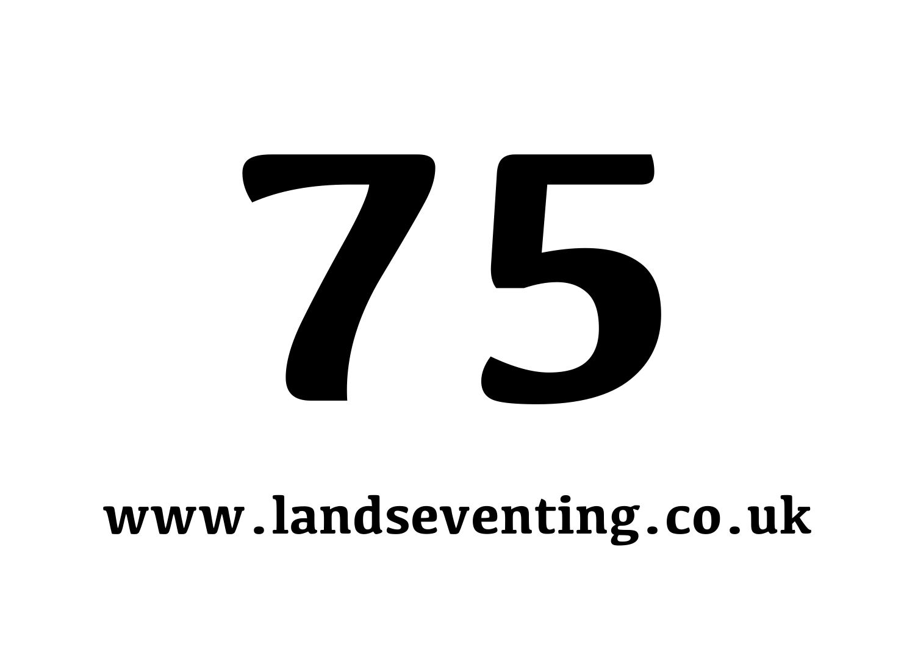# 75

**www.landseventing.co.uk**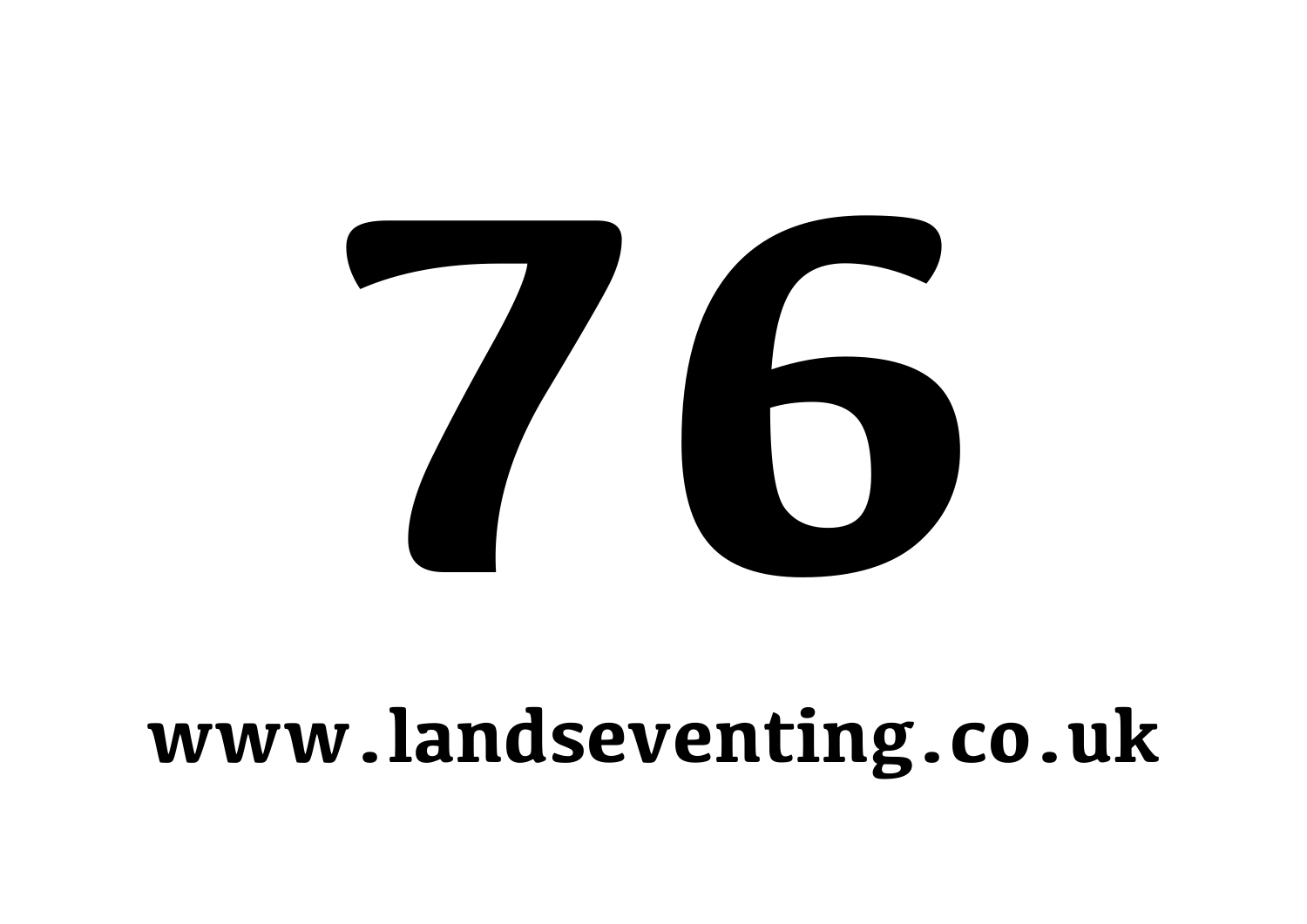# 76

**www.landseventing.co.uk**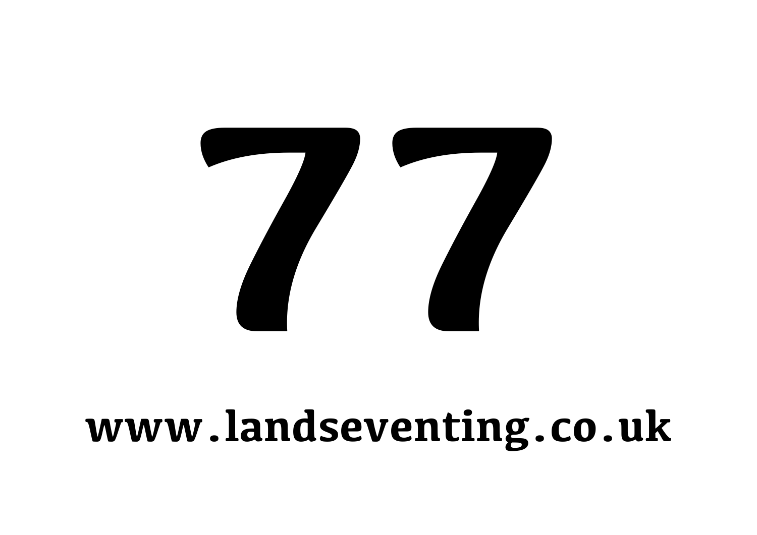# 77

**www.landseventing.co.uk**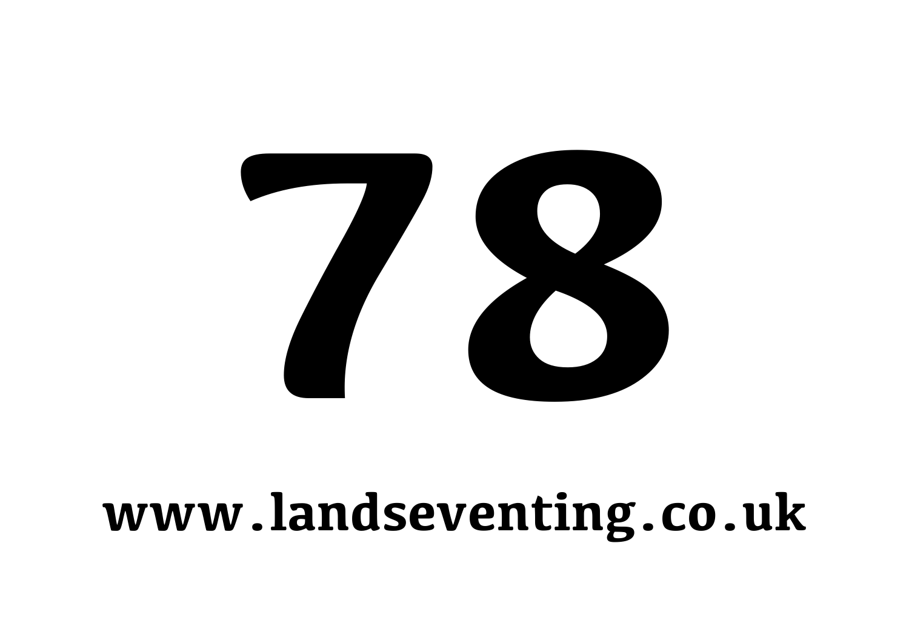# 78

**www.landseventing.co.uk**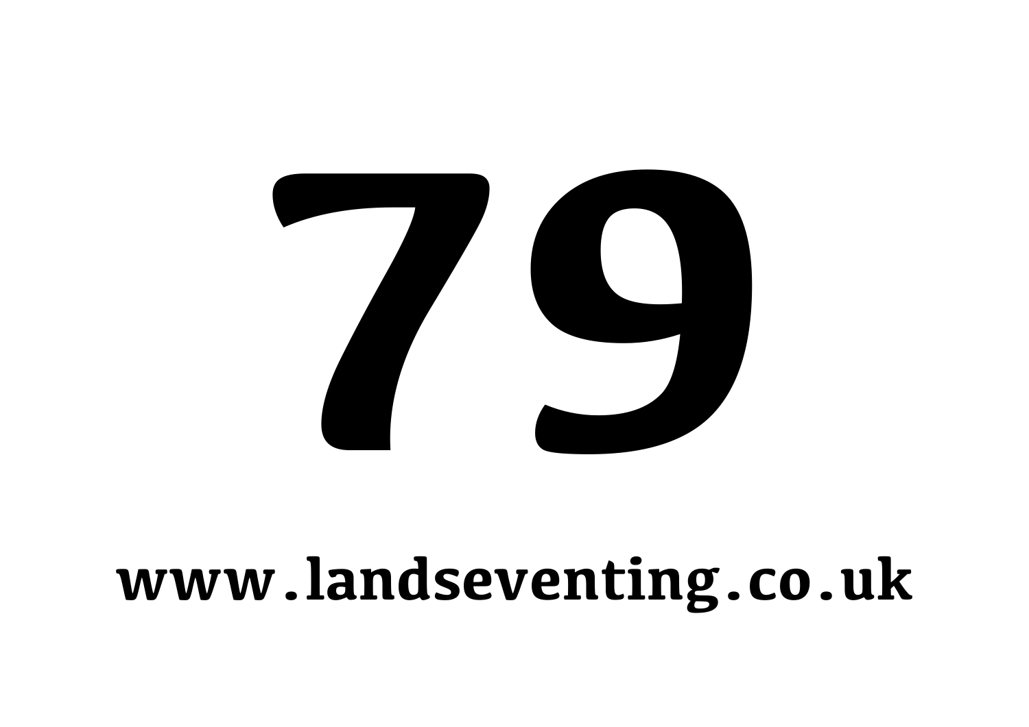# 79

**www.landseventing.co.uk**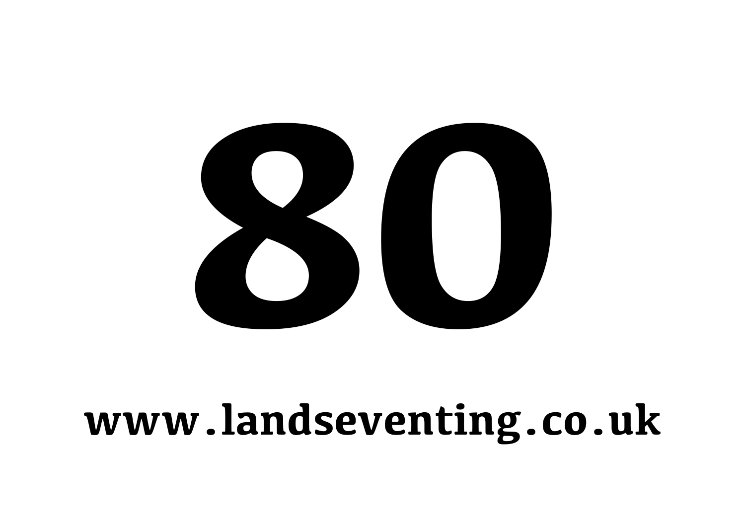# 80

**www.landseventing.co.uk**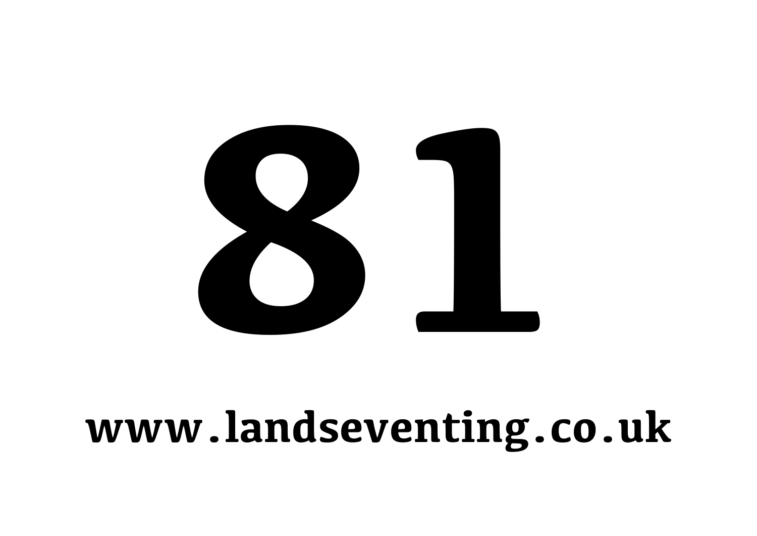# 81

**www.landseventing.co.uk**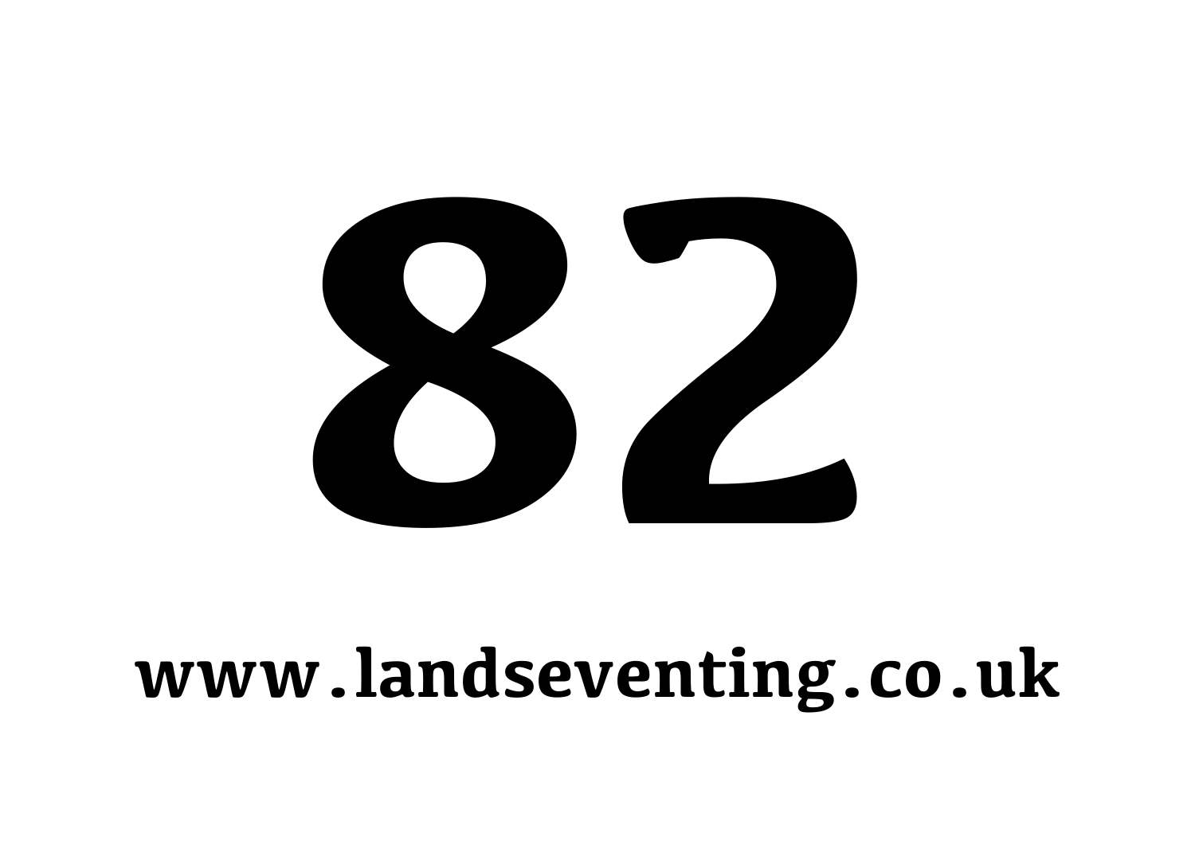# 82

**www.landseventing.co.uk**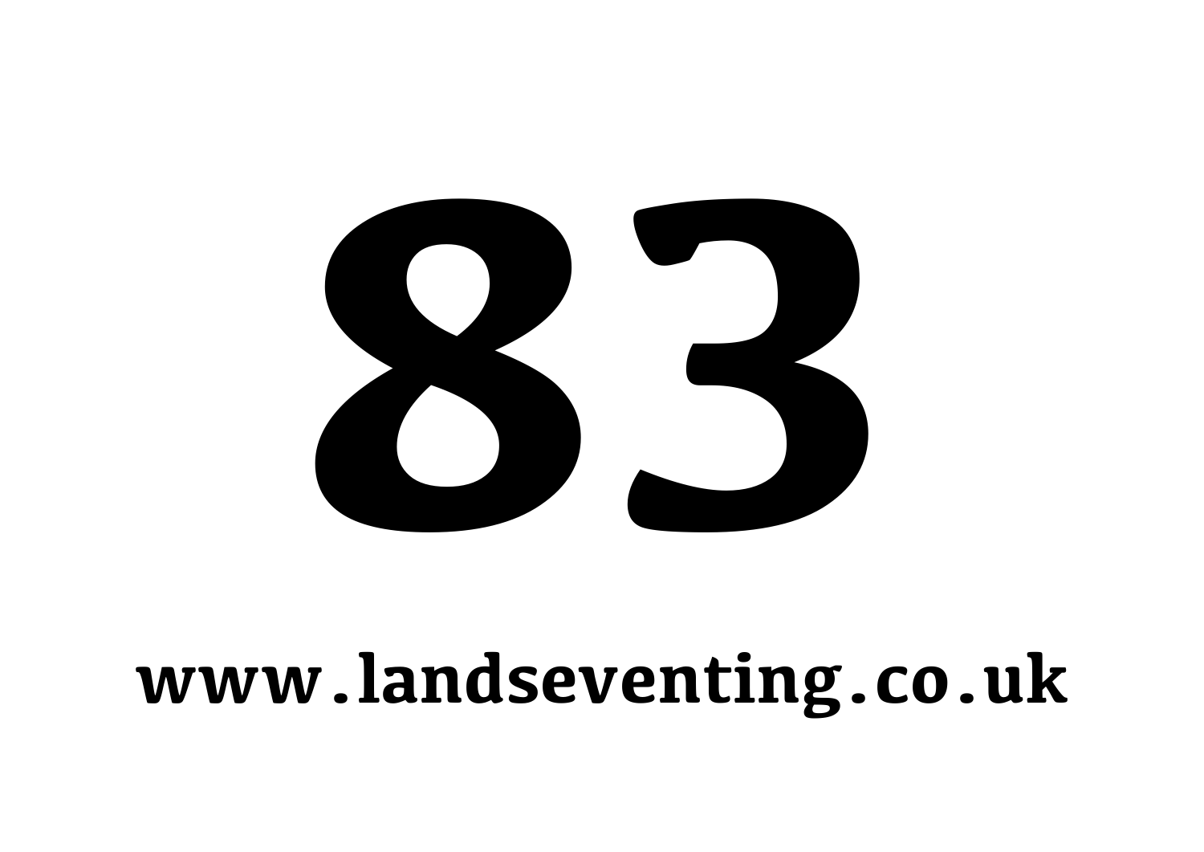# 83

**www.landseventing.co.uk**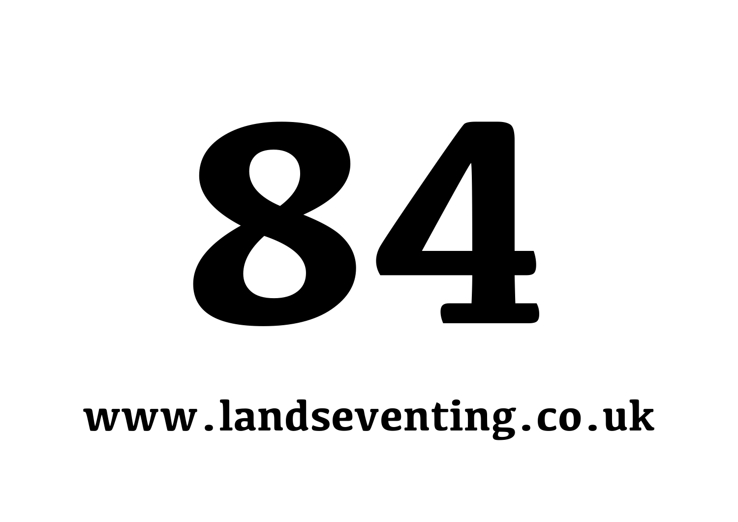# 84

**www.landseventing.co.uk**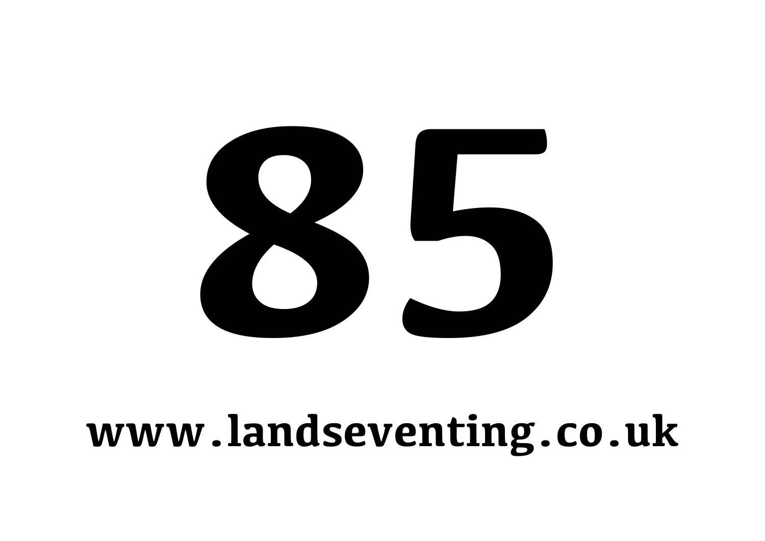# 85

**www.landseventing.co.uk**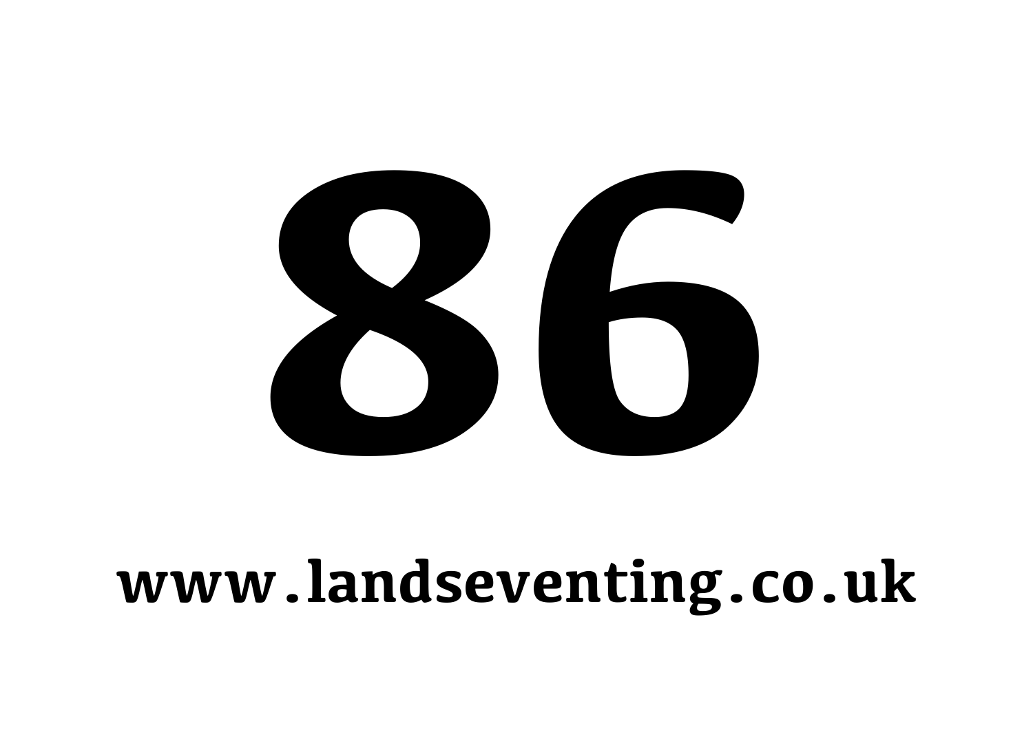# 86

**www.landseventing.co.uk**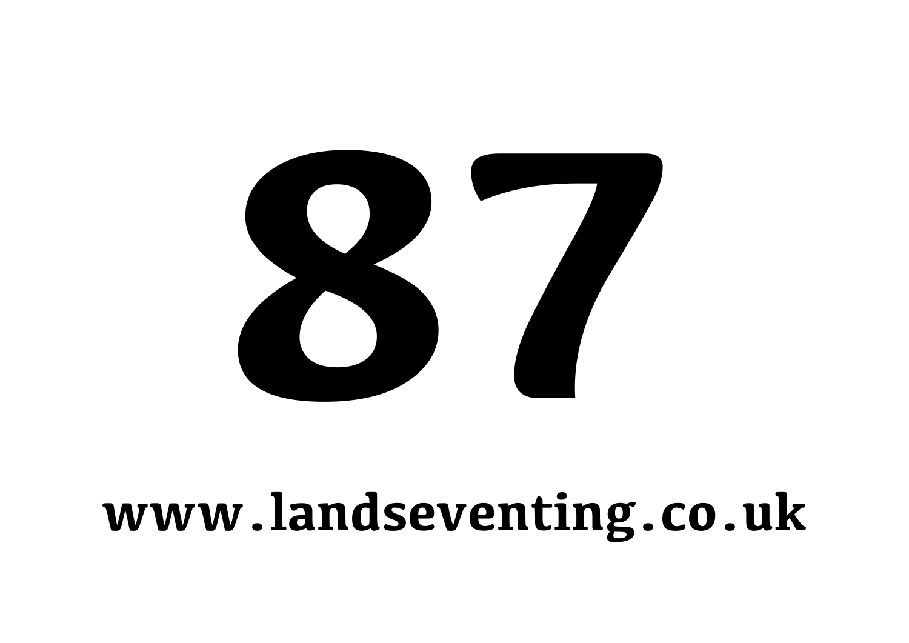# 87

**www.landseventing.co.uk**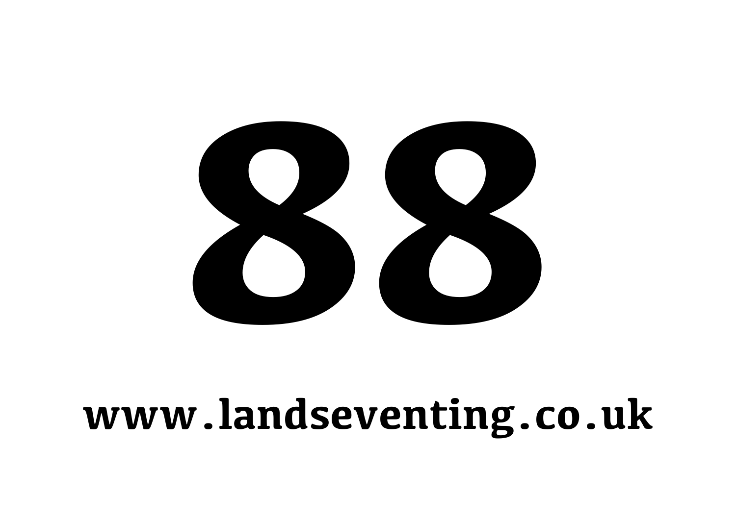# 88

**www.landseventing.co.uk**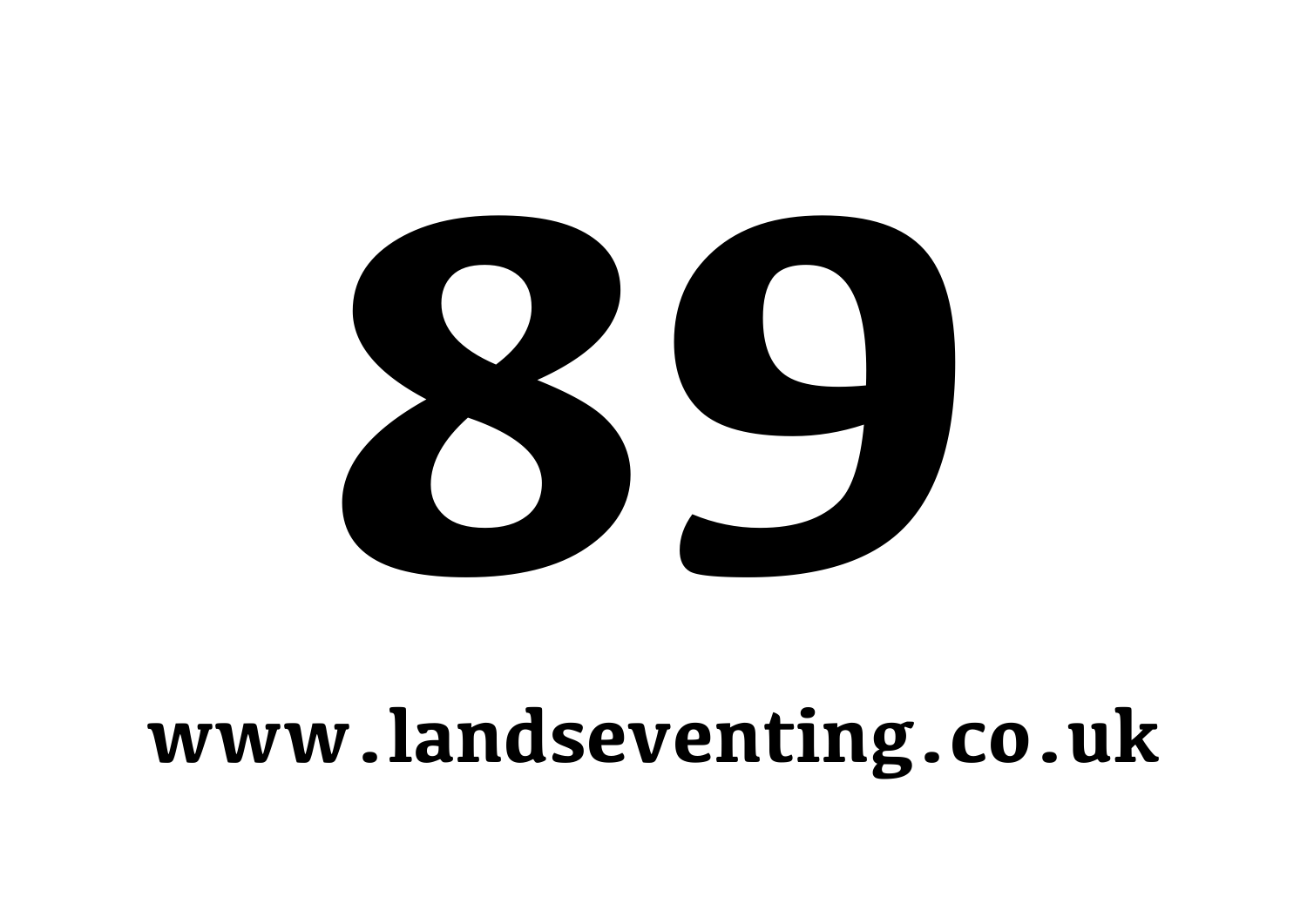# 89

**www.landseventing.co.uk**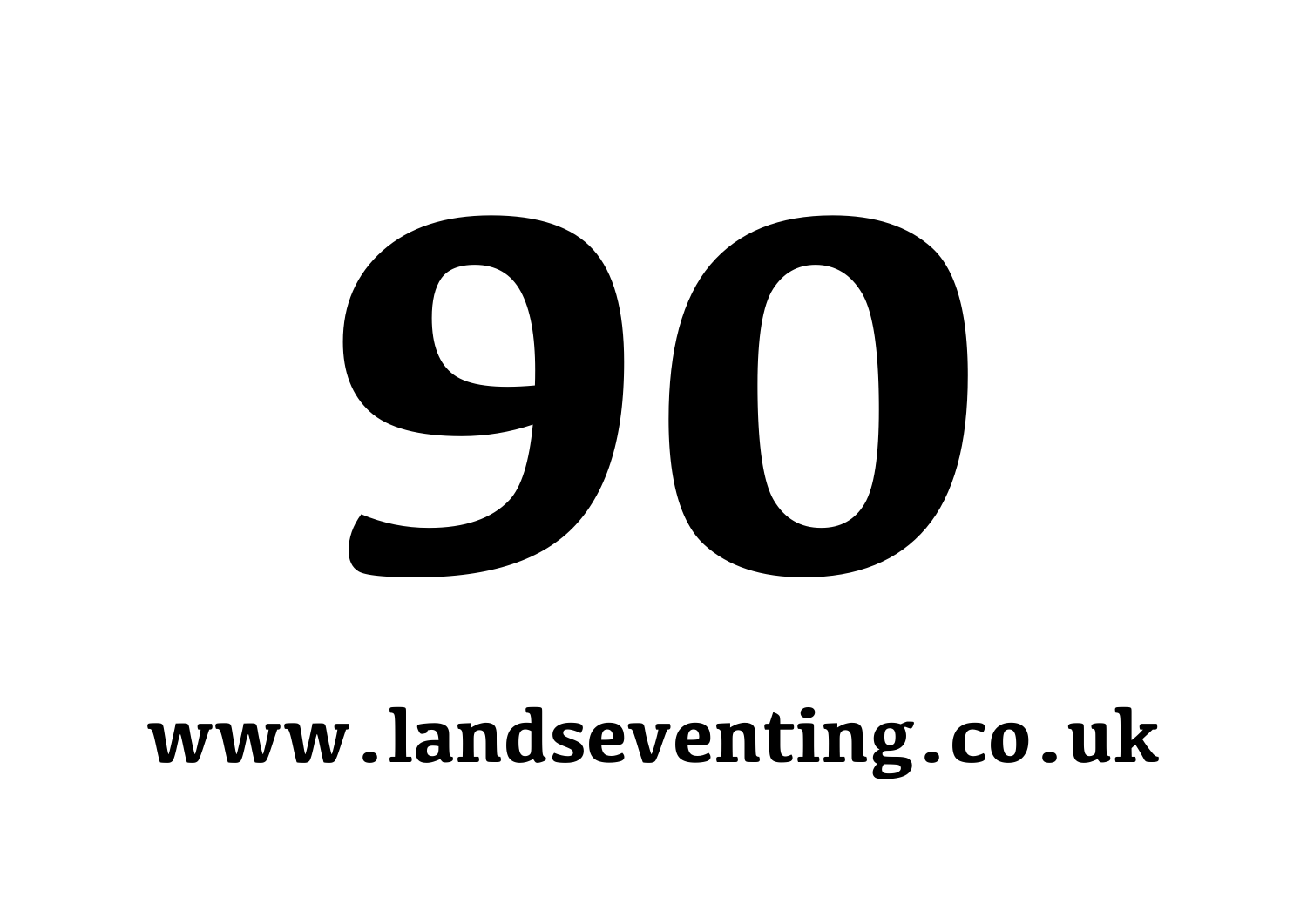# 90

**www.landseventing.co.uk**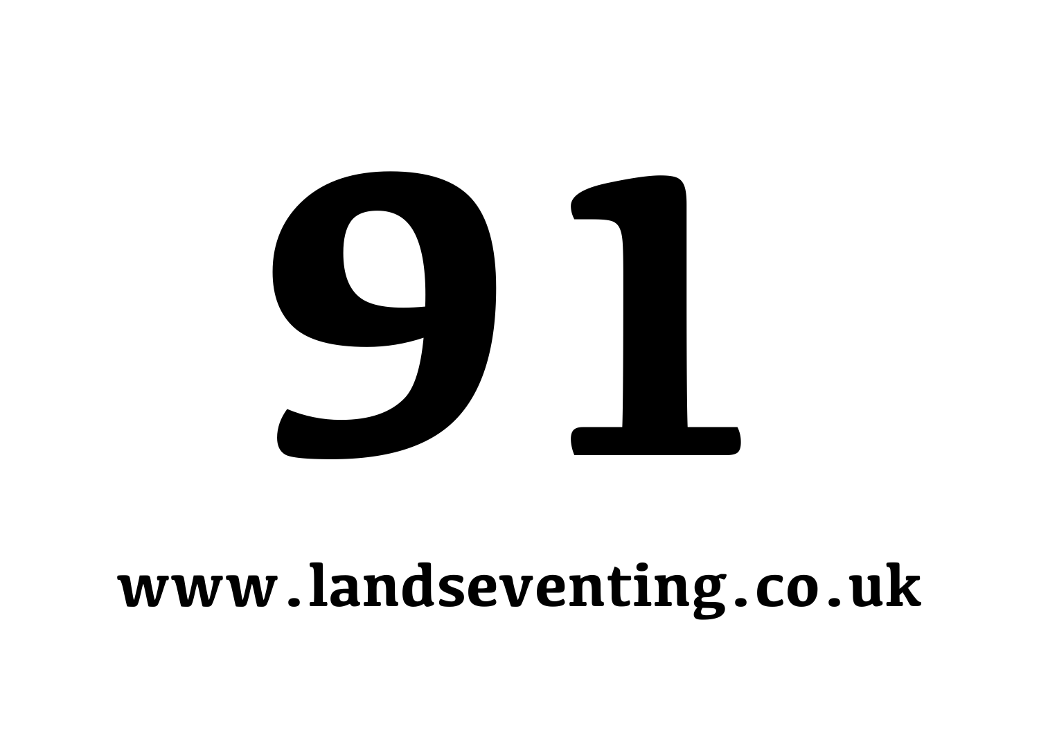# 91

**www.landseventing.co.uk**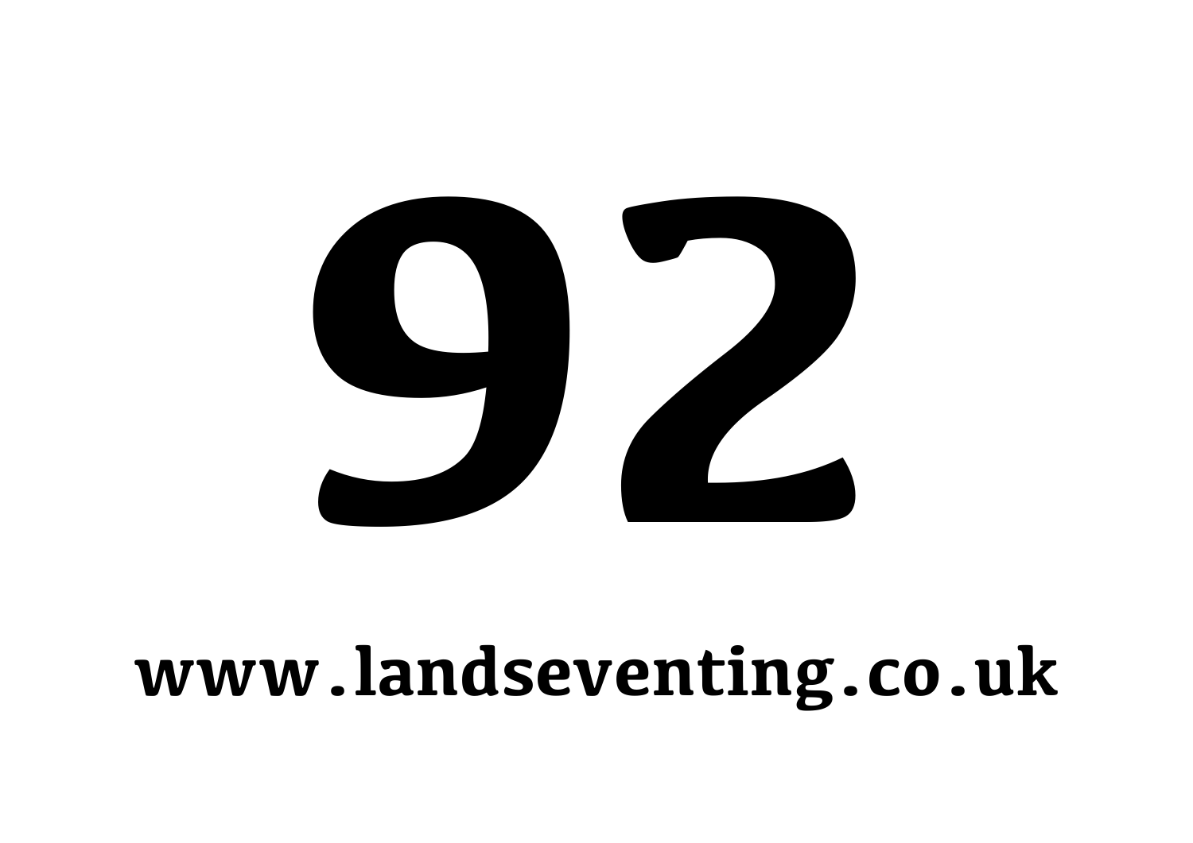# 92

**www.landseventing.co.uk**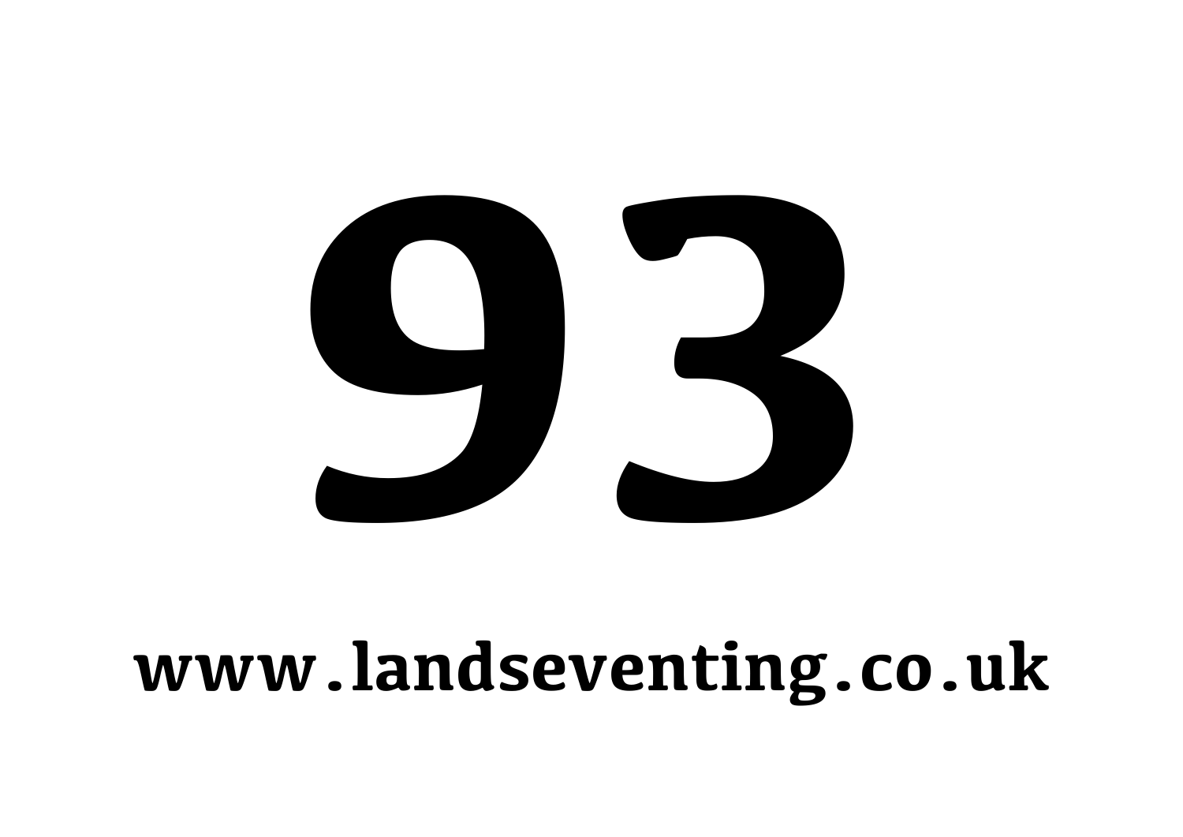# 93

**www.landseventing.co.uk**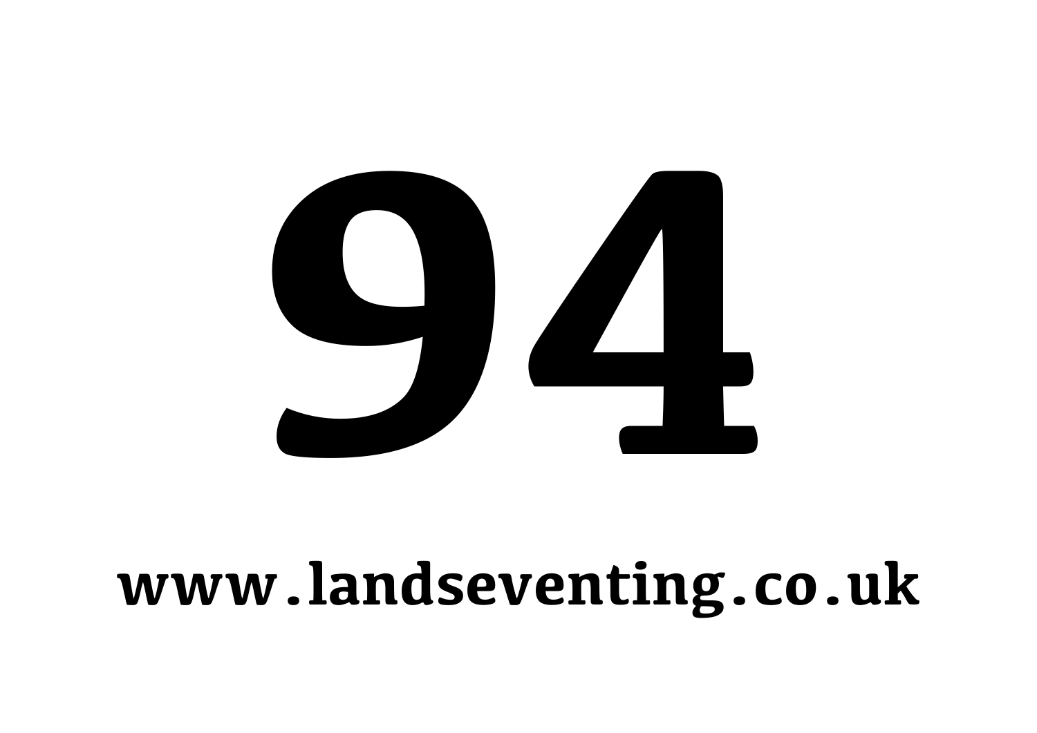# 94

**www.landseventing.co.uk**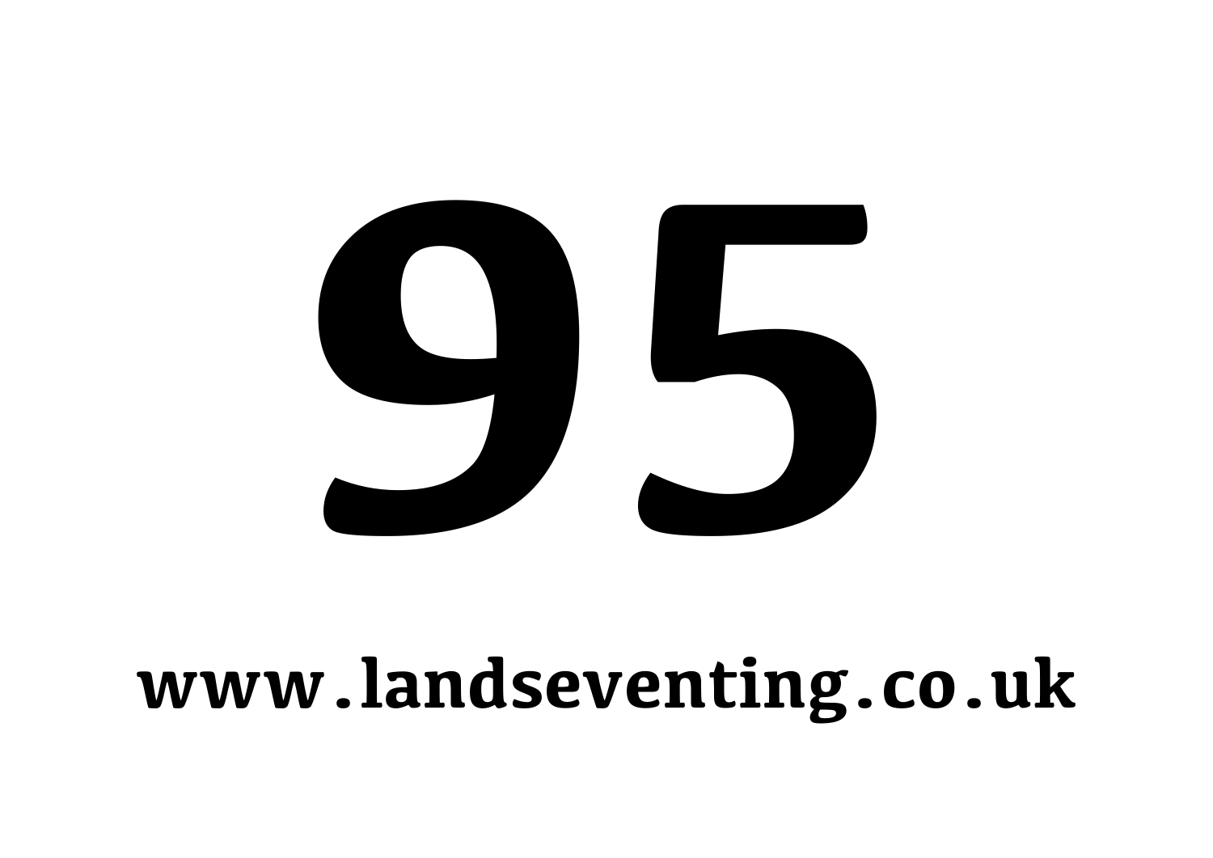# 95

**www.landseventing.co.uk**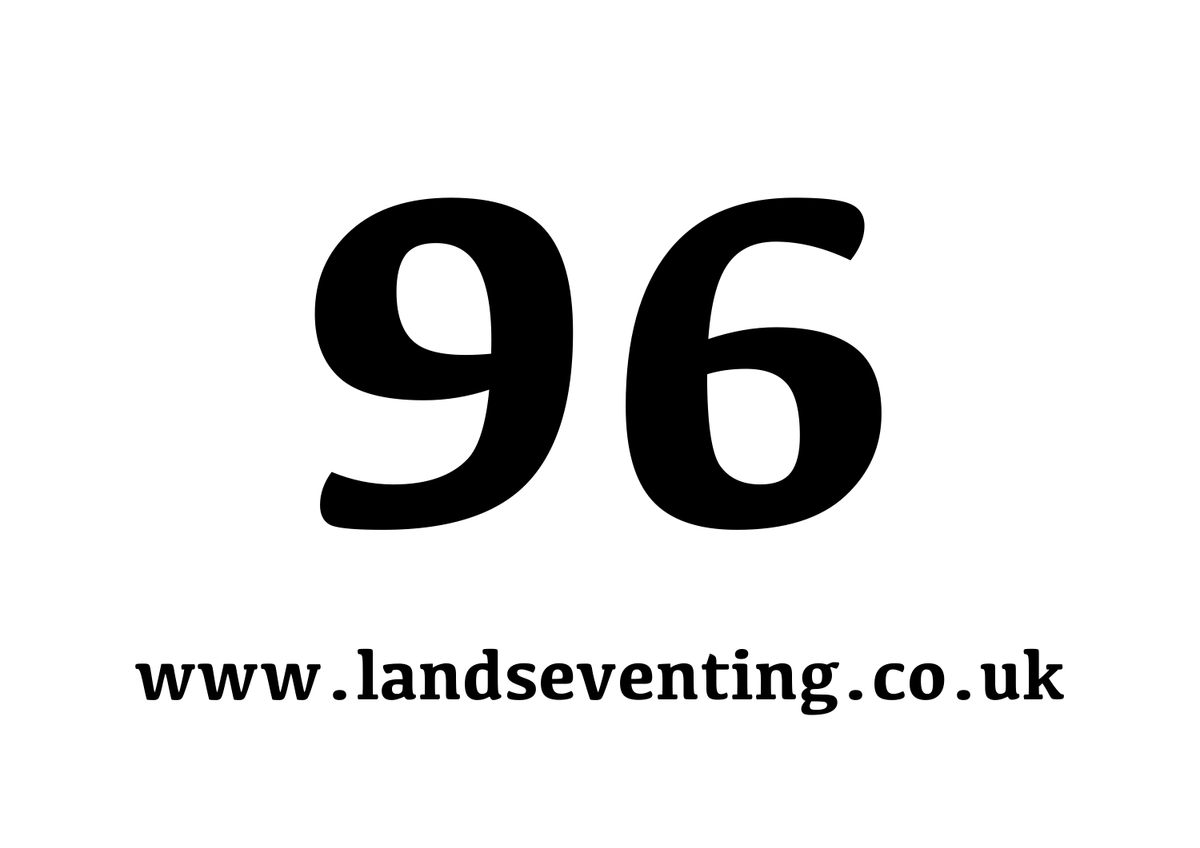# 96

**www.landseventing.co.uk**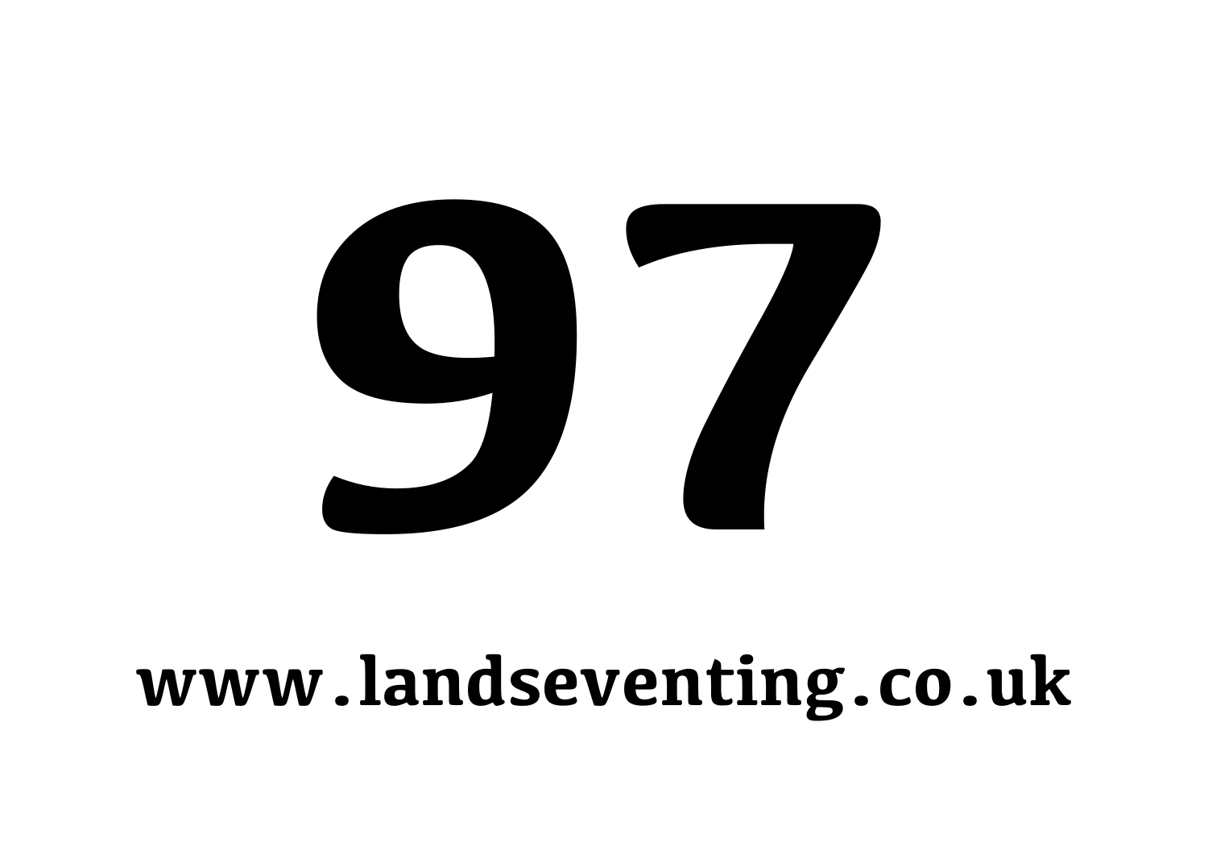# 97

**www.landseventing.co.uk**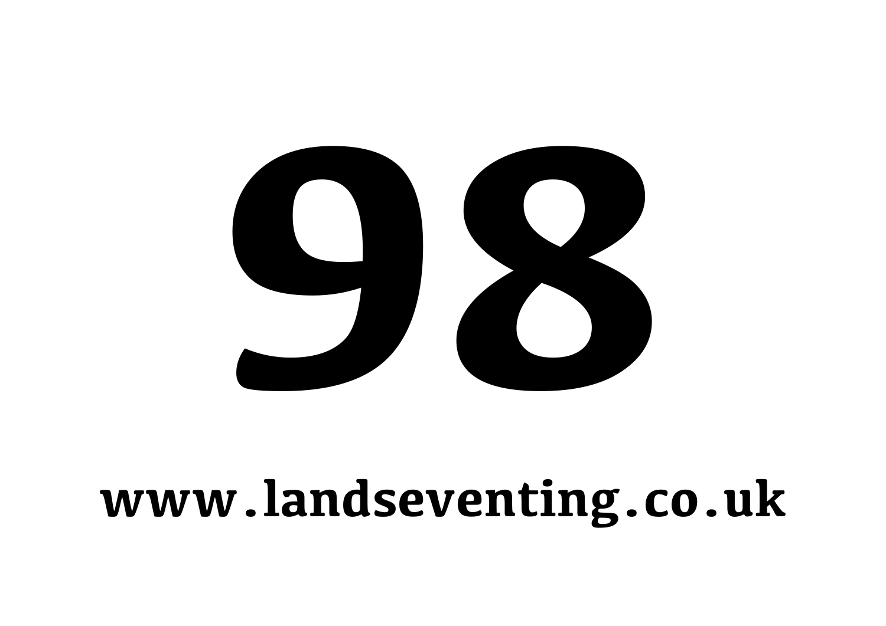# 98

**www.landseventing.co.uk**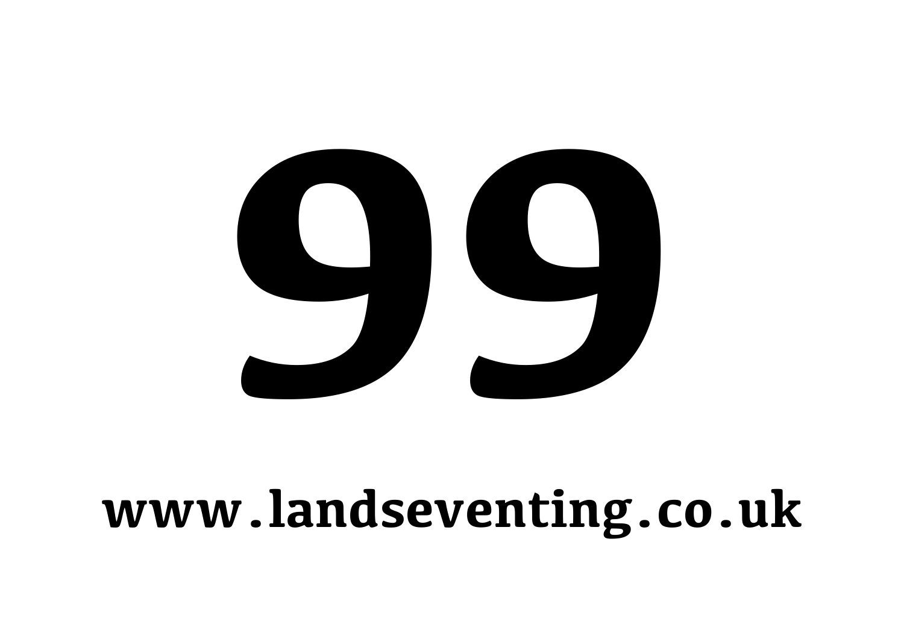# 99

**www.landseventing.co.uk**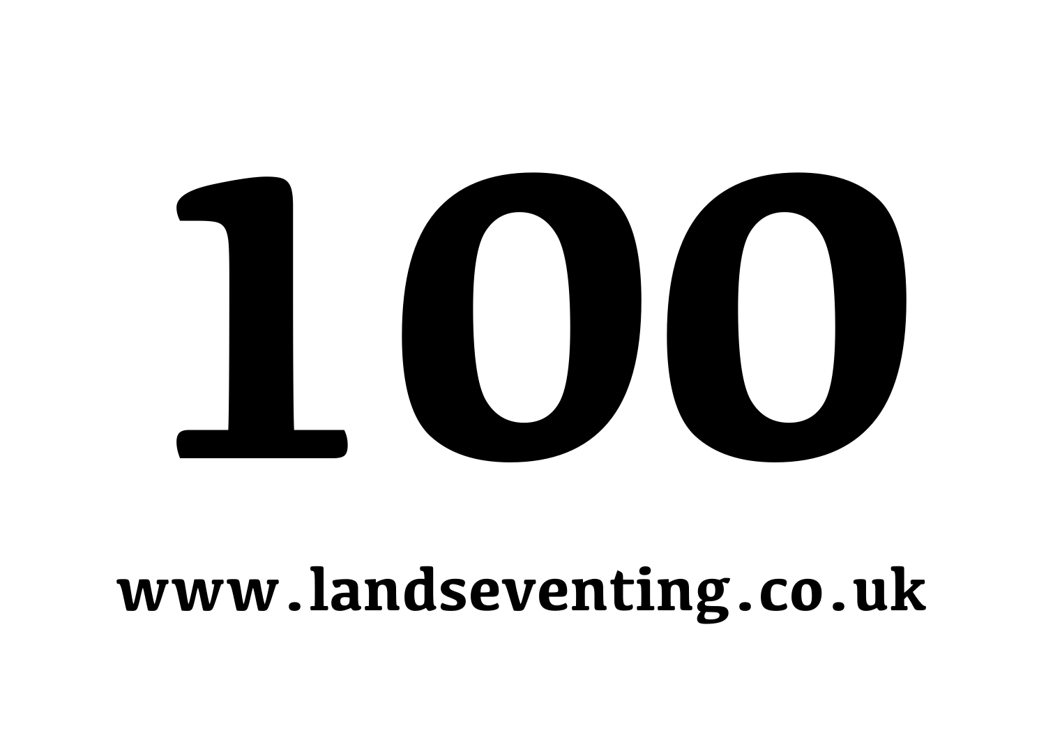# 100

**www.landseventing.co.uk**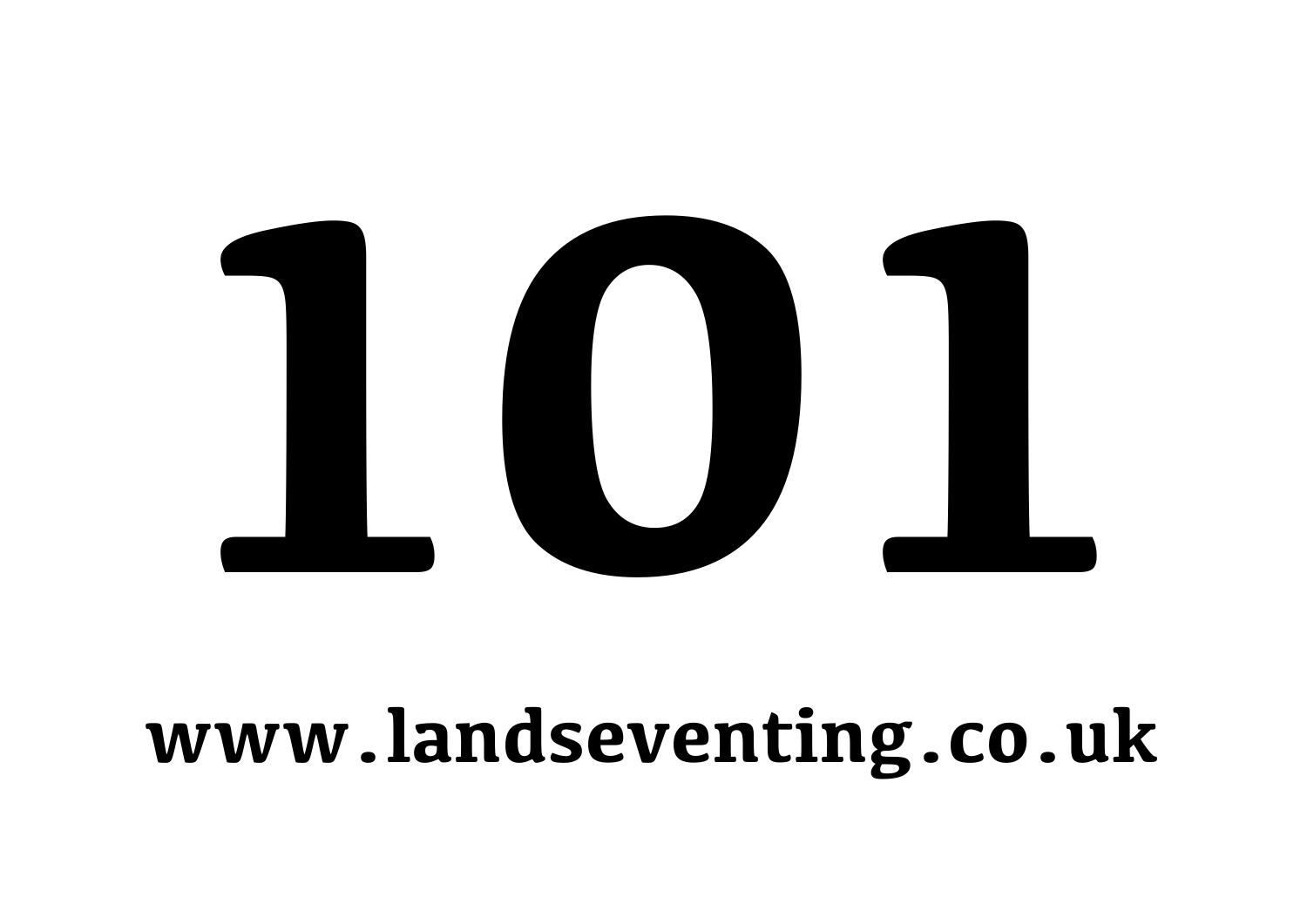# 101

**www.landseventing.co.uk**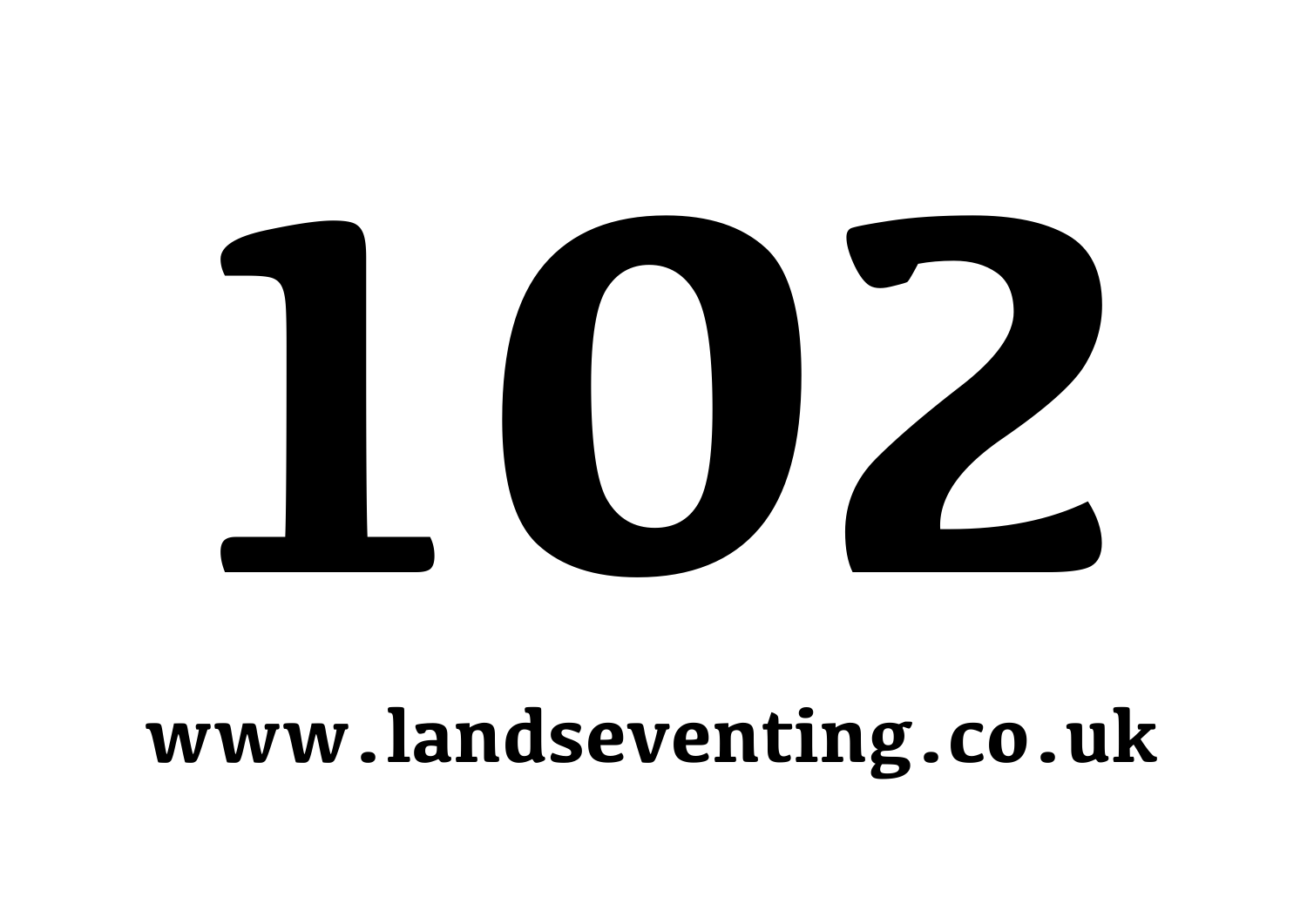# 102

**www.landseventing.co.uk**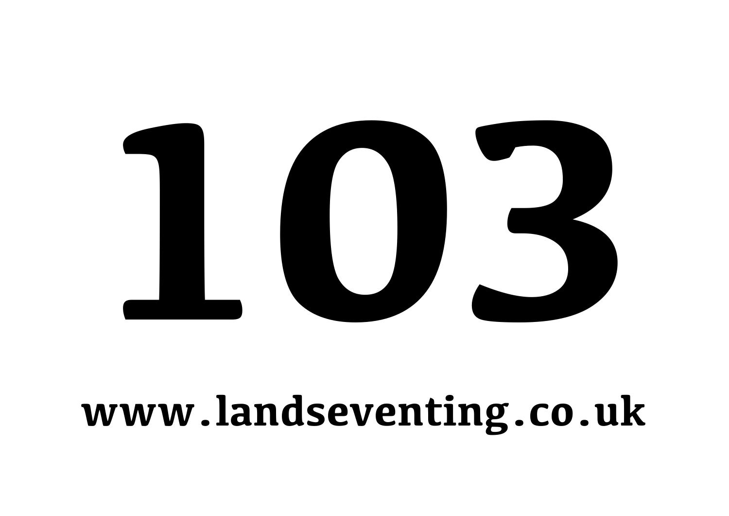# 103

**www.landseventing.co.uk**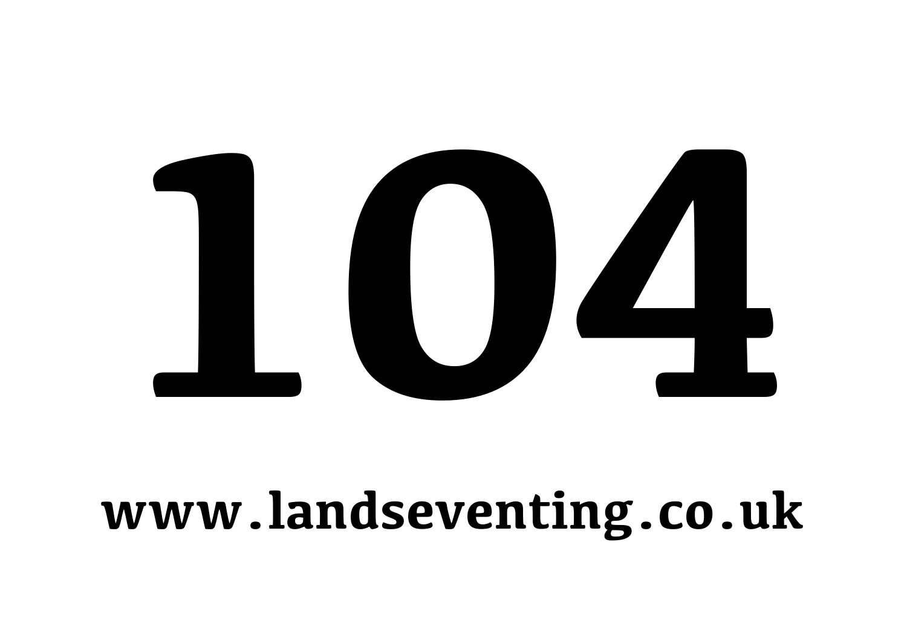# 104

**www.landseventing.co.uk**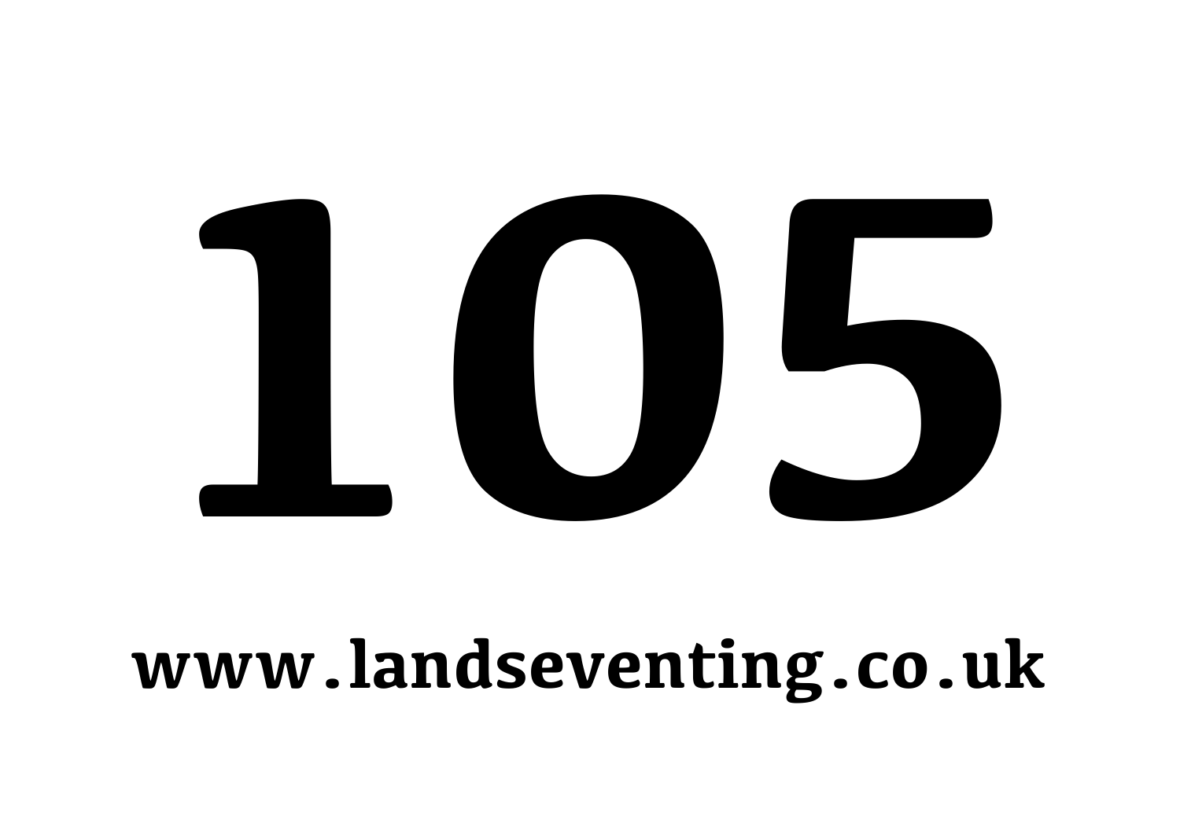# 105

**www.landseventing.co.uk**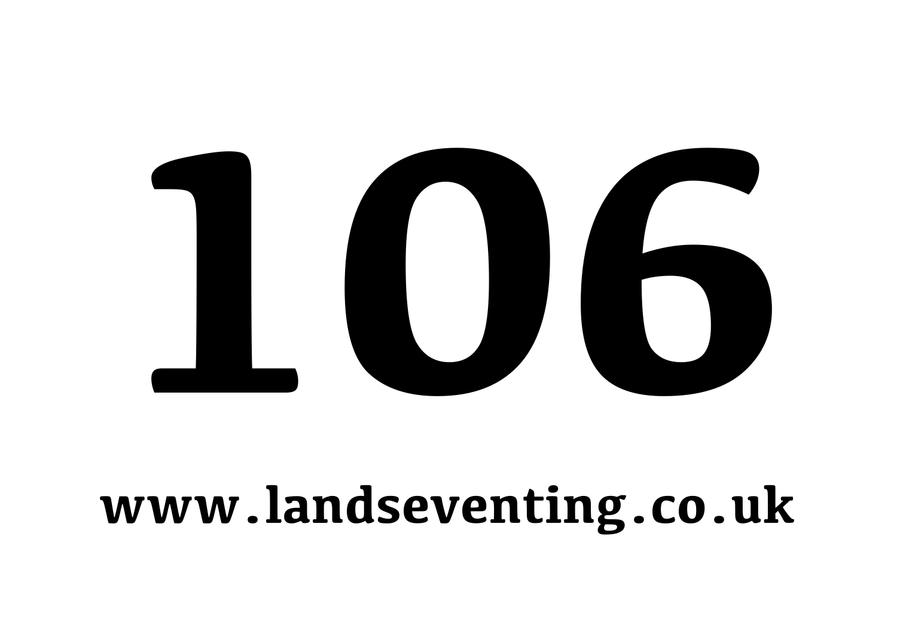# 106

**www.landseventing.co.uk**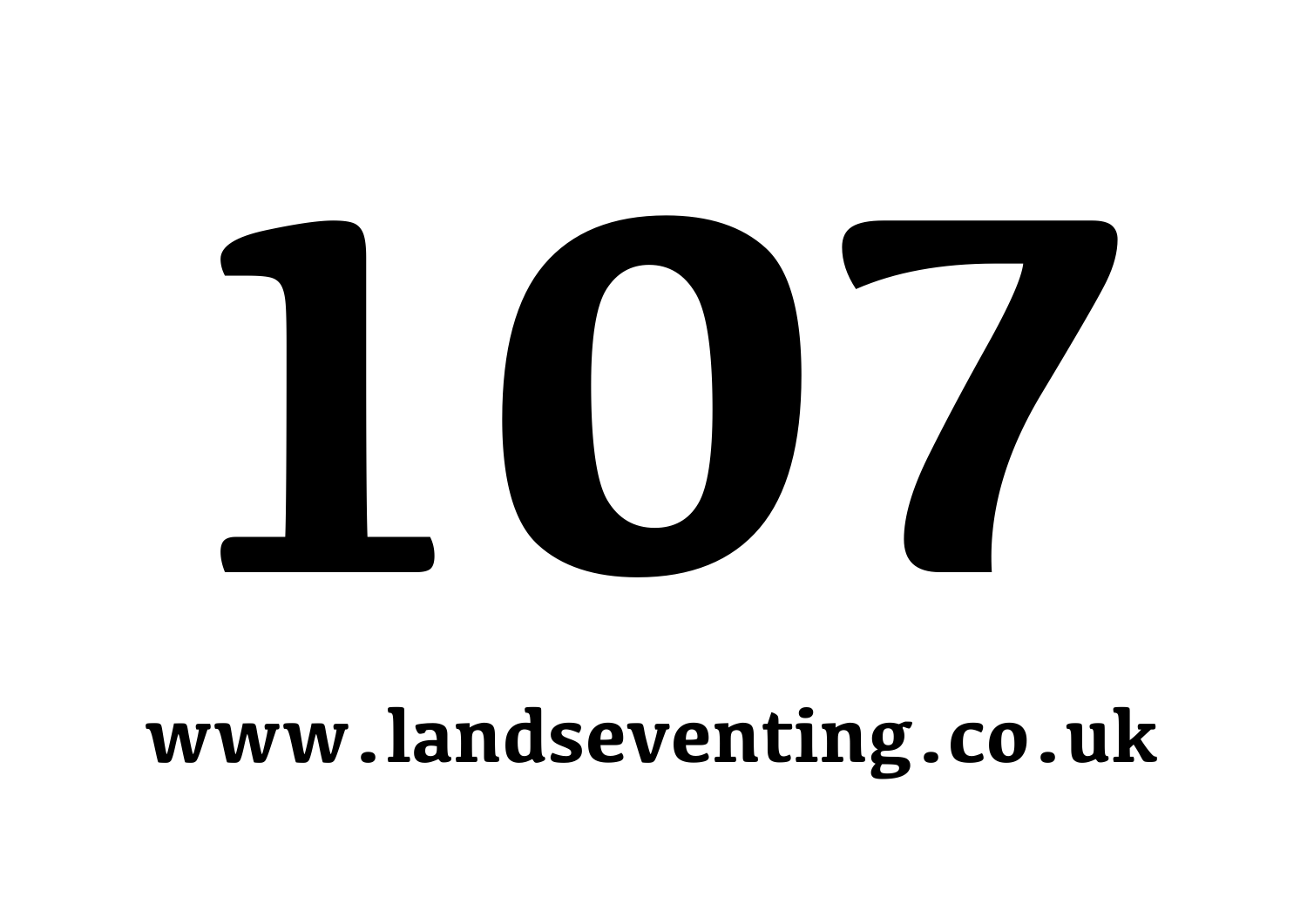# 107

**www.landseventing.co.uk**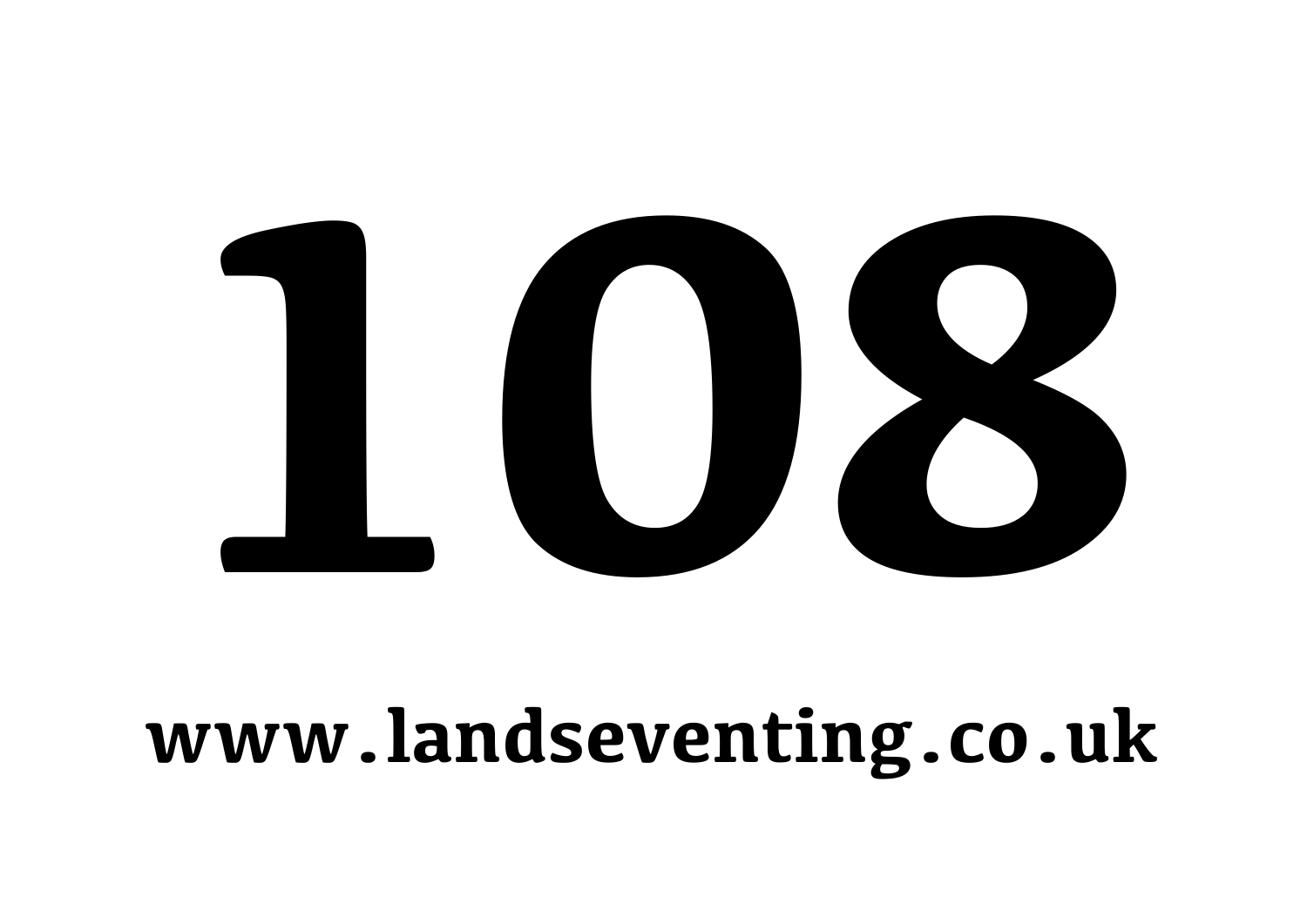# 108

**www.landseventing.co.uk**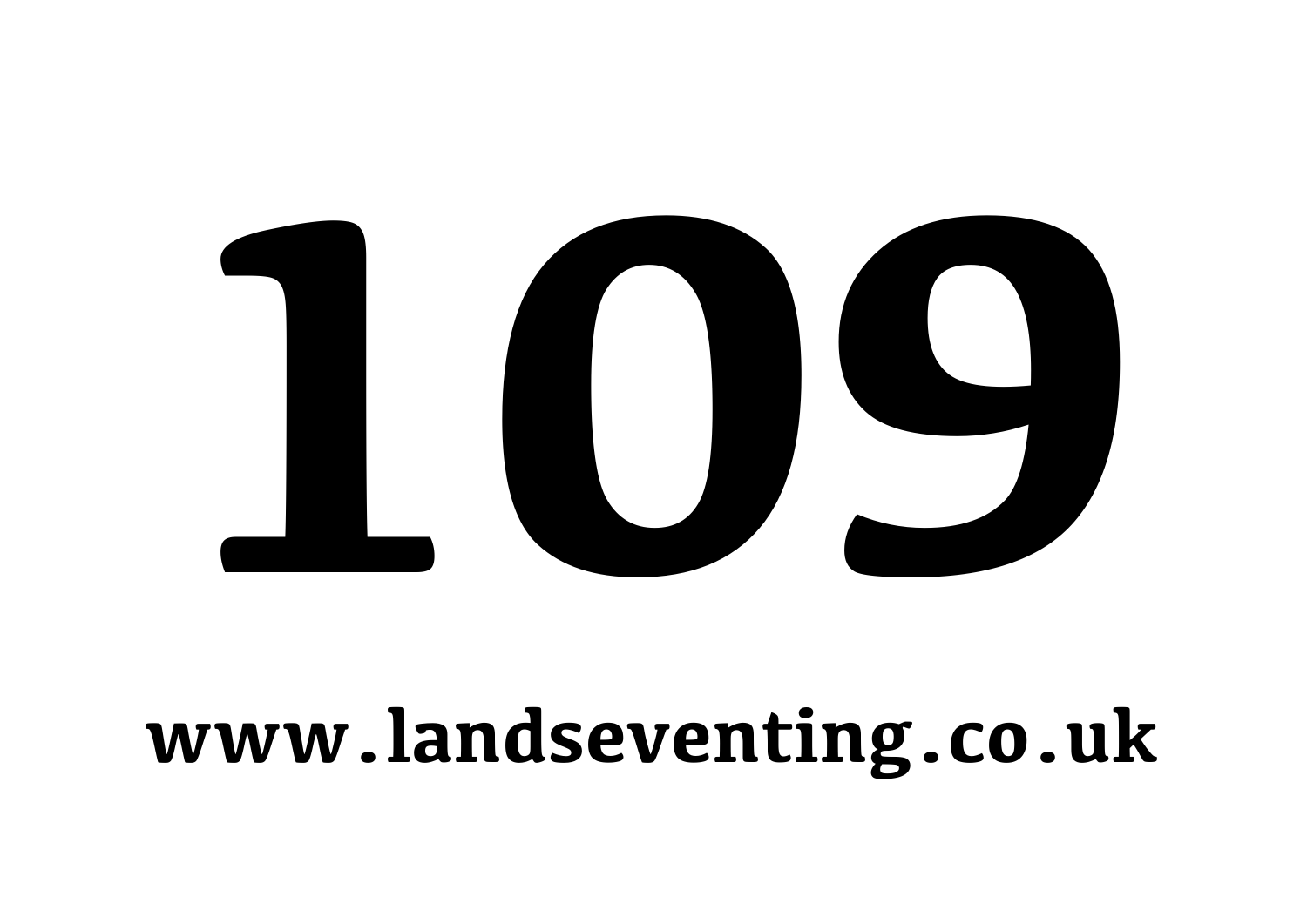# 109

**www.landseventing.co.uk**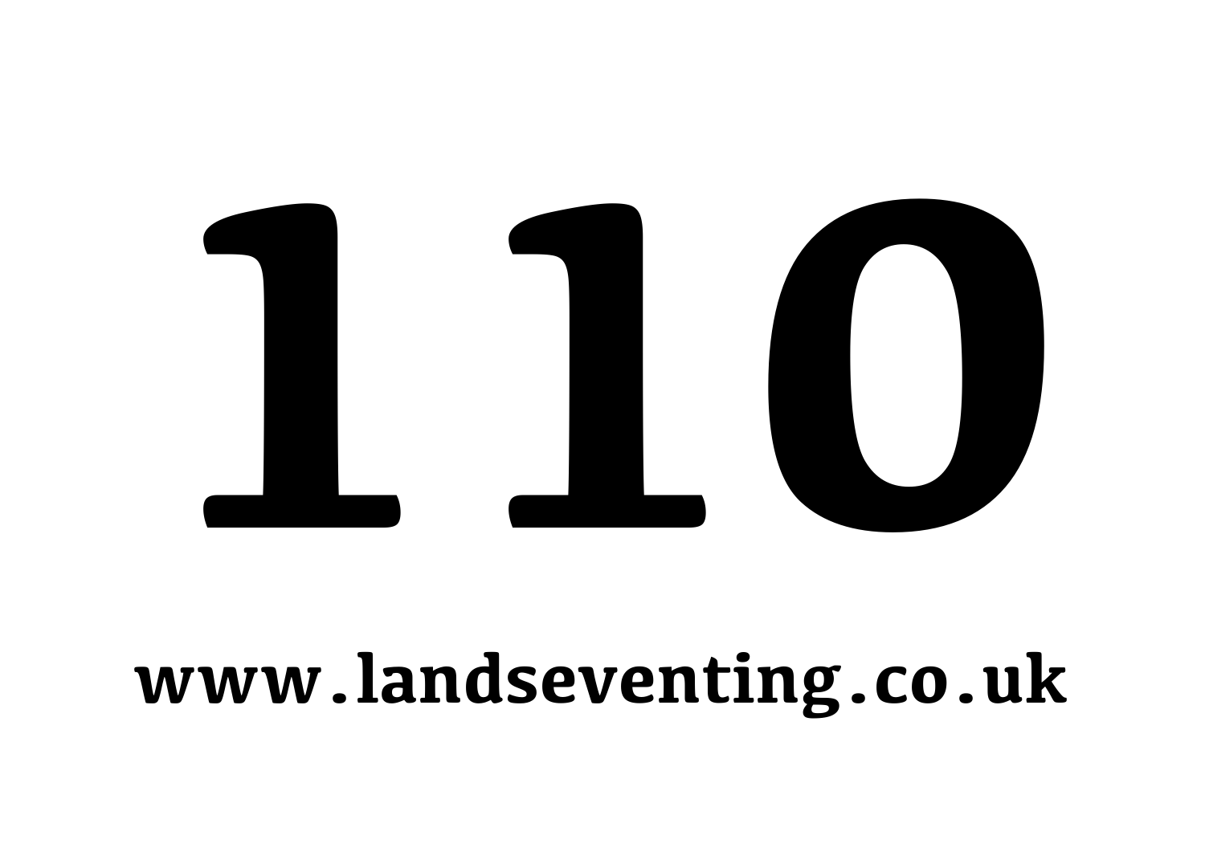# 110

**www.landseventing.co.uk**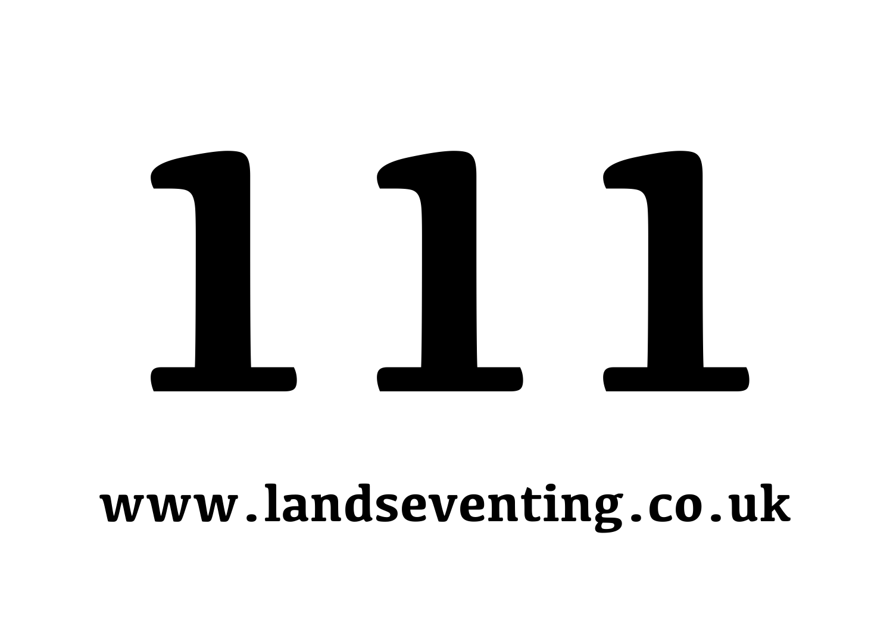# 111

**www.landseventing.co.uk**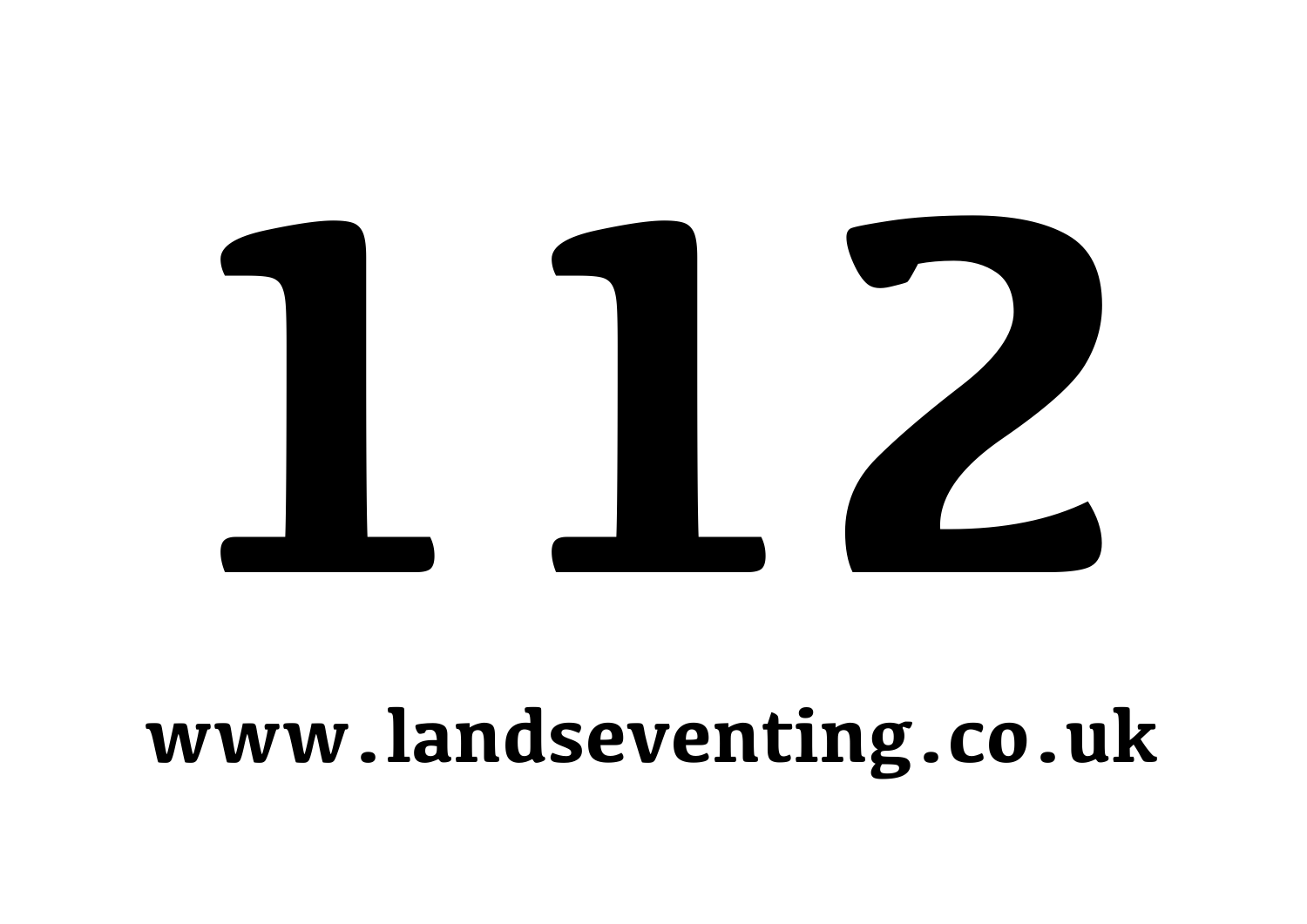# 112

**www.landseventing.co.uk**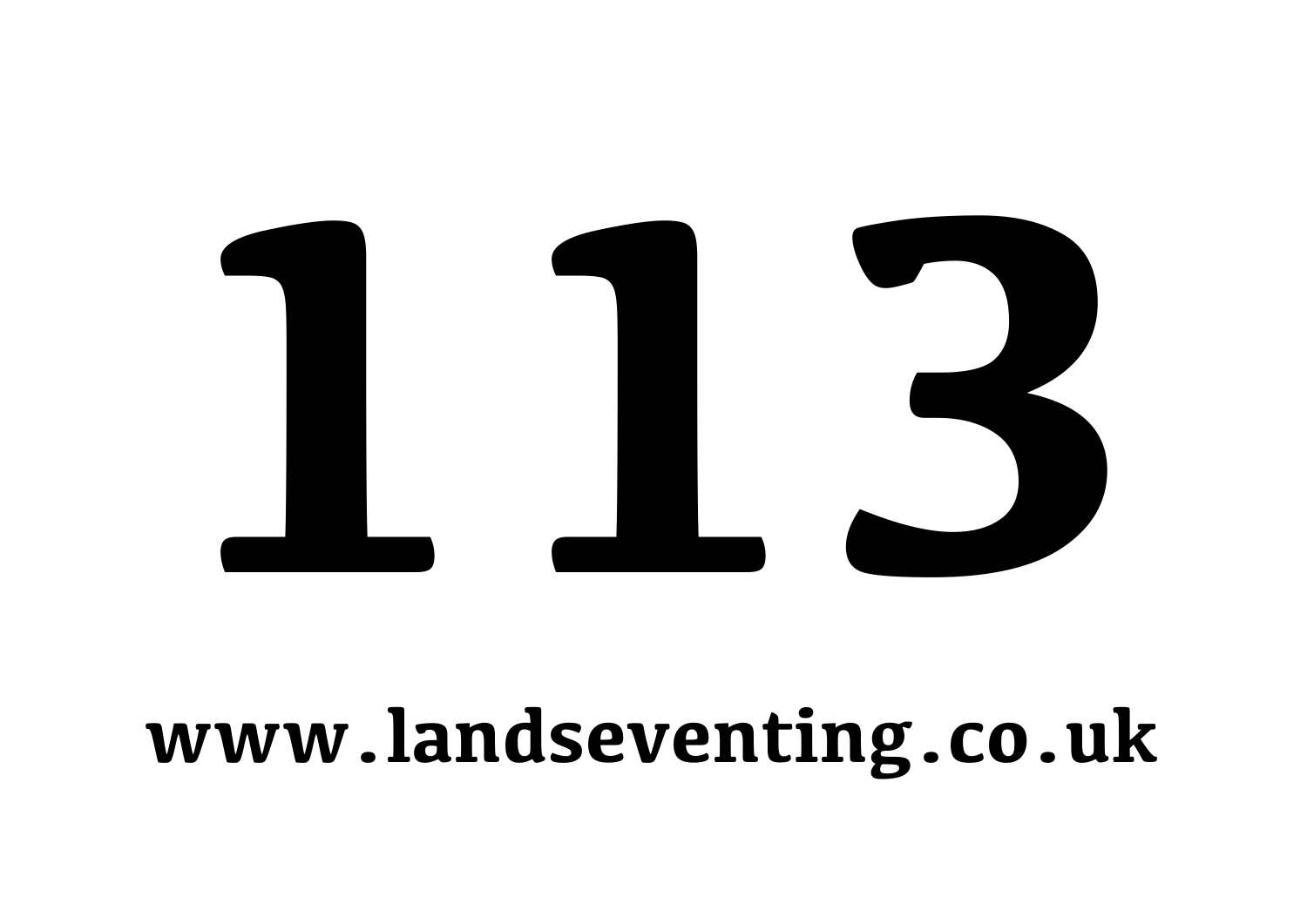# 113

**www.landseventing.co.uk**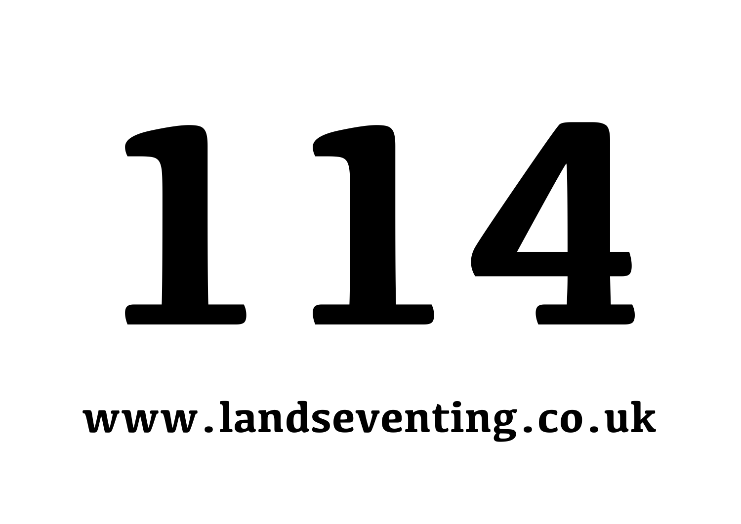# 114

**www.landseventing.co.uk**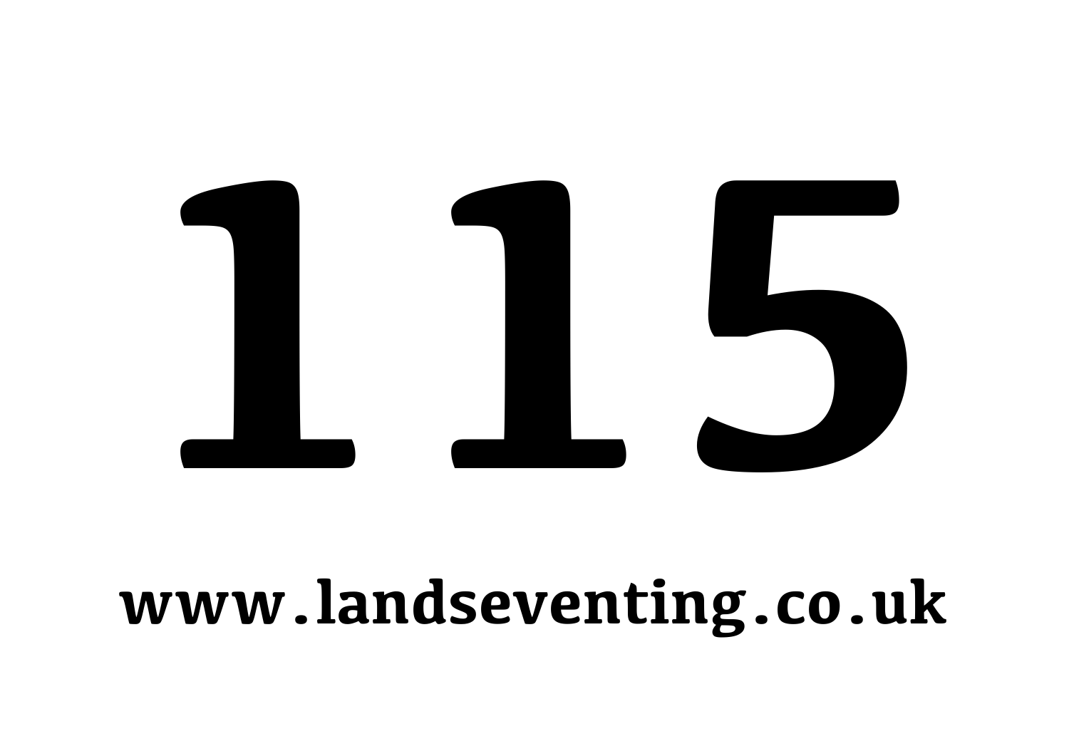# 115

**www.landseventing.co.uk**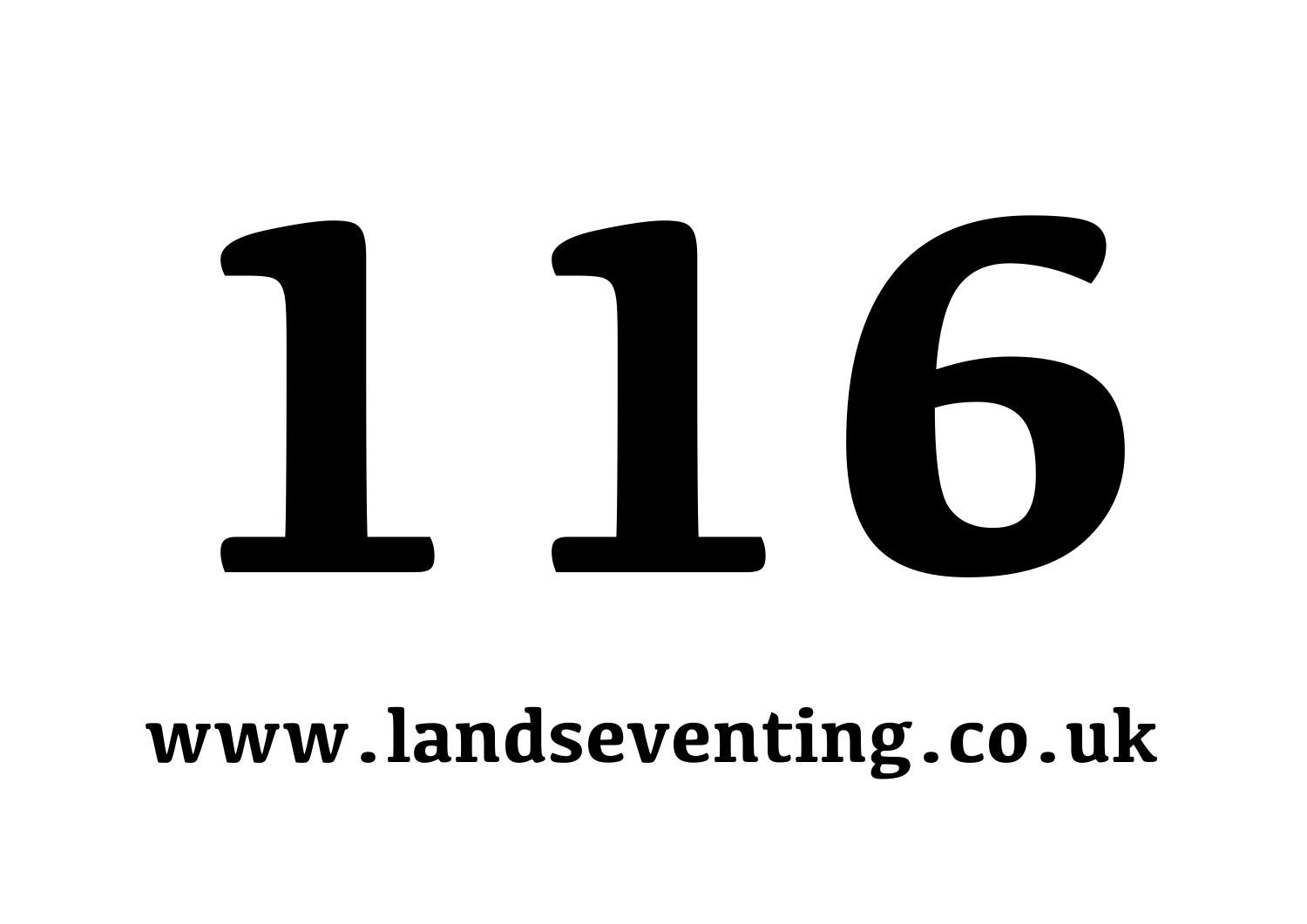# 116

**www.landseventing.co.uk**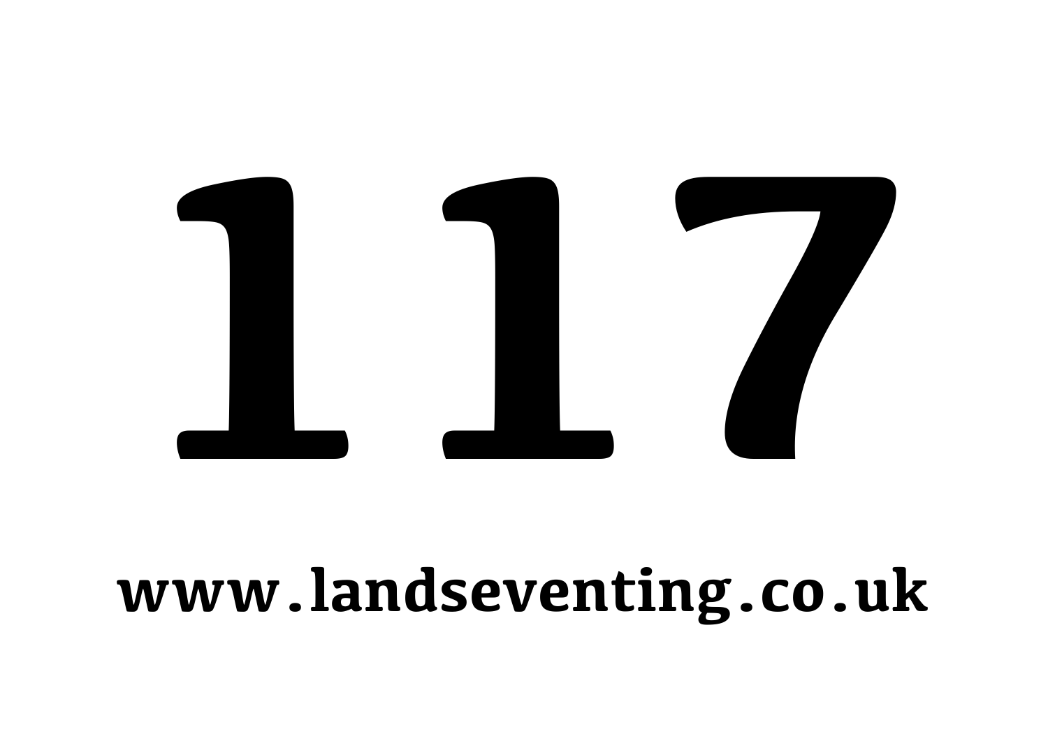# 117

**www.landseventing.co.uk**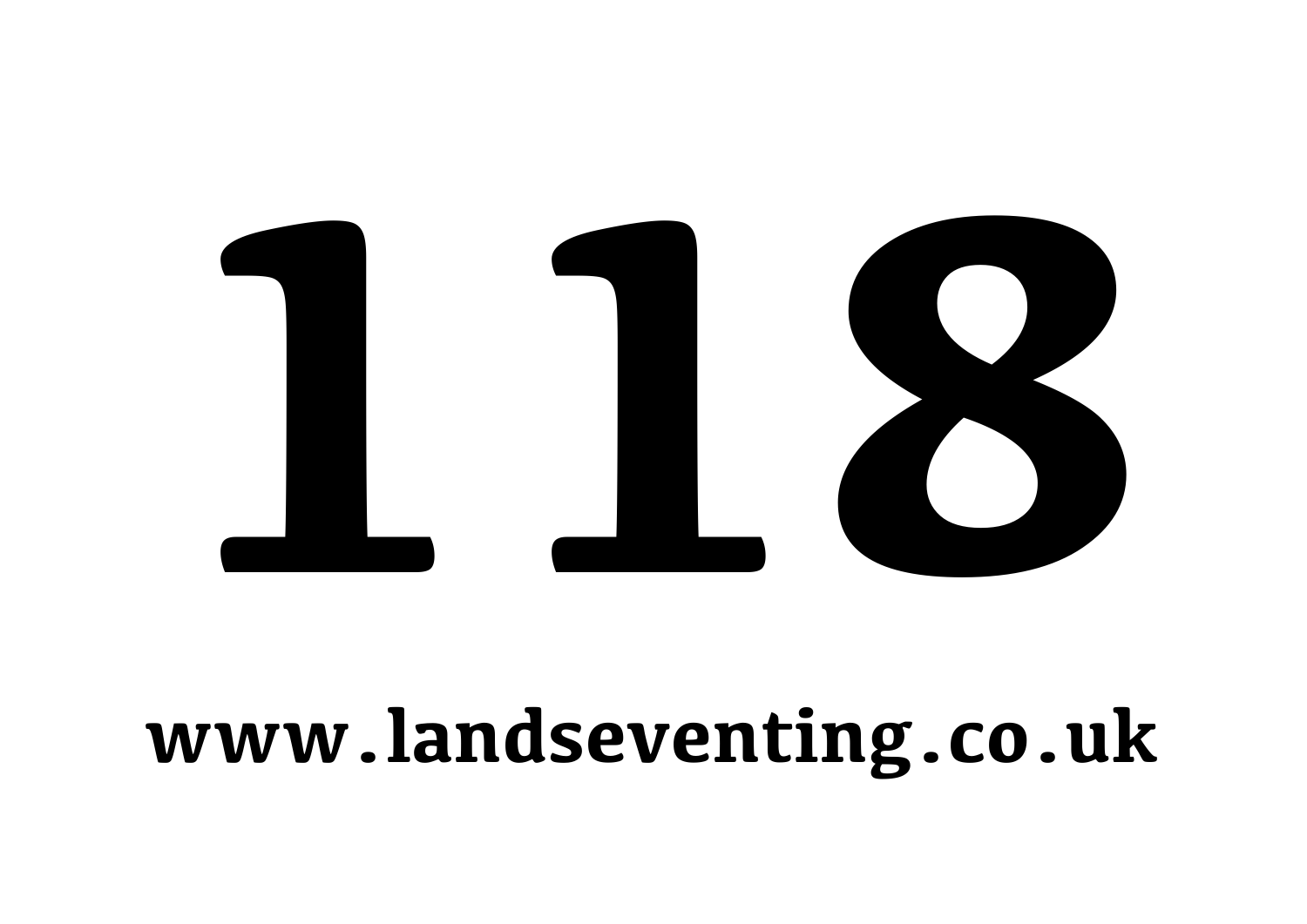# 118

**www.landseventing.co.uk**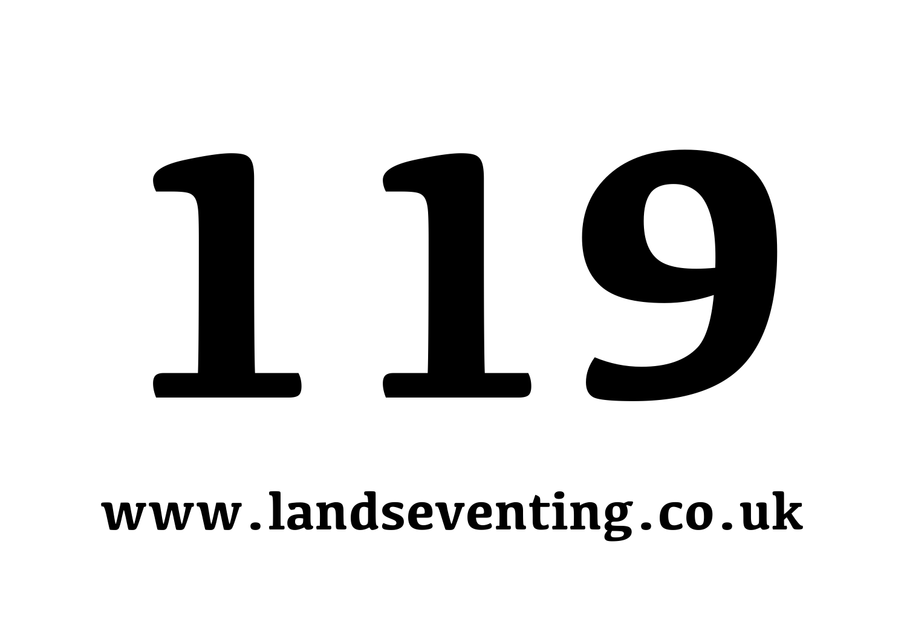# 119

www.landseventing.co.uk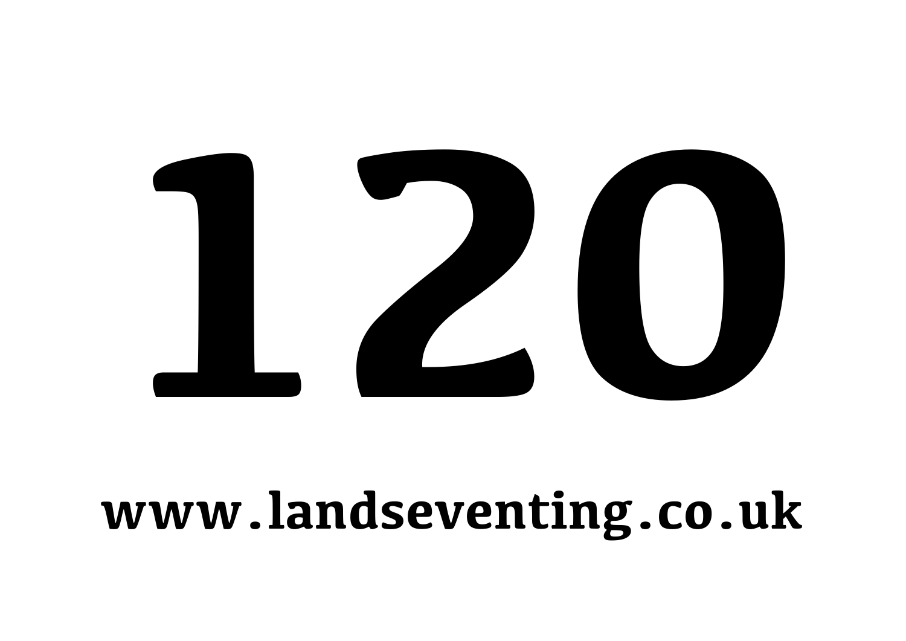# 120

**www.landseventing.co.uk**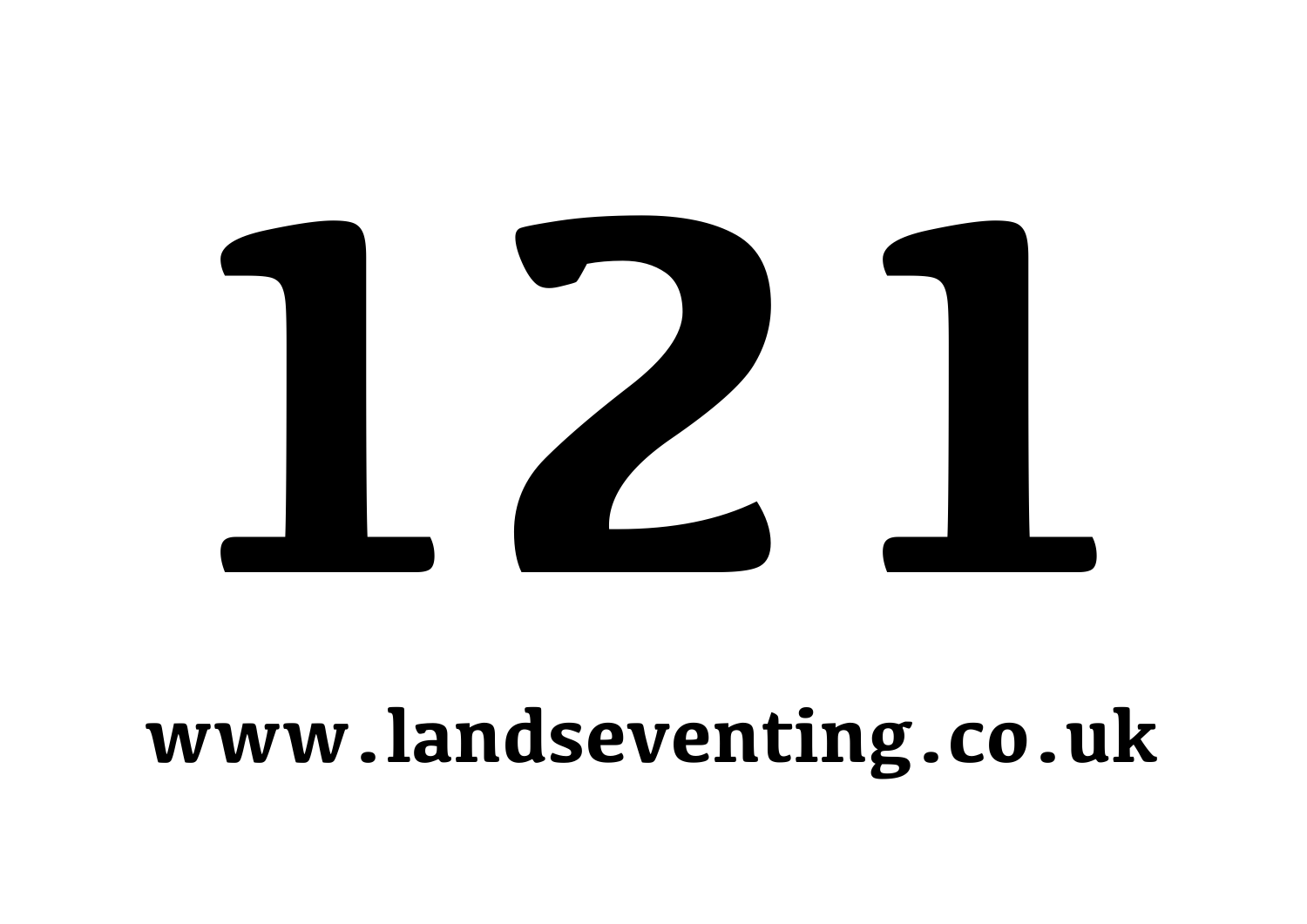# 121

www.landseventing.co.uk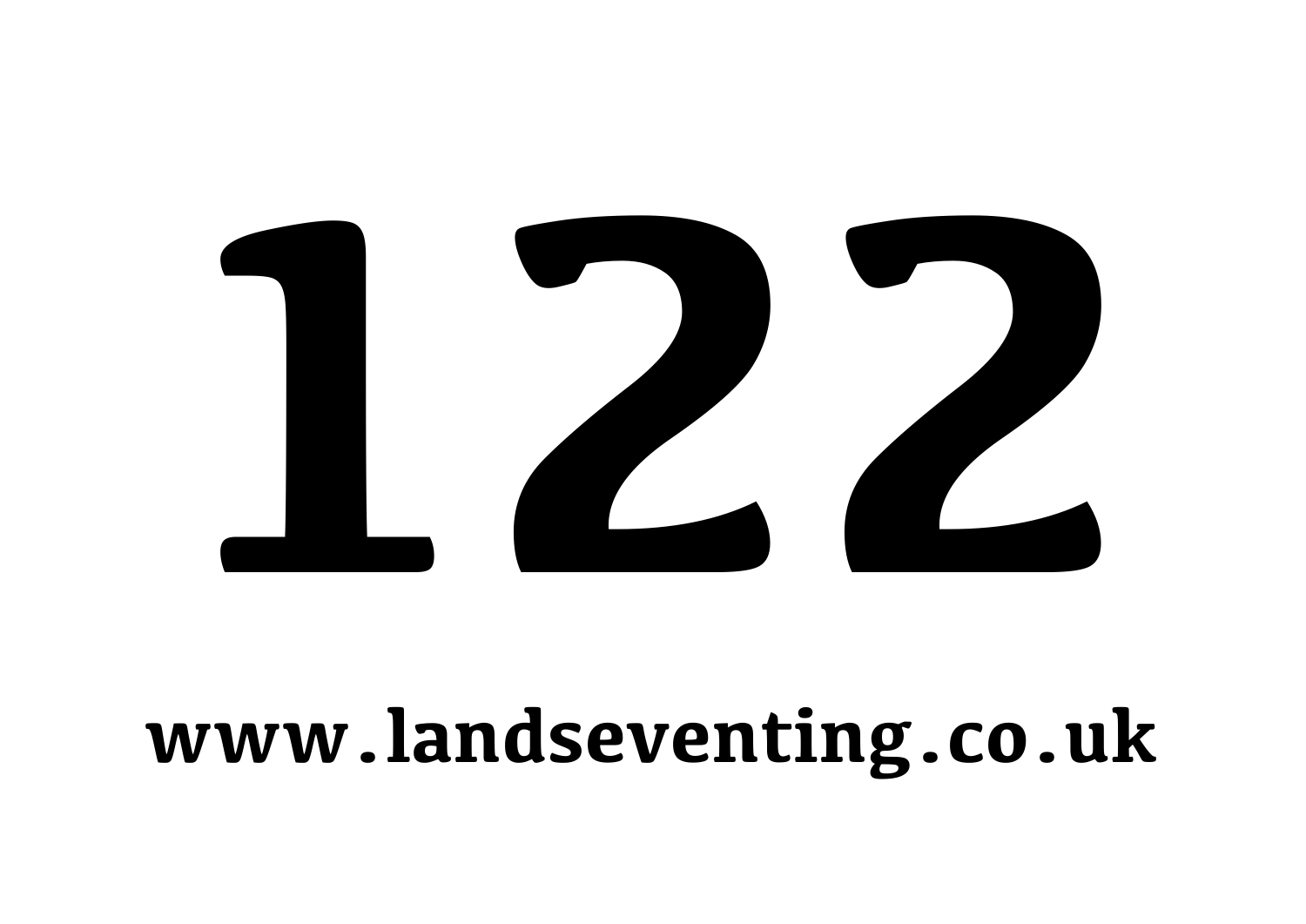# 122

**www.landseventing.co.uk**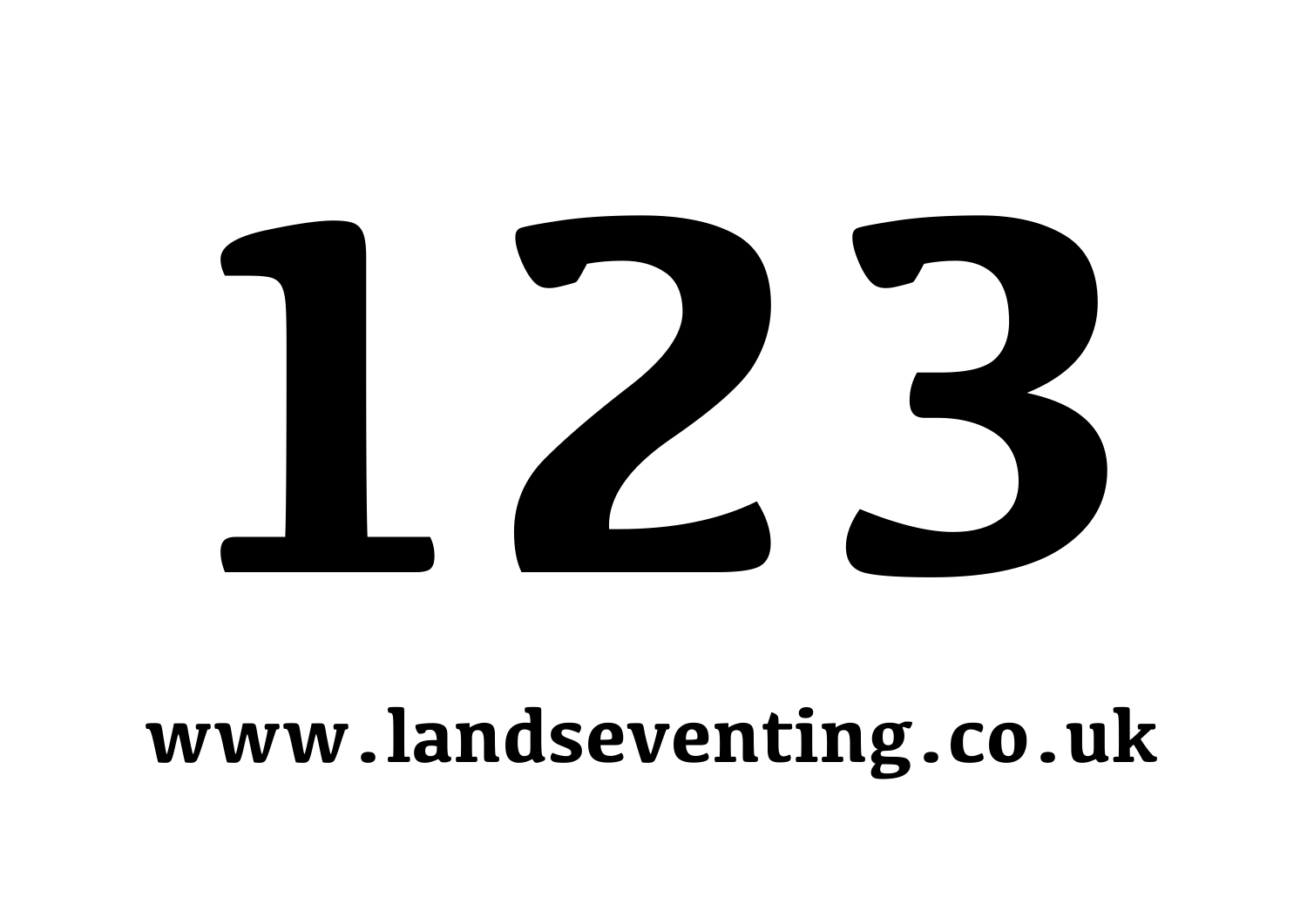# 123

**www.landseventing.co.uk**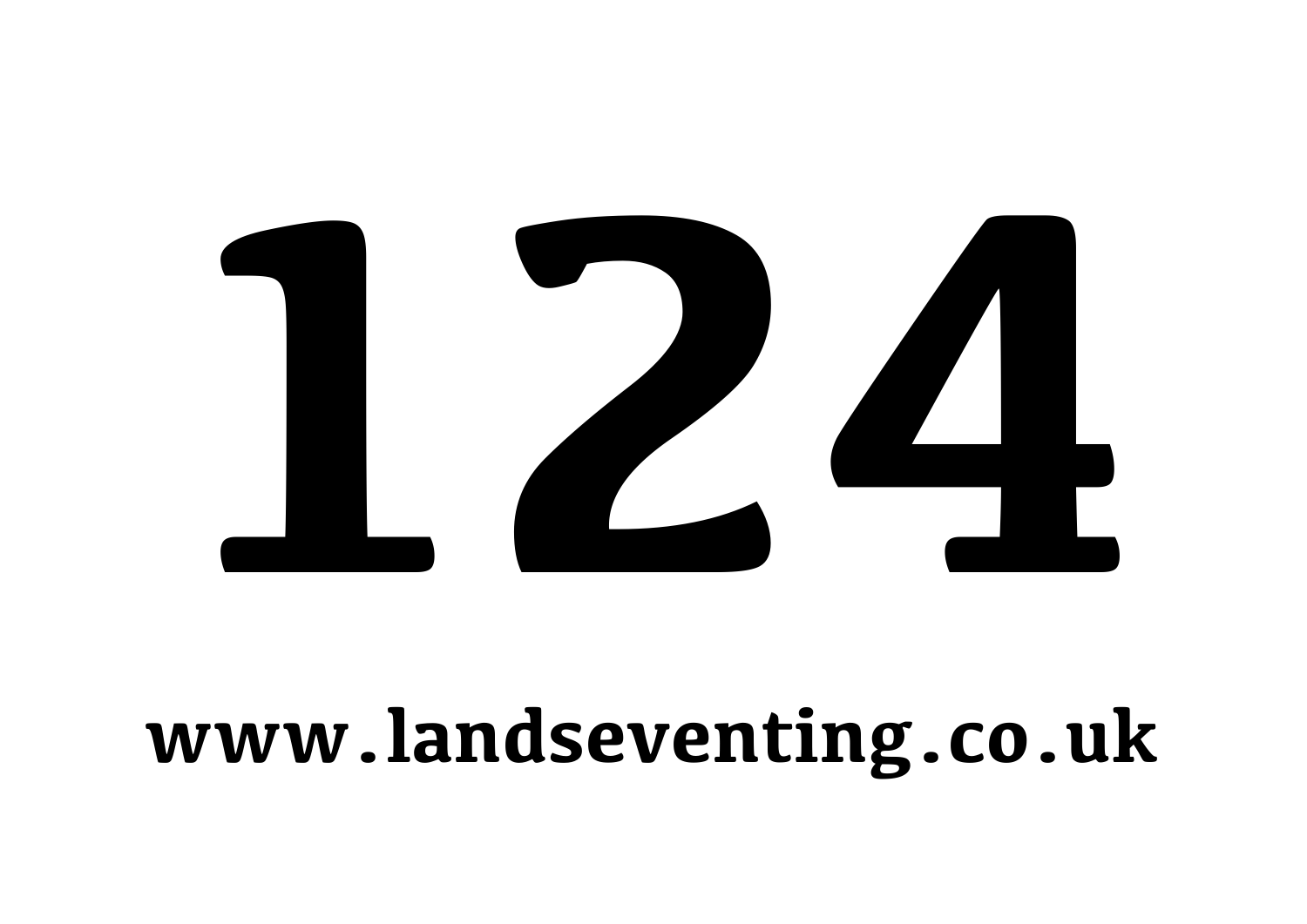# 124

**www.landseventing.co.uk**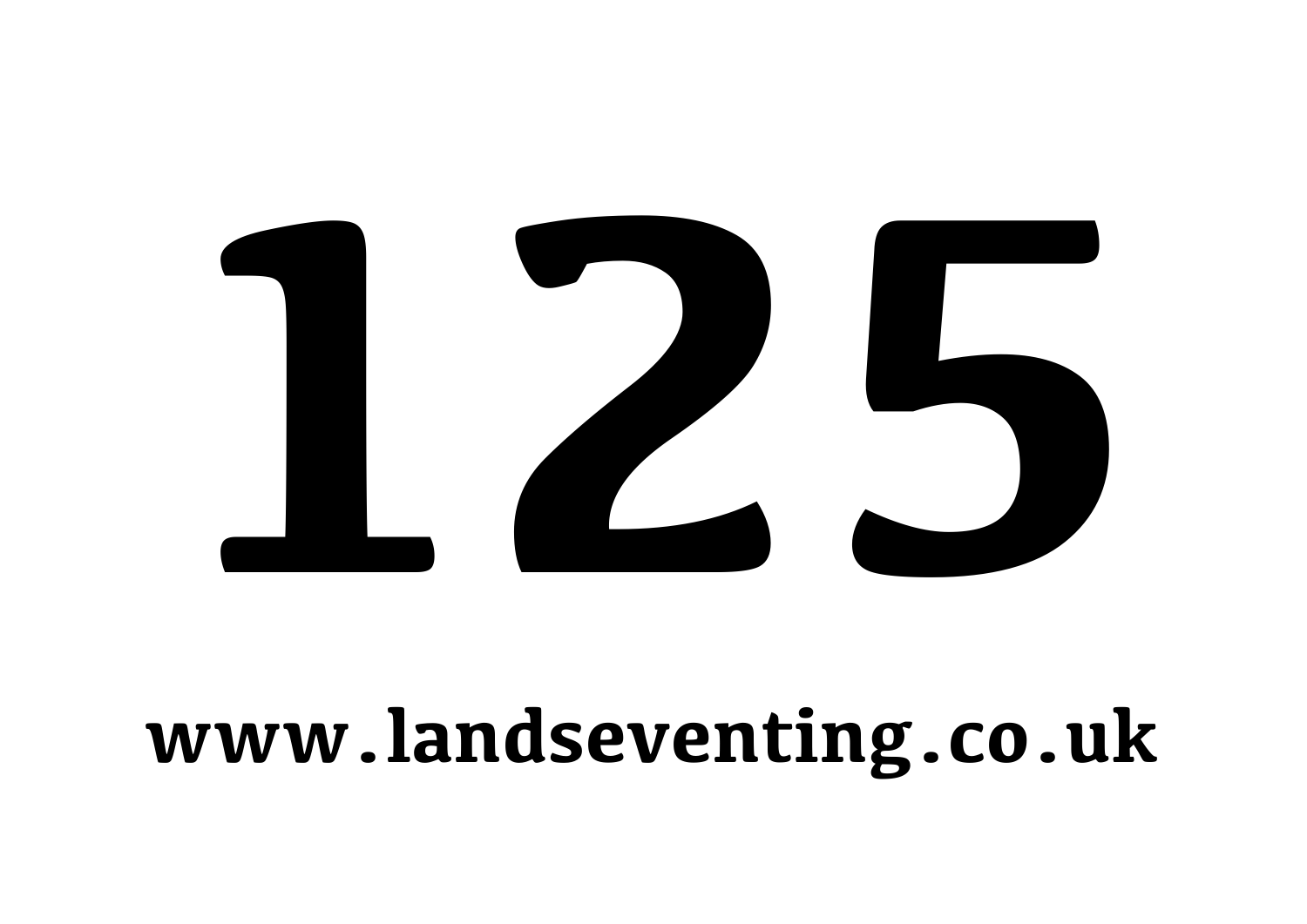# 125

**www.landseventing.co.uk**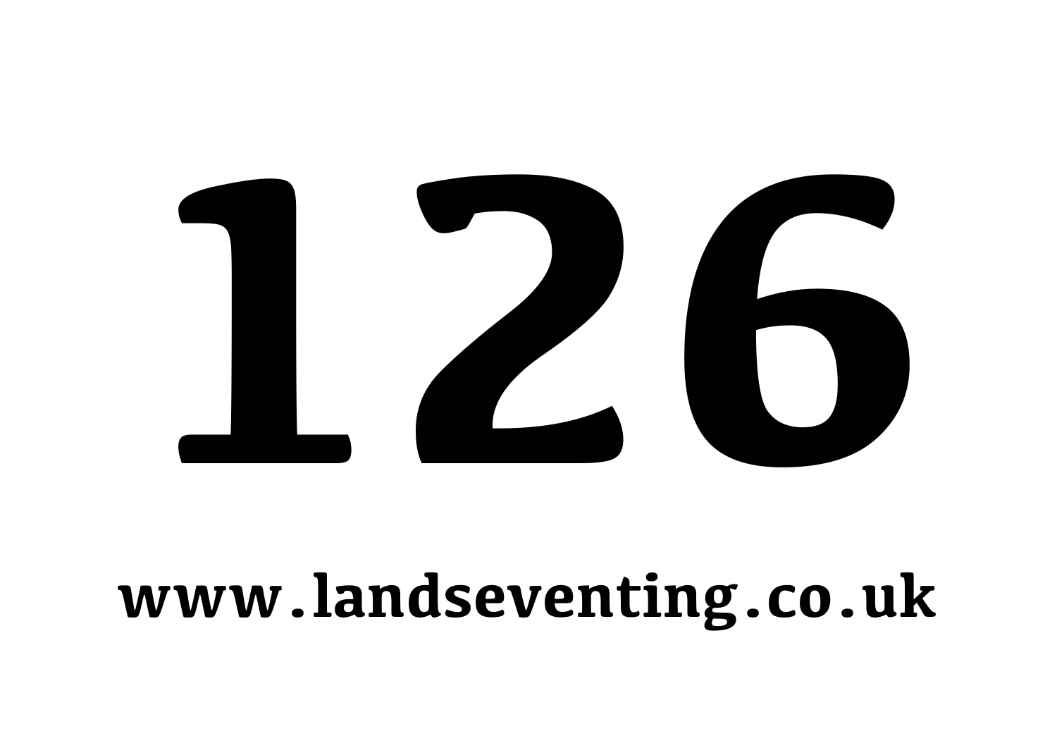# 126

**www.landseventing.co.uk**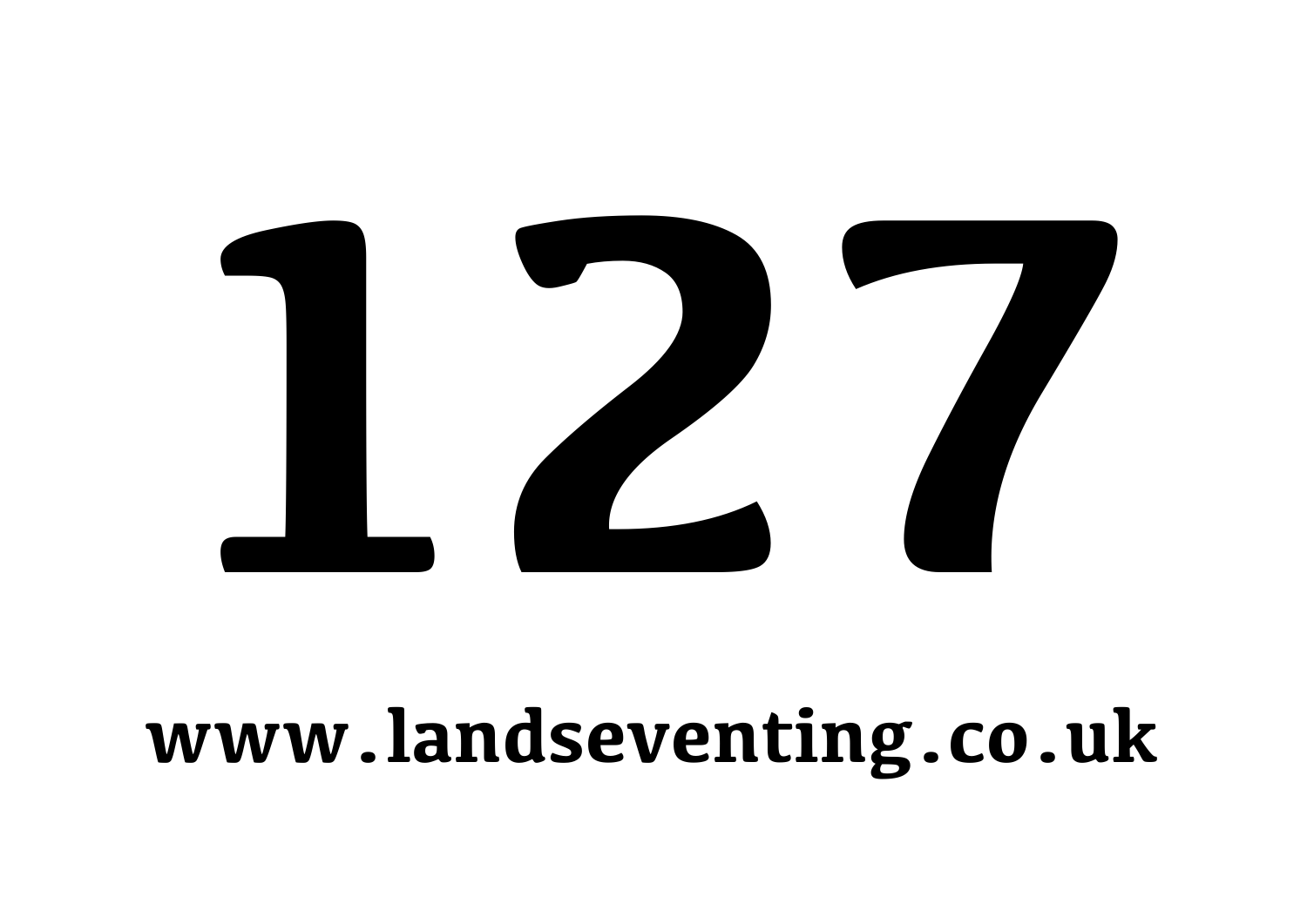# 127

**www.landseventing.co.uk**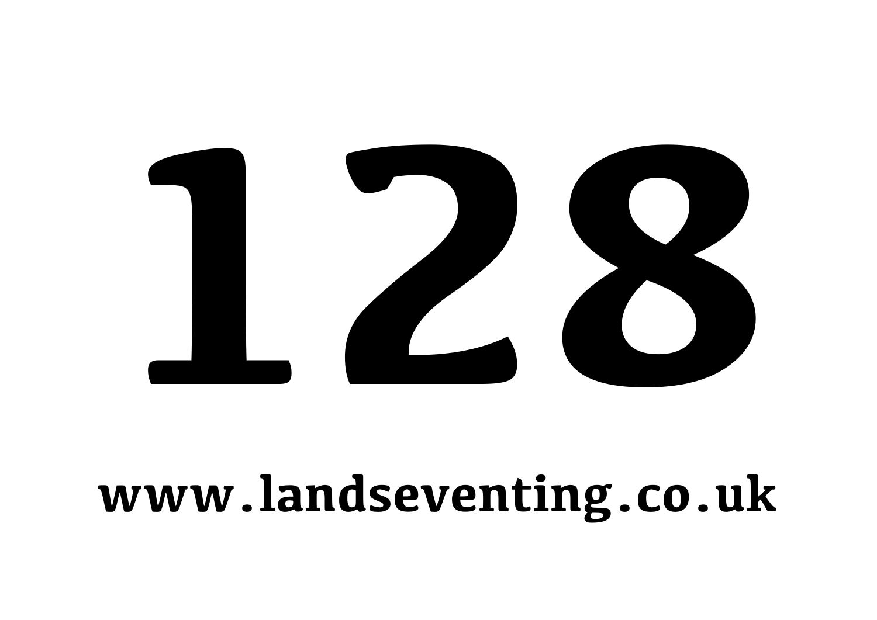# 128

**www.landseventing.co.uk**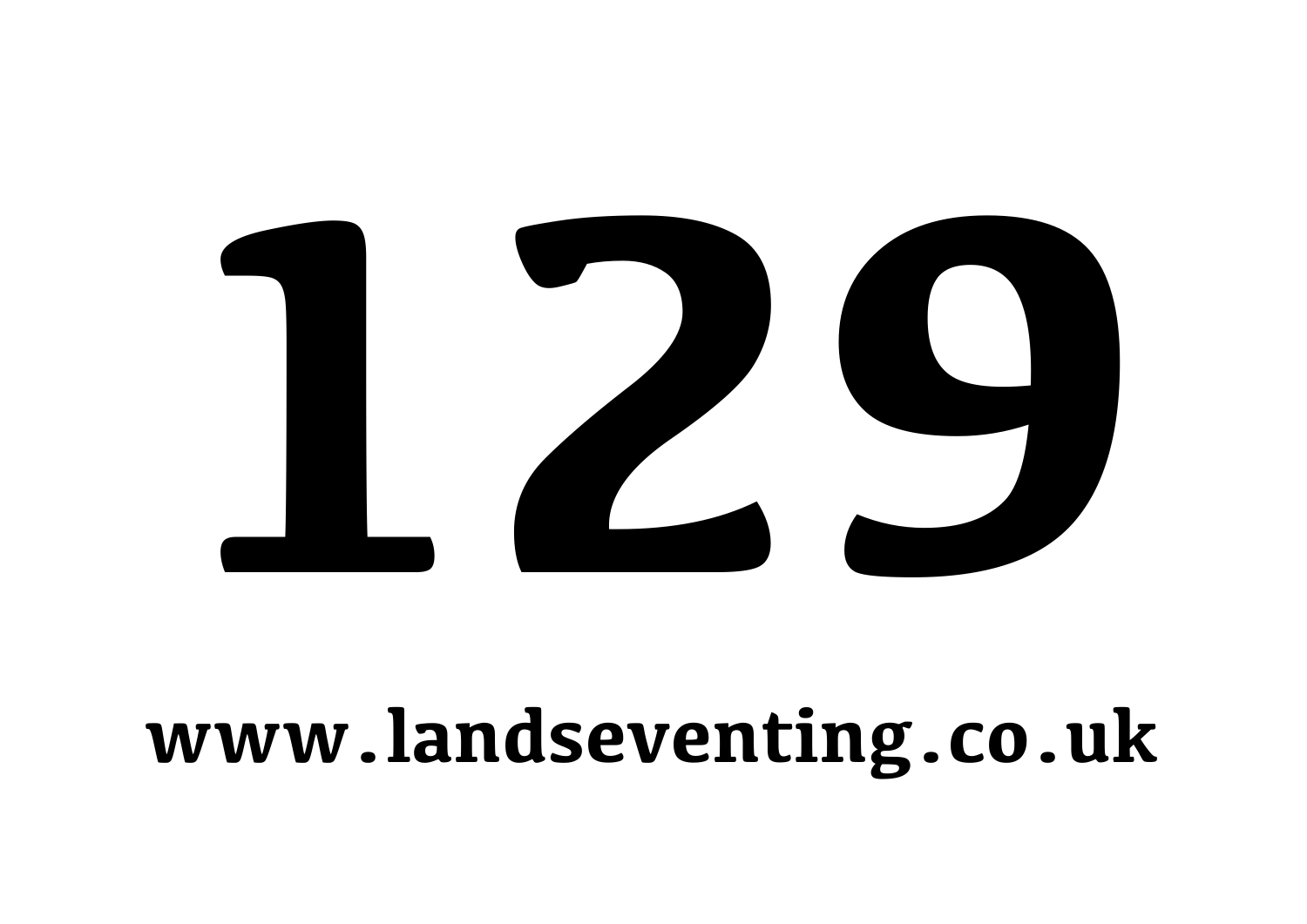# 129

**www.landseventing.co.uk**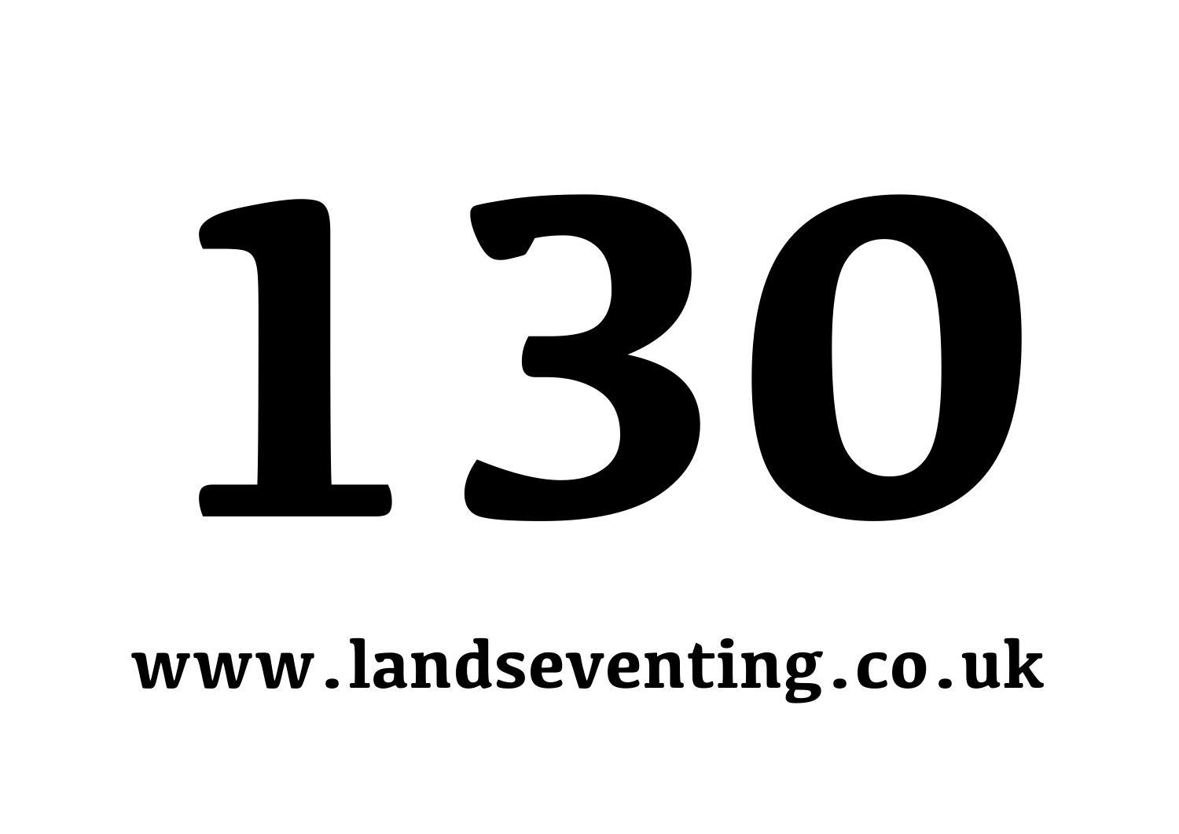# 130

**www.landseventing.co.uk**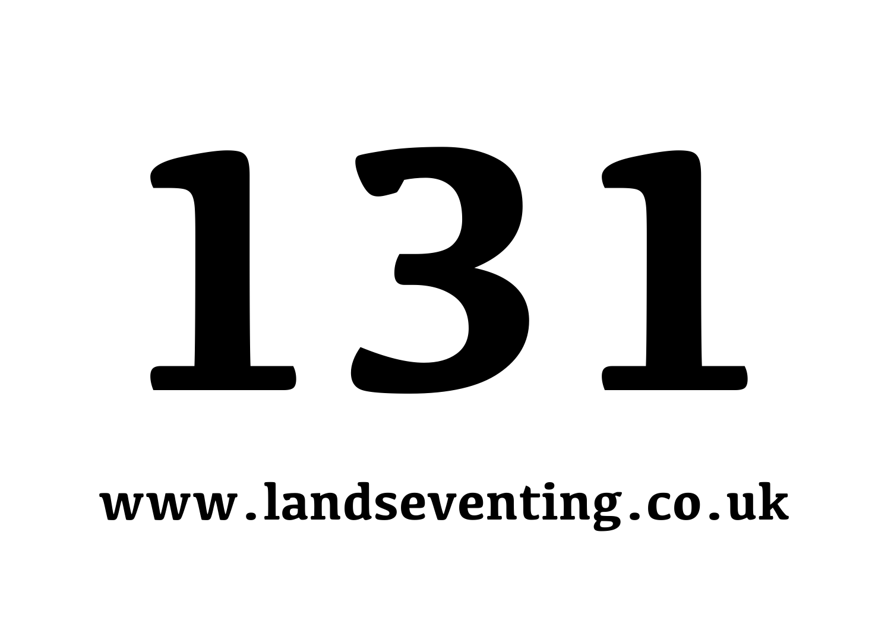# 131

**www.landseventing.co.uk**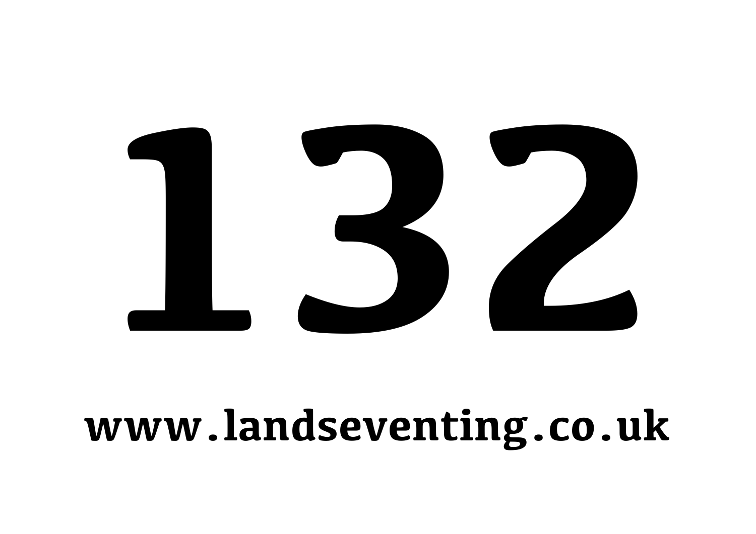# 132

**www.landseventing.co.uk**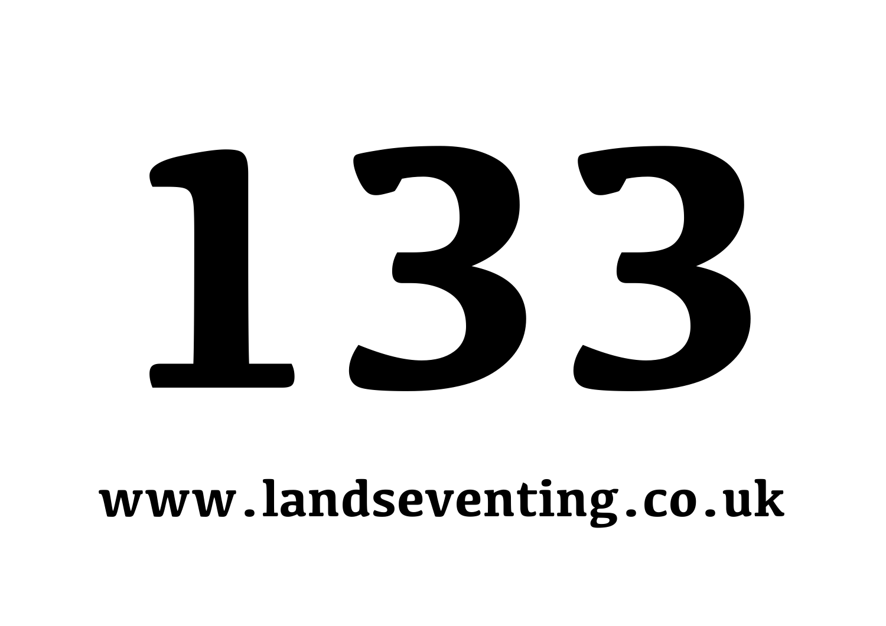# 133

**www.landseventing.co.uk**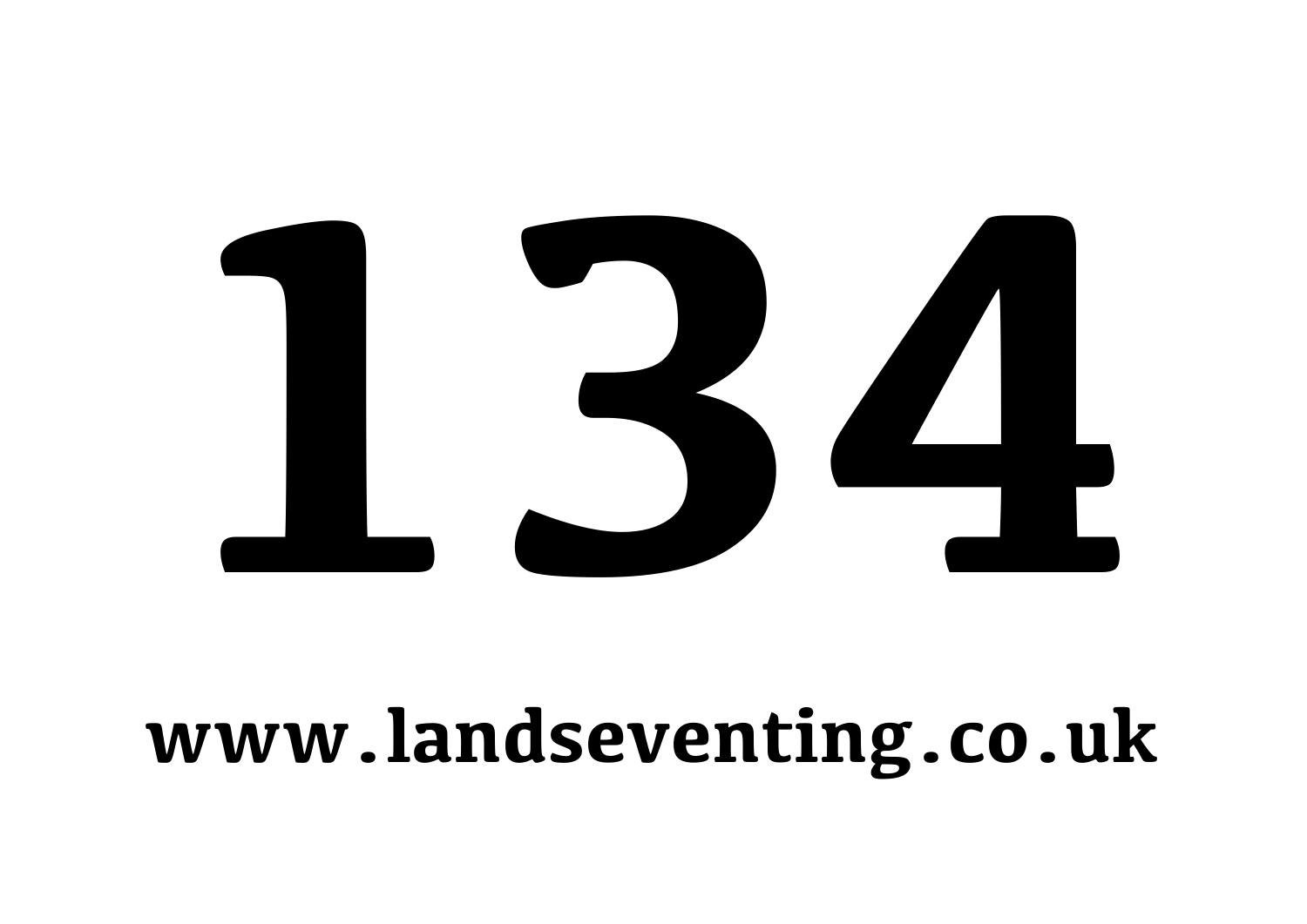# 134

**www.landseventing.co.uk**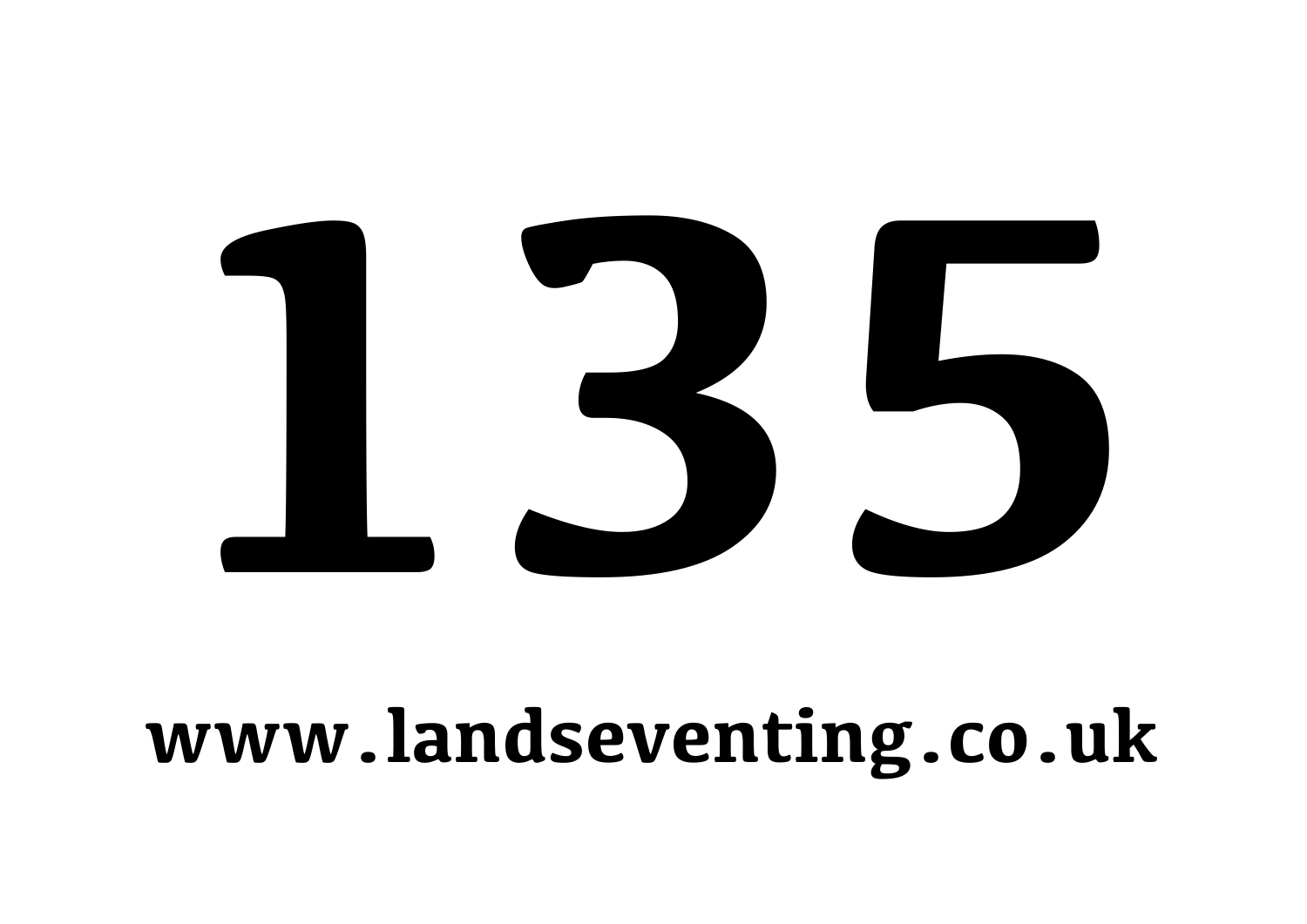# 135

**www.landseventing.co.uk**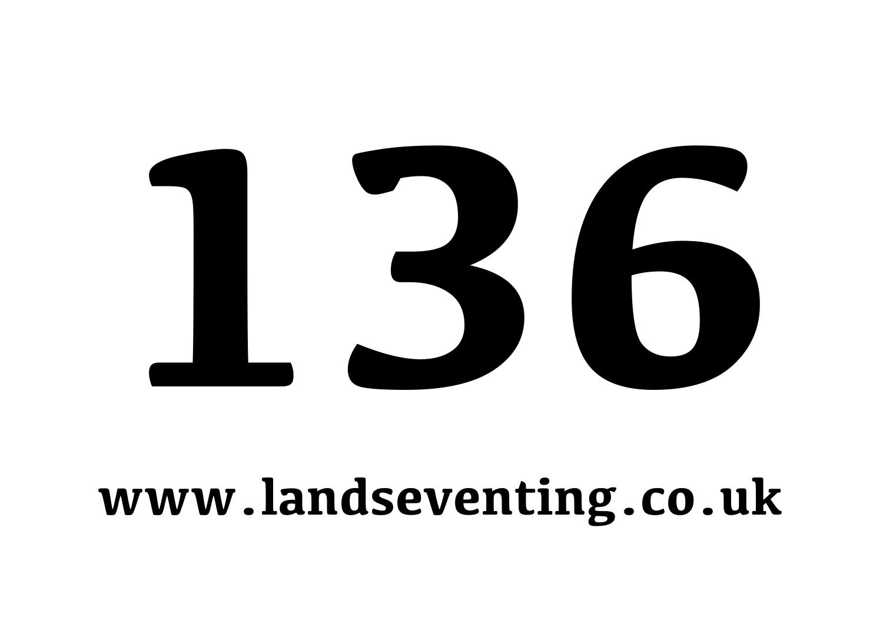# 136

**www.landseventing.co.uk**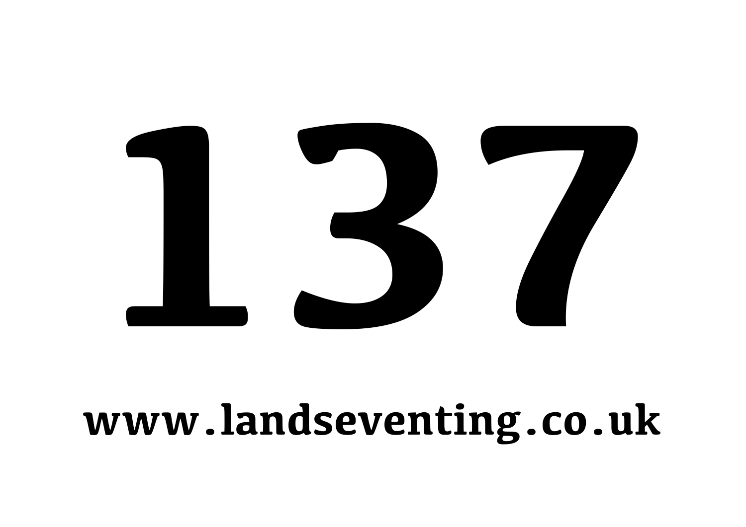# 137

**www.landseventing.co.uk**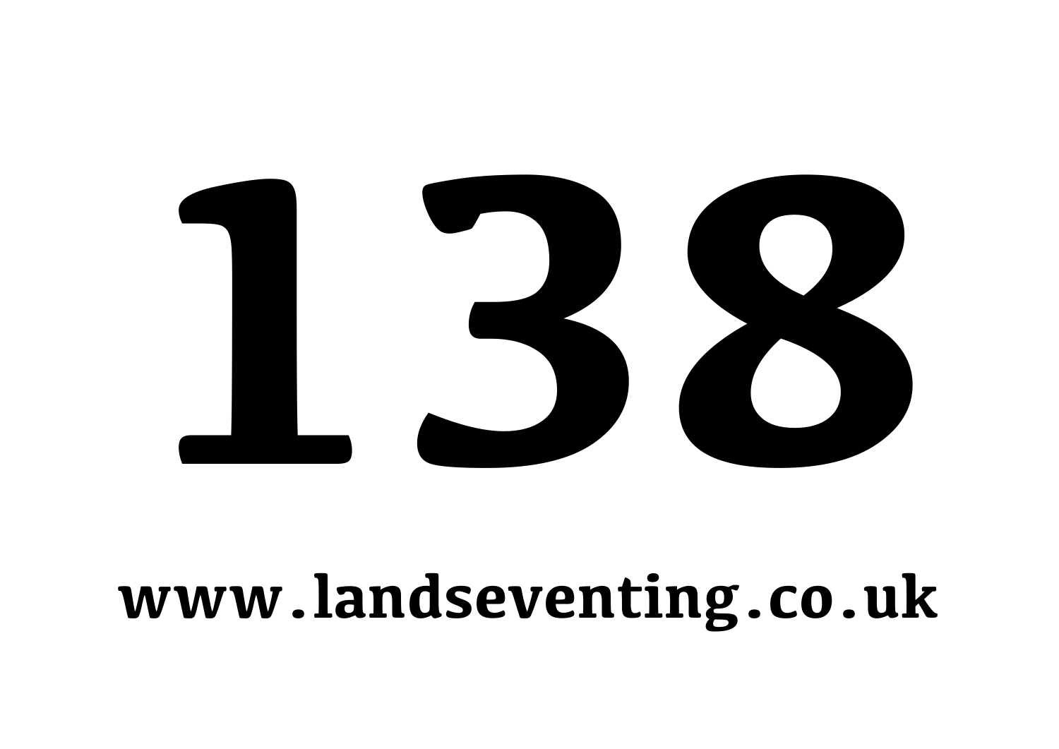# 138

**www.landseventing.co.uk**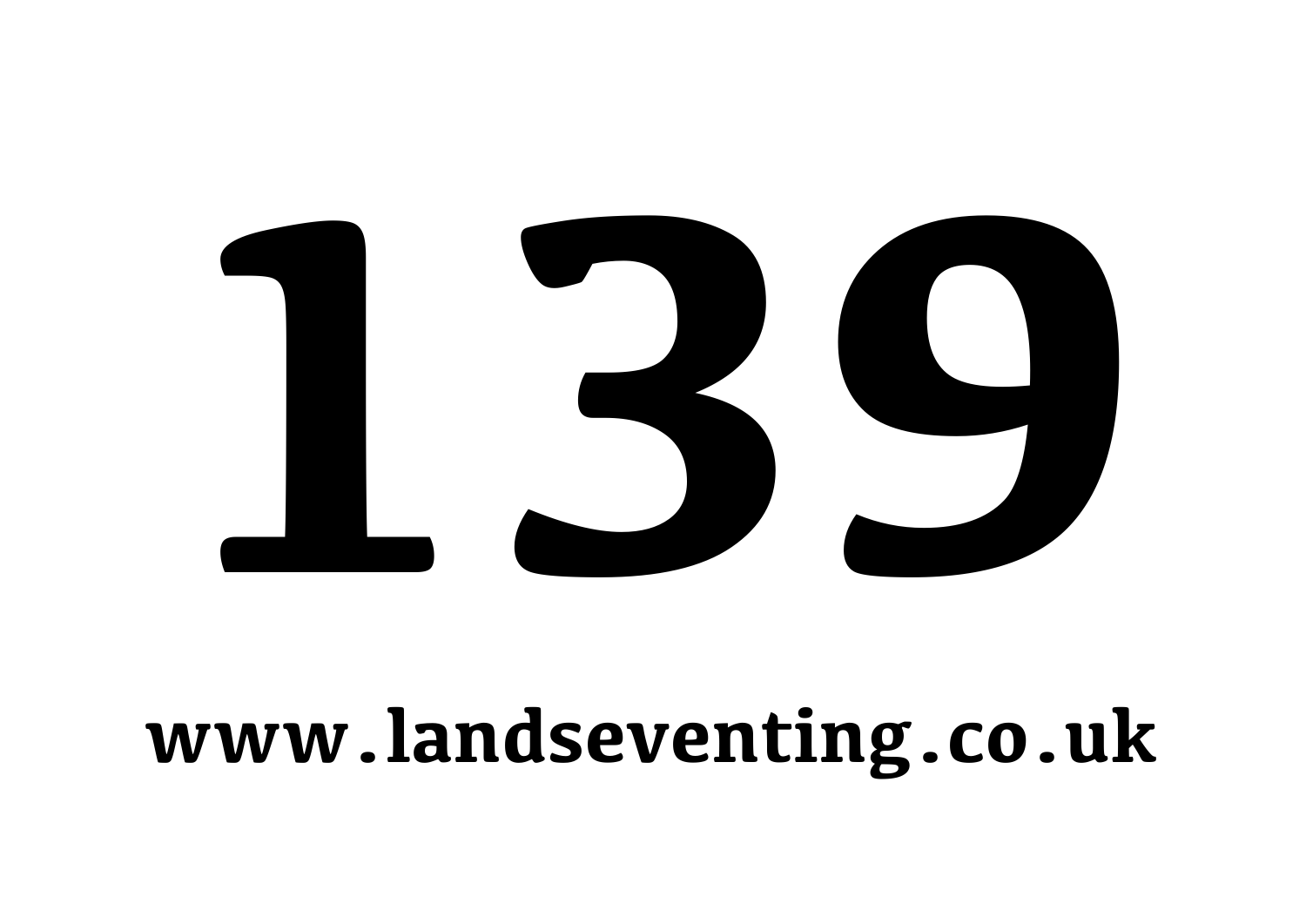# 139

**www.landseventing.co.uk**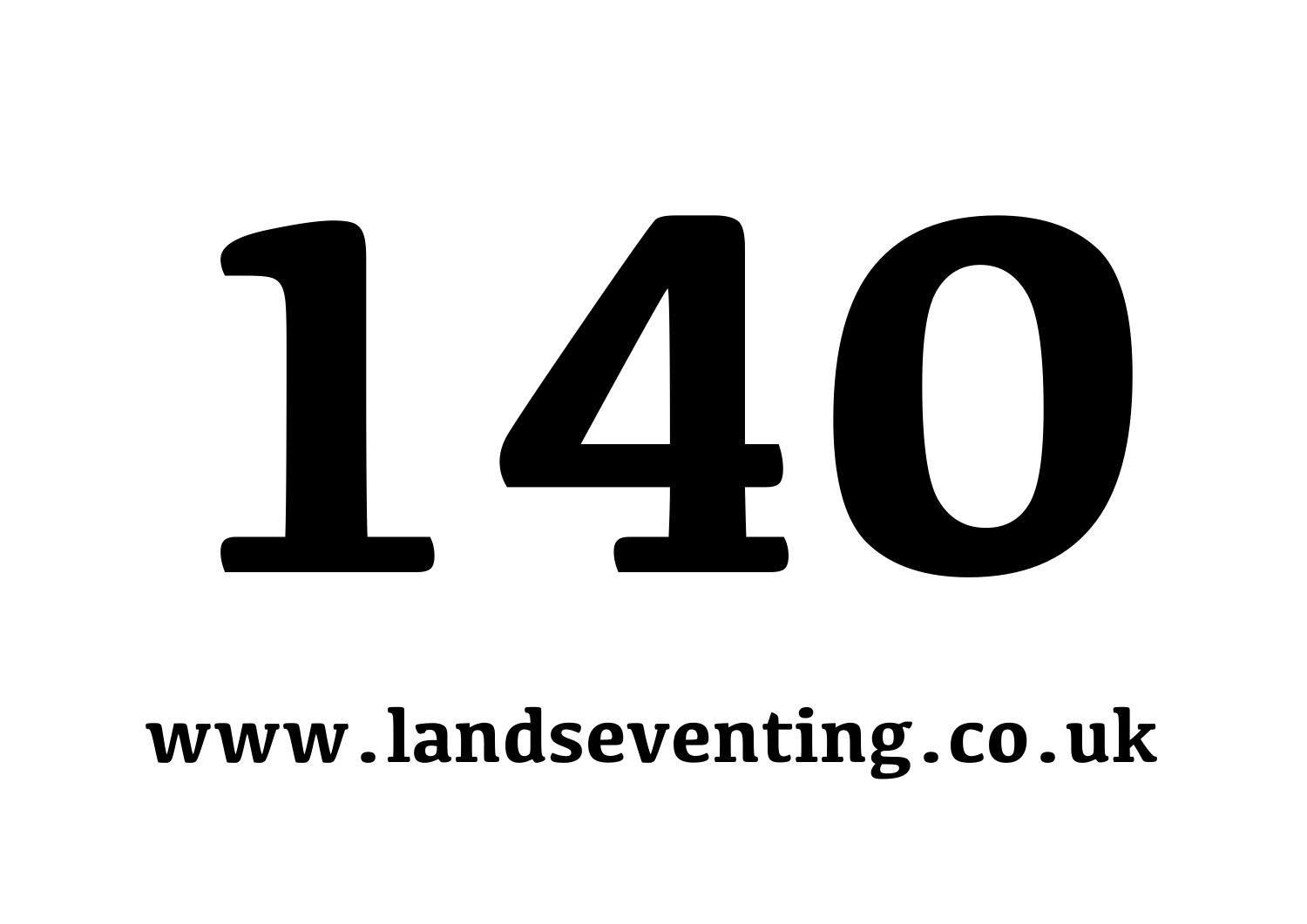# 140

**www.landseventing.co.uk**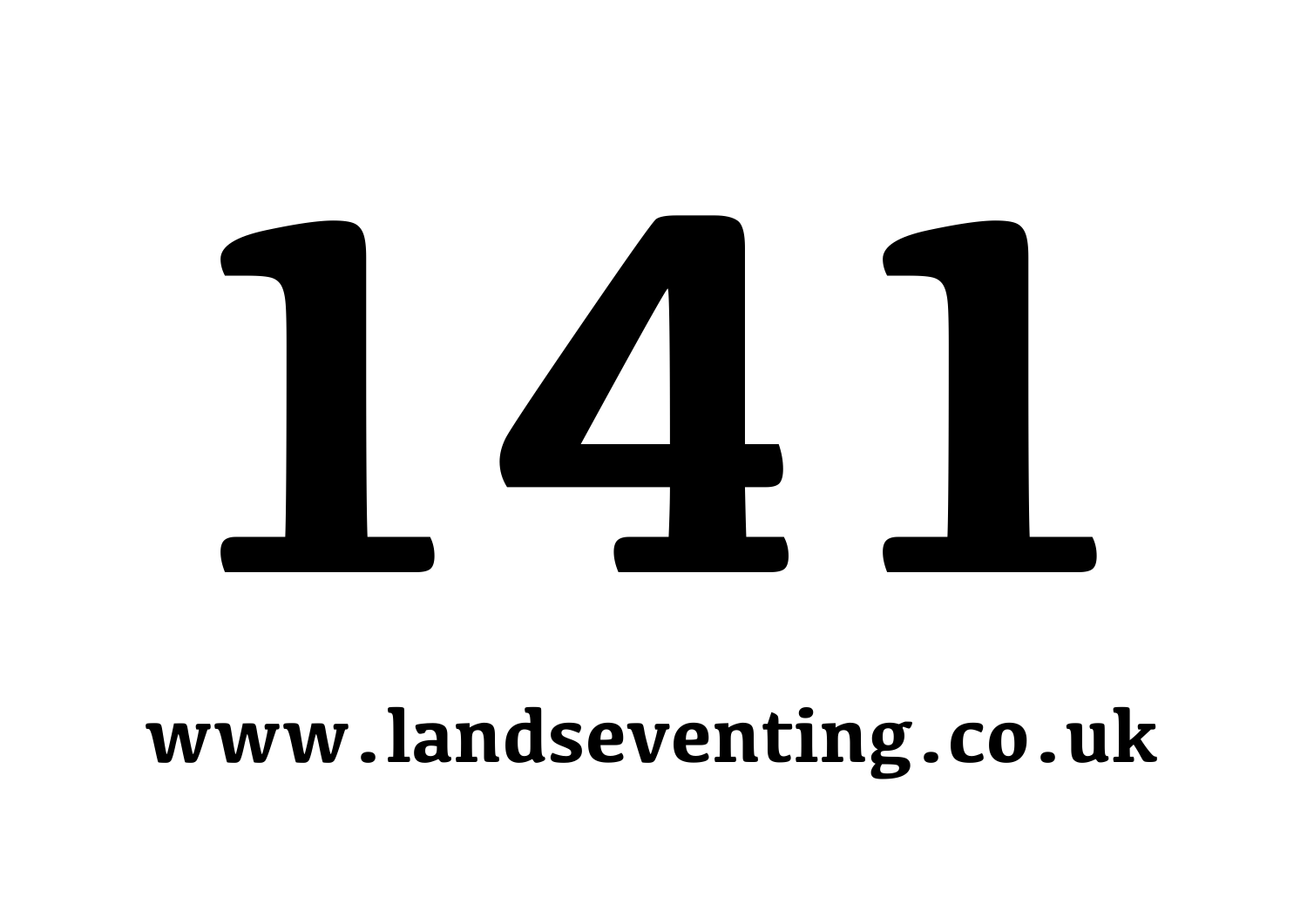# 141

**www.landseventing.co.uk**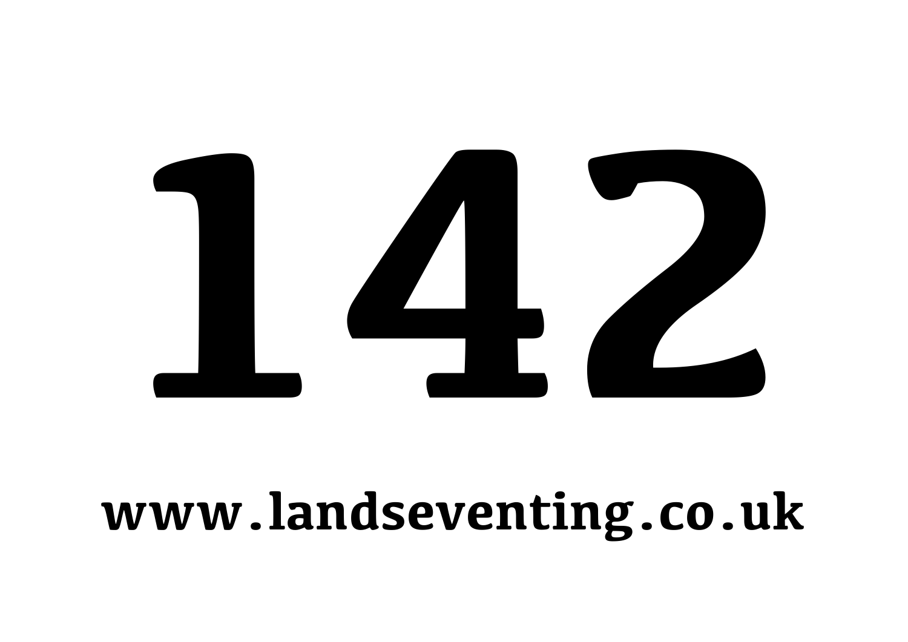# 142

**www.landseventing.co.uk**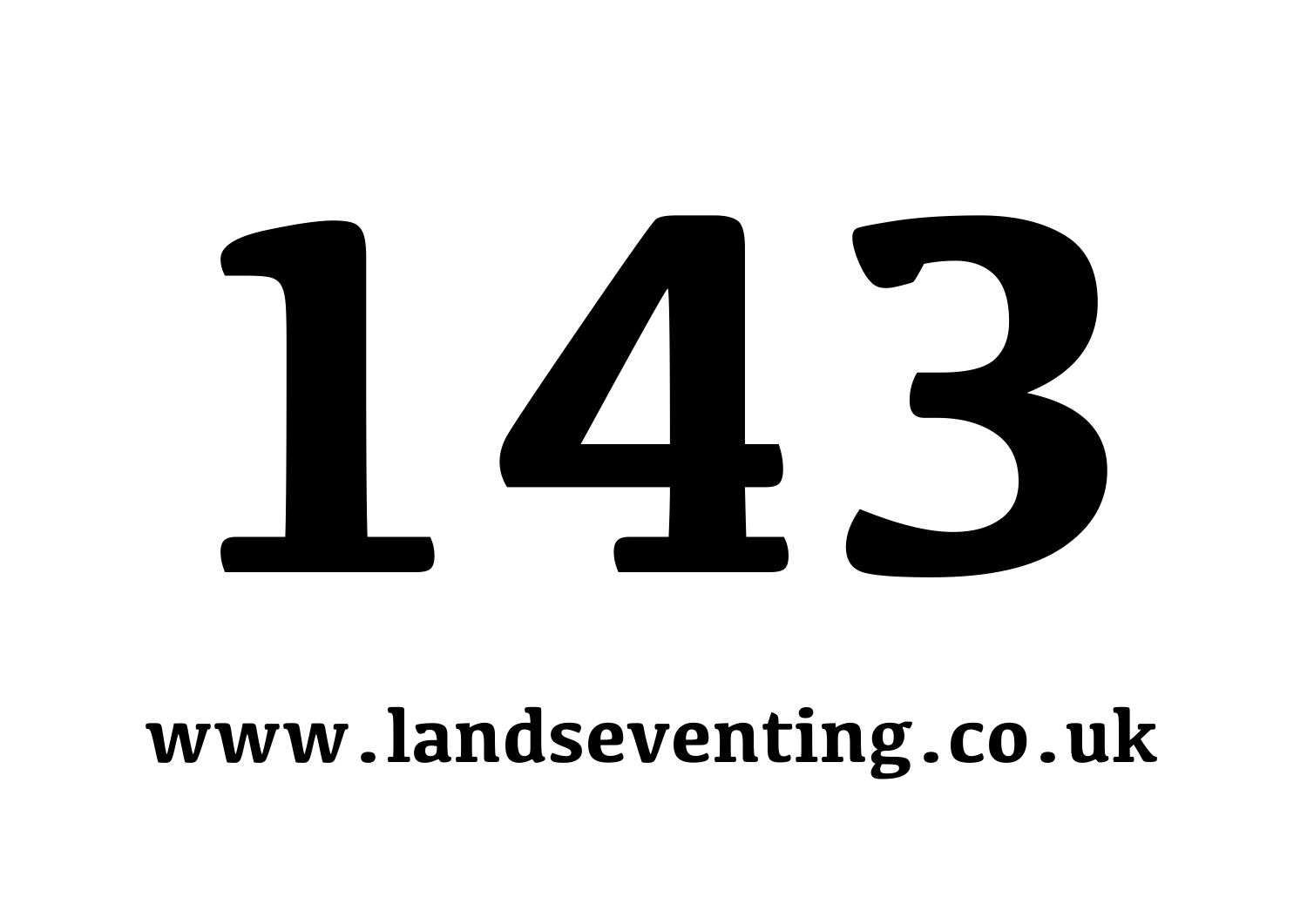# 143

**www.landseventing.co.uk**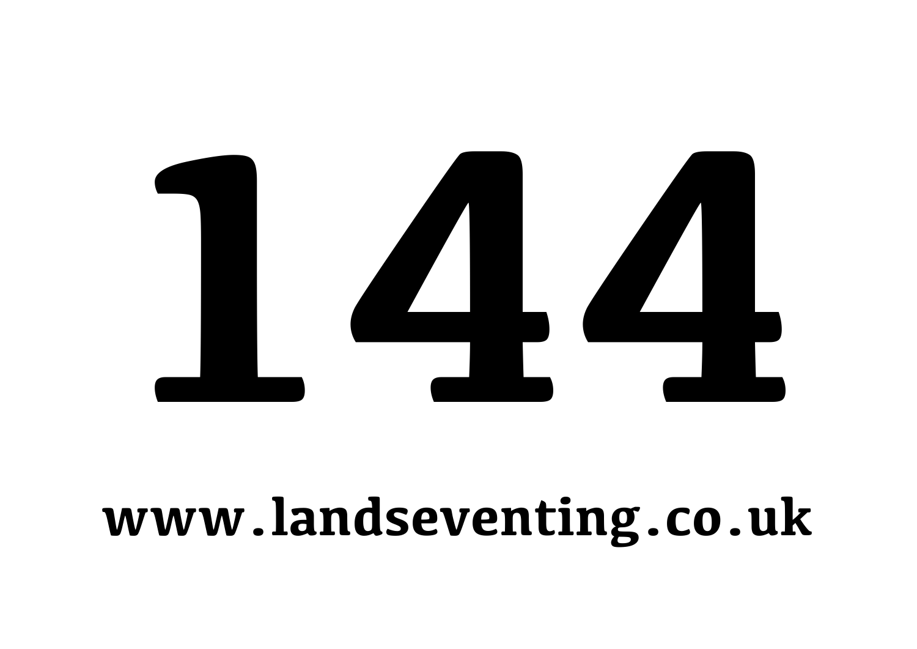# 144

**www.landseventing.co.uk**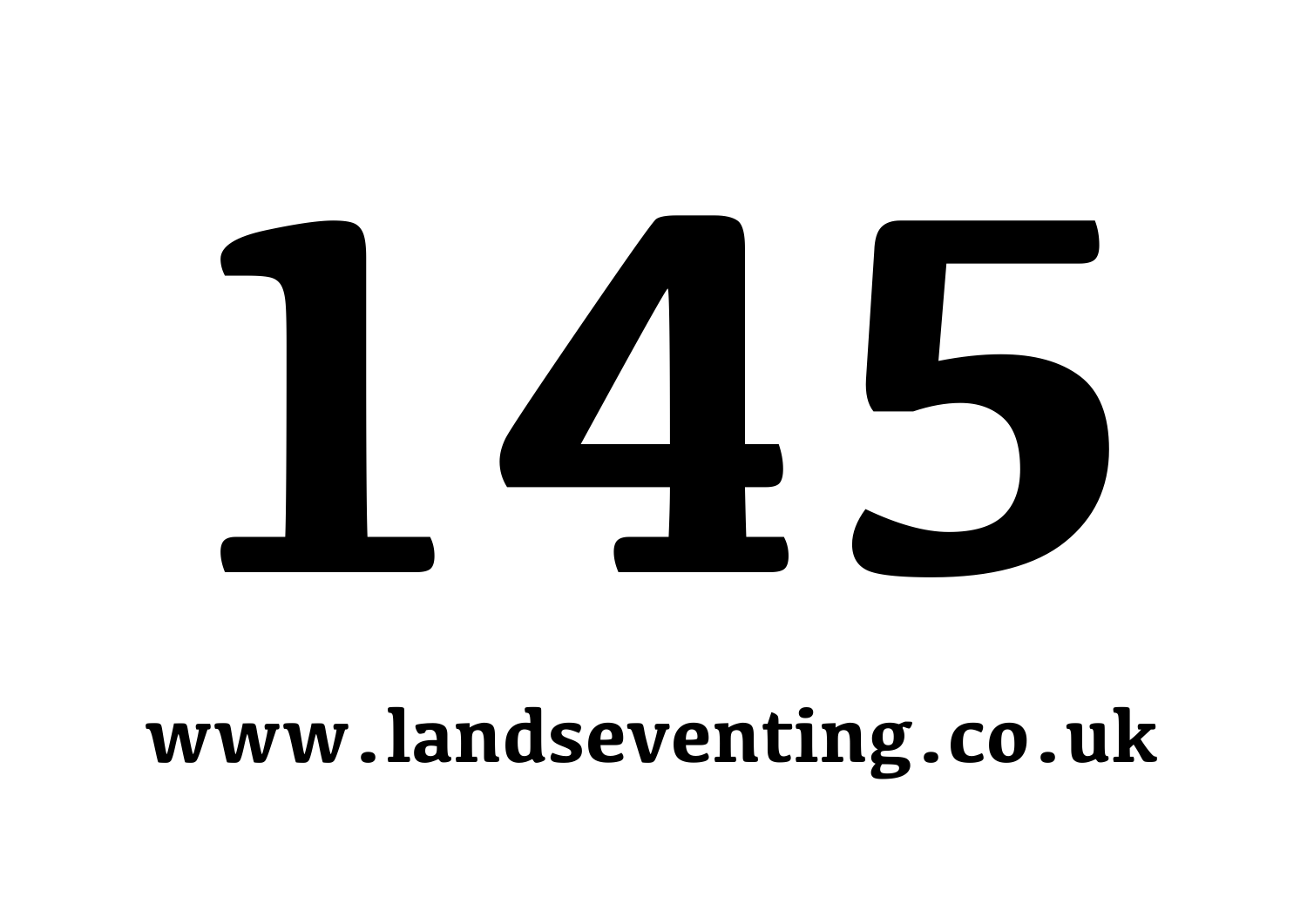# 145

**www.landseventing.co.uk**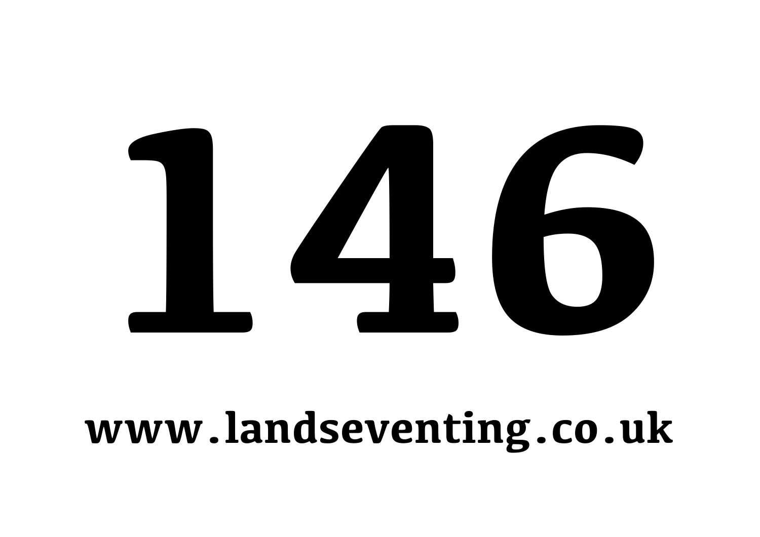# 146

**www.landseventing.co.uk**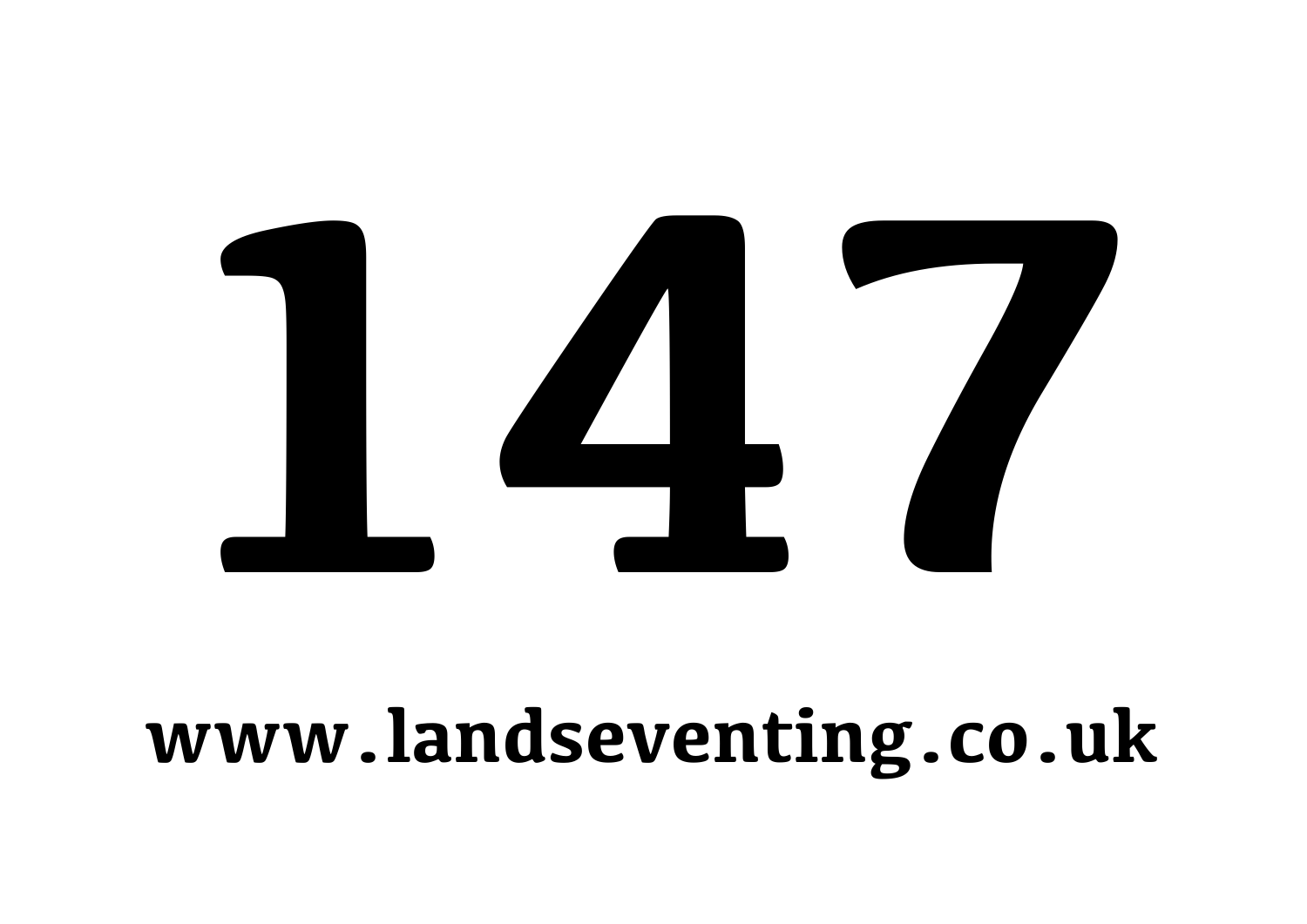# 147

**www.landseventing.co.uk**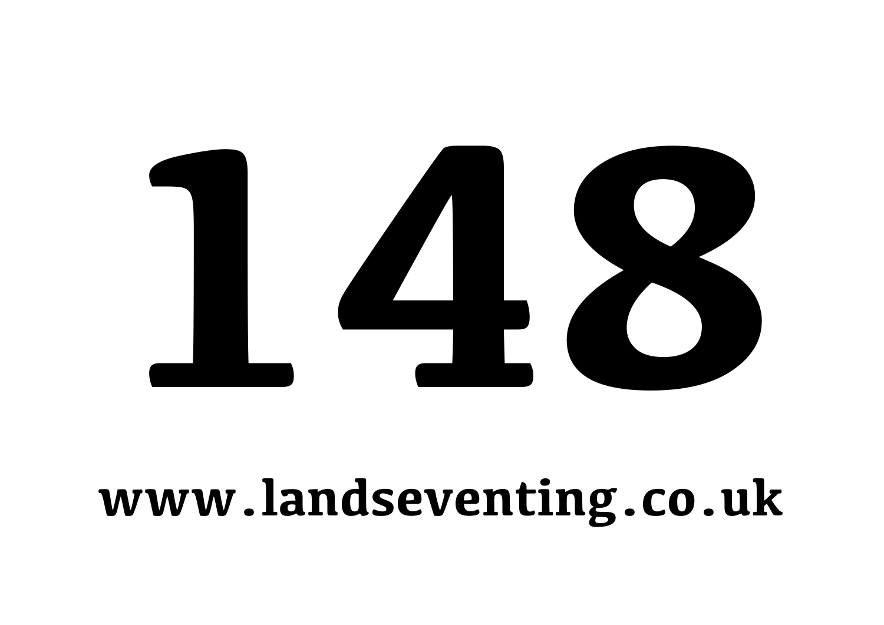# 148

**www.landseventing.co.uk**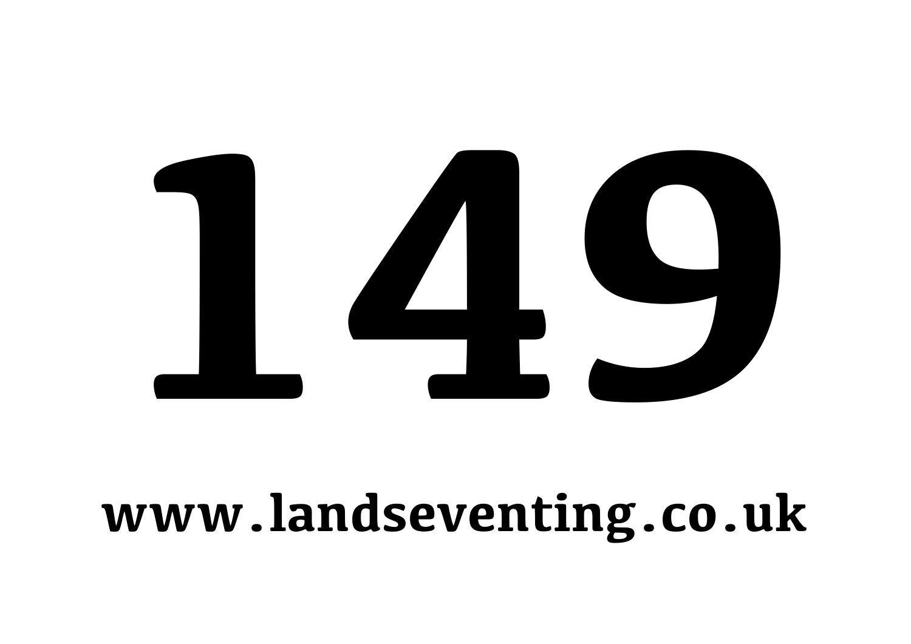# 149

**www.landseventing.co.uk**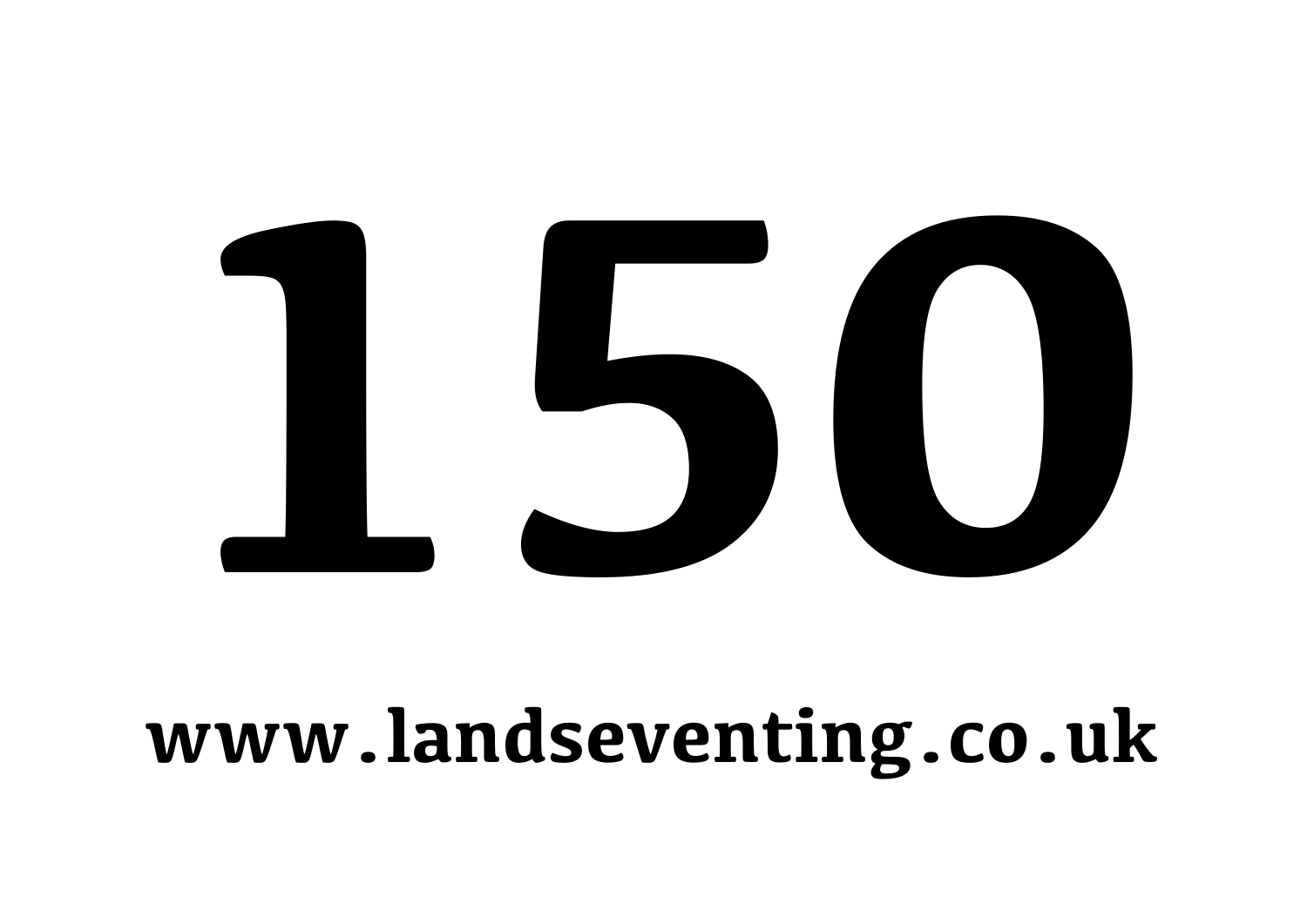# 150

**www.landseventing.co.uk**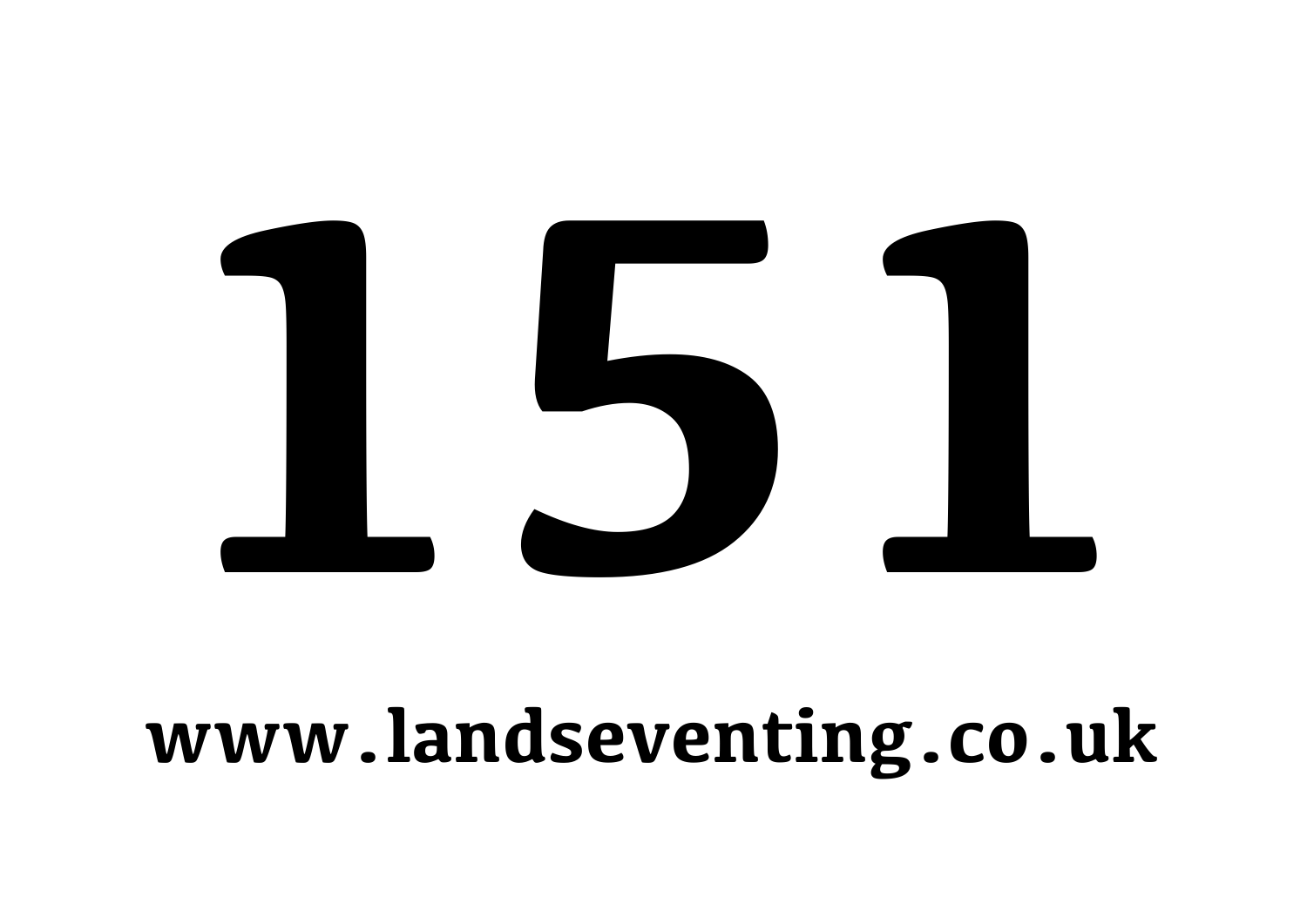# 151

**www.landseventing.co.uk**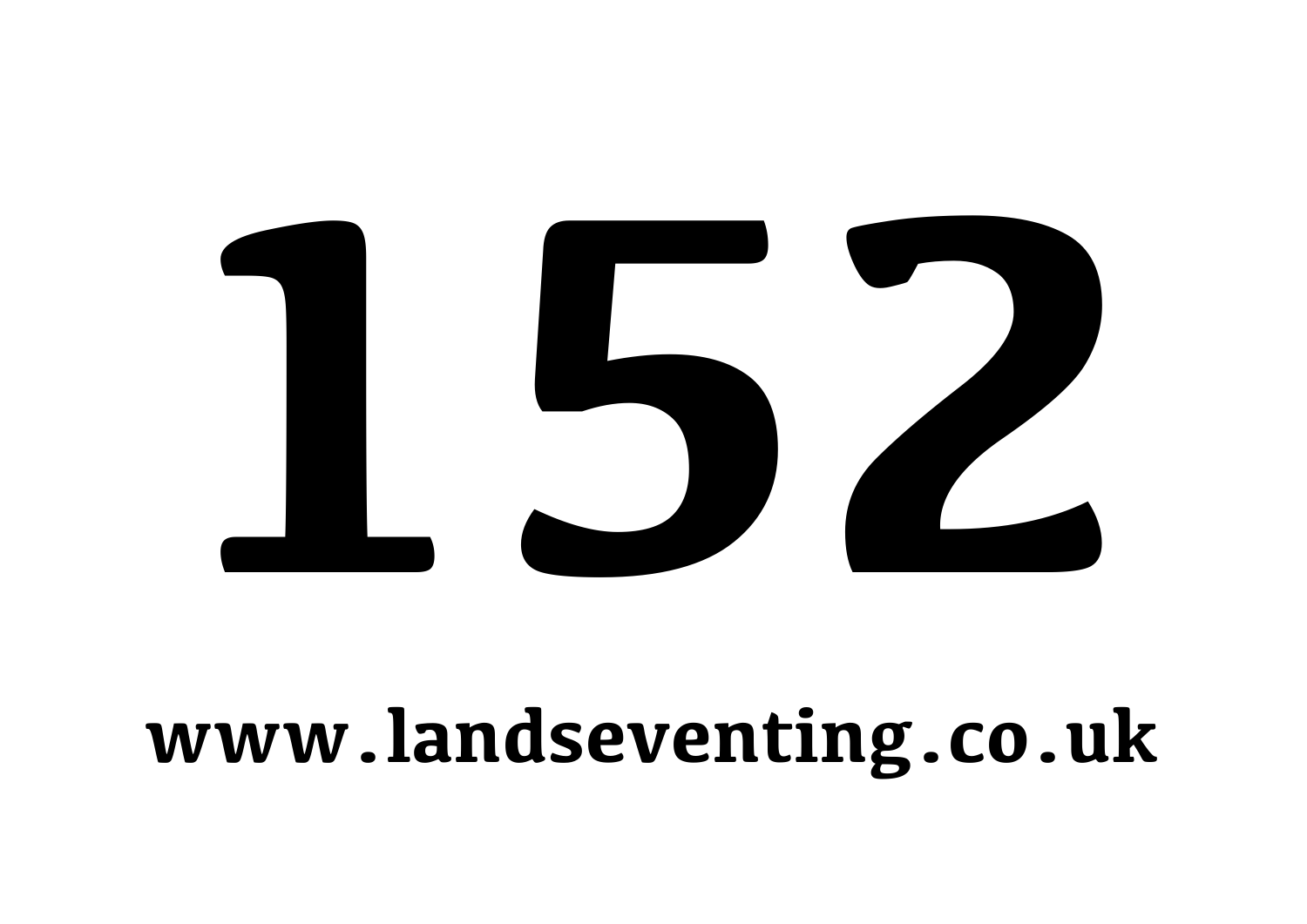# 152

**www.landseventing.co.uk**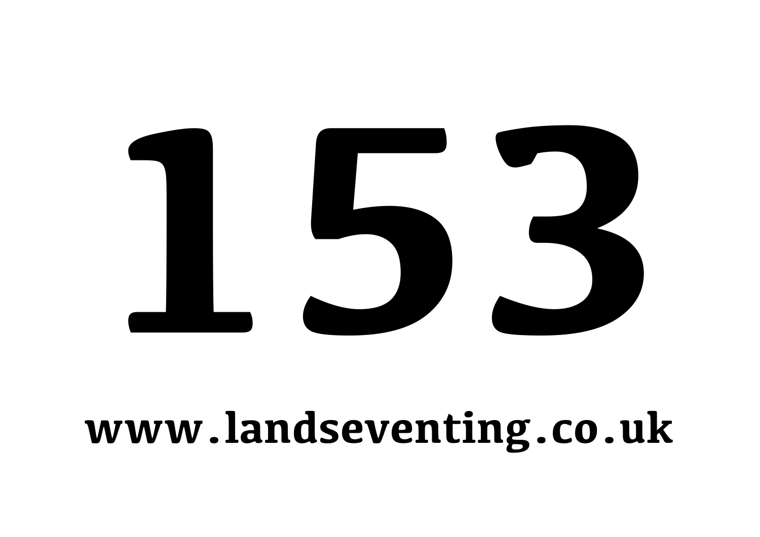# 153

**www.landseventing.co.uk**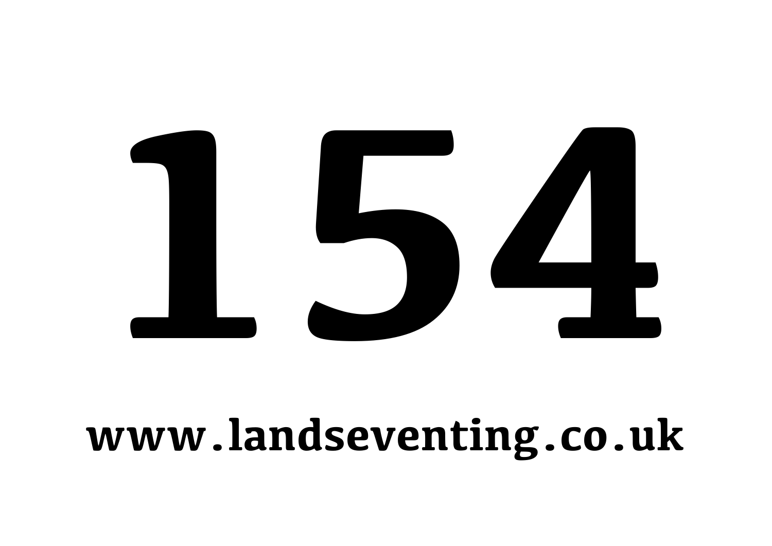# 154

**www.landseventing.co.uk**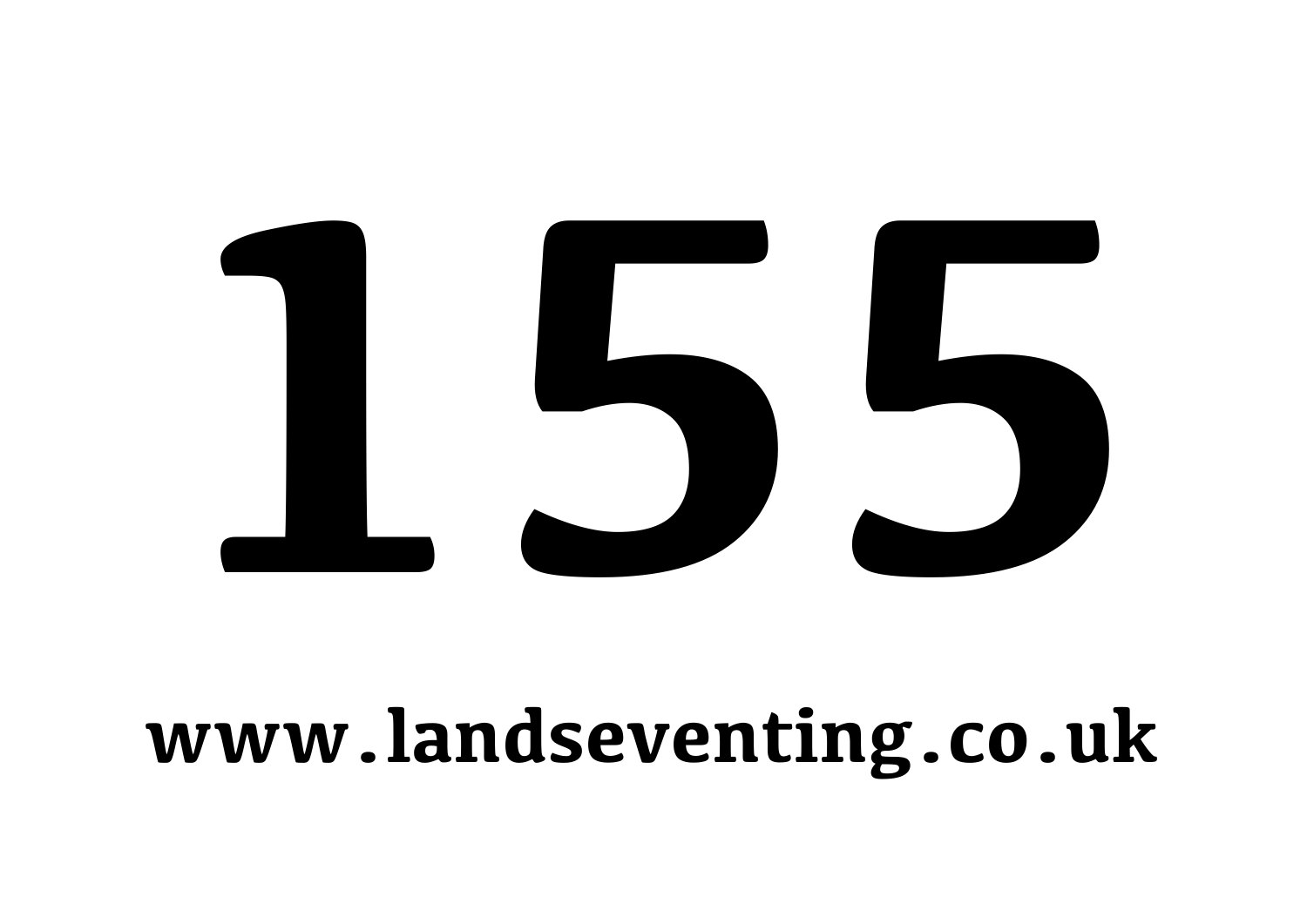# 155

**www.landseventing.co.uk**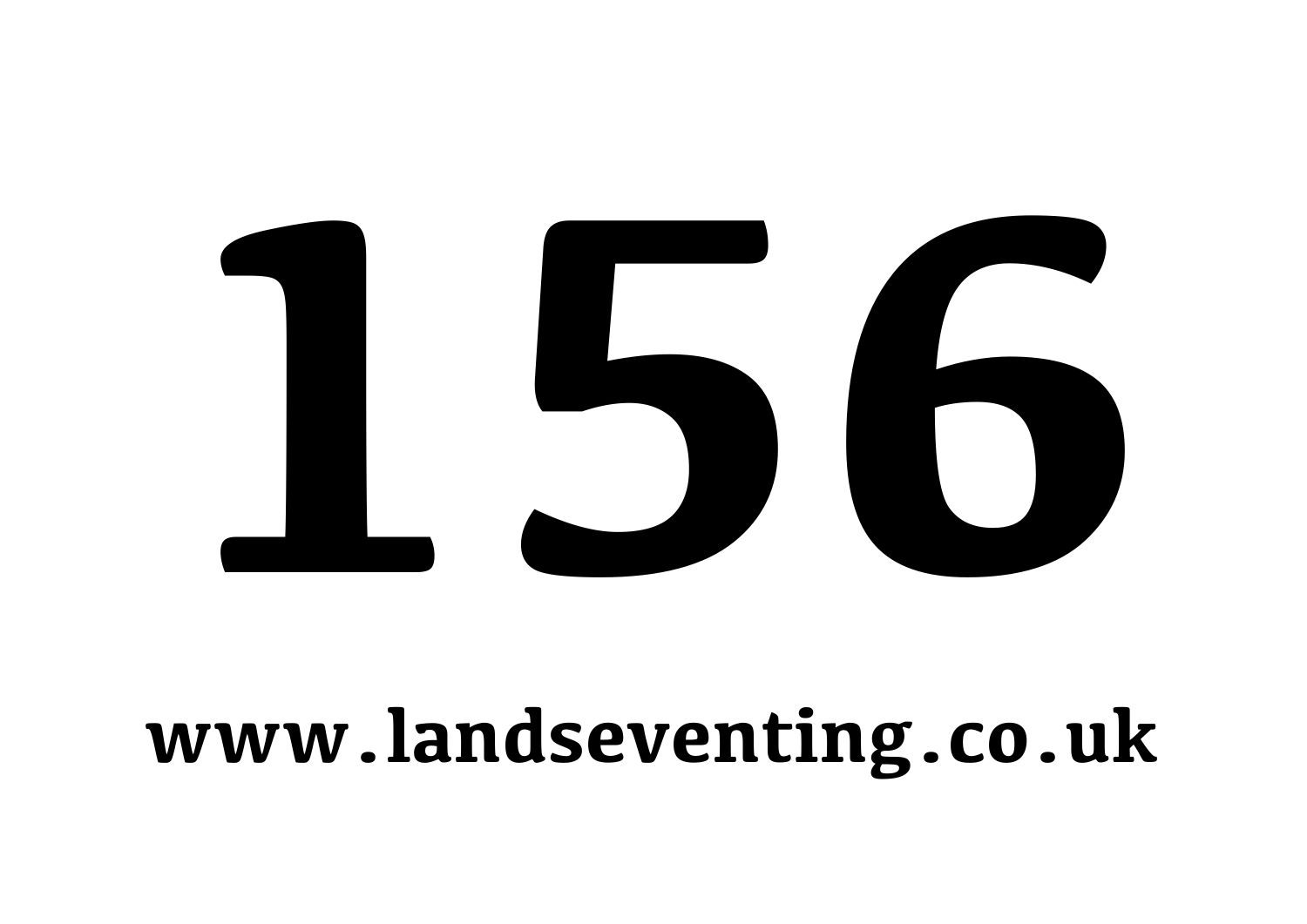# 156

**www.landseventing.co.uk**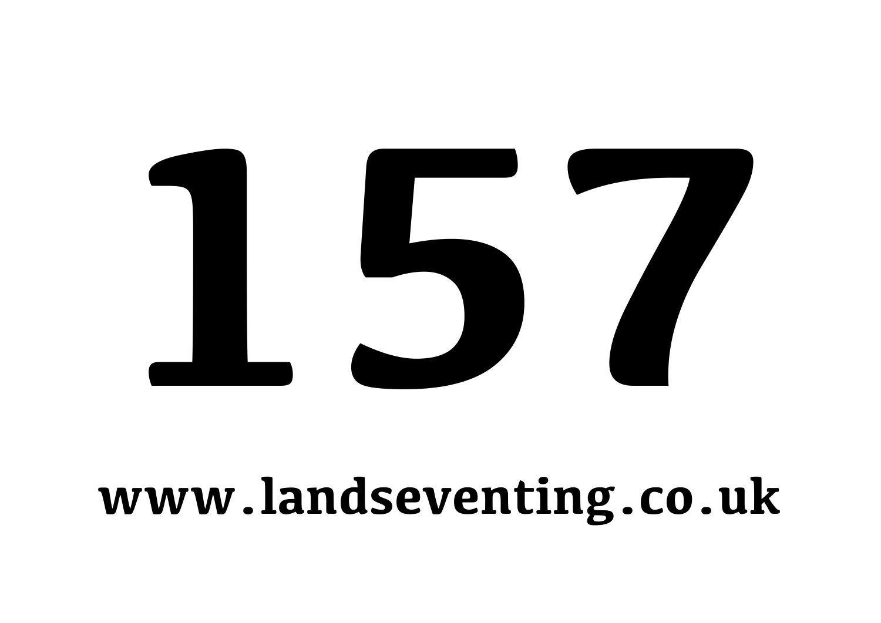# 157

www.landseventing.co.uk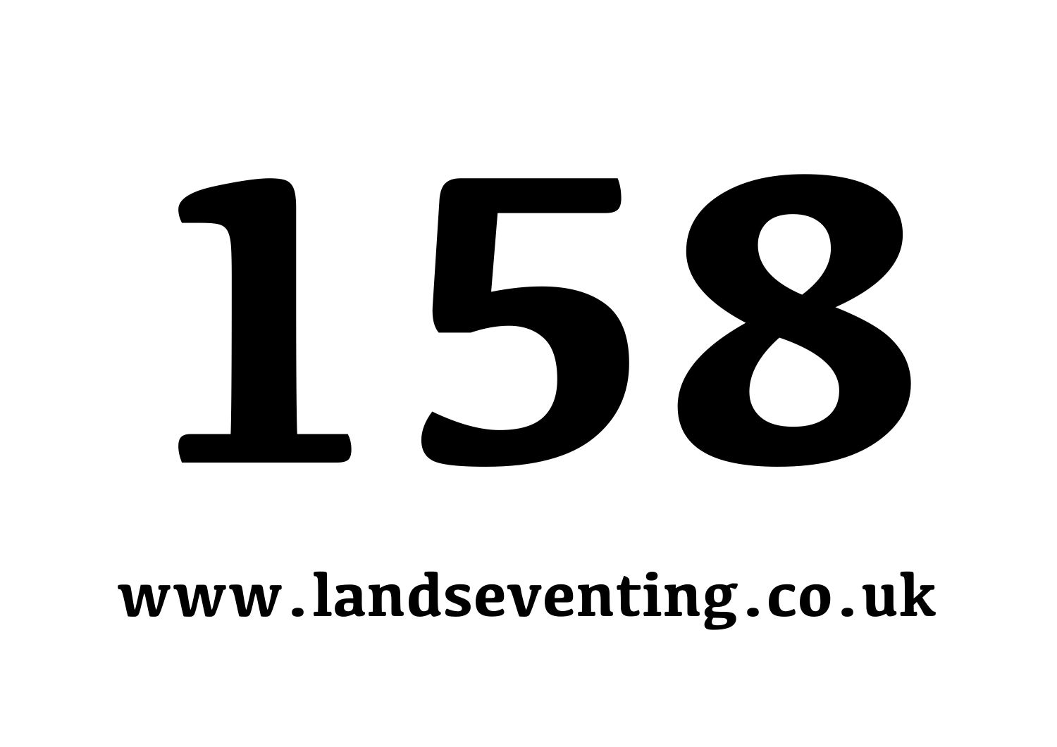# 158

**www.landseventing.co.uk**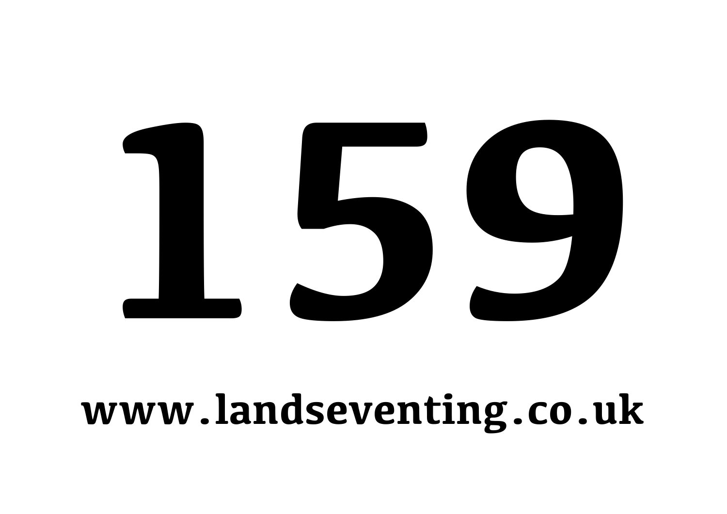# 159

**www.landseventing.co.uk**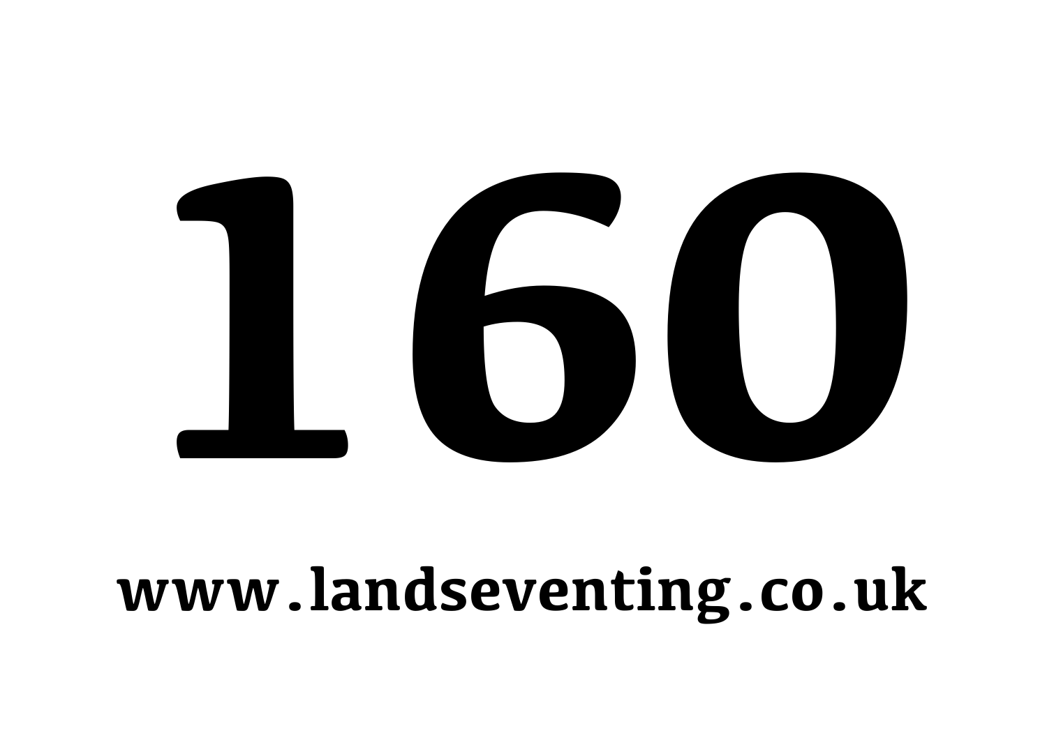# 160

**www.landseventing.co.uk**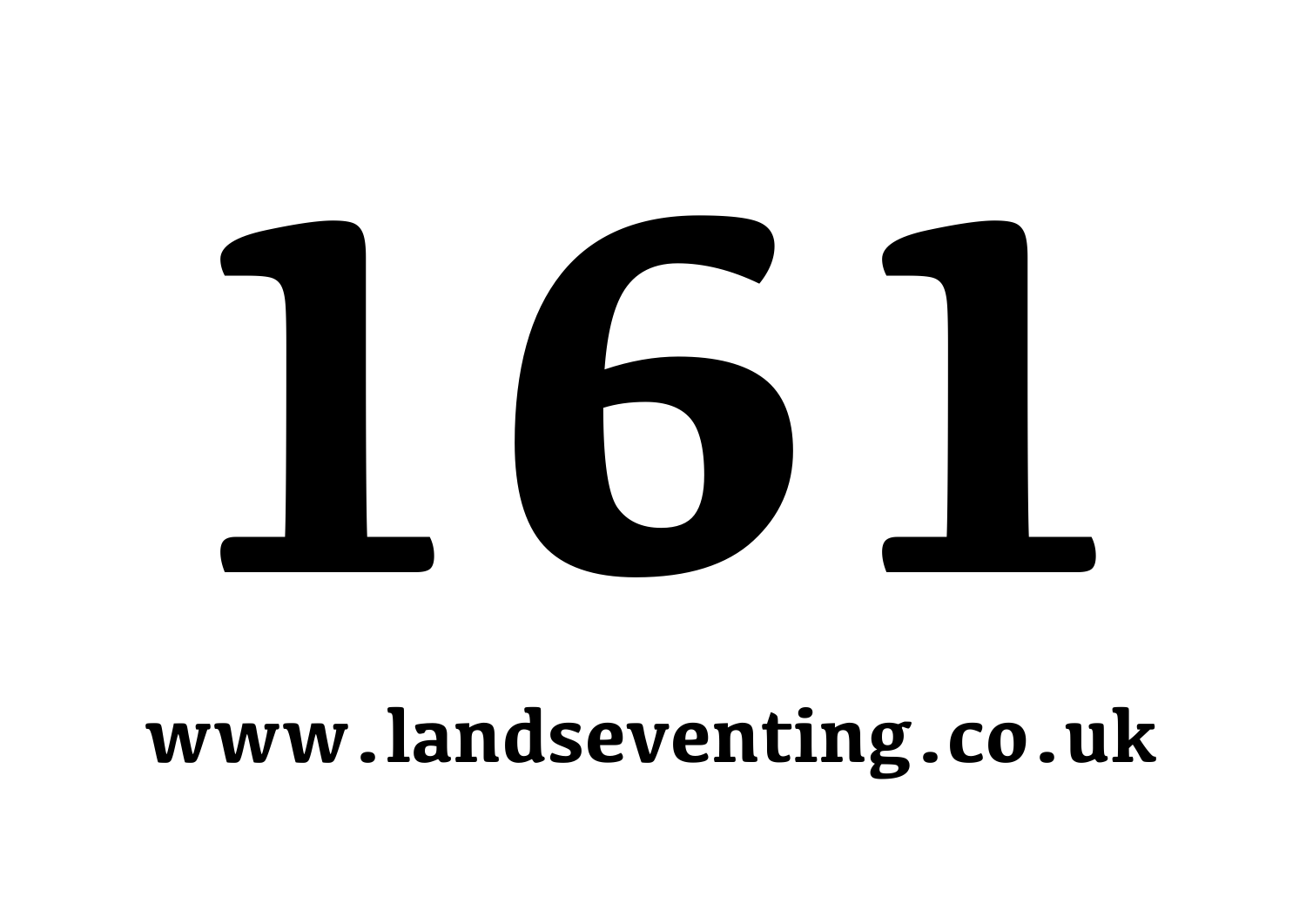# 161

**www.landseventing.co.uk**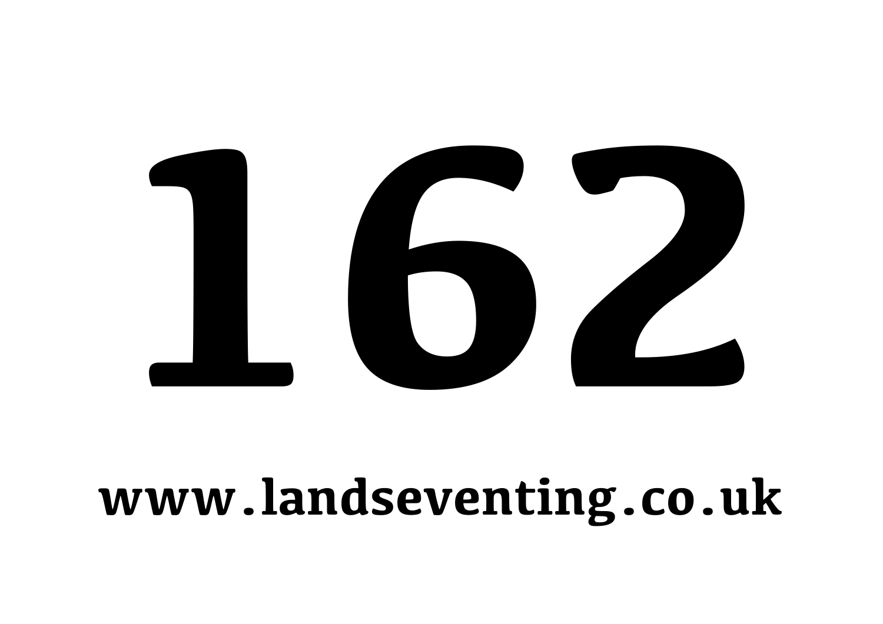# 162

**www.landseventing.co.uk**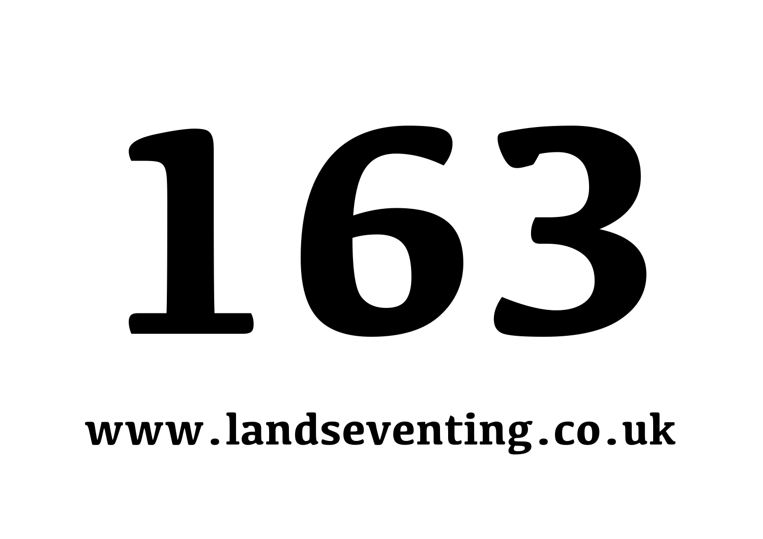# 163

**www.landseventing.co.uk**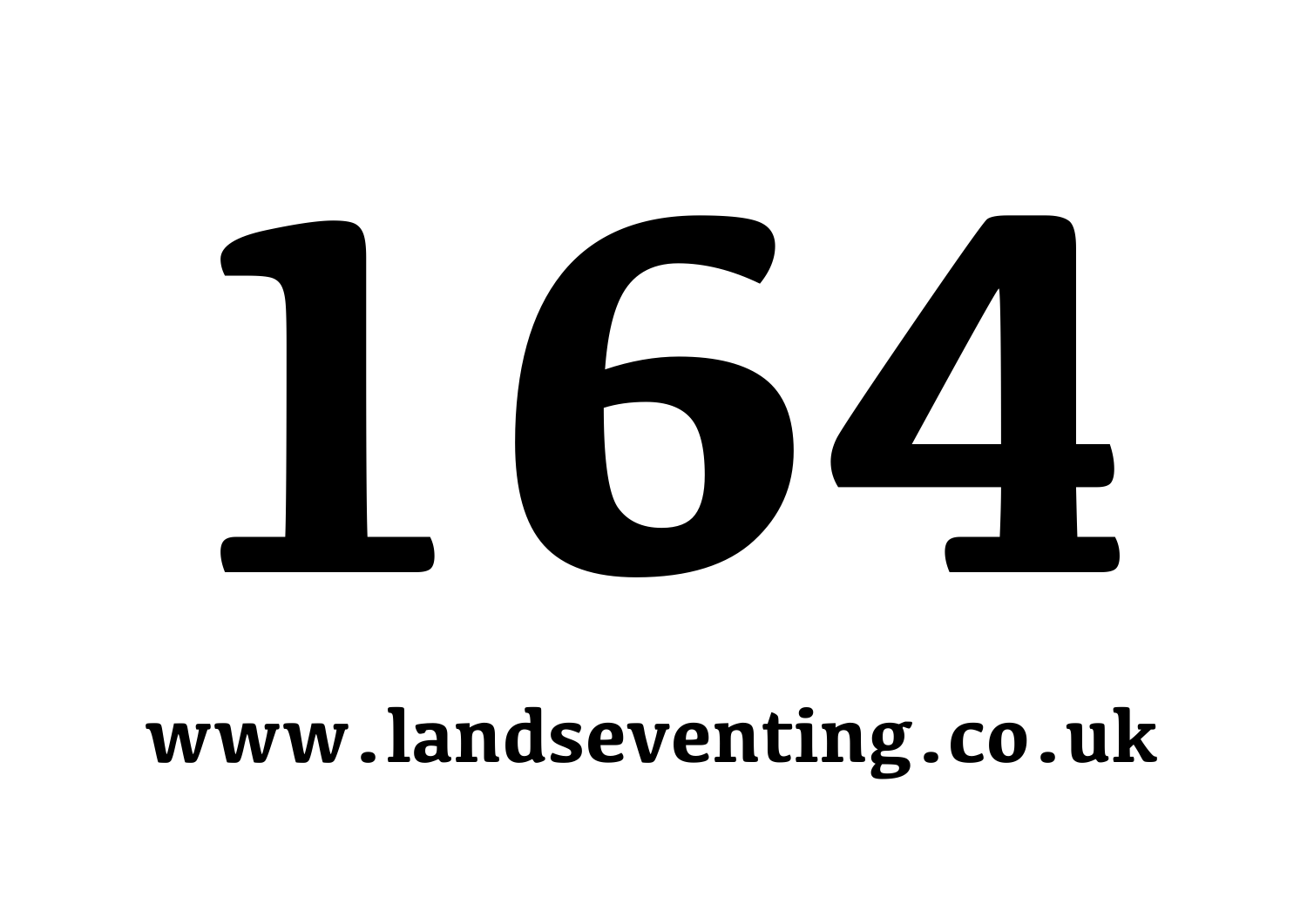# 164

**www.landseventing.co.uk**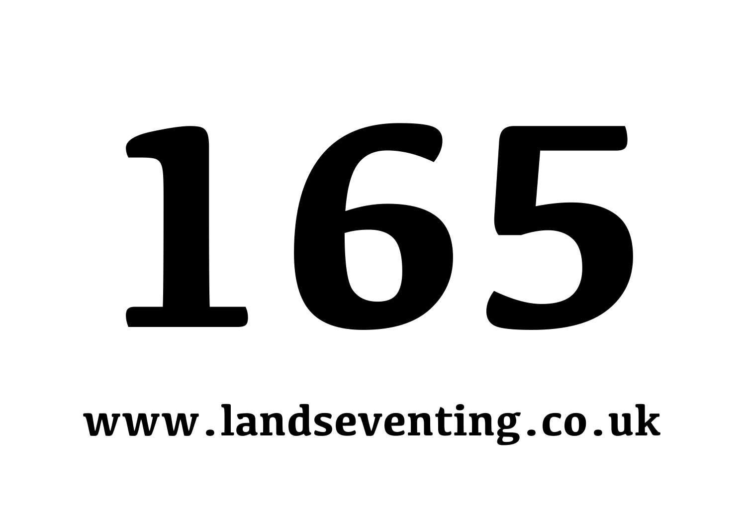# 165

**www.landseventing.co.uk**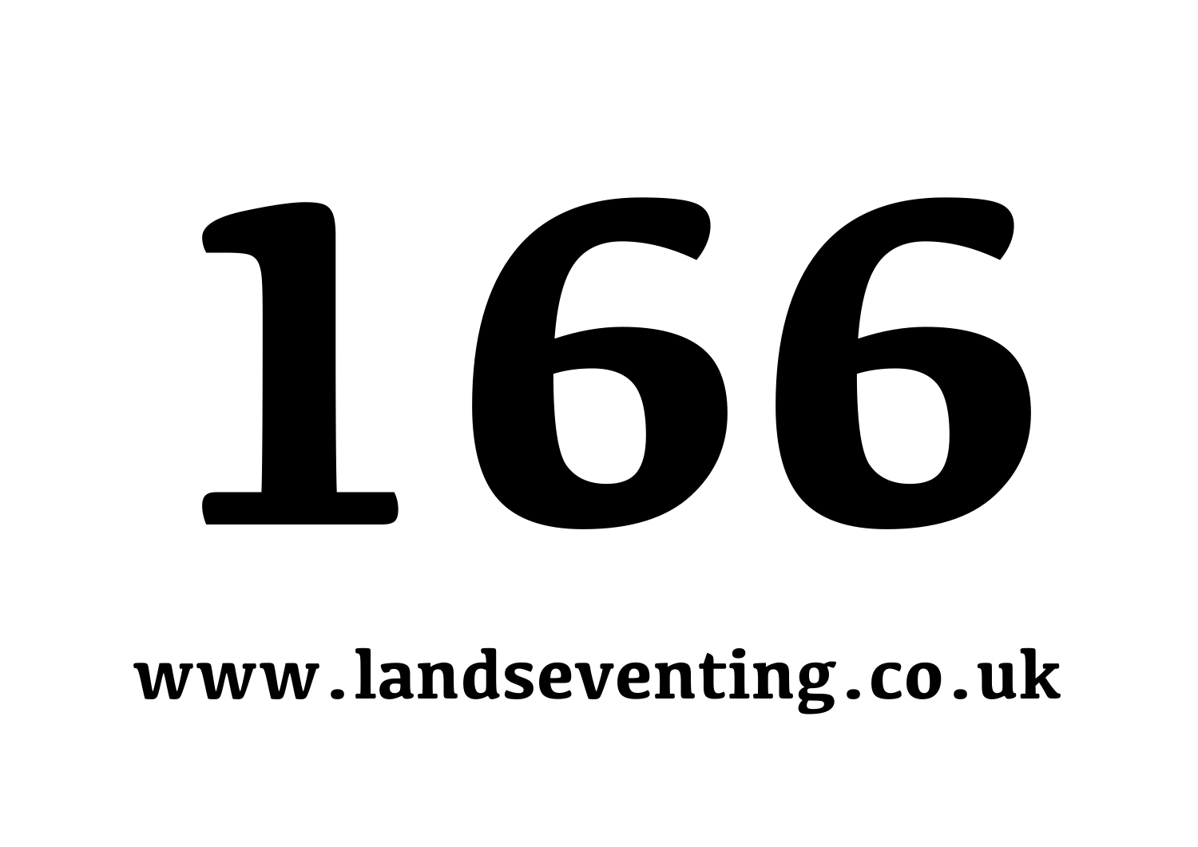# 166

**www.landseventing.co.uk**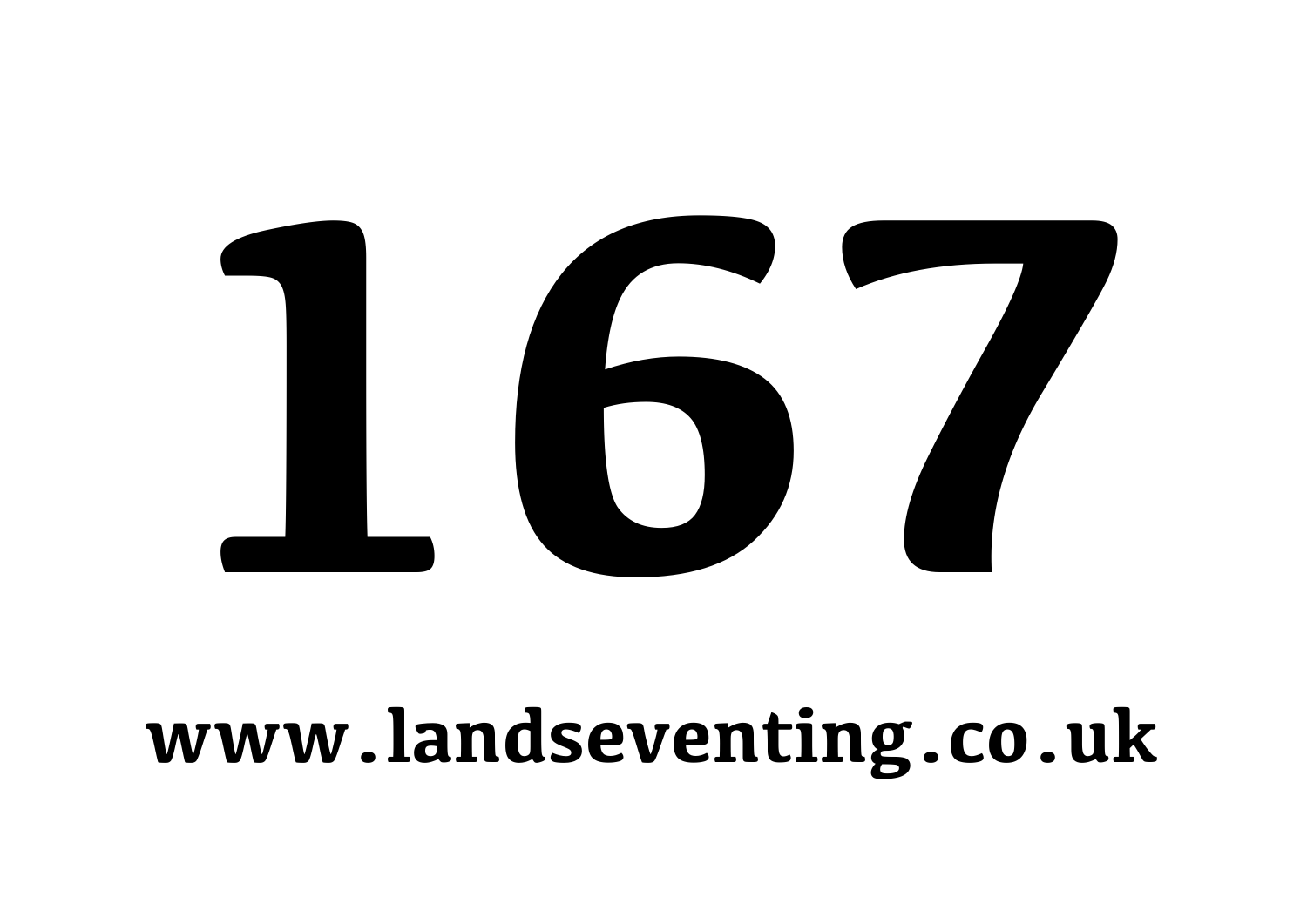# 167

**www.landseventing.co.uk**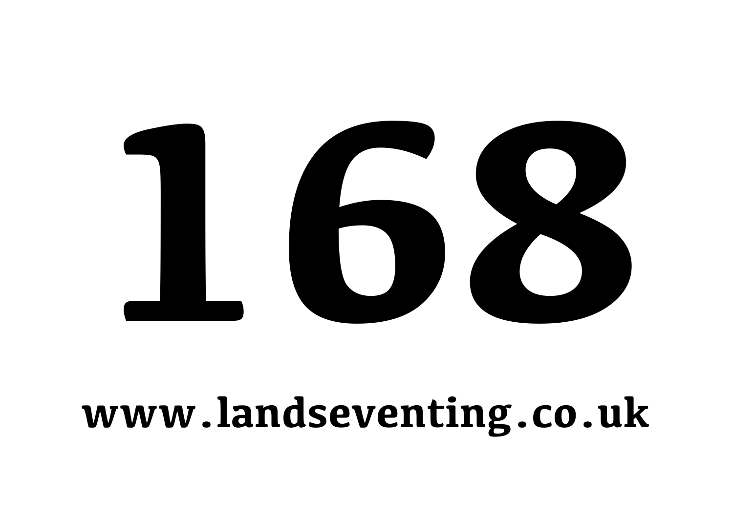# 168

**www.landseventing.co.uk**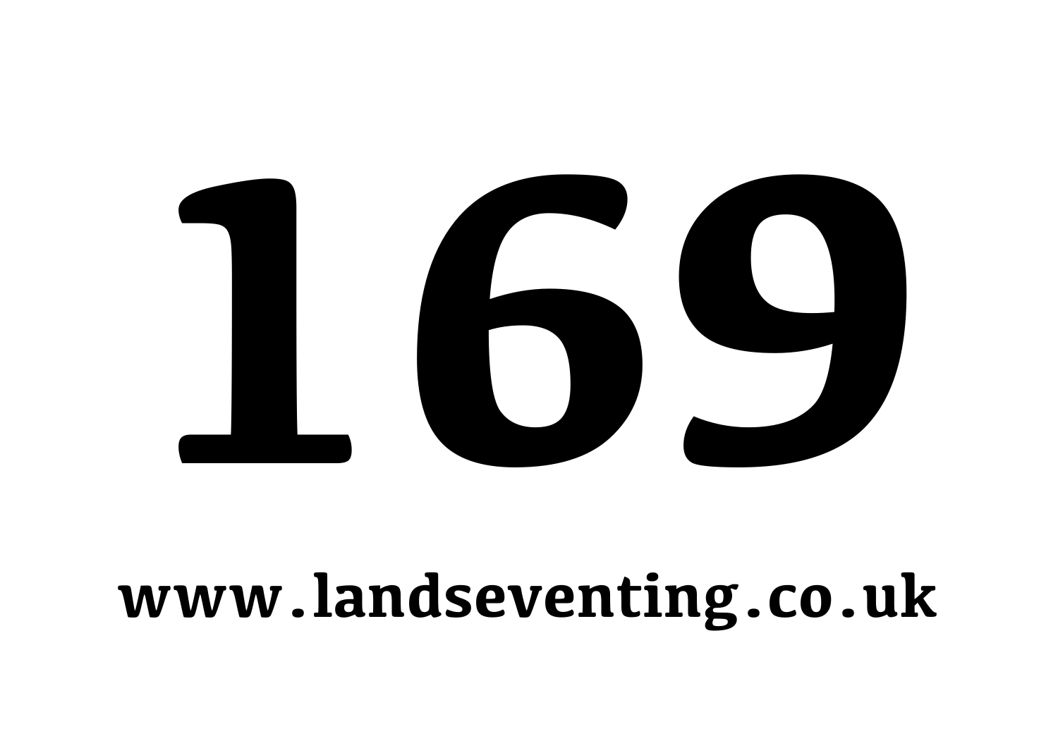# 169

**www.landseventing.co.uk**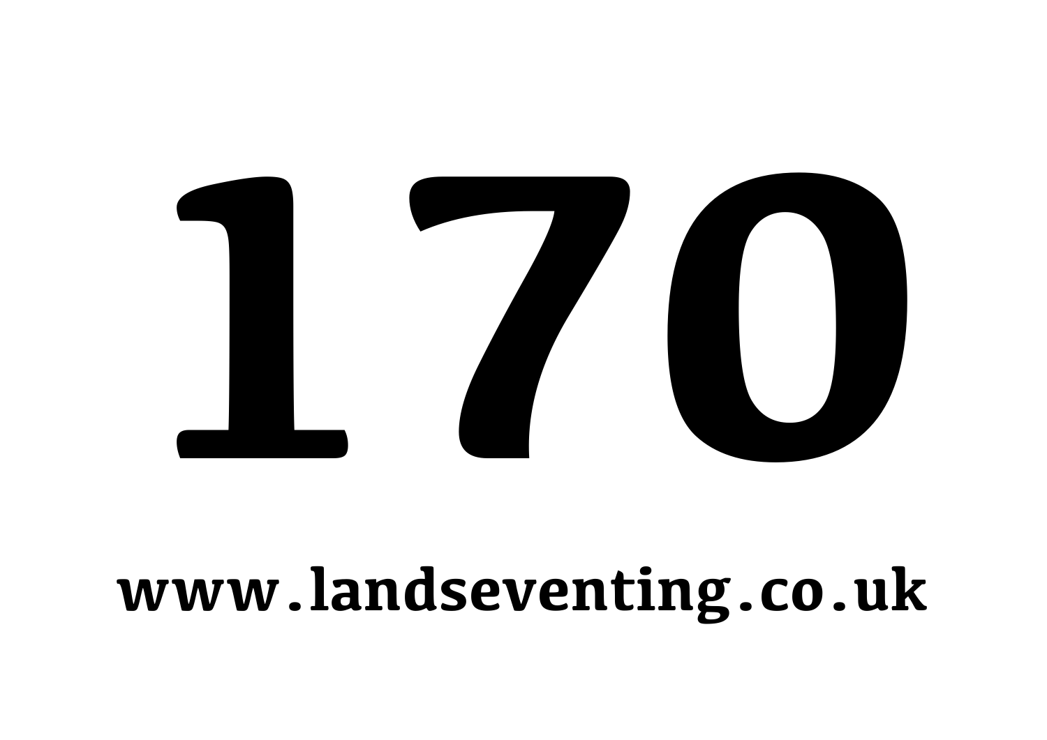# 170

**www.landseventing.co.uk**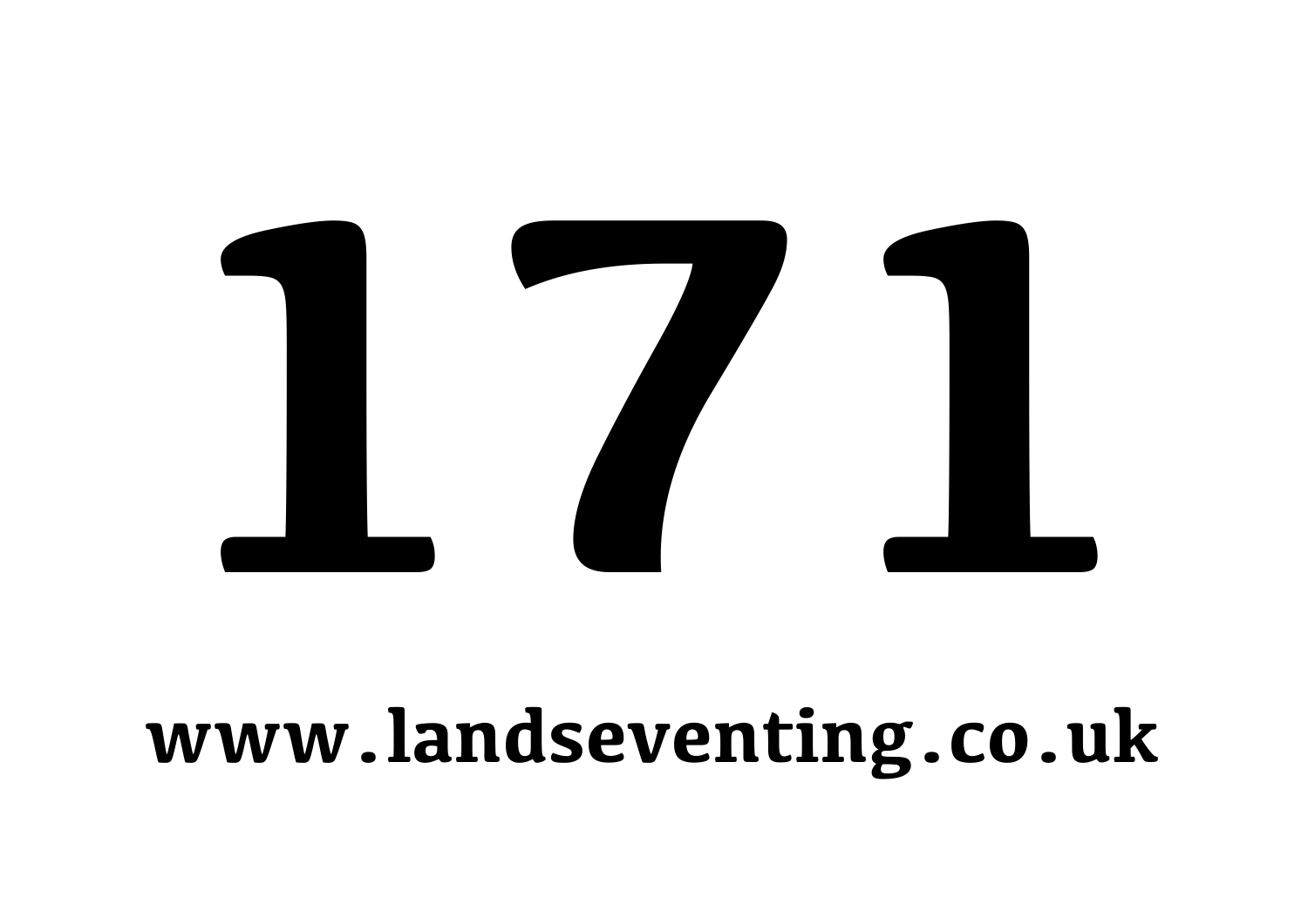# 171

**www.landseventing.co.uk**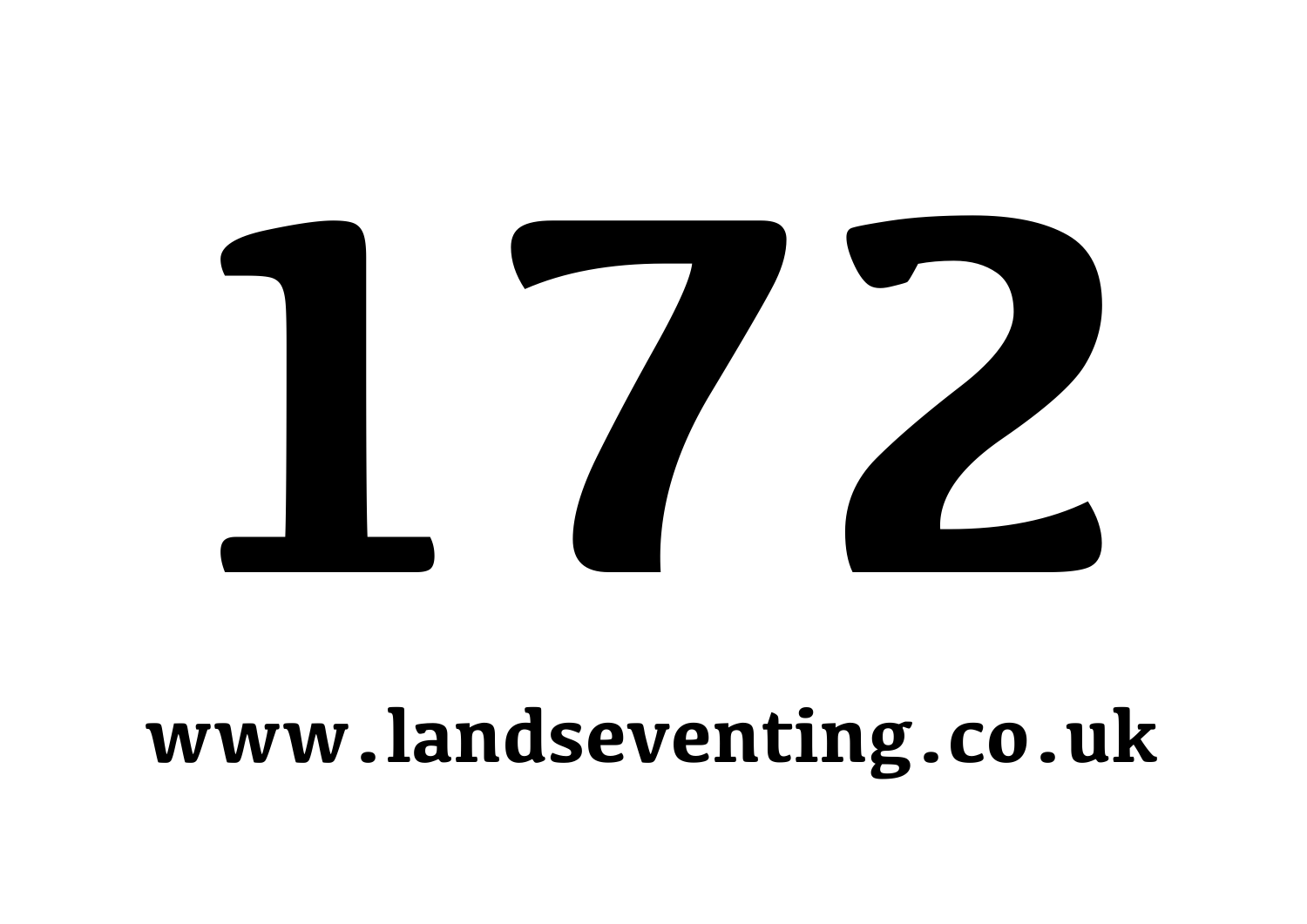# 172

**www.landseventing.co.uk**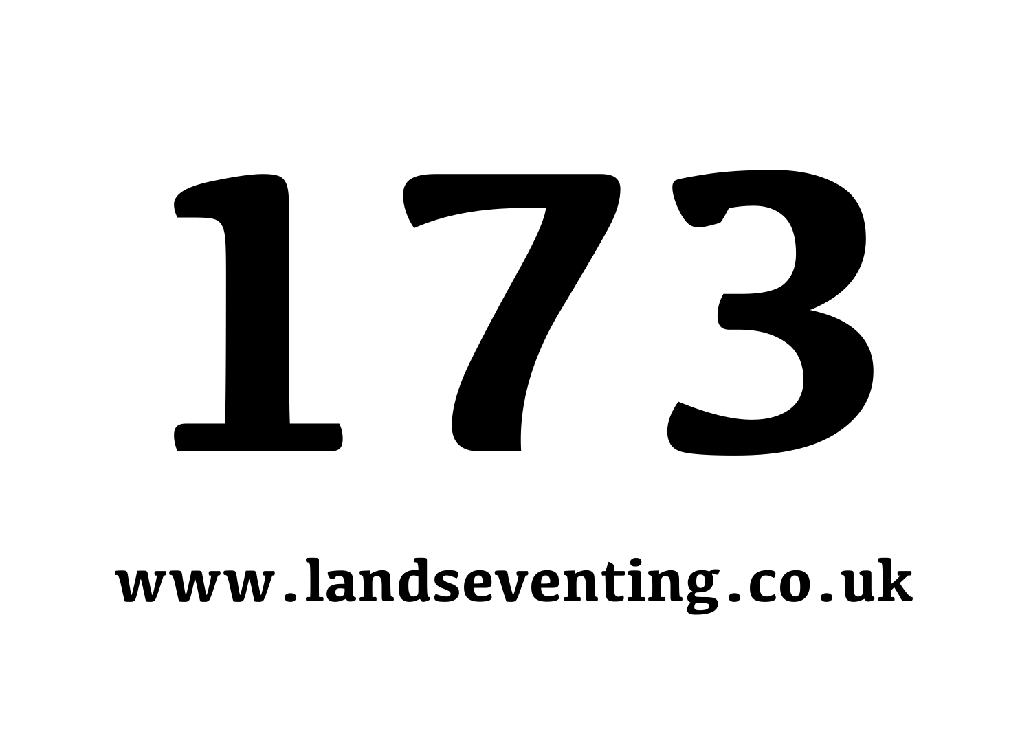# 173

**www.landseventing.co.uk**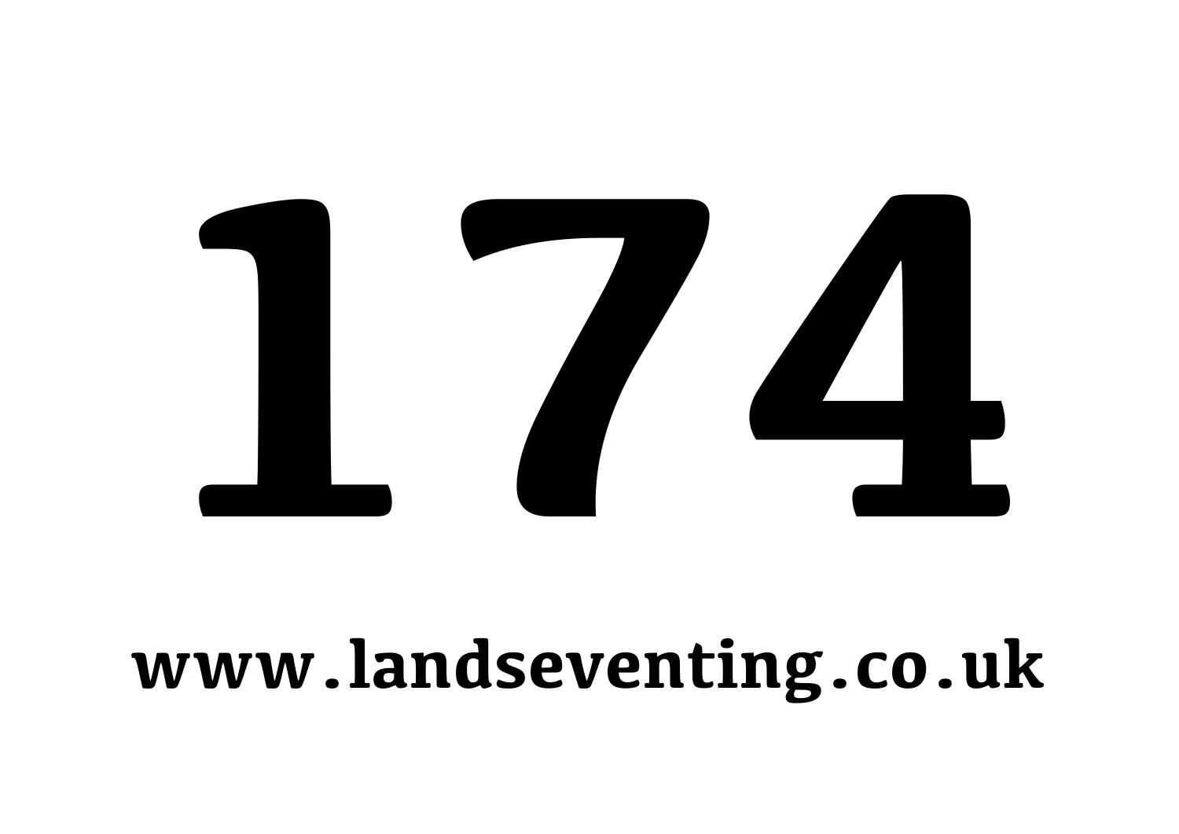# 174

**www.landseventing.co.uk**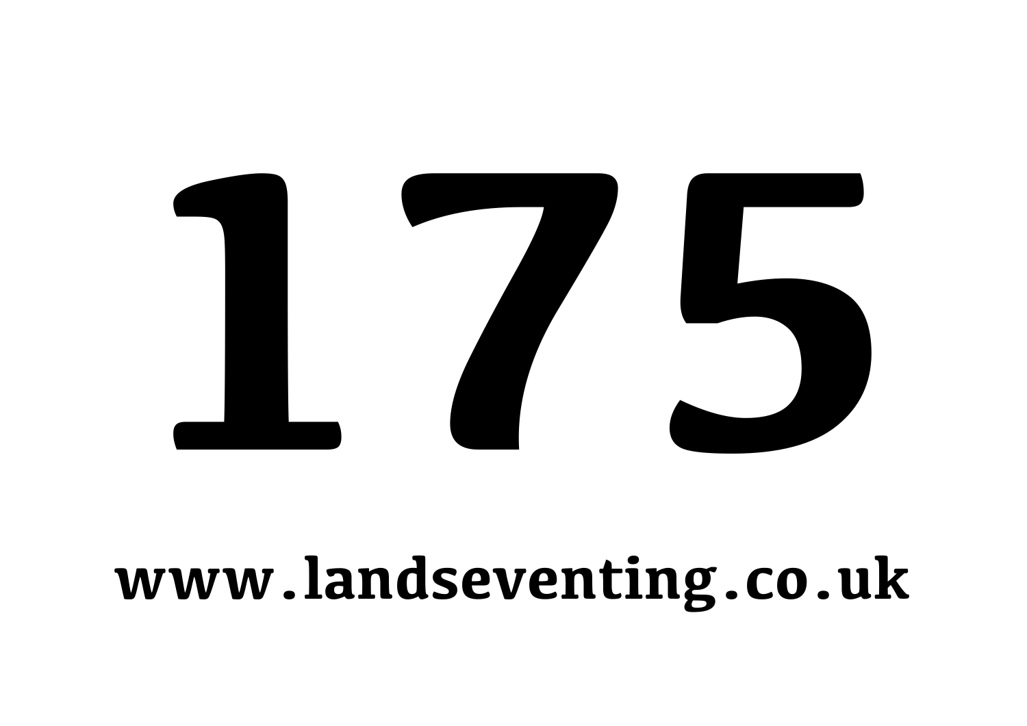# 175

**www.landseventing.co.uk**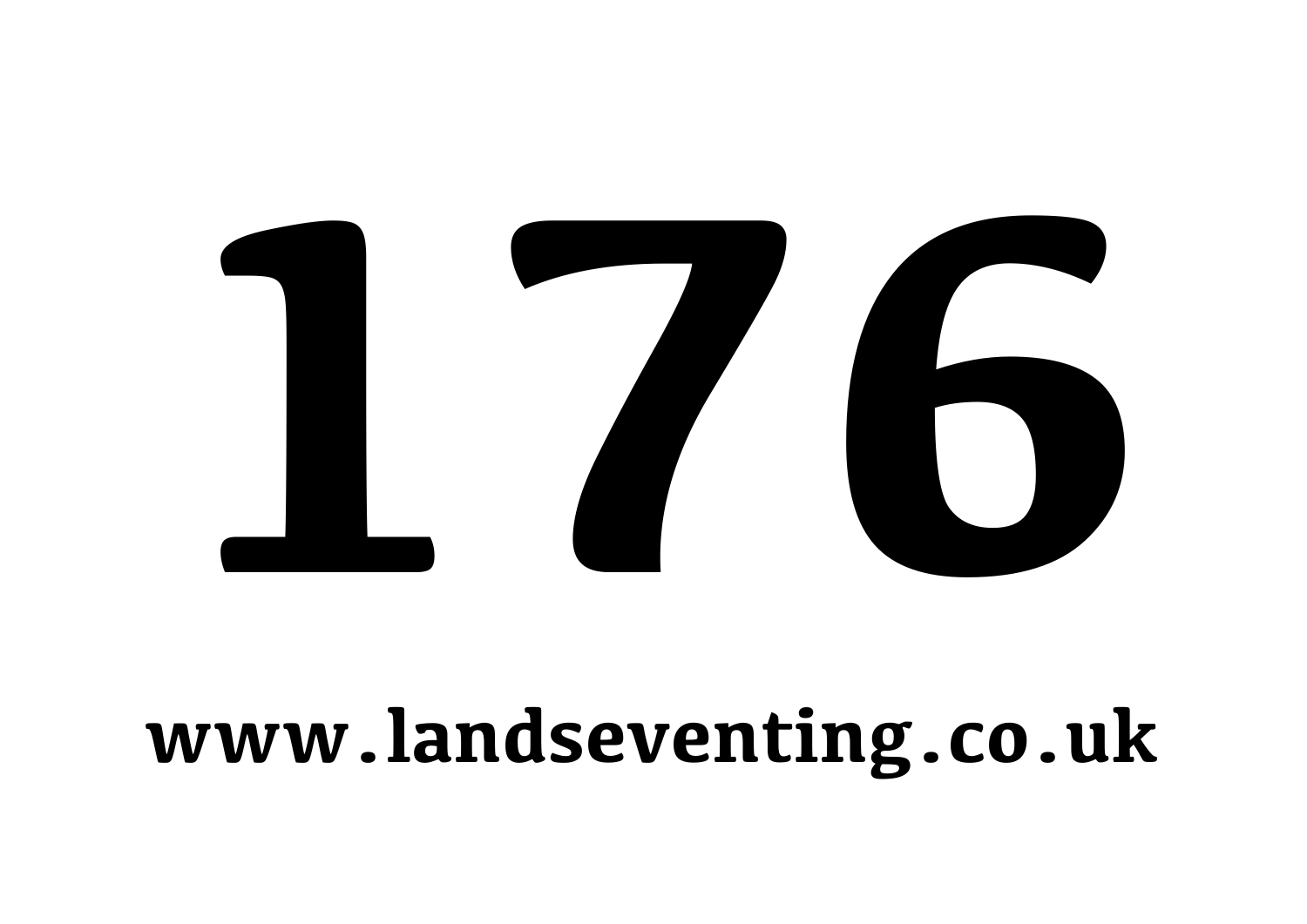# 176

**www.landseventing.co.uk**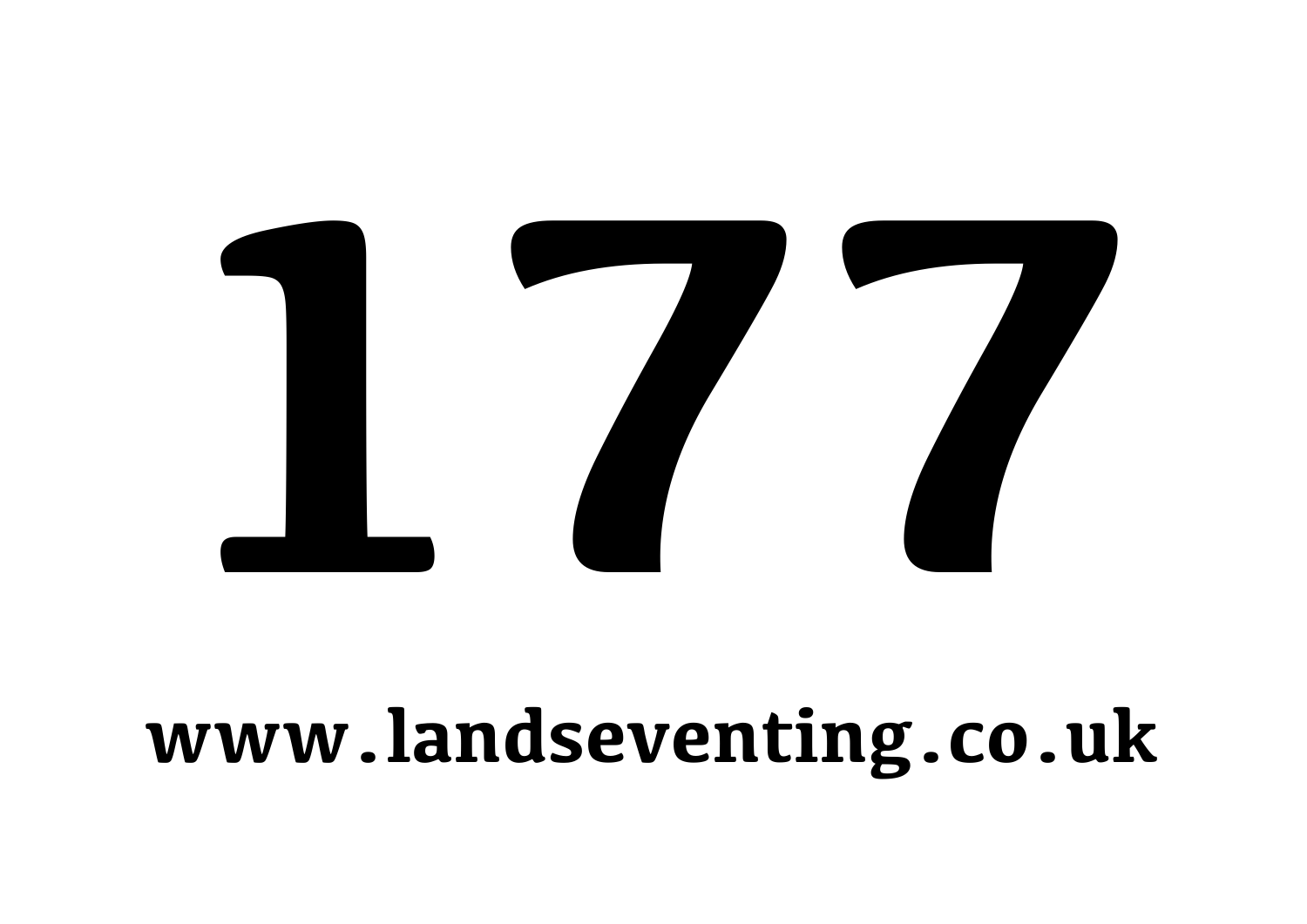# 177

**www.landseventing.co.uk**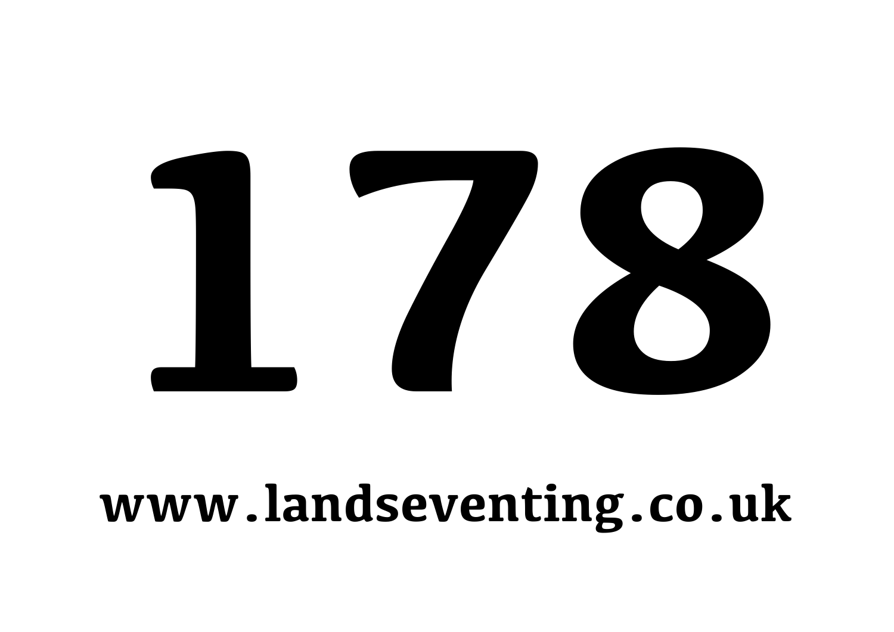# 178

**www.landseventing.co.uk**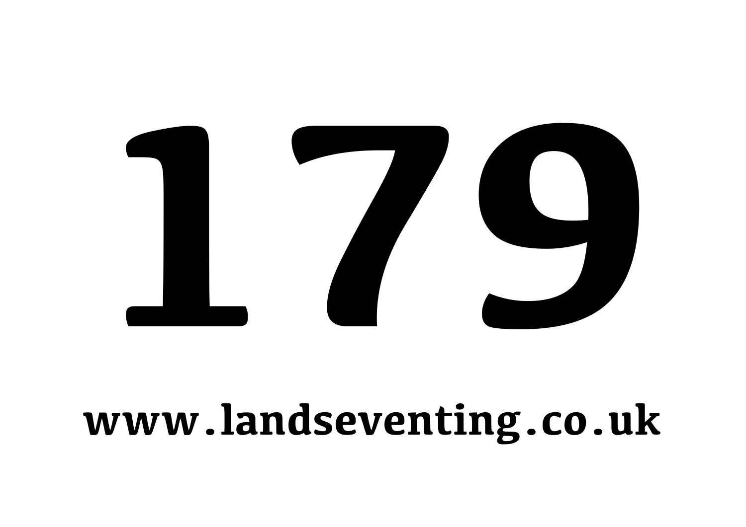# 179

**www.landseventing.co.uk**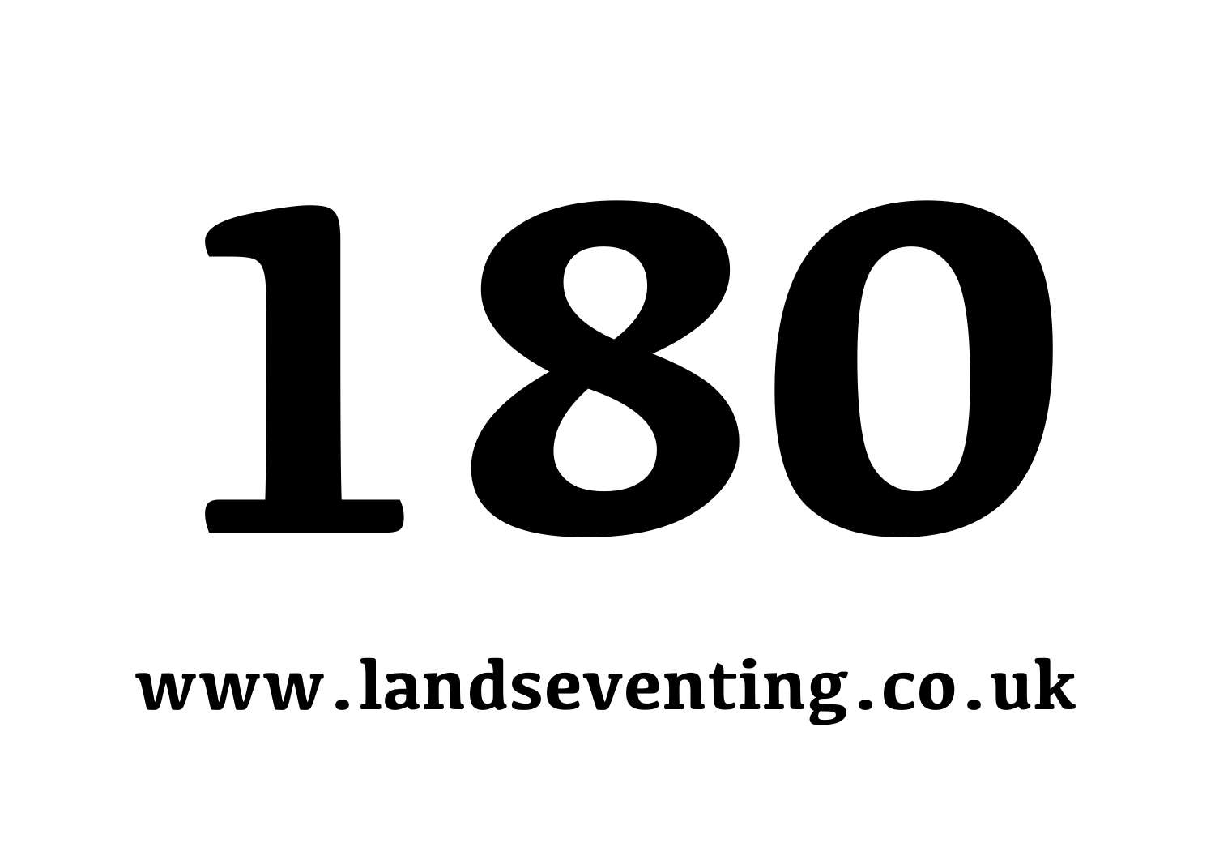# 180

**www.landseventing.co.uk**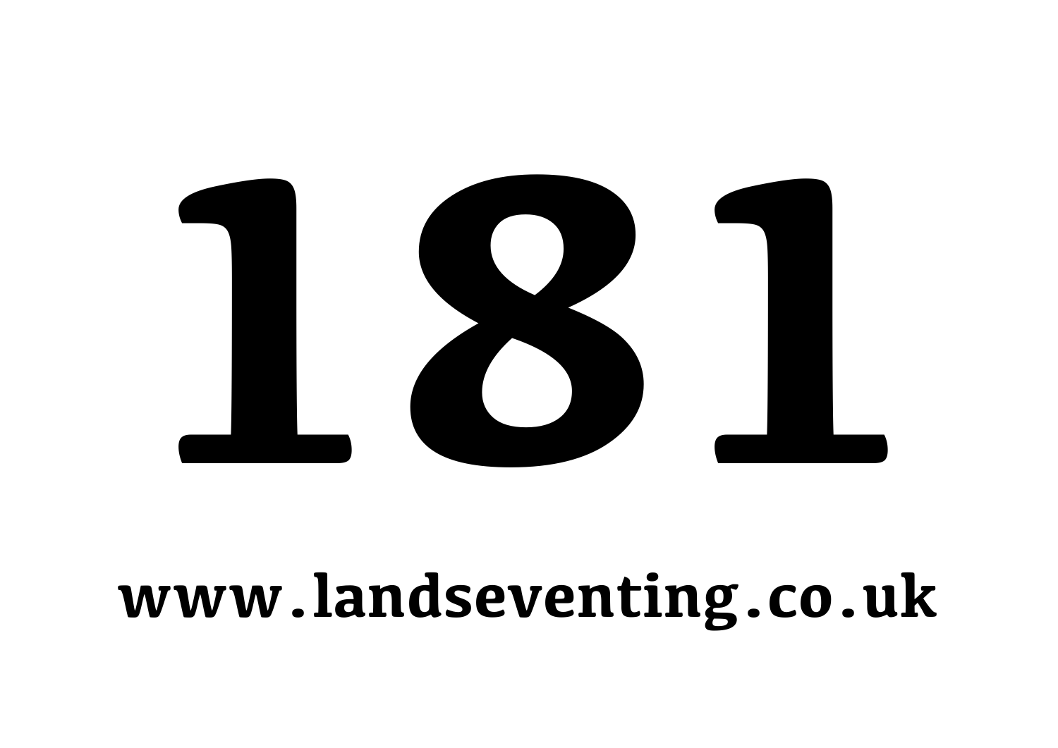# 181

**www.landseventing.co.uk**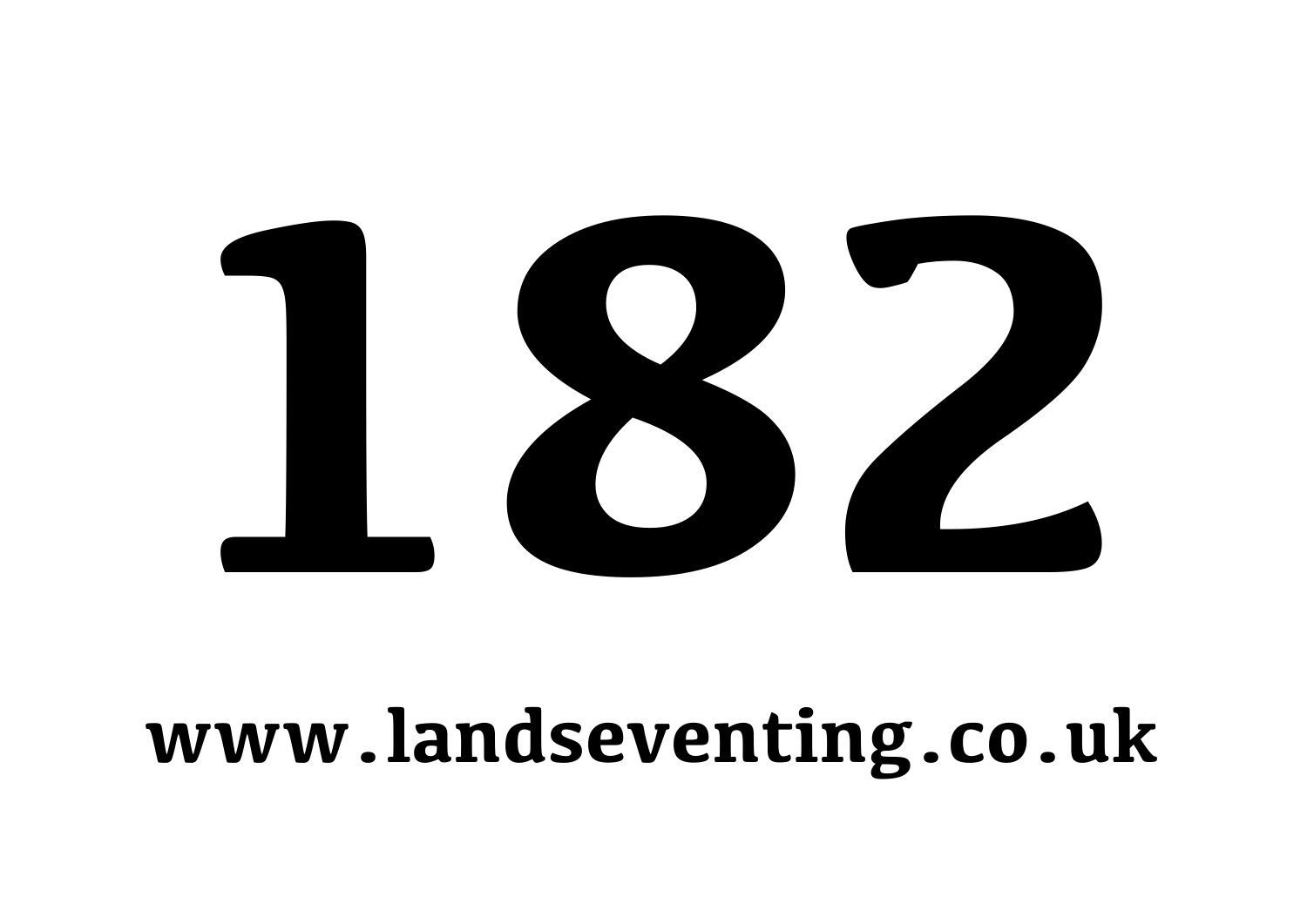# 182

**www.landseventing.co.uk**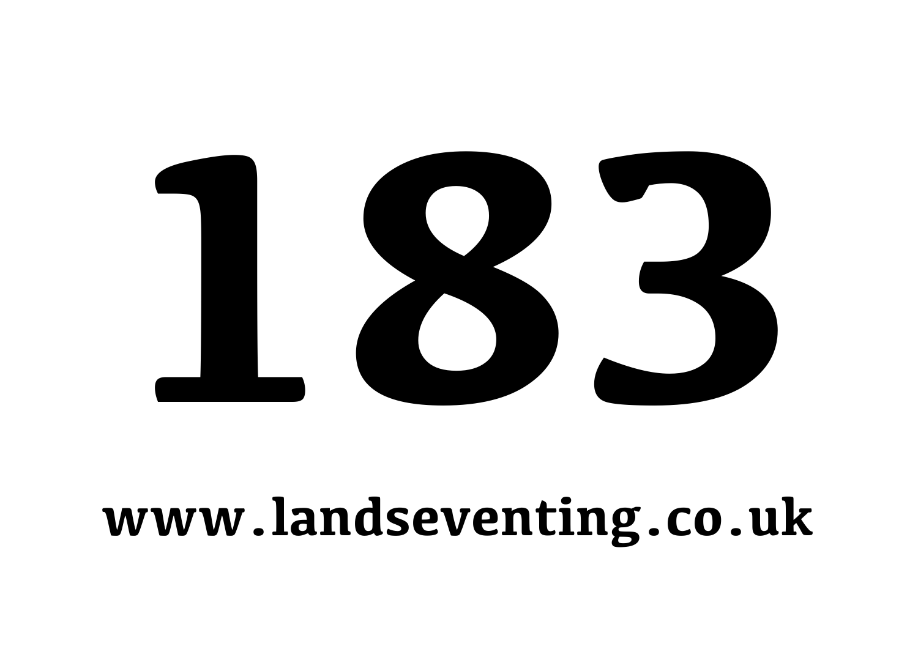# 183

**www.landseventing.co.uk**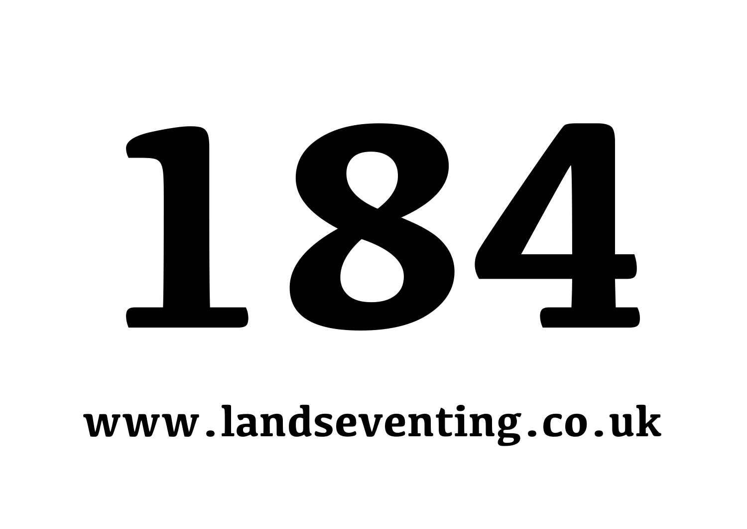# 184

**www.landseventing.co.uk**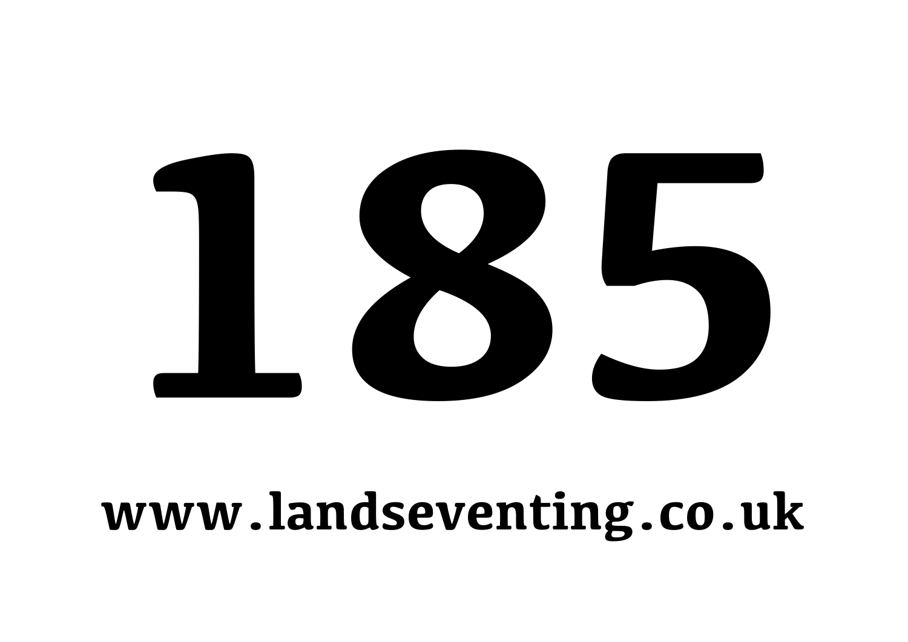# 185

**www.landseventing.co.uk**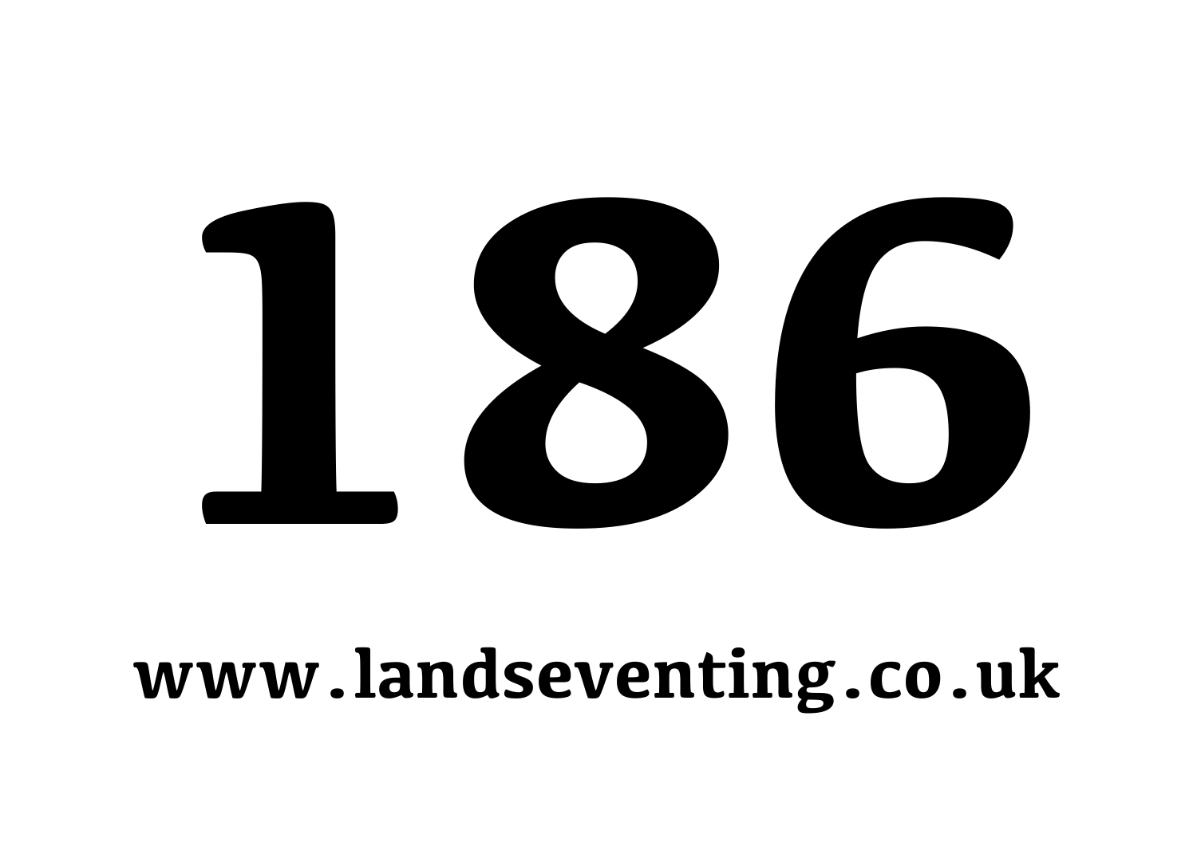# 186

**www.landseventing.co.uk**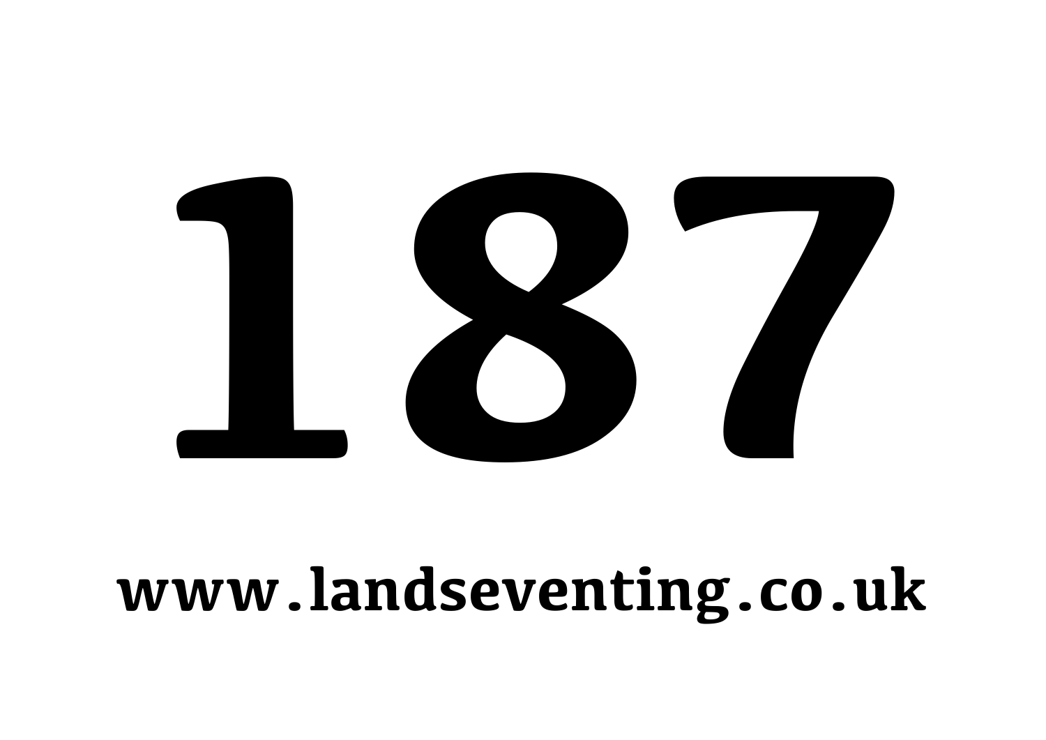# 187

**www.landseventing.co.uk**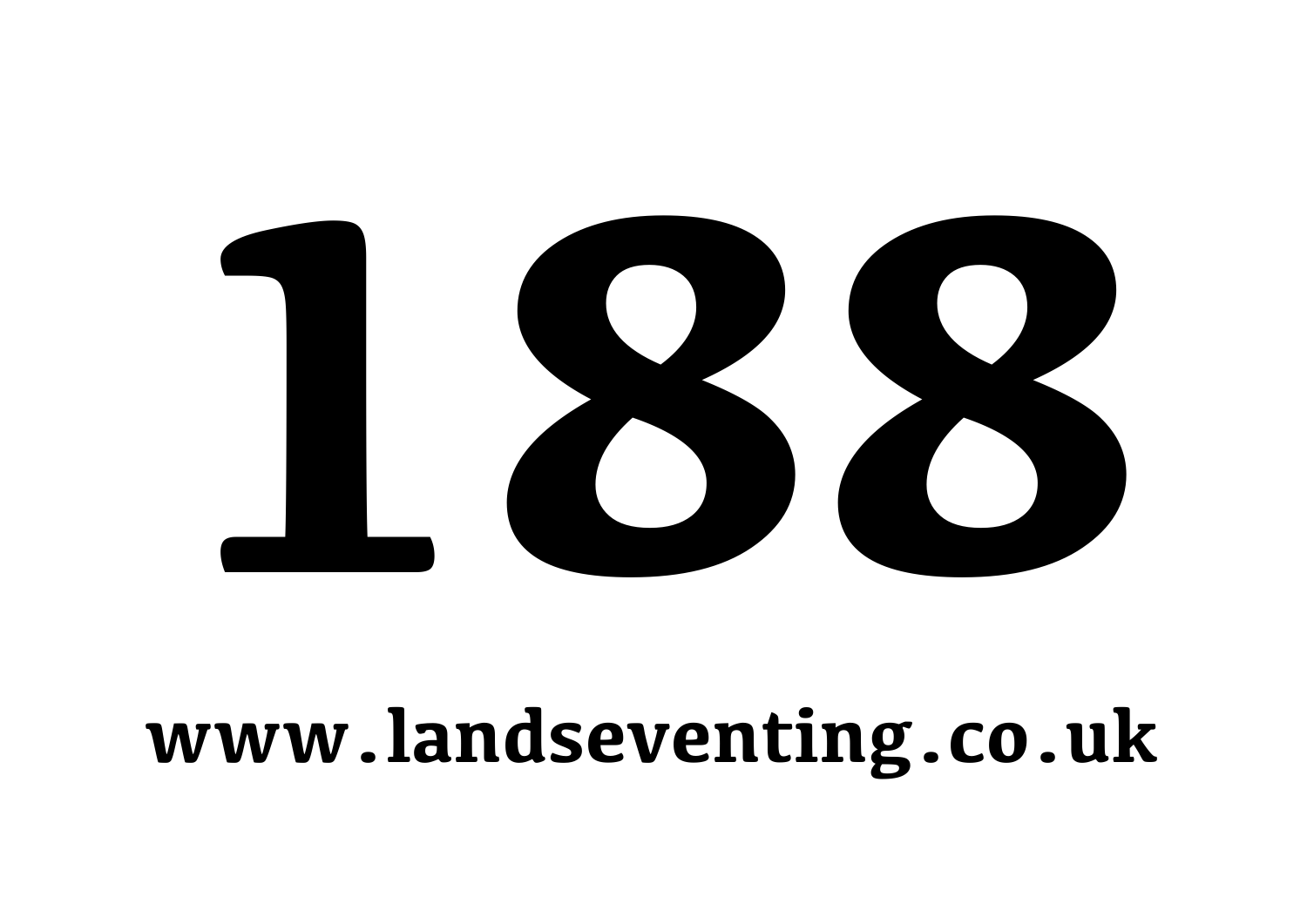# 188

**www.landseventing.co.uk**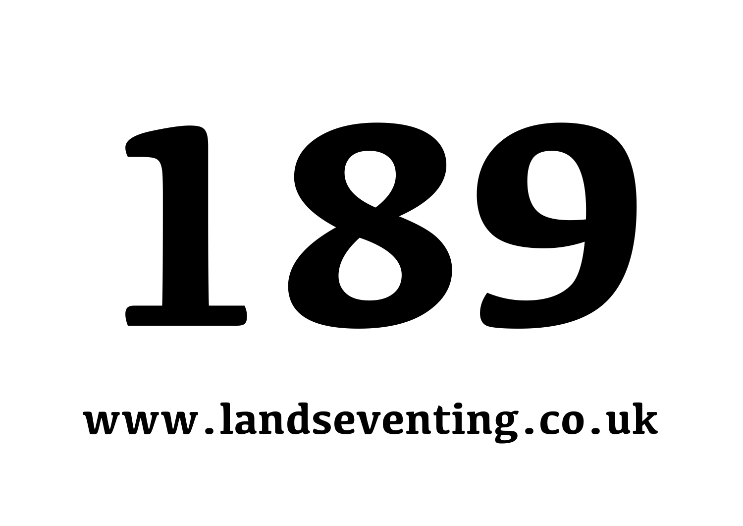# 189

**www.landseventing.co.uk**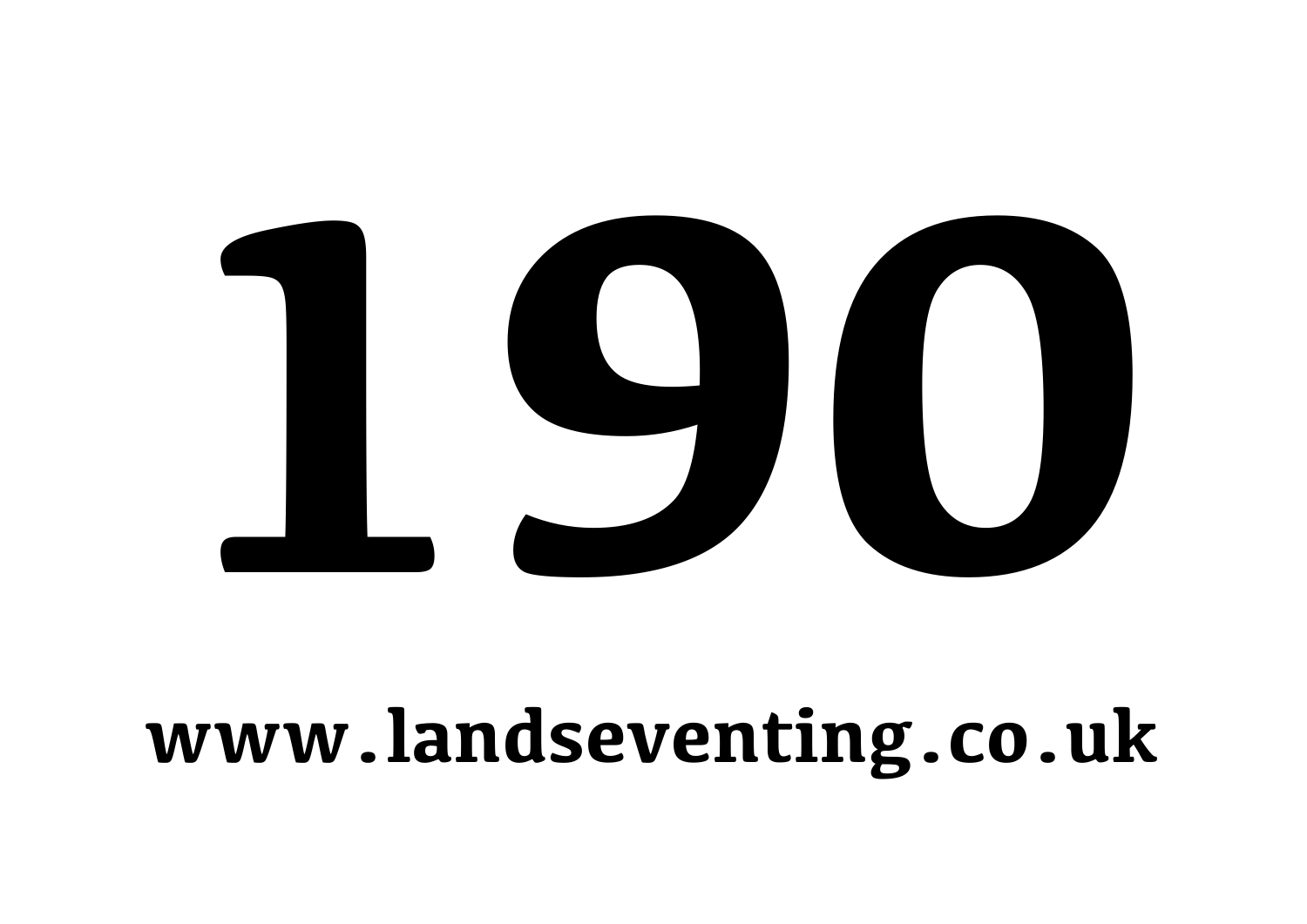# 190

**www.landseventing.co.uk**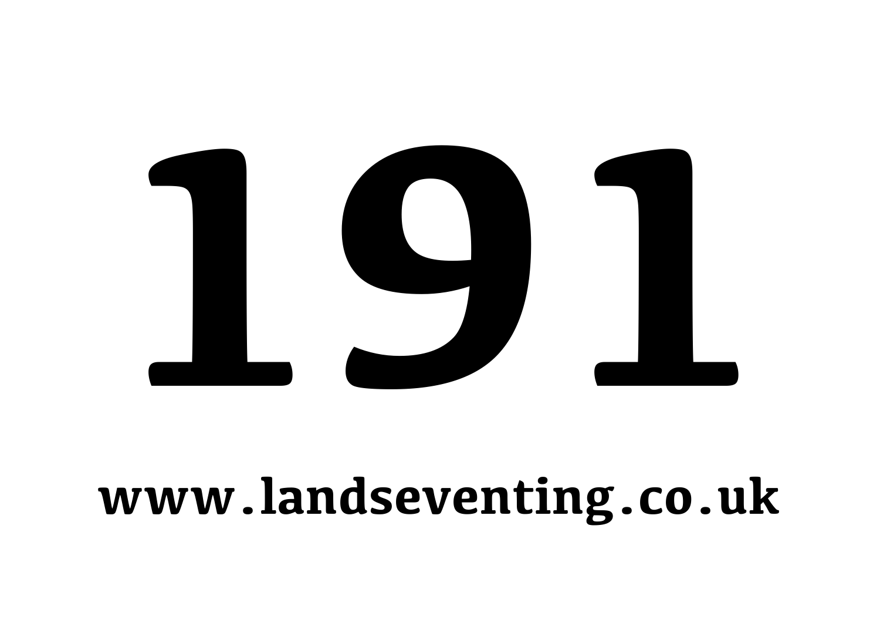# 191

**www.landseventing.co.uk**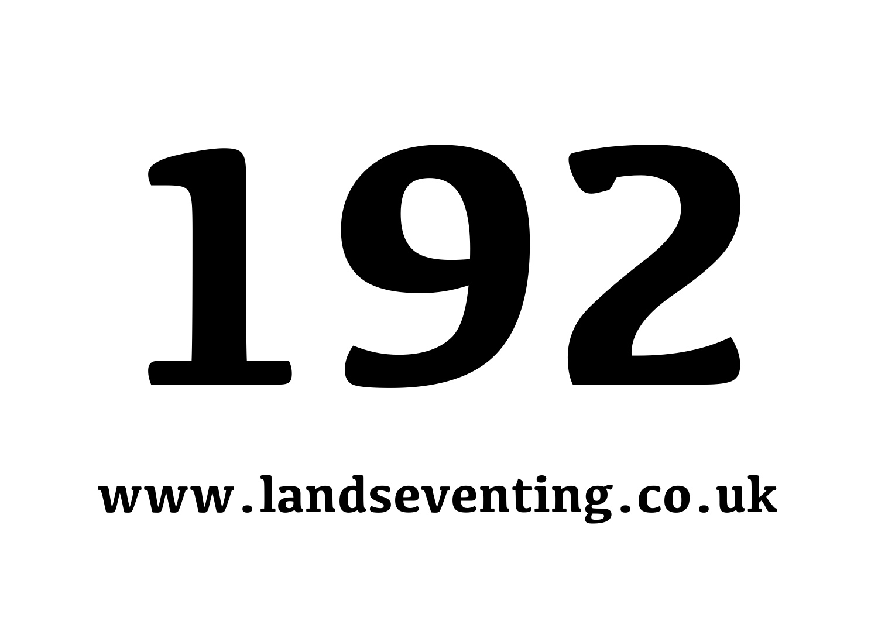# 192

**www.landseventing.co.uk**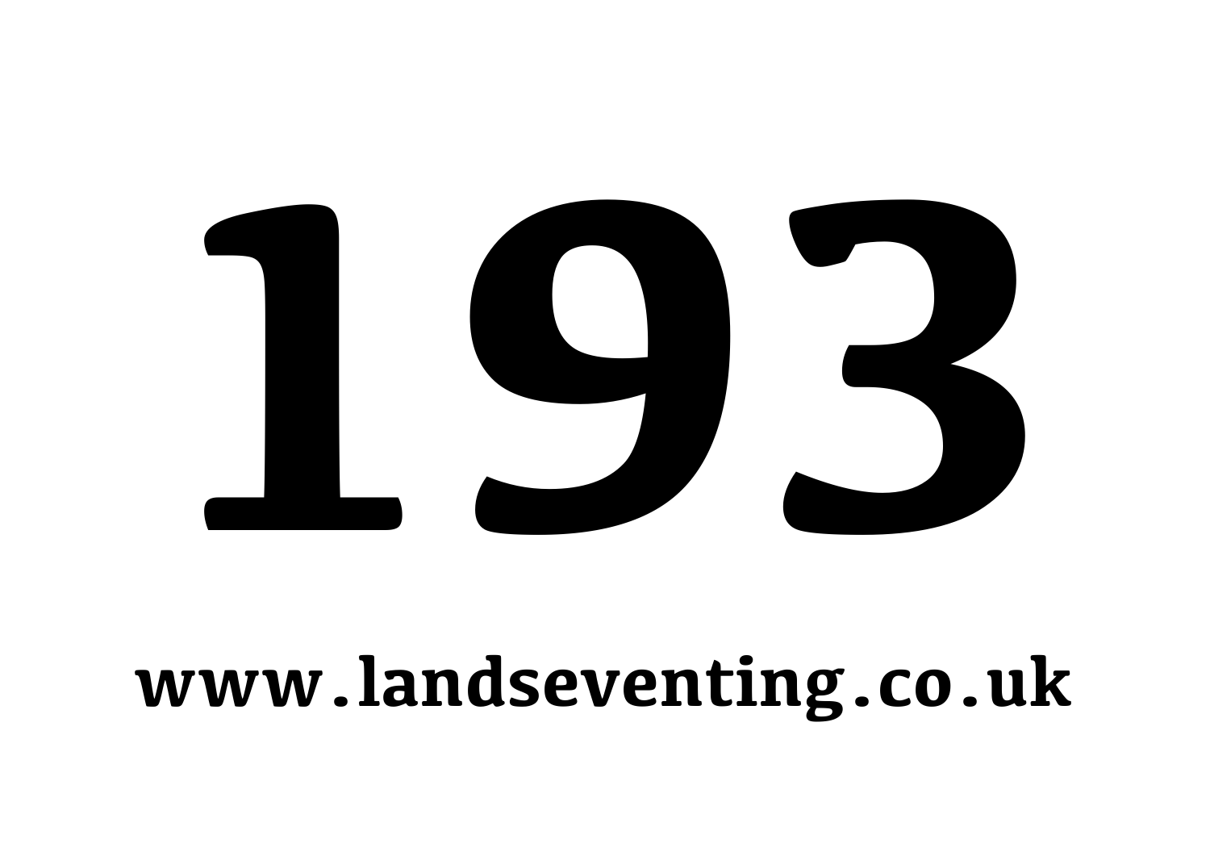# 193

**www.landseventing.co.uk**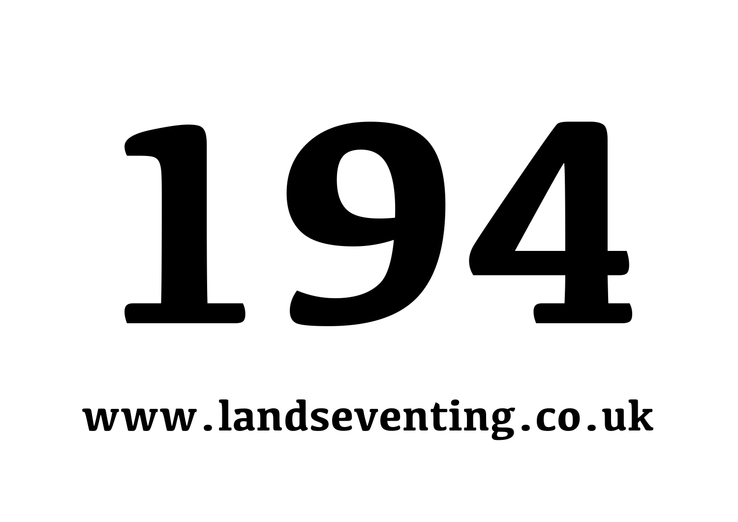# 194

**www.landseventing.co.uk**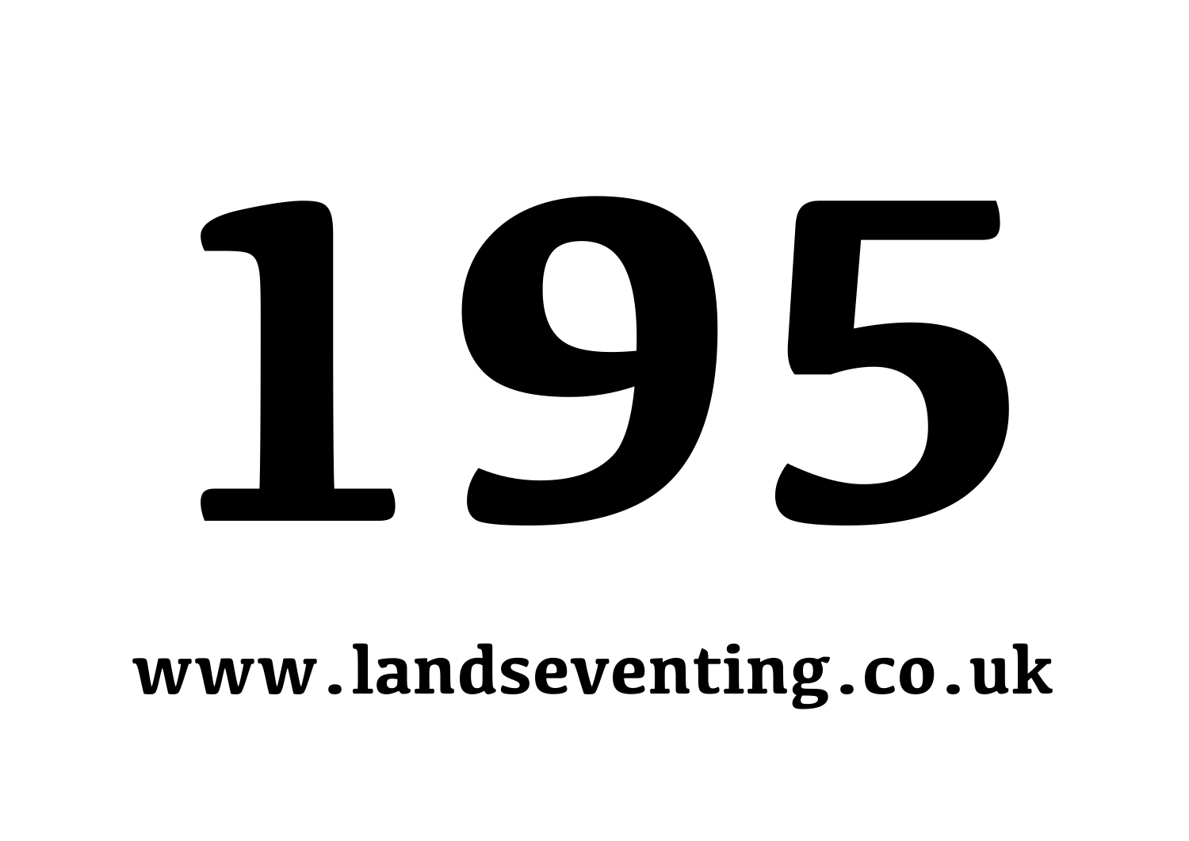# 195

**www.landseventing.co.uk**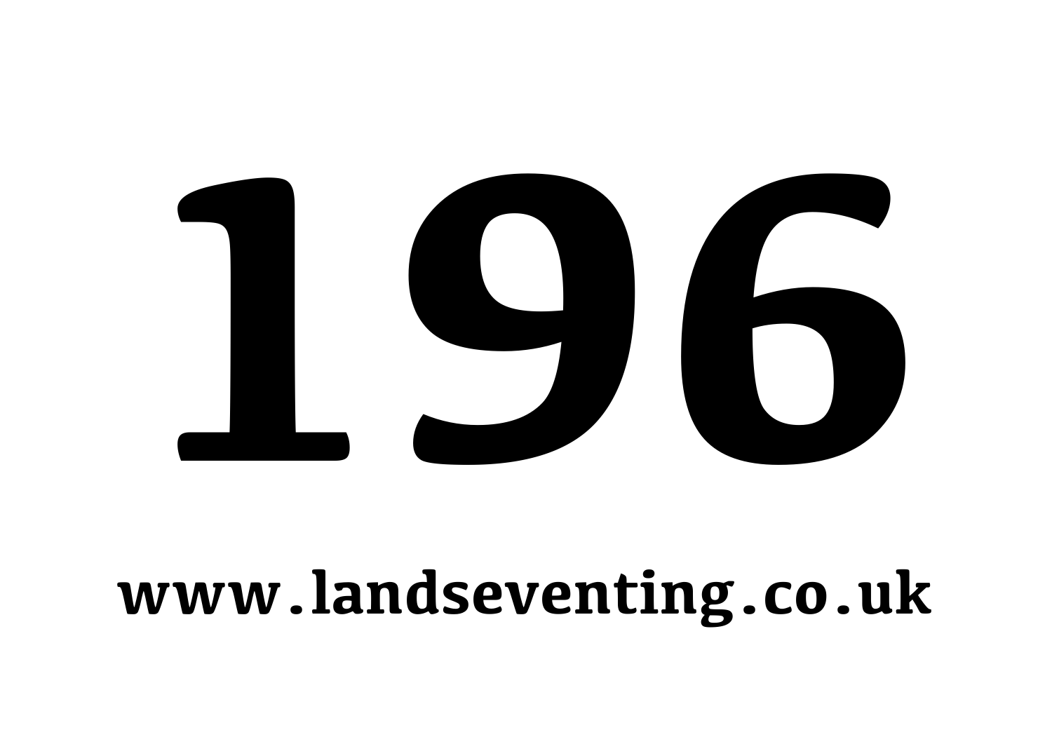# 196

www.landseventing.co.uk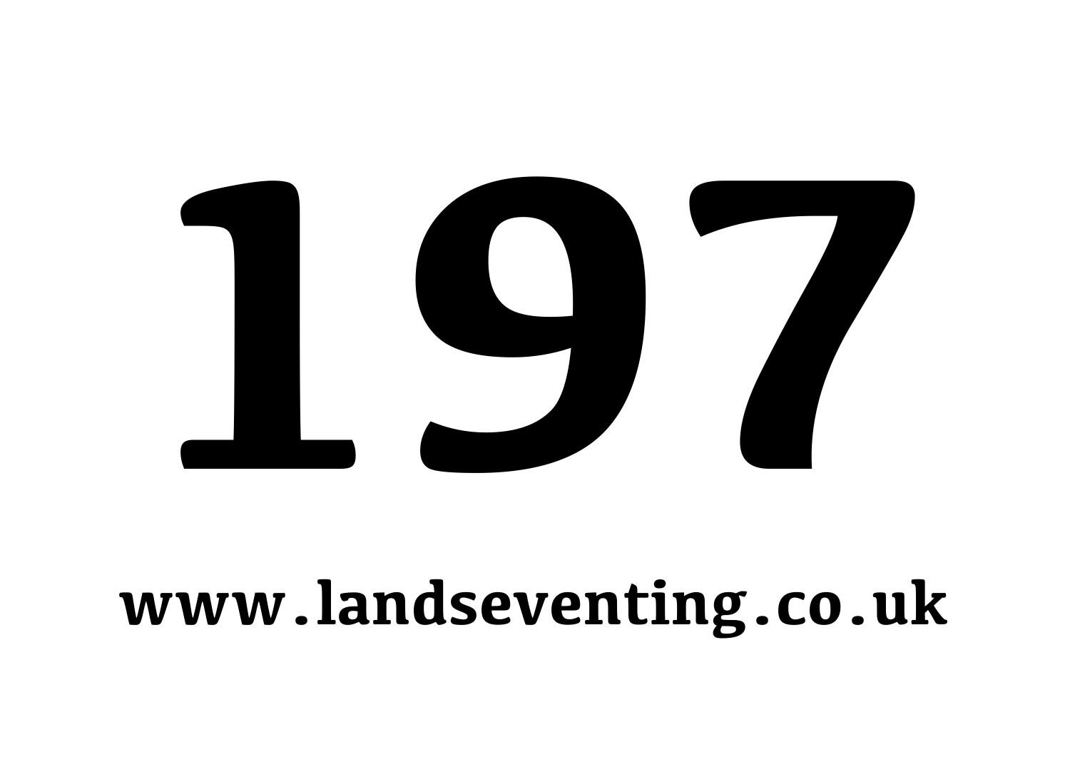# 197

www.landseventing.co.uk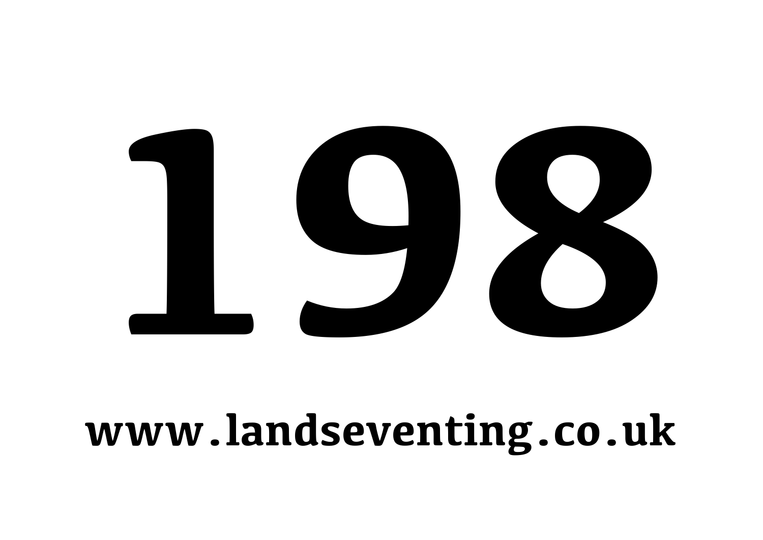# 198

**www.landseventing.co.uk**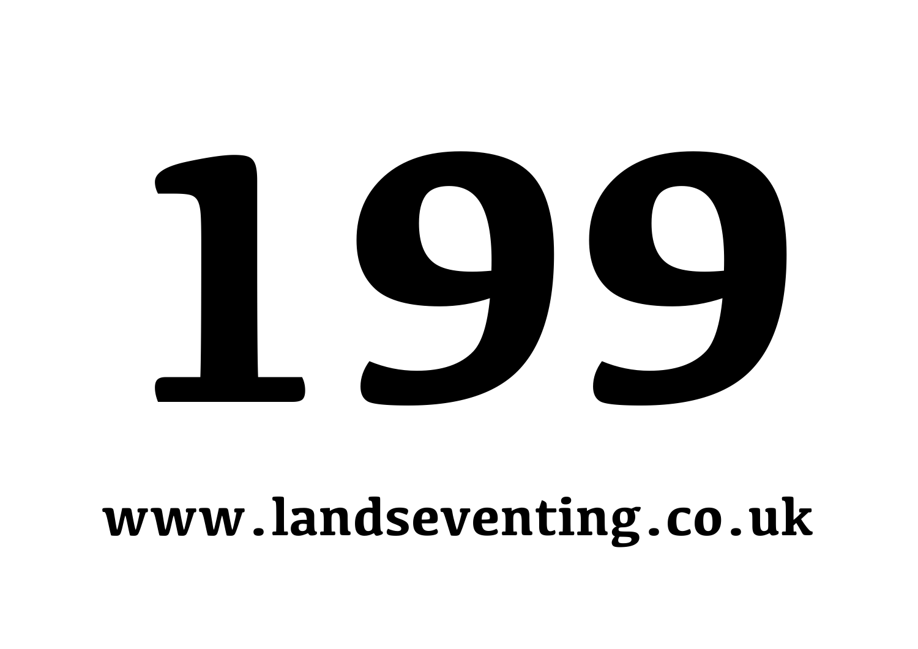# 199

**www.landseventing.co.uk**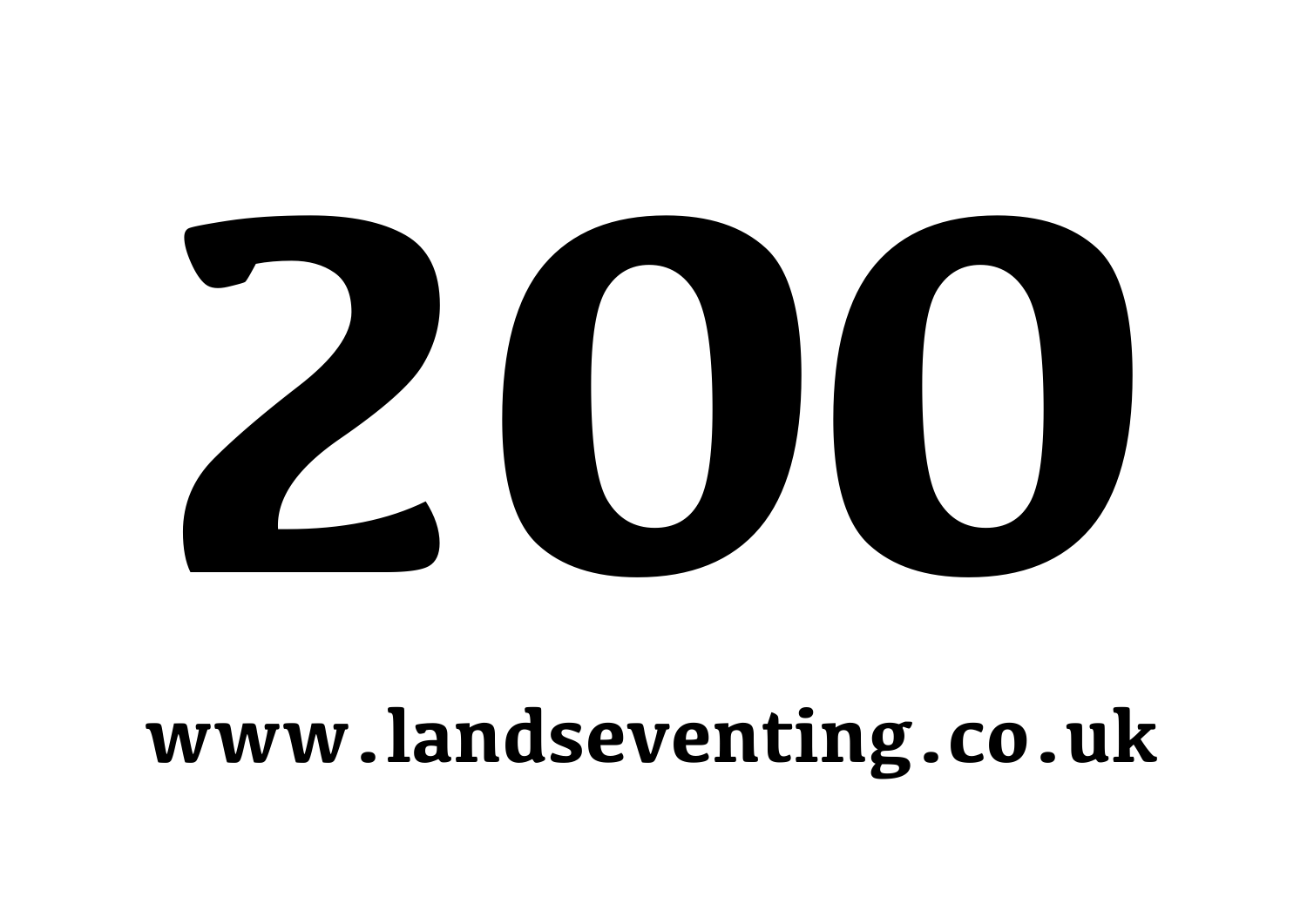# 200

www.landseventing.co.uk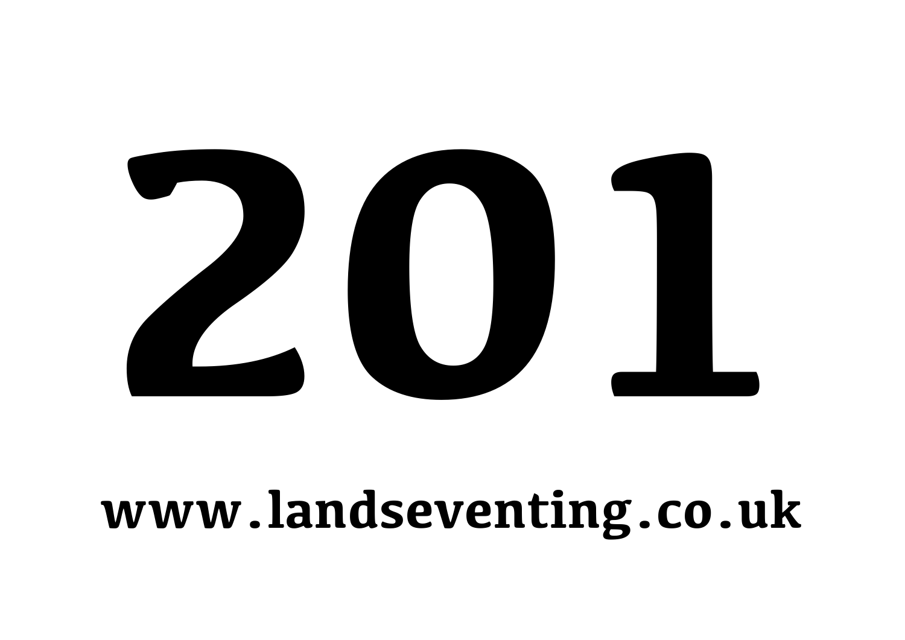# 201

**www.landseventing.co.uk**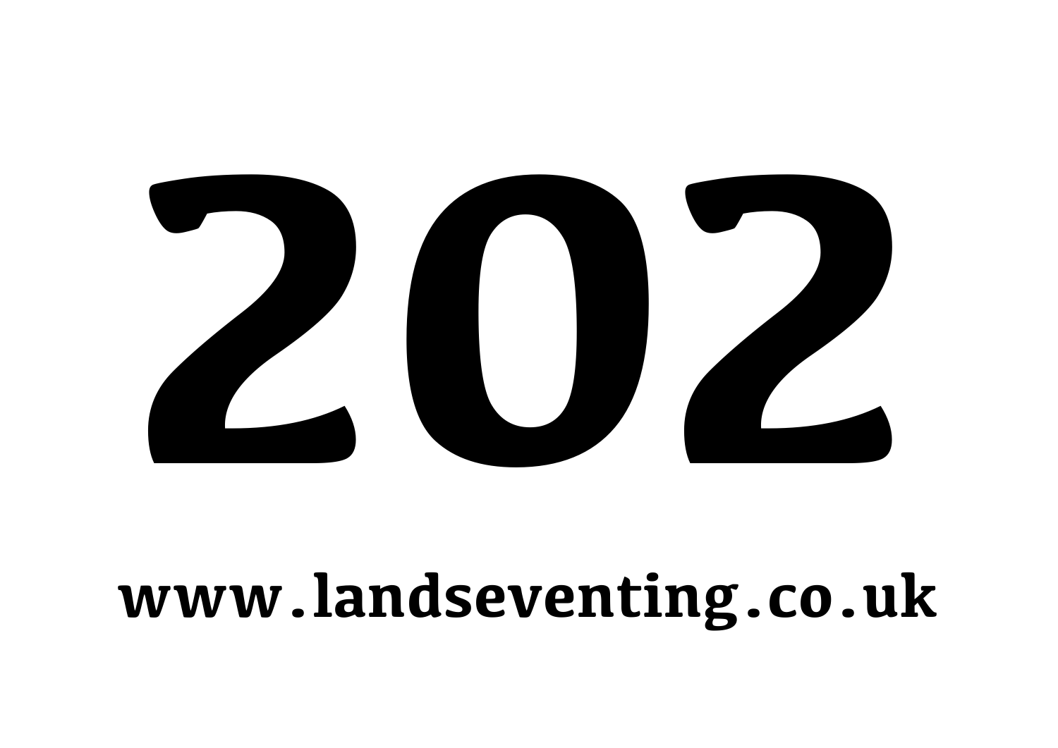# 202

**www.landseventing.co.uk**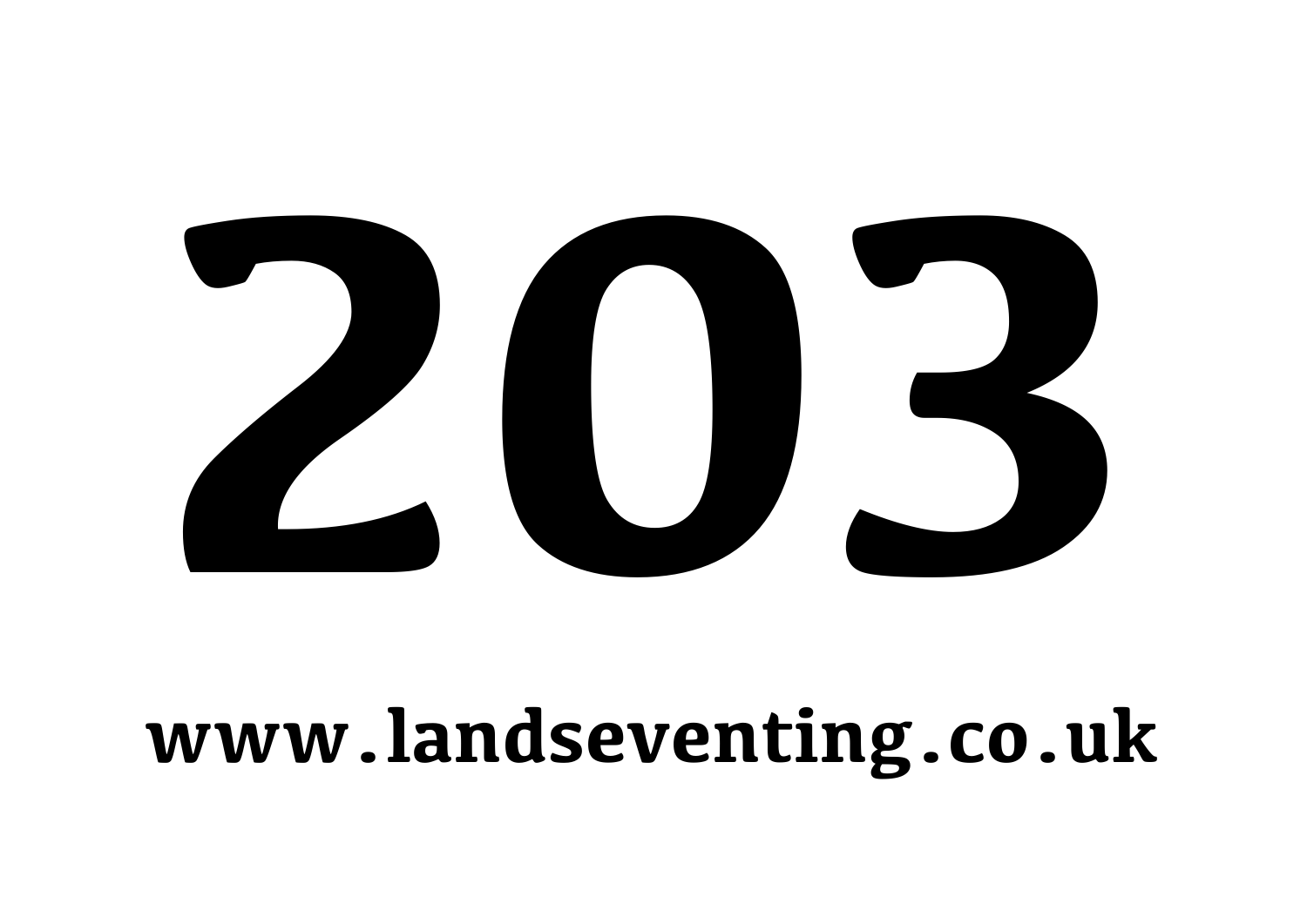# 203

**www.landseventing.co.uk**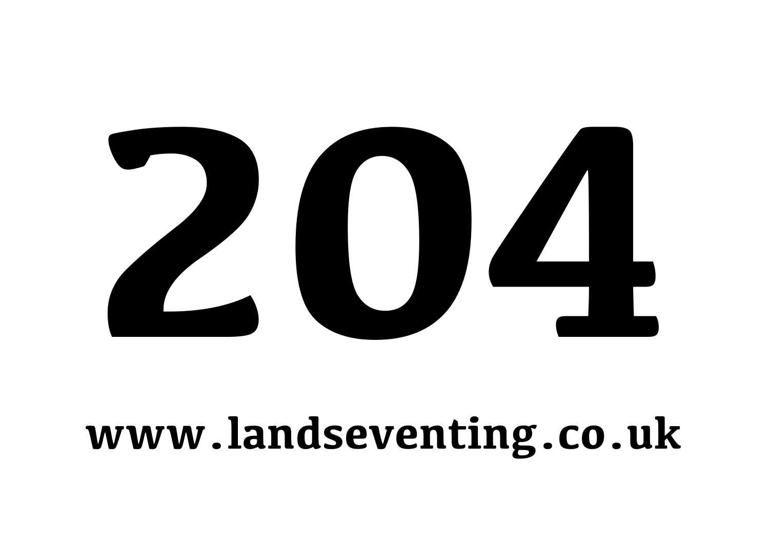# 204

**www.landseventing.co.uk**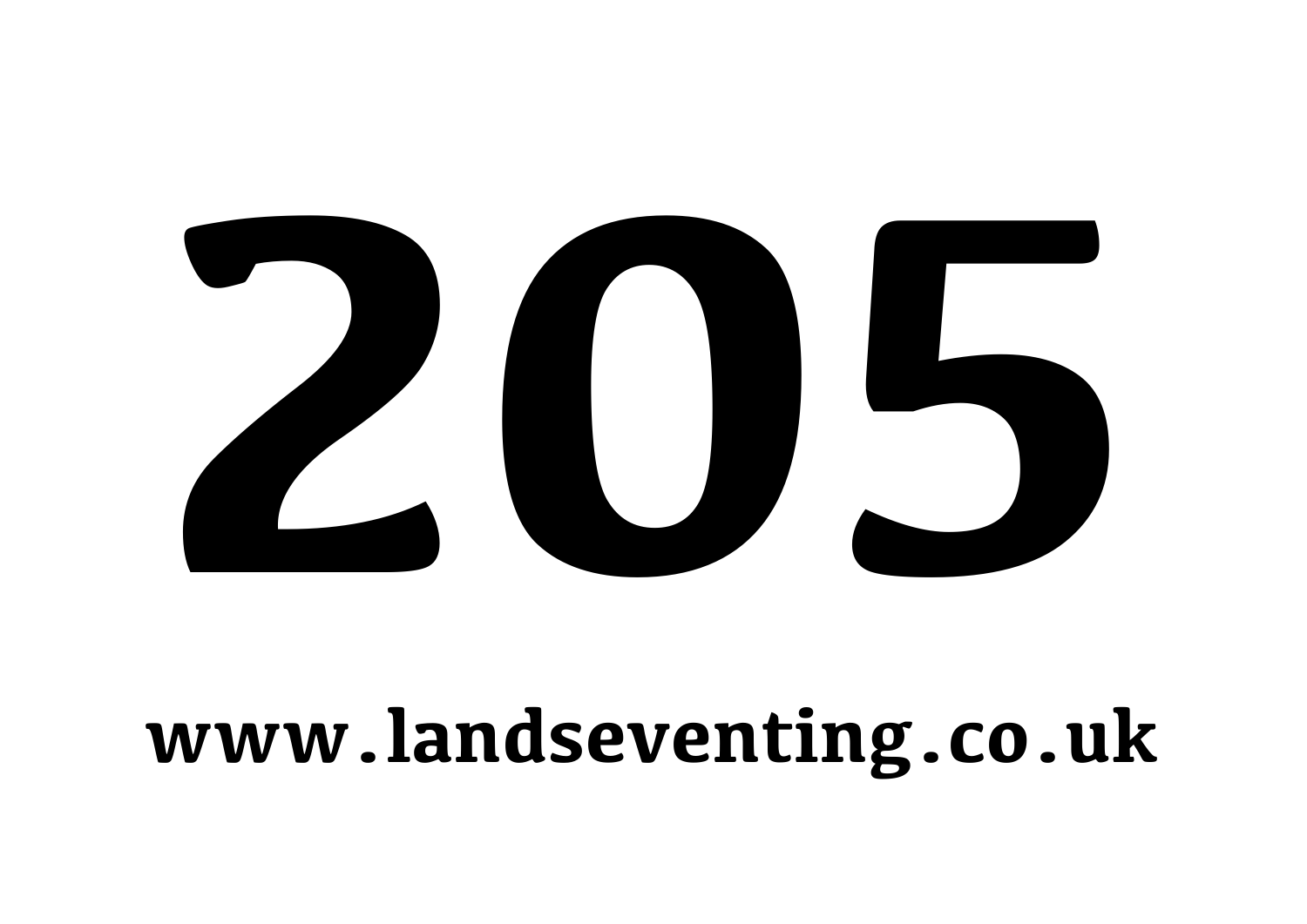# 205

**www.landseventing.co.uk**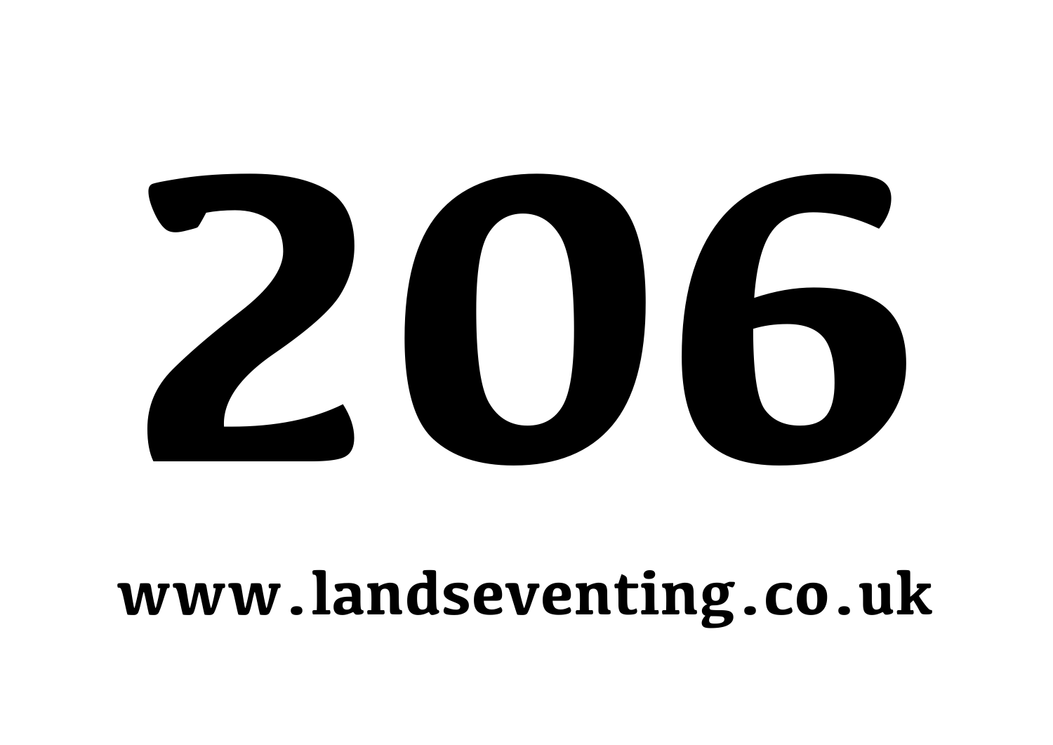# 206

**www.landseventing.co.uk**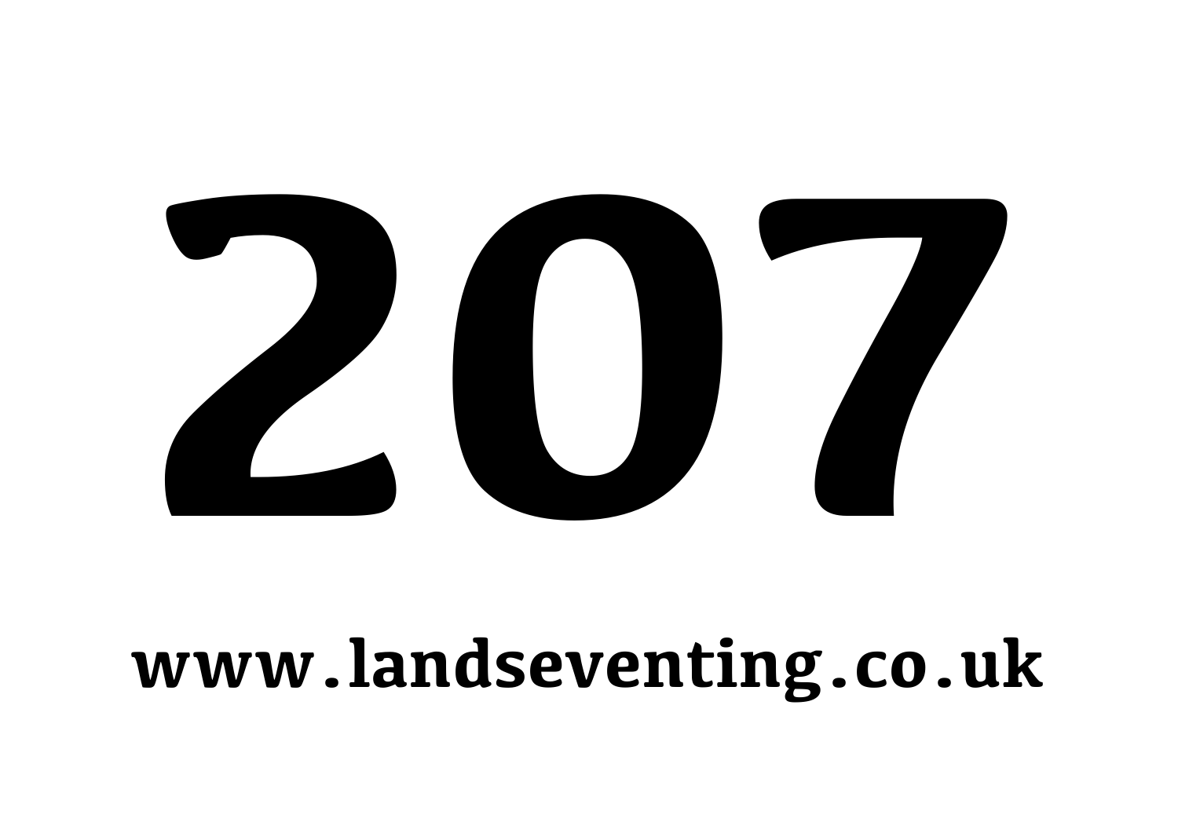# 207

**www.landseventing.co.uk**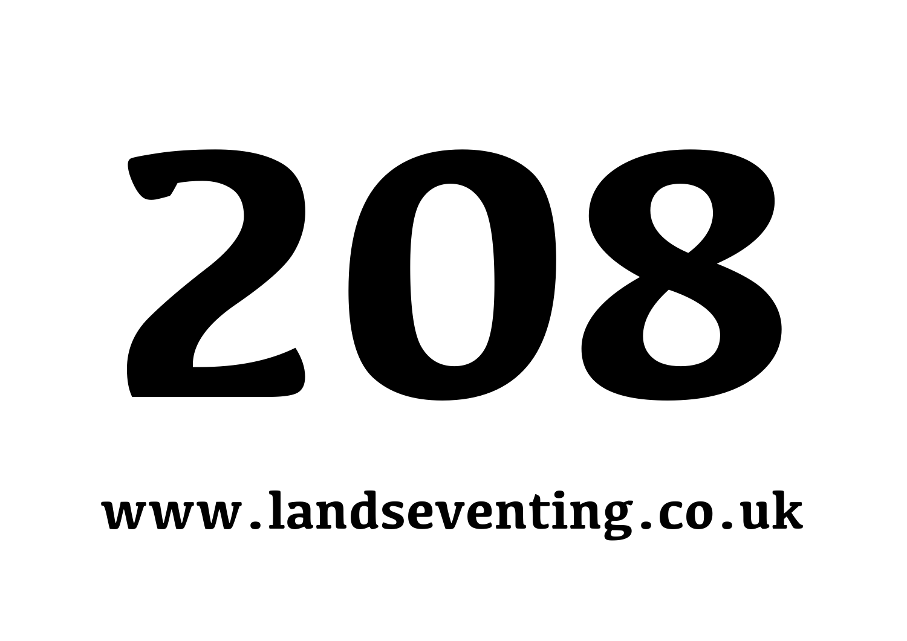# 208

**www.landseventing.co.uk**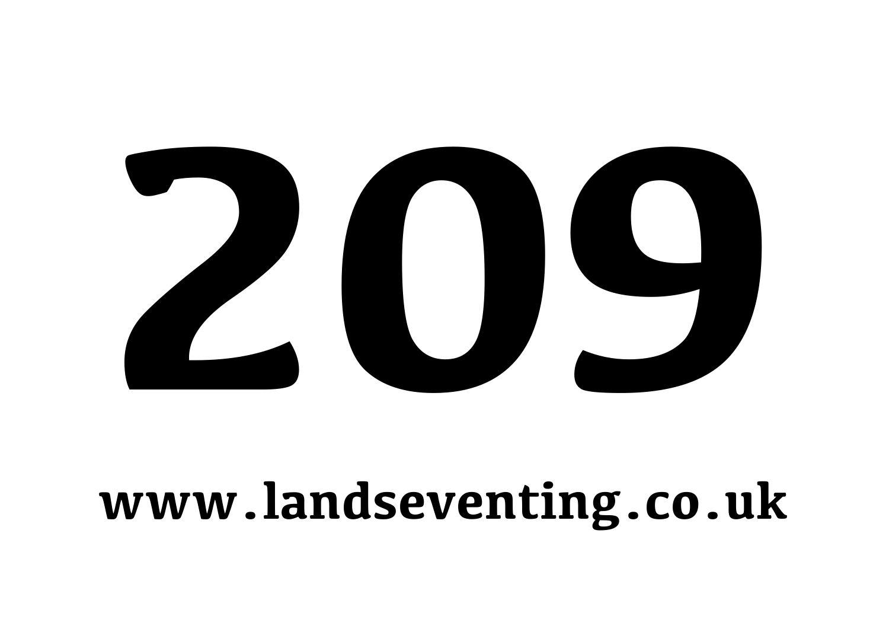# 209

**www.landseventing.co.uk**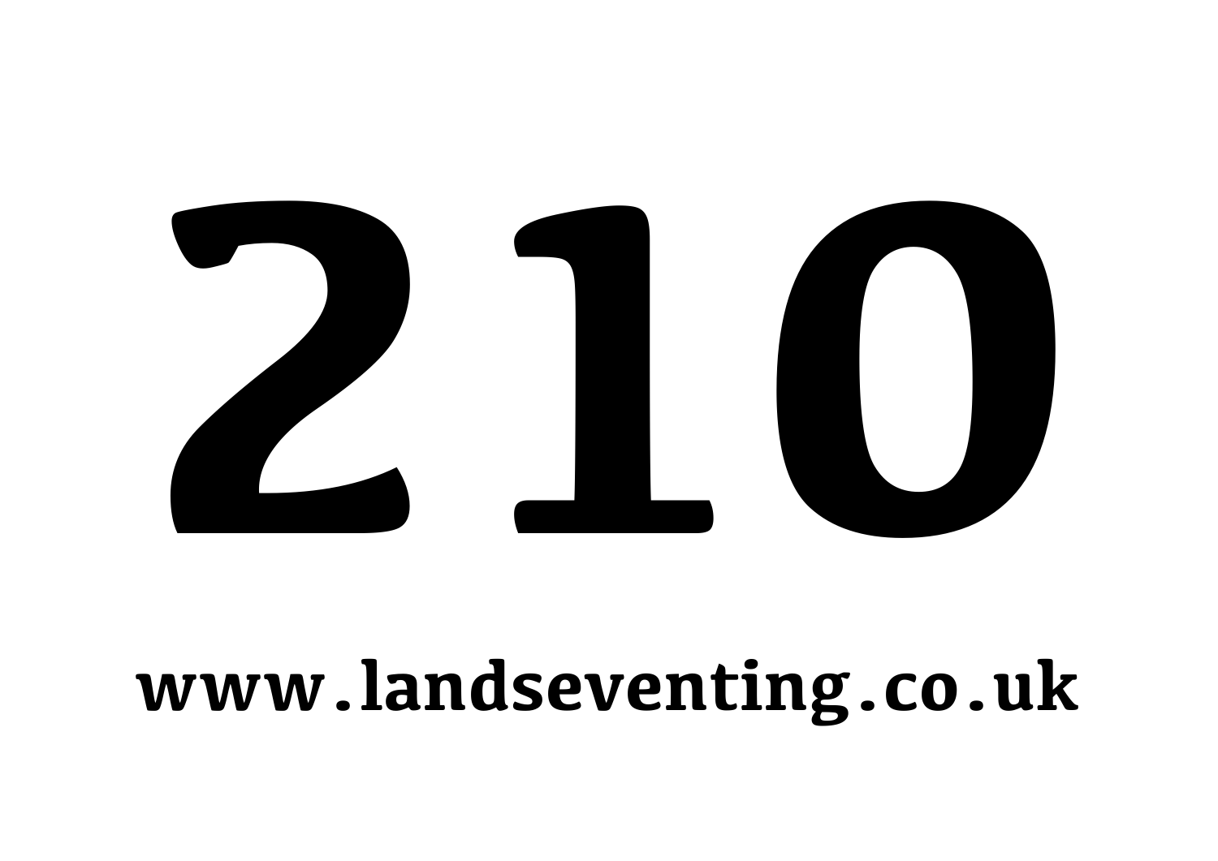# 210

**www.landseventing.co.uk**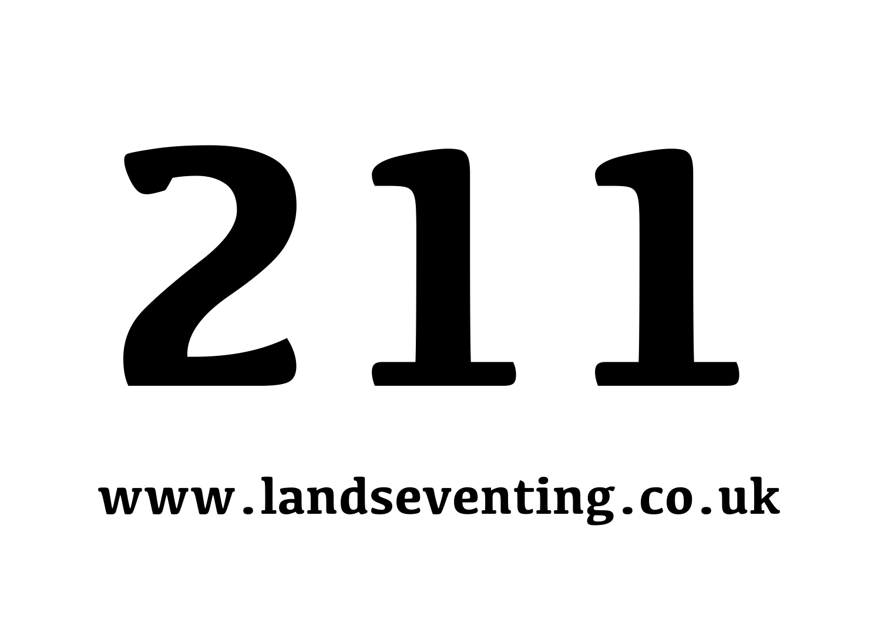# 211

**www.landseventing.co.uk**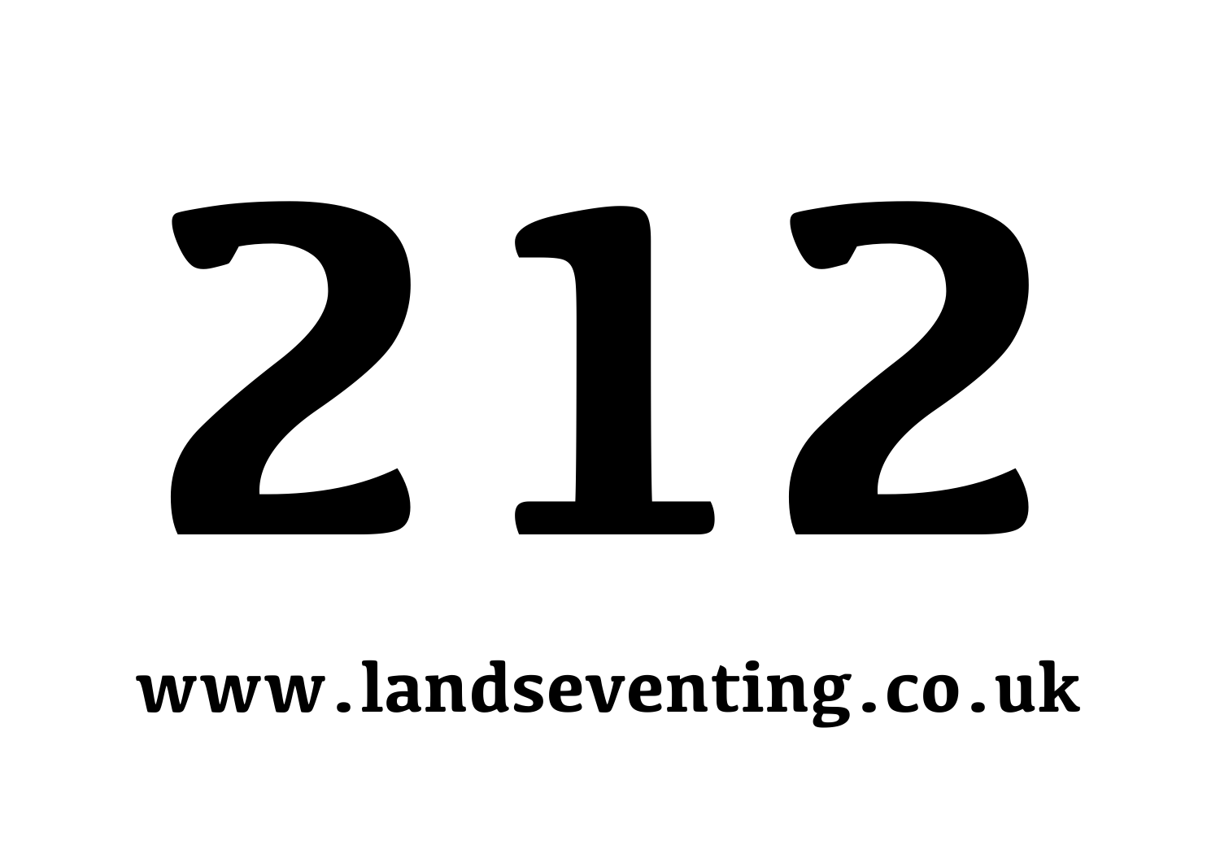# 212

**www.landseventing.co.uk**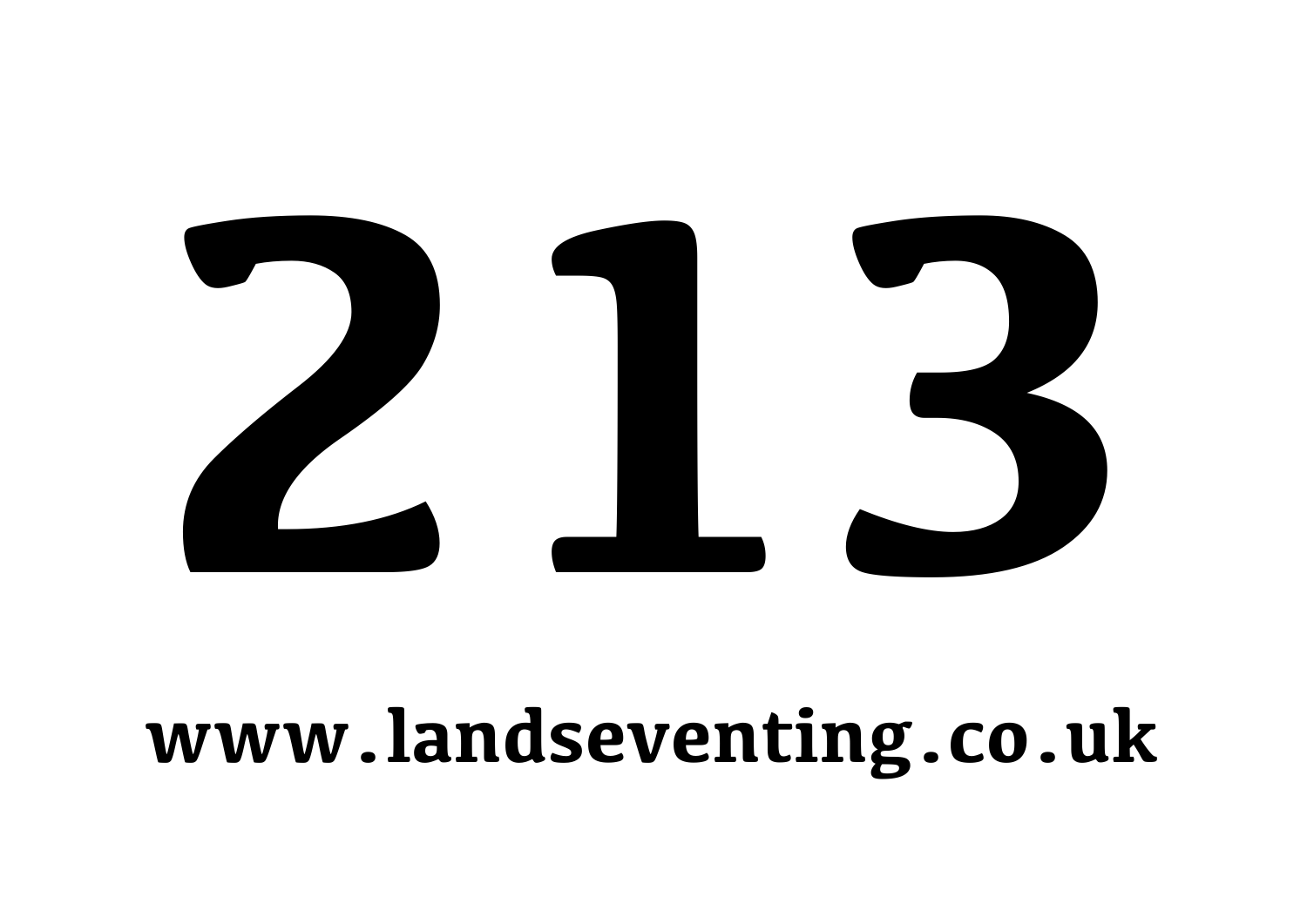# 213

**www.landseventing.co.uk**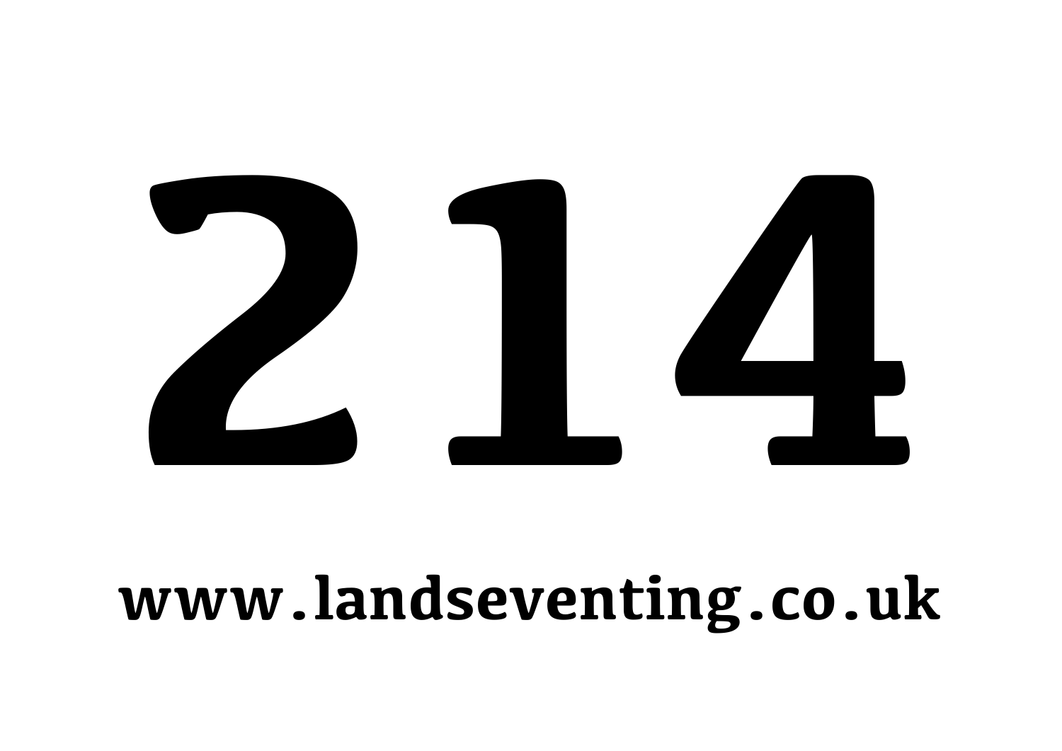# 214

**www.landseventing.co.uk**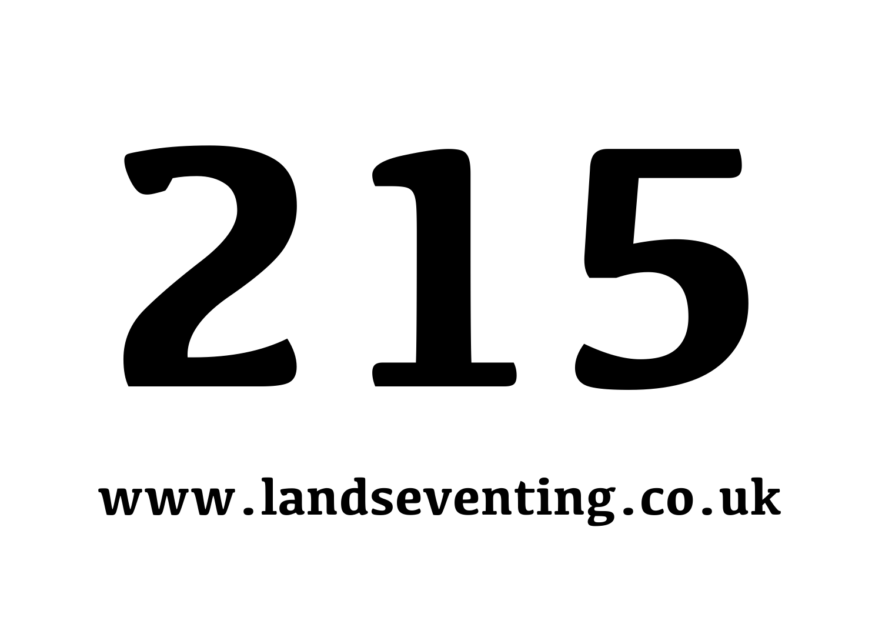# 215

**www.landseventing.co.uk**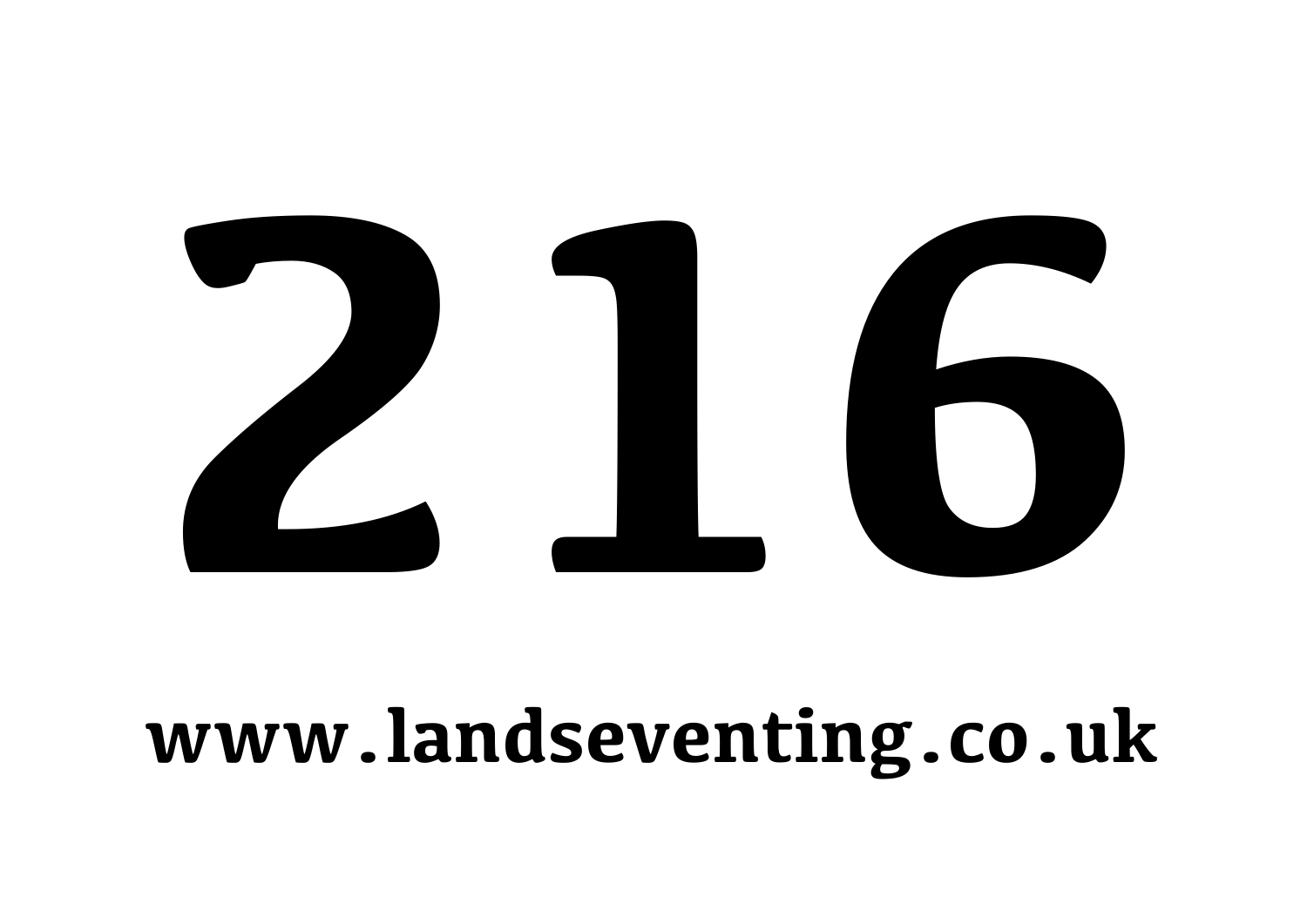# 216

**www.landseventing.co.uk**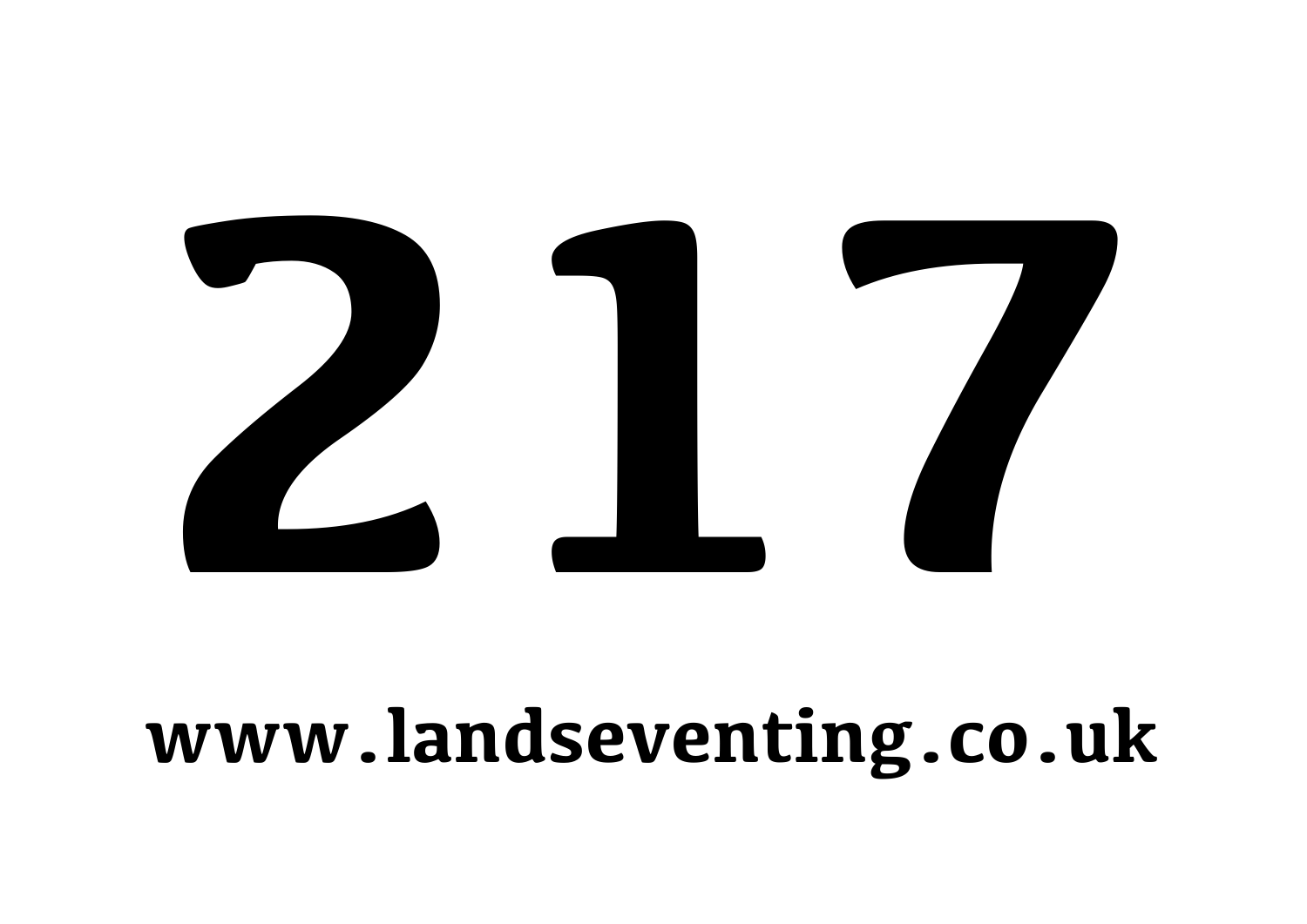# 217

**www.landseventing.co.uk**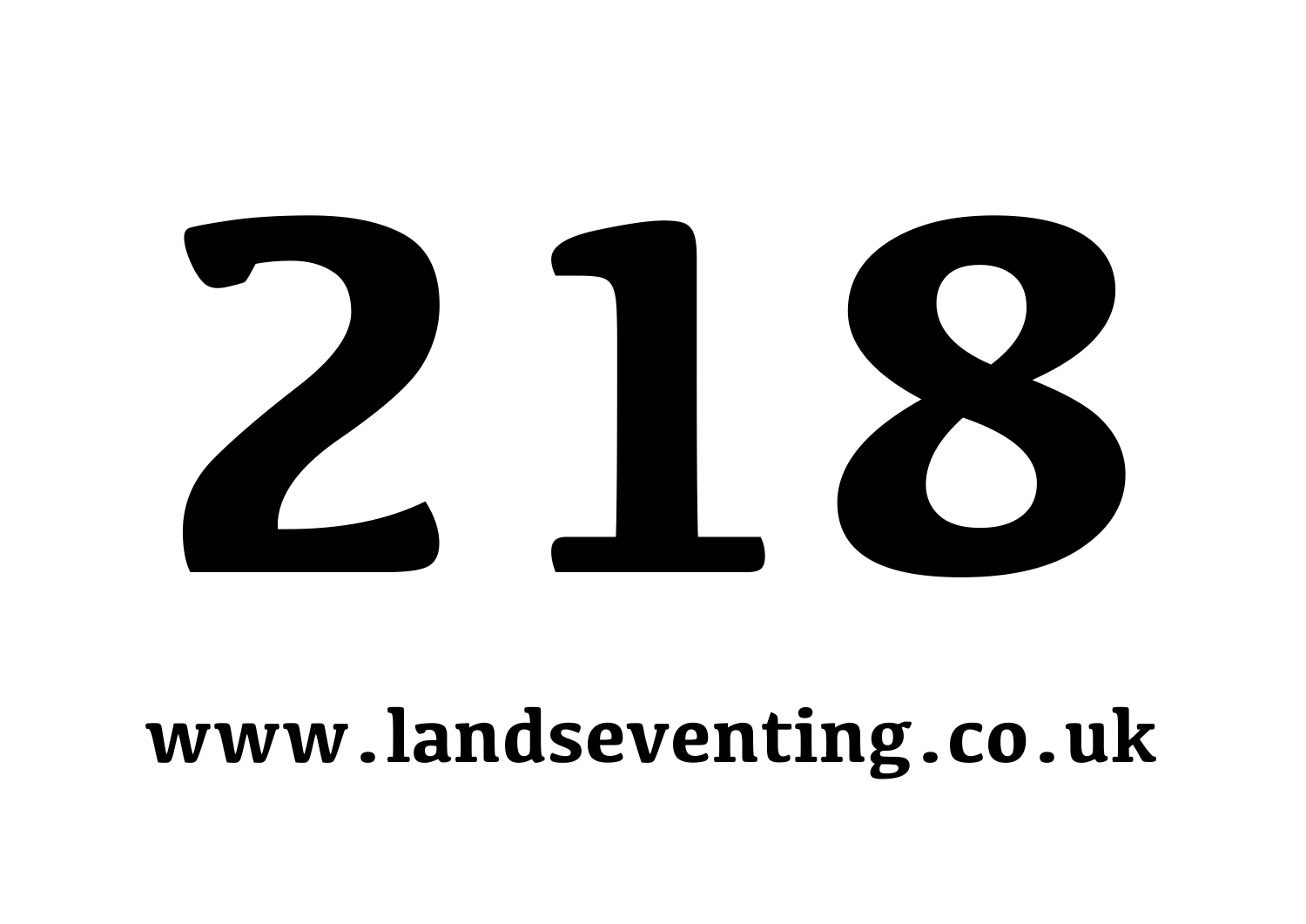# 218

**www.landseventing.co.uk**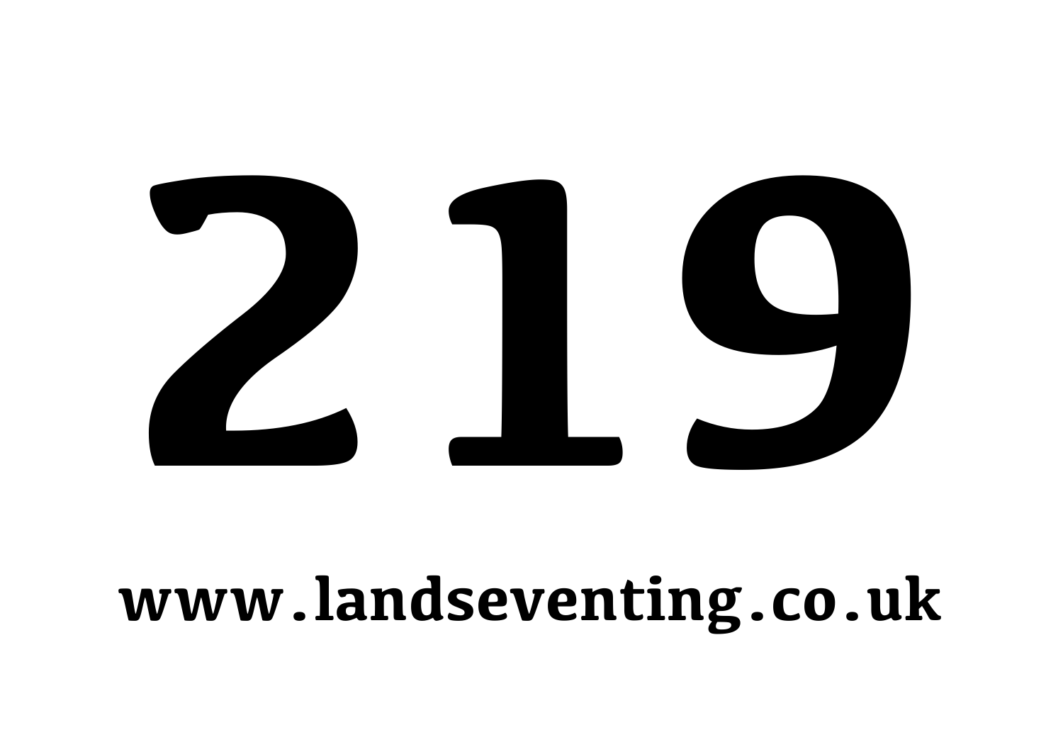# 219

**www.landseventing.co.uk**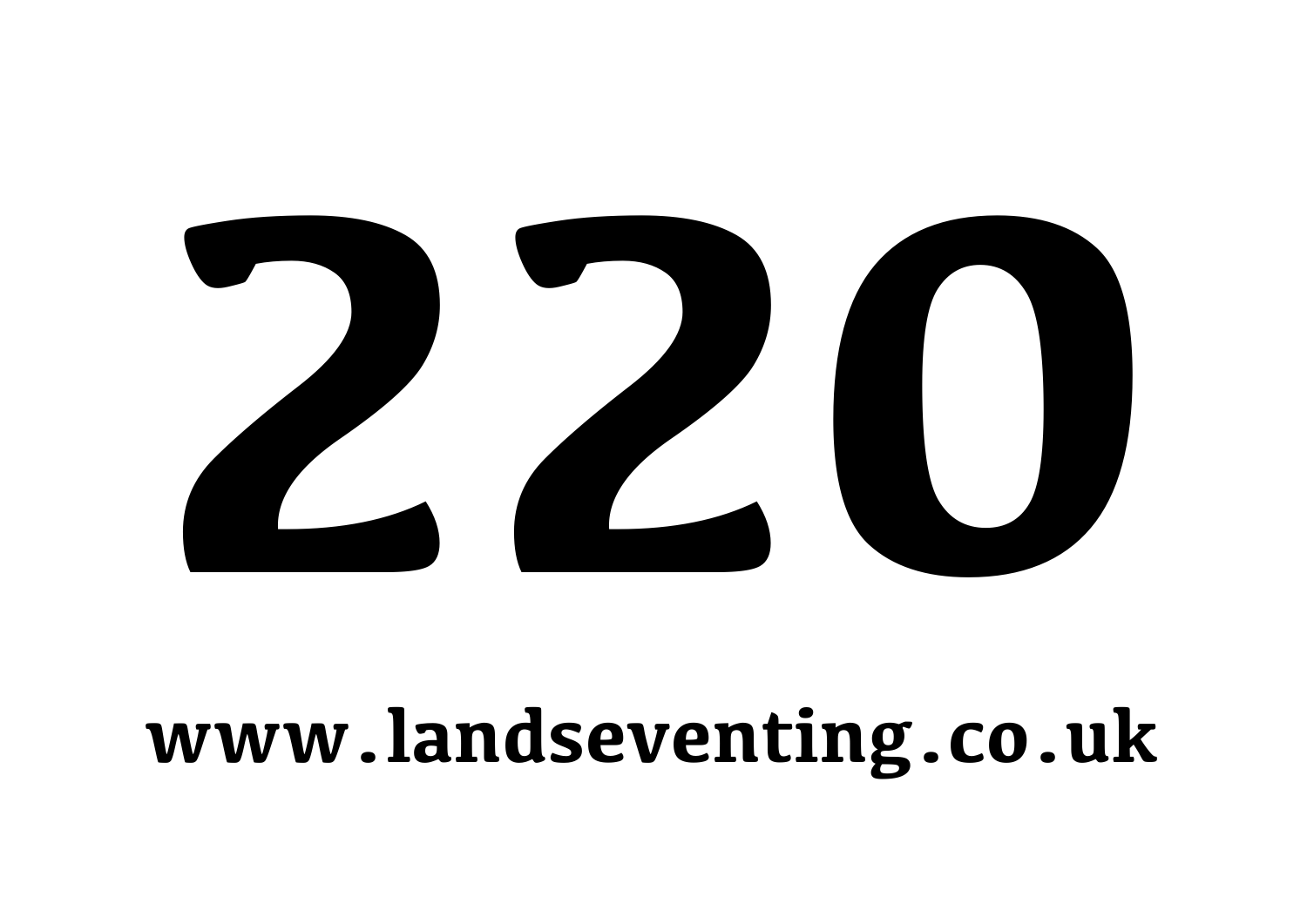# 220

**www.landseventing.co.uk**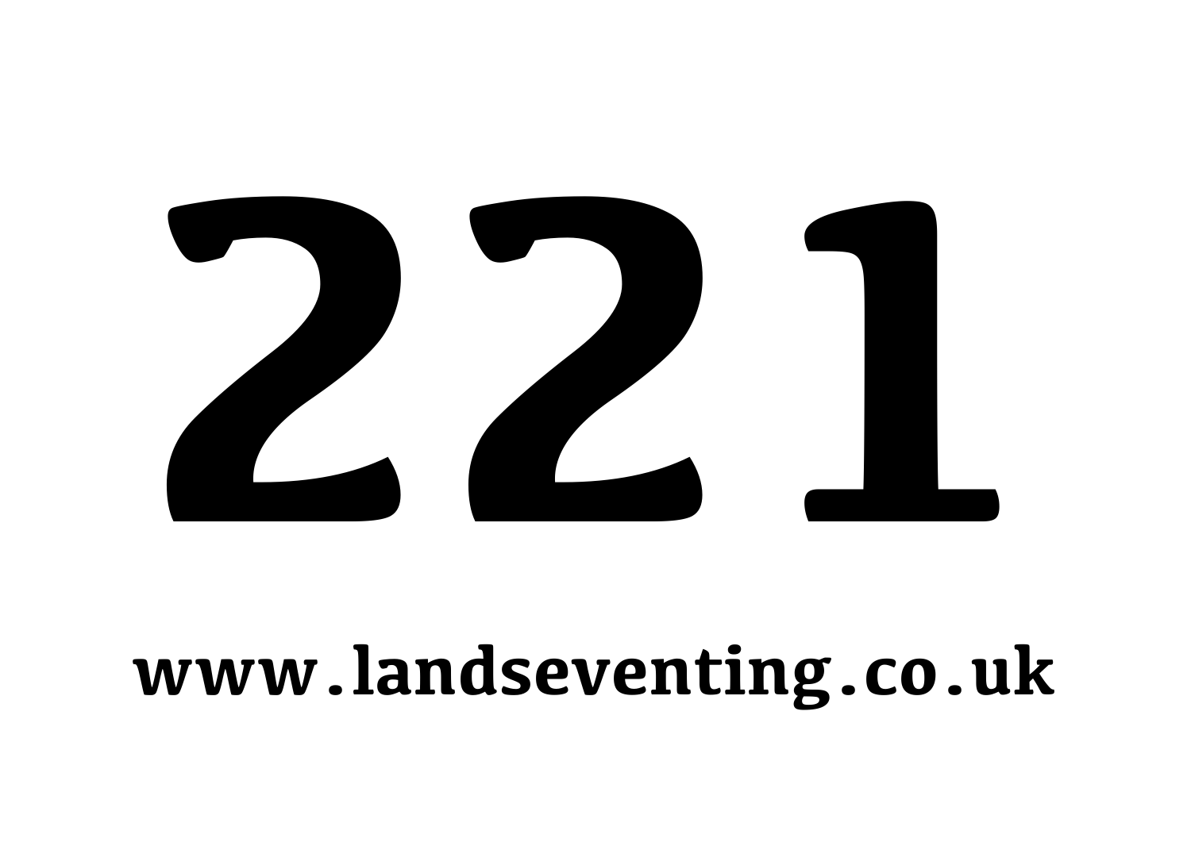# 221

**www.landseventing.co.uk**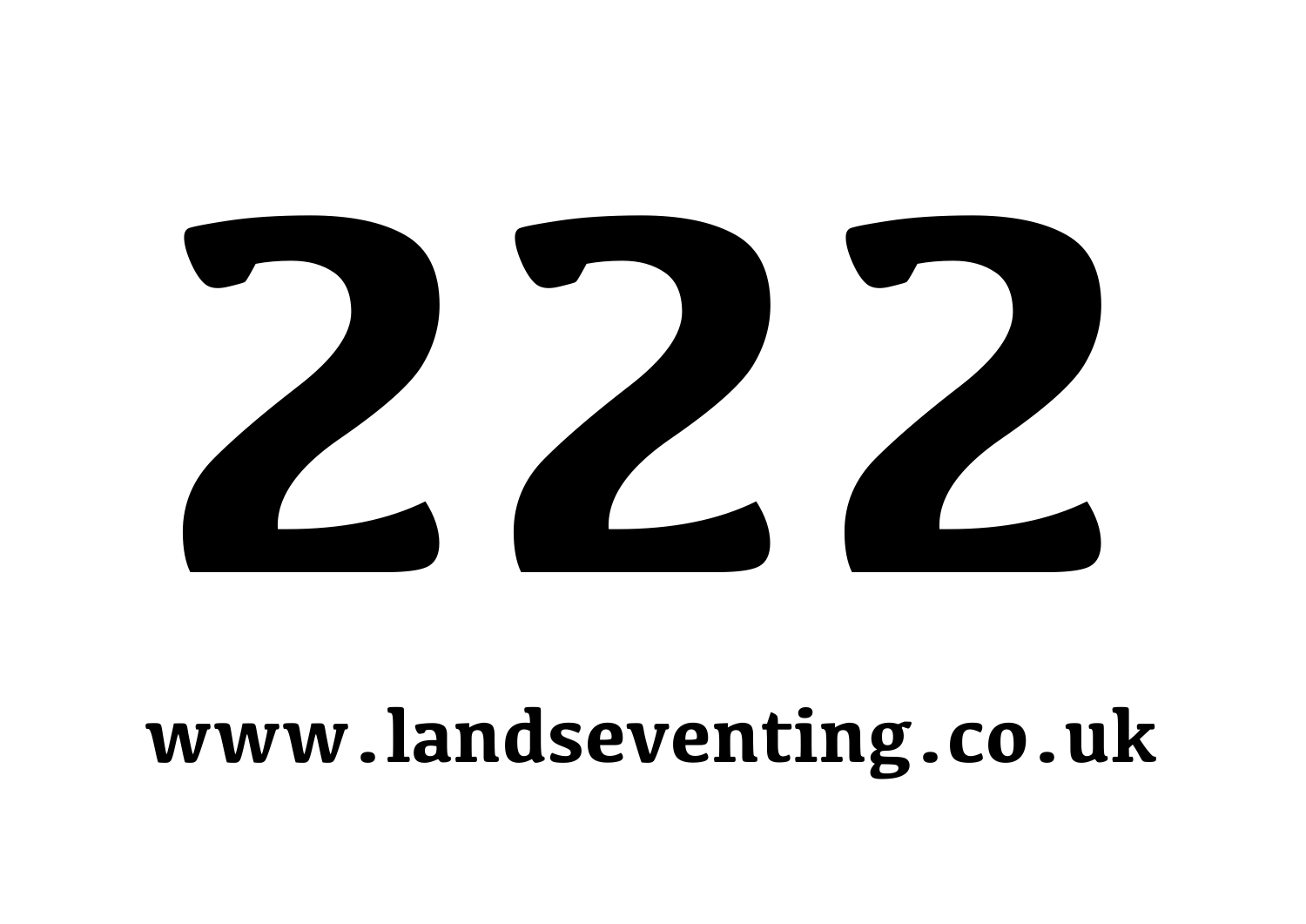# 222

www.landseventing.co.uk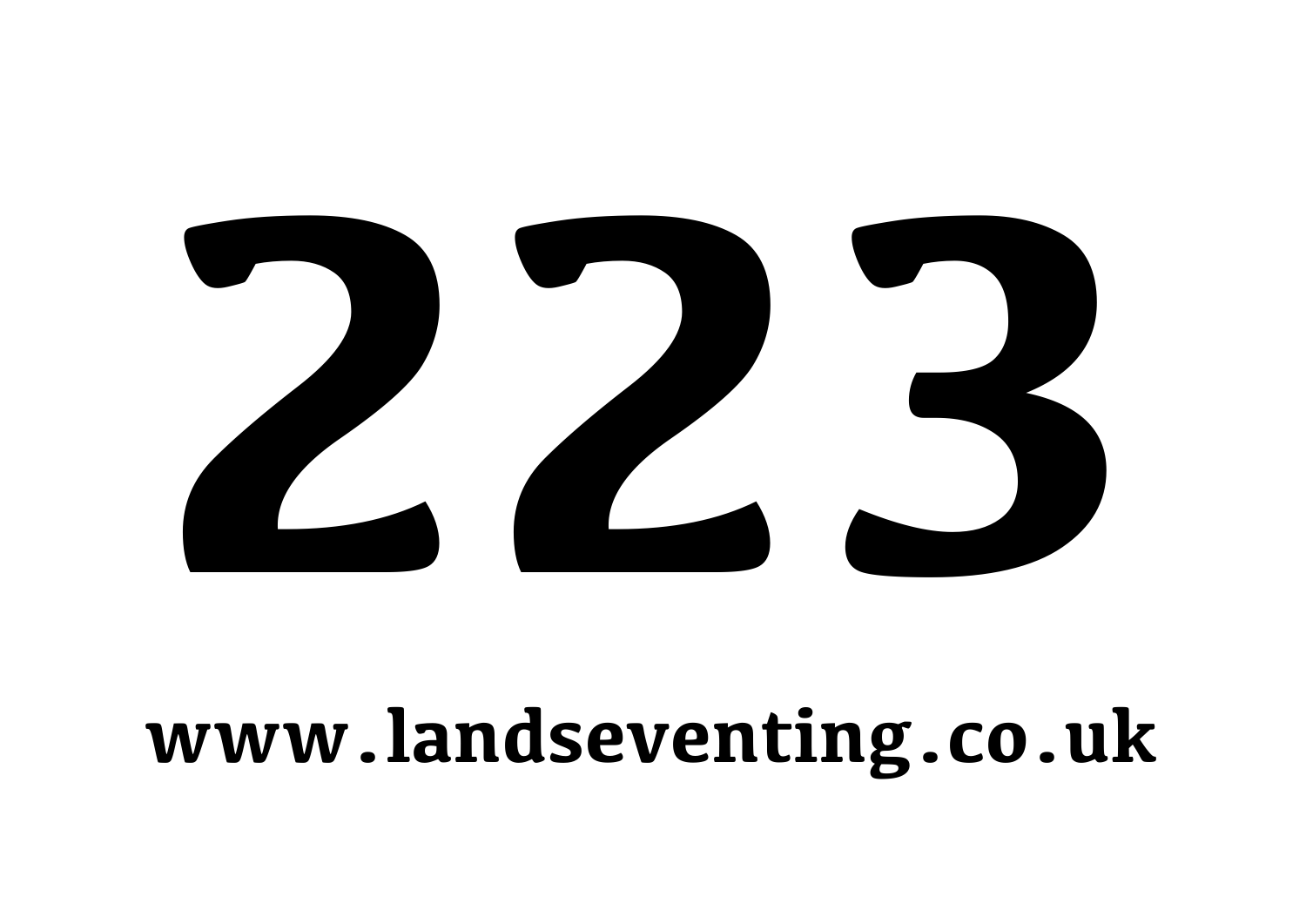# 223

**www.landseventing.co.uk**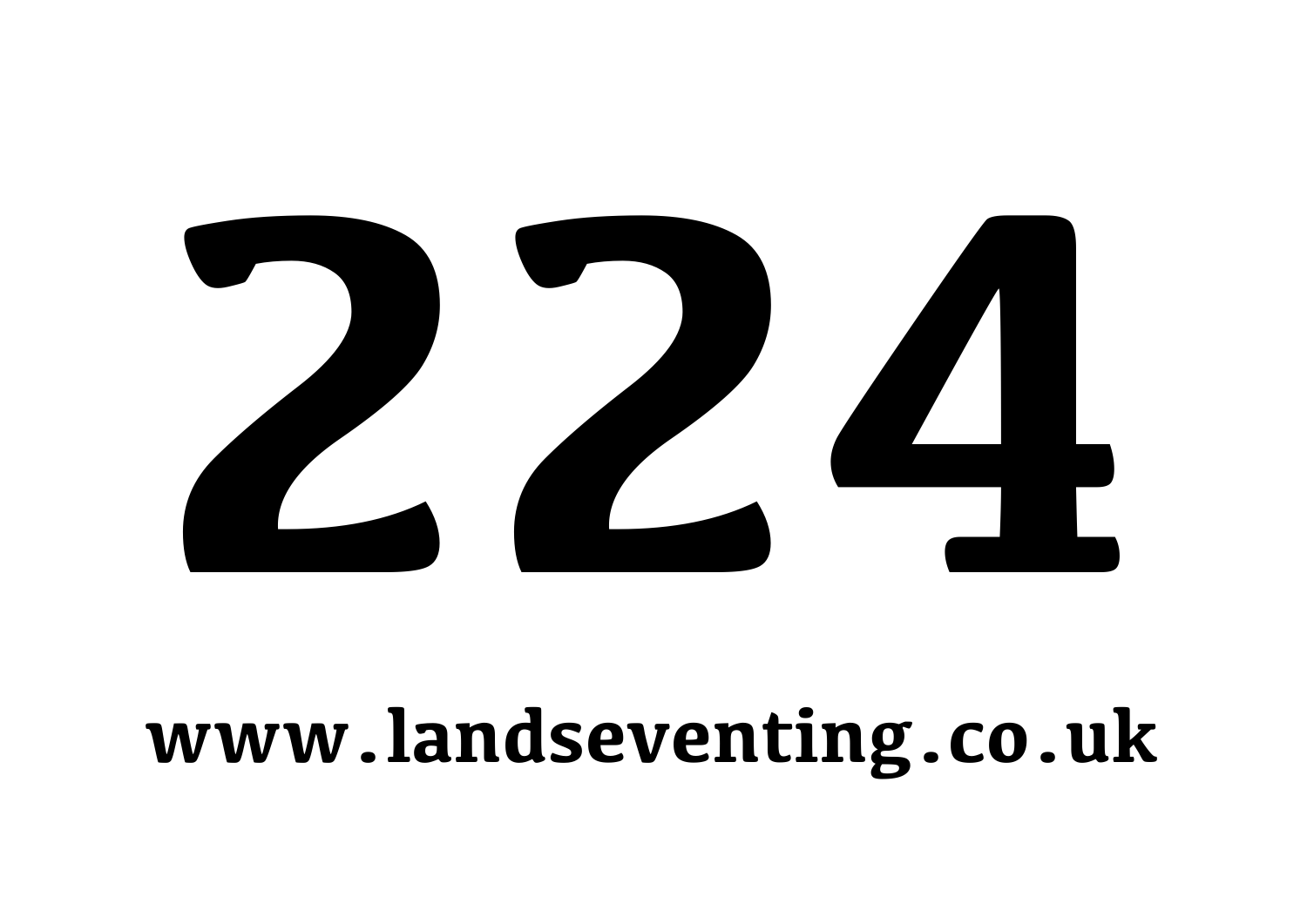# 224

**www.landseventing.co.uk**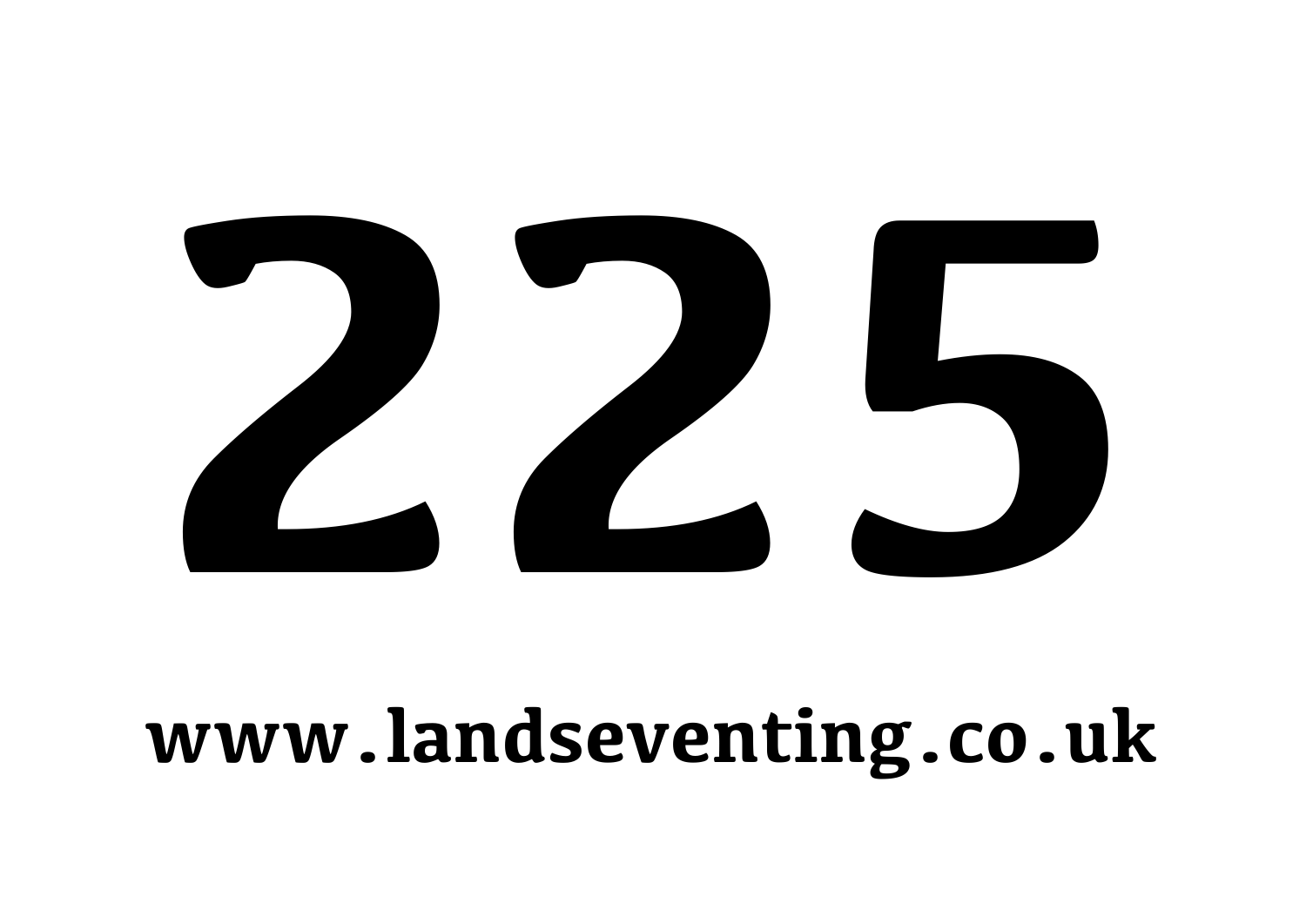# 225

**www.landseventing.co.uk**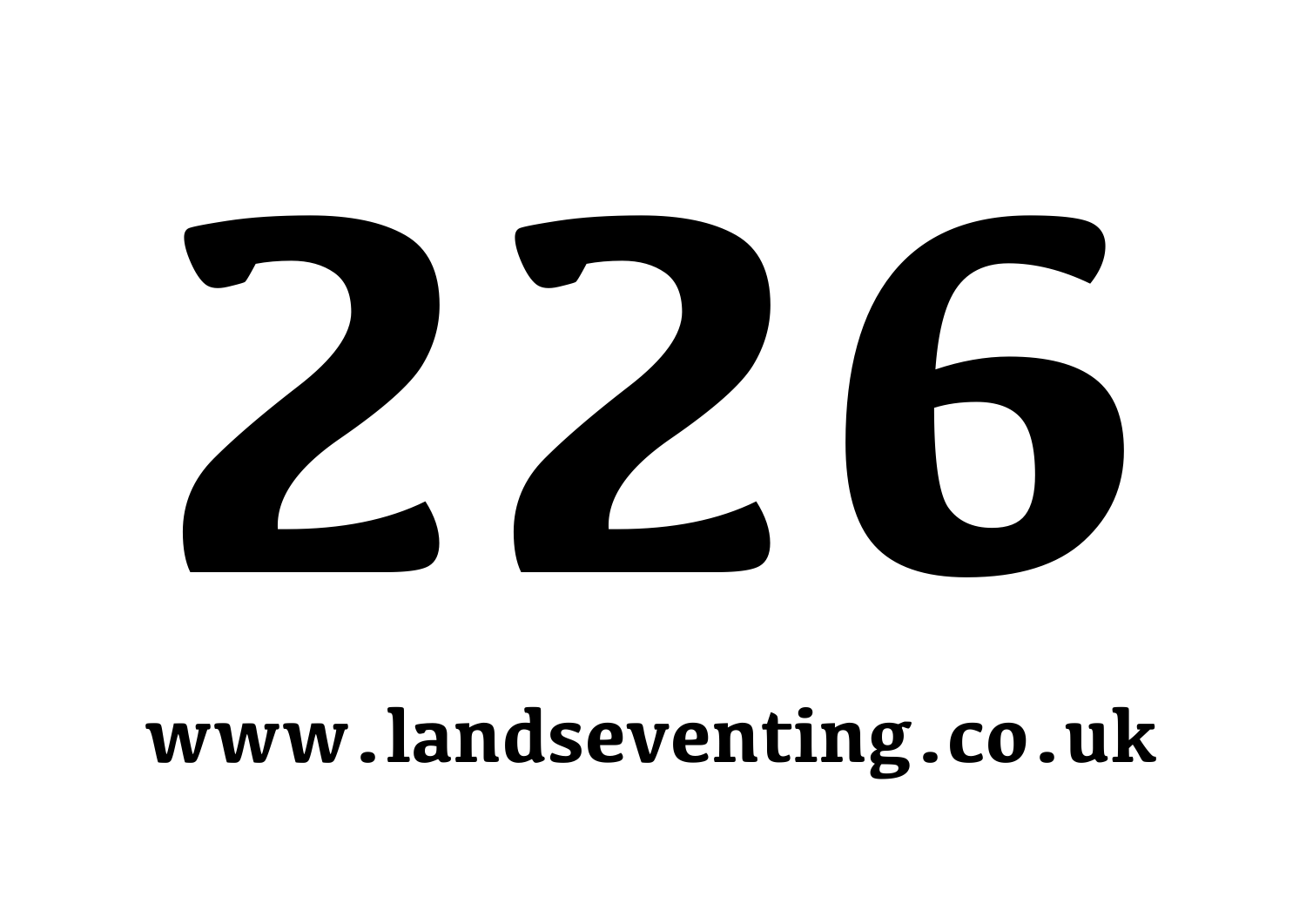# 226

**www.landseventing.co.uk**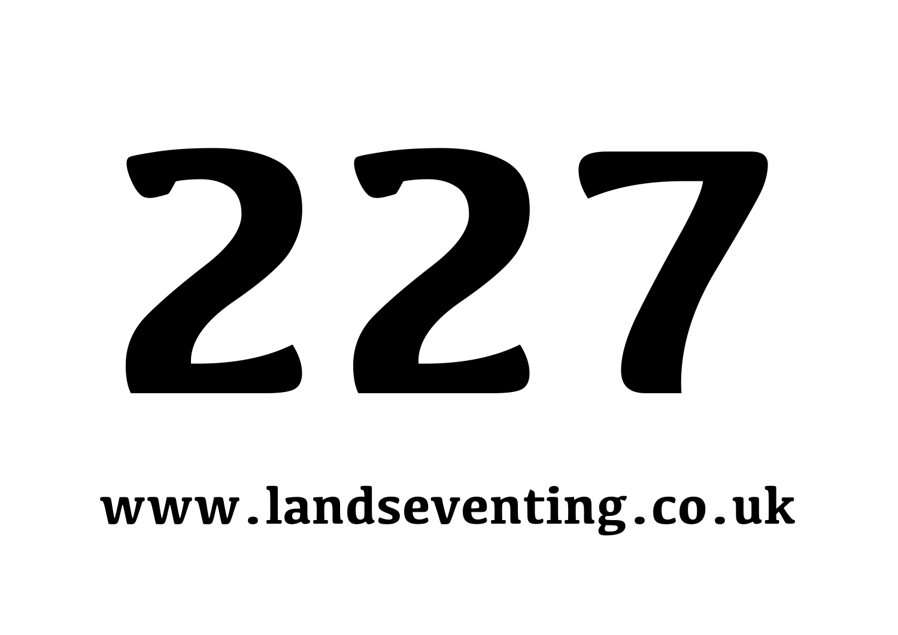# 227

**www.landseventing.co.uk**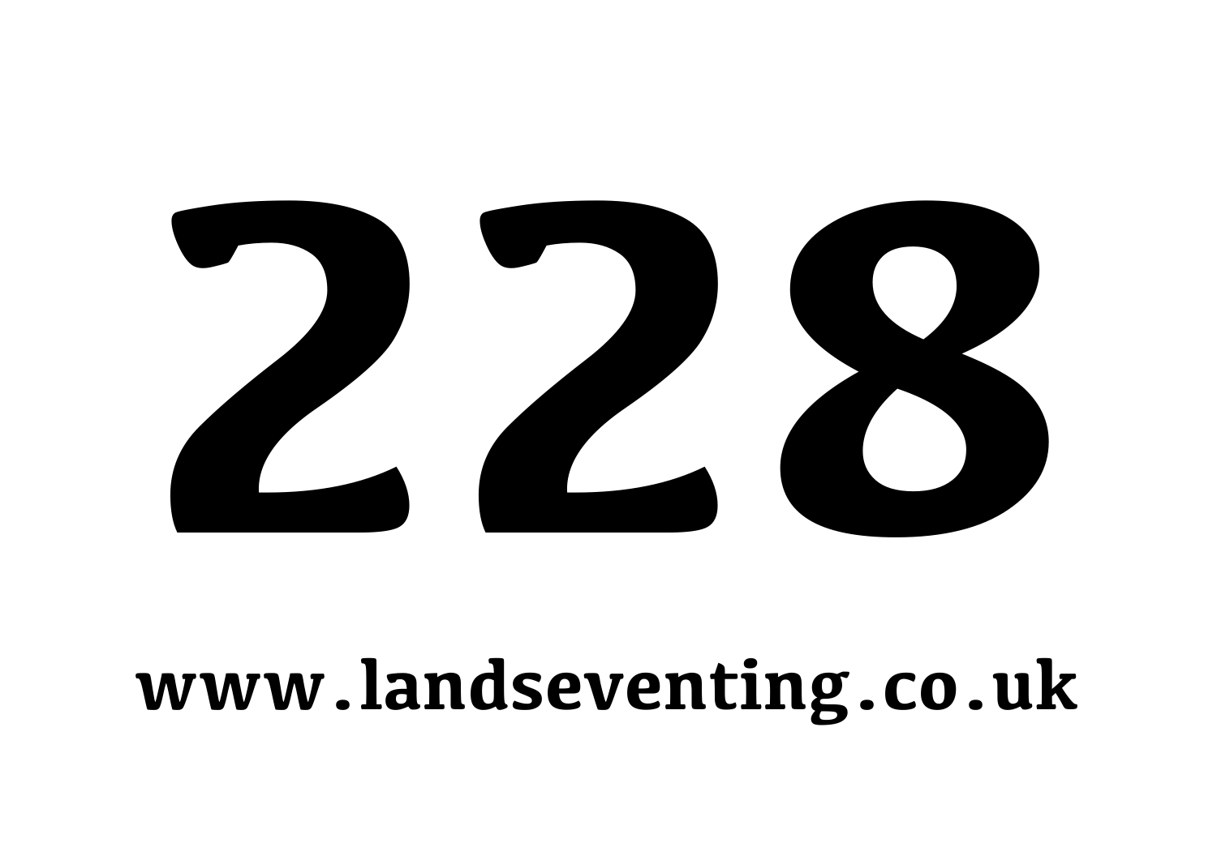# 228

**www.landseventing.co.uk**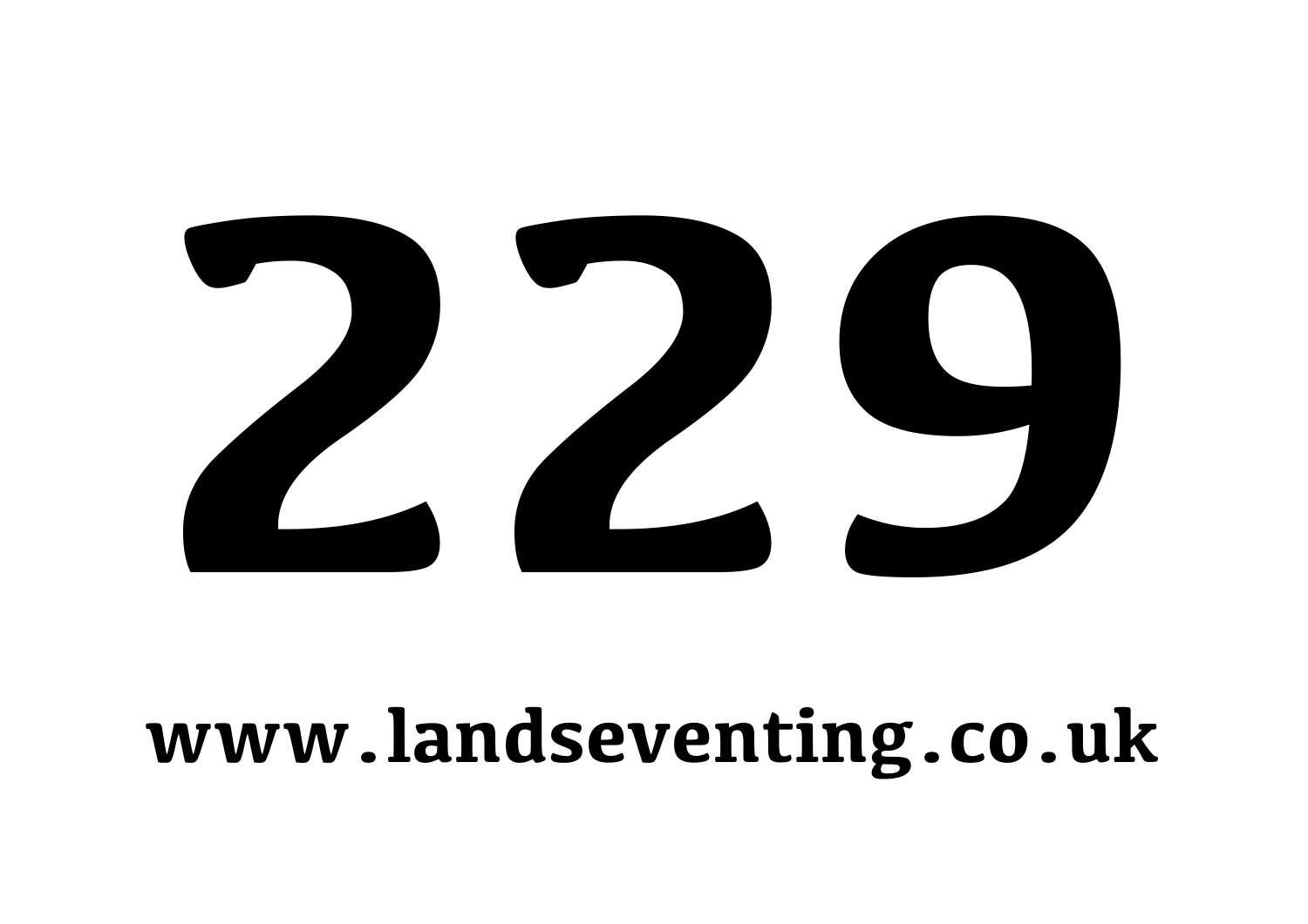# 229

**www.landseventing.co.uk**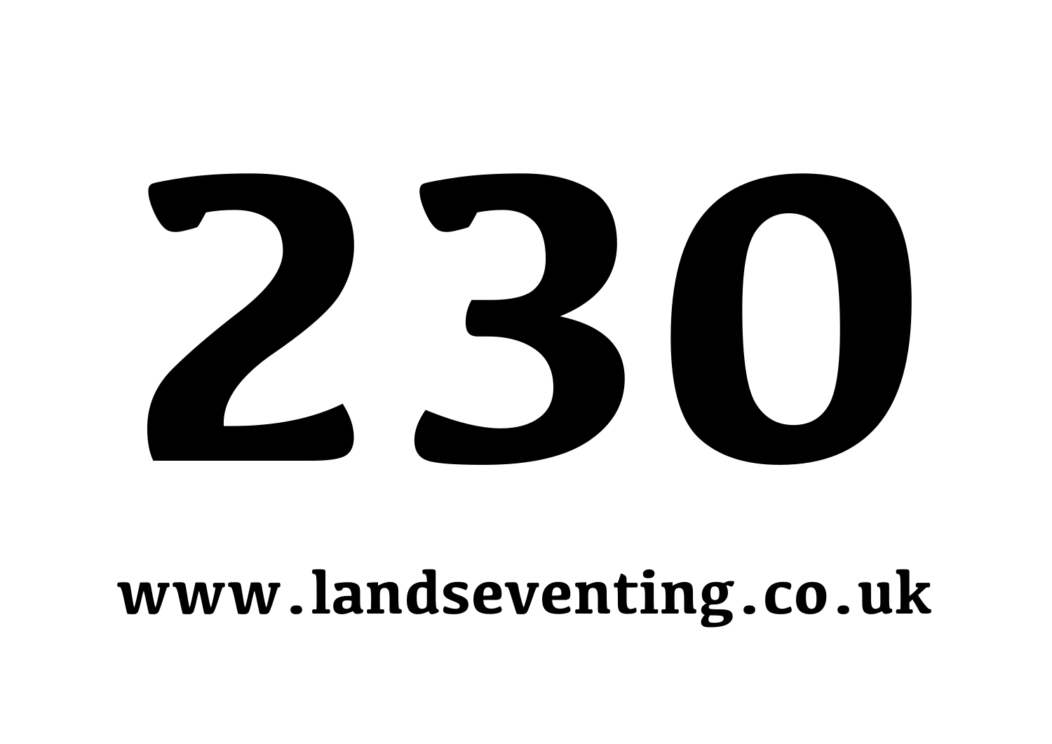# 230

**www.landseventing.co.uk**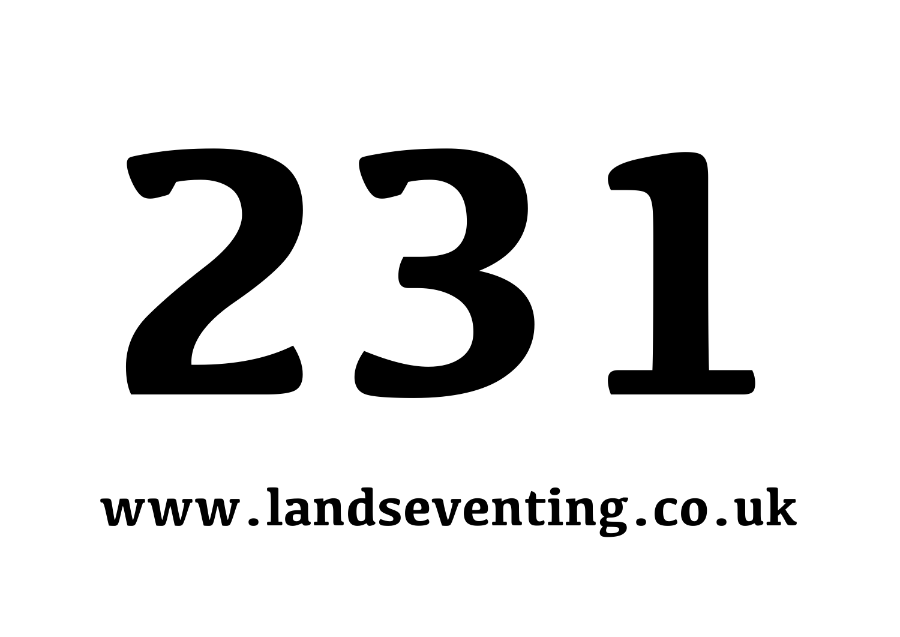# 231

**www.landseventing.co.uk**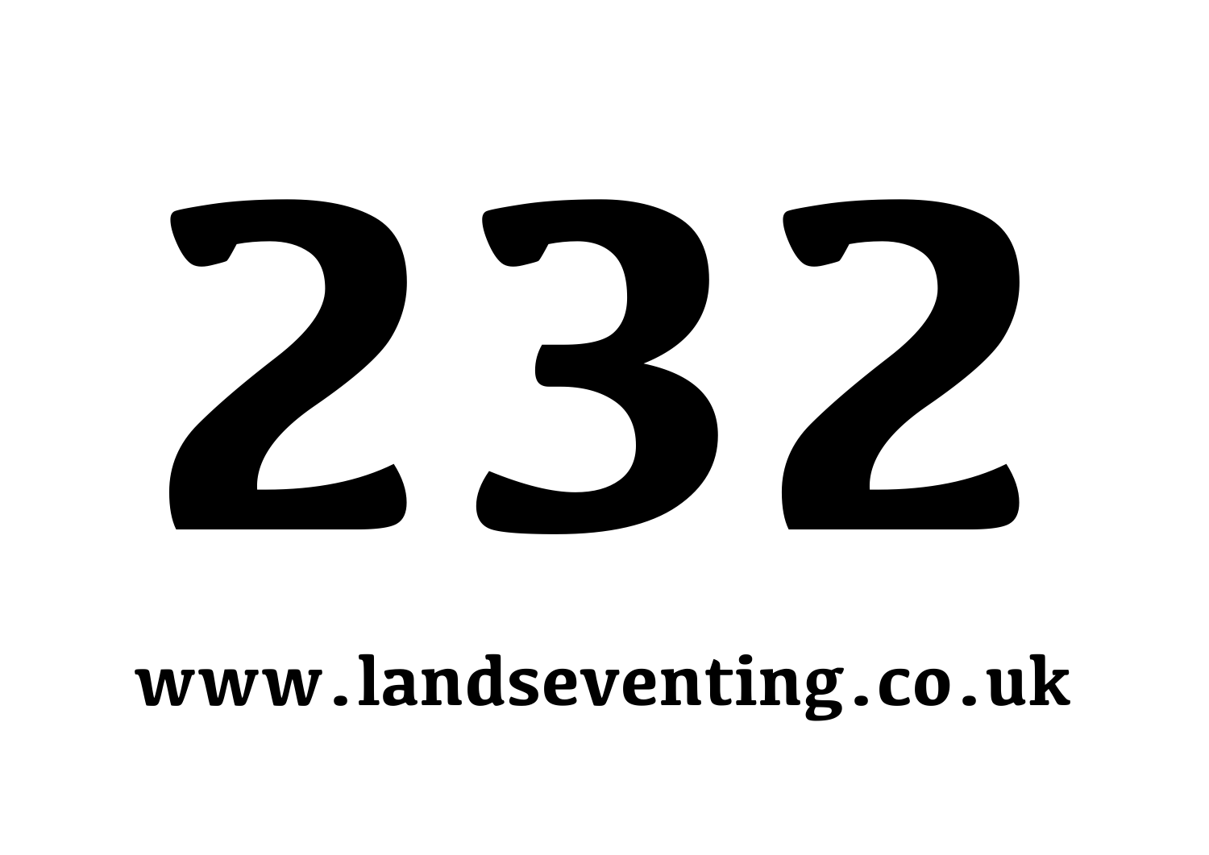# 232

**www.landseventing.co.uk**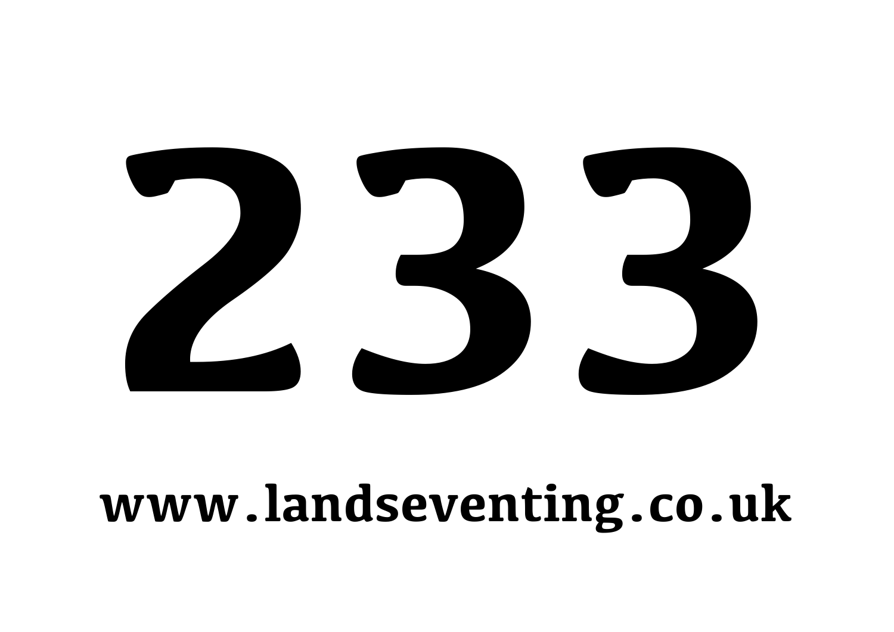# 233

**www.landseventing.co.uk**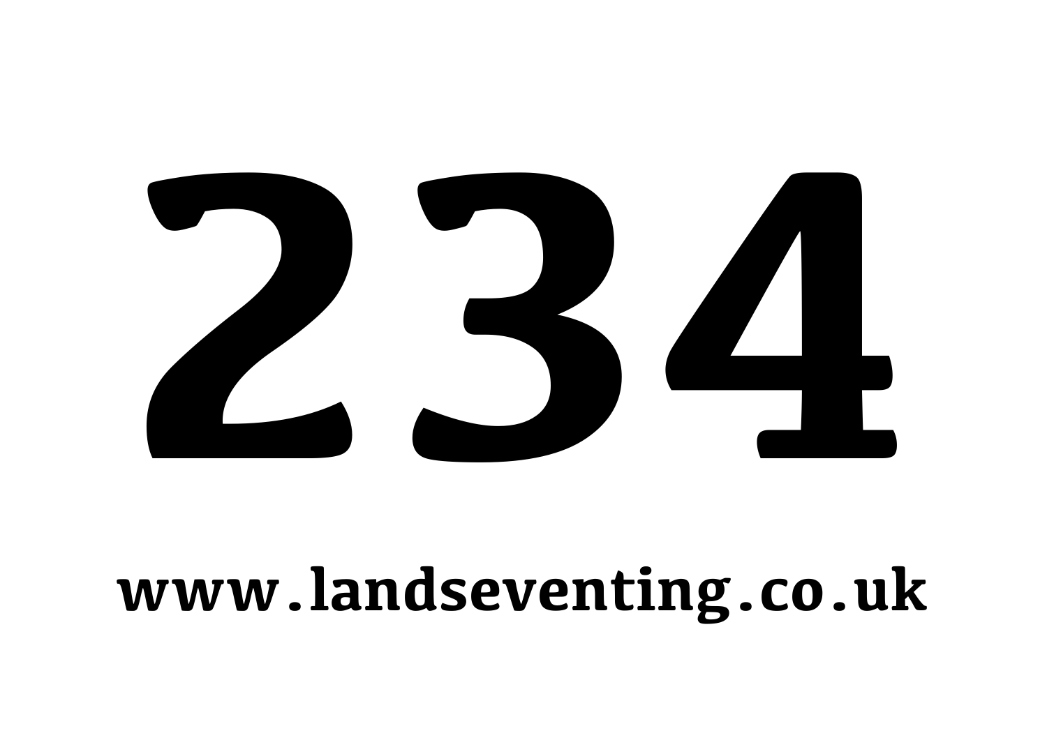# 234

**www.landseventing.co.uk**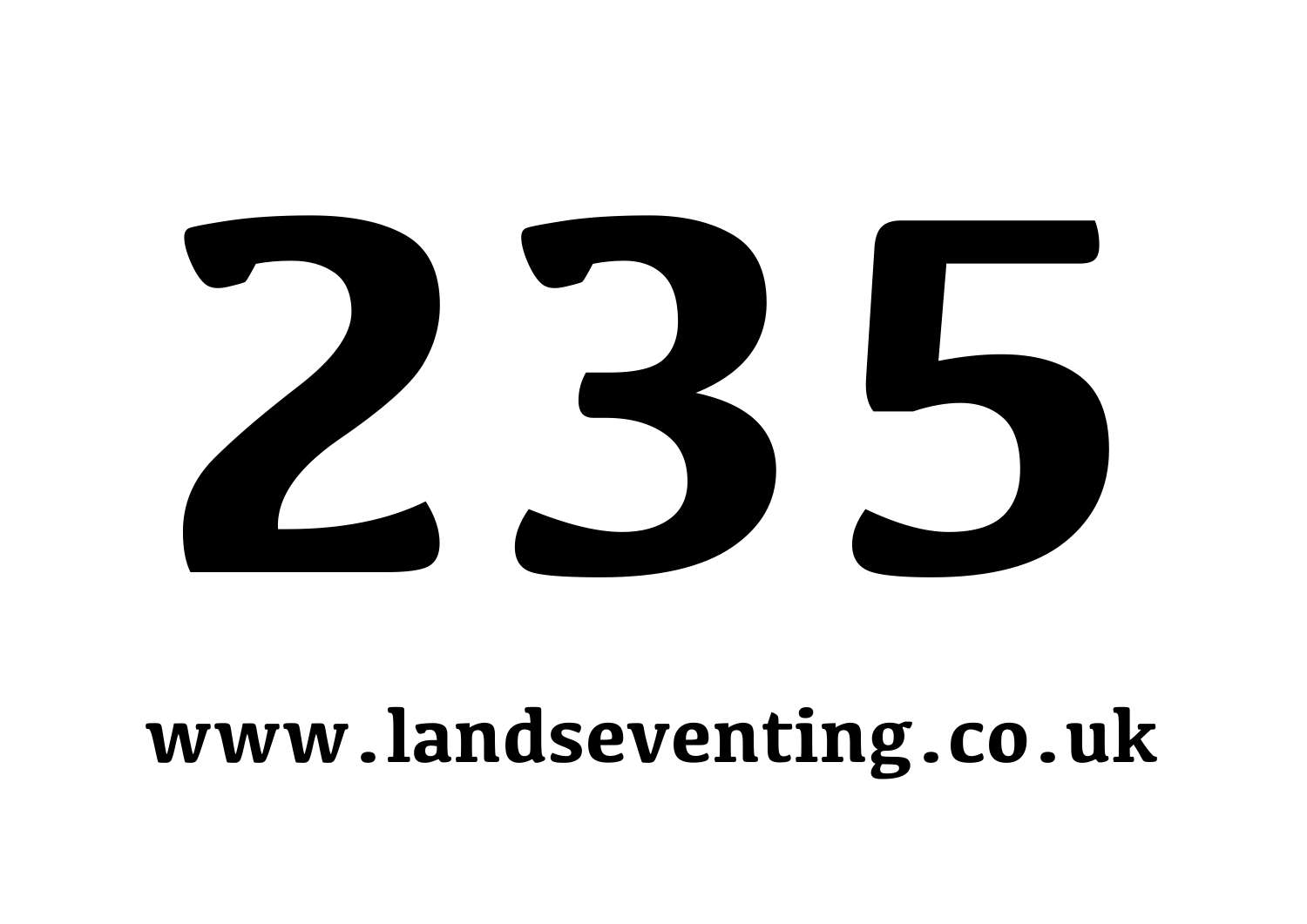# 235

www.landseventing.co.uk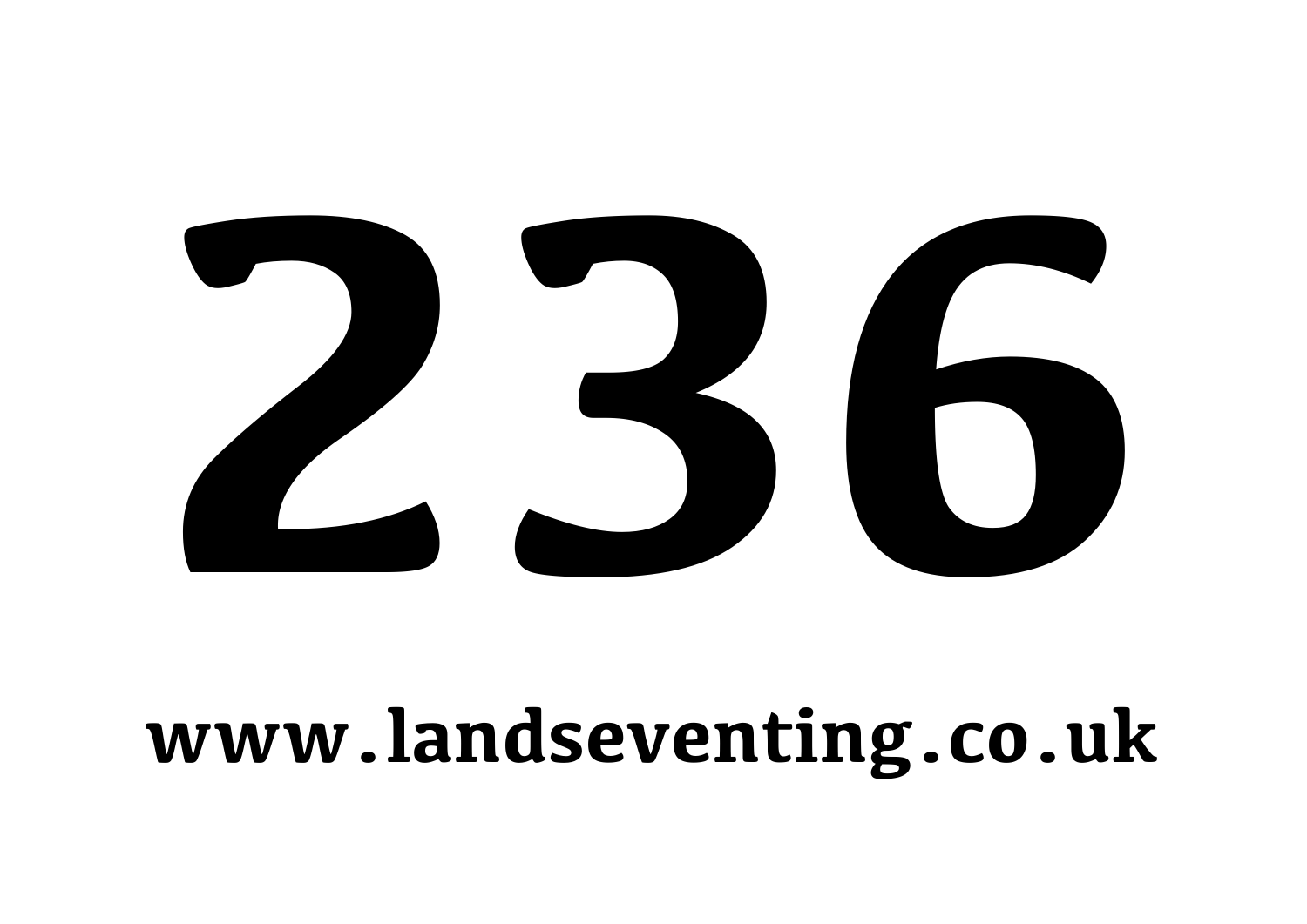# 236

**www.landseventing.co.uk**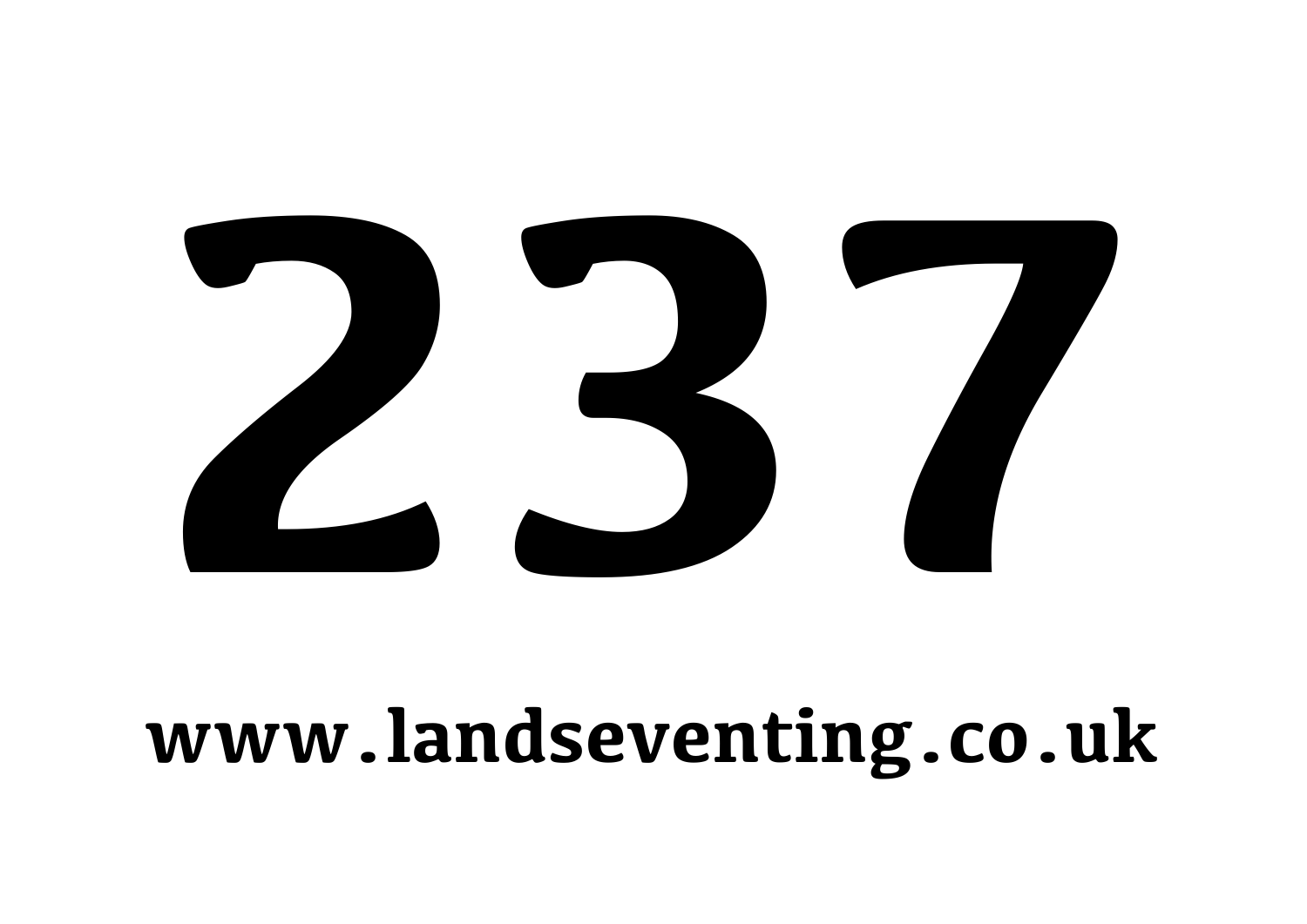# 237

**www.landseventing.co.uk**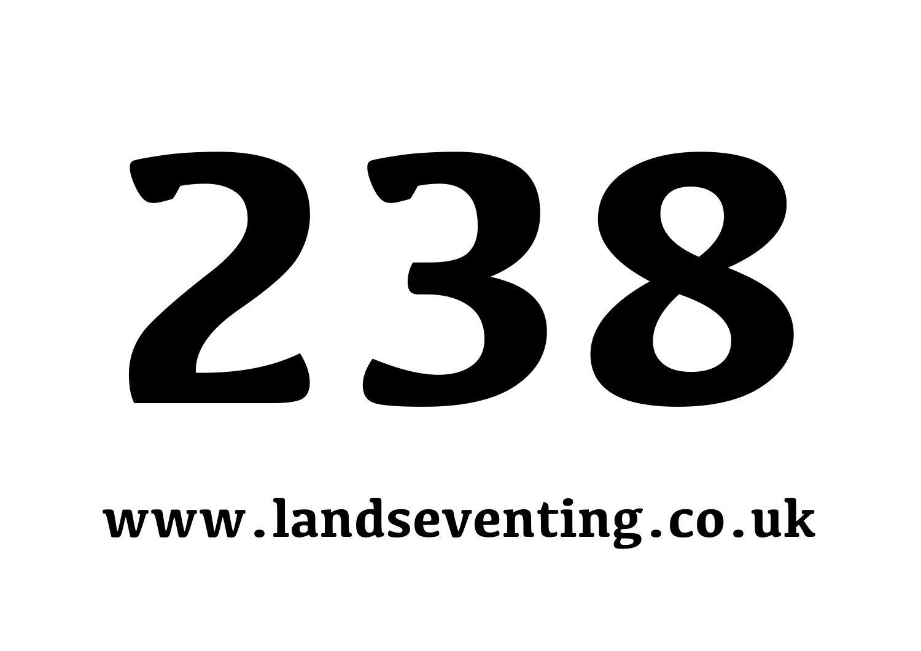# 238

**www.landseventing.co.uk**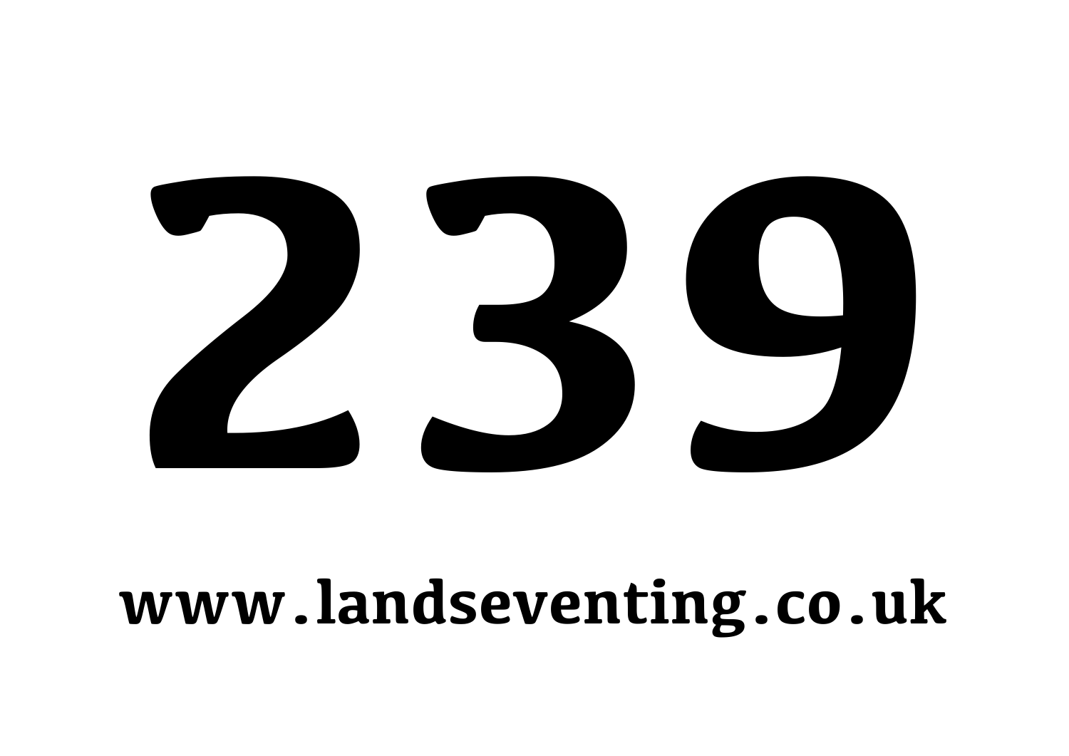# 239

**www.landseventing.co.uk**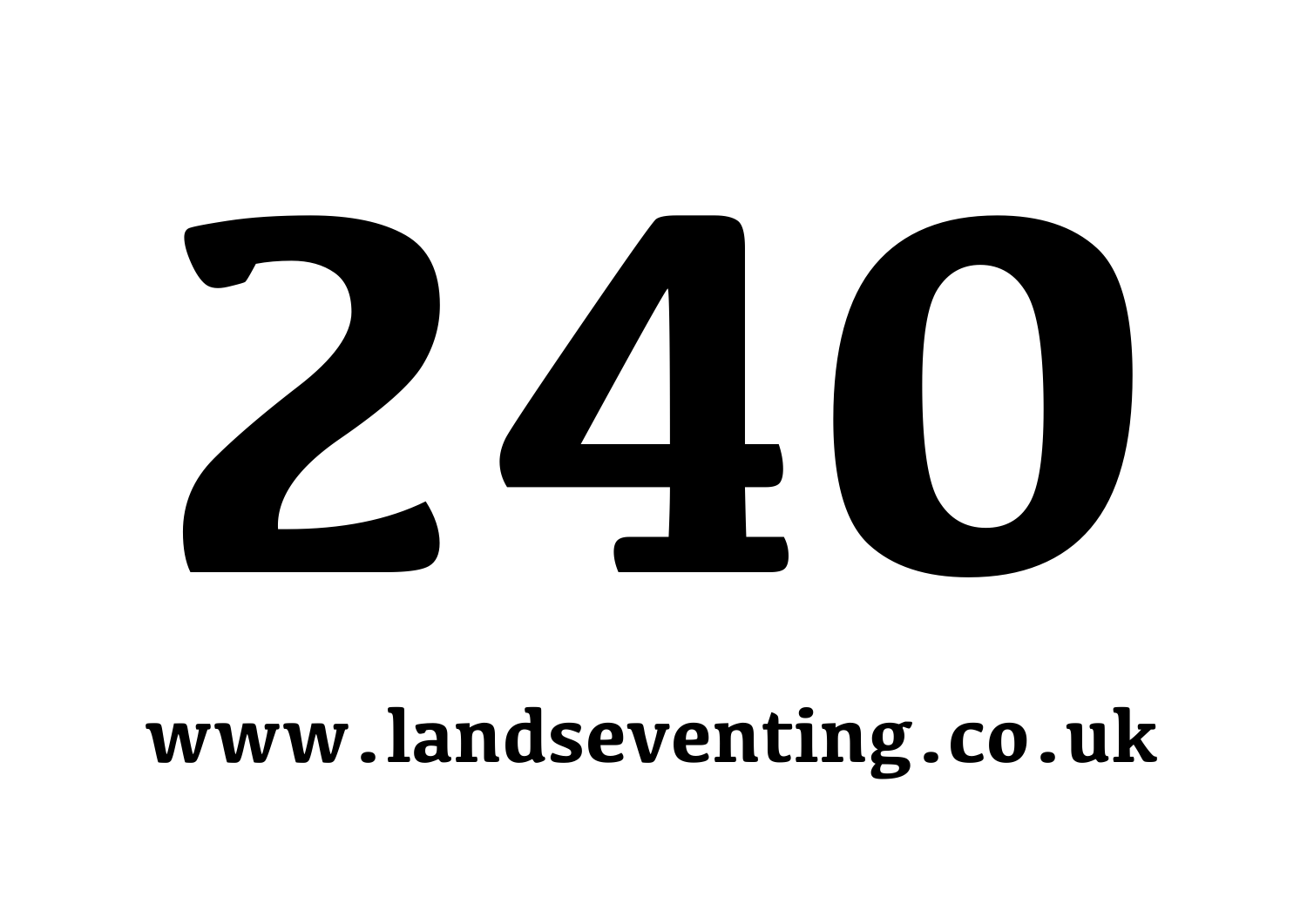# 240

**www.landseventing.co.uk**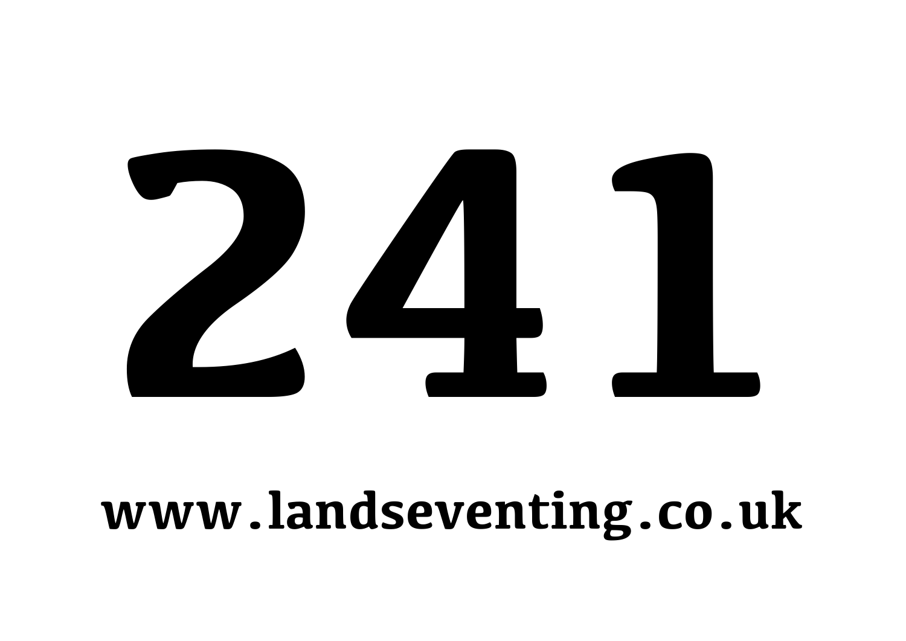# 241

**www.landseventing.co.uk**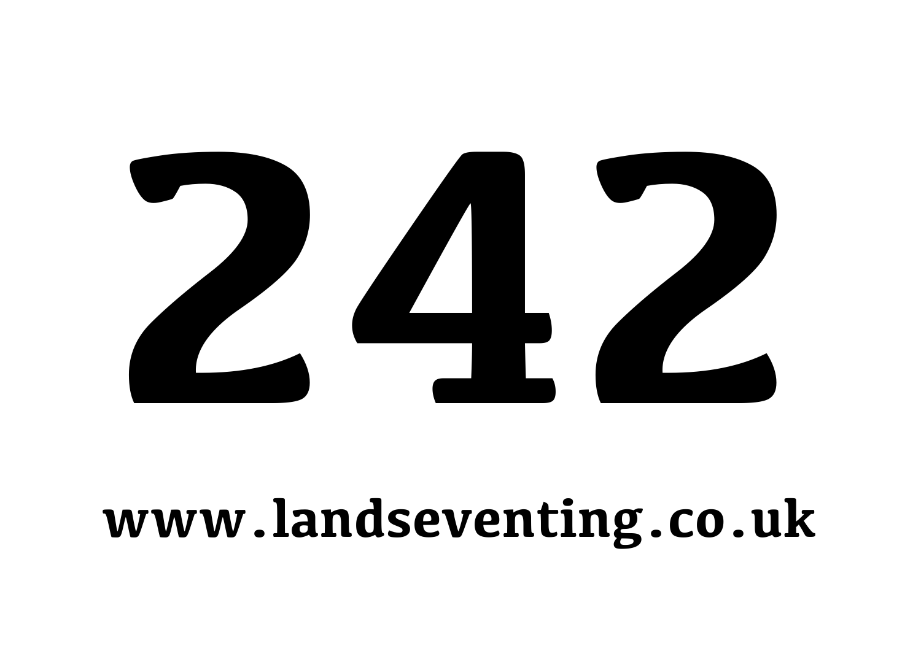# 242

**www.landseventing.co.uk**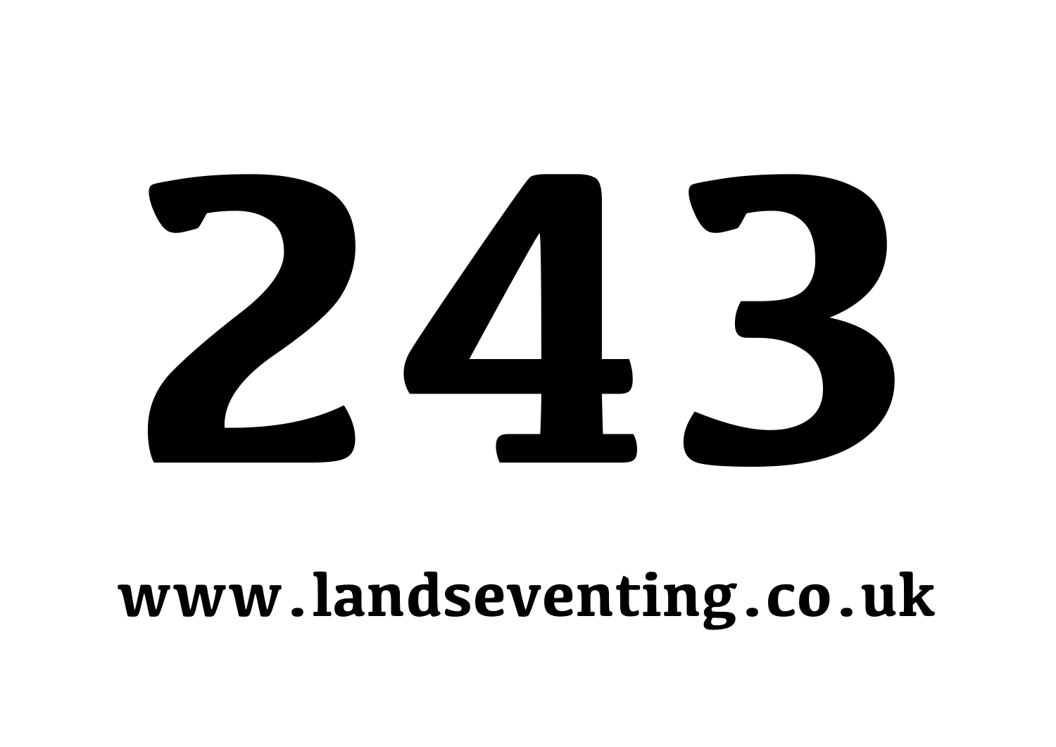# 243

**www.landseventing.co.uk**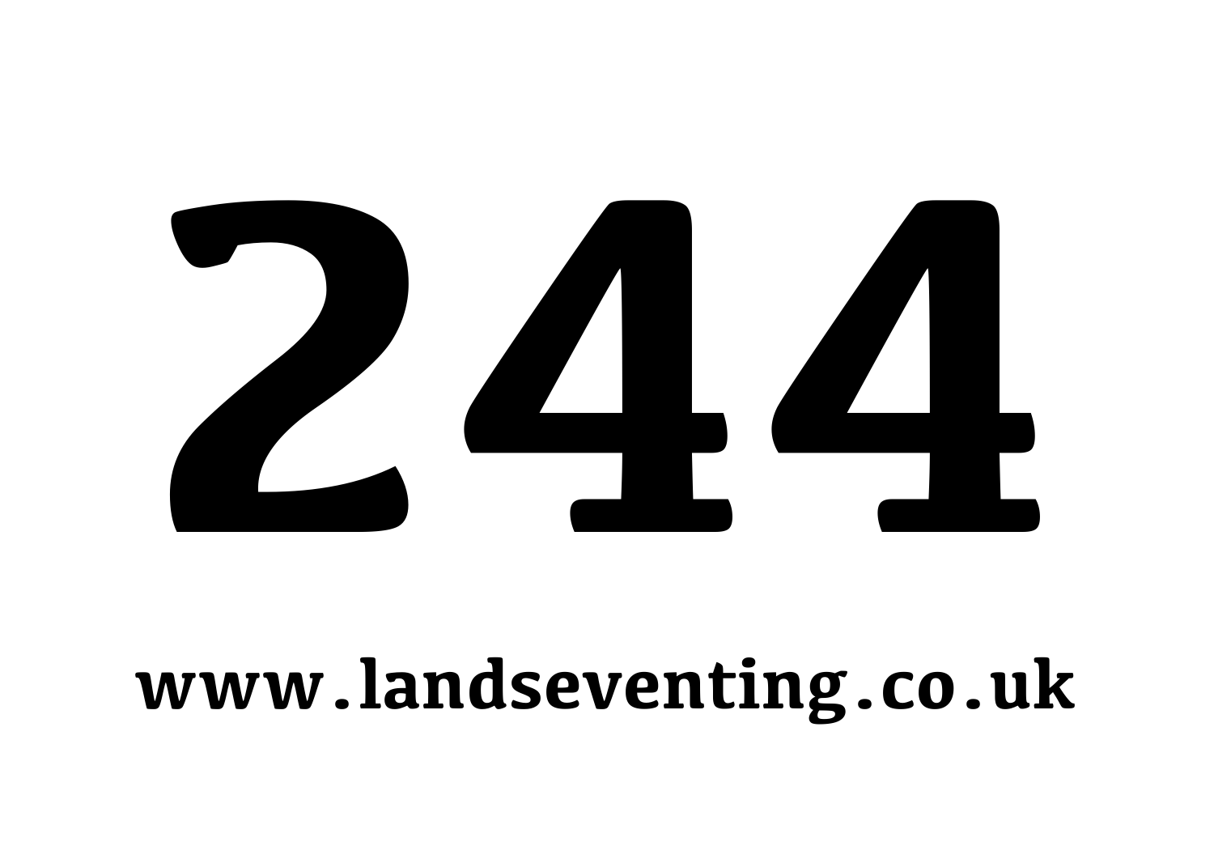# 244

**www.landseventing.co.uk**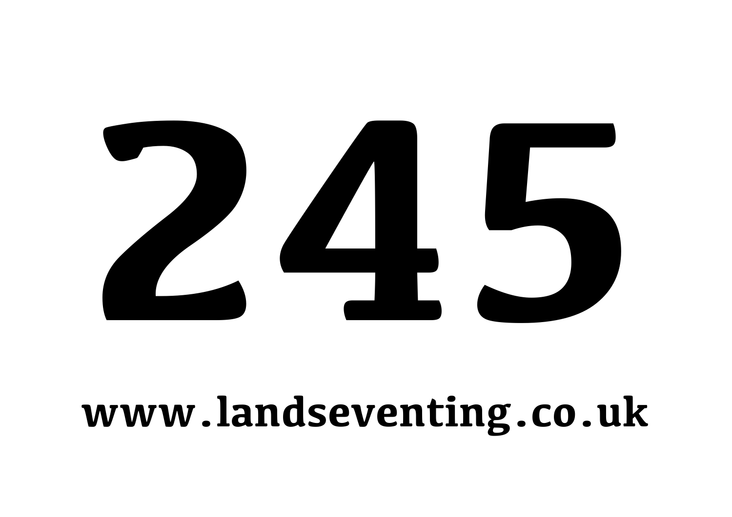# 245

**www.landseventing.co.uk**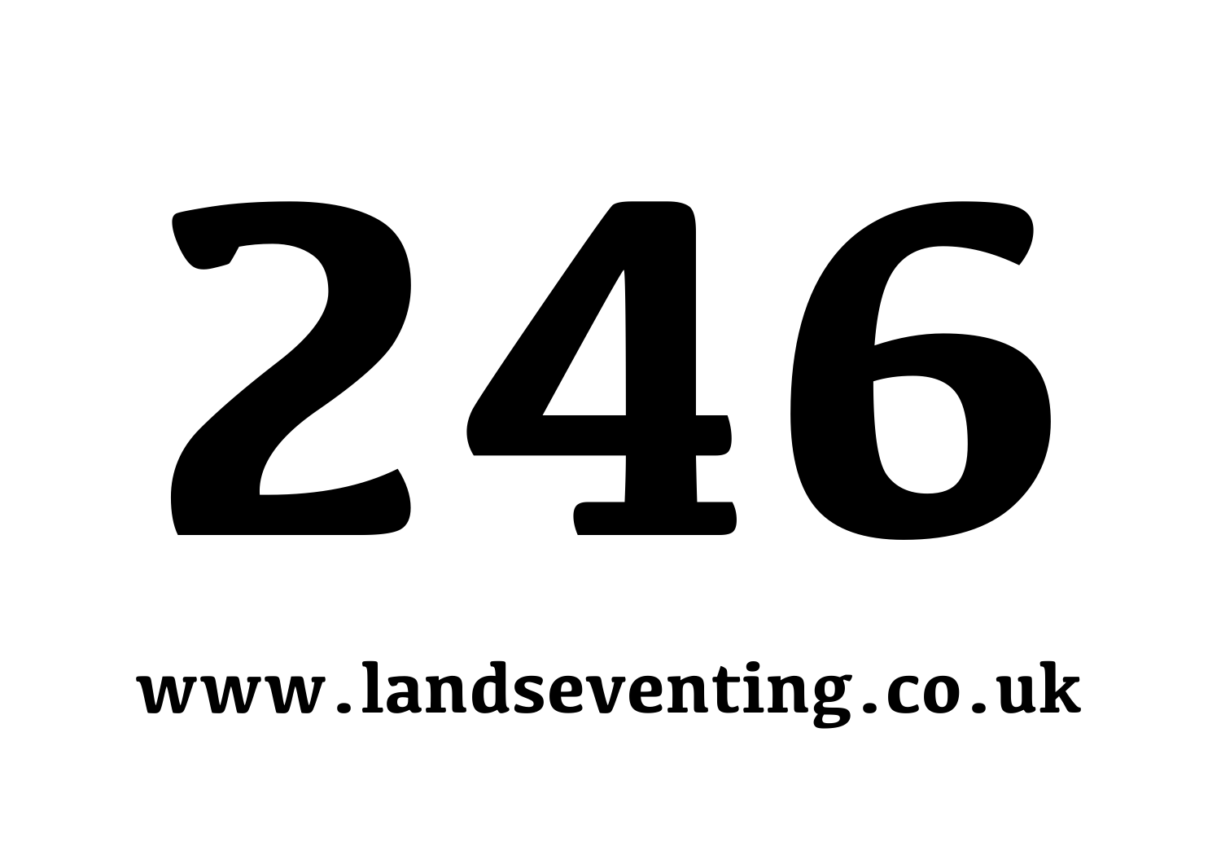# 246

**www.landseventing.co.uk**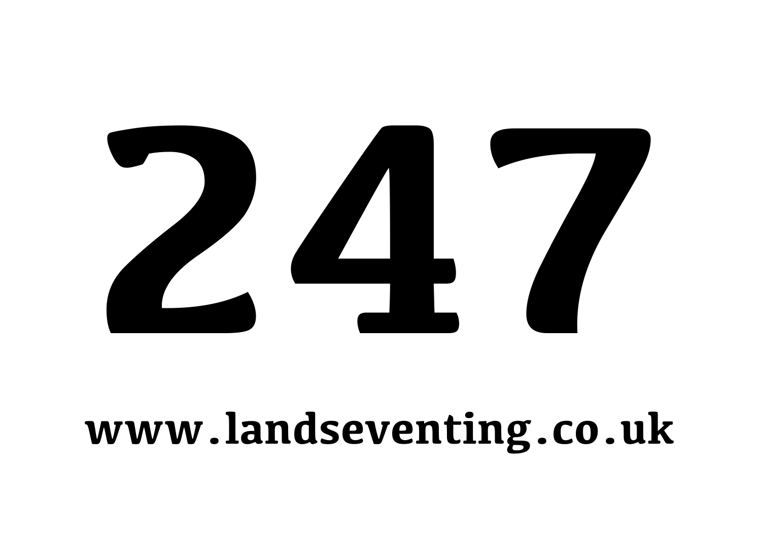# 247

**www.landseventing.co.uk**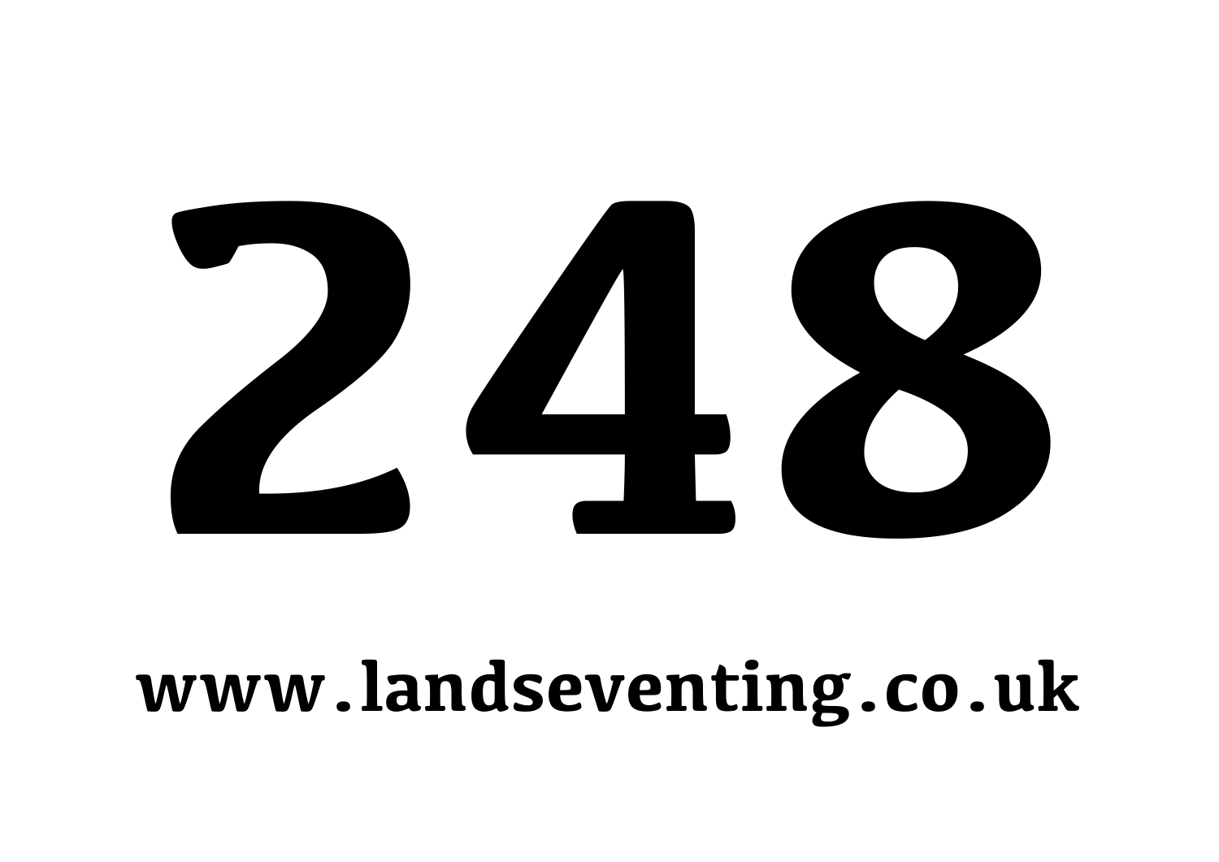# 248

www.landseventing.co.uk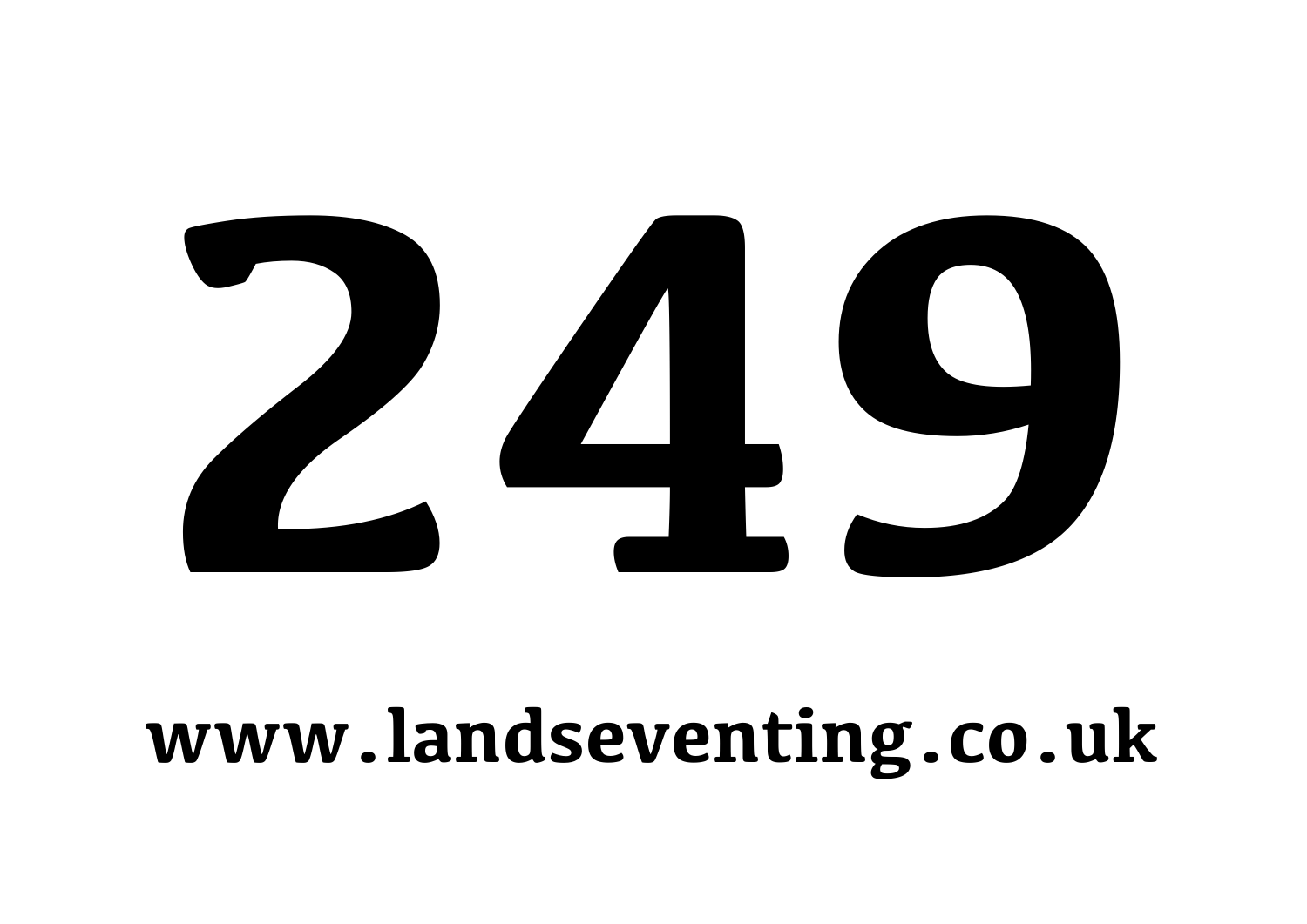# 249

**www.landseventing.co.uk**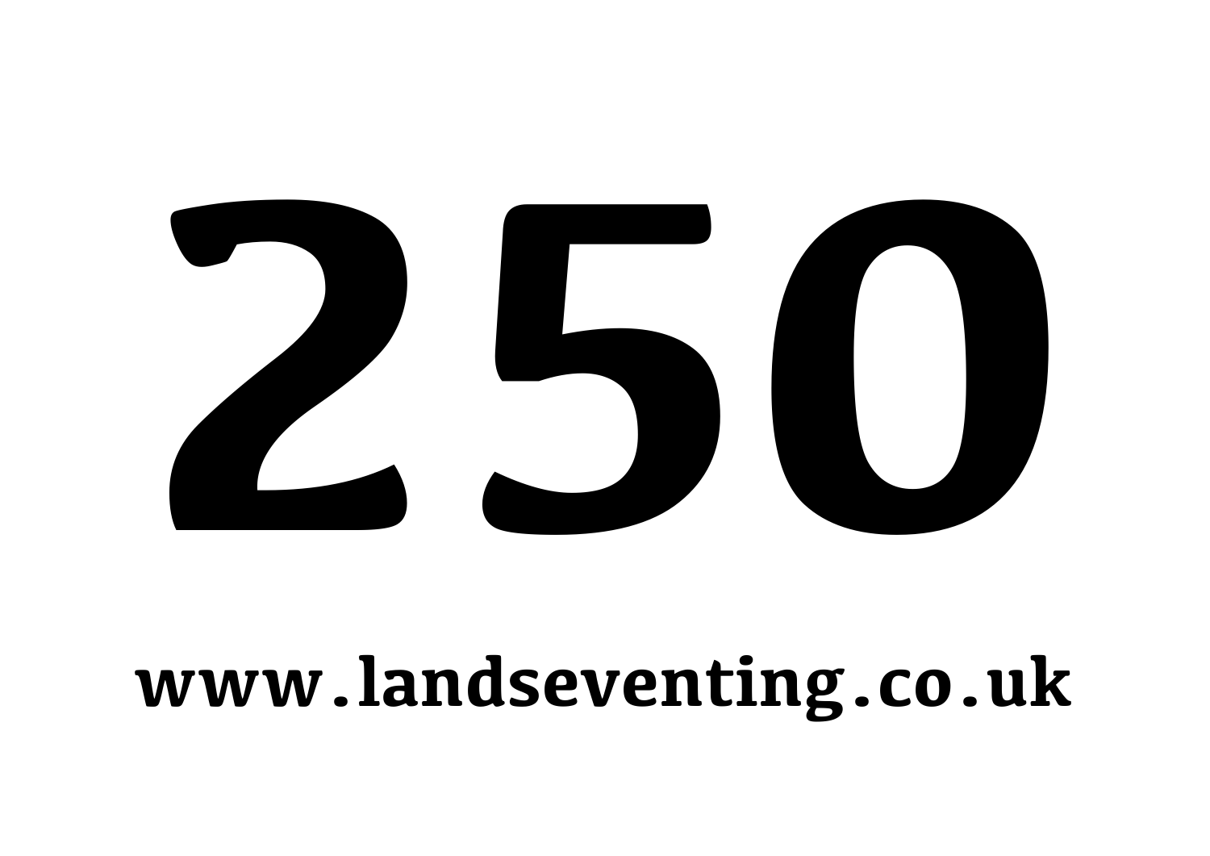# 250

**www.landseventing.co.uk**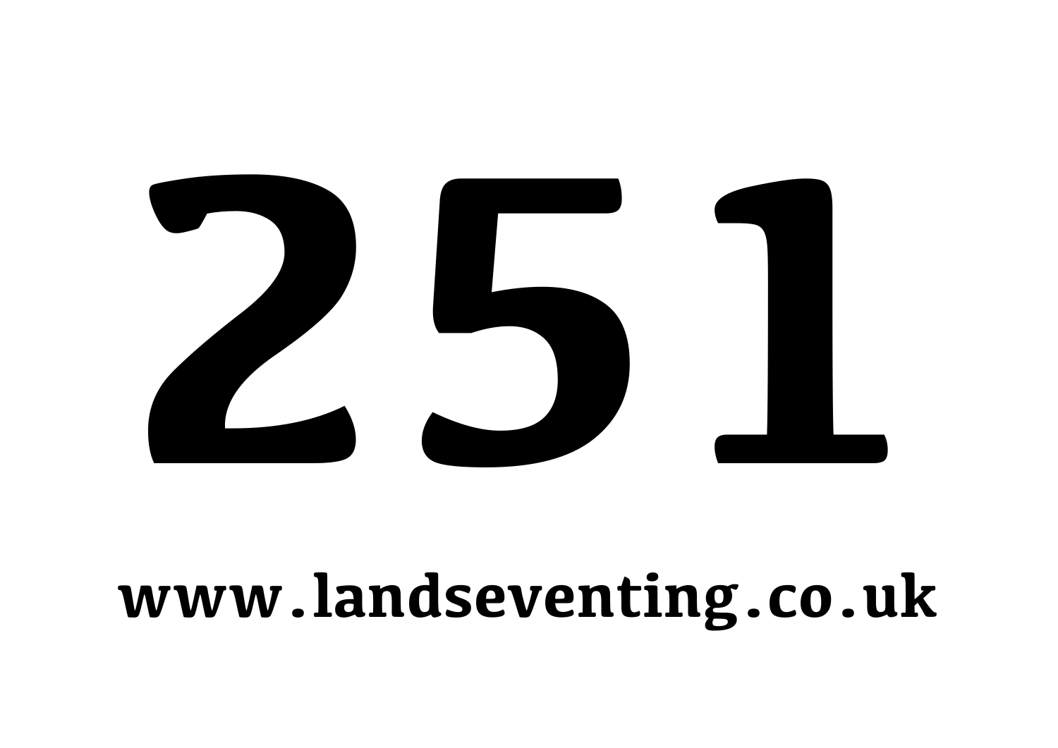# 251

**www.landseventing.co.uk**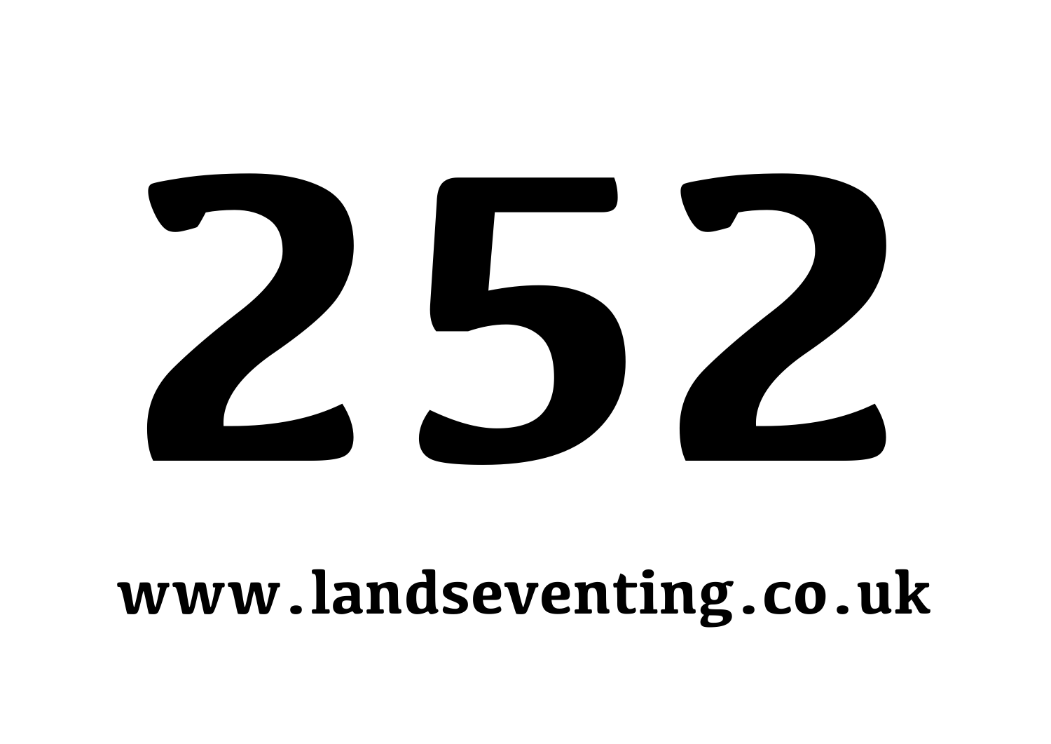# 252

**www.landseventing.co.uk**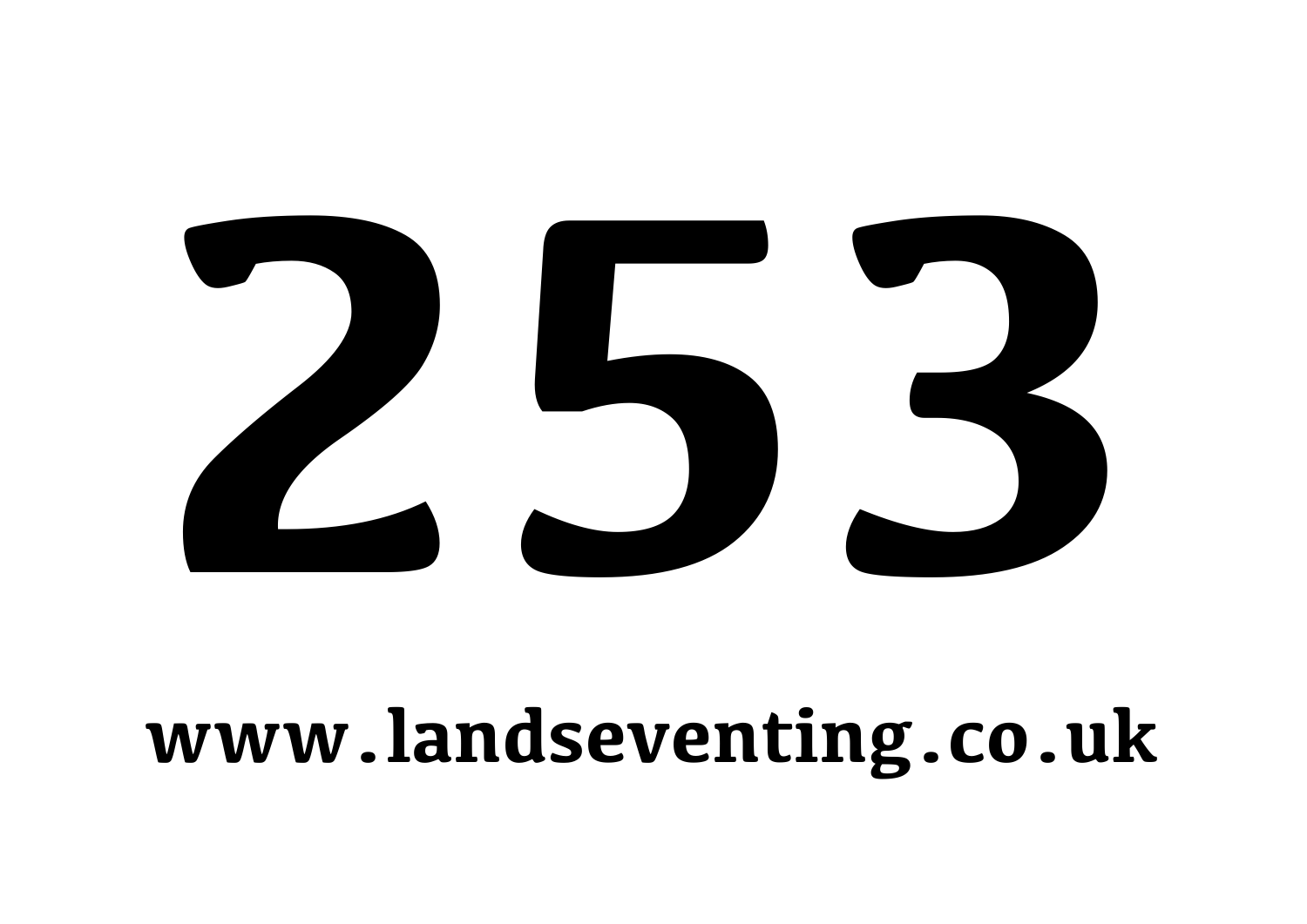# 253

**www.landseventing.co.uk**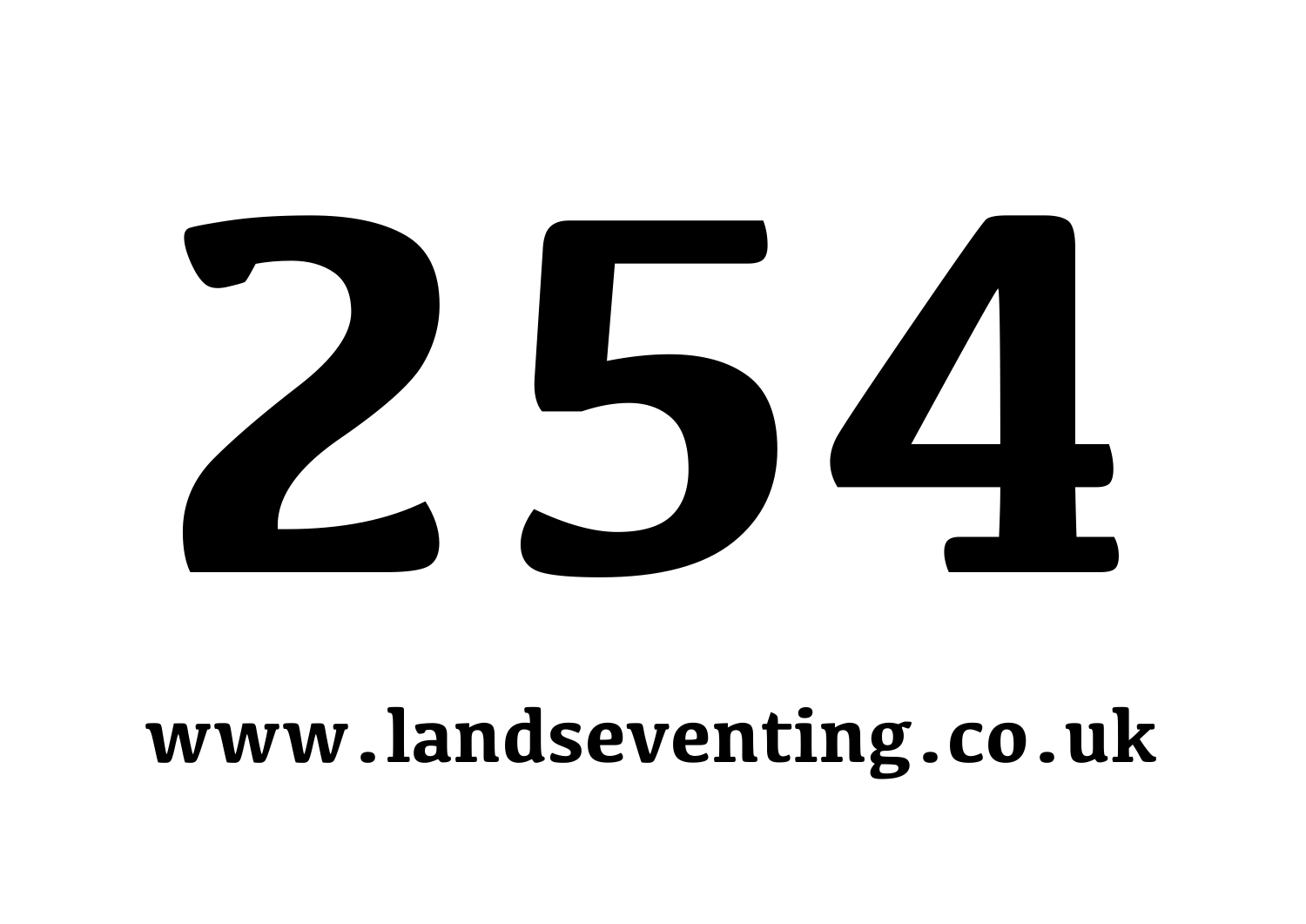# 254

**www.landseventing.co.uk**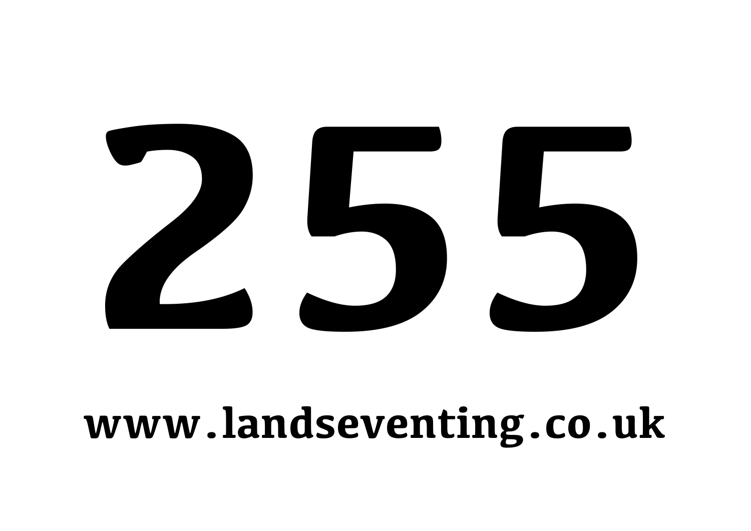# 255

**www.landseventing.co.uk**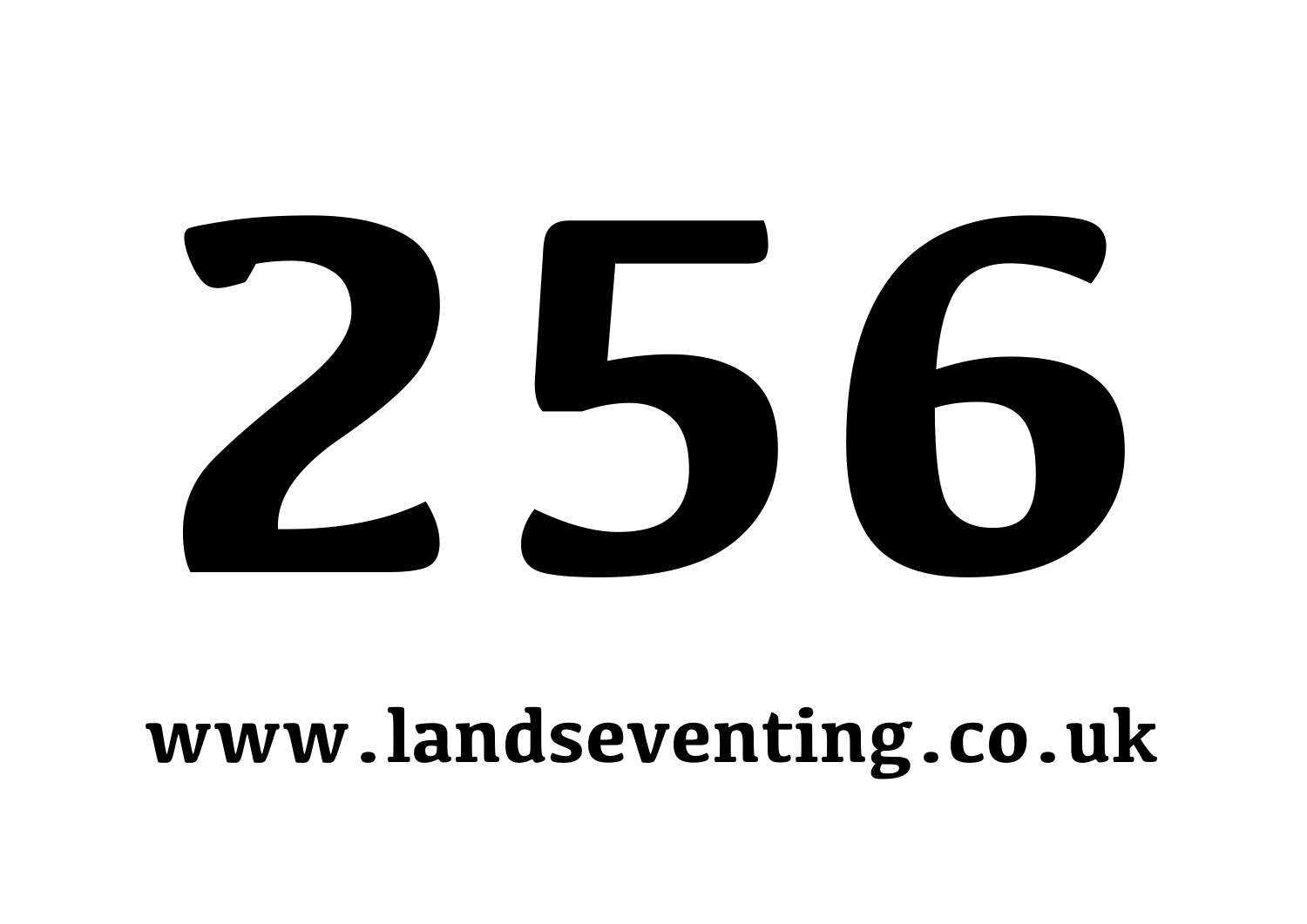# 256

**www.landseventing.co.uk**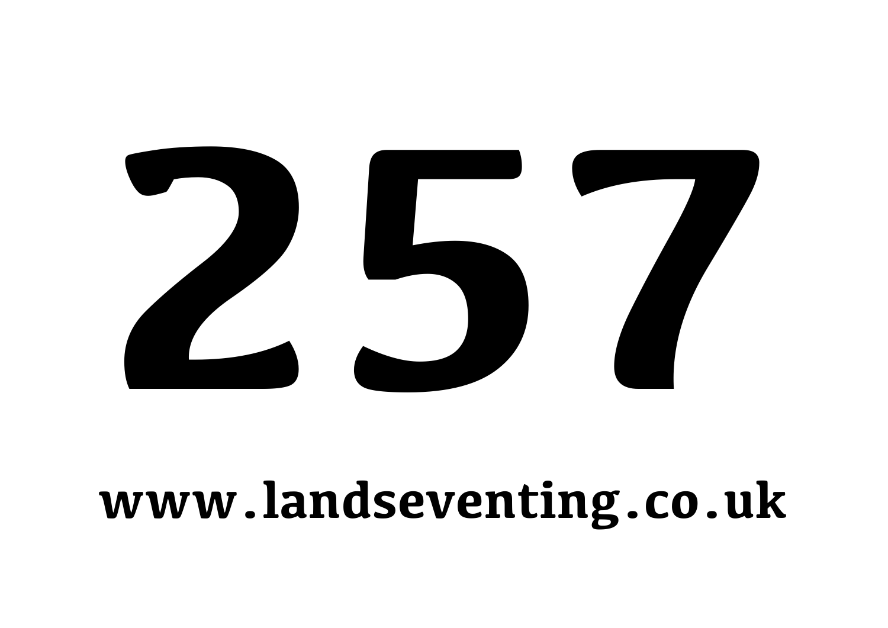# 257

www.landseventing.co.uk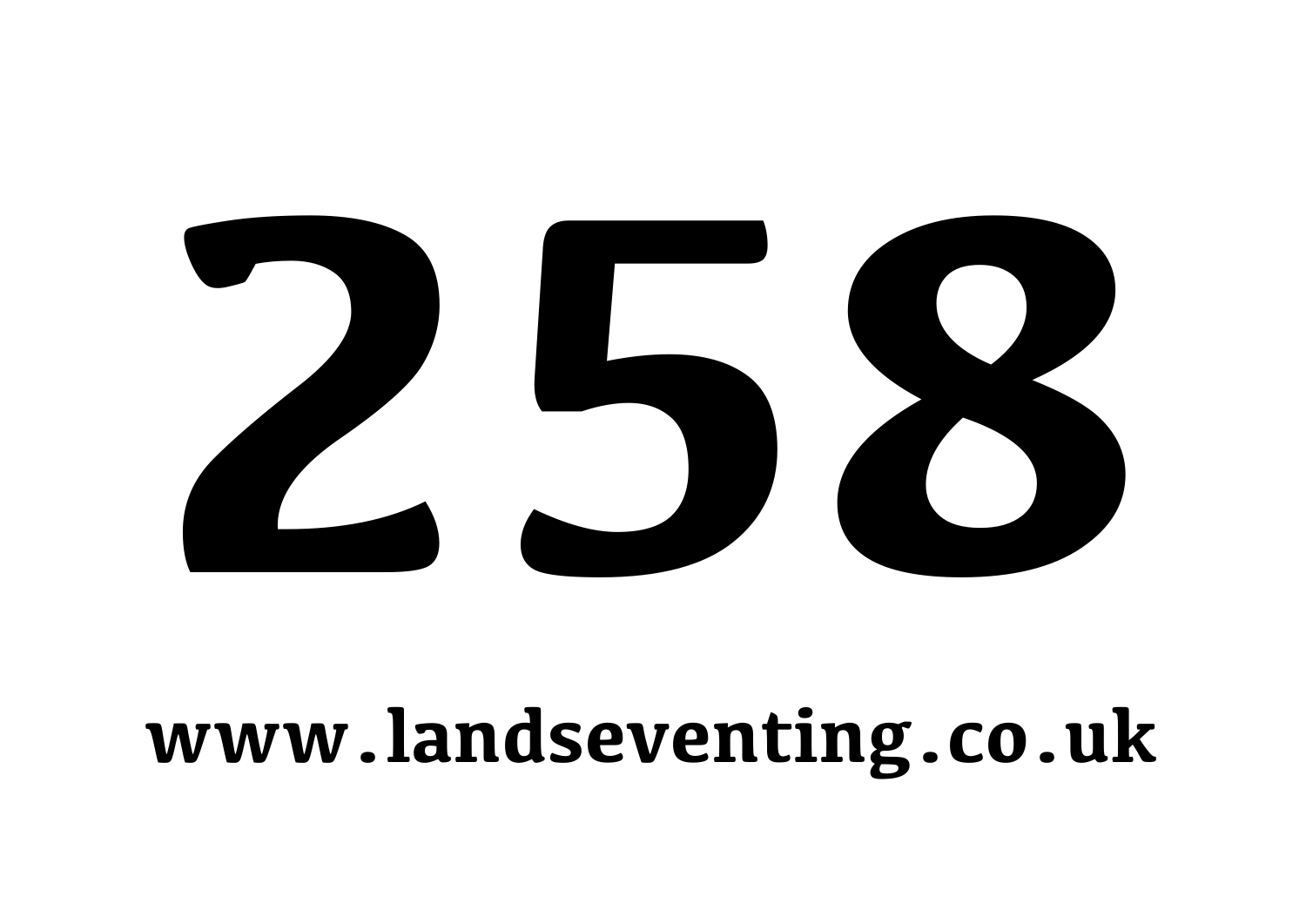# 258

**www.landseventing.co.uk**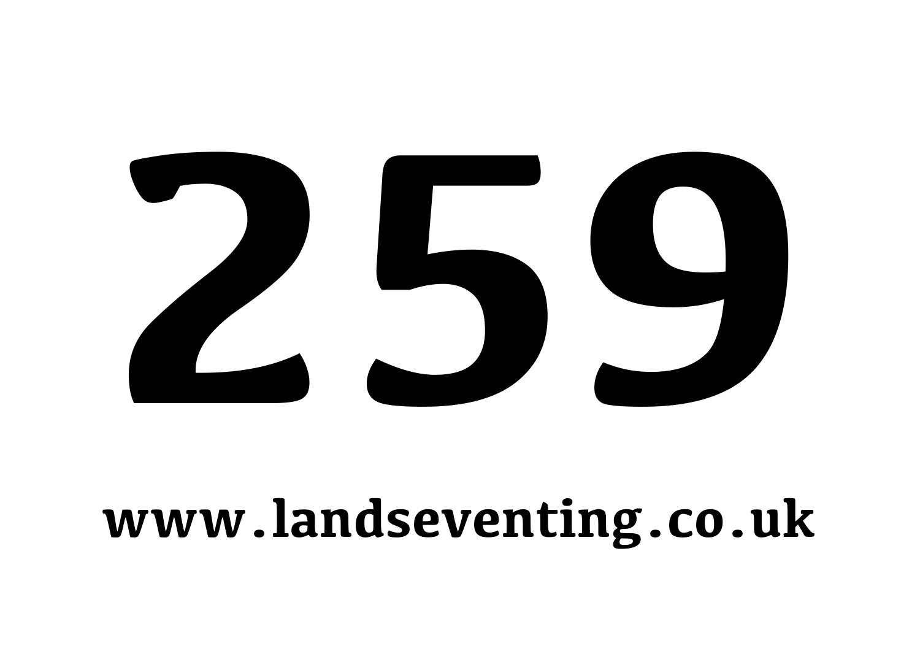# 259

**www.landseventing.co.uk**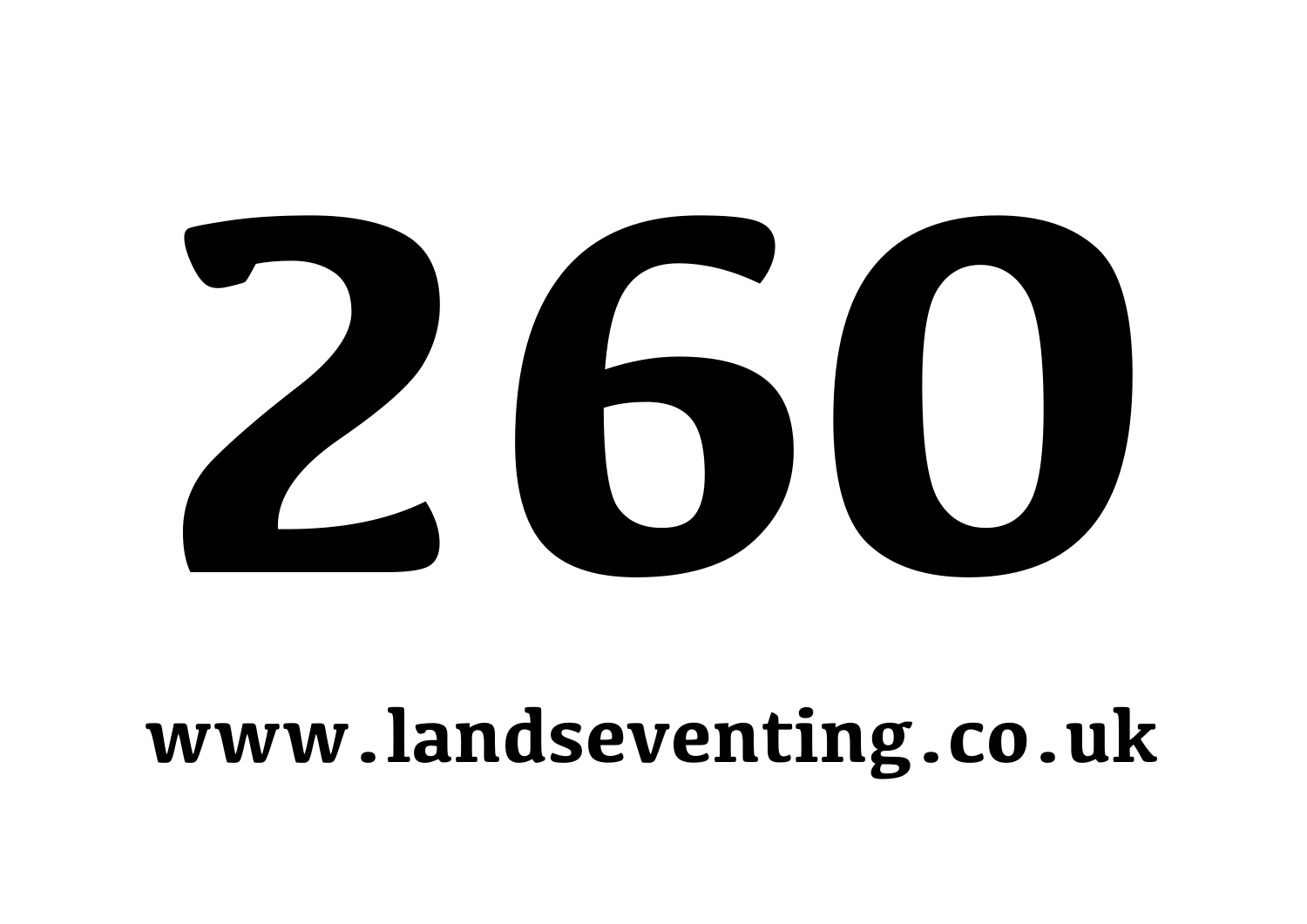# 260

**www.landseventing.co.uk**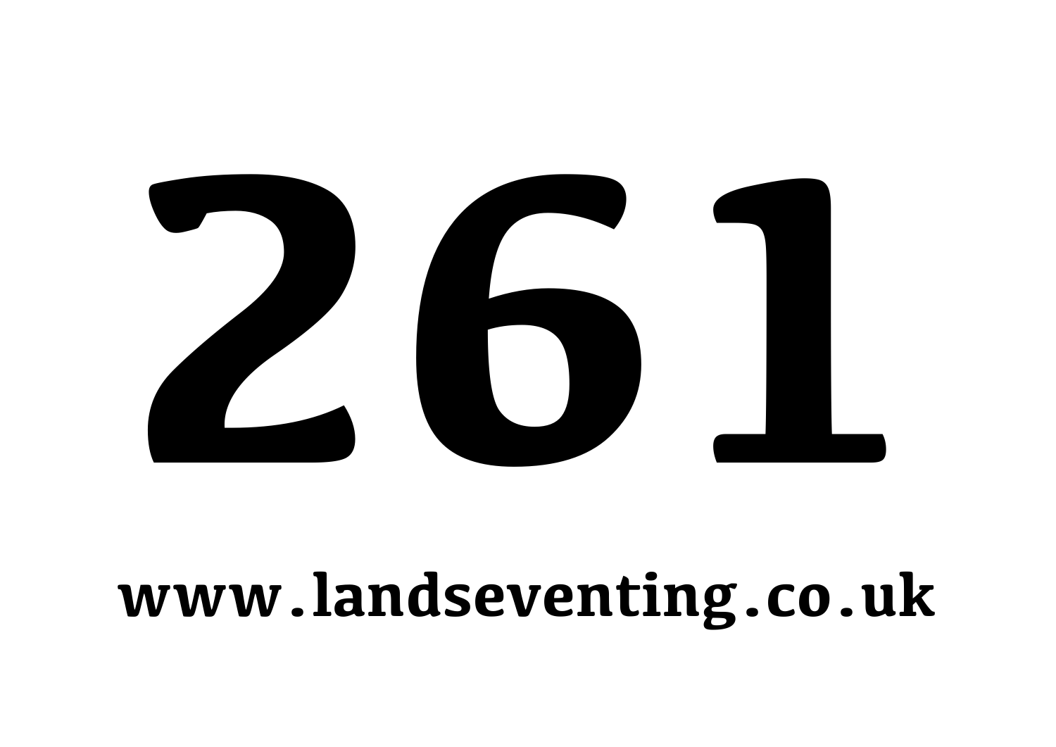# 261

**www.landseventing.co.uk**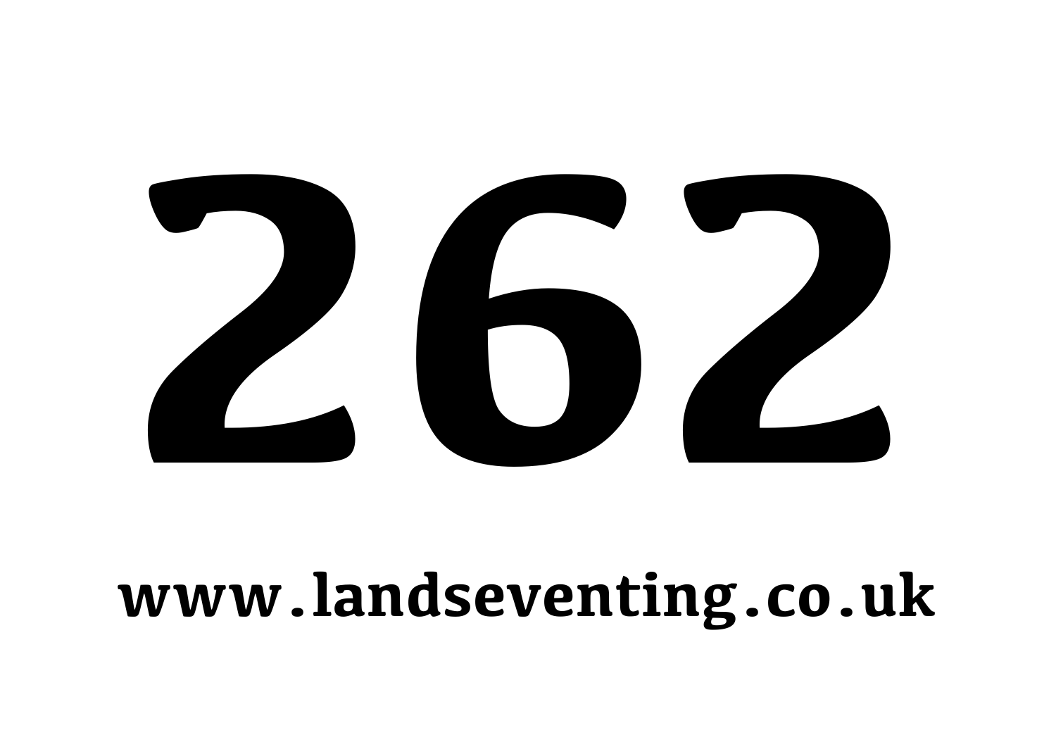# 262

**www.landseventing.co.uk**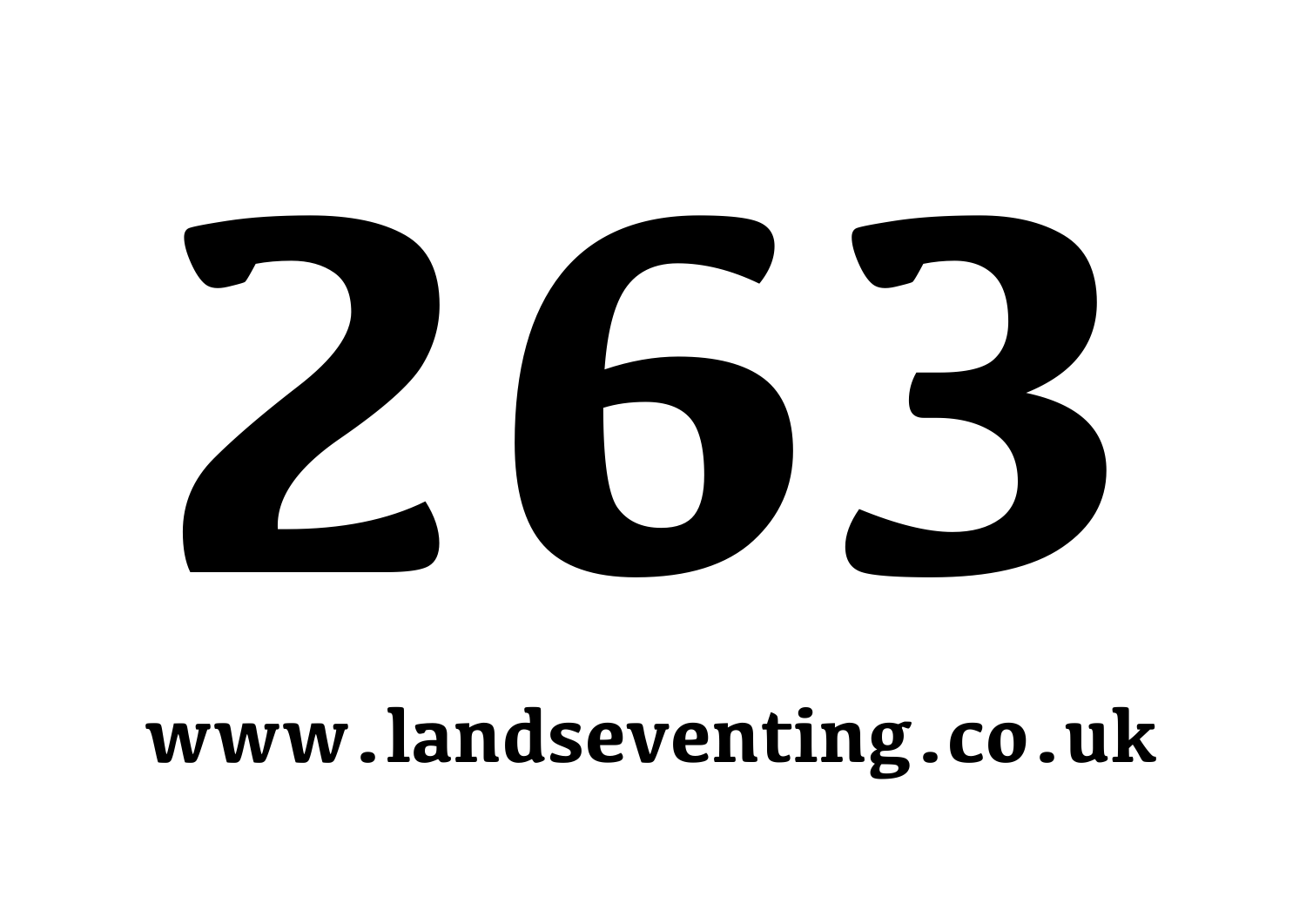# 263

www.landseventing.co.uk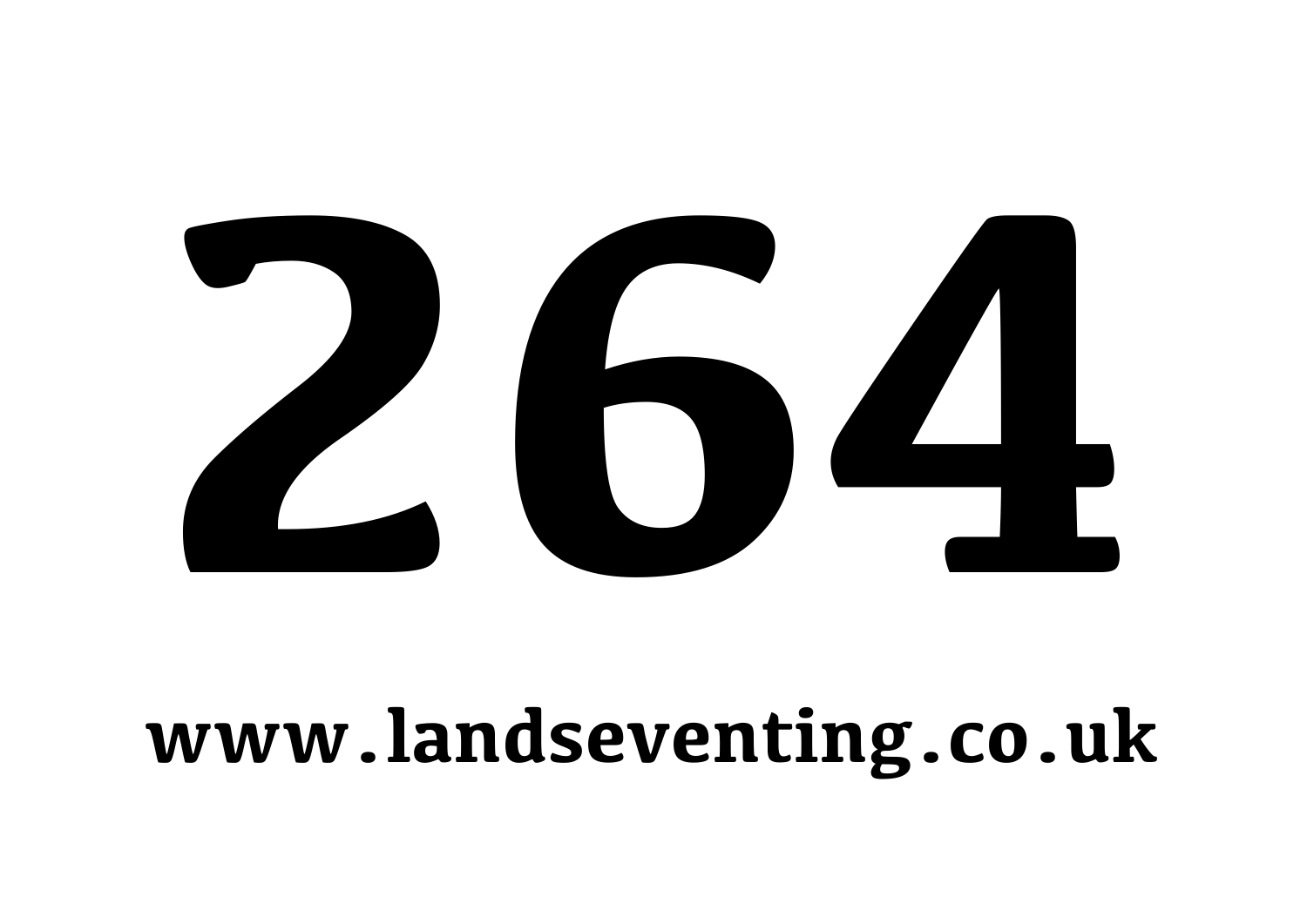# 264

**www.landseventing.co.uk**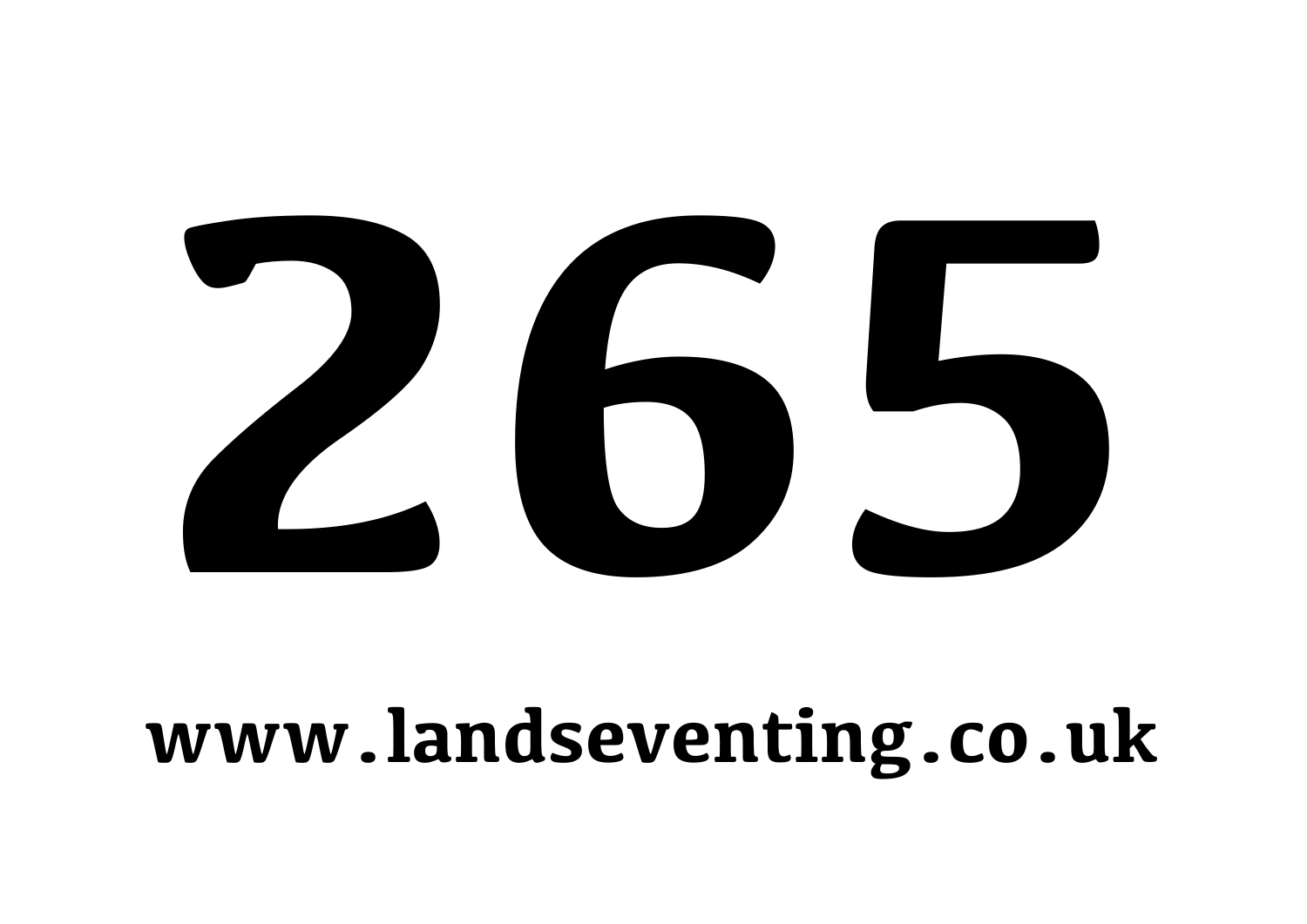# 265

**www.landseventing.co.uk**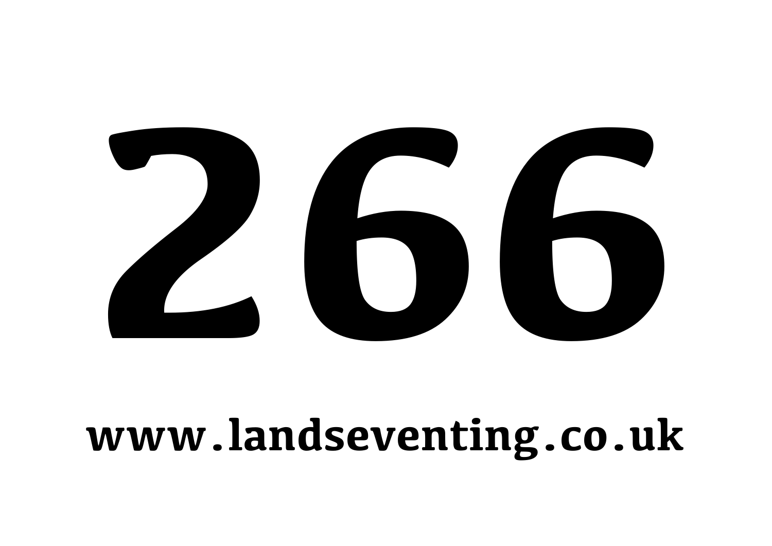# 266

**www.landseventing.co.uk**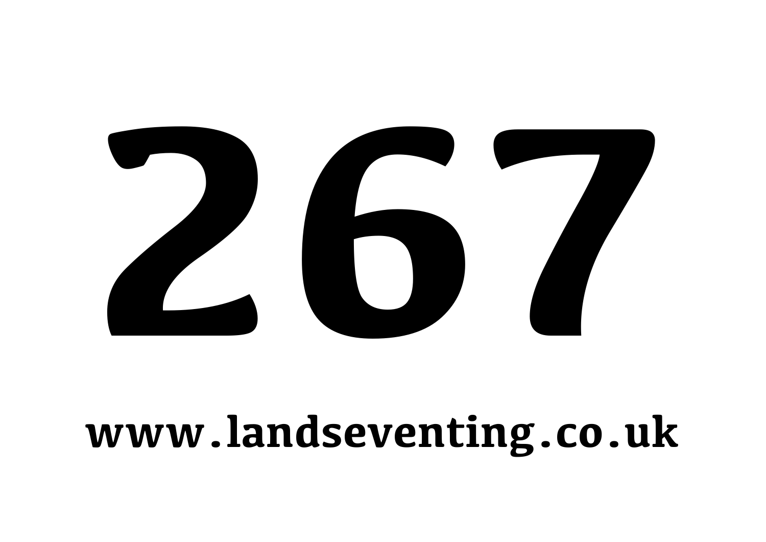# 267

**www.landseventing.co.uk**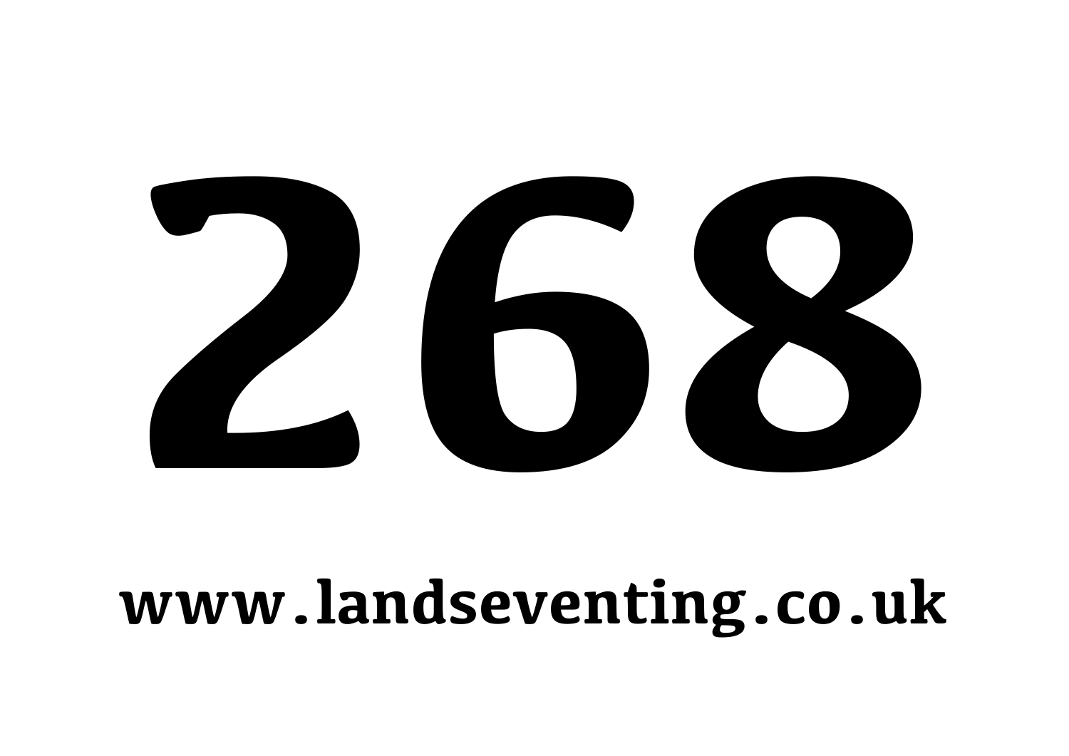# 268

**www.landseventing.co.uk**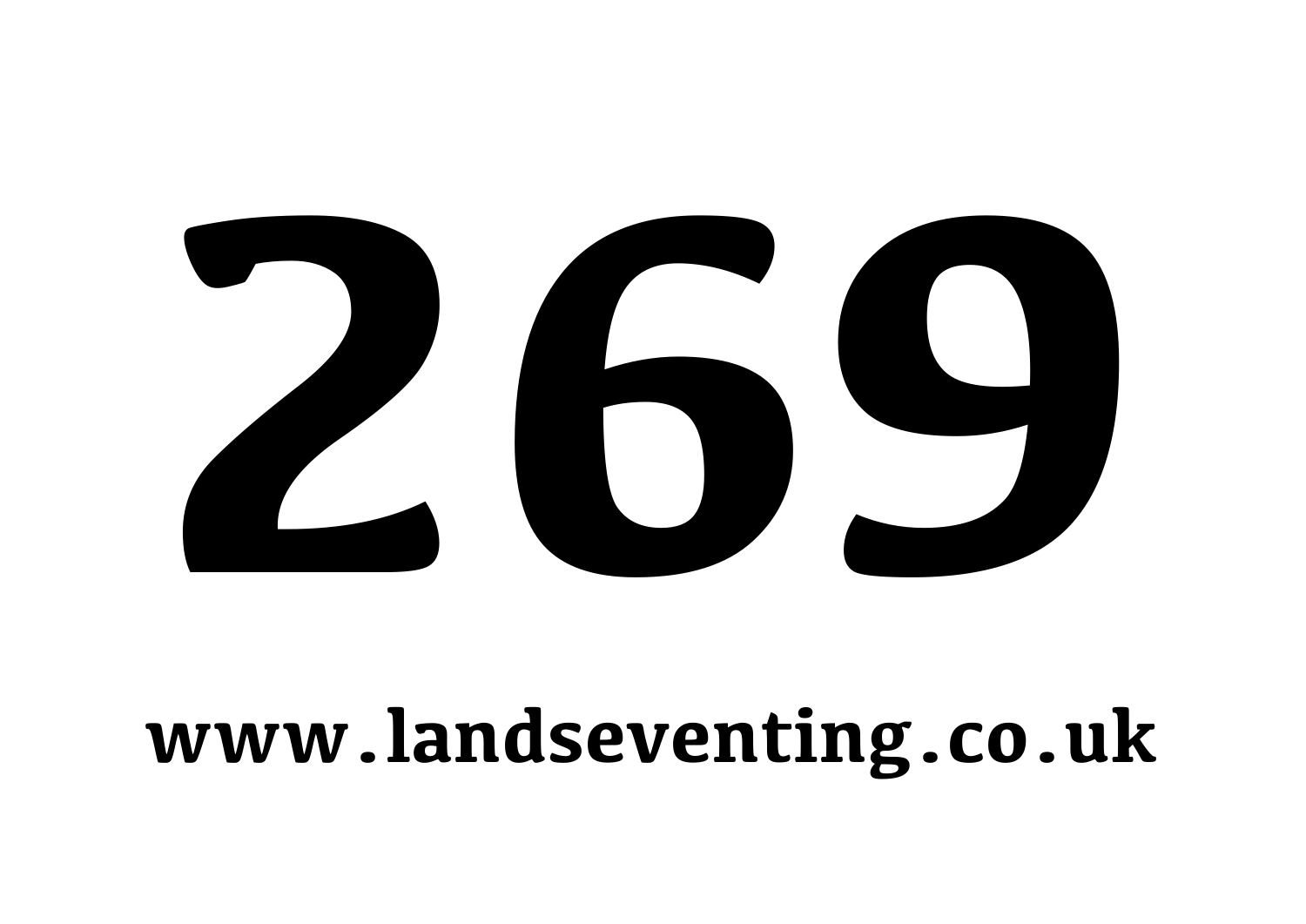# 269

**www.landseventing.co.uk**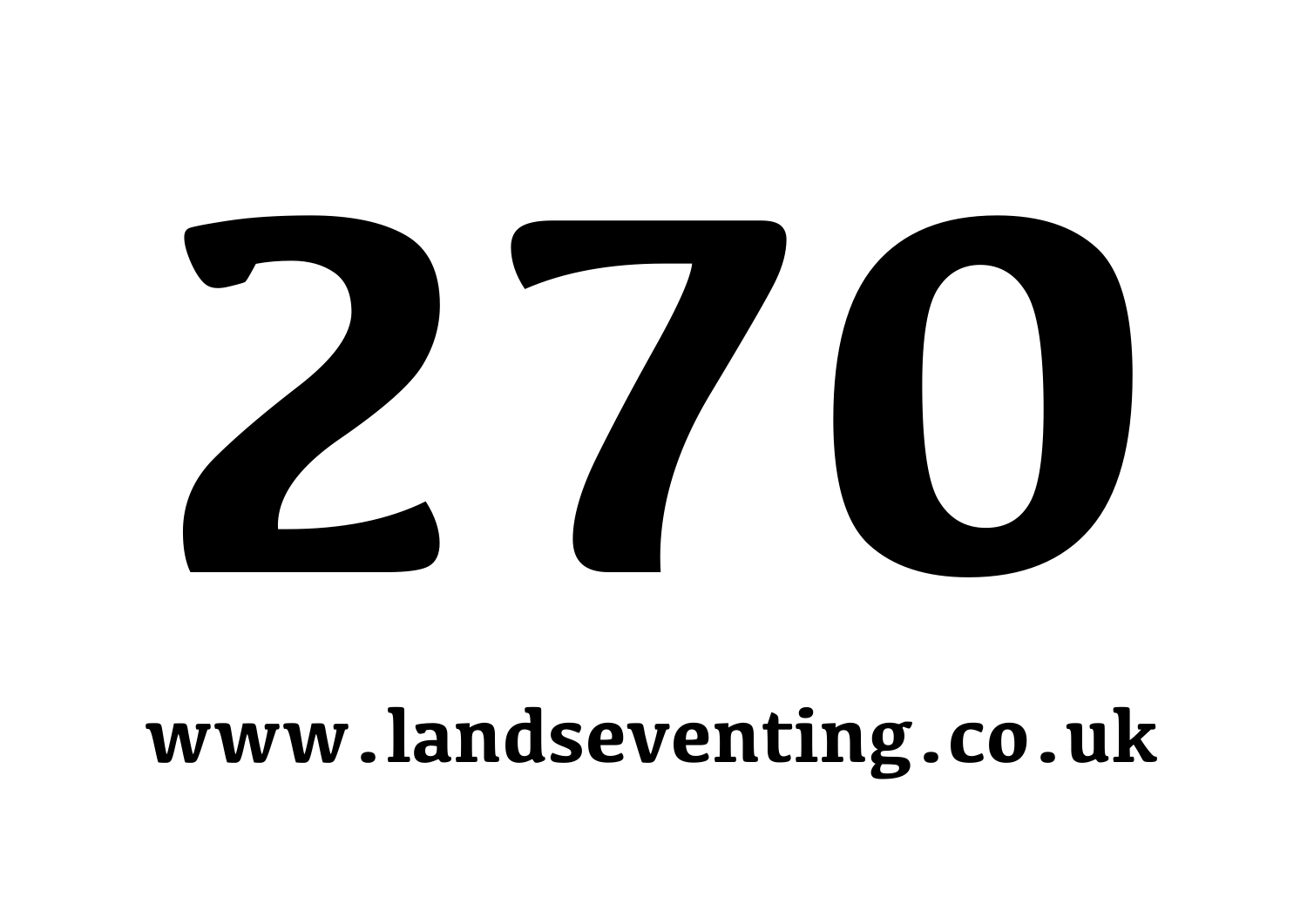# 270

**www.landseventing.co.uk**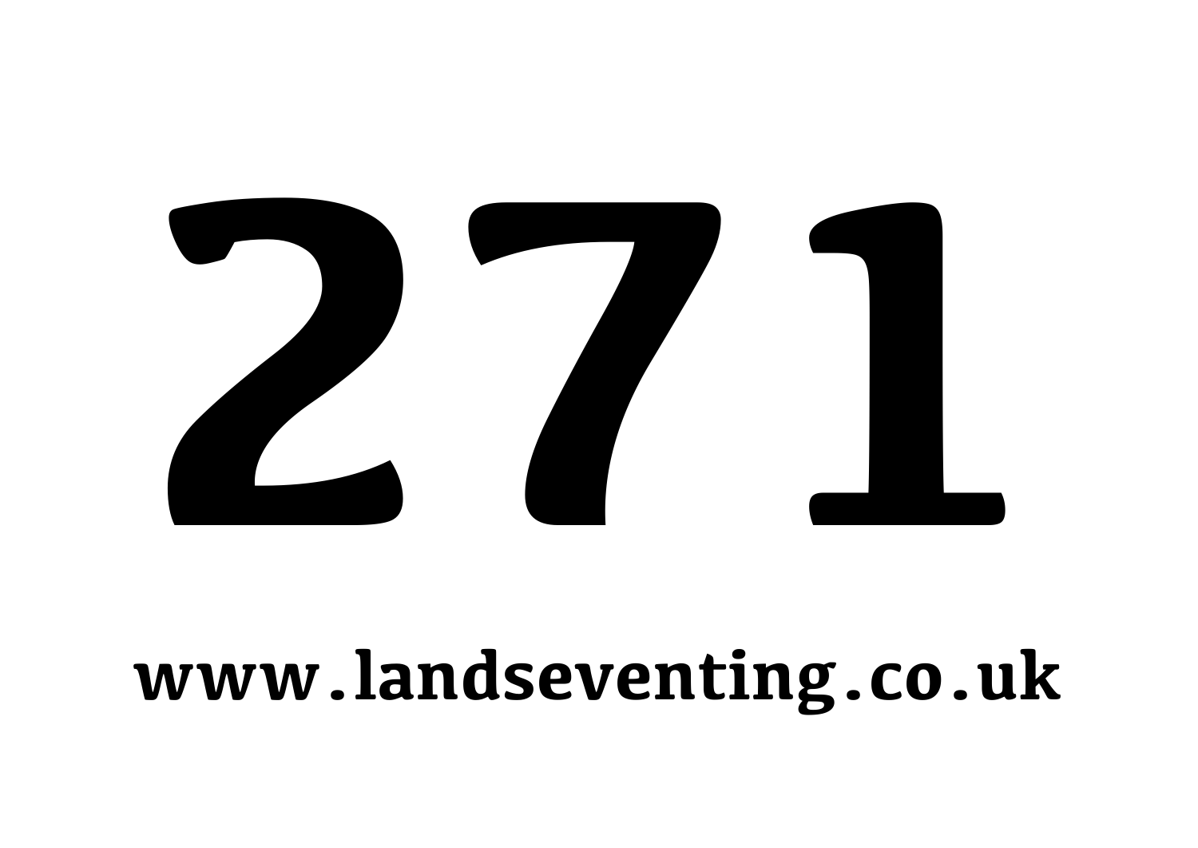# 271

**www.landseventing.co.uk**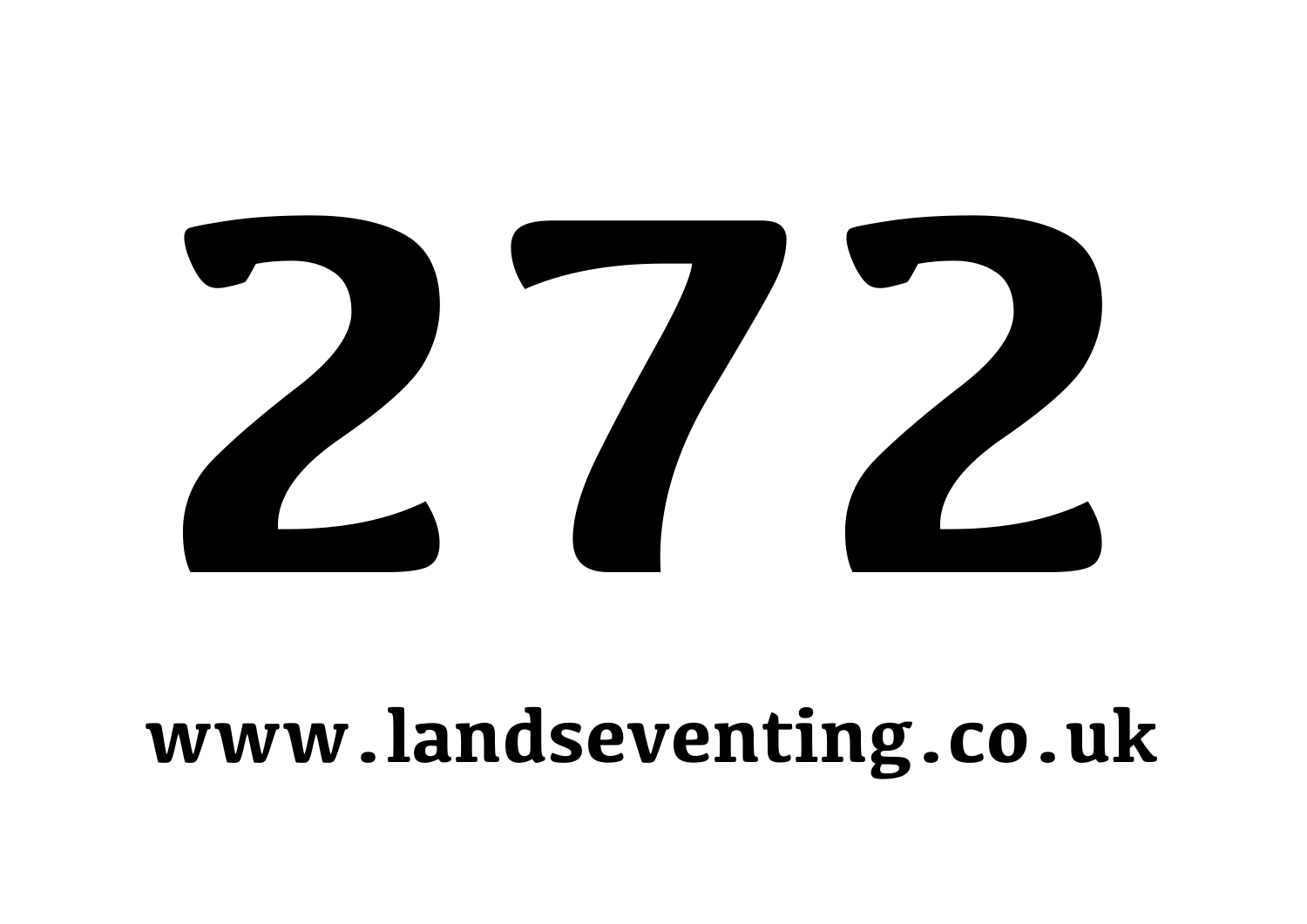# 272

www.landseventing.co.uk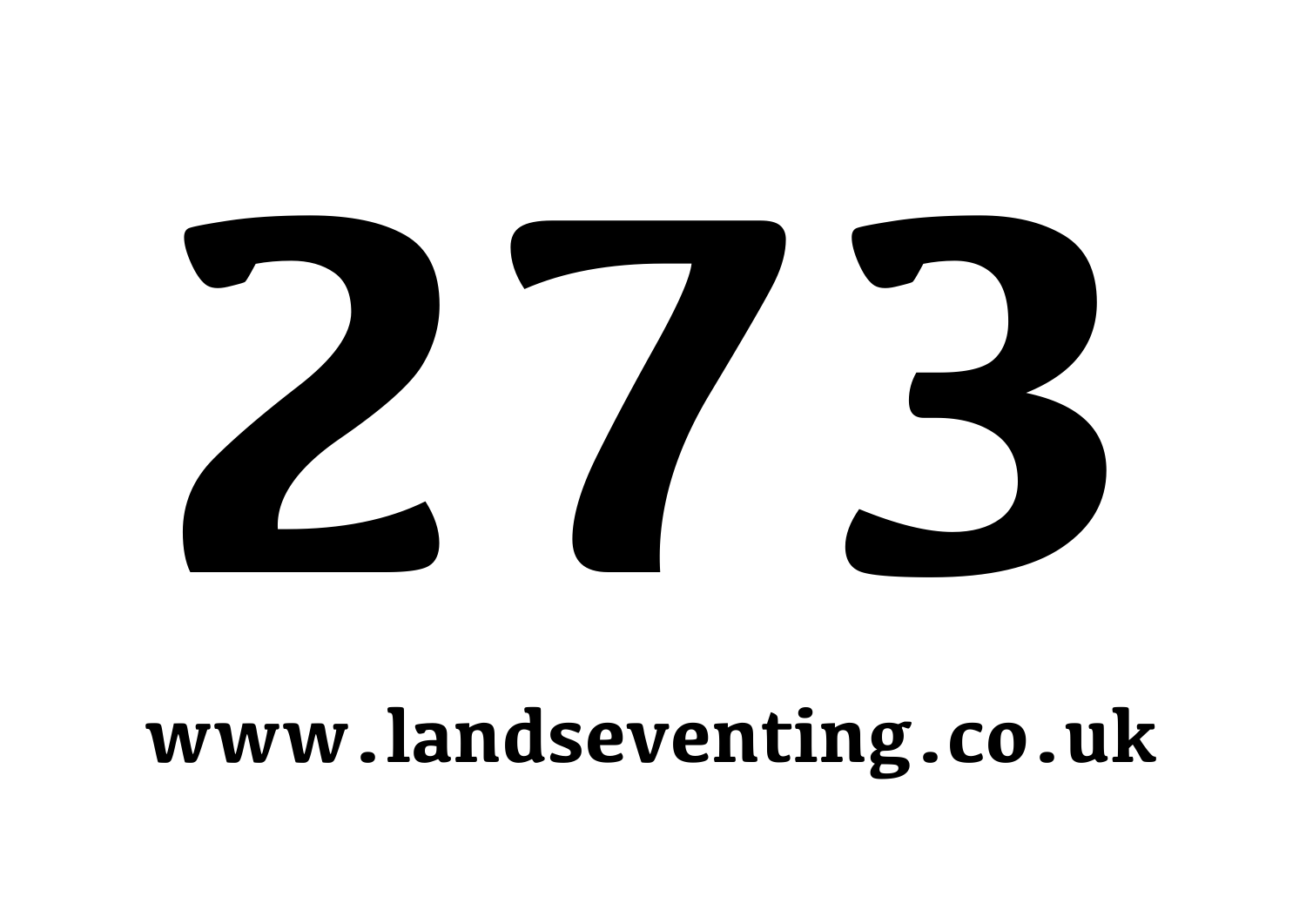# 273

**www.landseventing.co.uk**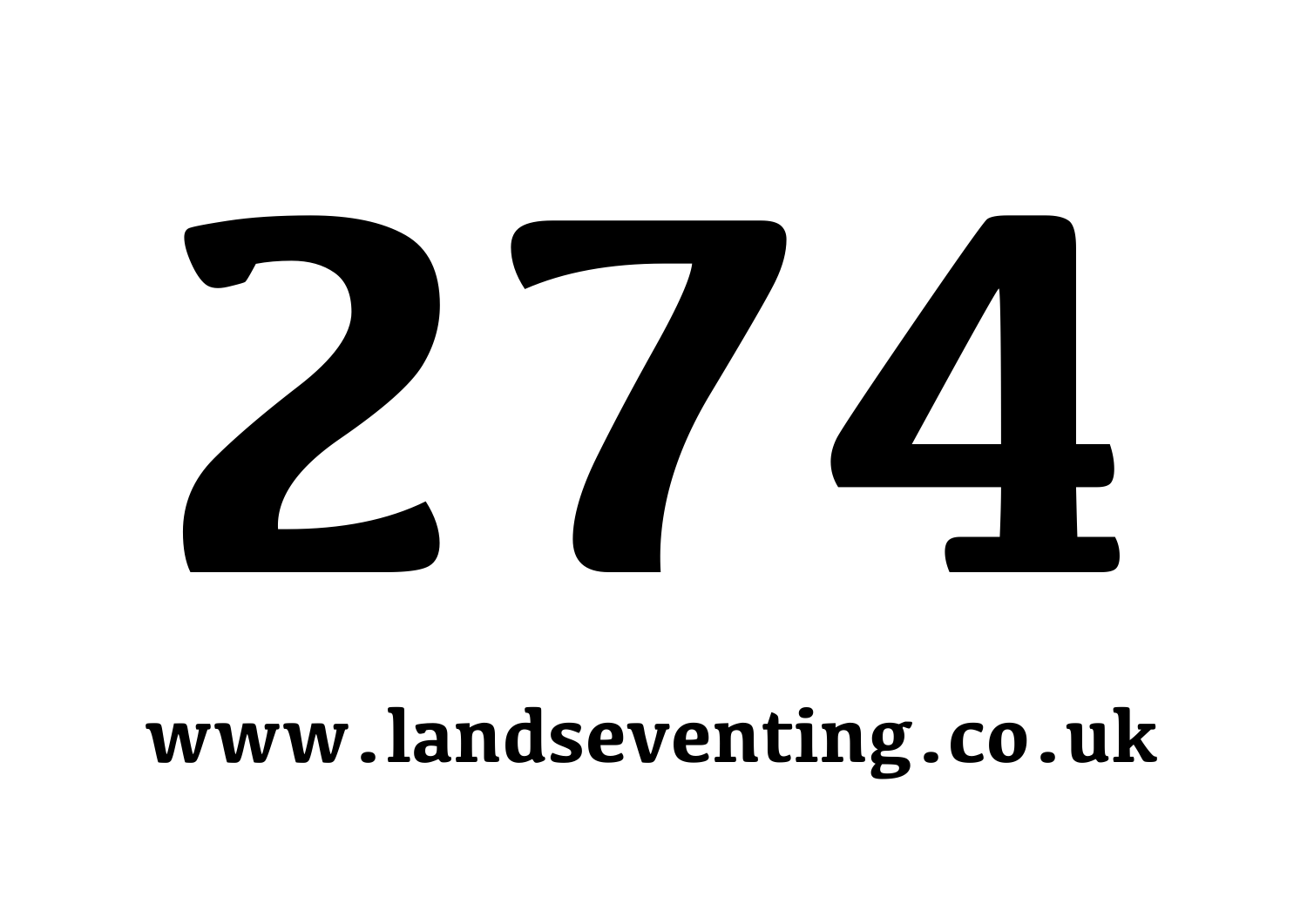# 274

www.landseventing.co.uk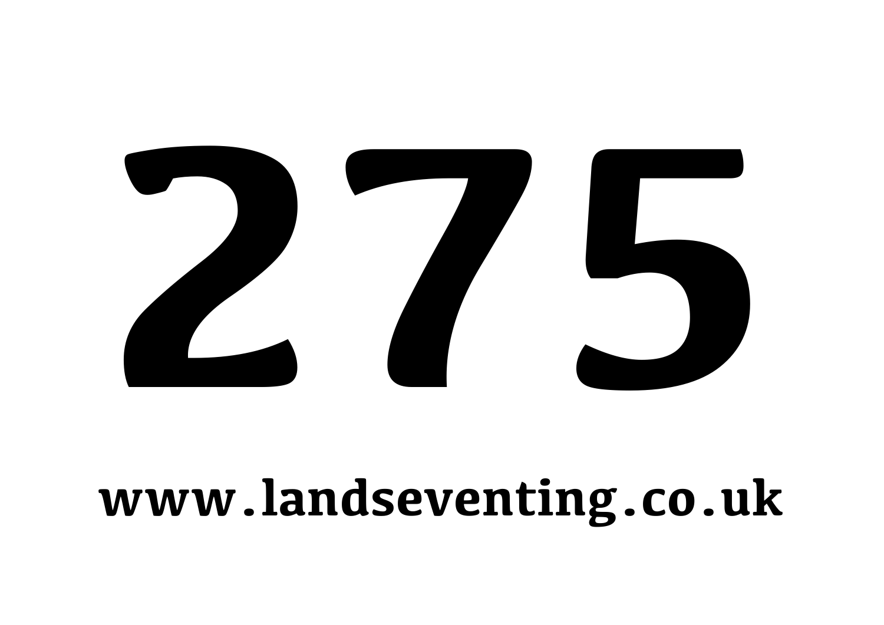# 275

www.landseventing.co.uk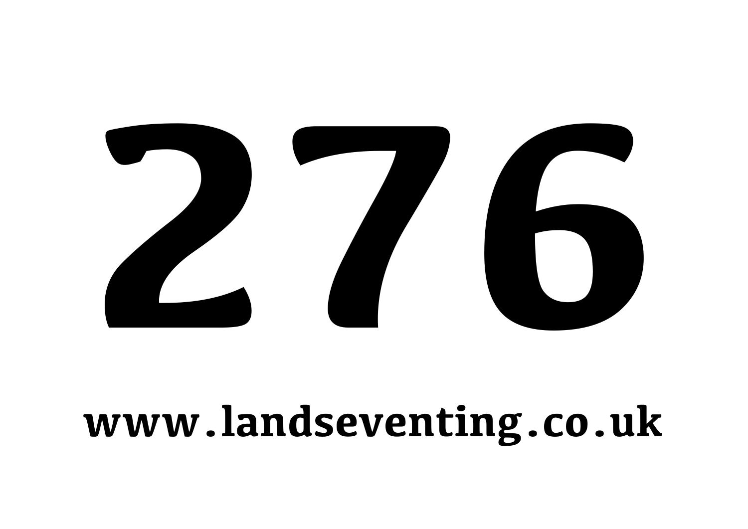# 276

**www.landseventing.co.uk**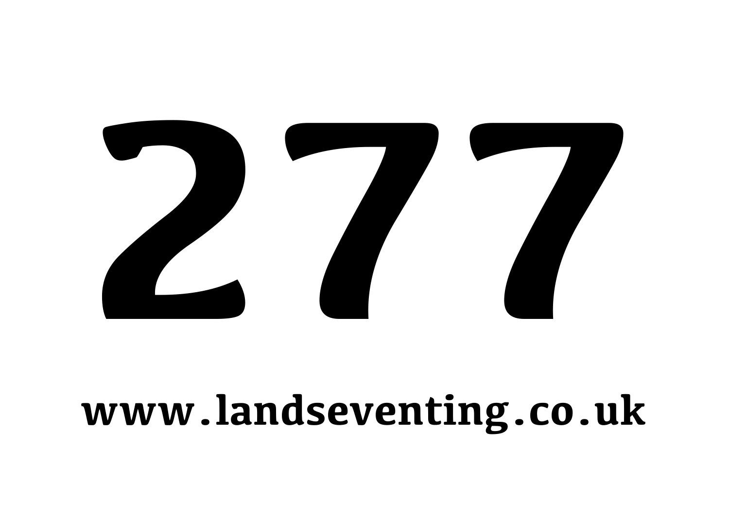# 277

**www.landseventing.co.uk**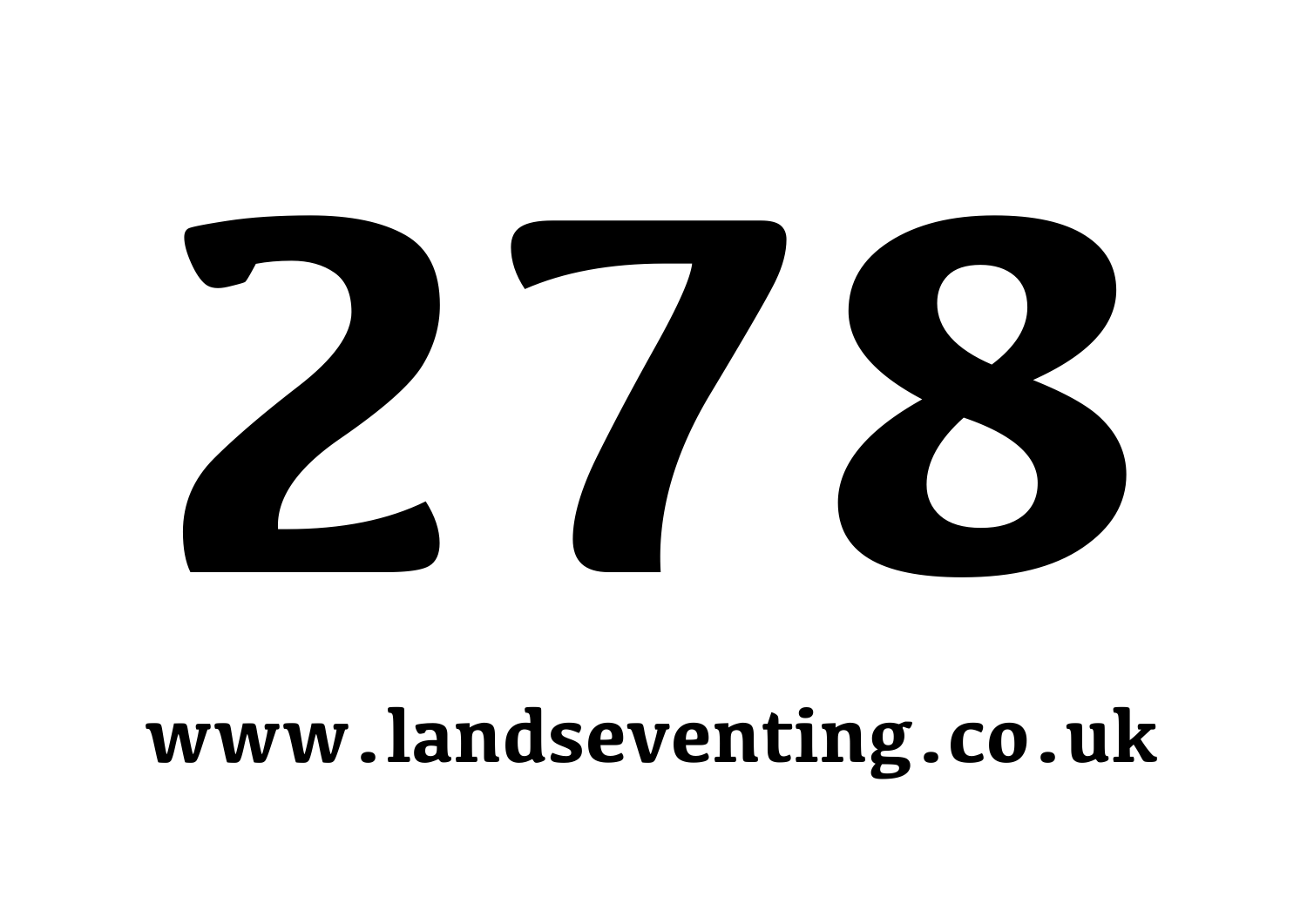# 278

**www.landseventing.co.uk**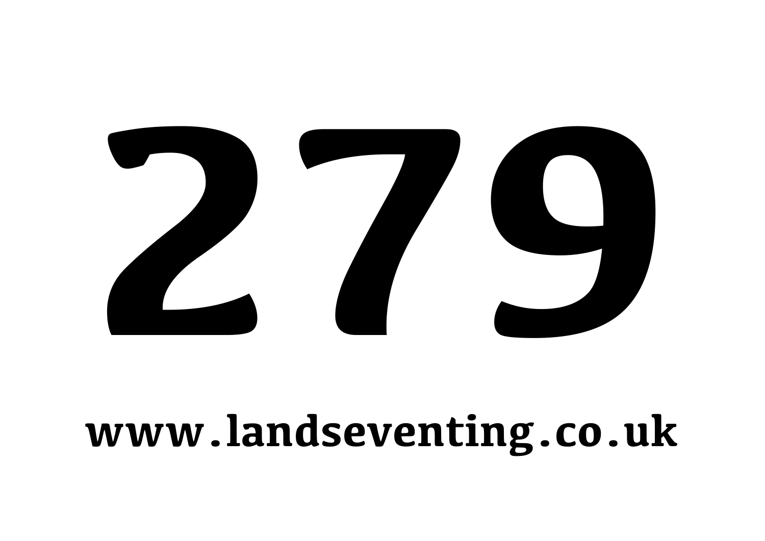# 279

**www.landseventing.co.uk**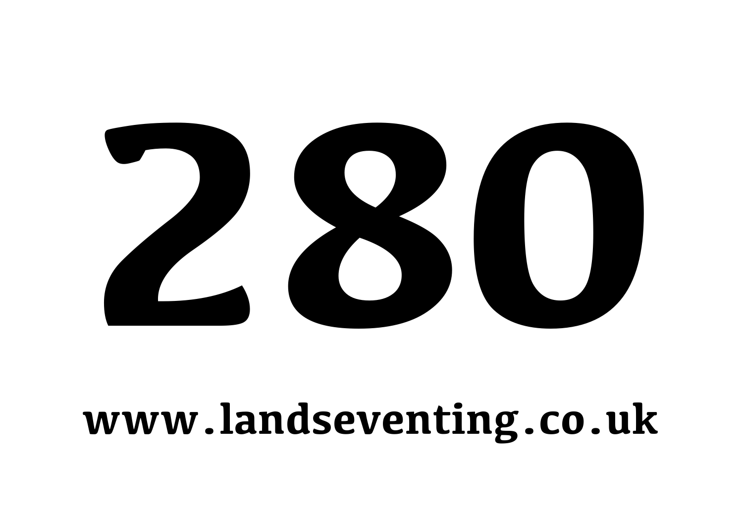# 280

**www.landseventing.co.uk**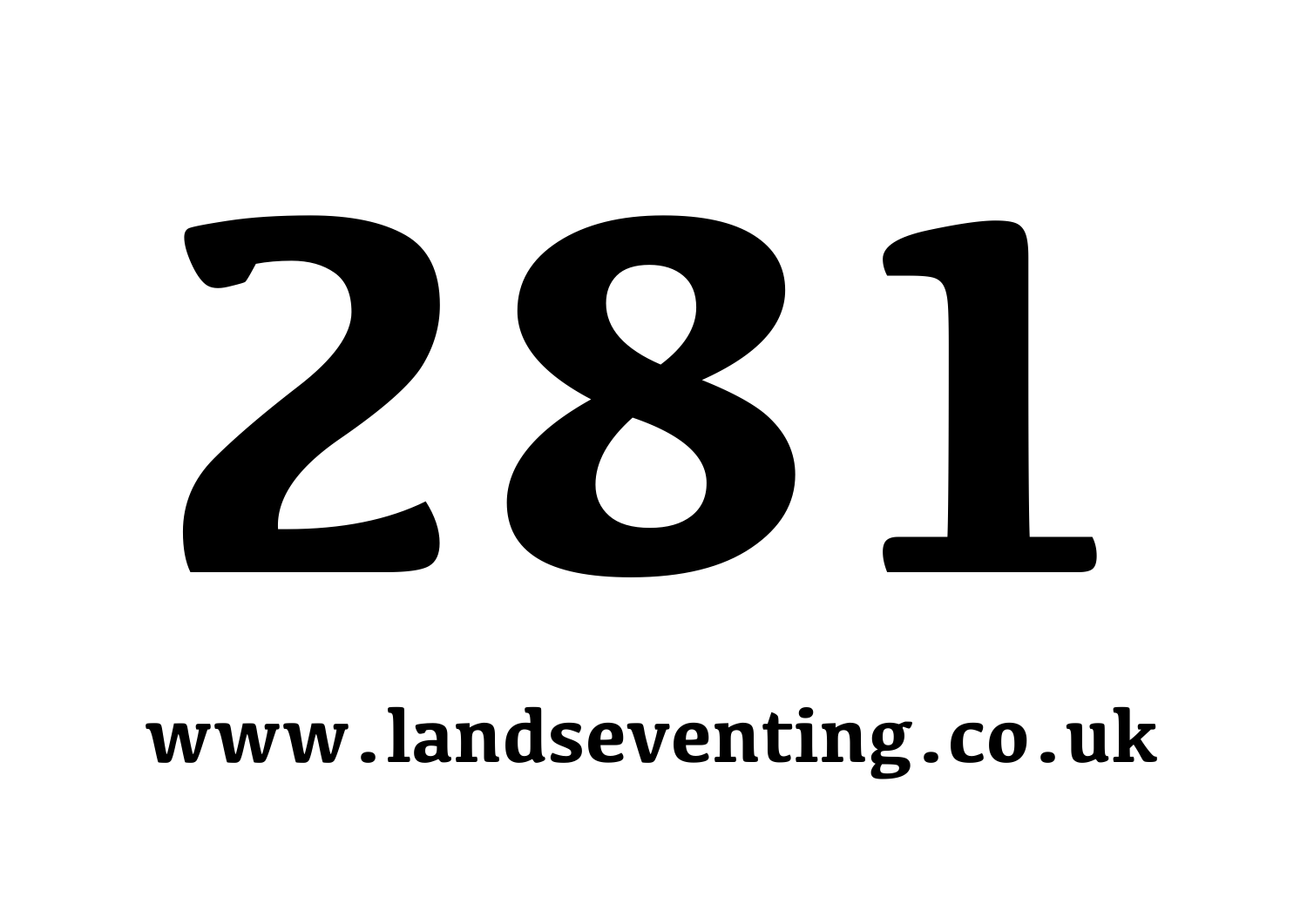# 281

**www.landseventing.co.uk**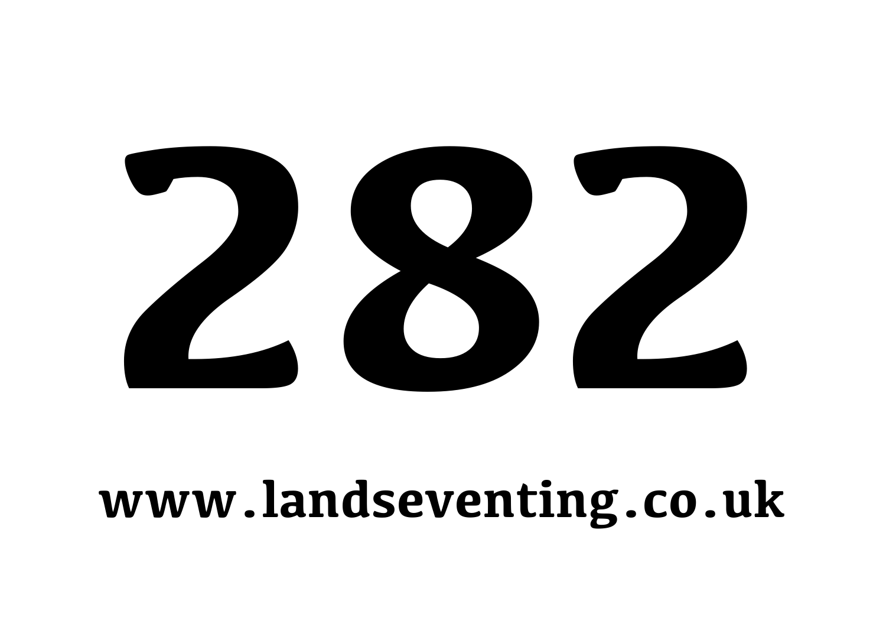# 282

**www.landseventing.co.uk**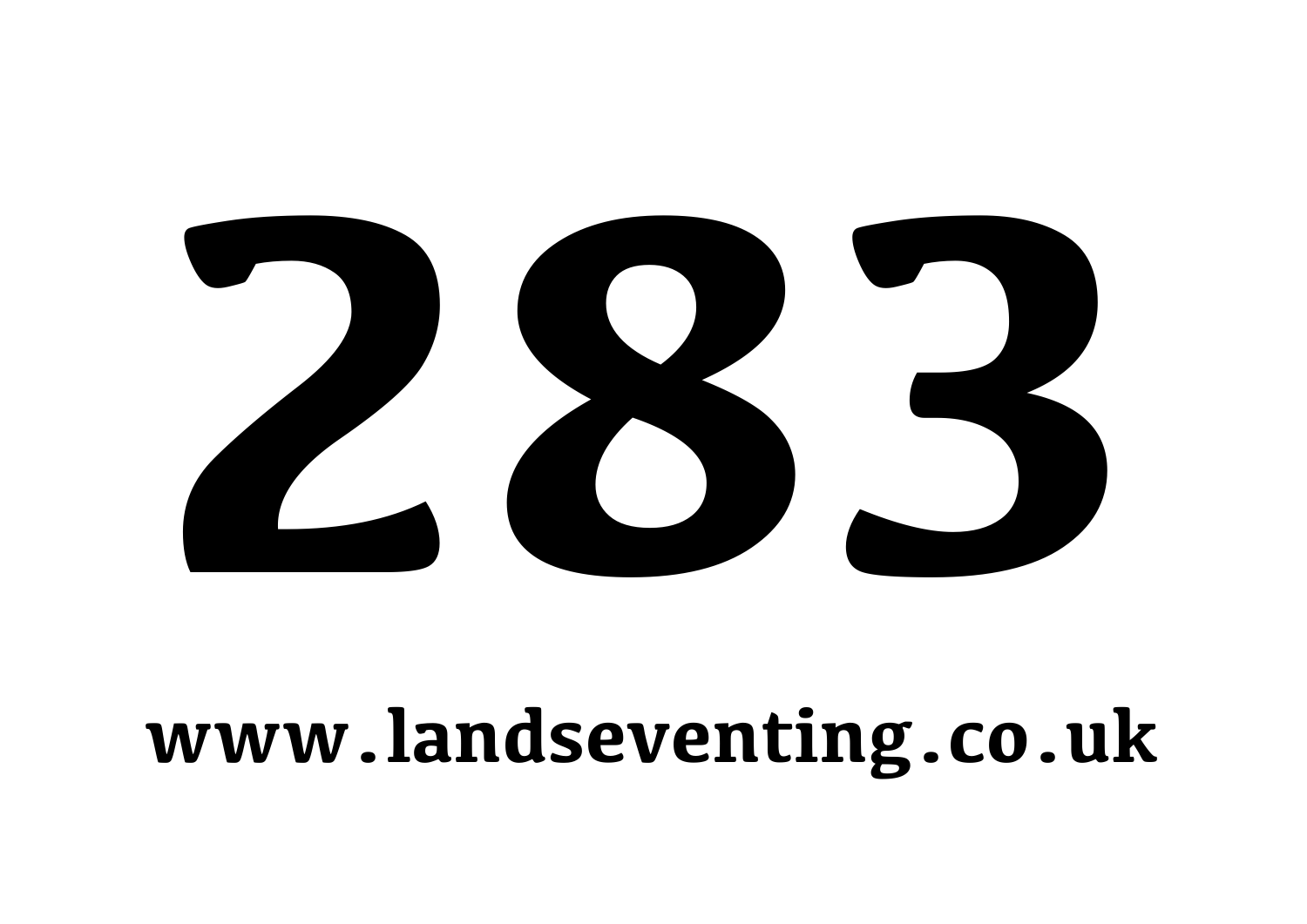# 283

**www.landseventing.co.uk**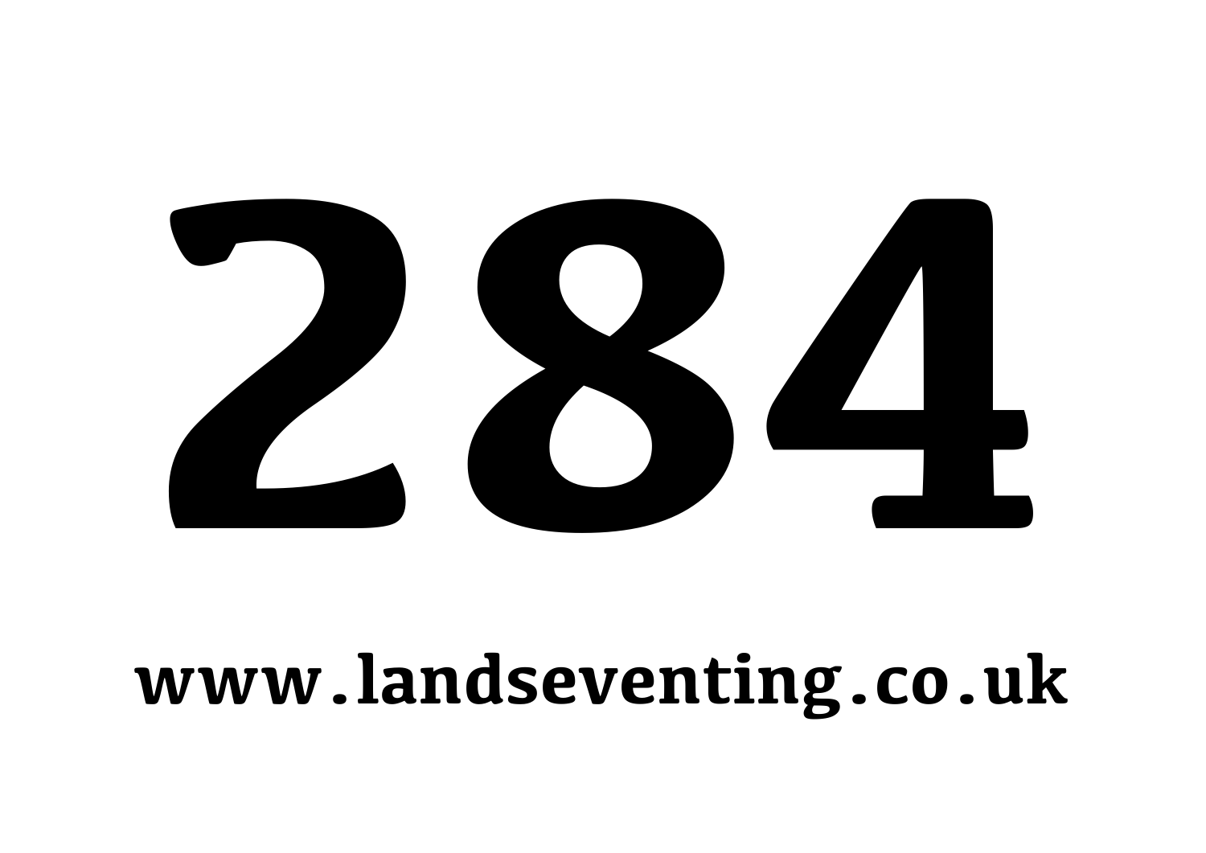# 284

**www.landseventing.co.uk**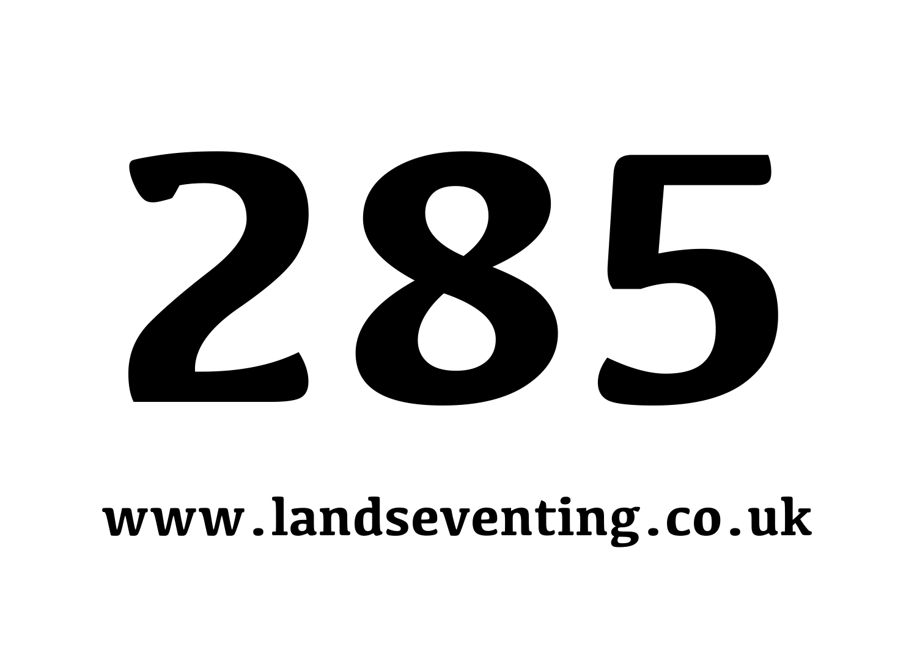# 285

**www.landseventing.co.uk**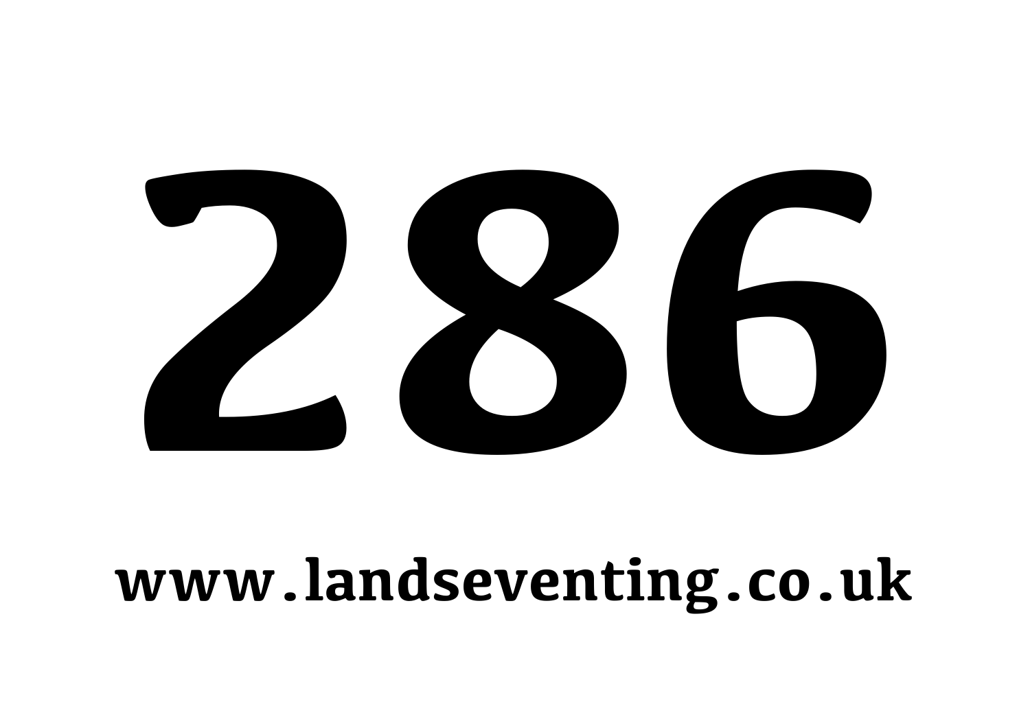# 286

**www.landseventing.co.uk**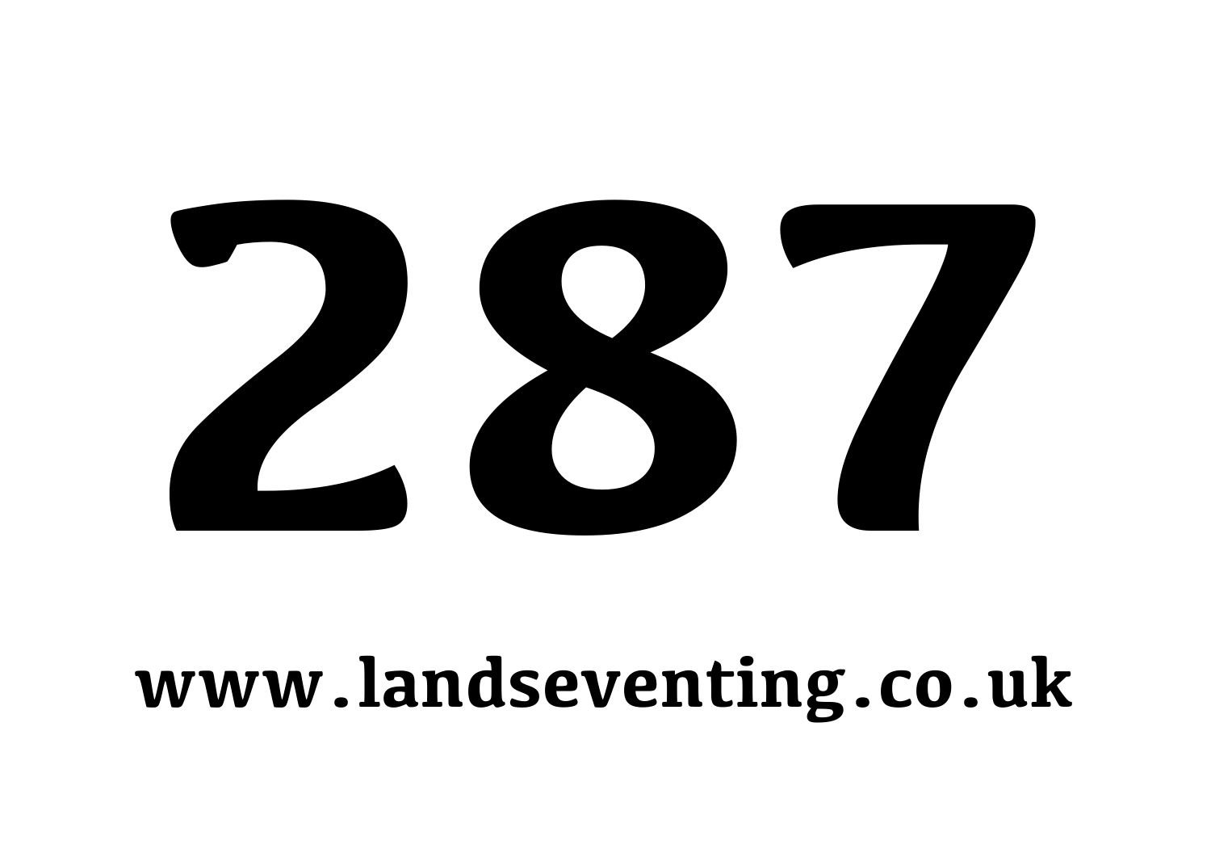# 287

**www.landseventing.co.uk**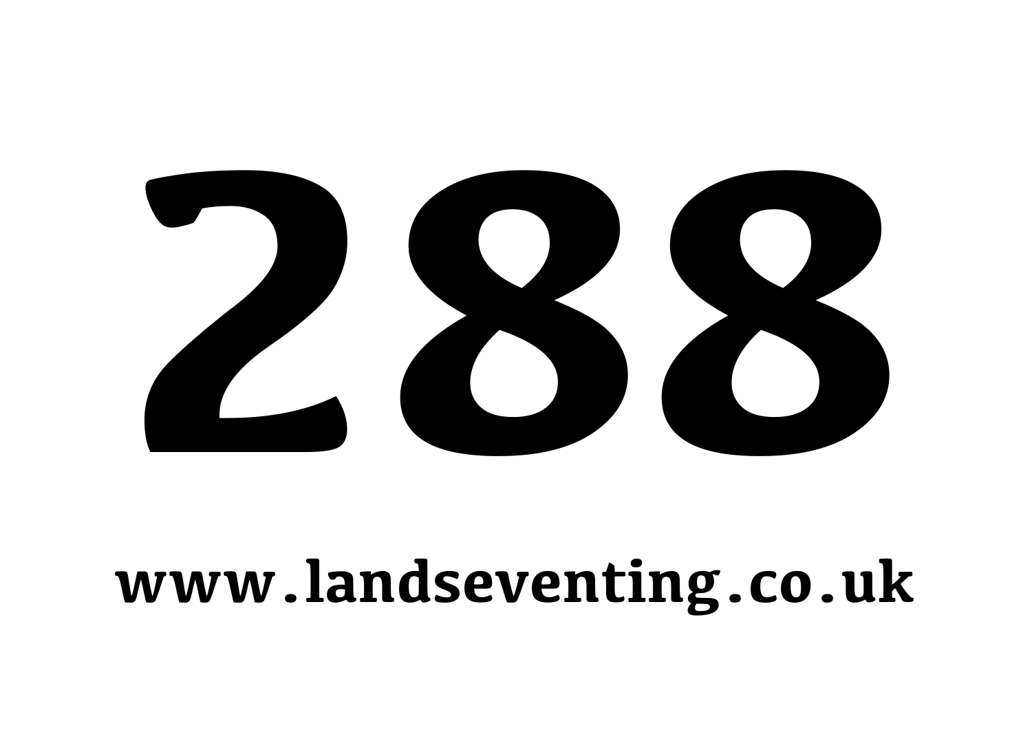# 288

**www.landseventing.co.uk**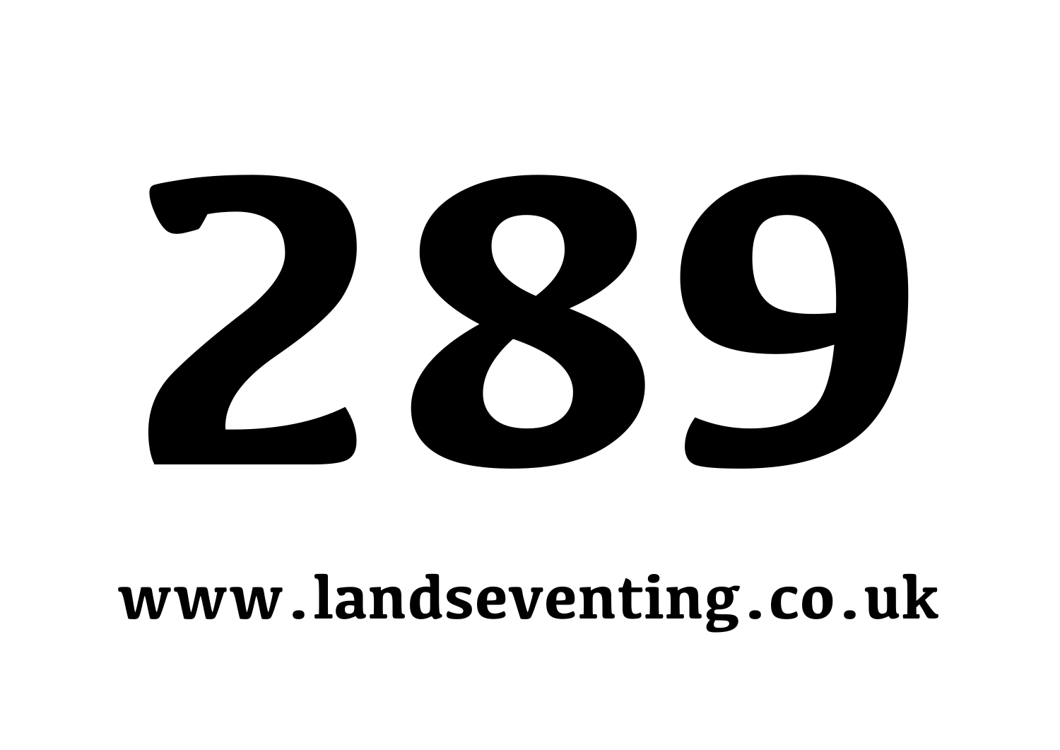# 289

**www.landseventing.co.uk**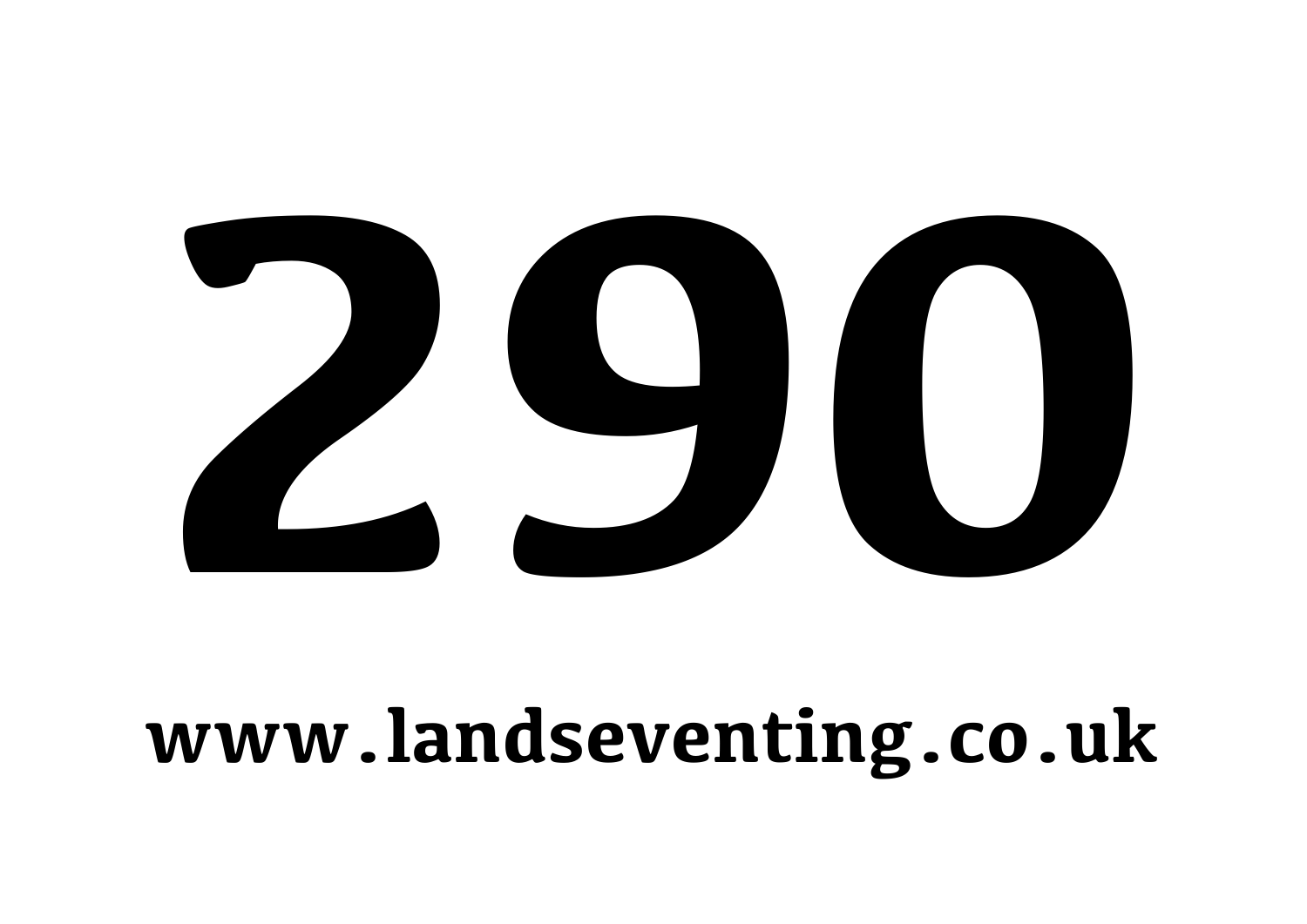# 290

**www.landseventing.co.uk**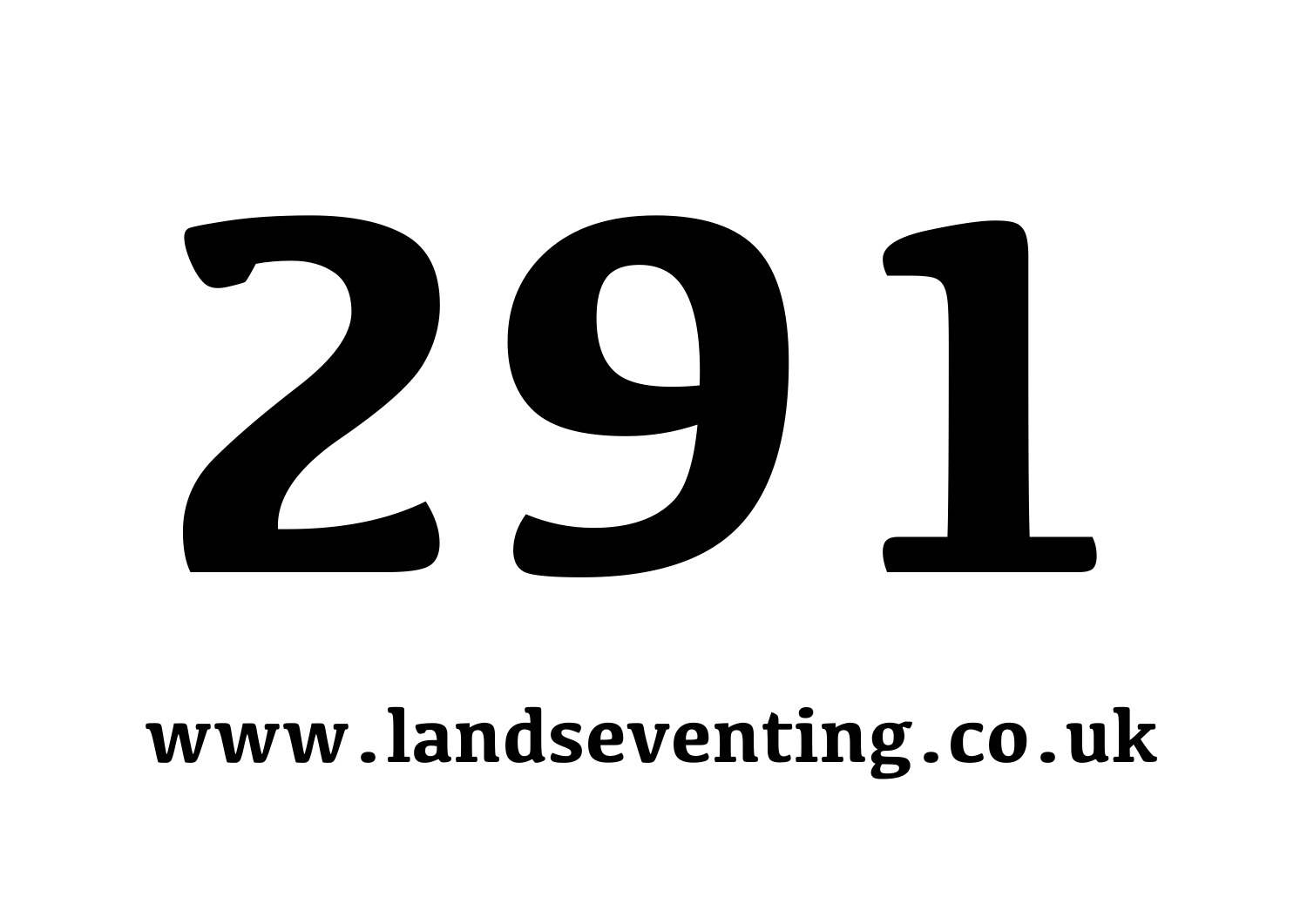# 291

**www.landseventing.co.uk**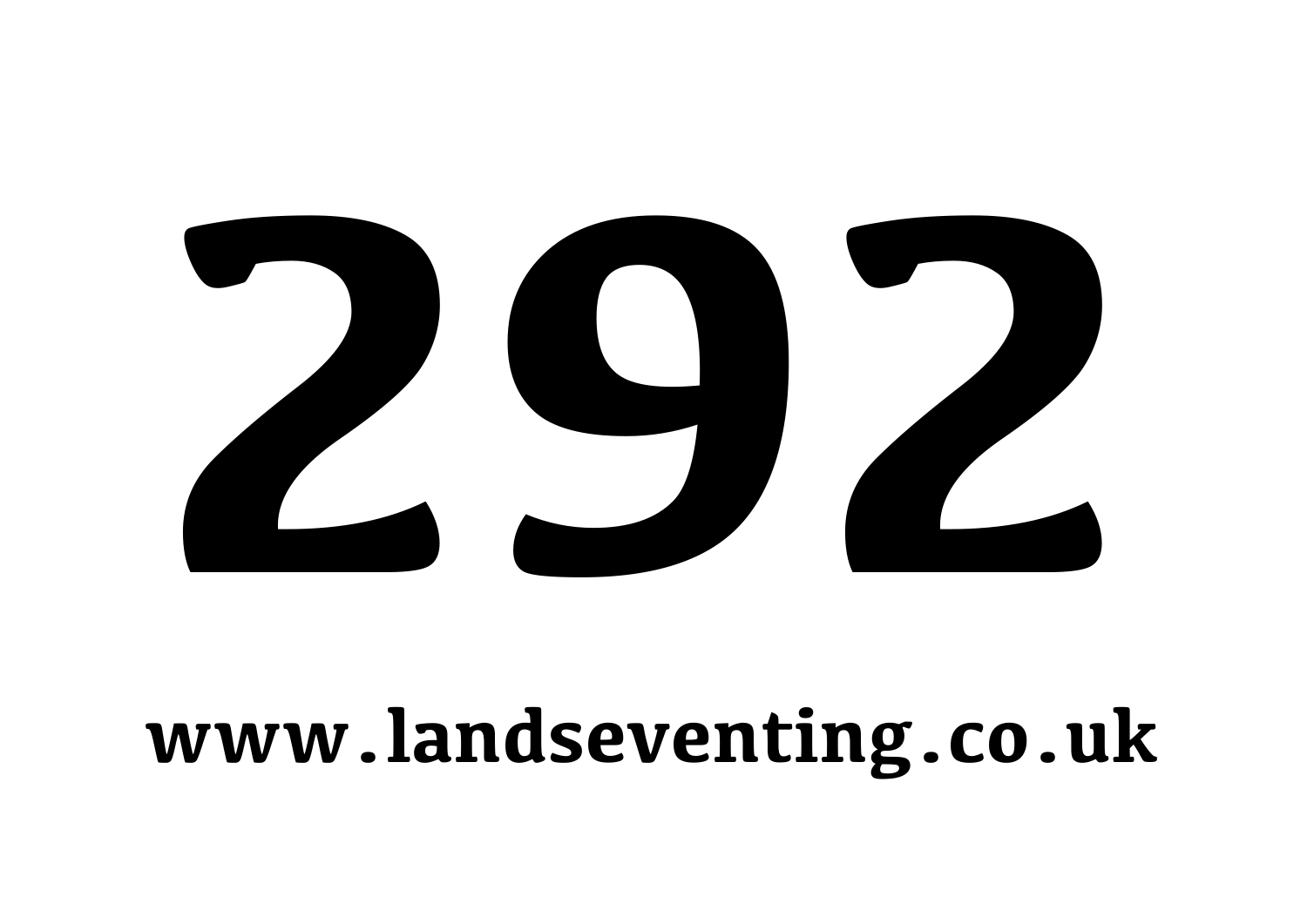# 292

**www.landseventing.co.uk**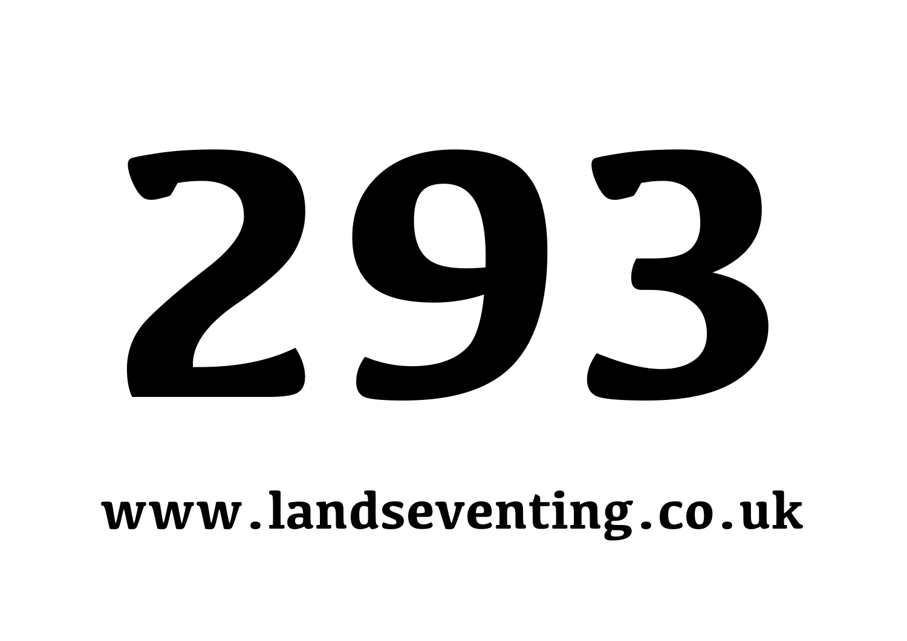# 293

www.landseventing.co.uk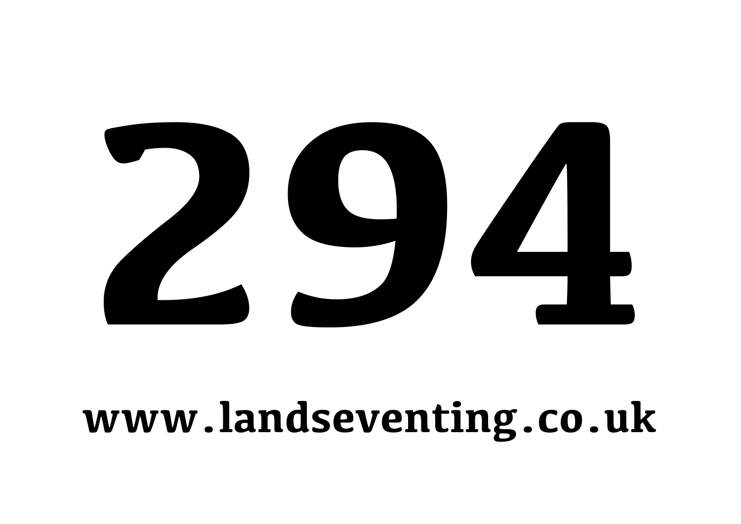# 294

**www.landseventing.co.uk**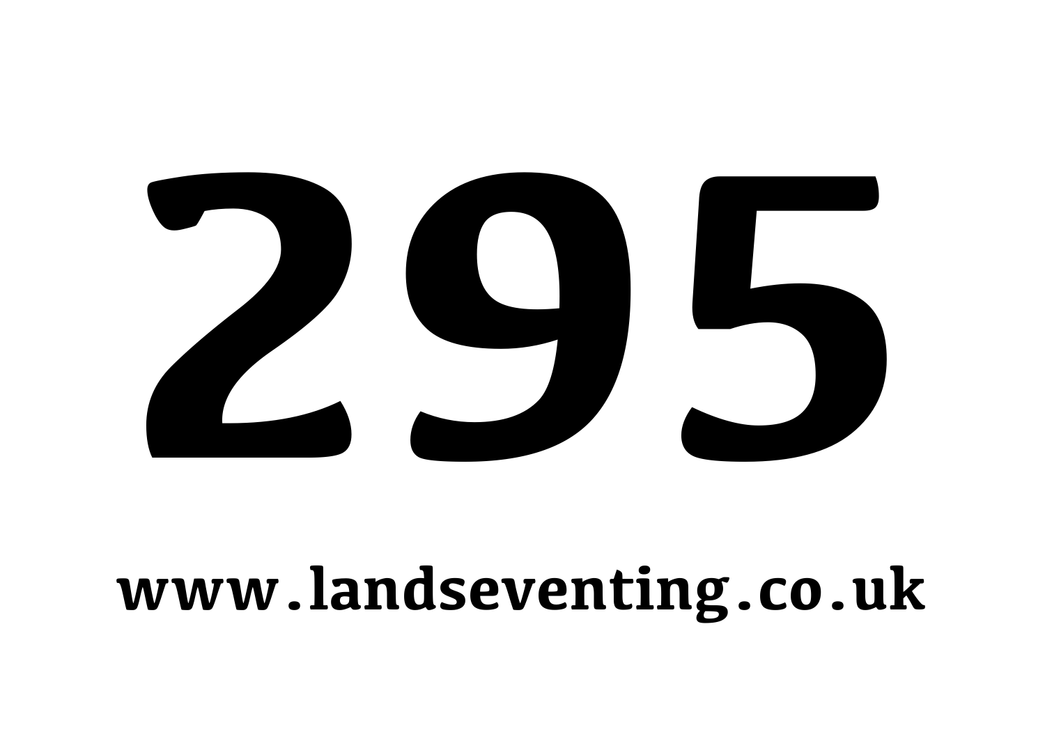# 295

**www.landseventing.co.uk**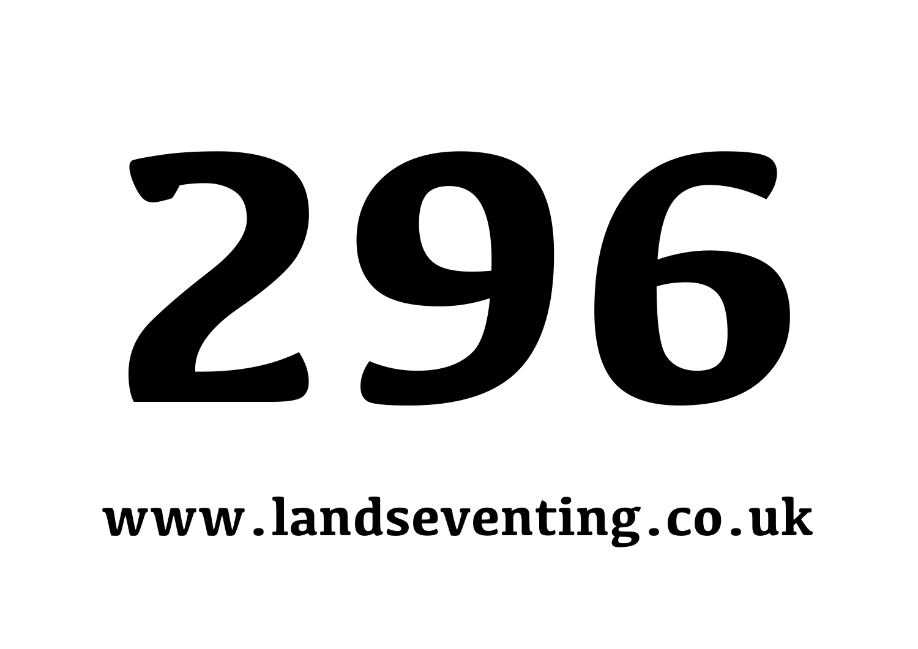# 296

**www.landseventing.co.uk**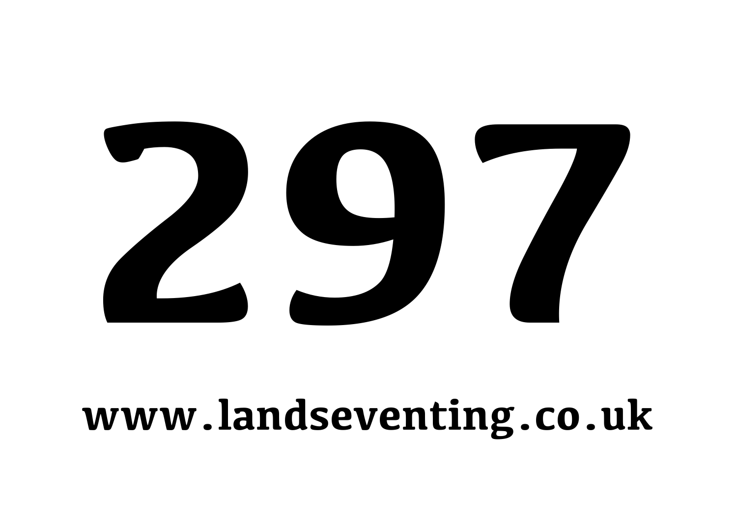# 297

**www.landseventing.co.uk**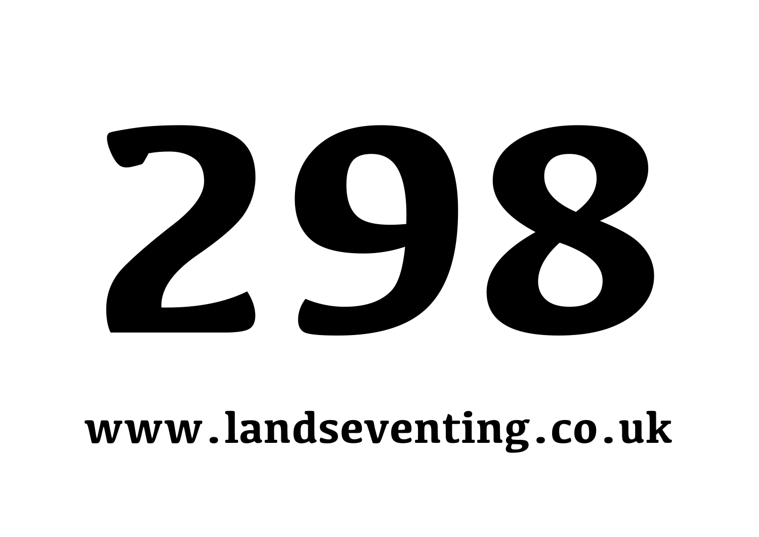# 298

**www.landseventing.co.uk**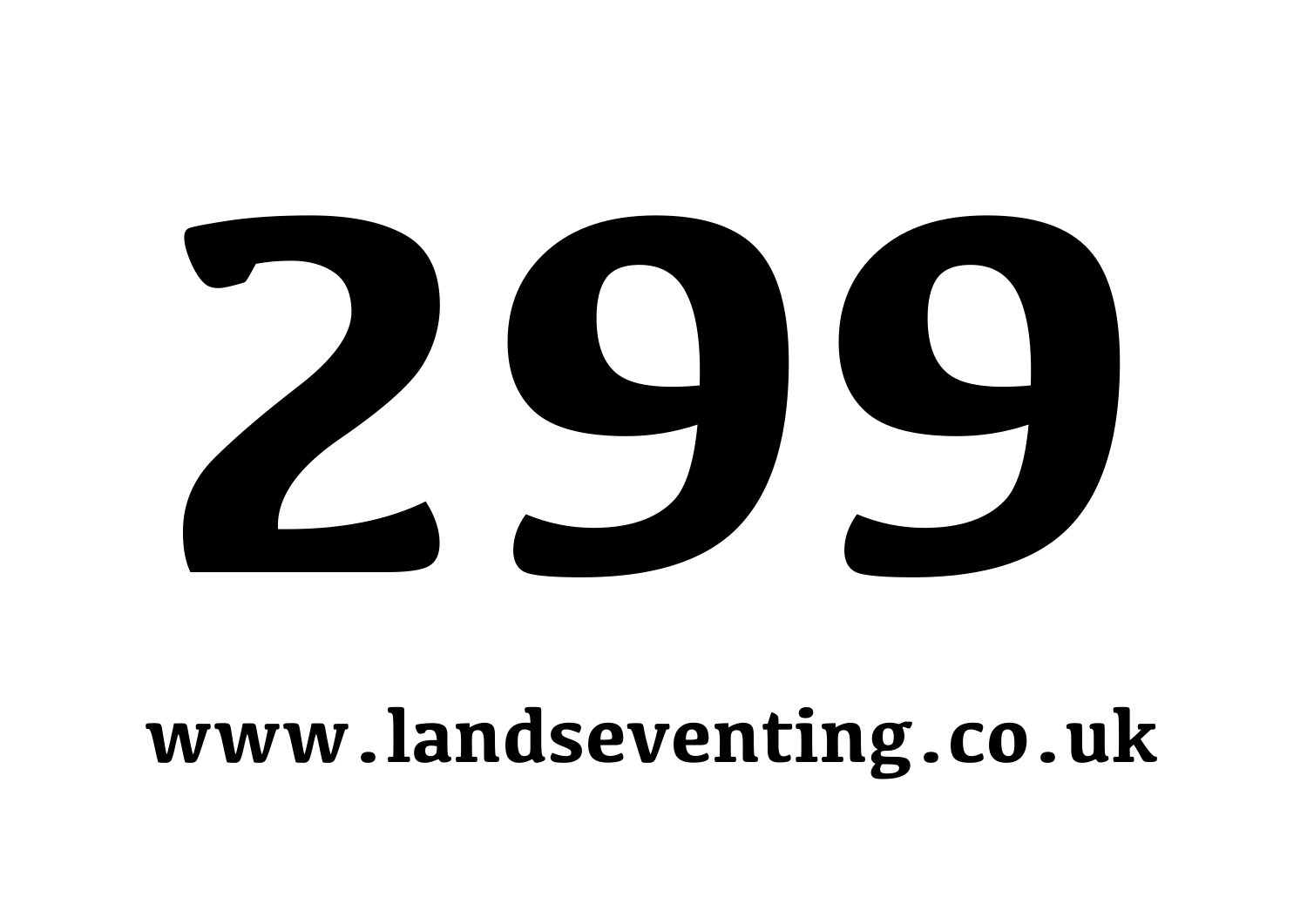# 299

www.landseventing.co.uk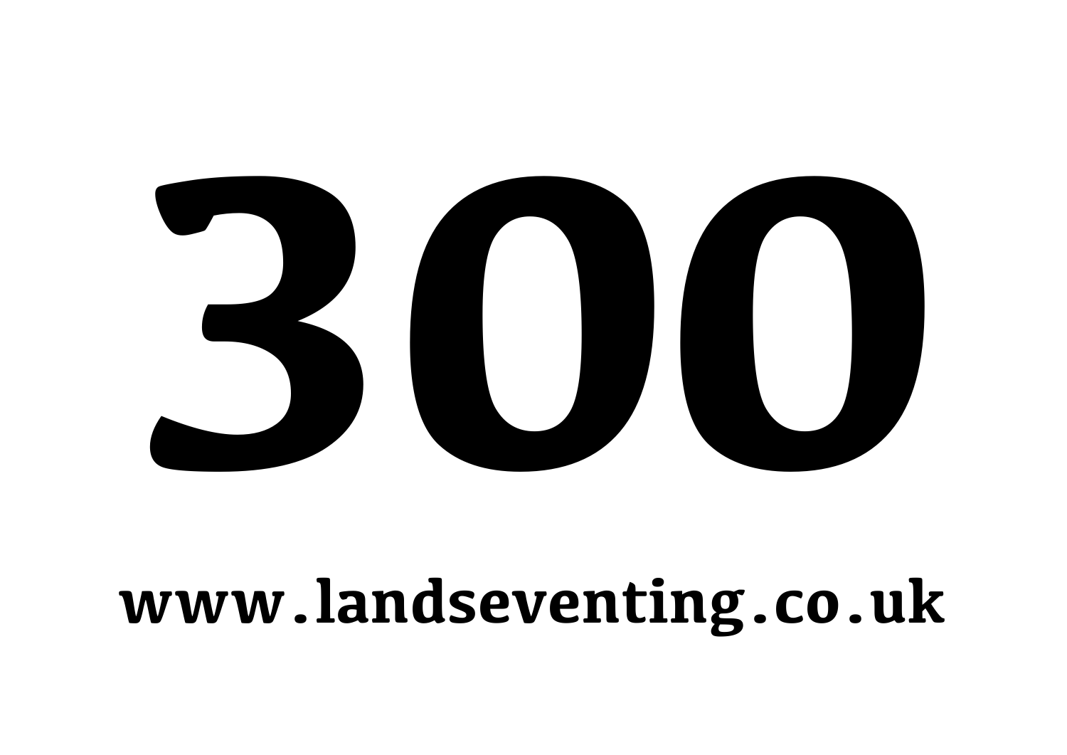# 300

**www.landseventing.co.uk**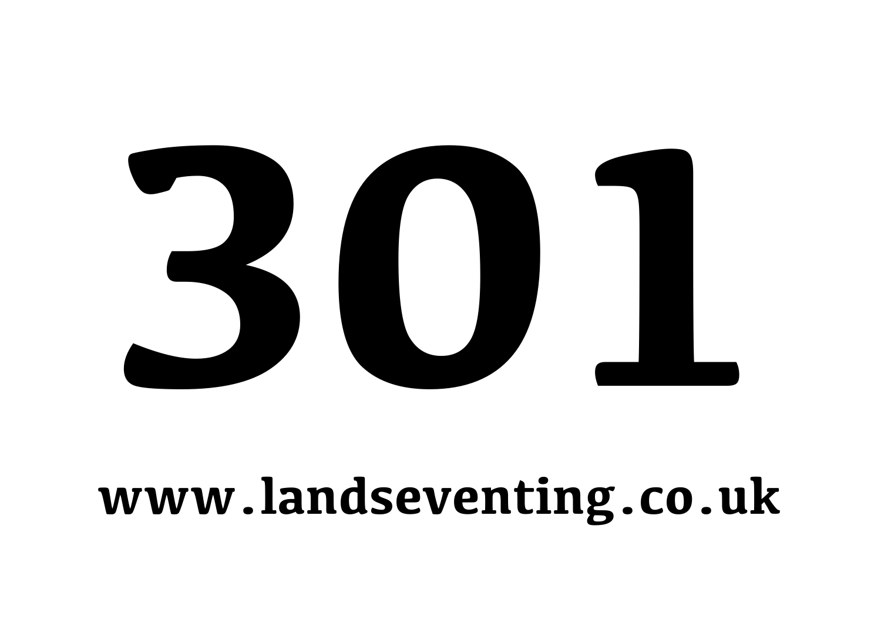# 301

**www.landseventing.co.uk**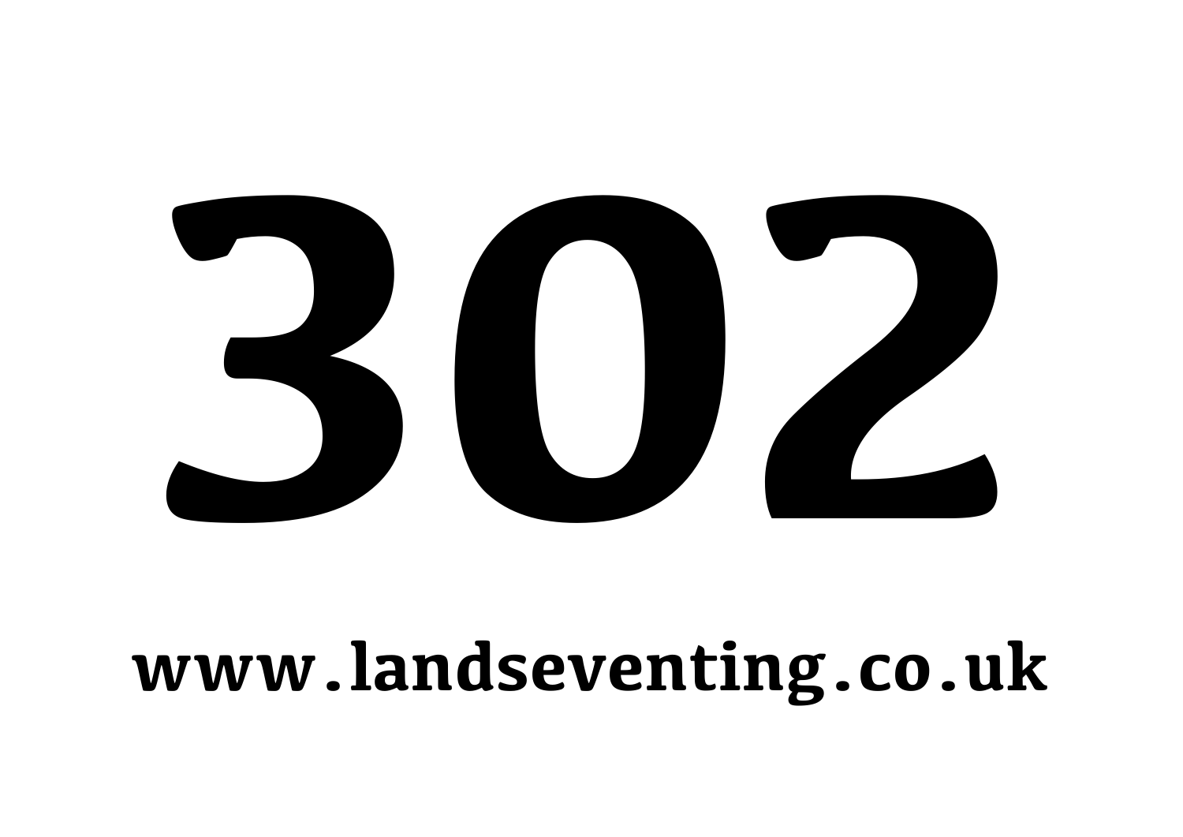# 302

**www.landseventing.co.uk**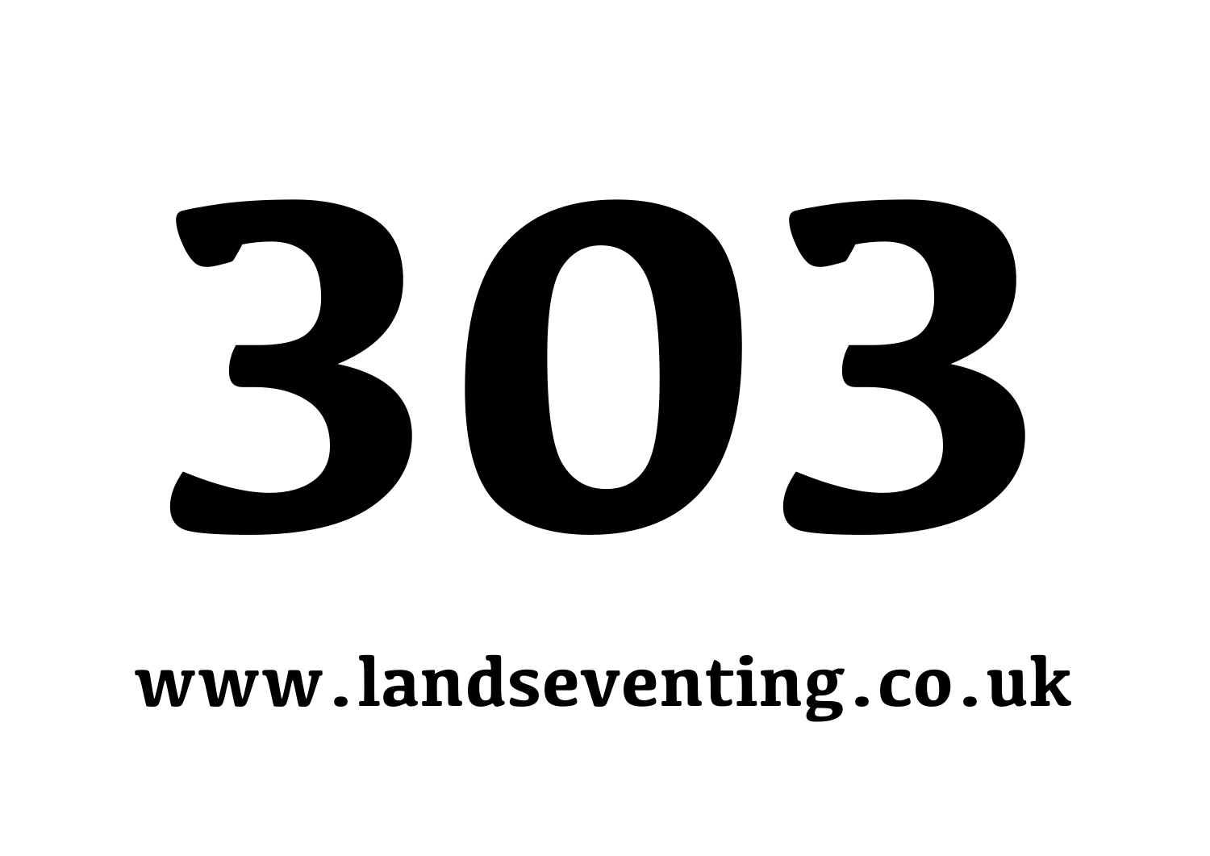# 303

**www.landseventing.co.uk**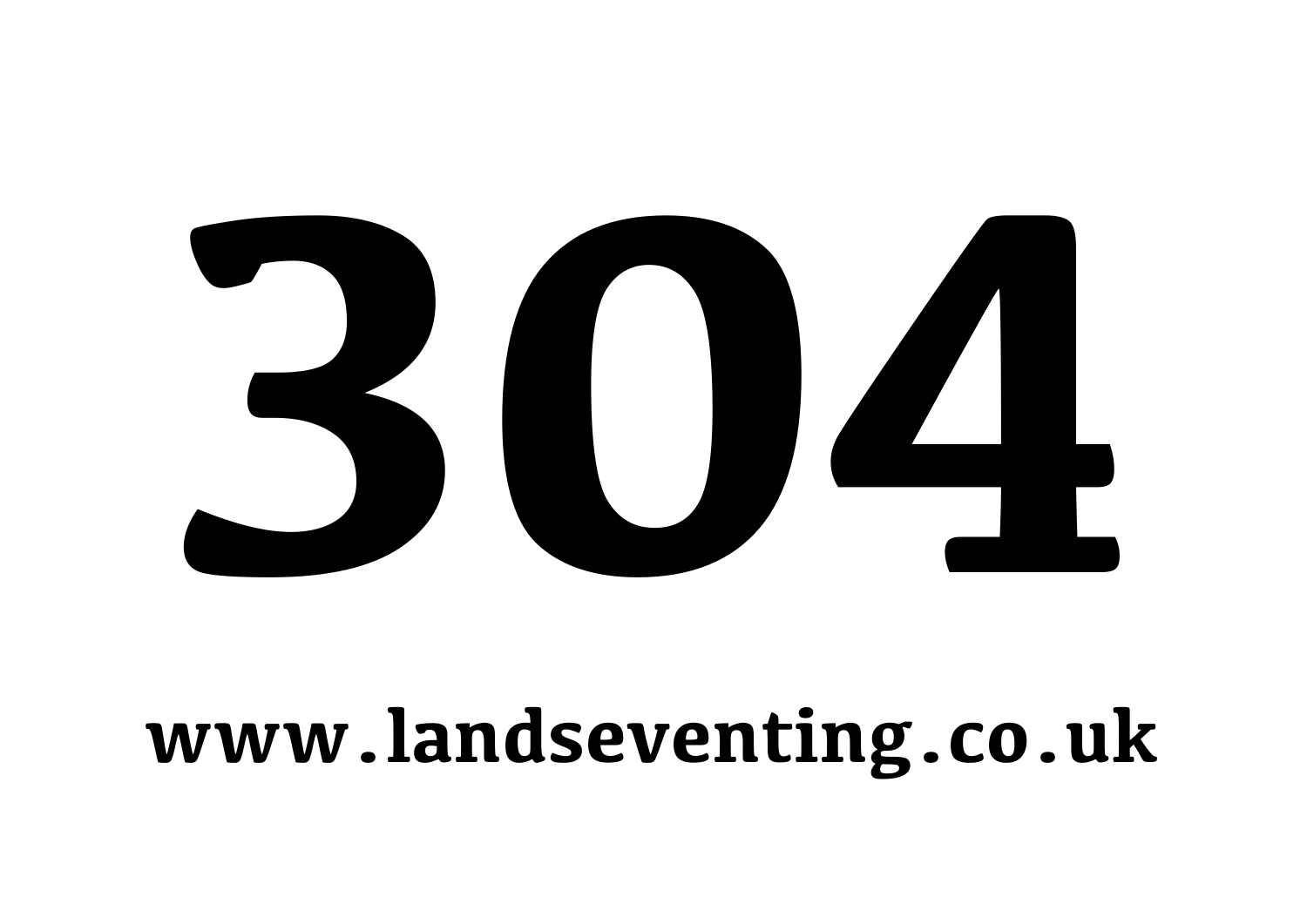# 304

**www.landseventing.co.uk**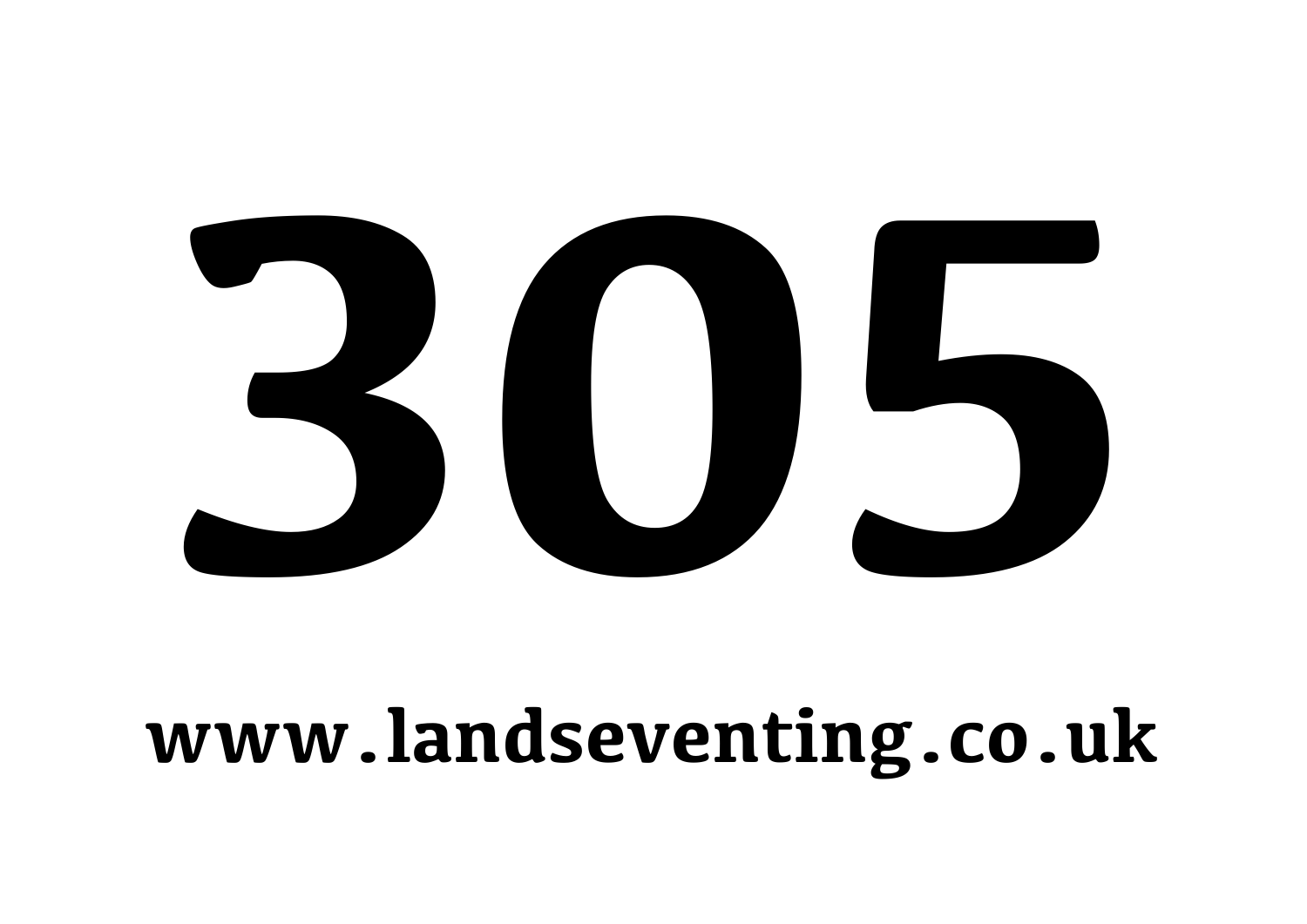# 305

**www.landseventing.co.uk**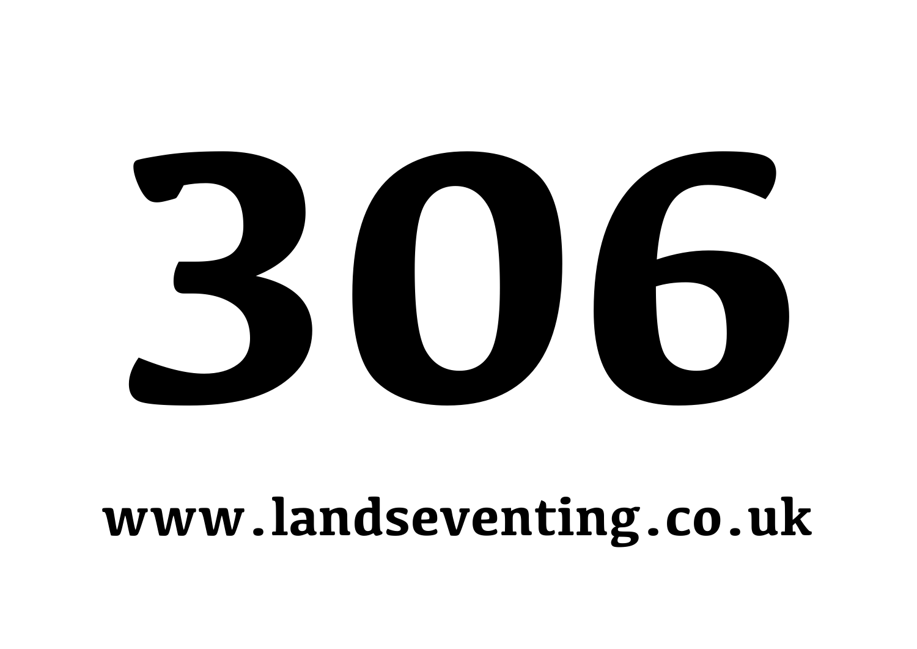# 306

**www.landseventing.co.uk**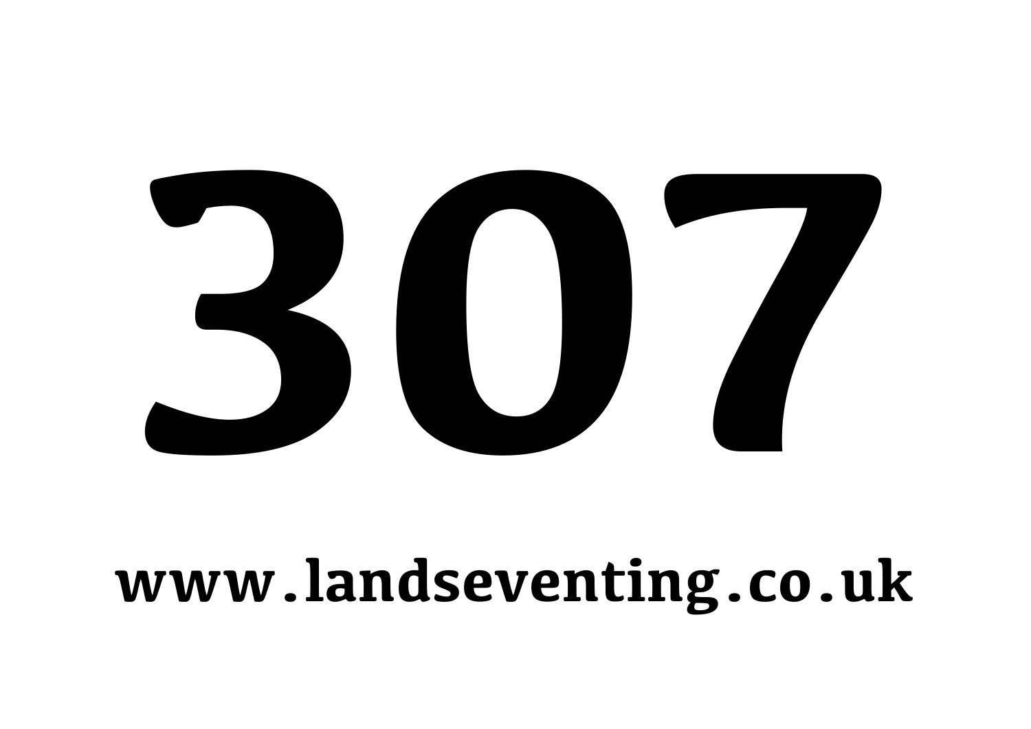# 307

**www.landseventing.co.uk**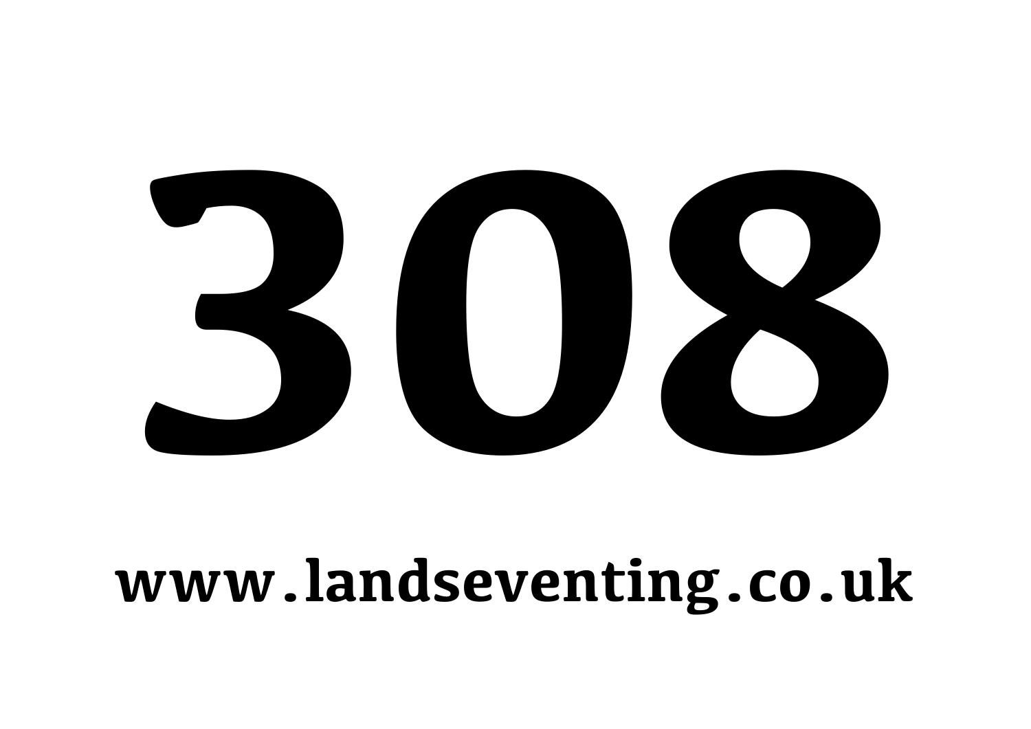# 308

**www.landseventing.co.uk**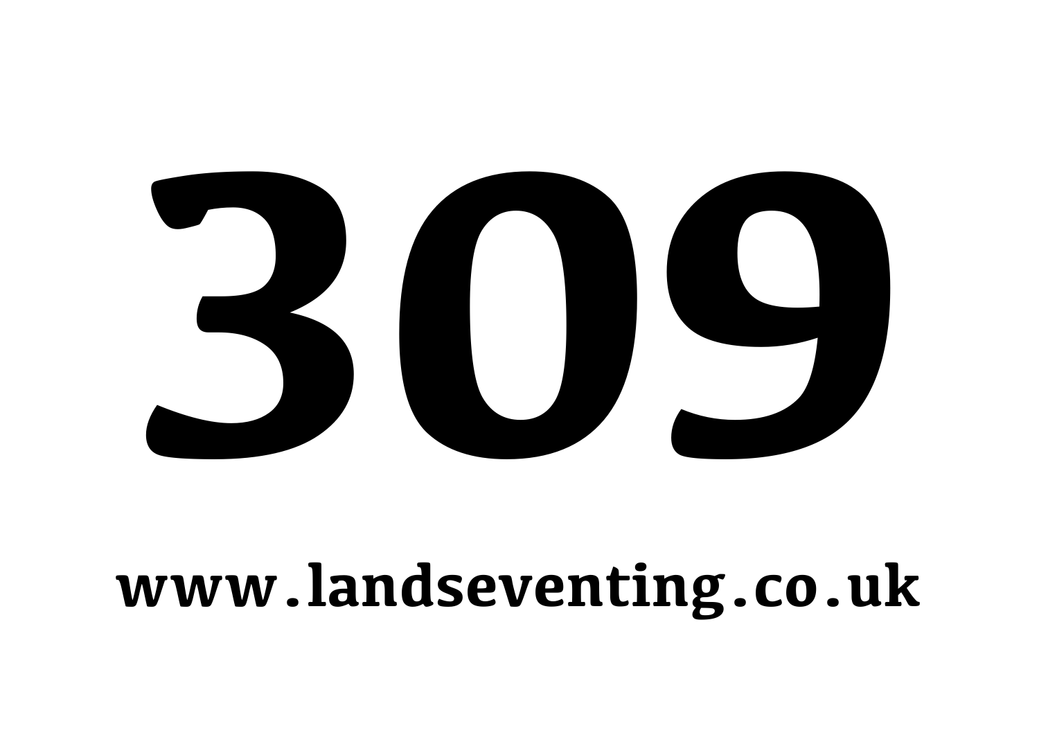# 309

**www.landseventing.co.uk**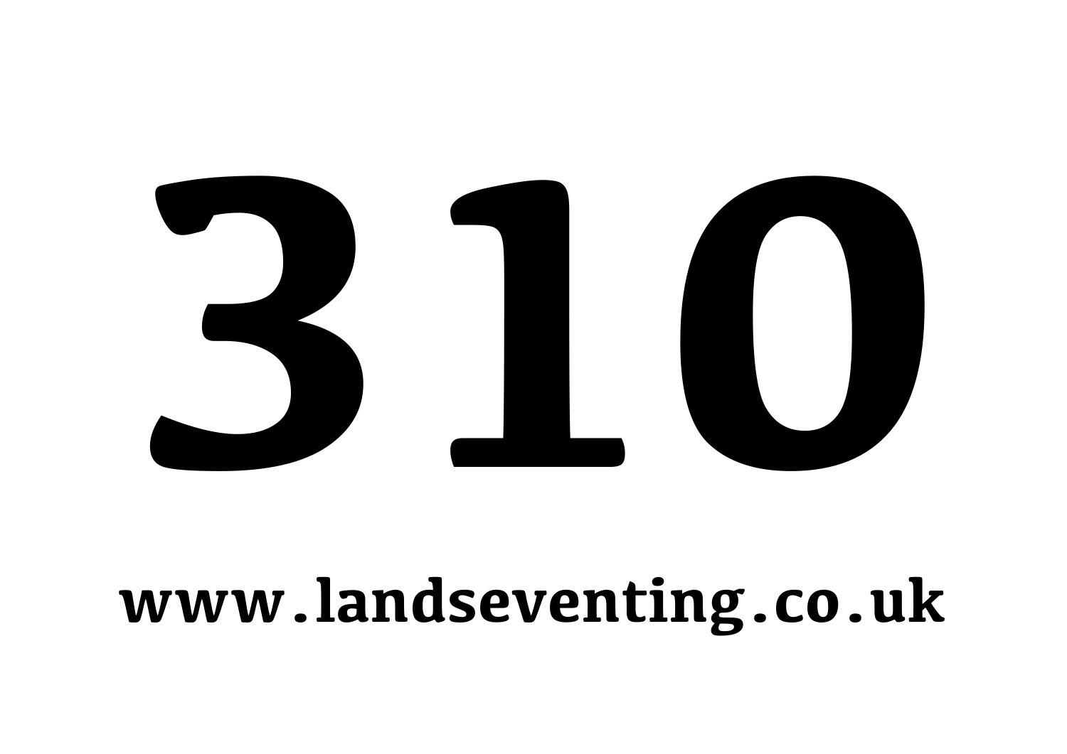# 310

**www.landseventing.co.uk**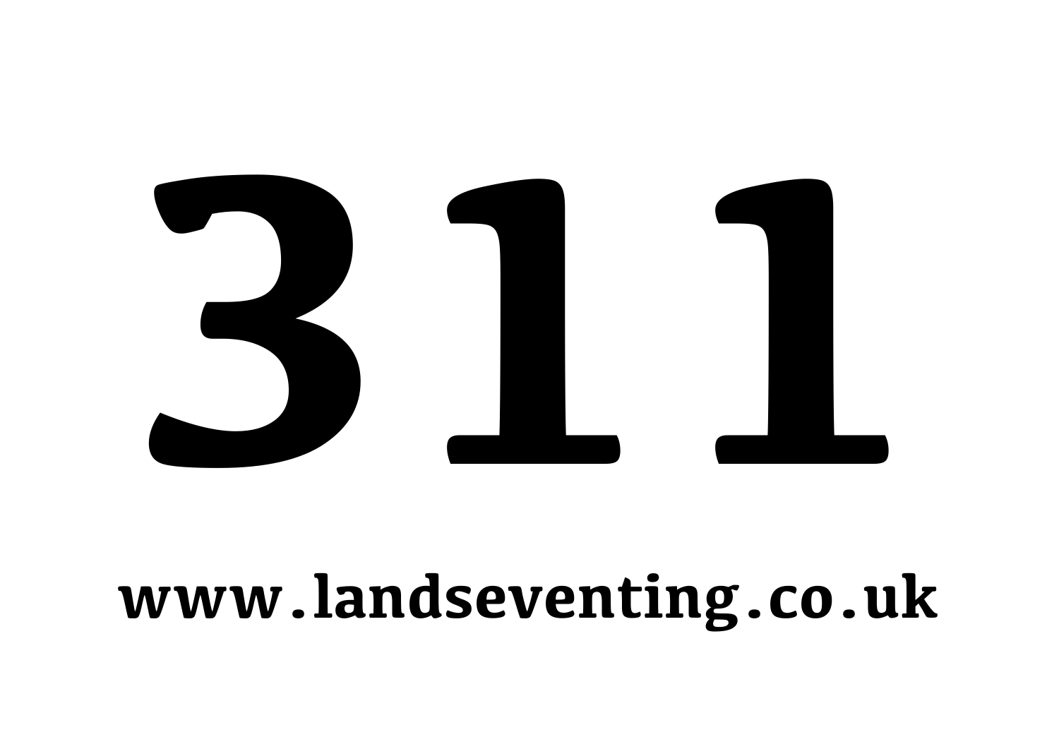# 311

**www.landseventing.co.uk**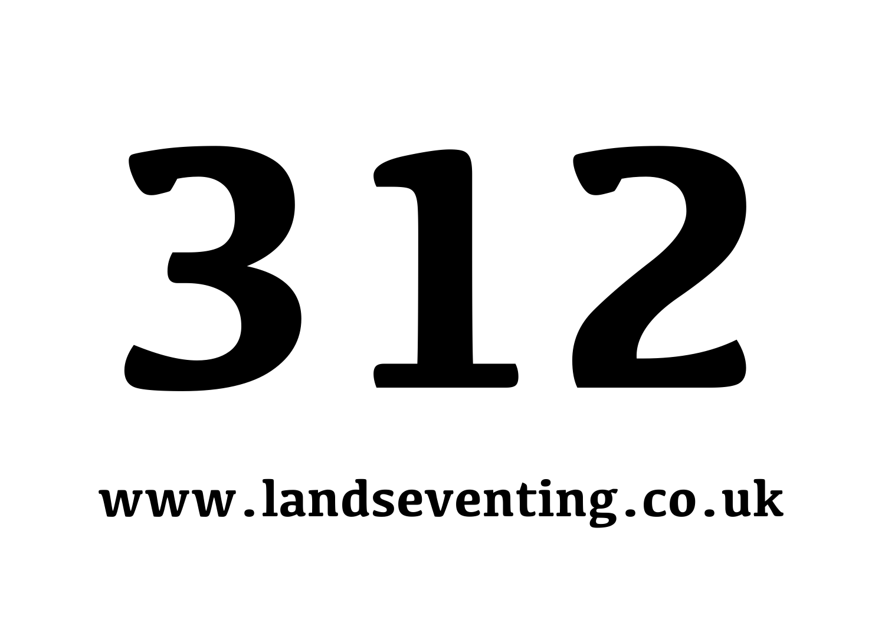# 312

**www.landseventing.co.uk**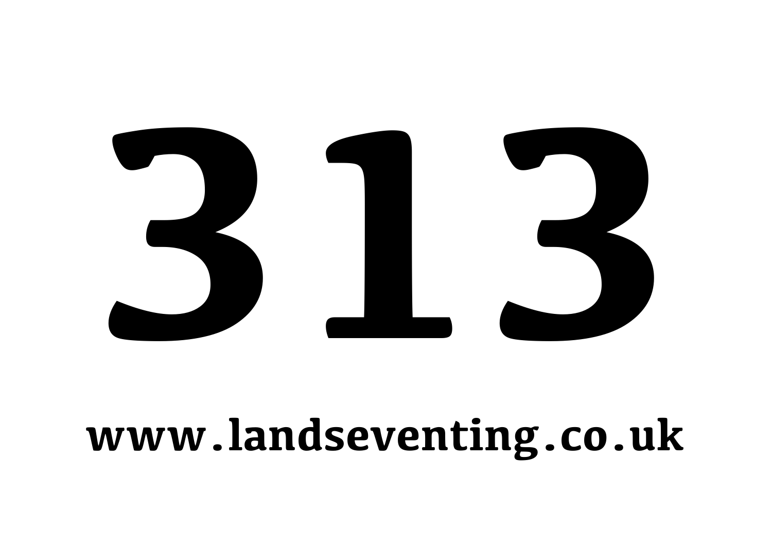# 313

**www.landseventing.co.uk**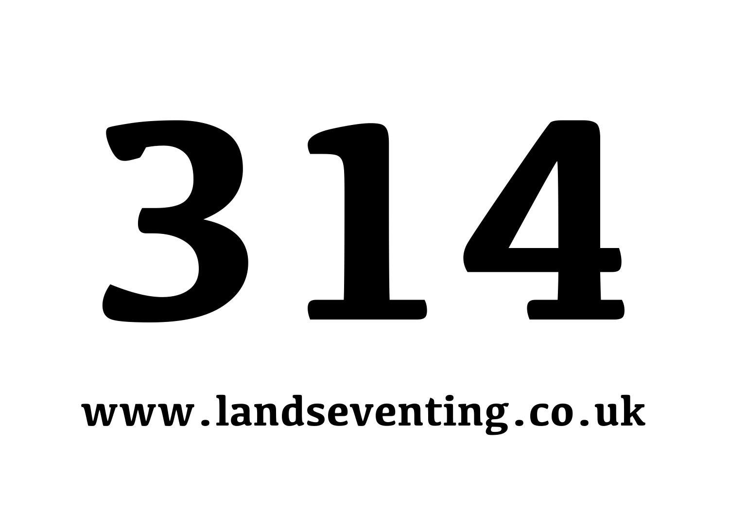# 314

**www.landseventing.co.uk**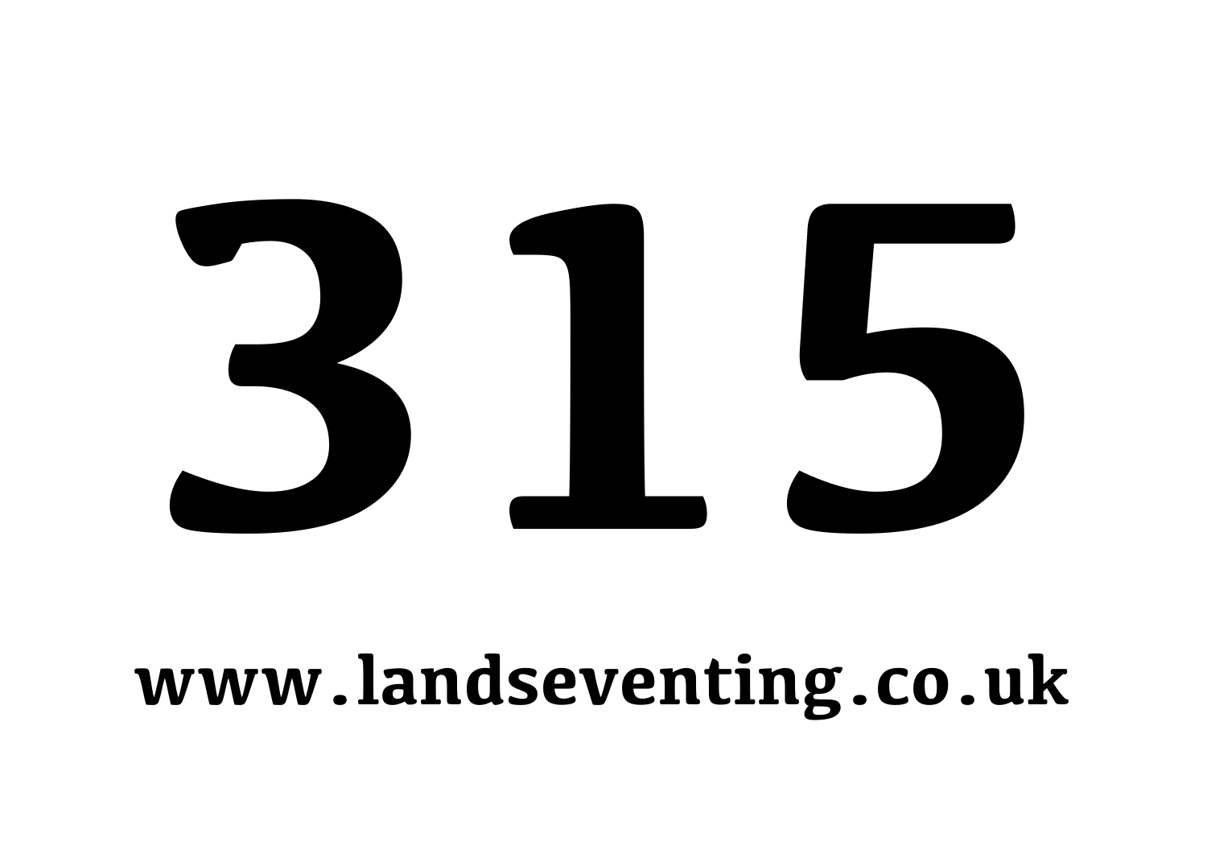# 315

**www.landseventing.co.uk**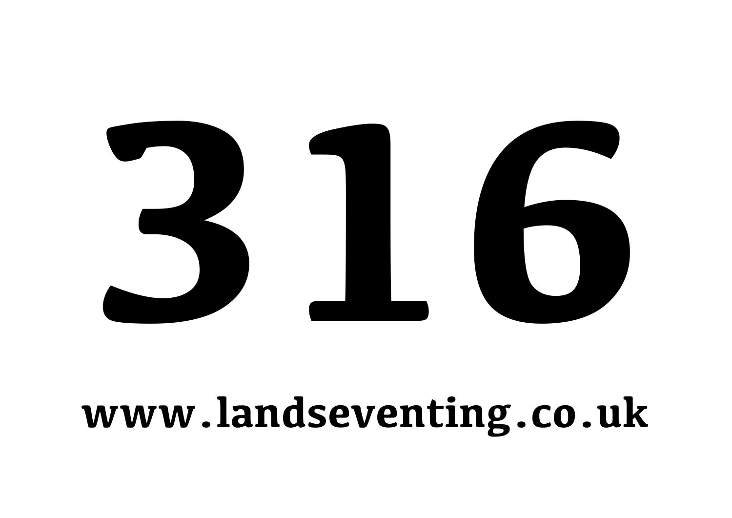# 316

**www.landseventing.co.uk**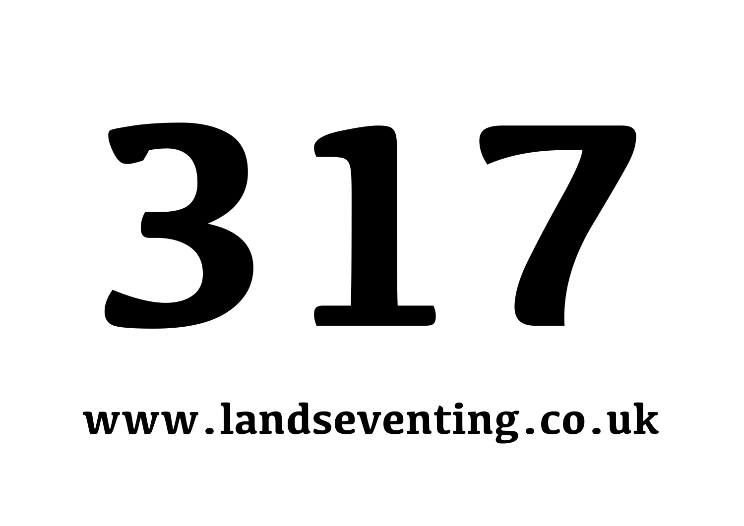# 317

**www.landseventing.co.uk**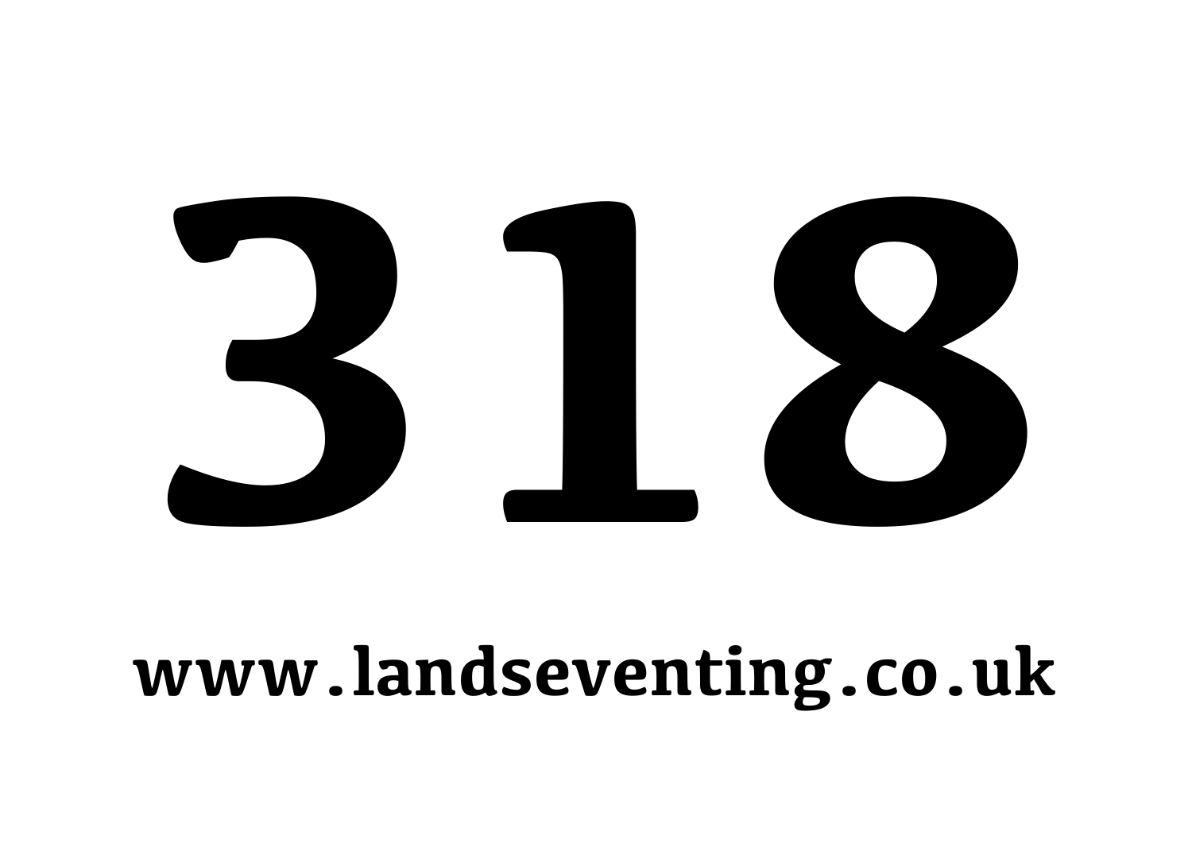# 318

**www.landseventing.co.uk**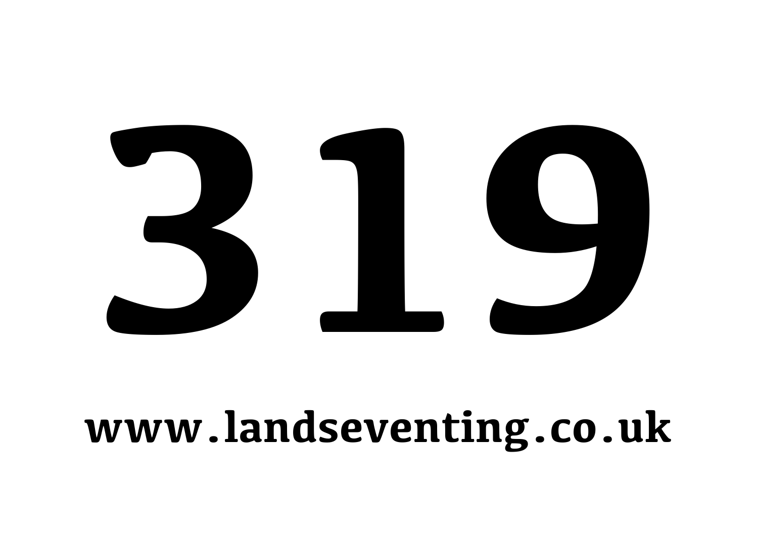# 319

**www.landseventing.co.uk**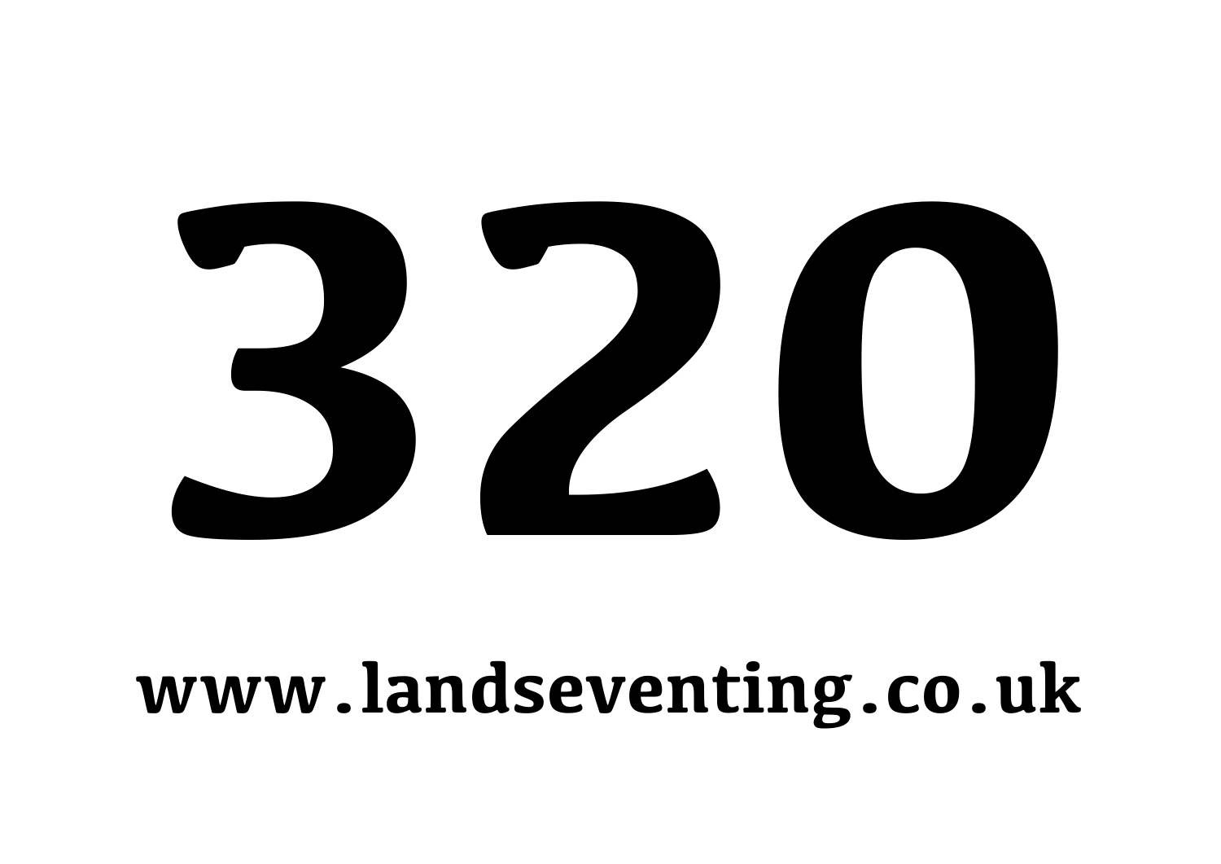# 320

**www.landseventing.co.uk**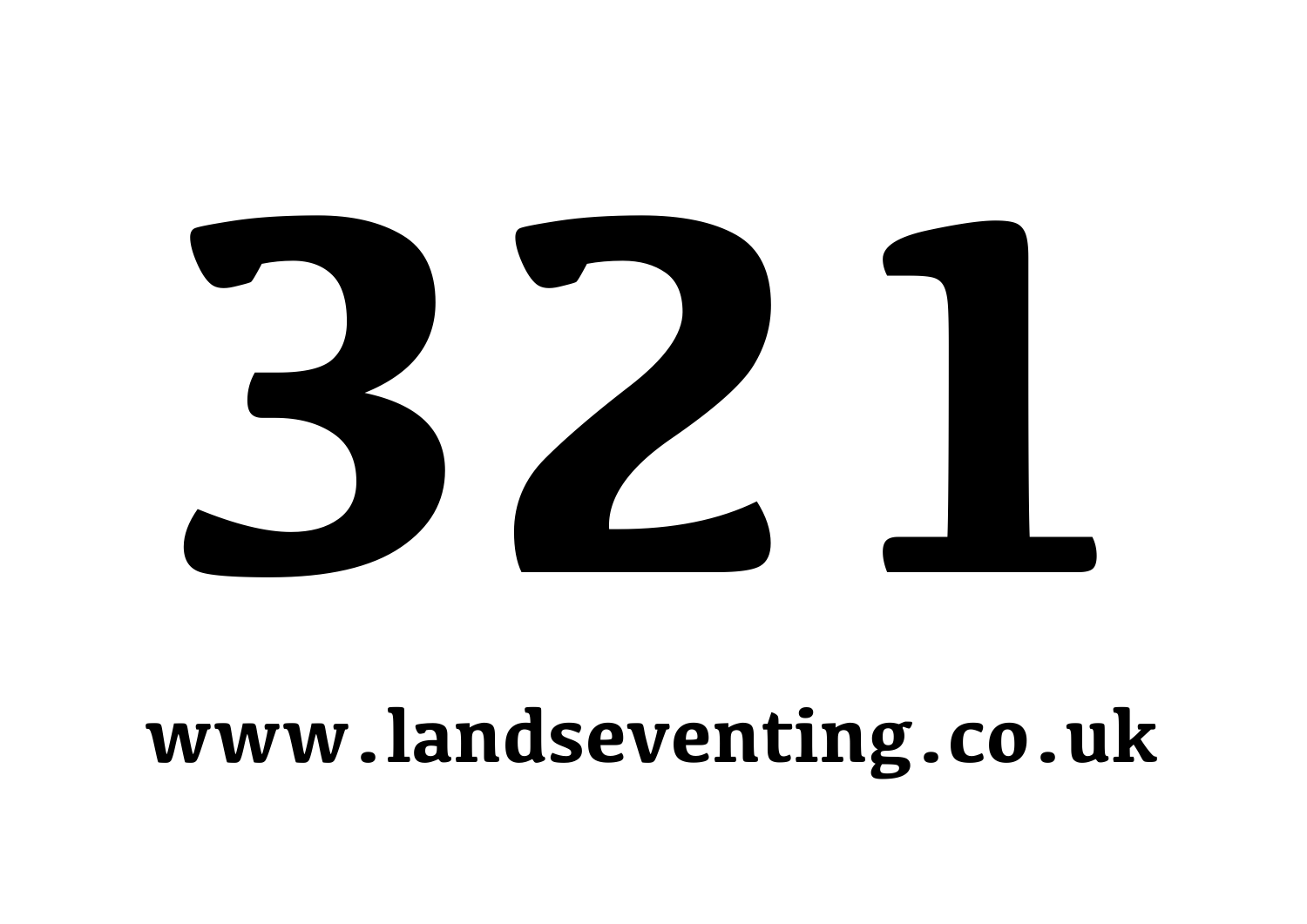# 321

**www.landseventing.co.uk**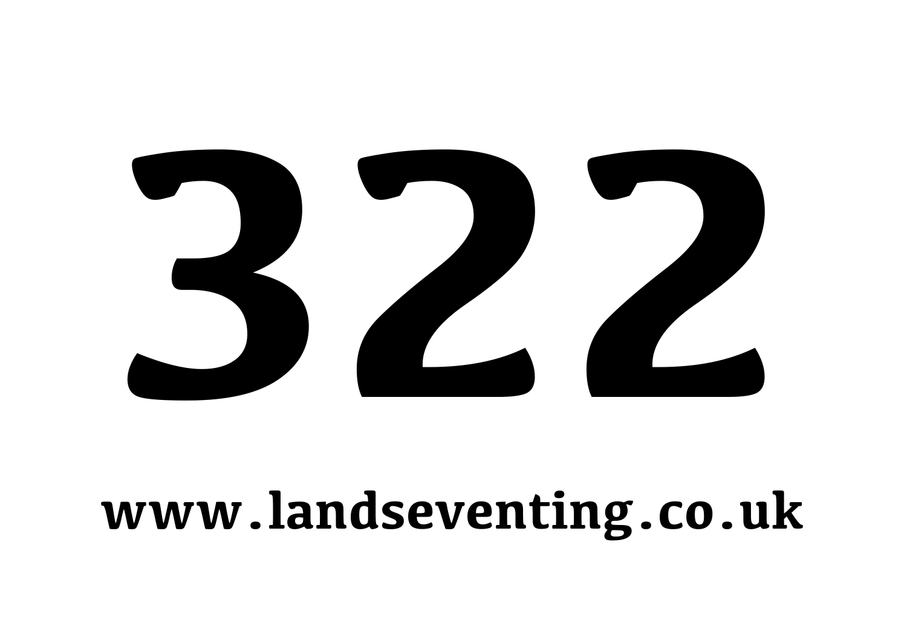# 322

**www.landseventing.co.uk**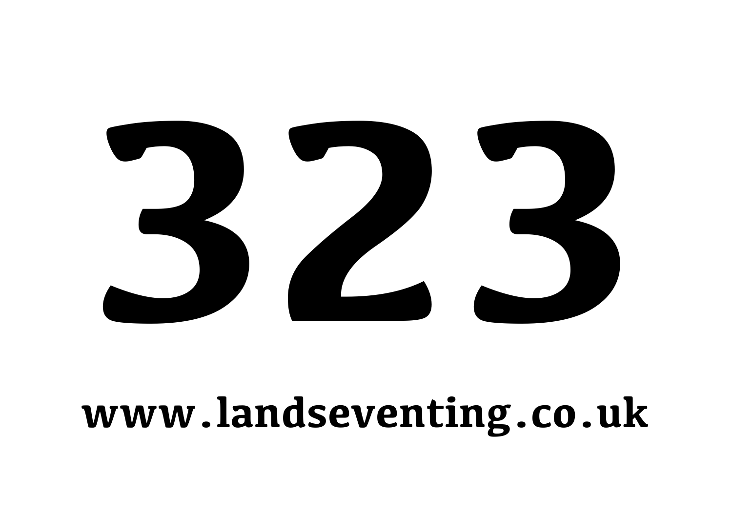# 323

**www.landseventing.co.uk**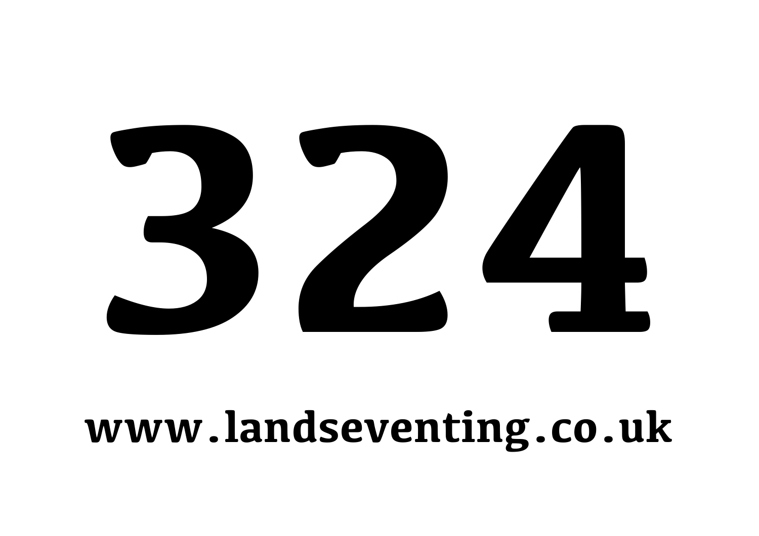# 324

**www.landseventing.co.uk**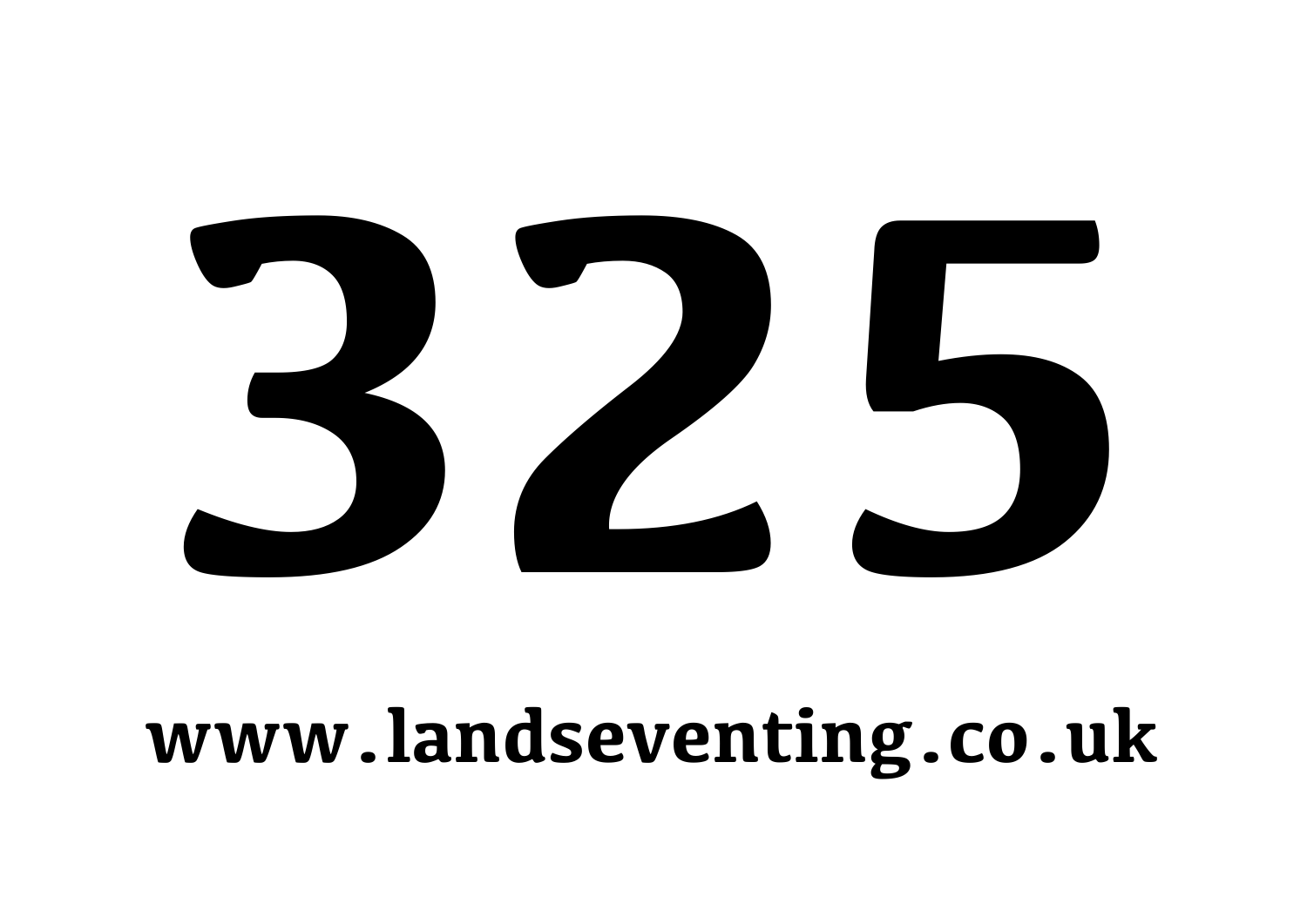# 325

**www.landseventing.co.uk**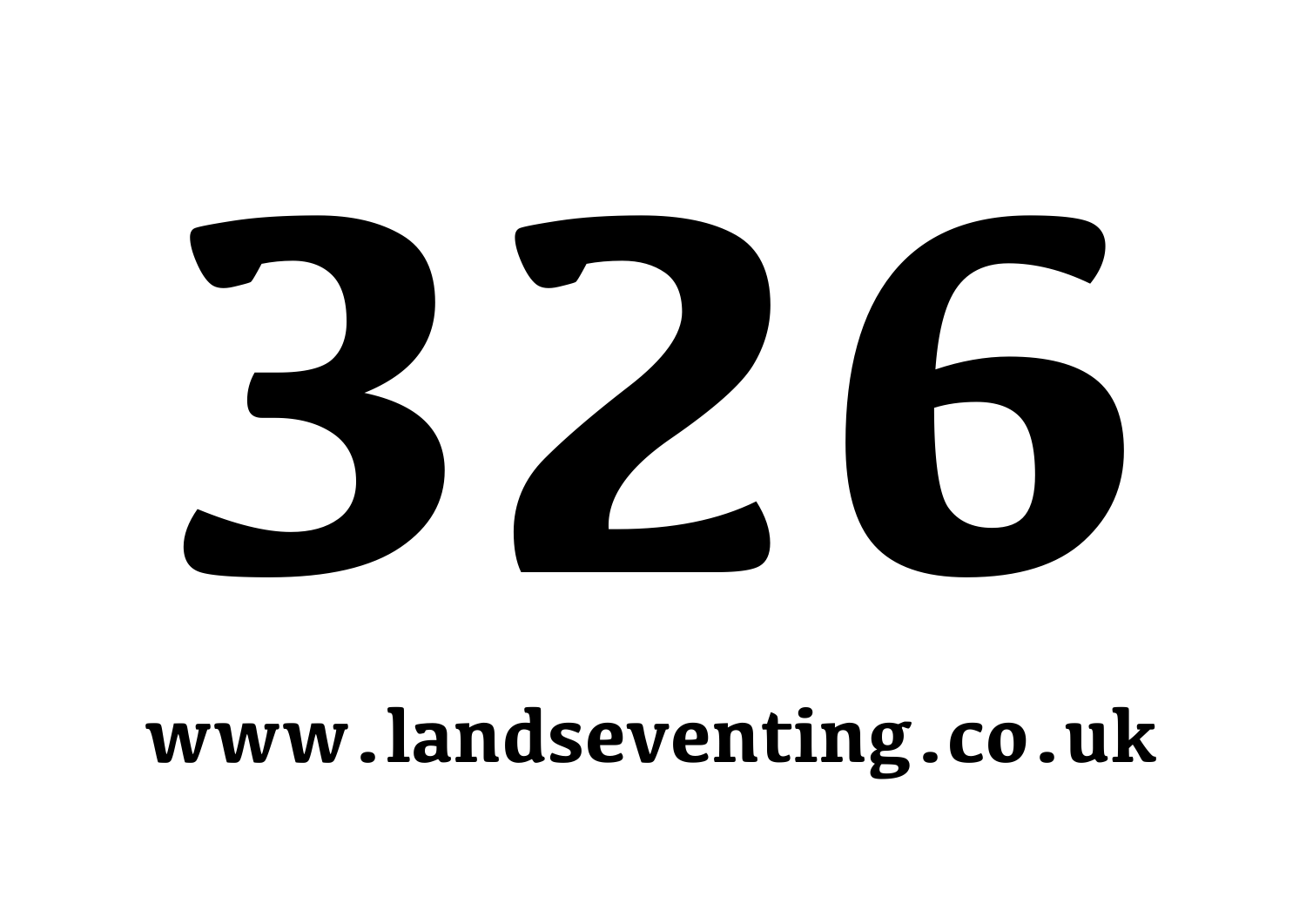# 326

**www.landseventing.co.uk**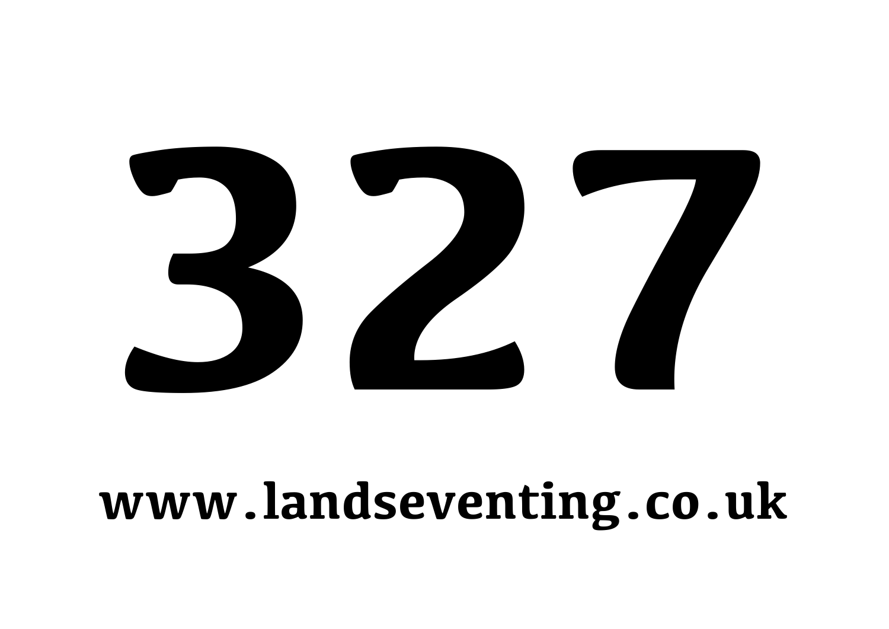# 327

**www.landseventing.co.uk**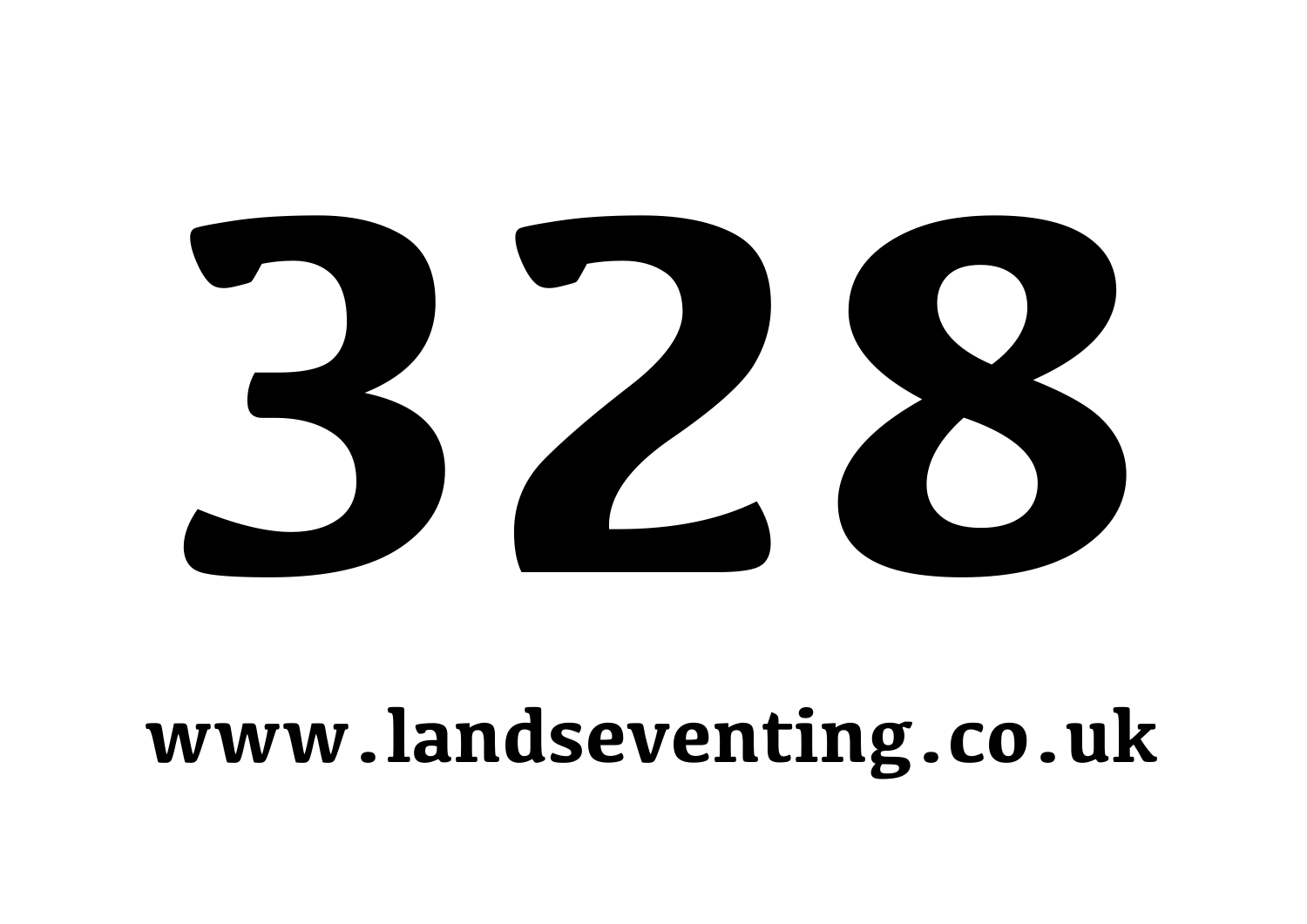# 328

**www.landseventing.co.uk**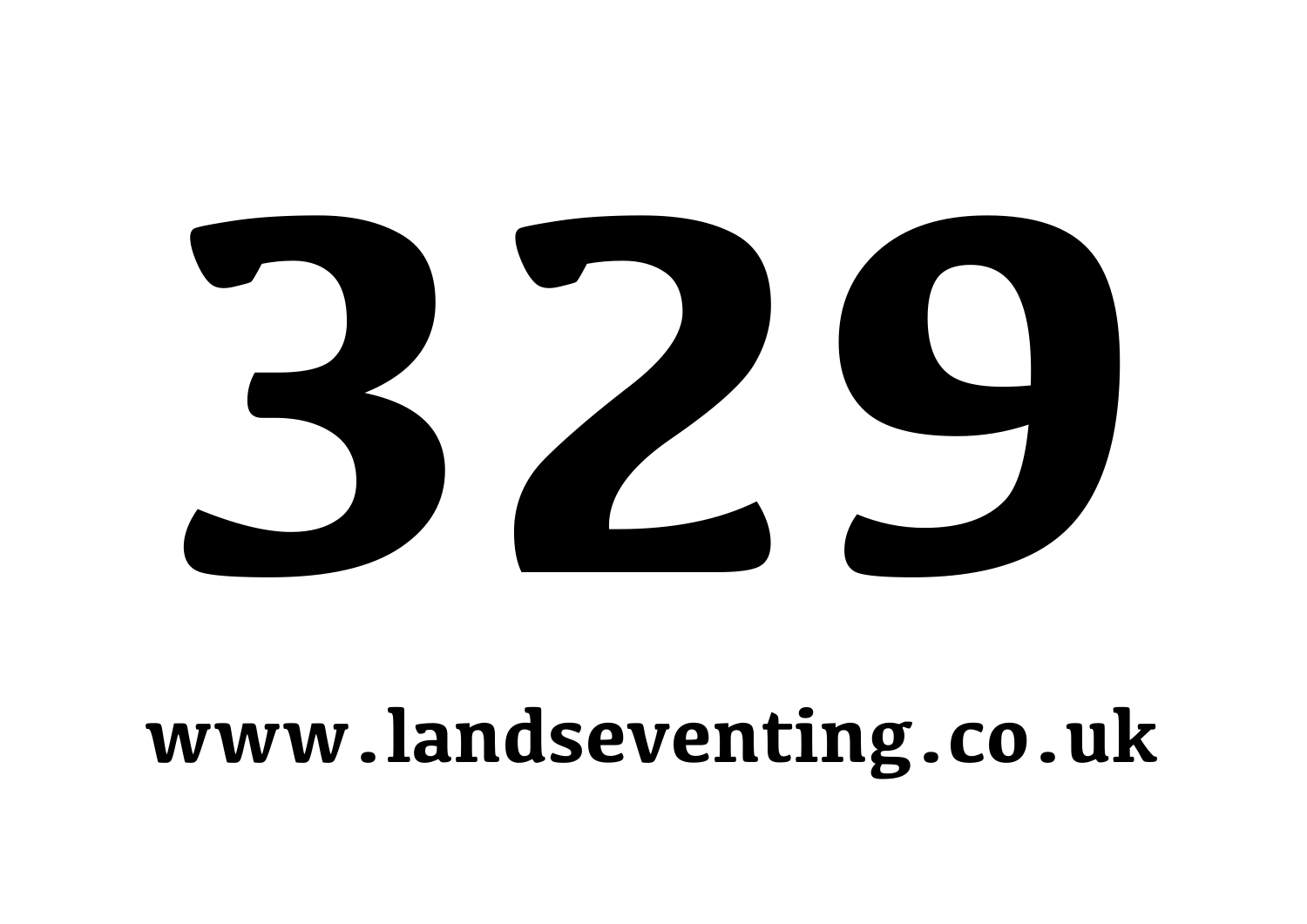# 329

**www.landseventing.co.uk**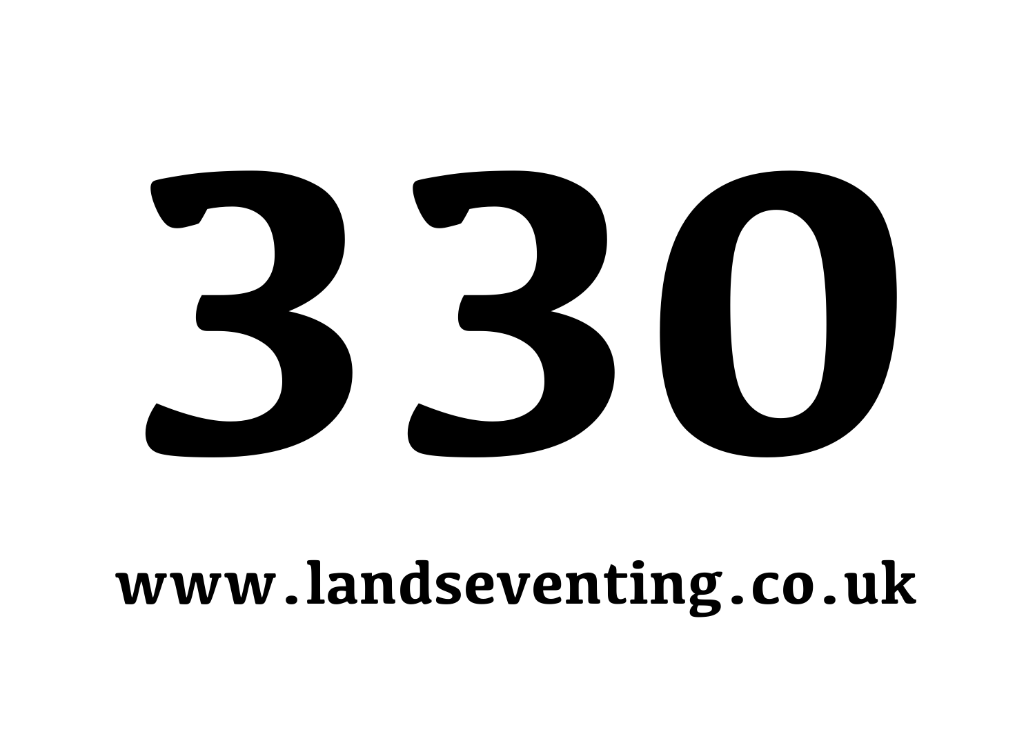# 330

**www.landseventing.co.uk**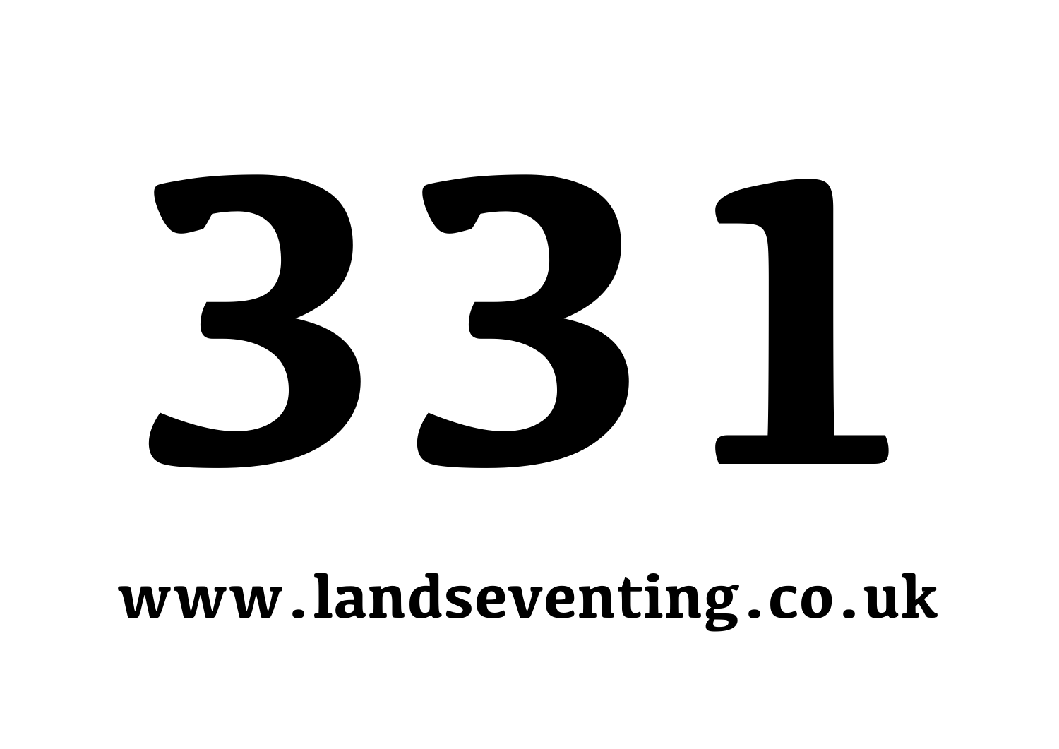# 331

**www.landseventing.co.uk**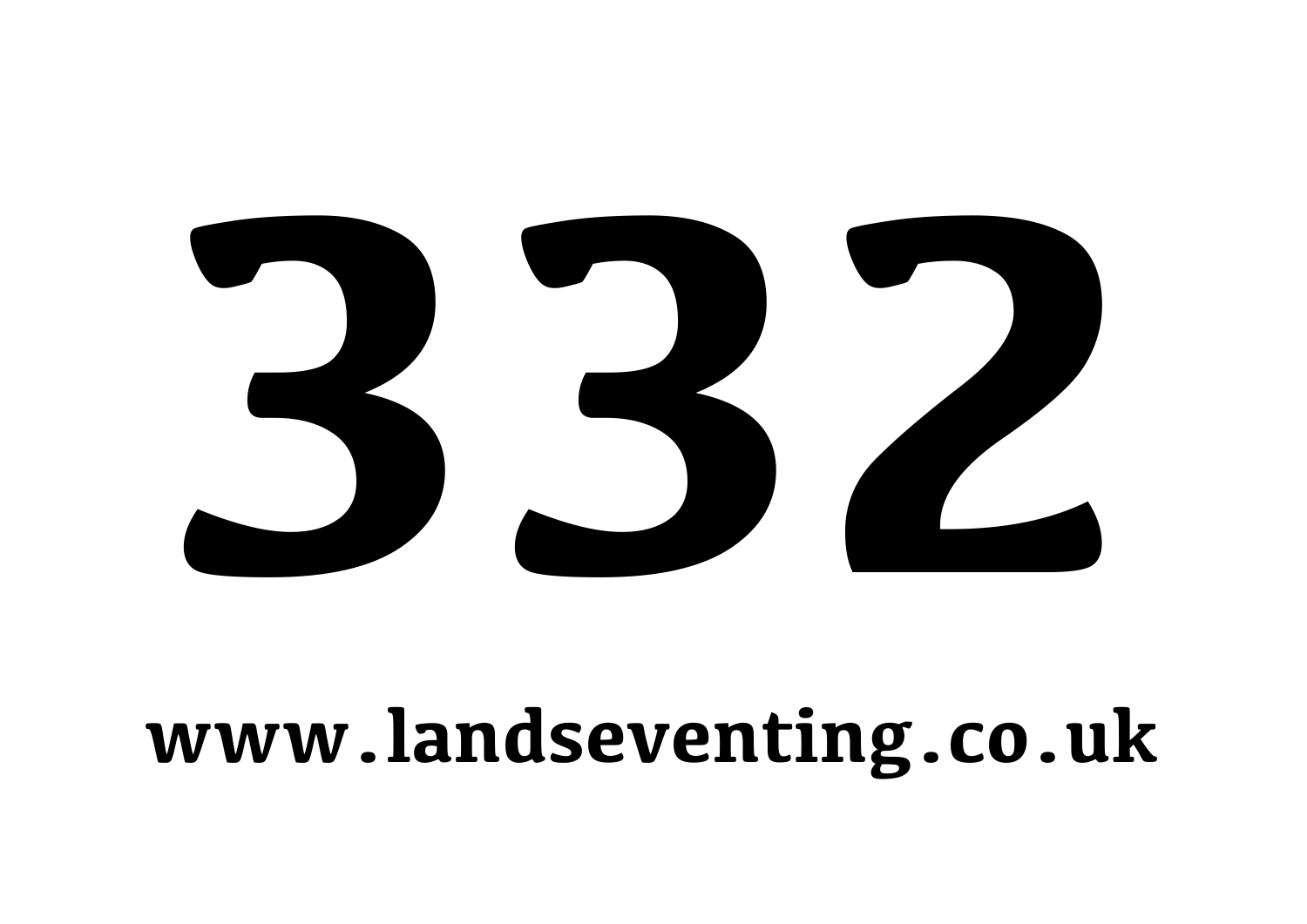# 332

www.landseventing.co.uk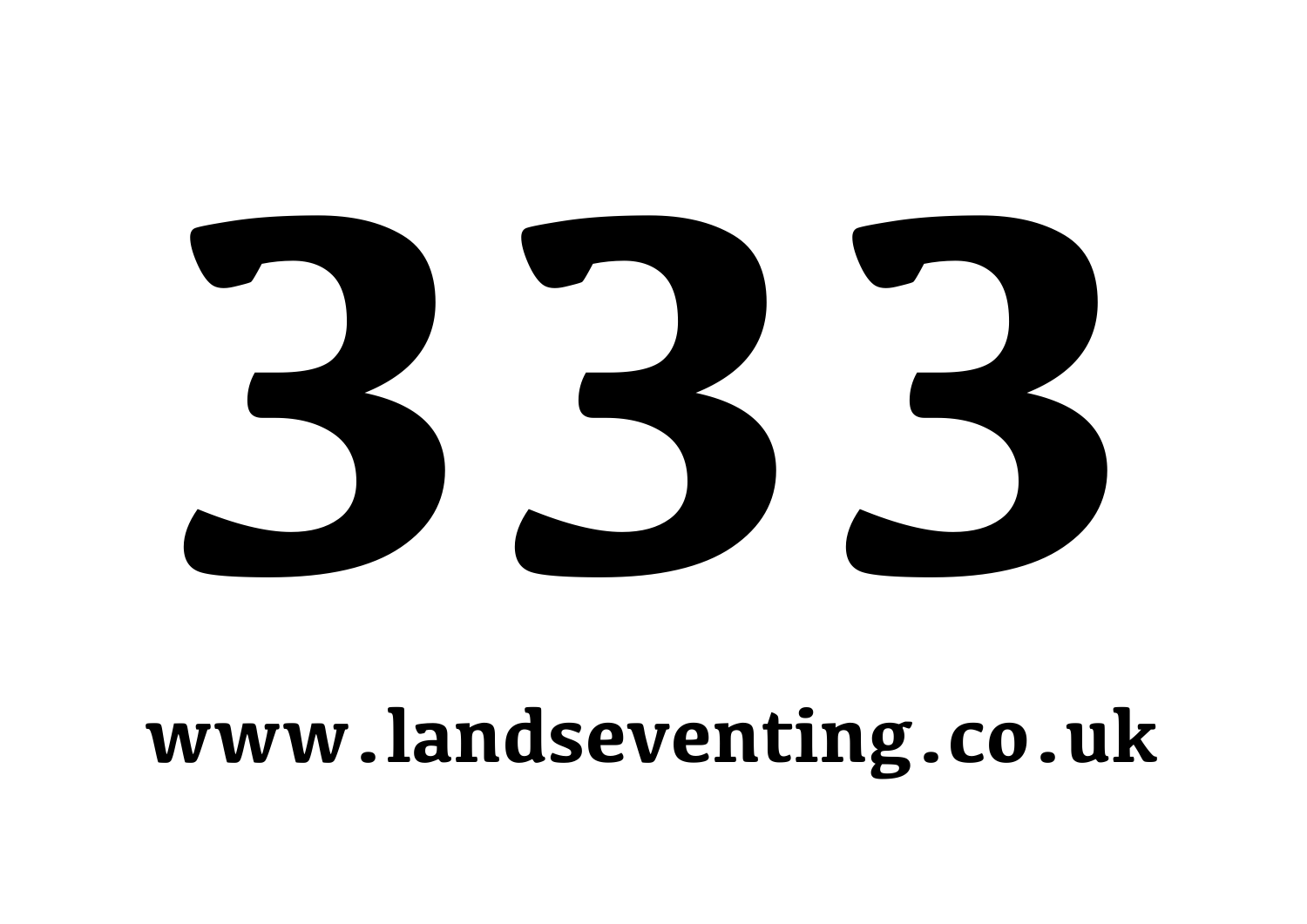# 333

www.landseventing.co.uk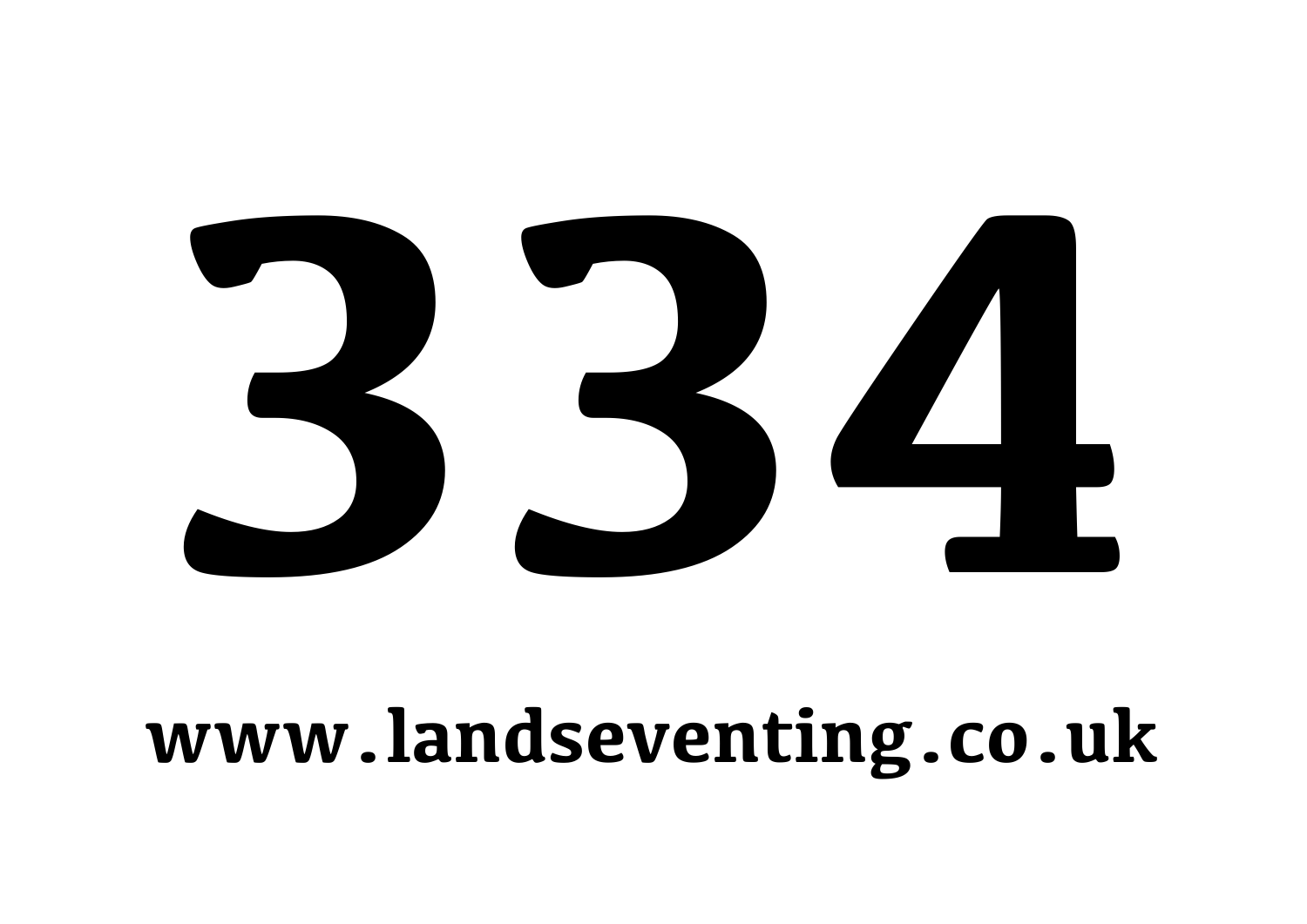# 334

**www.landseventing.co.uk**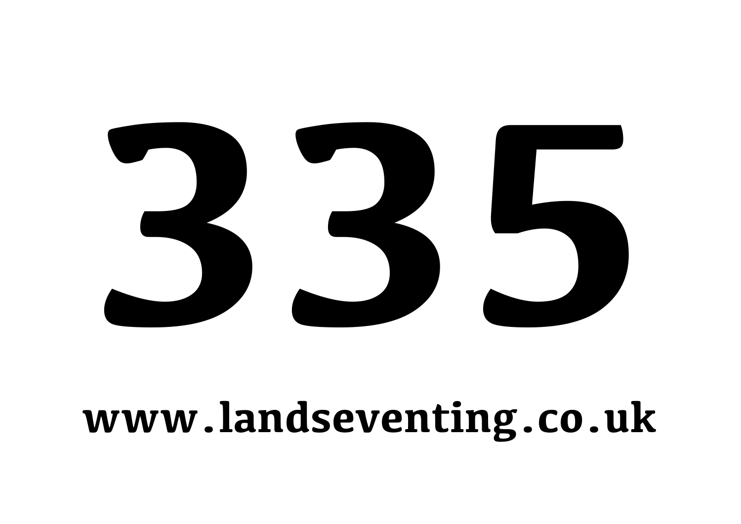# 335

**www.landseventing.co.uk**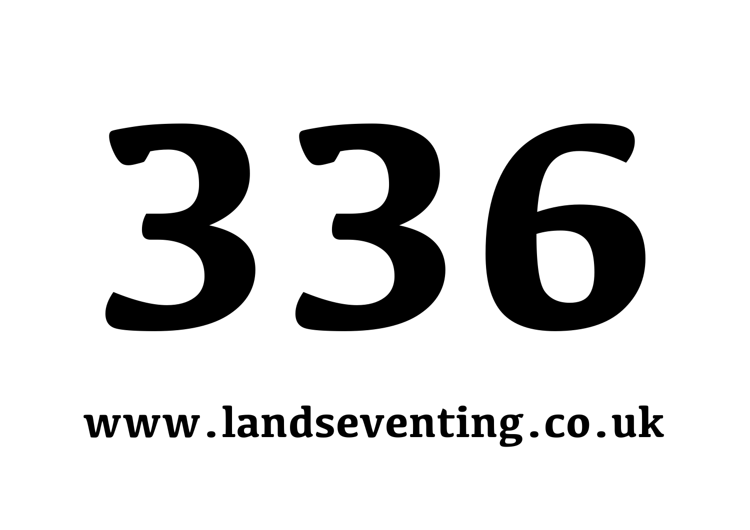# 336

**www.landseventing.co.uk**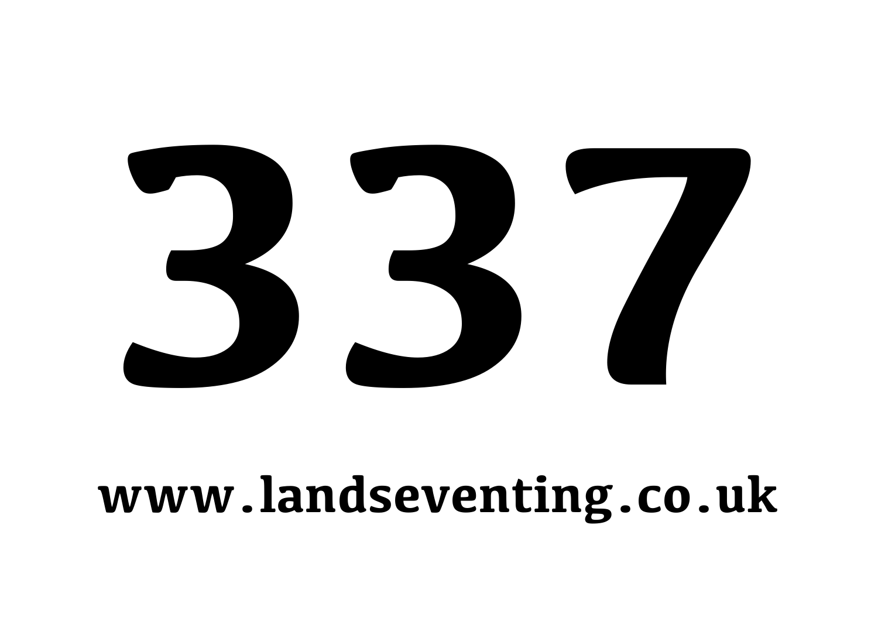# 337

**www.landseventing.co.uk**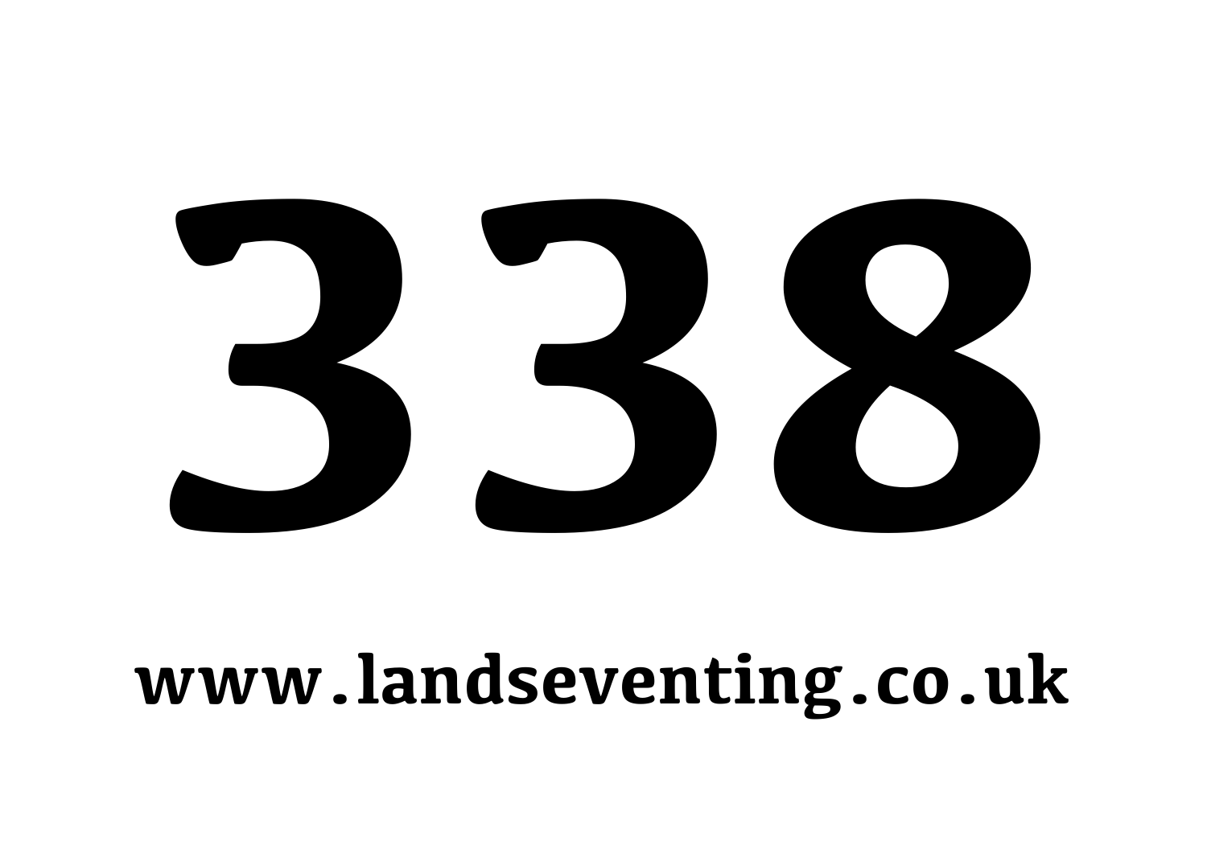# 338

**www.landseventing.co.uk**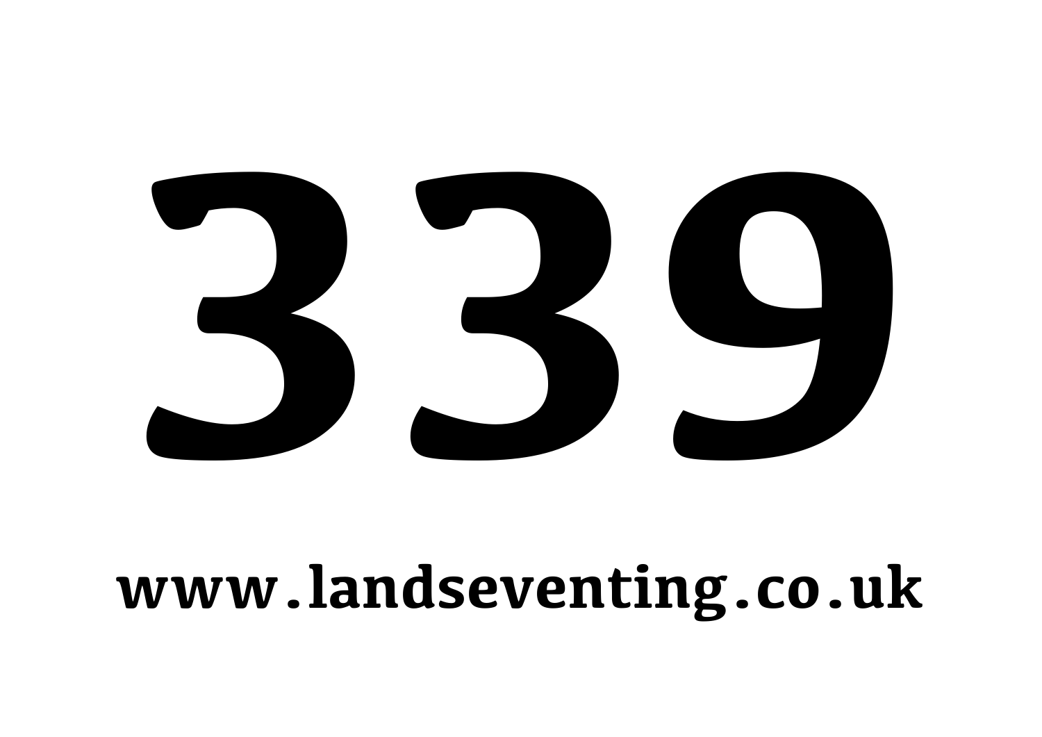# 339

**www.landseventing.co.uk**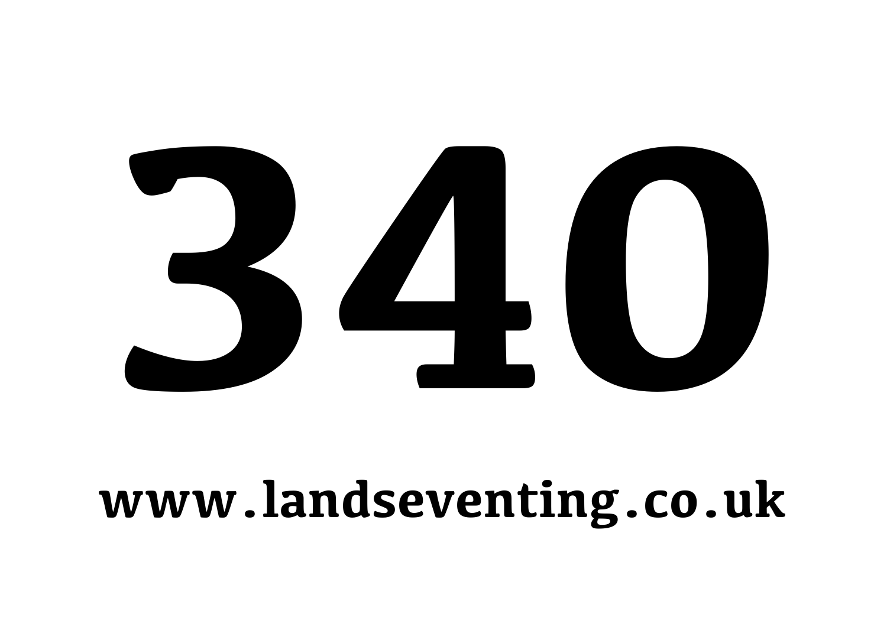# 340

**www.landseventing.co.uk**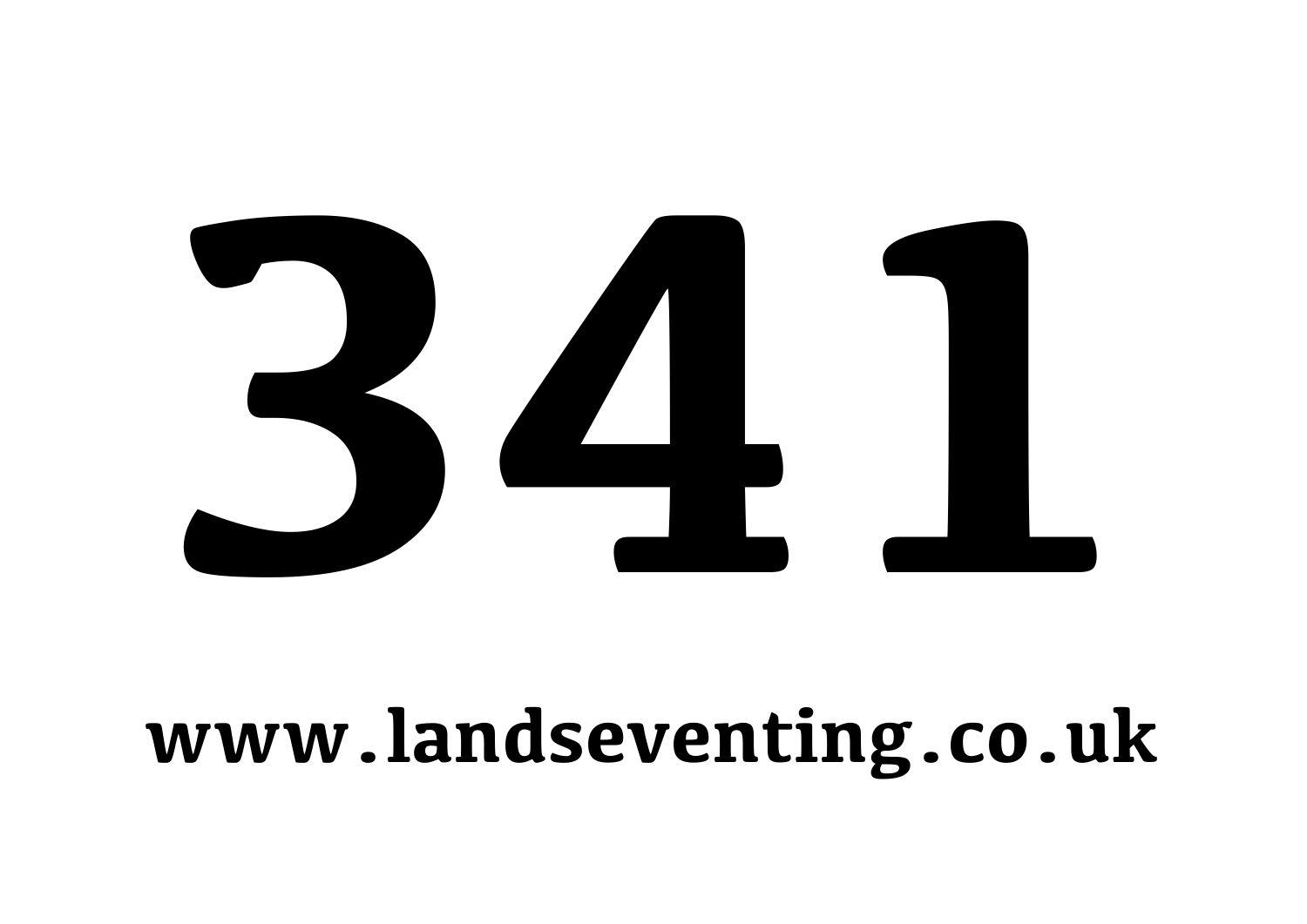# 341

**www.landseventing.co.uk**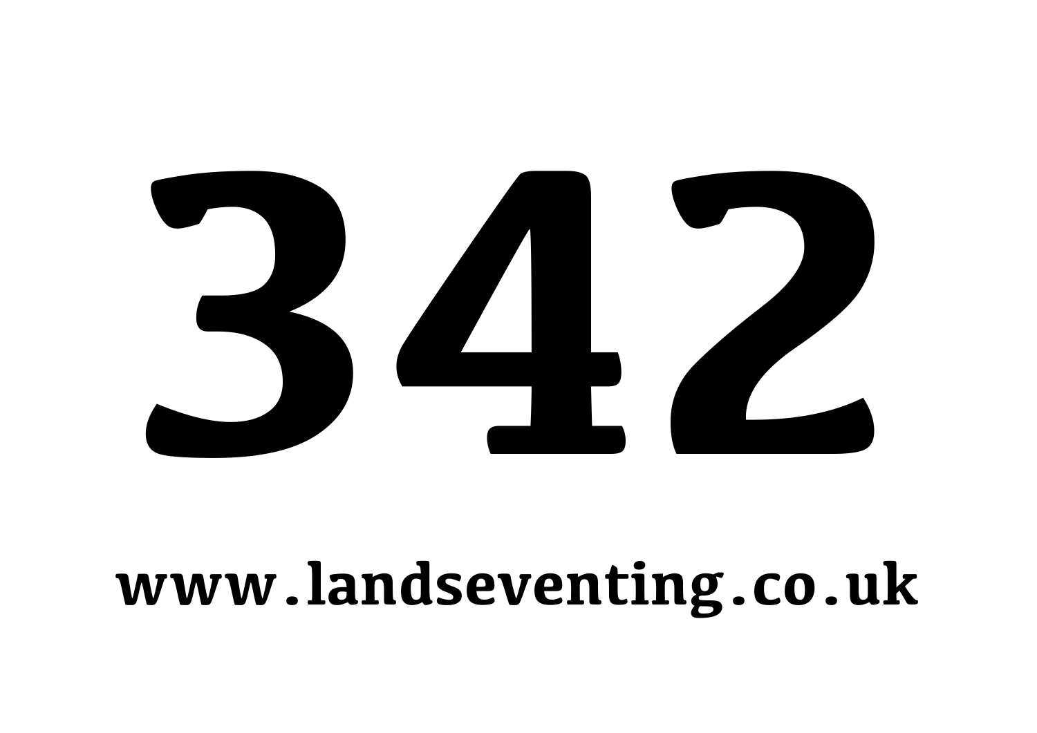# 342

**www.landseventing.co.uk**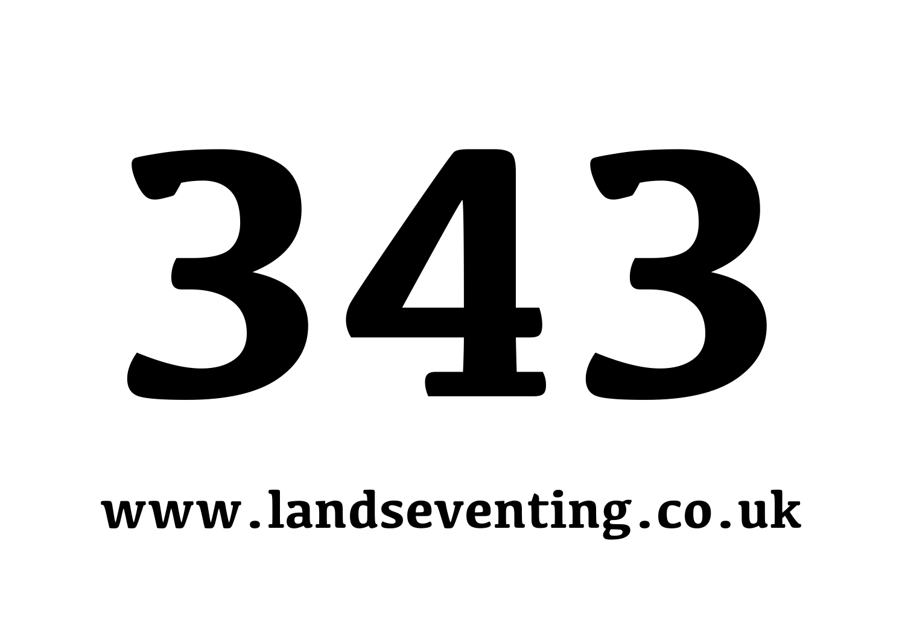# 343

**www.landseventing.co.uk**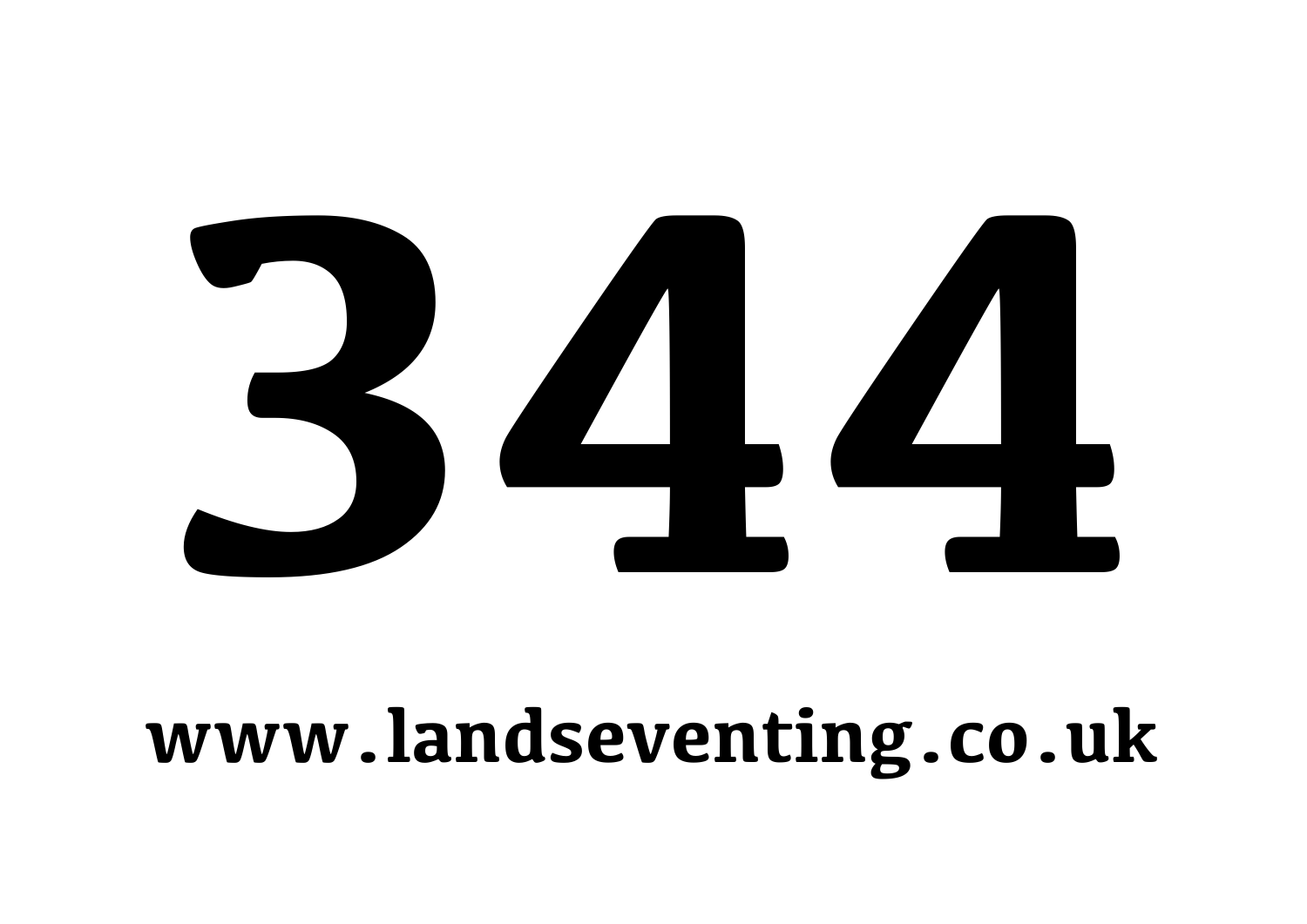# 344

**www.landseventing.co.uk**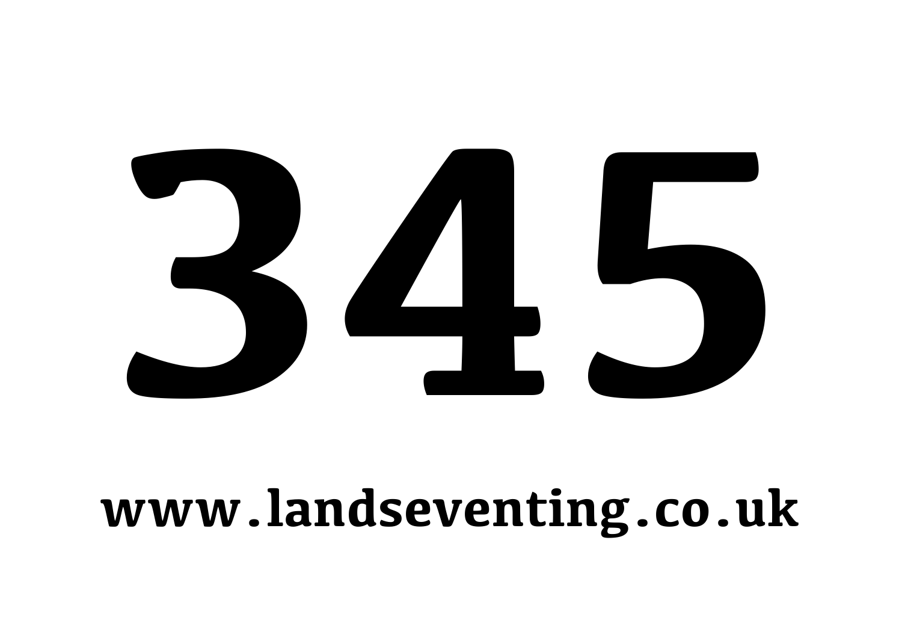# 345

**www.landseventing.co.uk**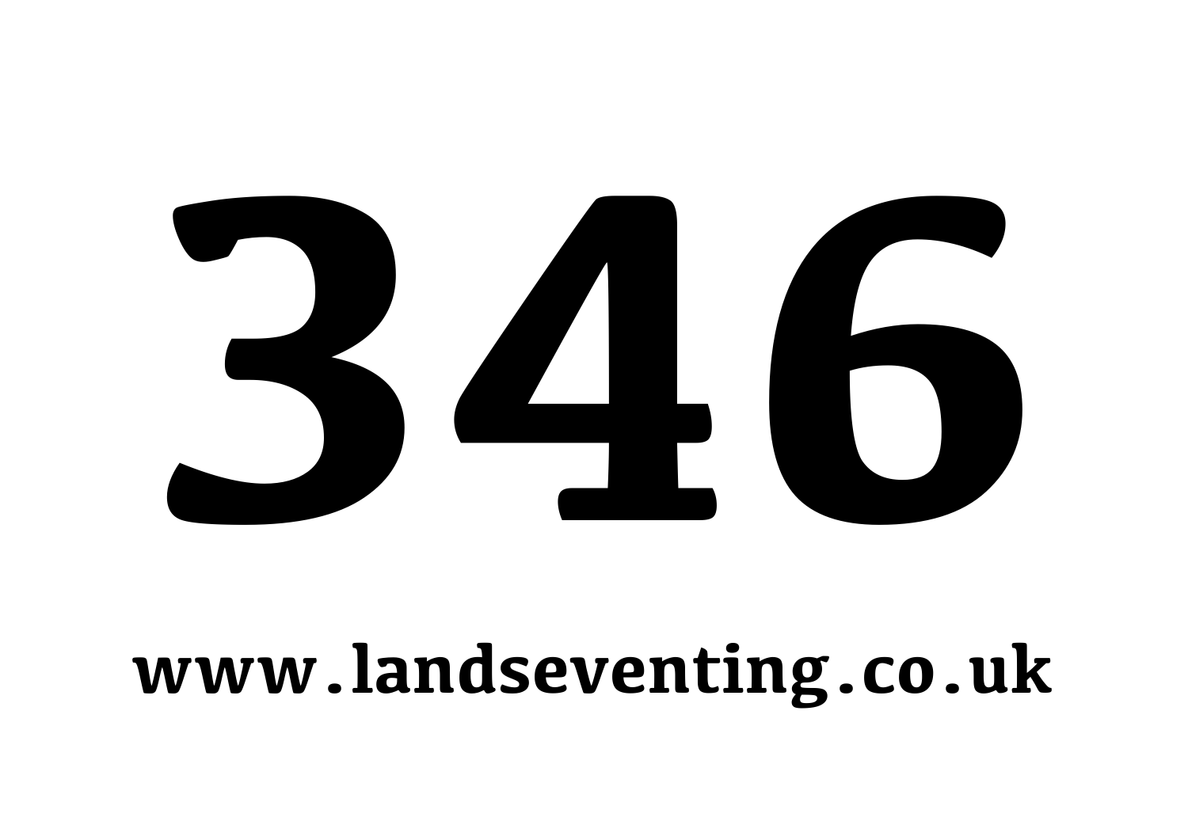# 346

**www.landseventing.co.uk**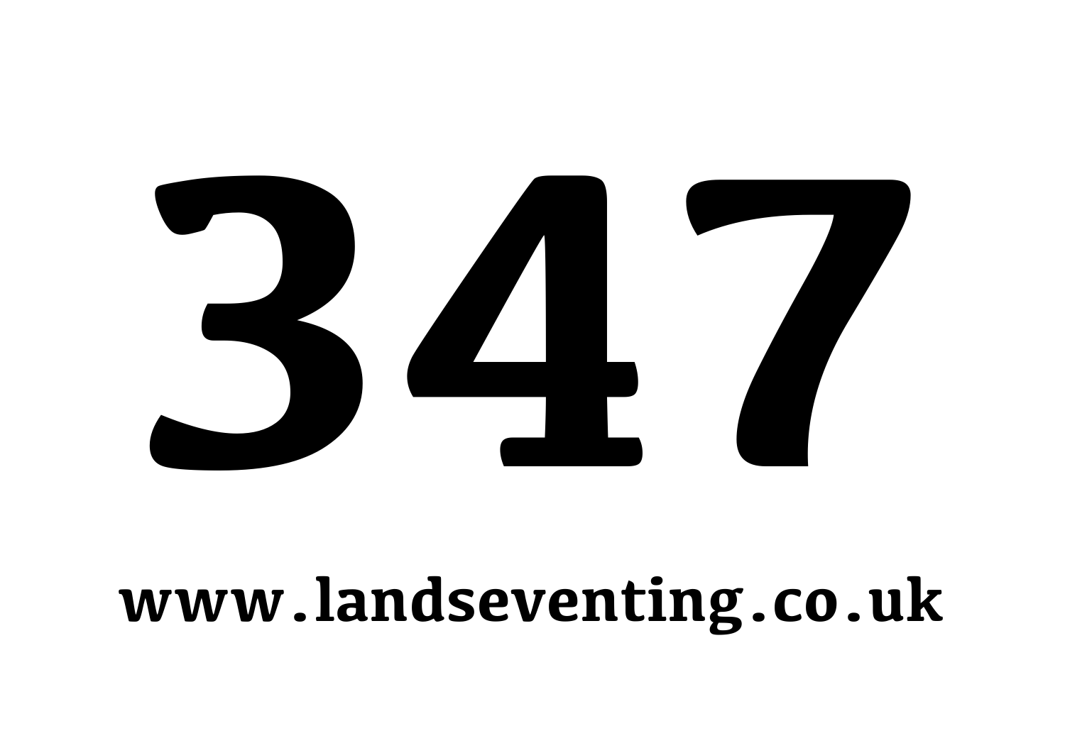# 347

**www.landseventing.co.uk**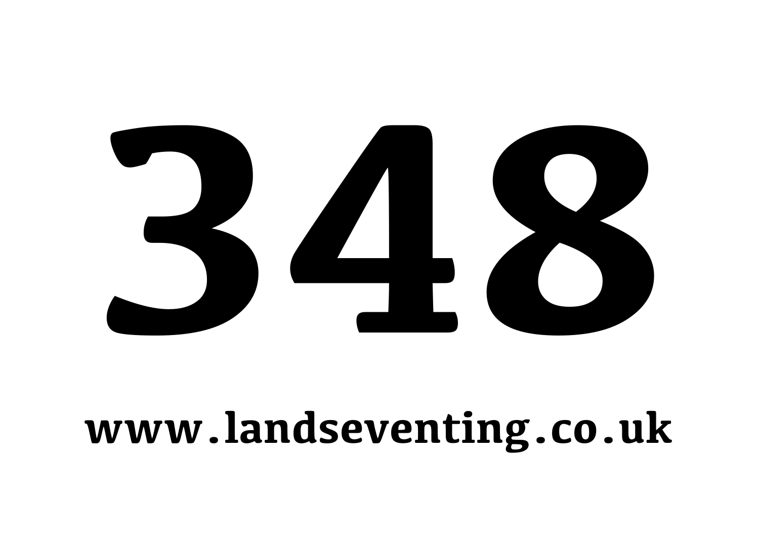# 348

**www.landseventing.co.uk**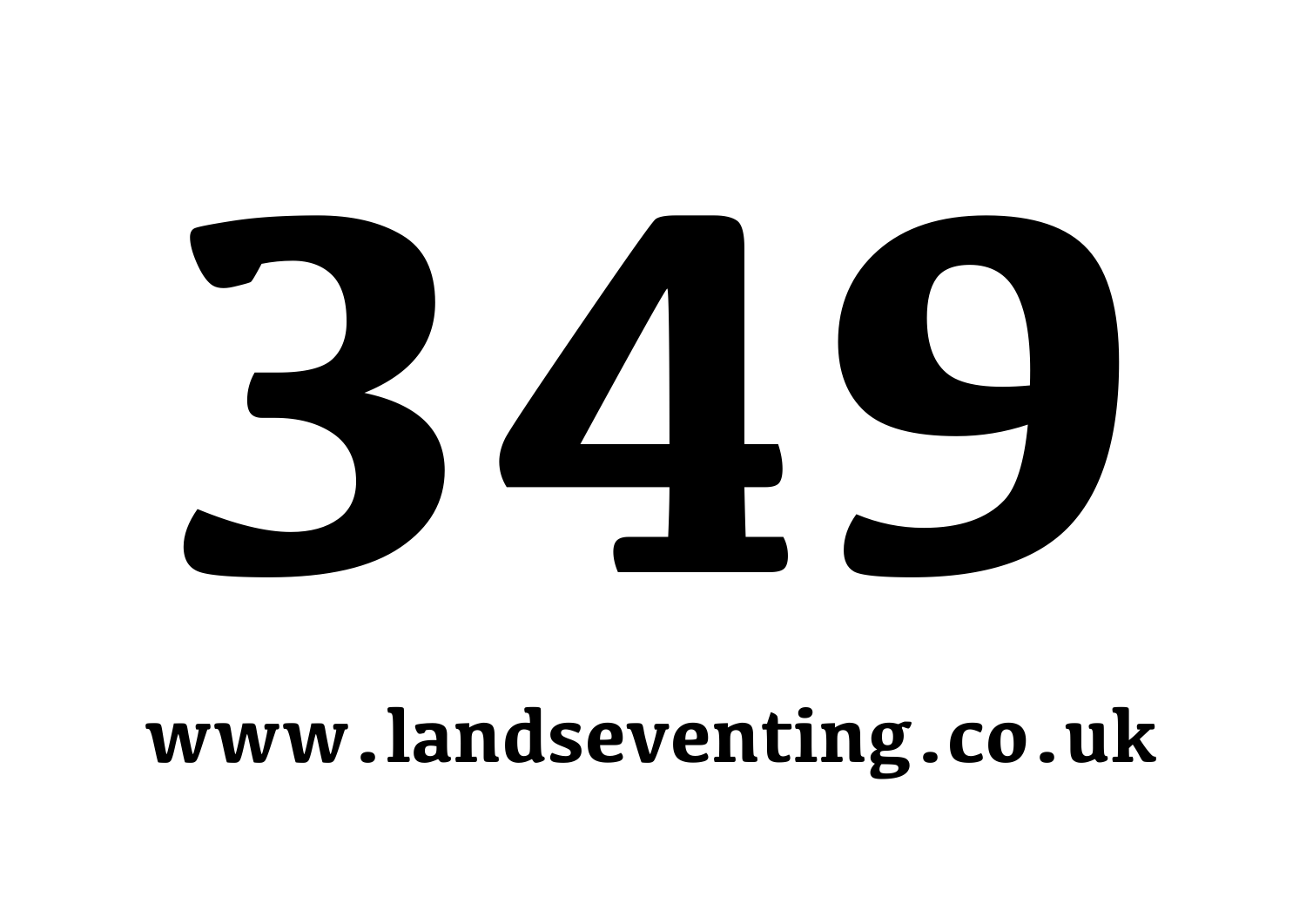# 349

**www.landseventing.co.uk**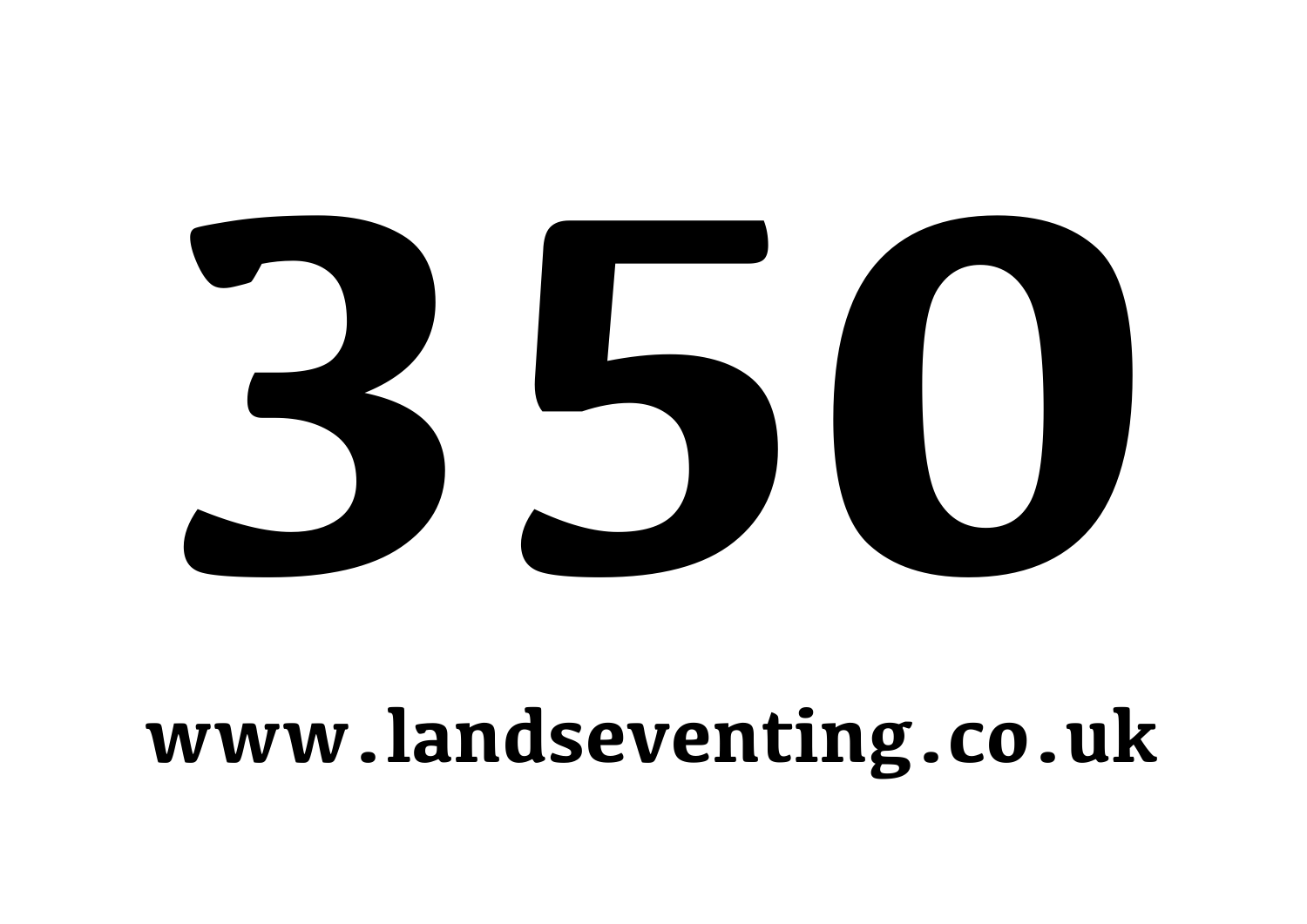# 350

**www.landseventing.co.uk**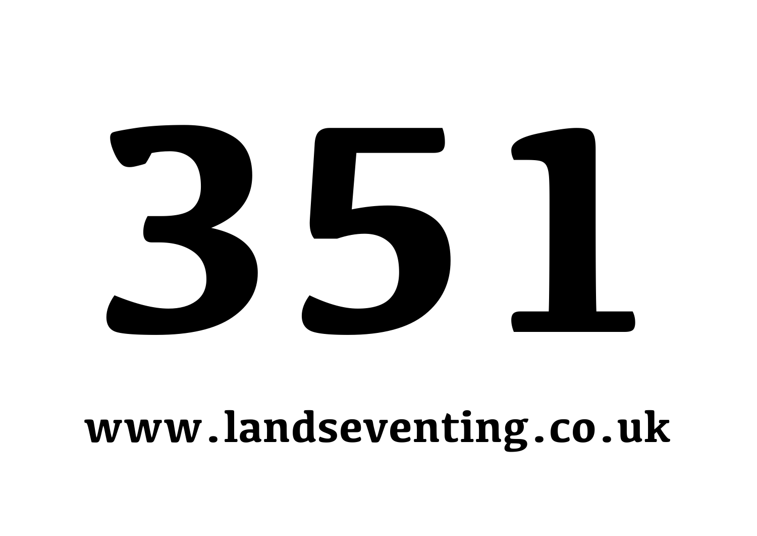# 351

**www.landseventing.co.uk**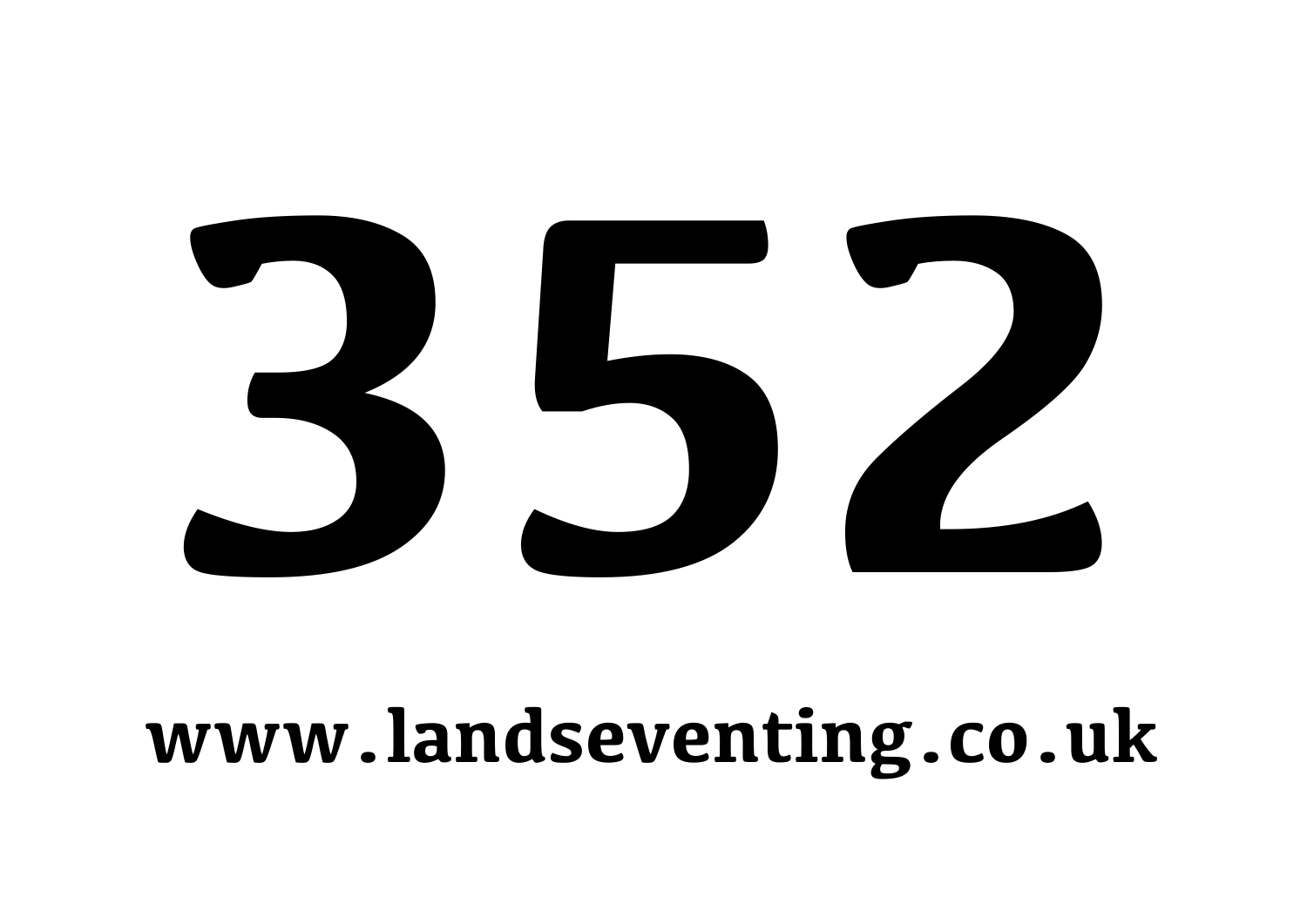# 352

**www.landseventing.co.uk**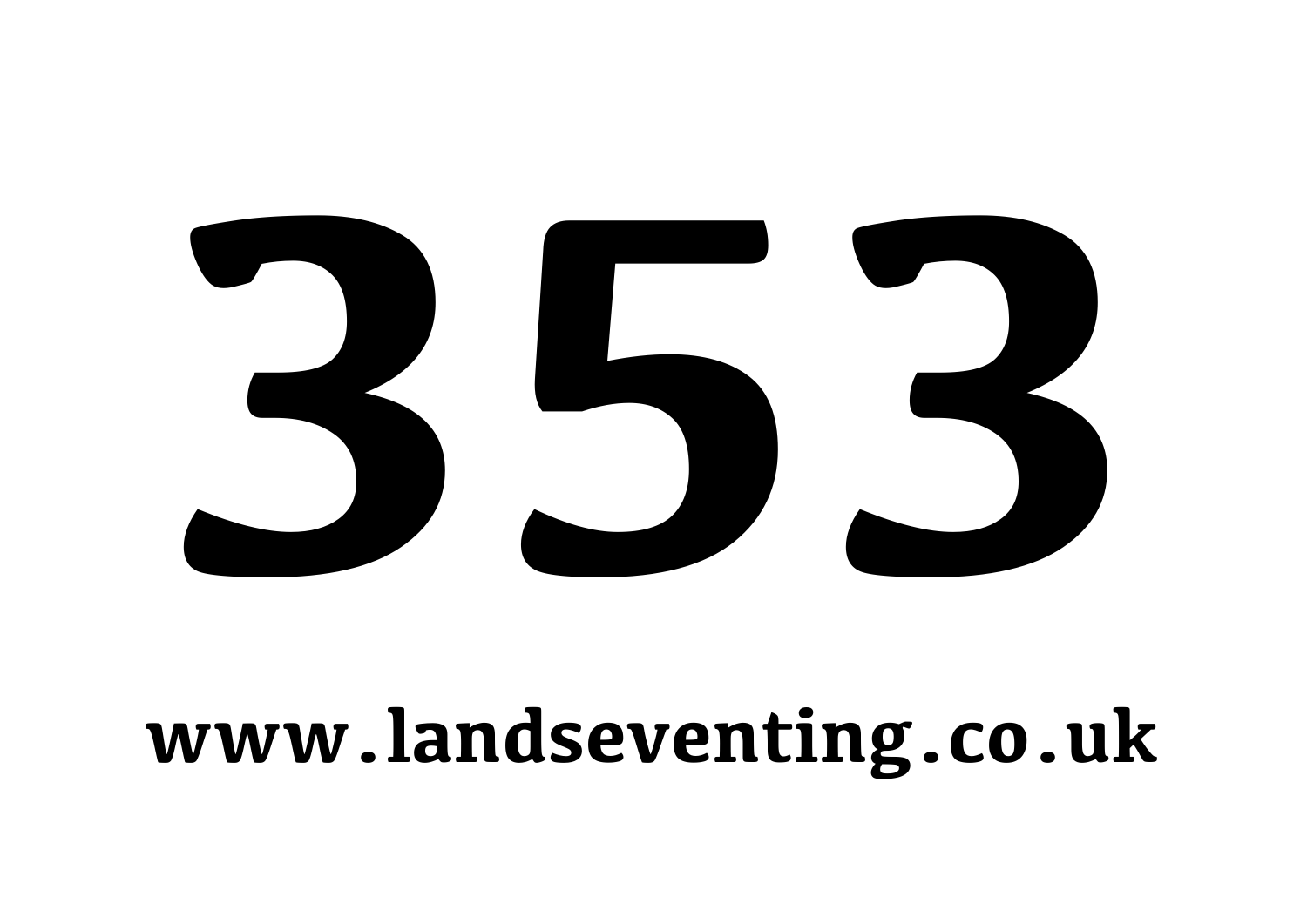# 353

**www.landseventing.co.uk**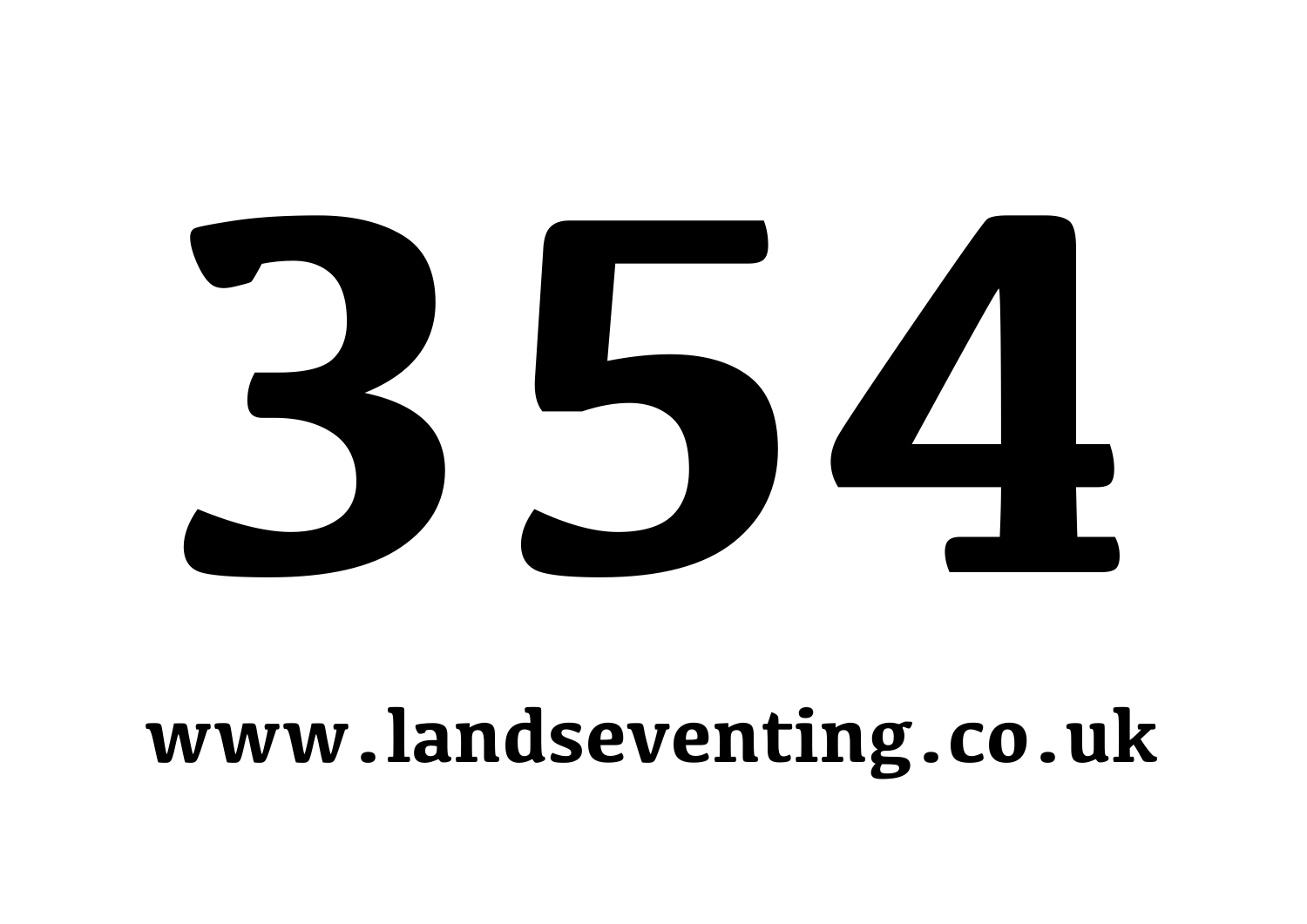# 354

**www.landseventing.co.uk**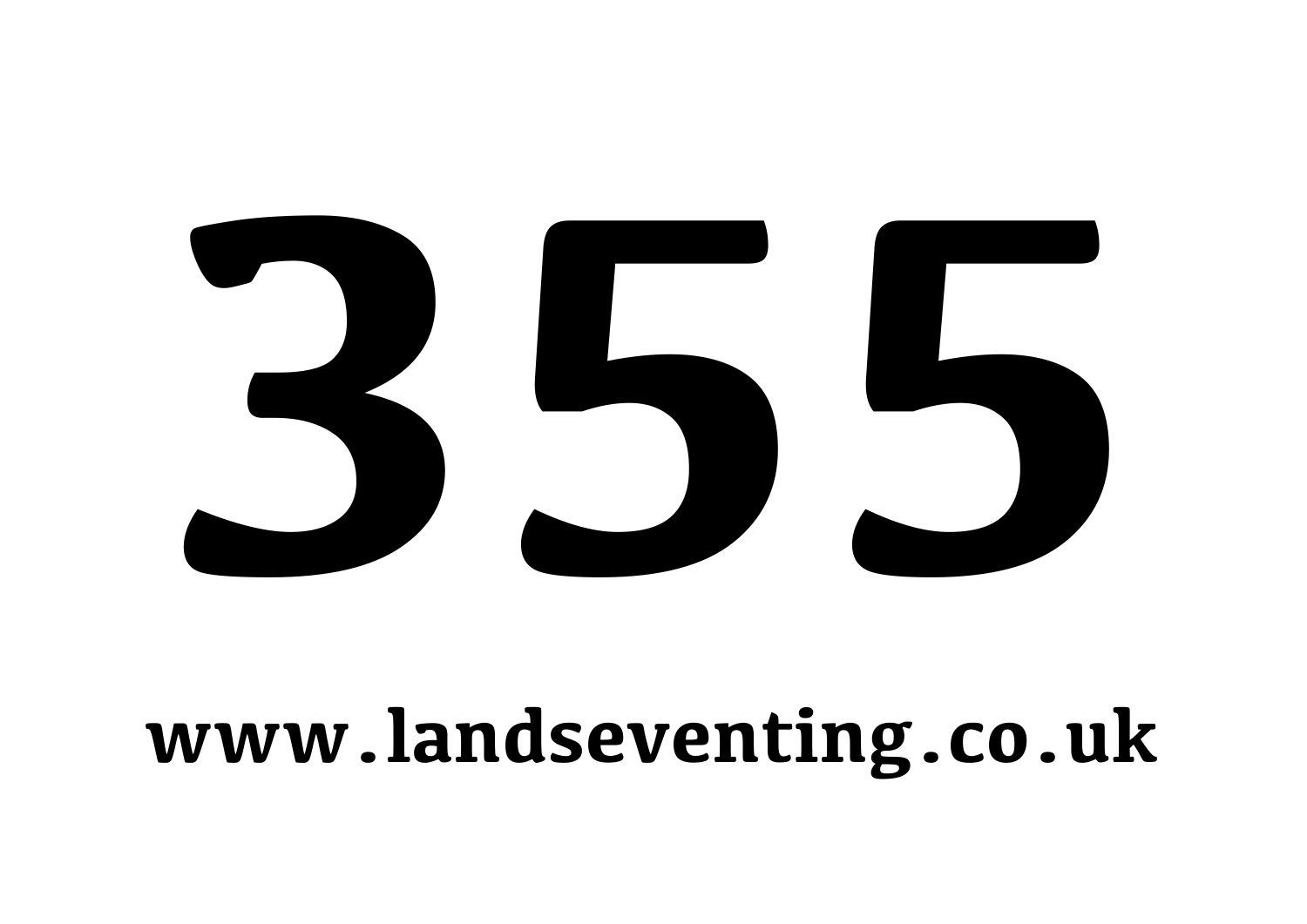# 355

**www.landseventing.co.uk**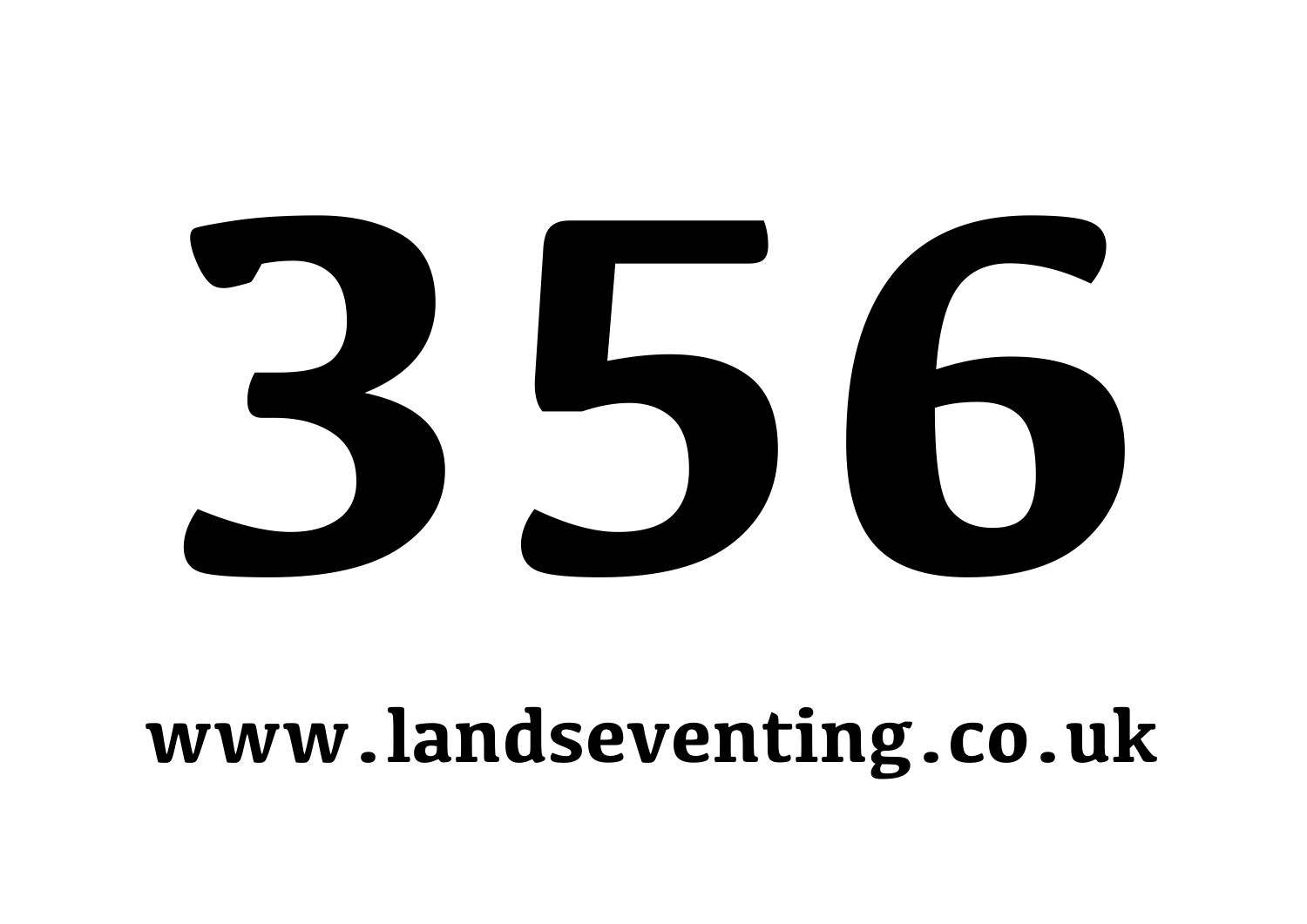# 356

**www.landseventing.co.uk**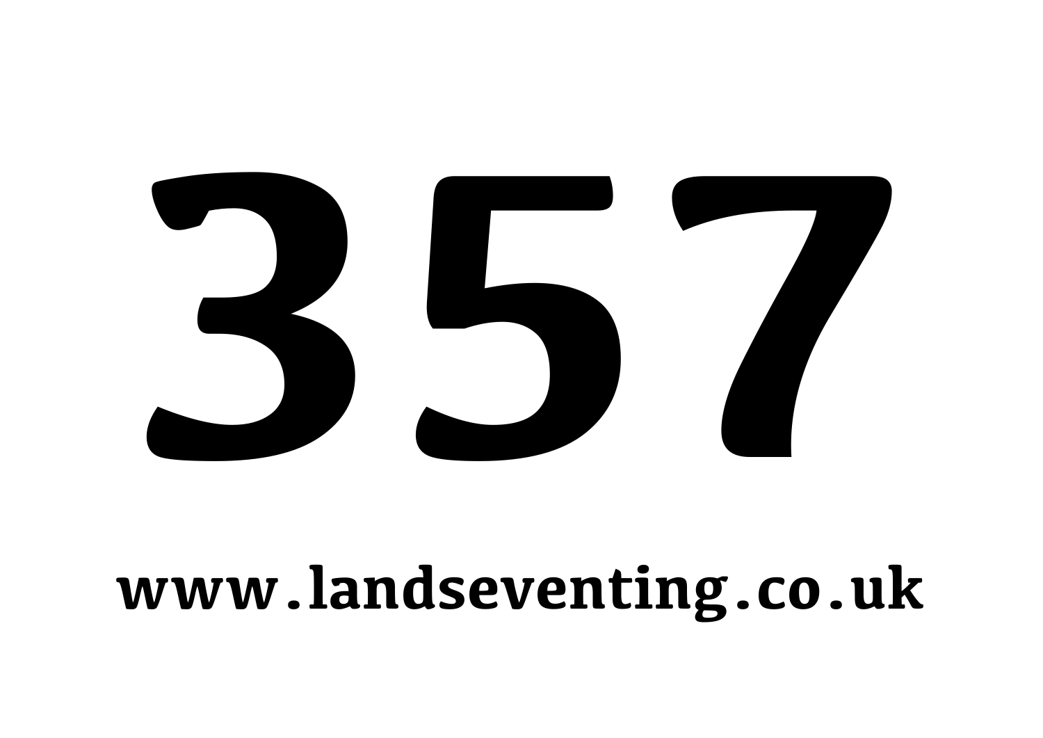# 357

**www.landseventing.co.uk**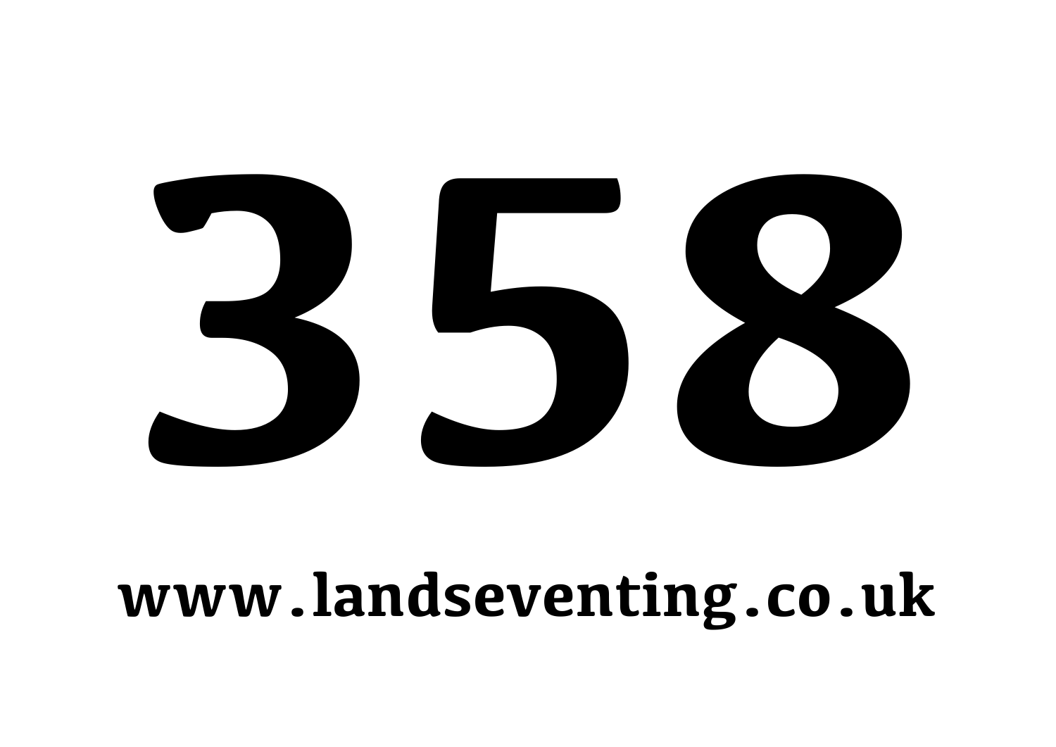# 358

**www.landseventing.co.uk**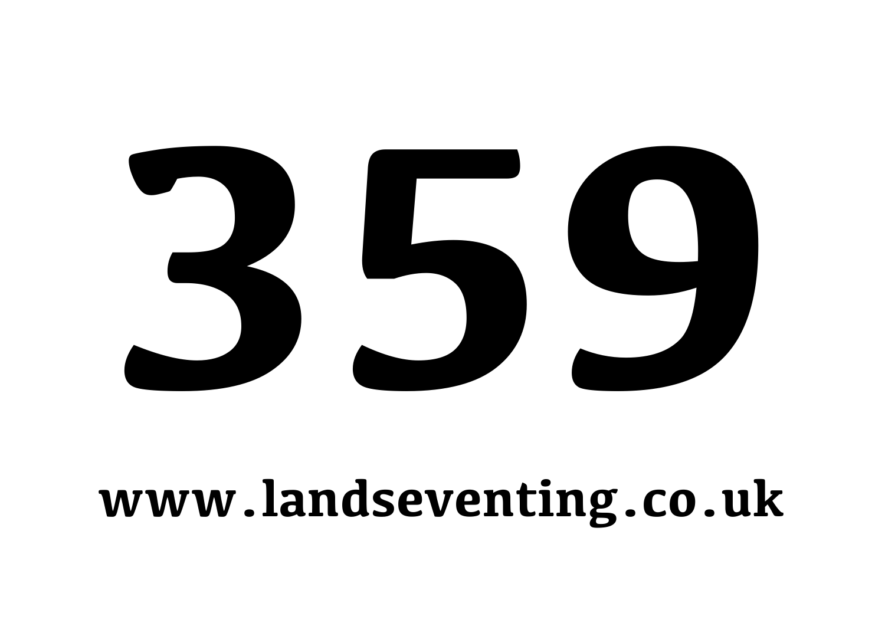# 359

**www.landseventing.co.uk**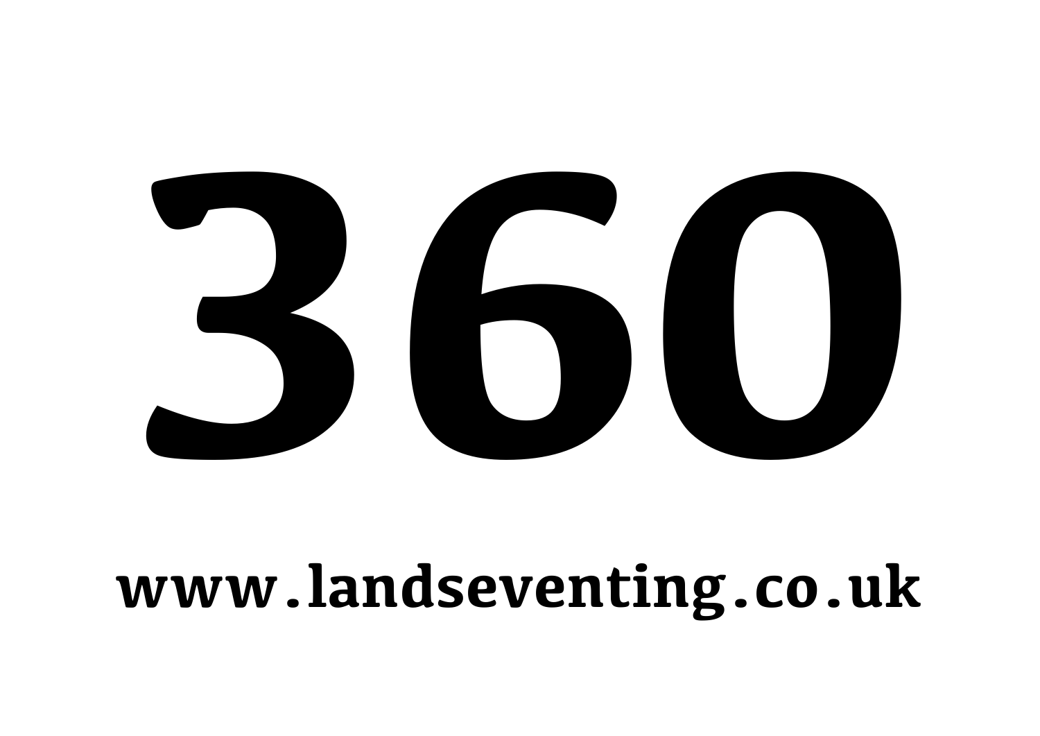# 360

**www.landseventing.co.uk**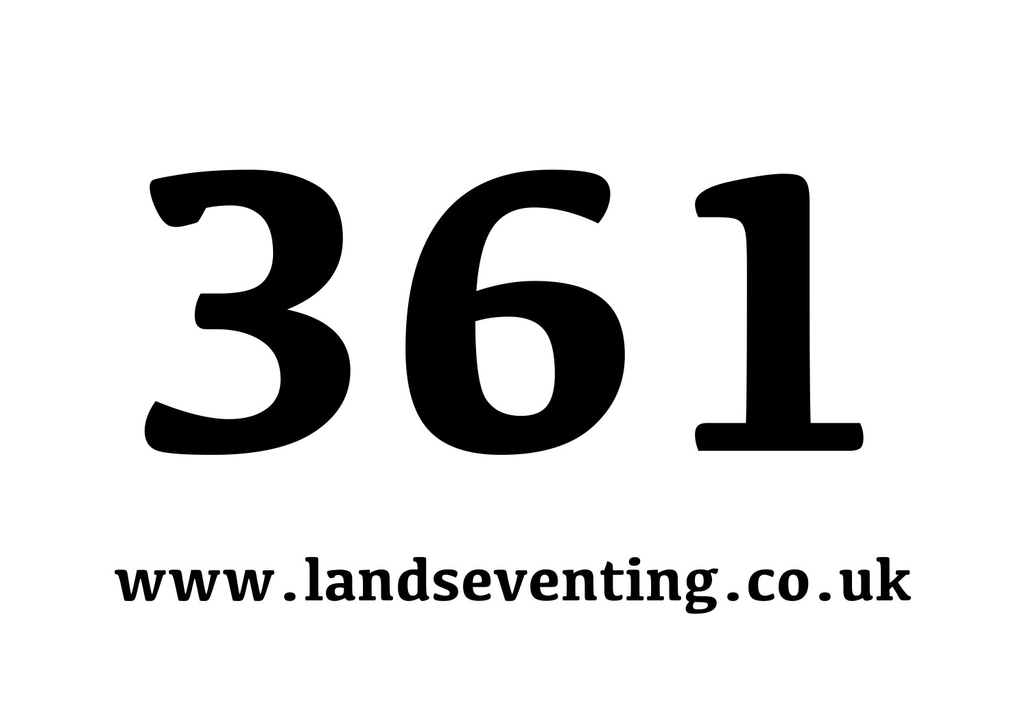# 361

**www.landseventing.co.uk**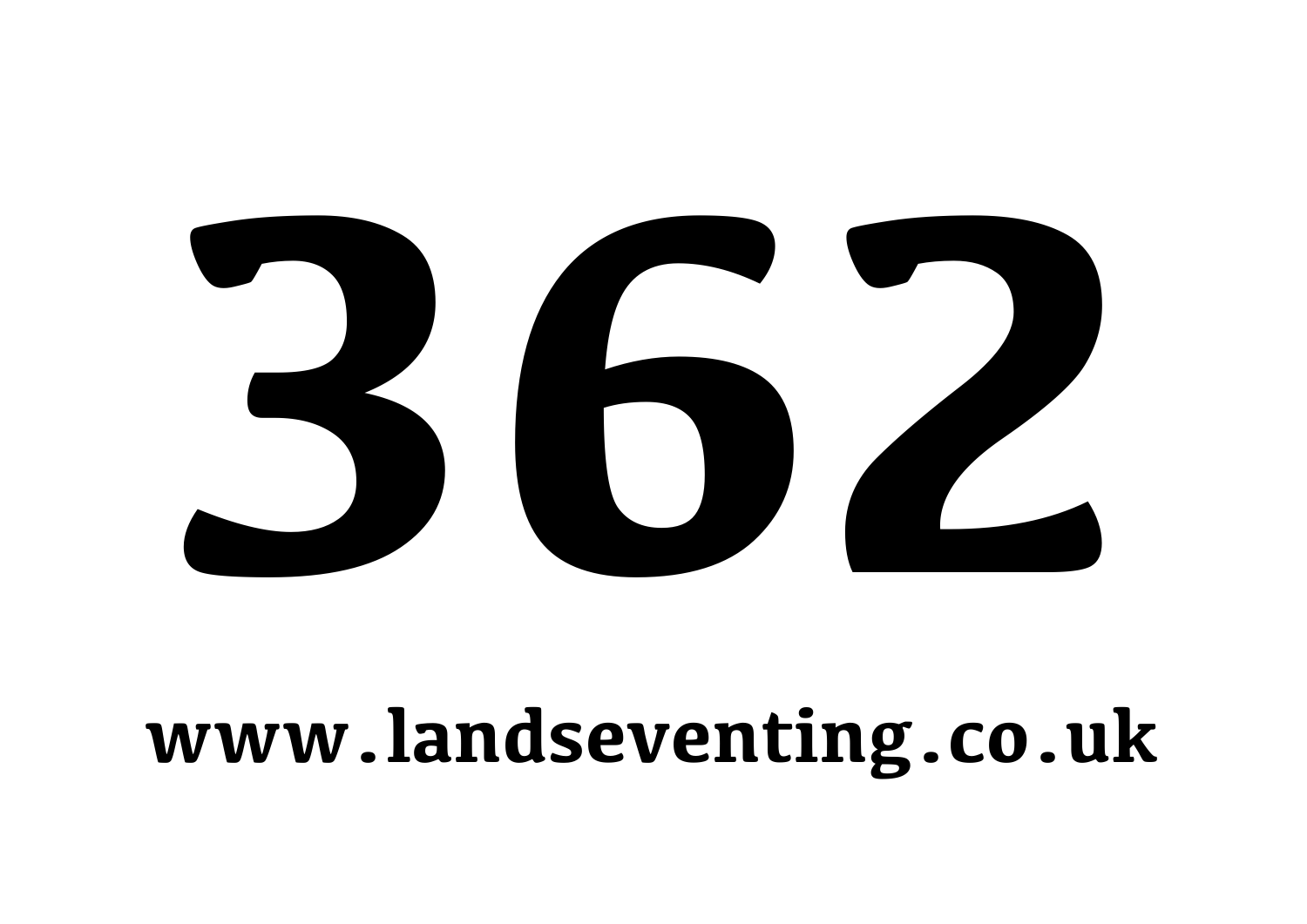# 362

**www.landseventing.co.uk**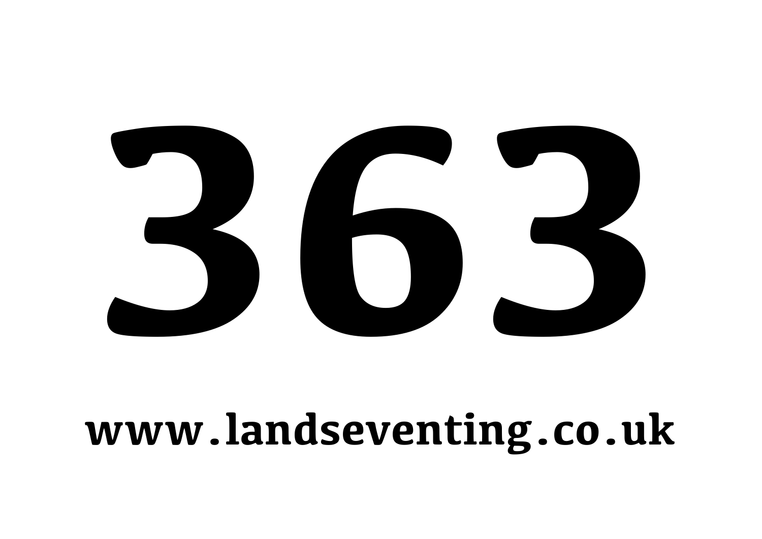# 363

**www.landseventing.co.uk**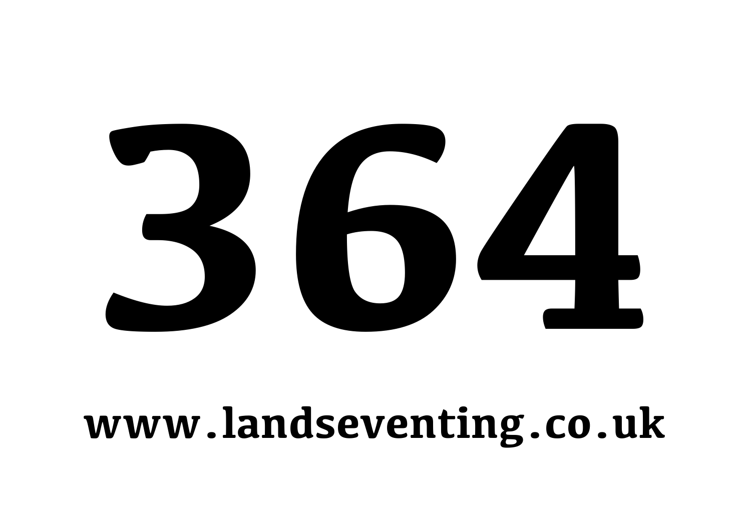# 364

**www.landseventing.co.uk**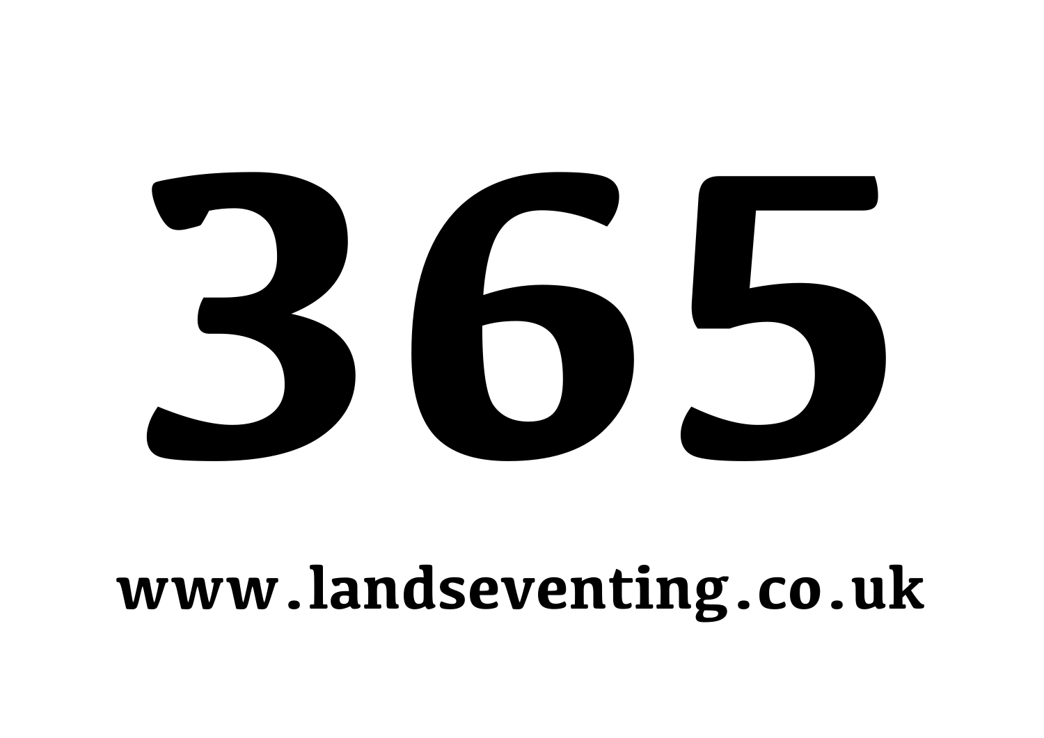# 365

**www.landseventing.co.uk**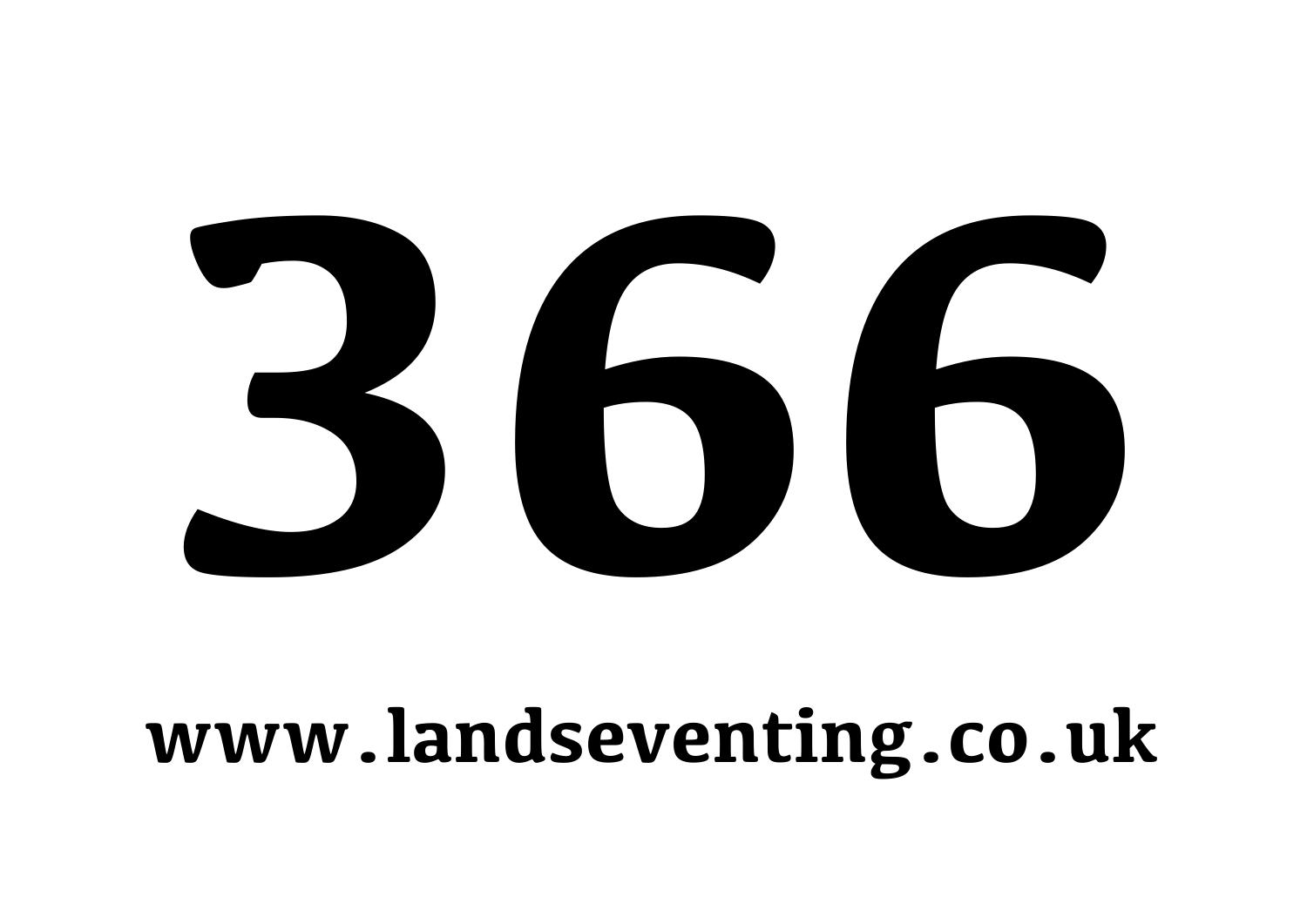# 366

**www.landseventing.co.uk**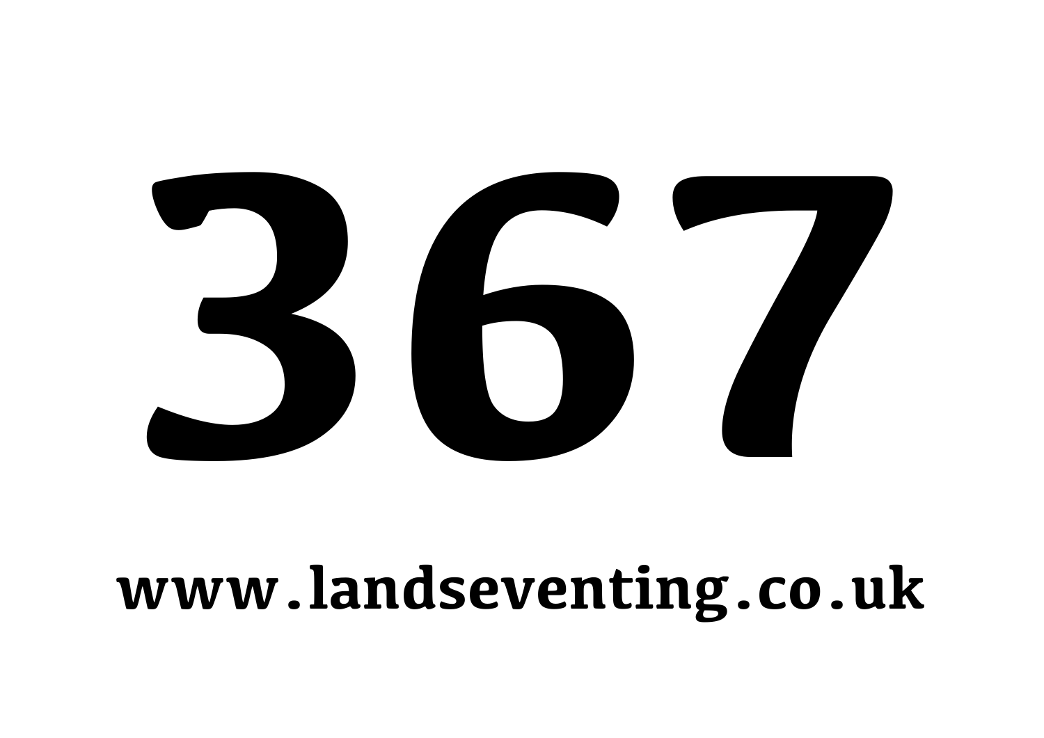# 367

**www.landseventing.co.uk**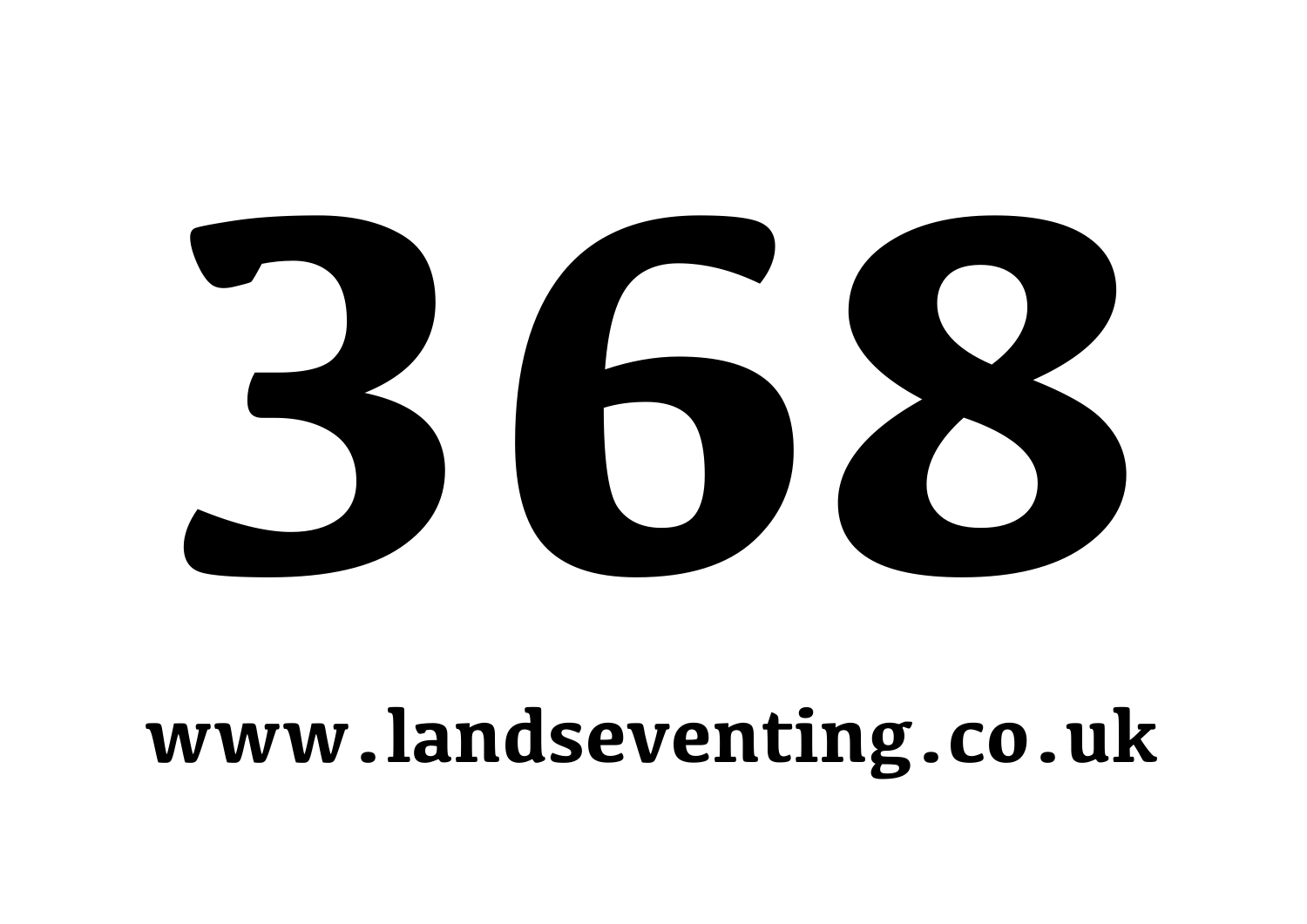# 368

**www.landseventing.co.uk**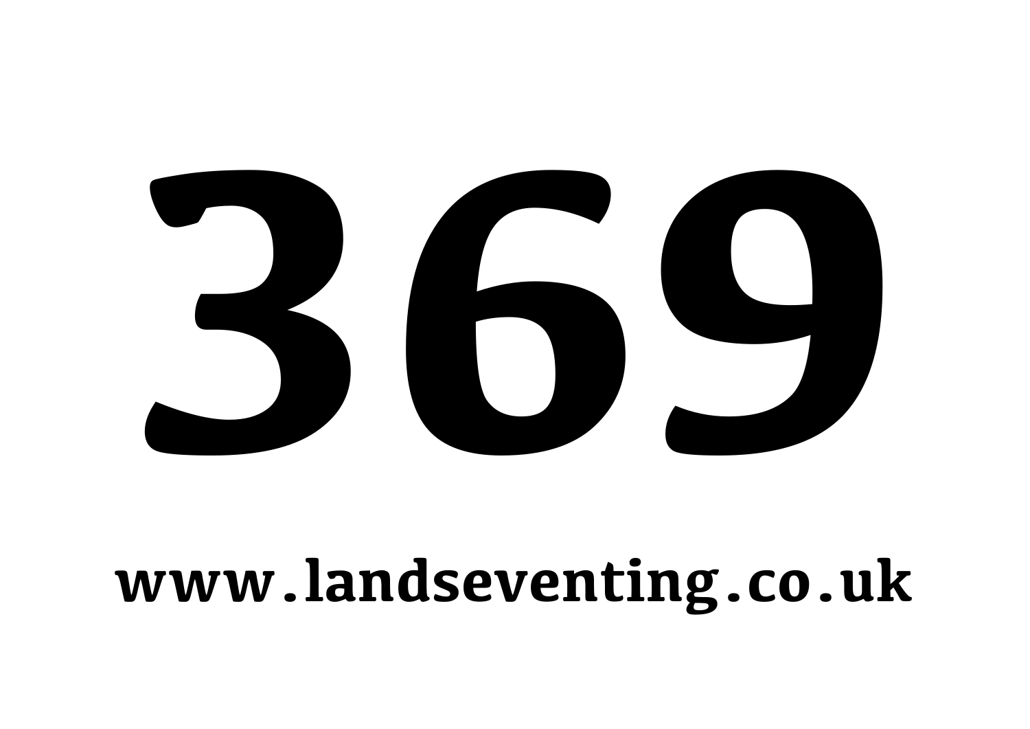# 369

**www.landseventing.co.uk**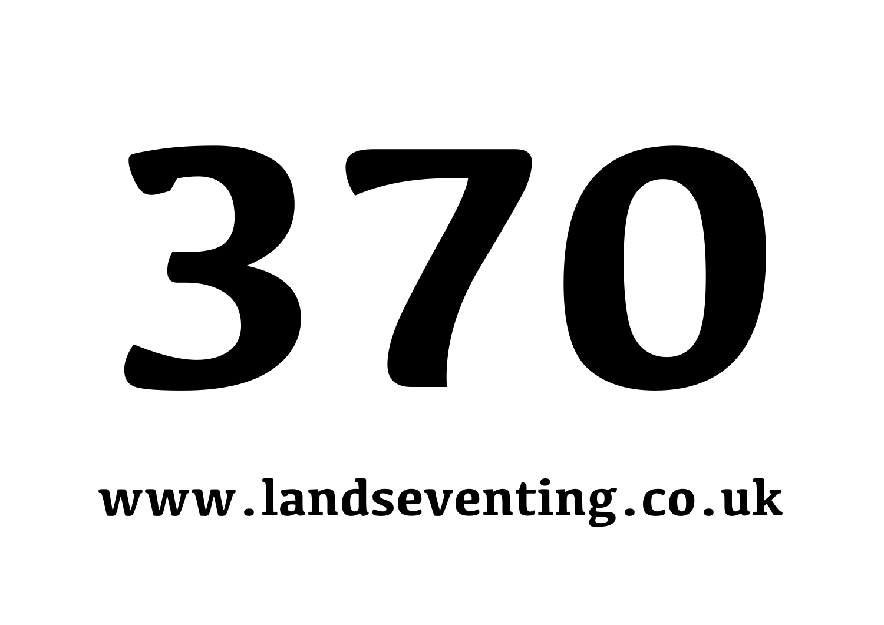# 370

**www.landseventing.co.uk**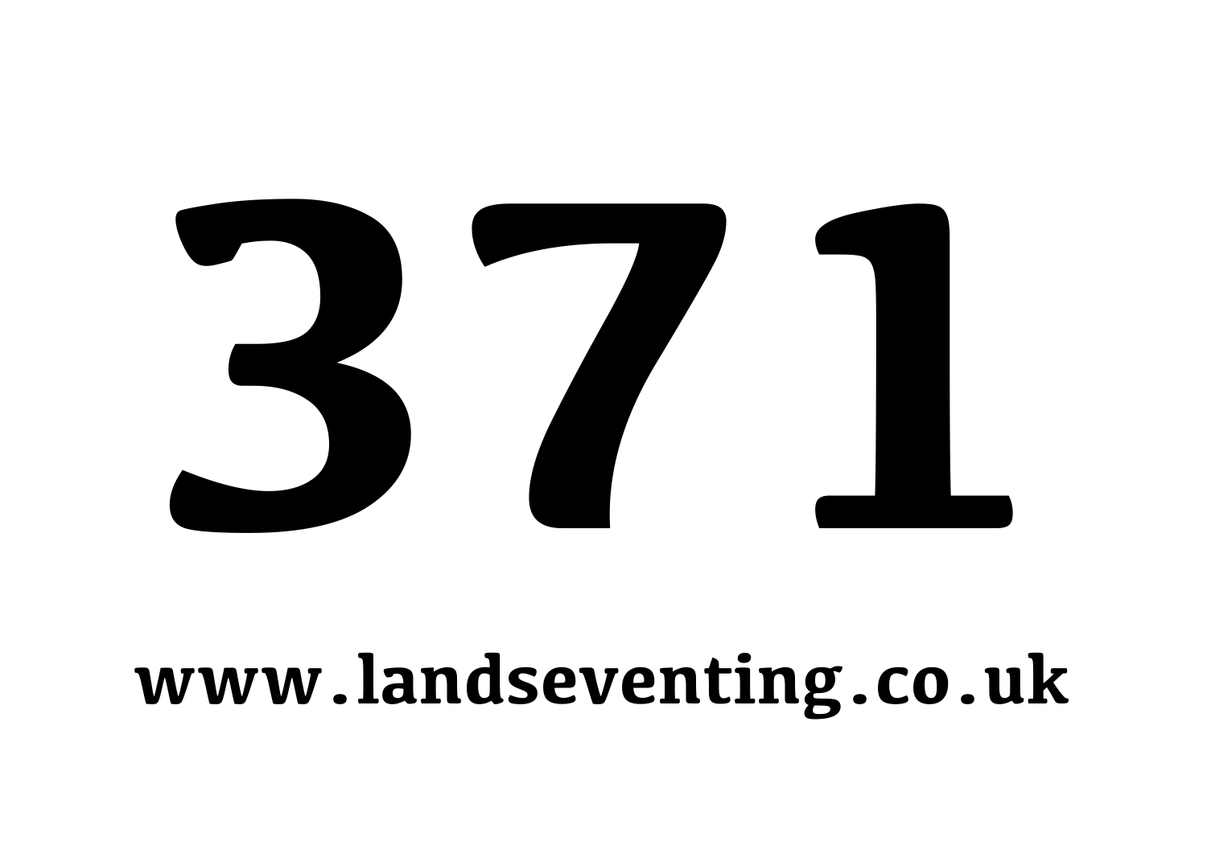# 371

**www.landseventing.co.uk**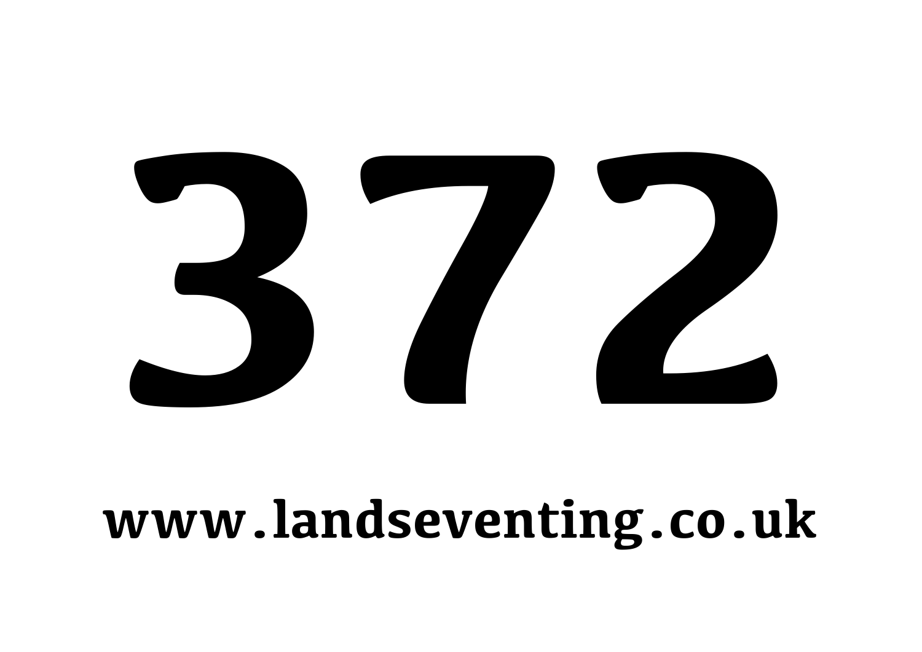# 372

**www.landseventing.co.uk**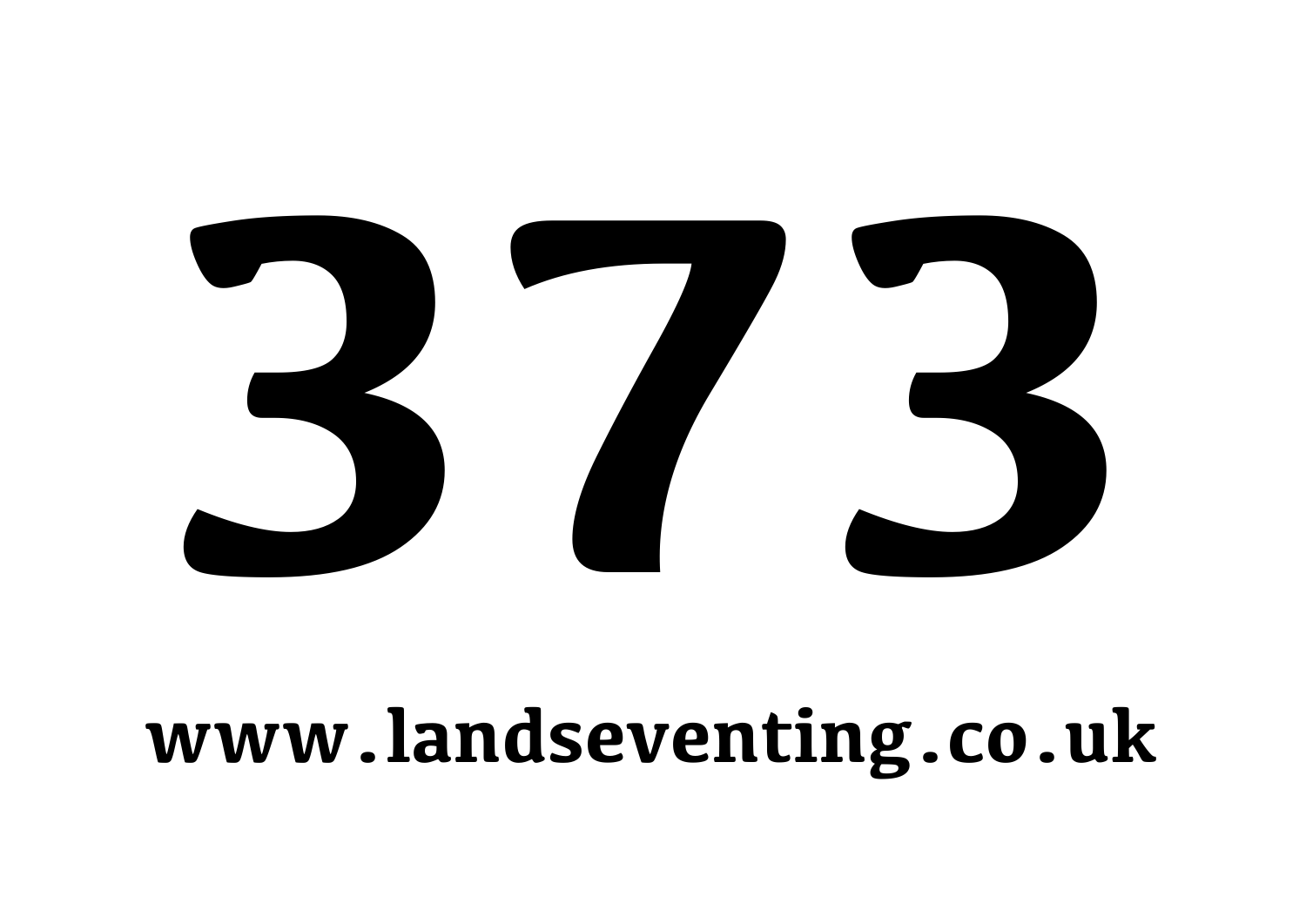# 373

**www.landseventing.co.uk**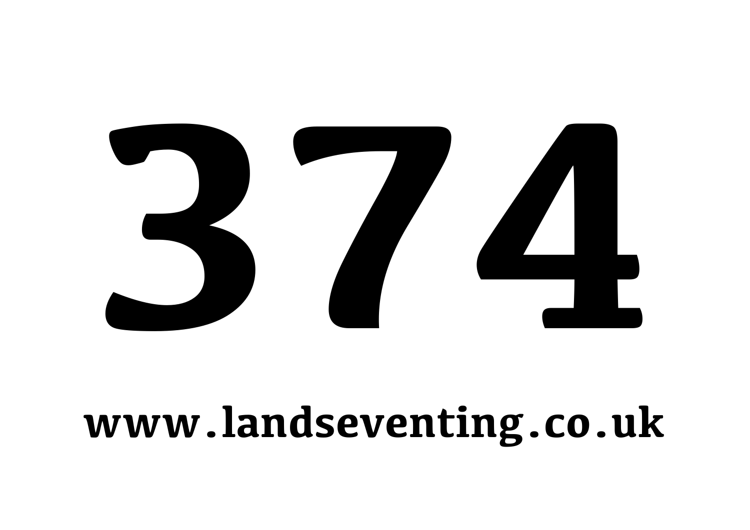# 374

**www.landseventing.co.uk**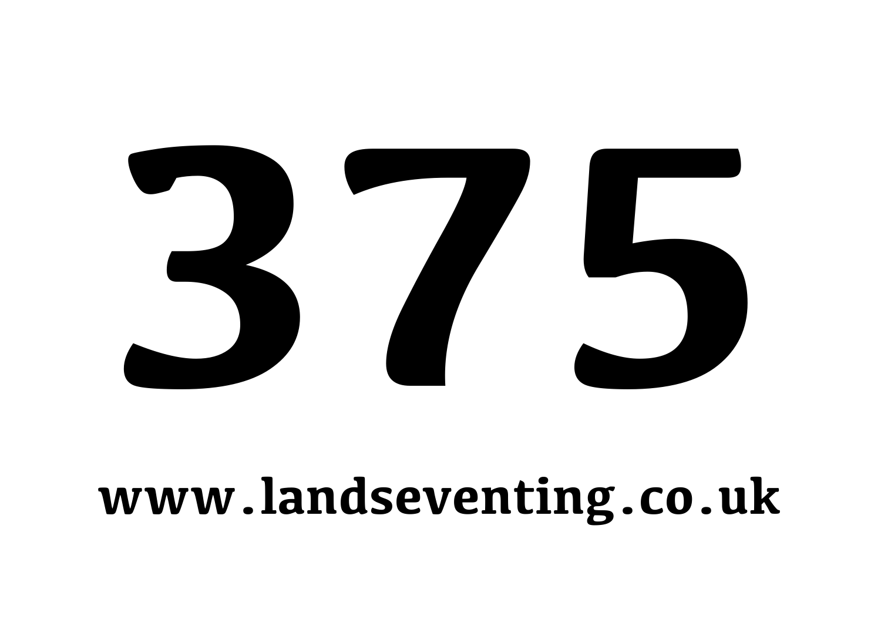# 375

**www.landseventing.co.uk**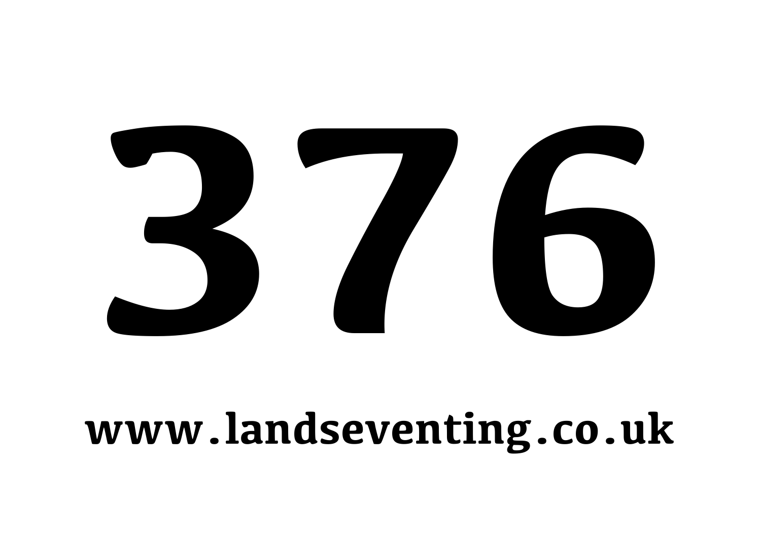# 376

**www.landseventing.co.uk**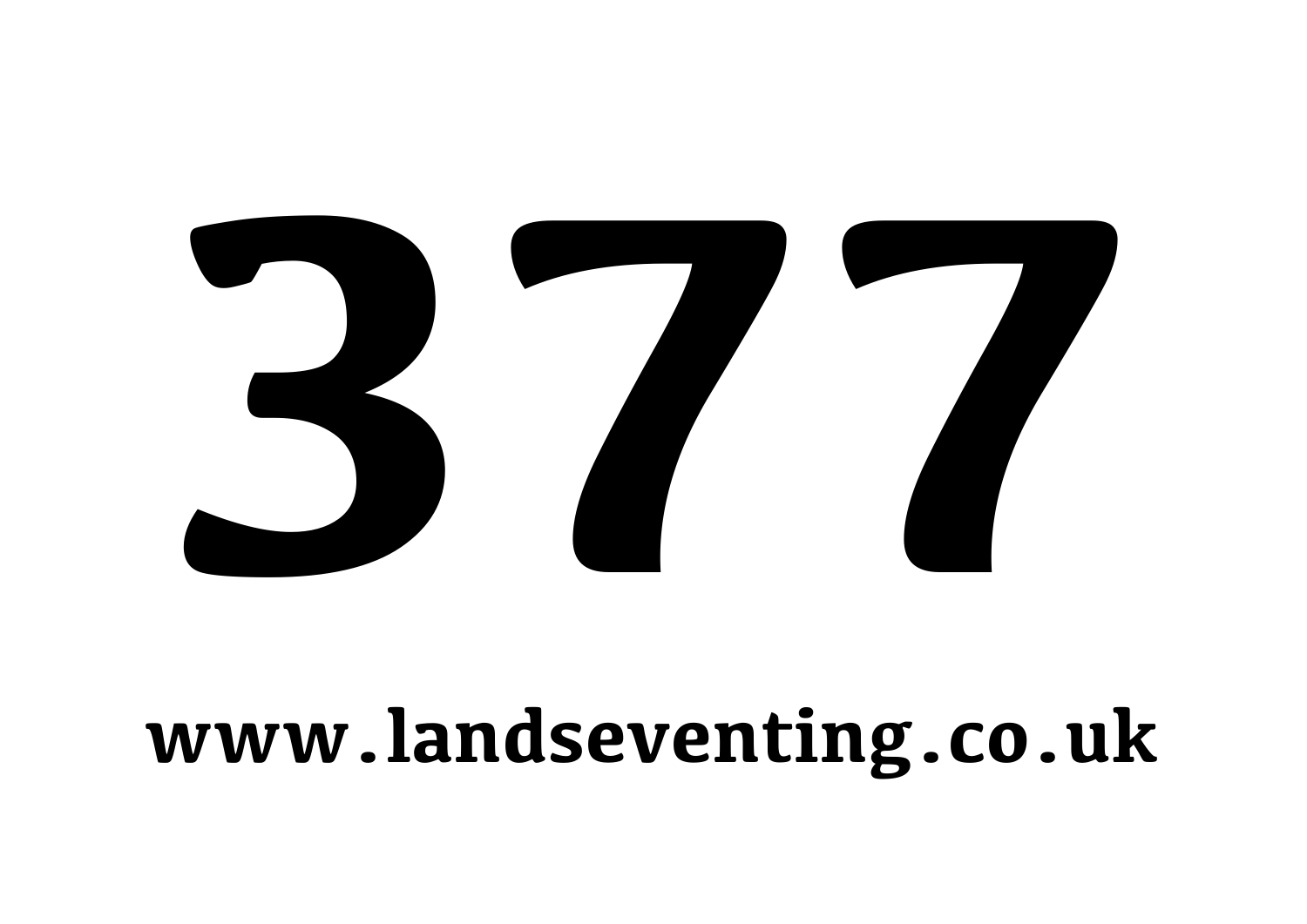# 377

**www.landseventing.co.uk**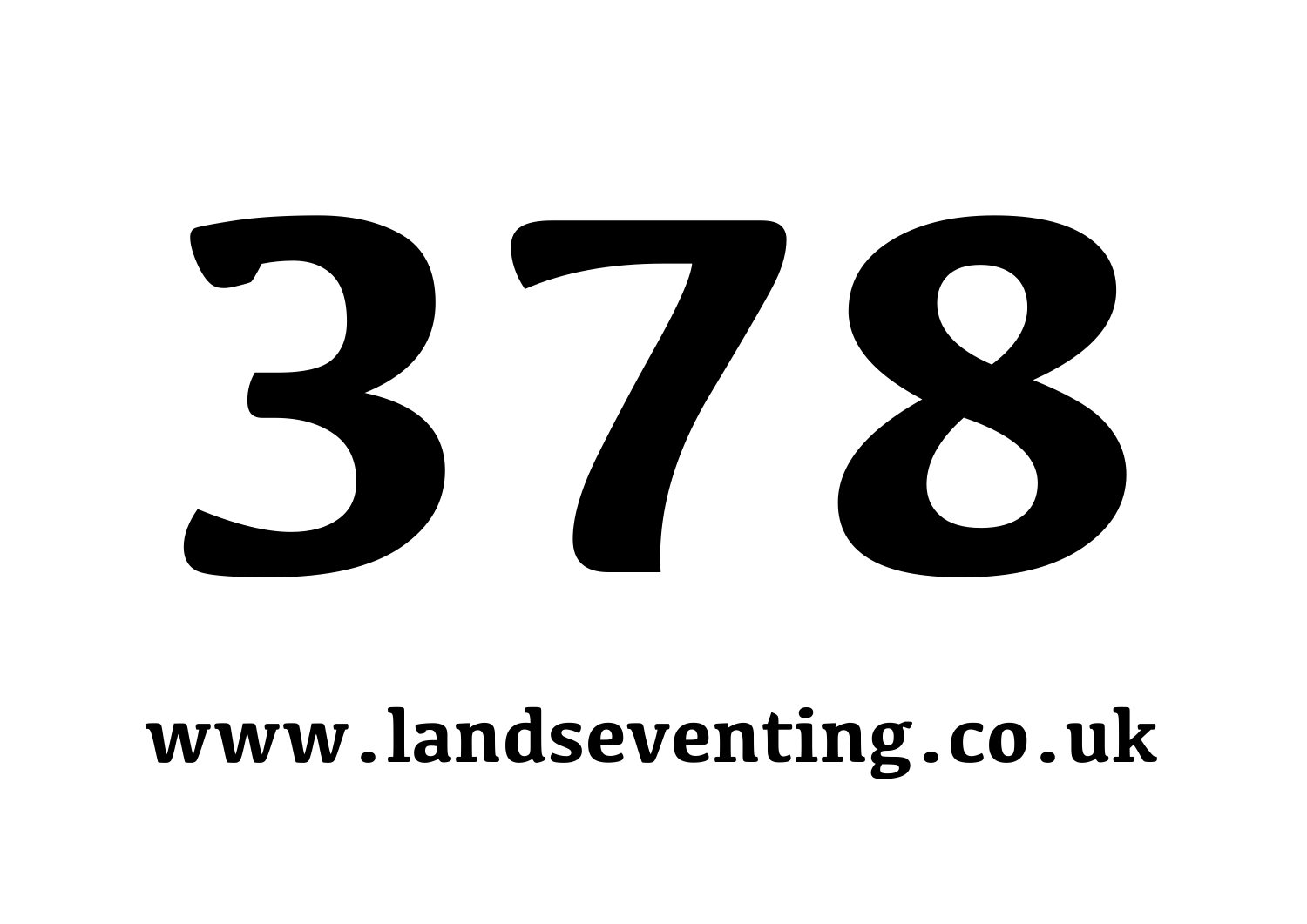# 378

**www.landseventing.co.uk**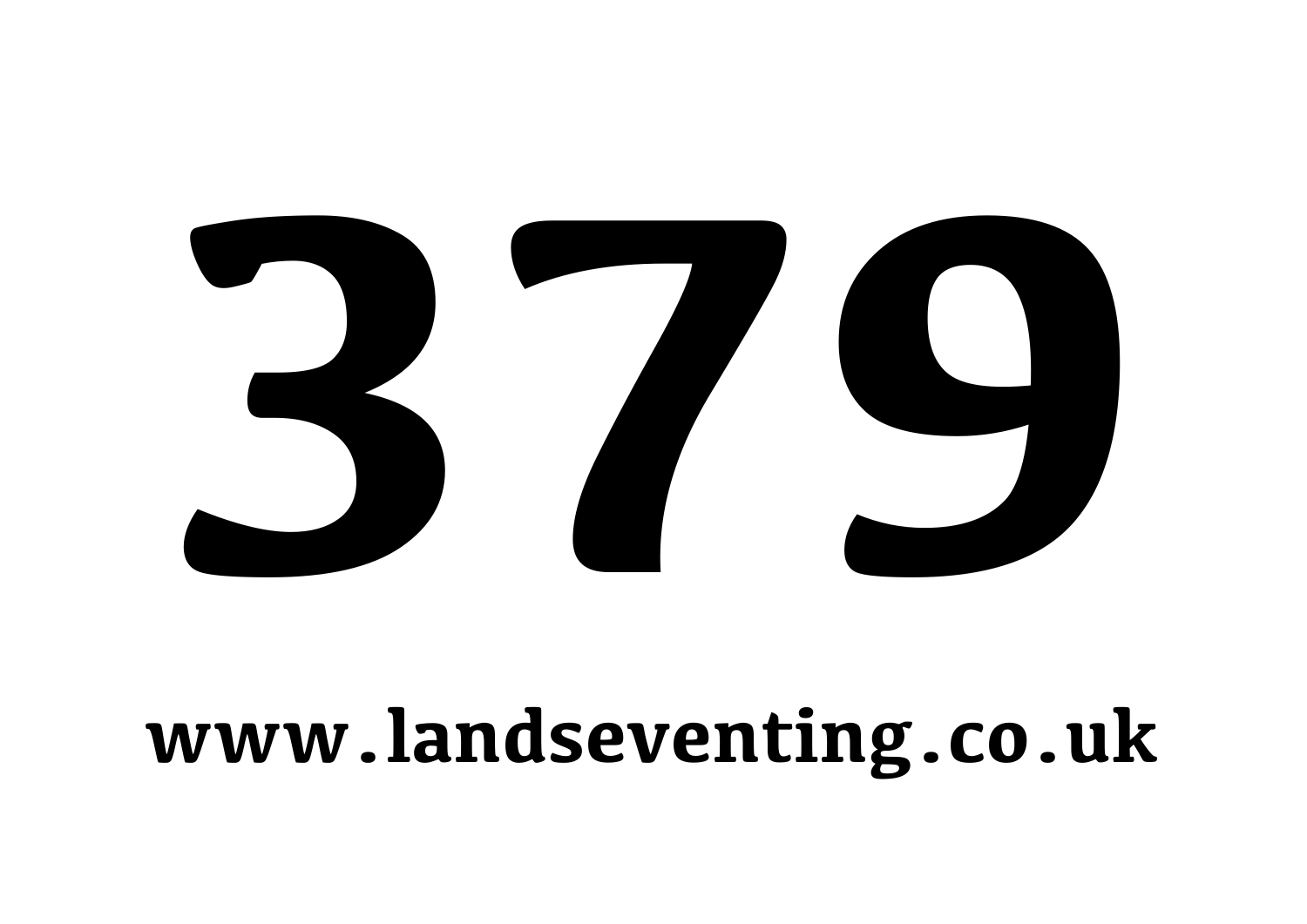# 379

**www.landseventing.co.uk**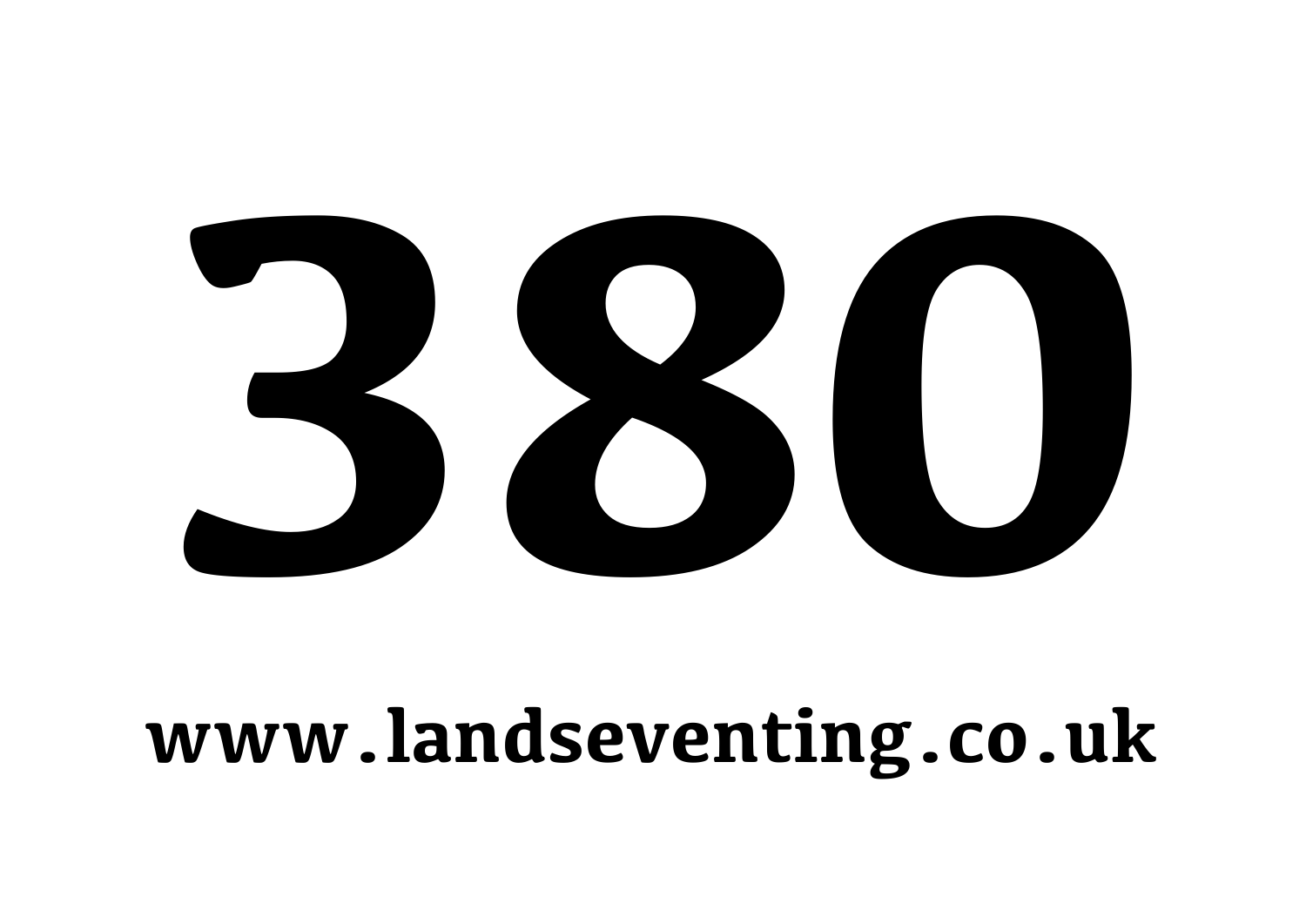# 380

**www.landseventing.co.uk**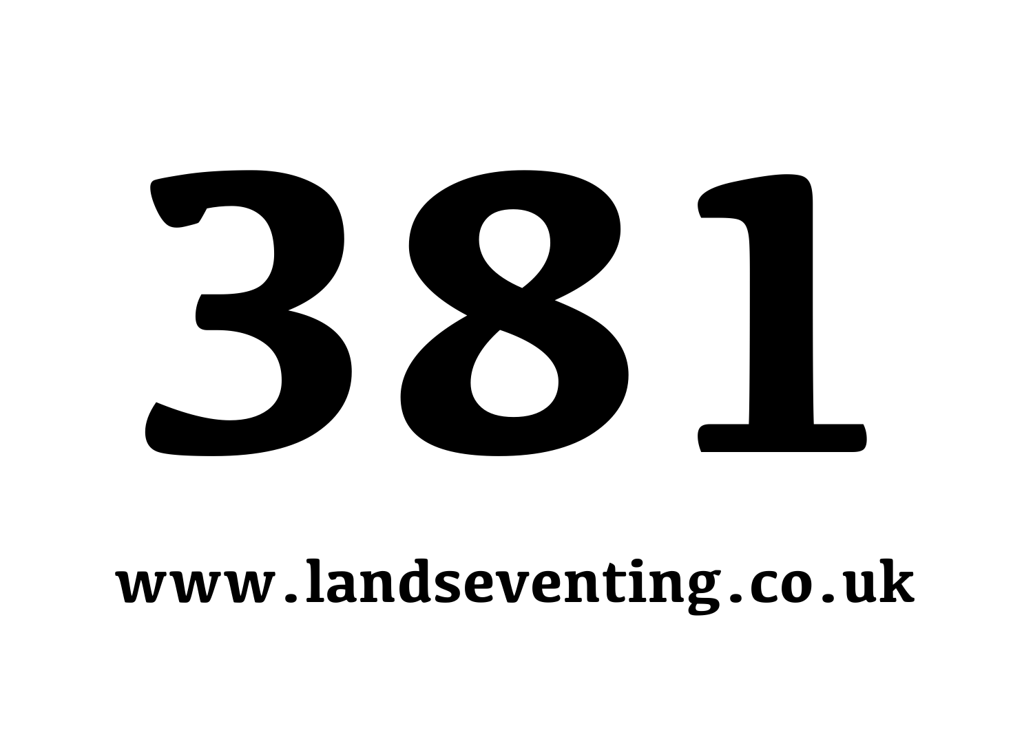# 381

**www.landseventing.co.uk**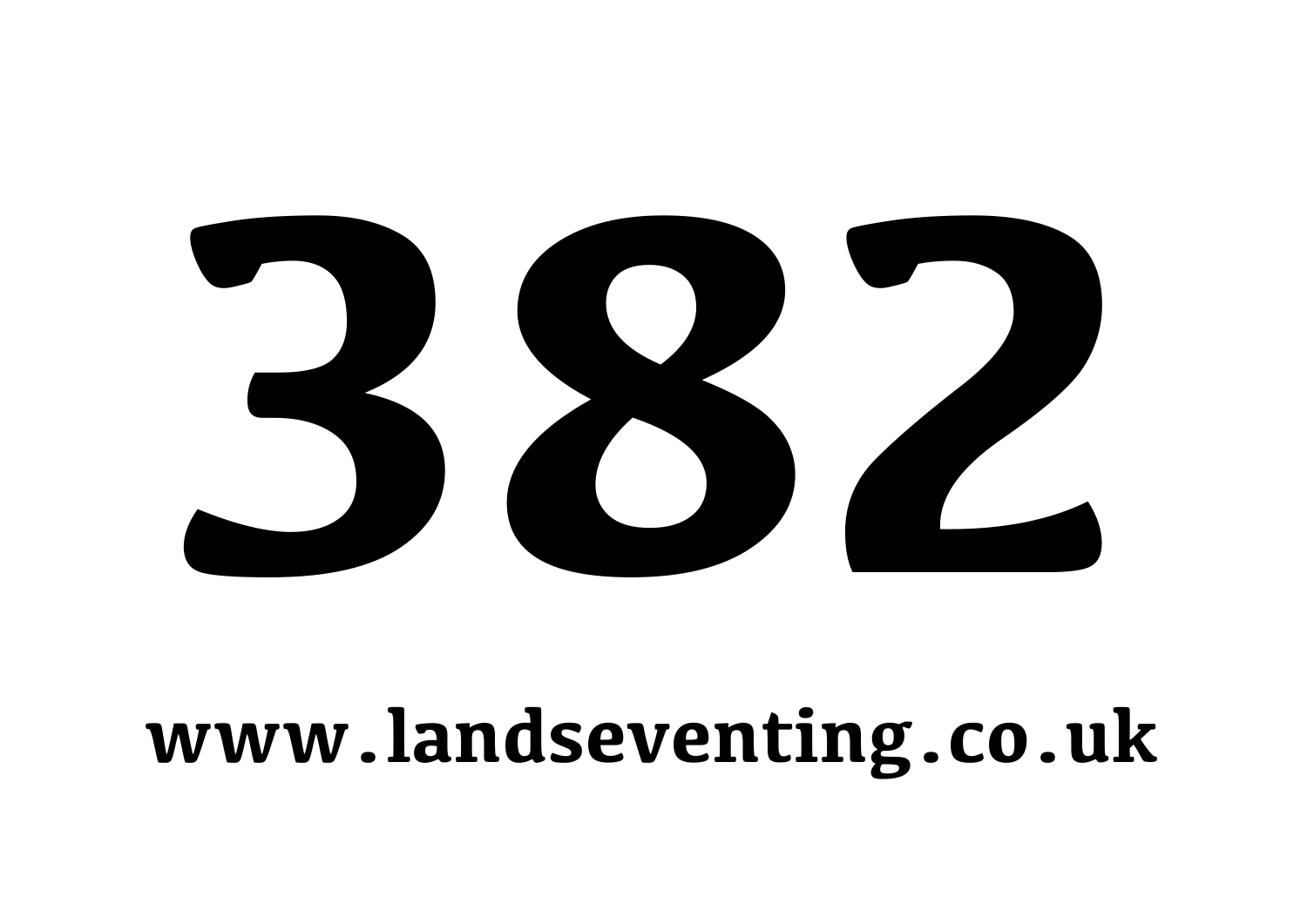# 382

www.landseventing.co.uk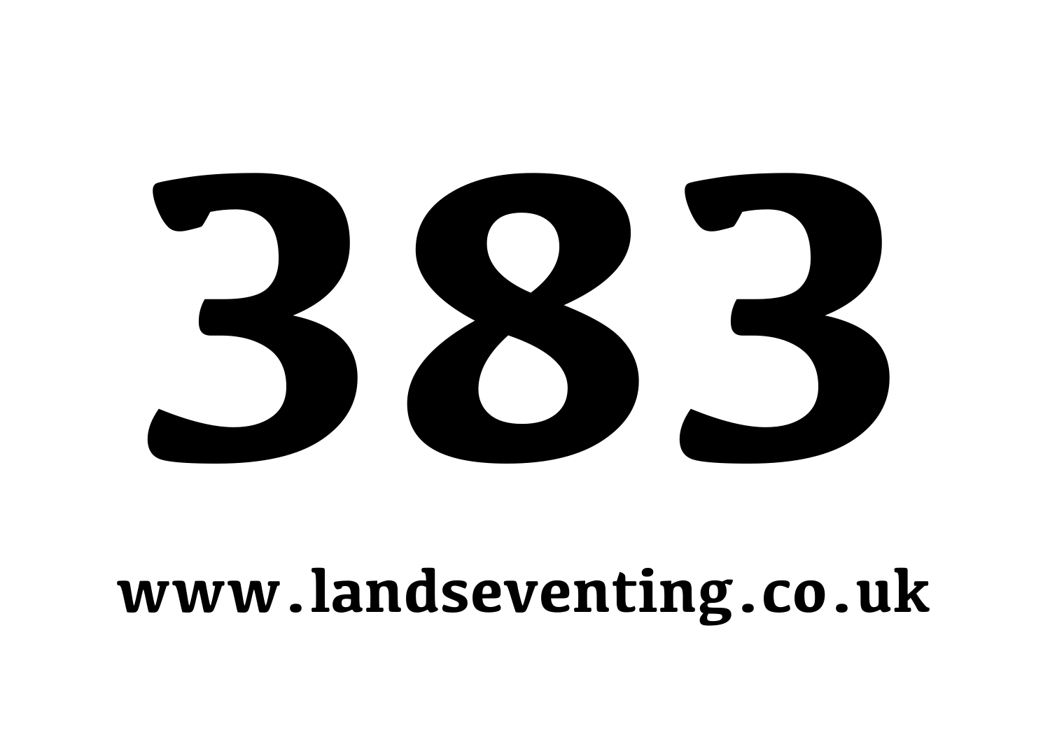# 383

**www.landseventing.co.uk**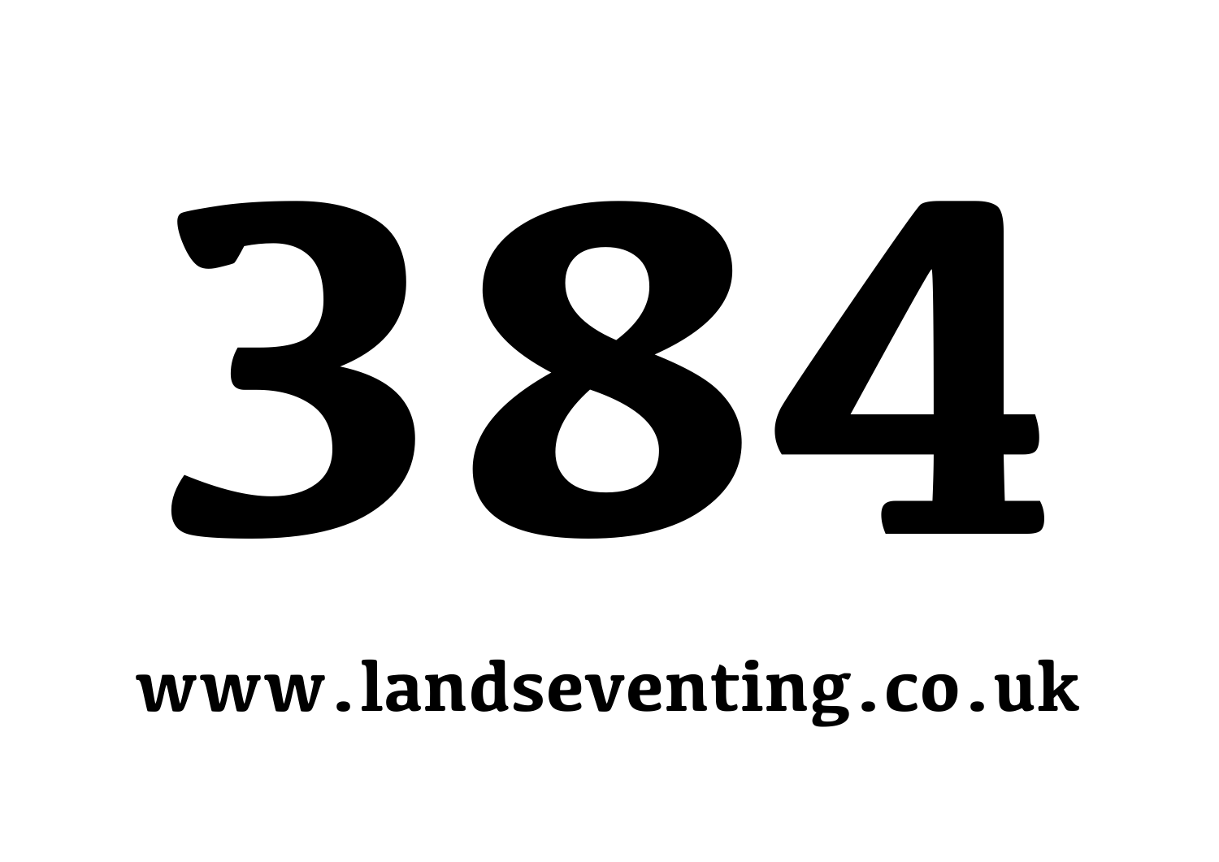# 384

www.landseventing.co.uk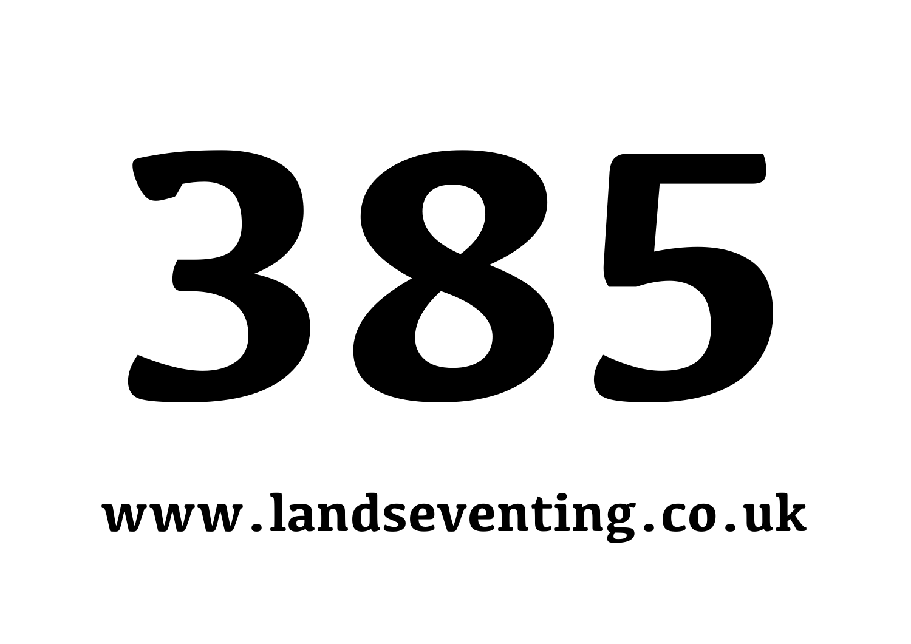# 385

**www.landseventing.co.uk**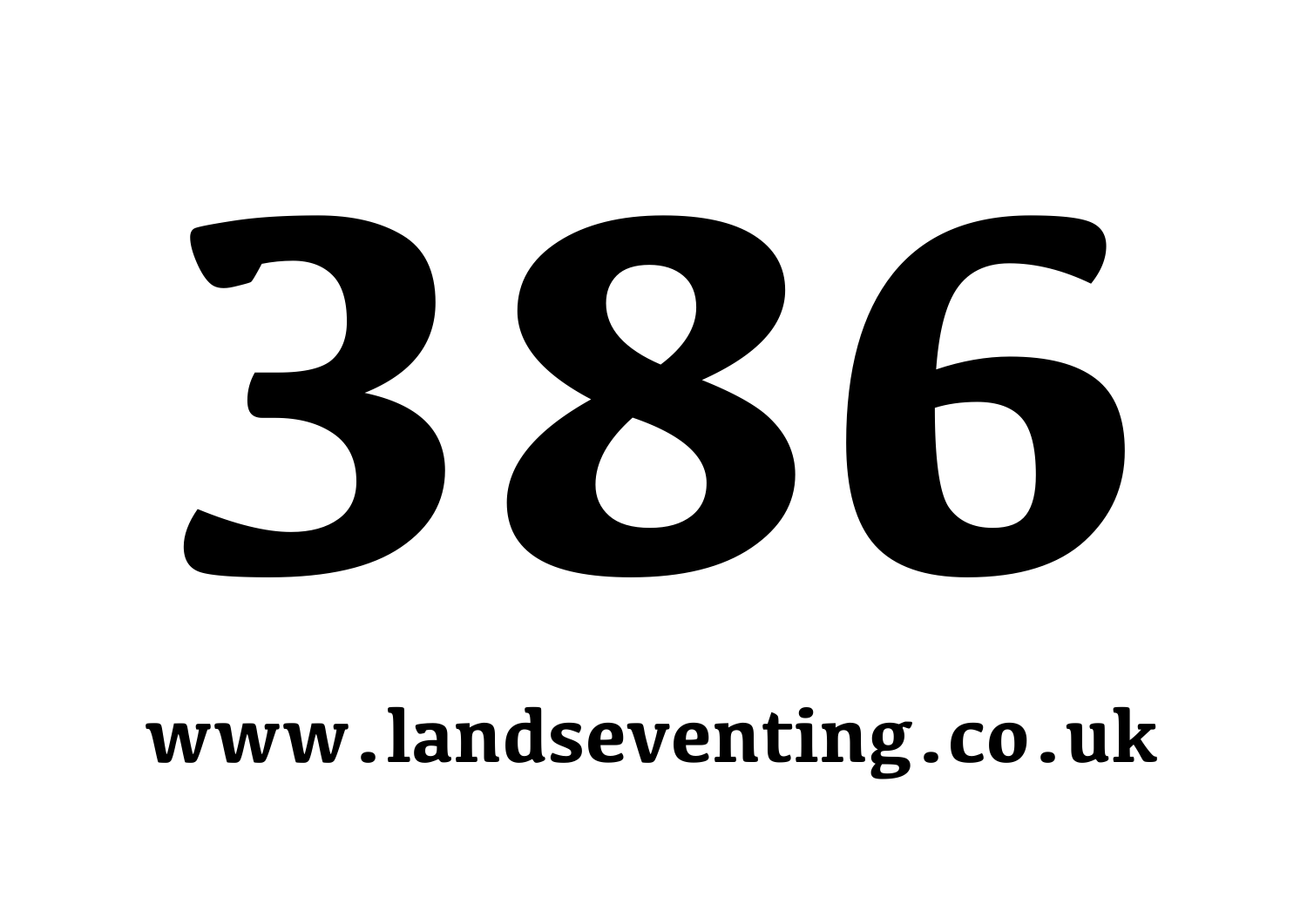# 386

**www.landseventing.co.uk**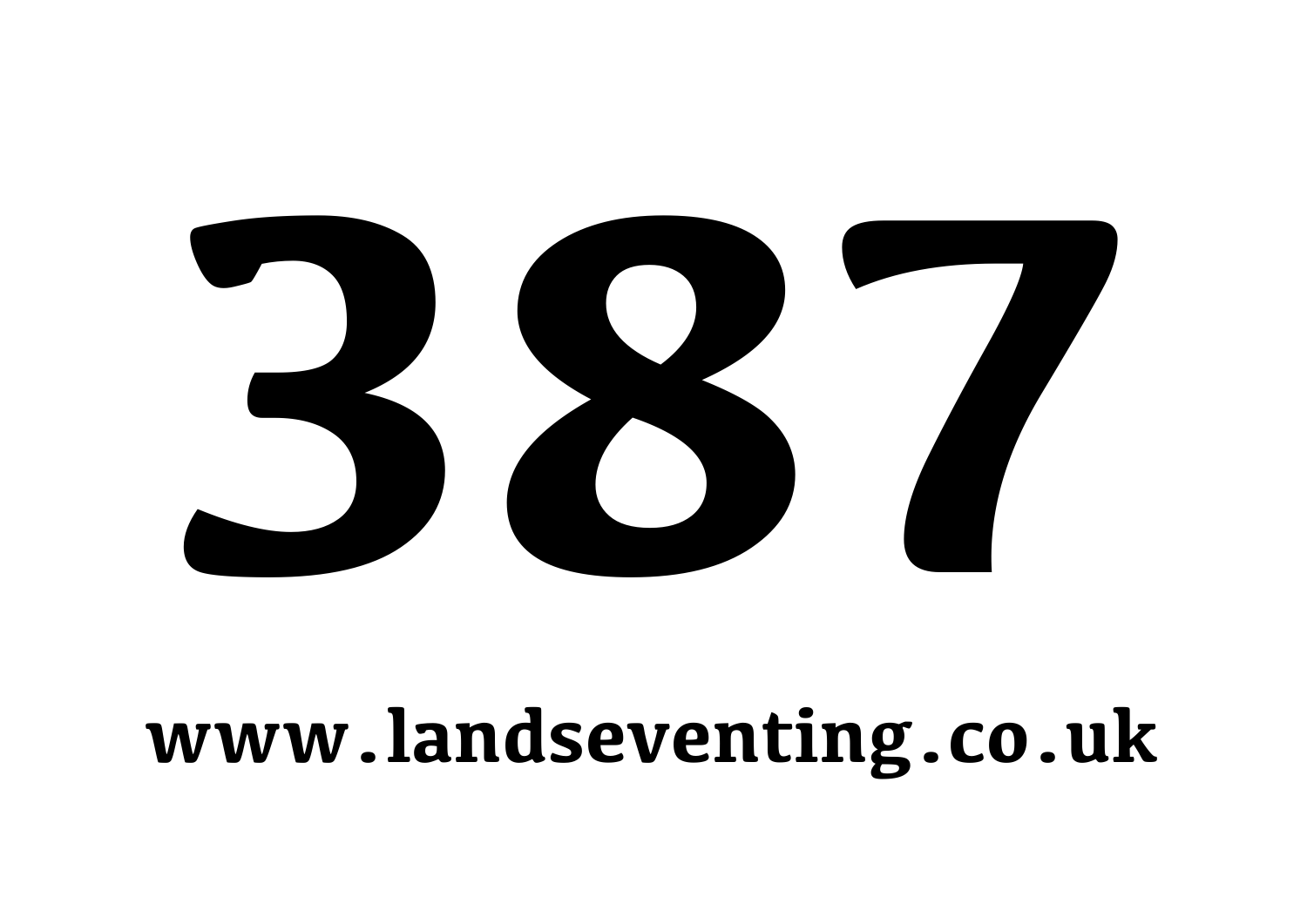# 387

**www.landseventing.co.uk**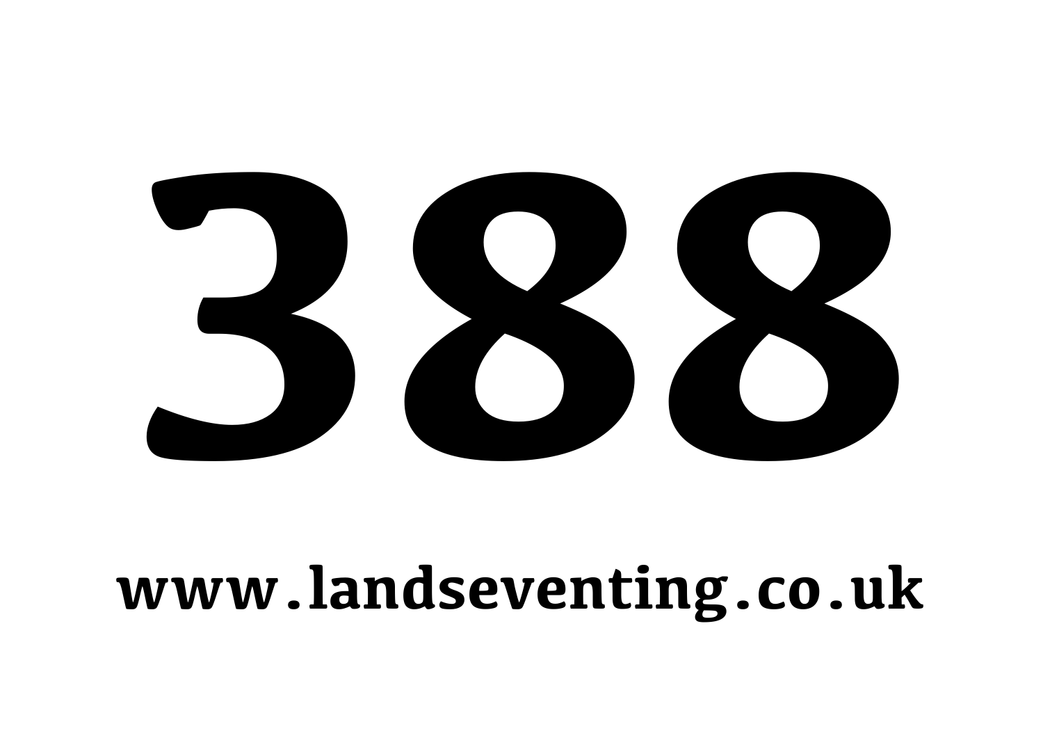# 388

**www.landseventing.co.uk**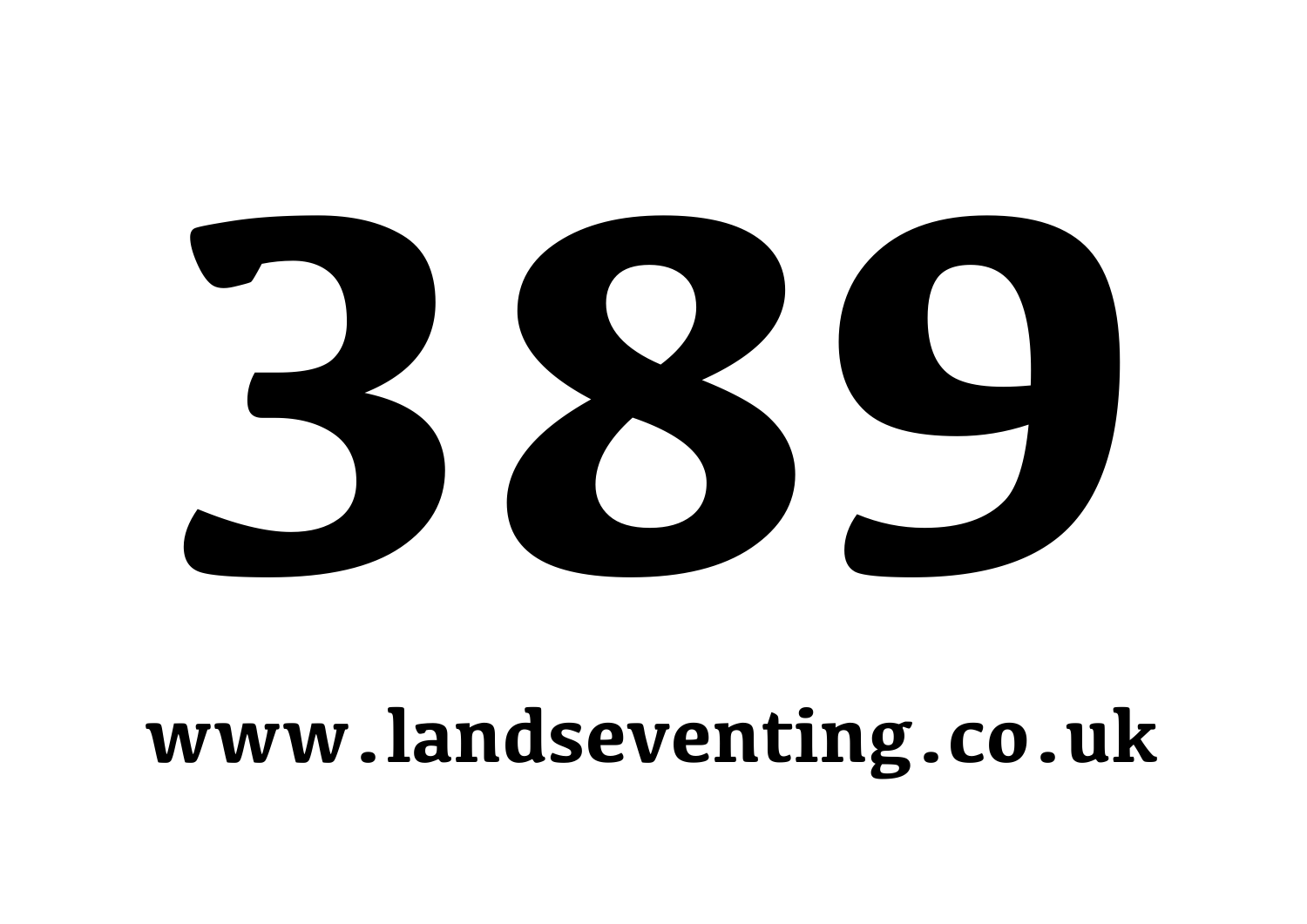# 389

**www.landseventing.co.uk**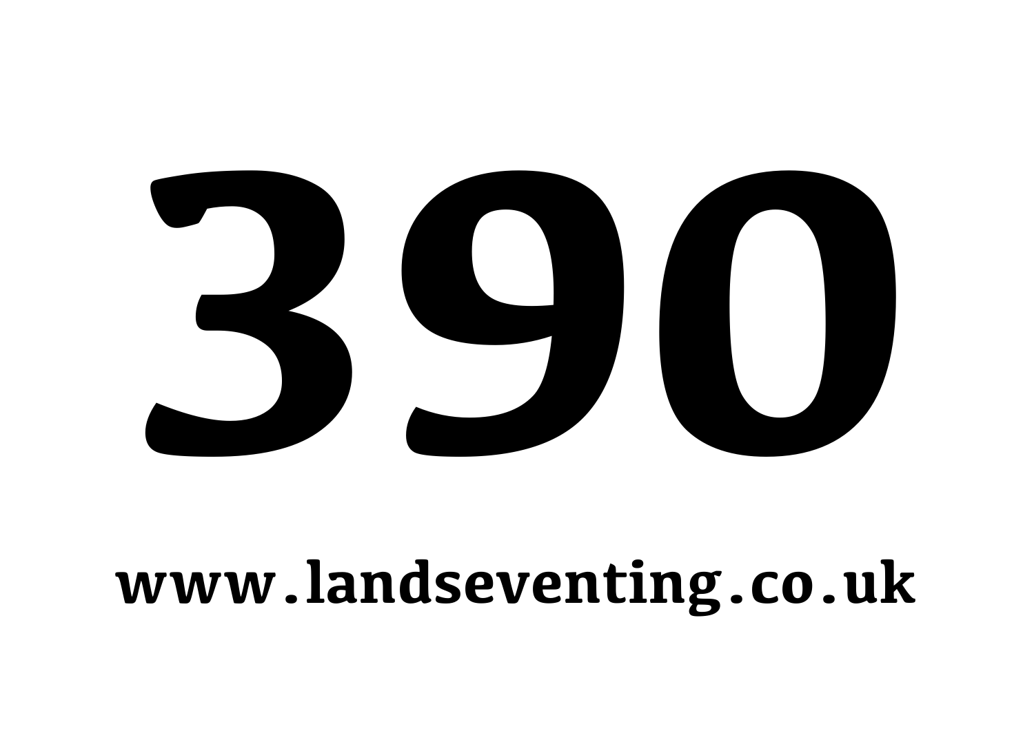# 390

www.landseventing.co.uk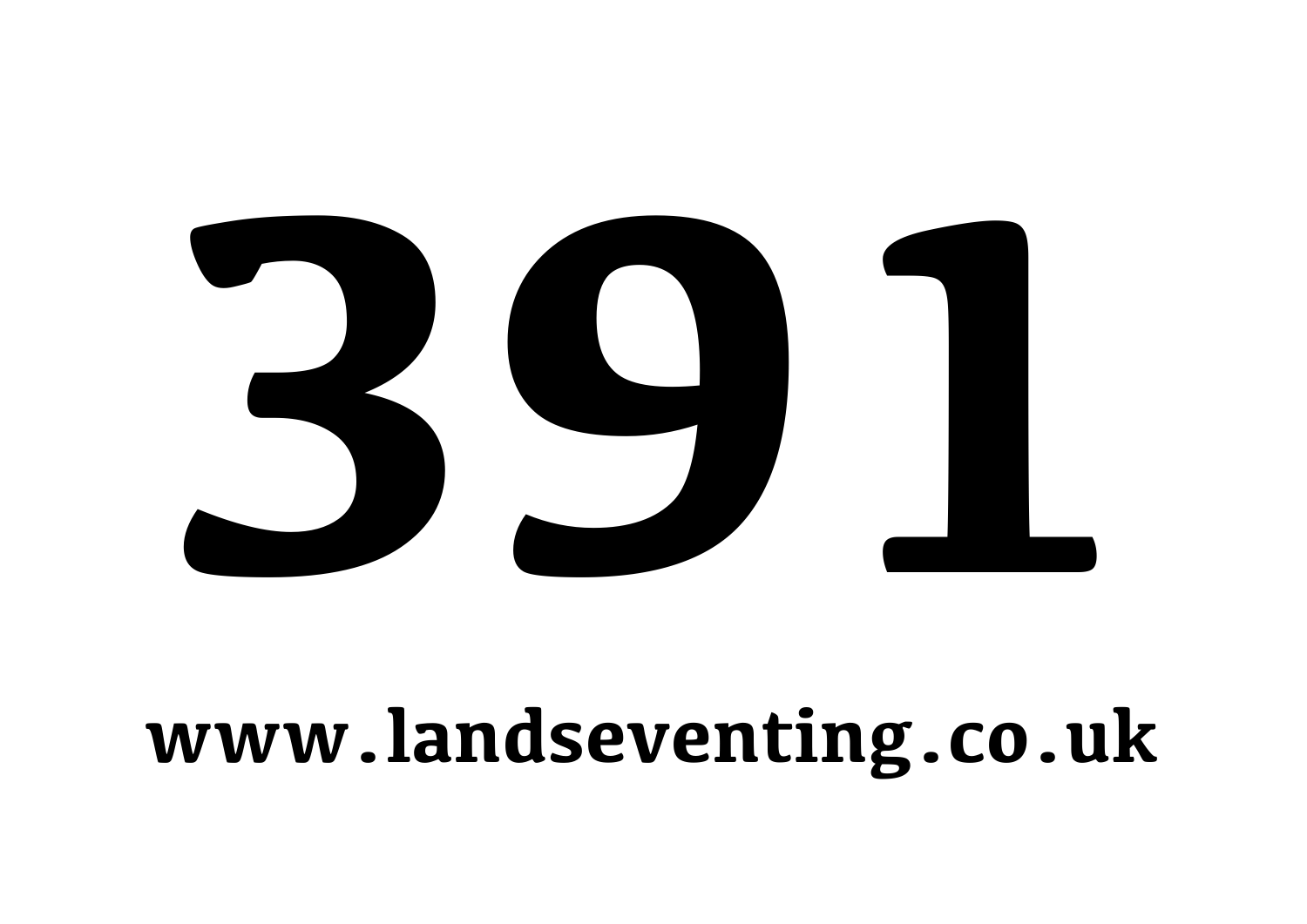# 391

**www.landseventing.co.uk**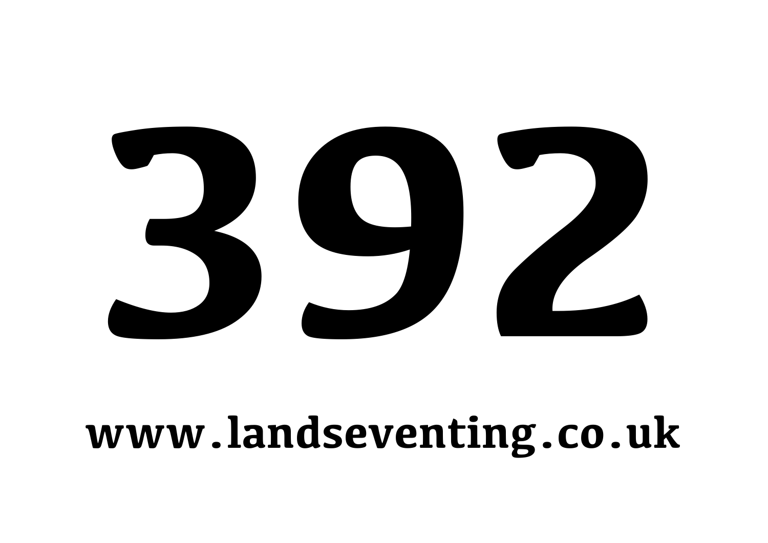# 392

**www.landseventing.co.uk**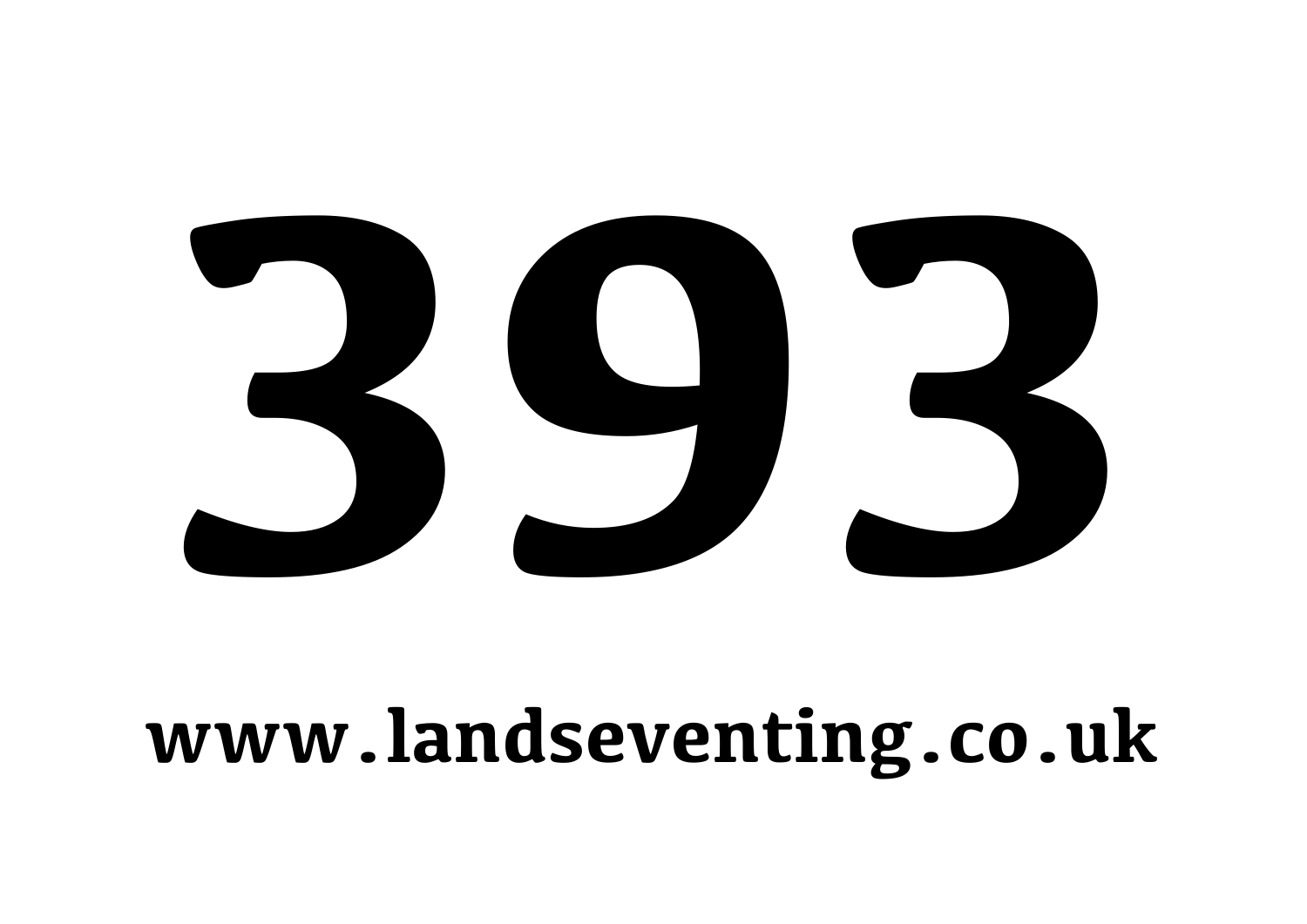# 393

**www.landseventing.co.uk**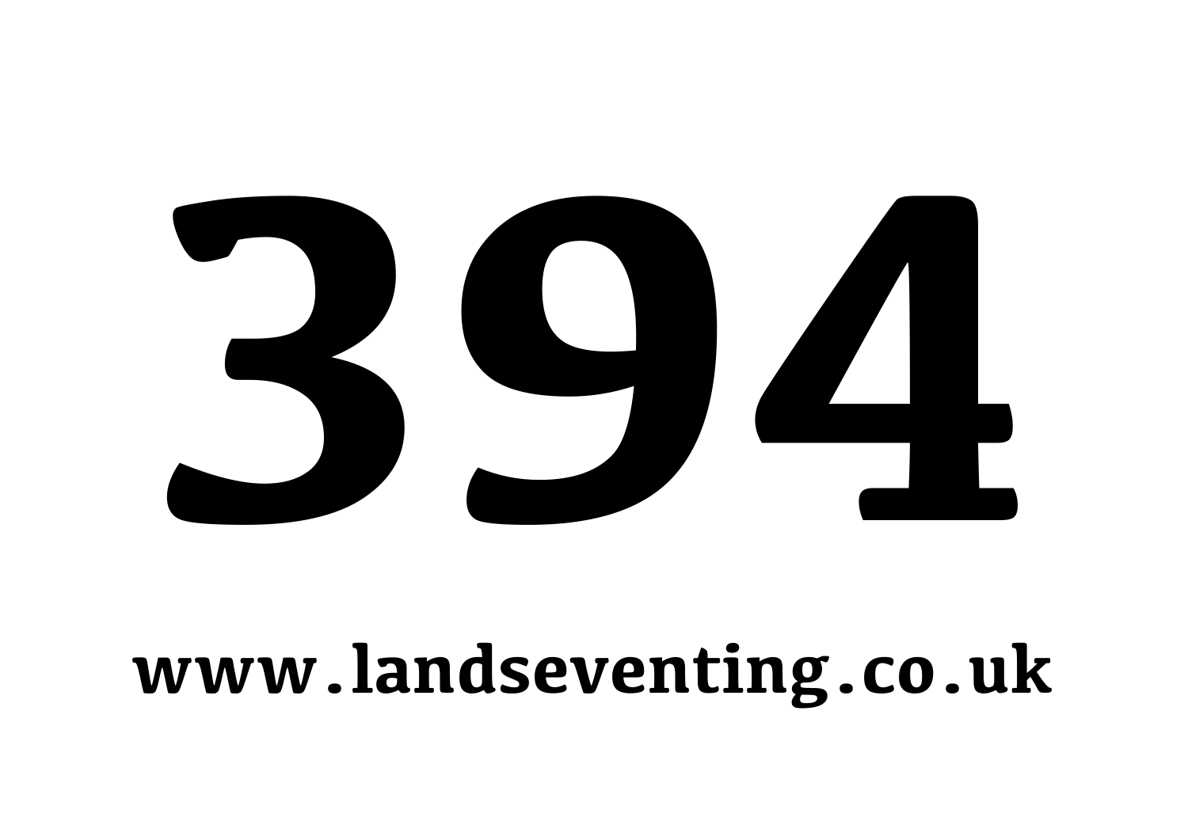# 394

**www.landseventing.co.uk**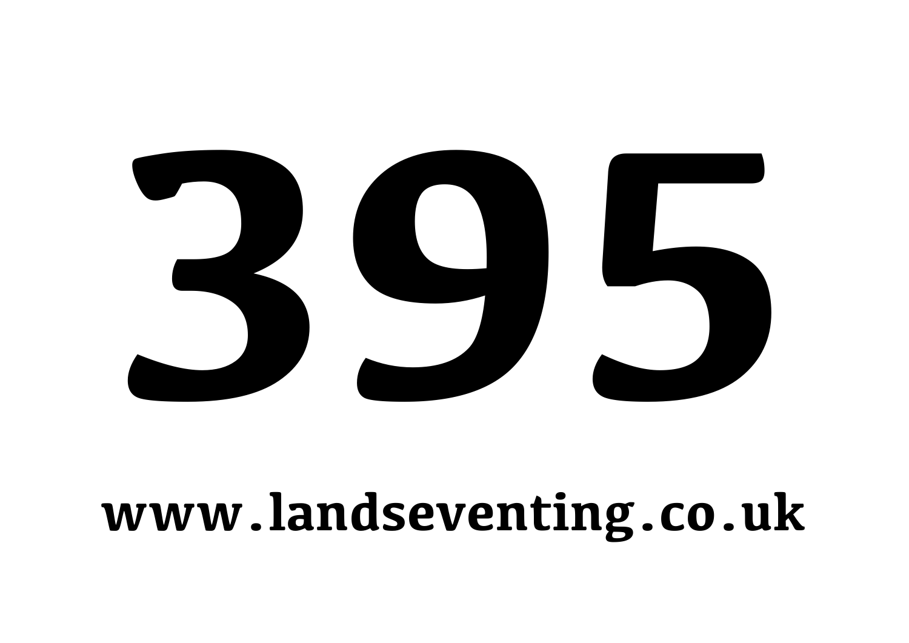# 395

**www.landseventing.co.uk**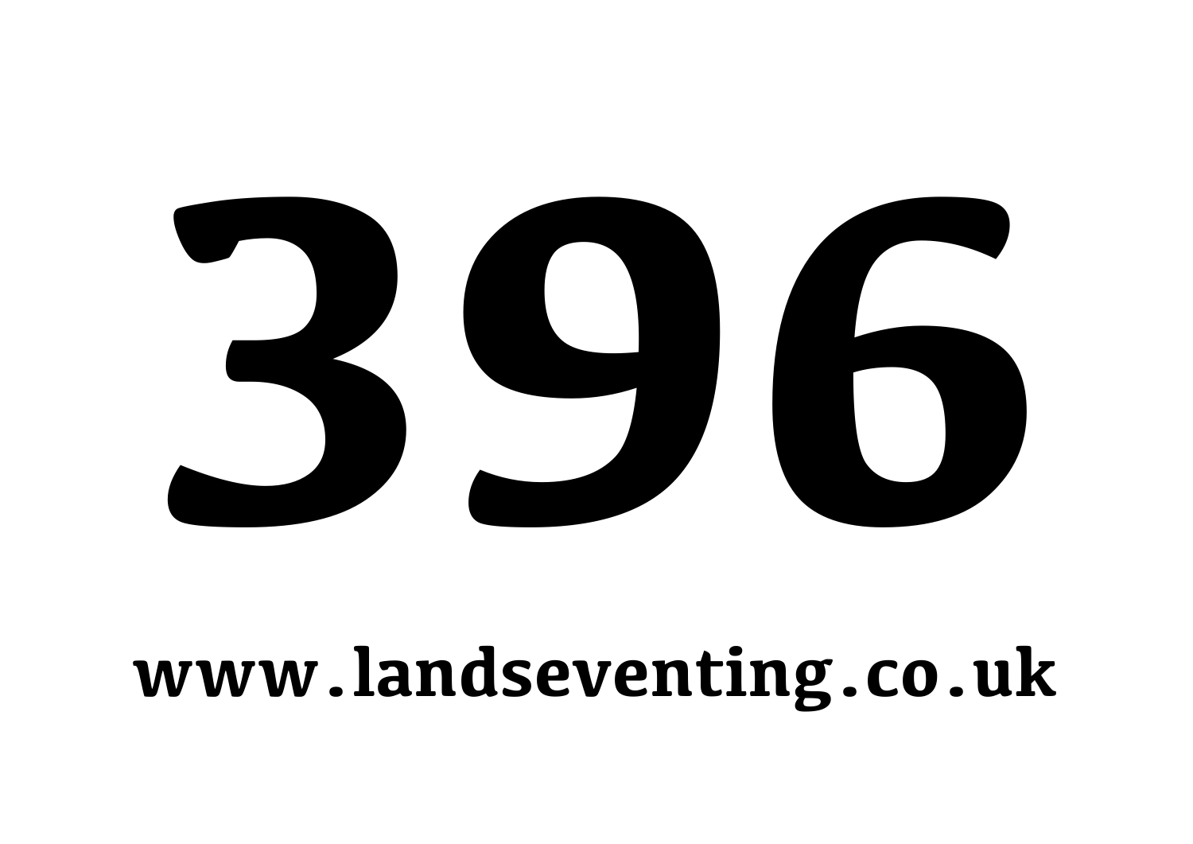# 396

**www.landseventing.co.uk**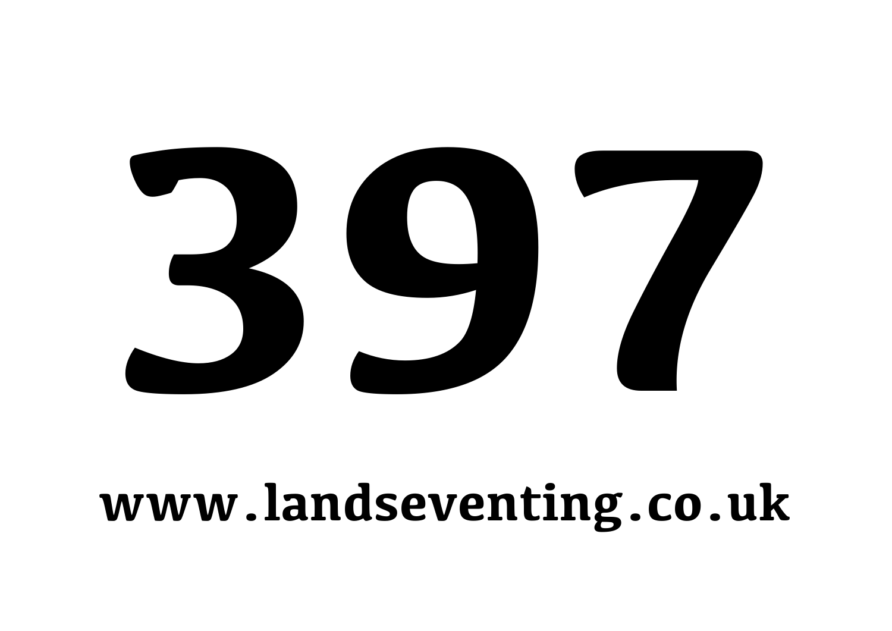# 397

**www.landseventing.co.uk**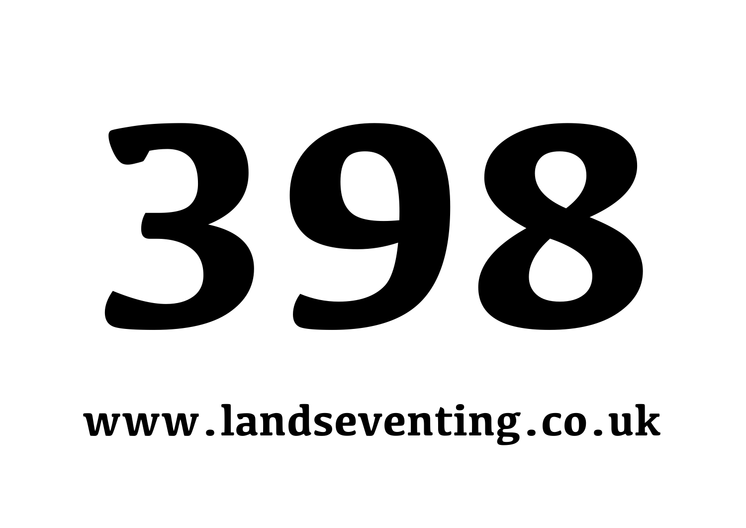# 398

**www.landseventing.co.uk**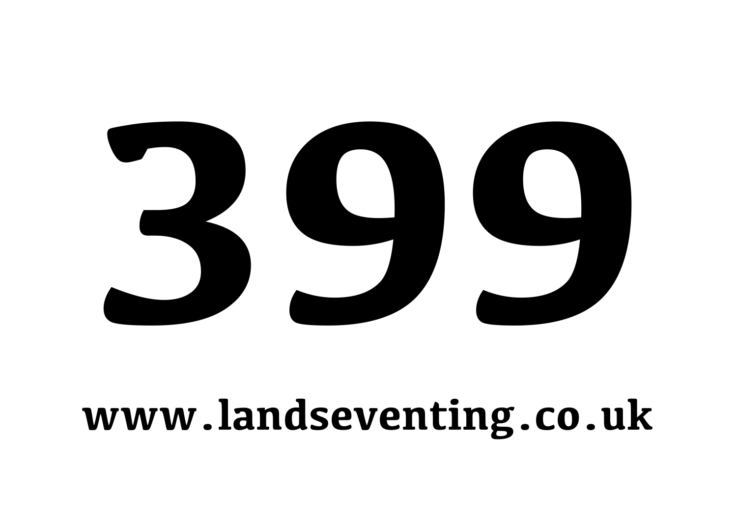# 399

**www.landseventing.co.uk**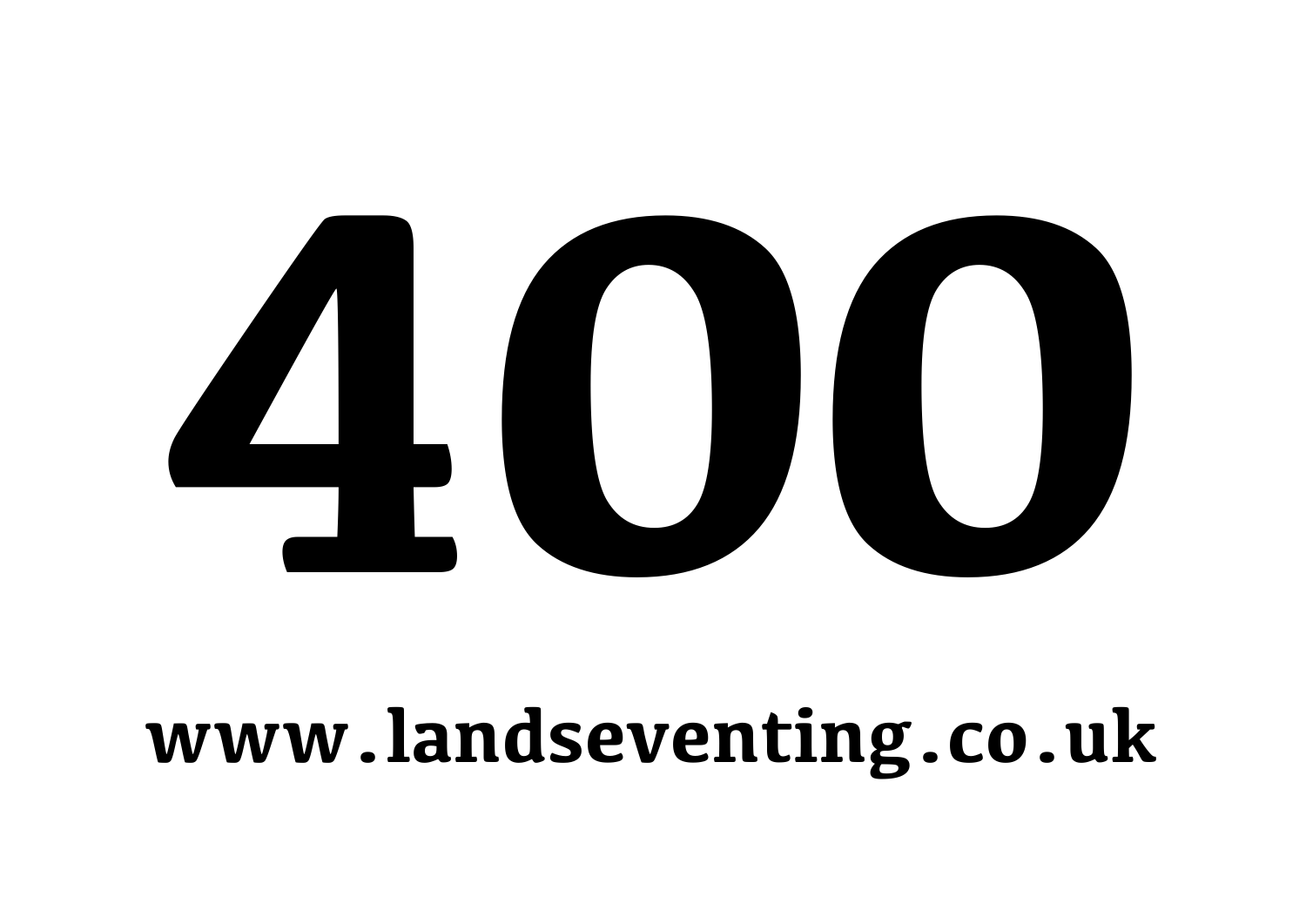# 400

**www.landseventing.co.uk**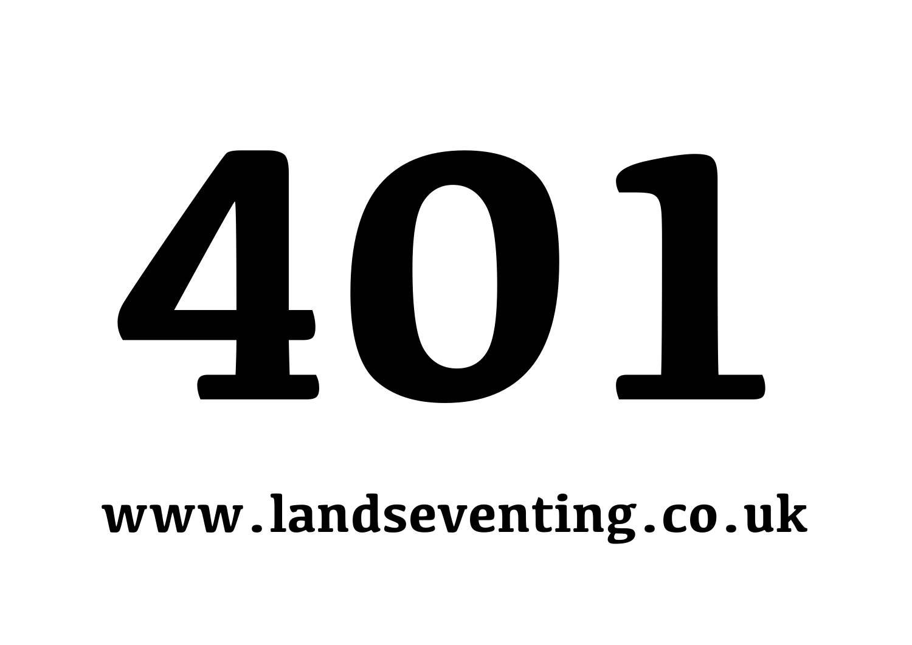# 401

**www.landseventing.co.uk**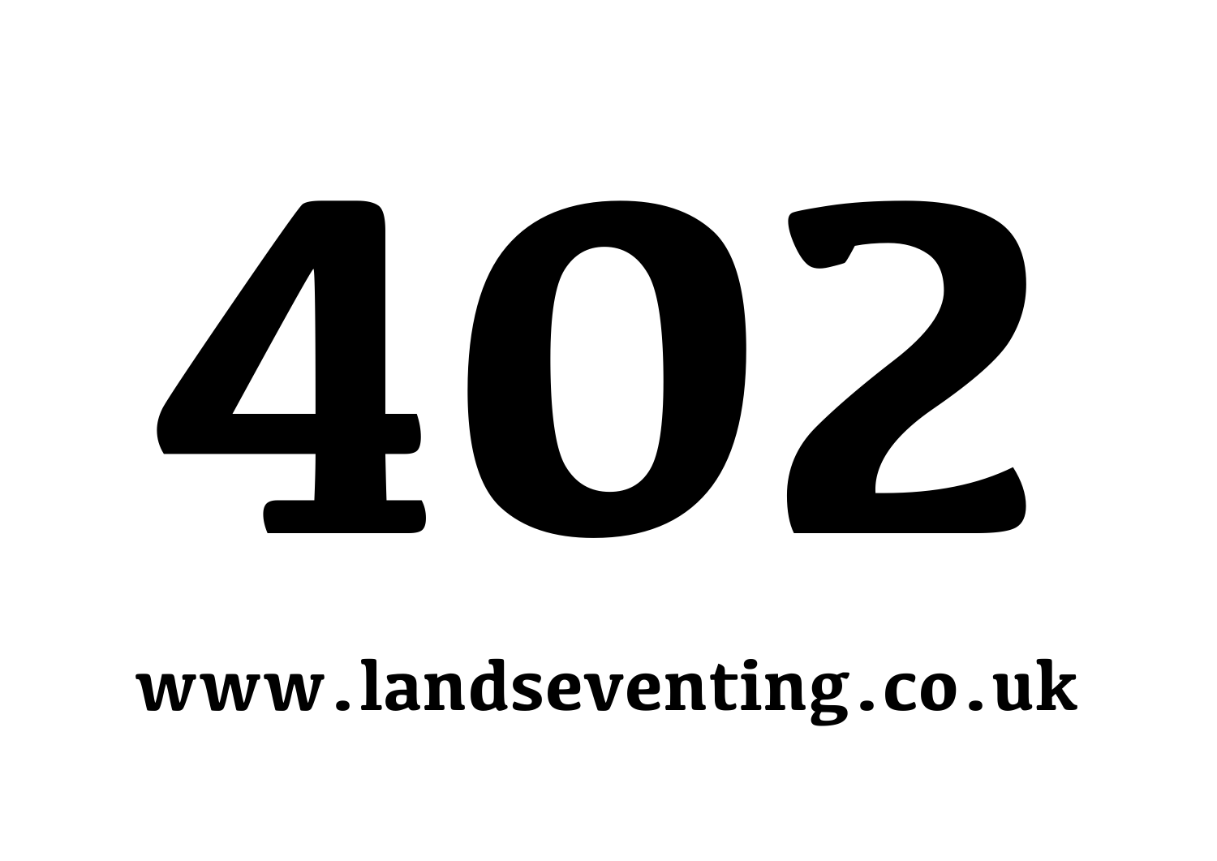# 402

**www.landseventing.co.uk**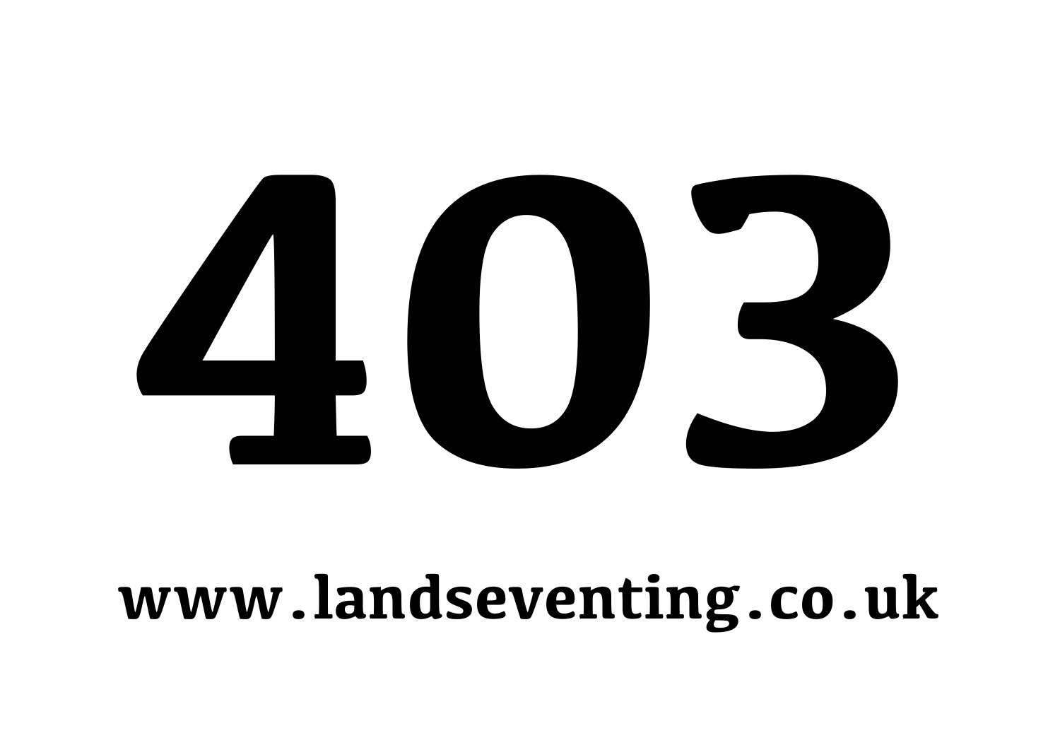# 403

**www.landseventing.co.uk**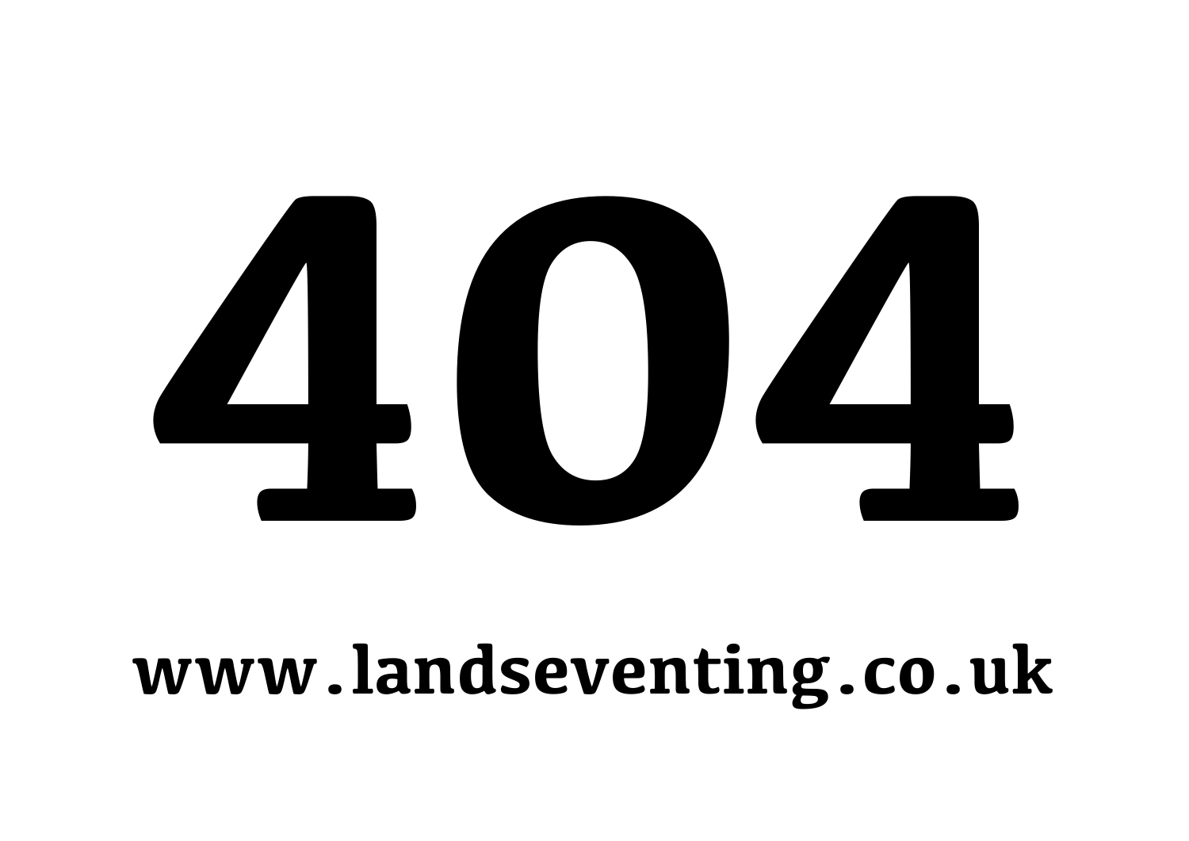# 404

**www.landseventing.co.uk**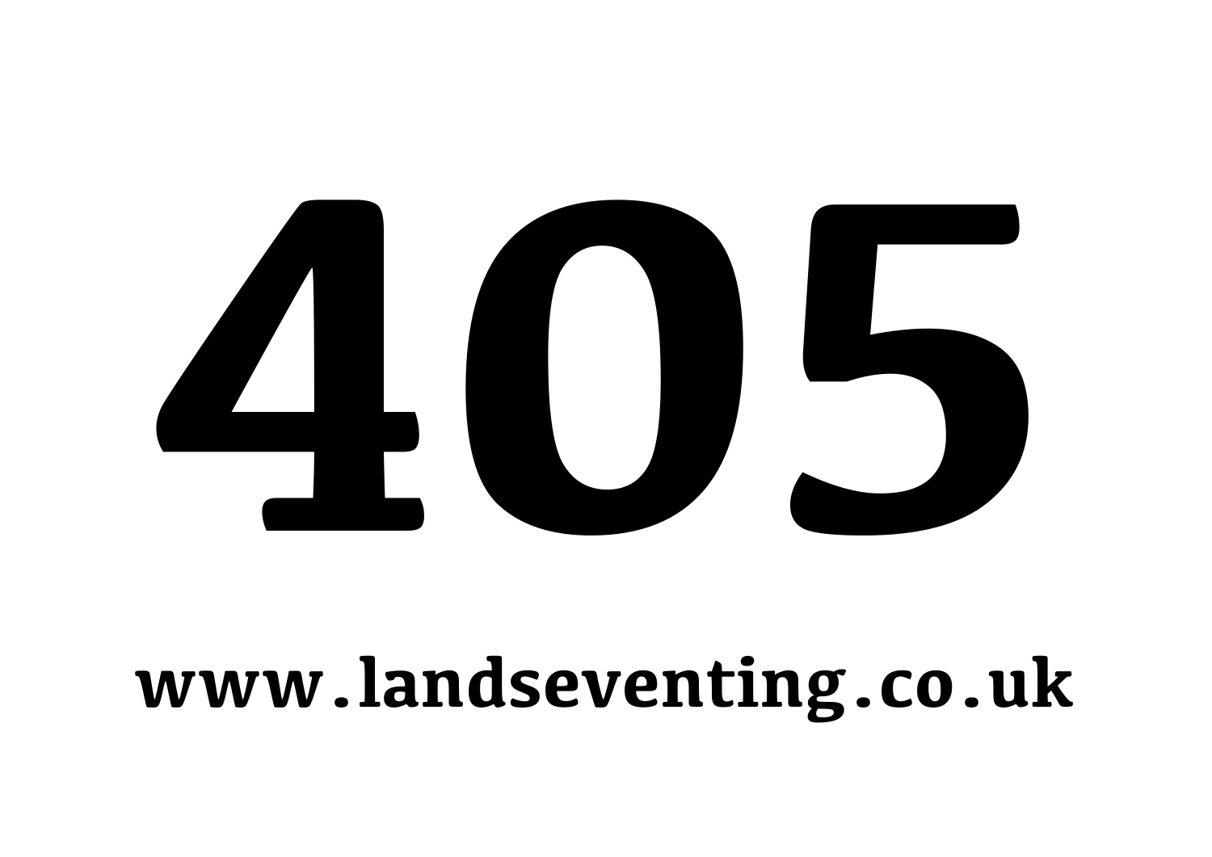# 405

**www.landseventing.co.uk**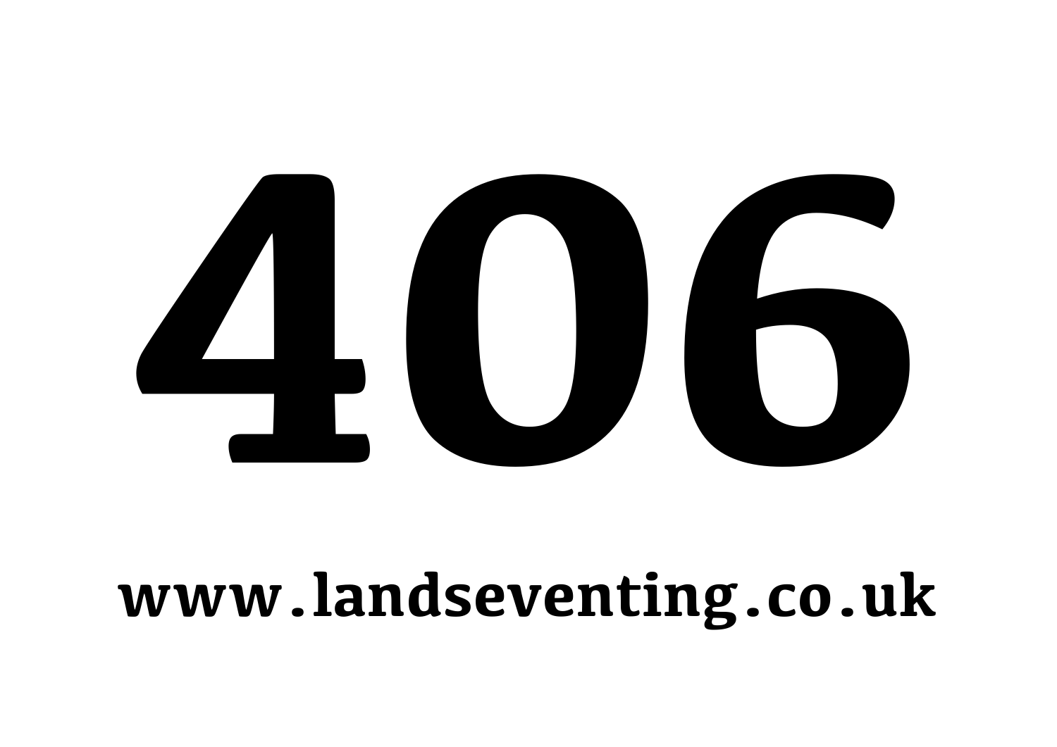# 406

**www.landseventing.co.uk**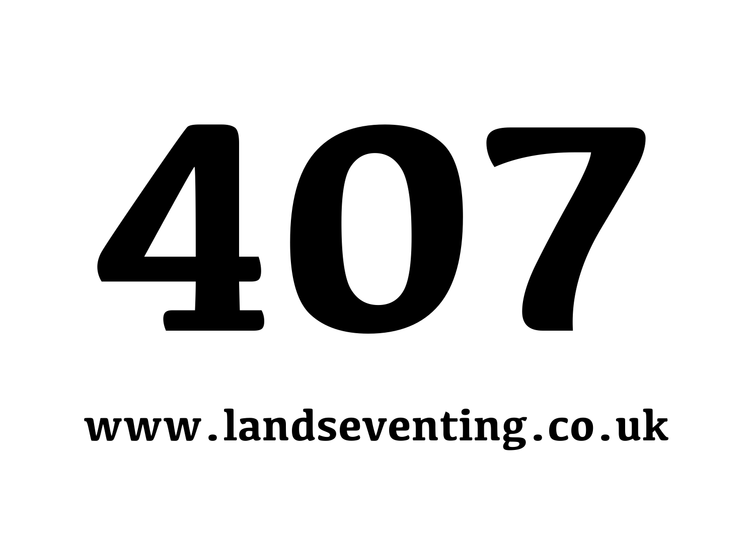# 407

**www.landseventing.co.uk**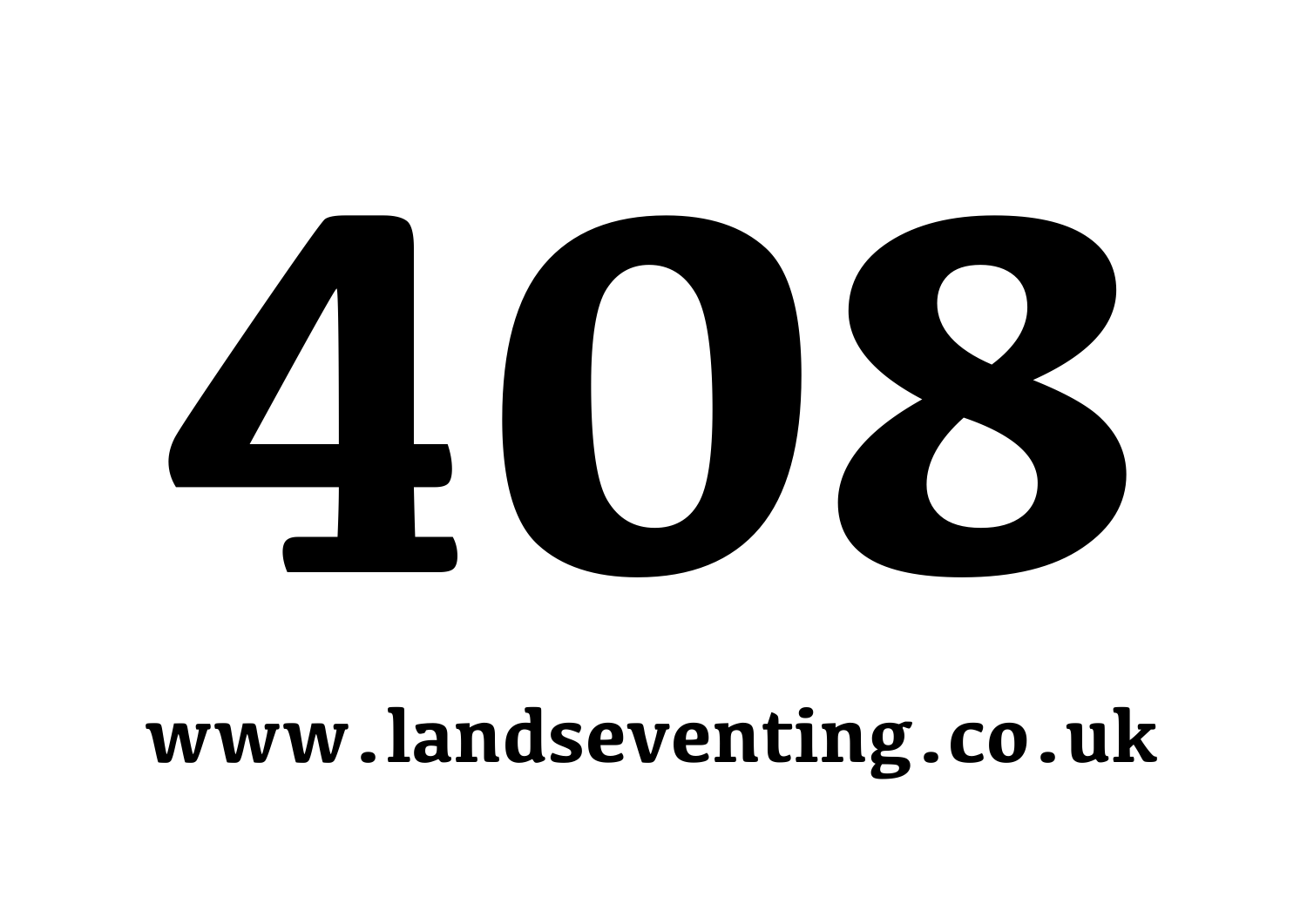# 408

**www.landseventing.co.uk**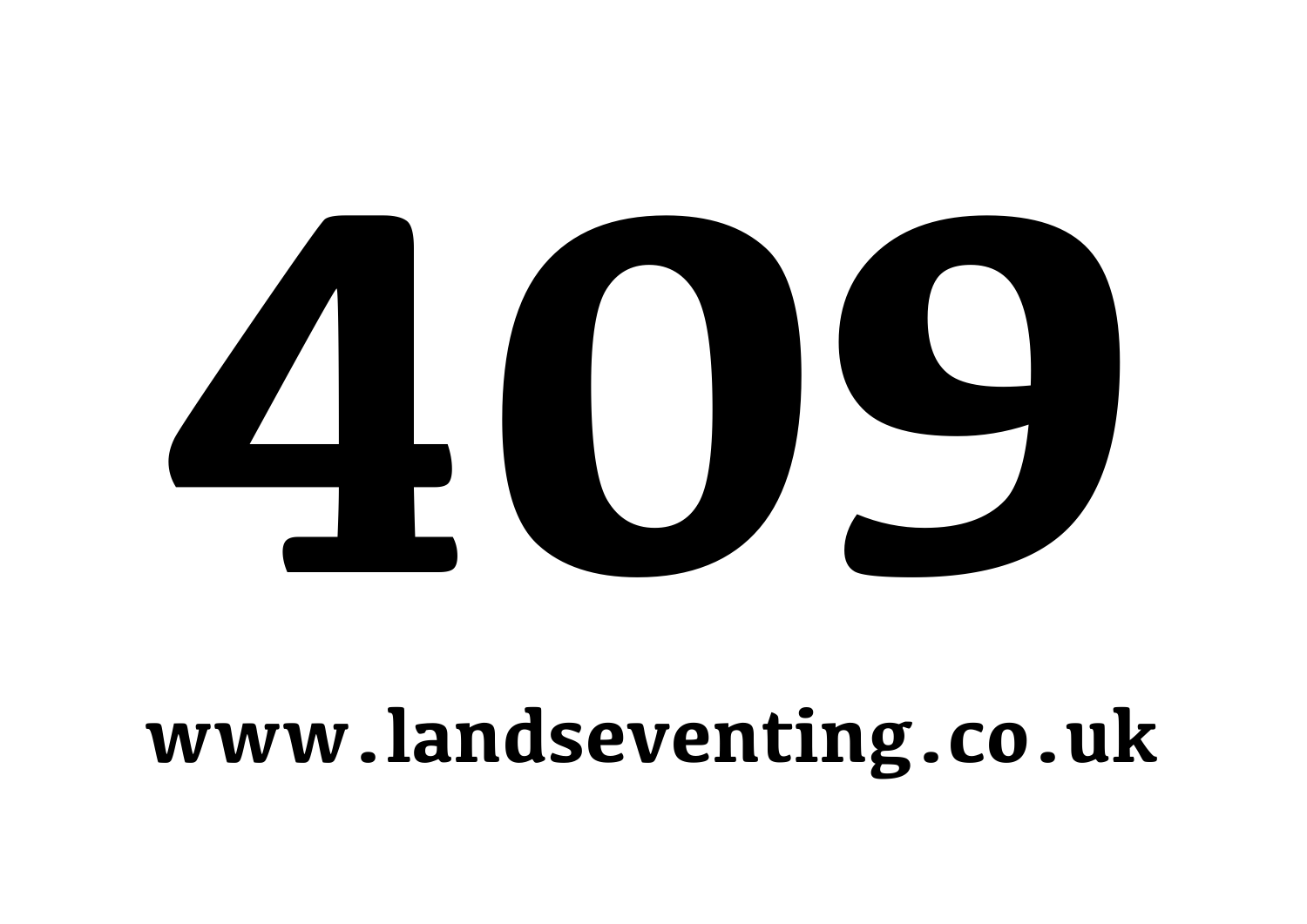# 409

**www.landseventing.co.uk**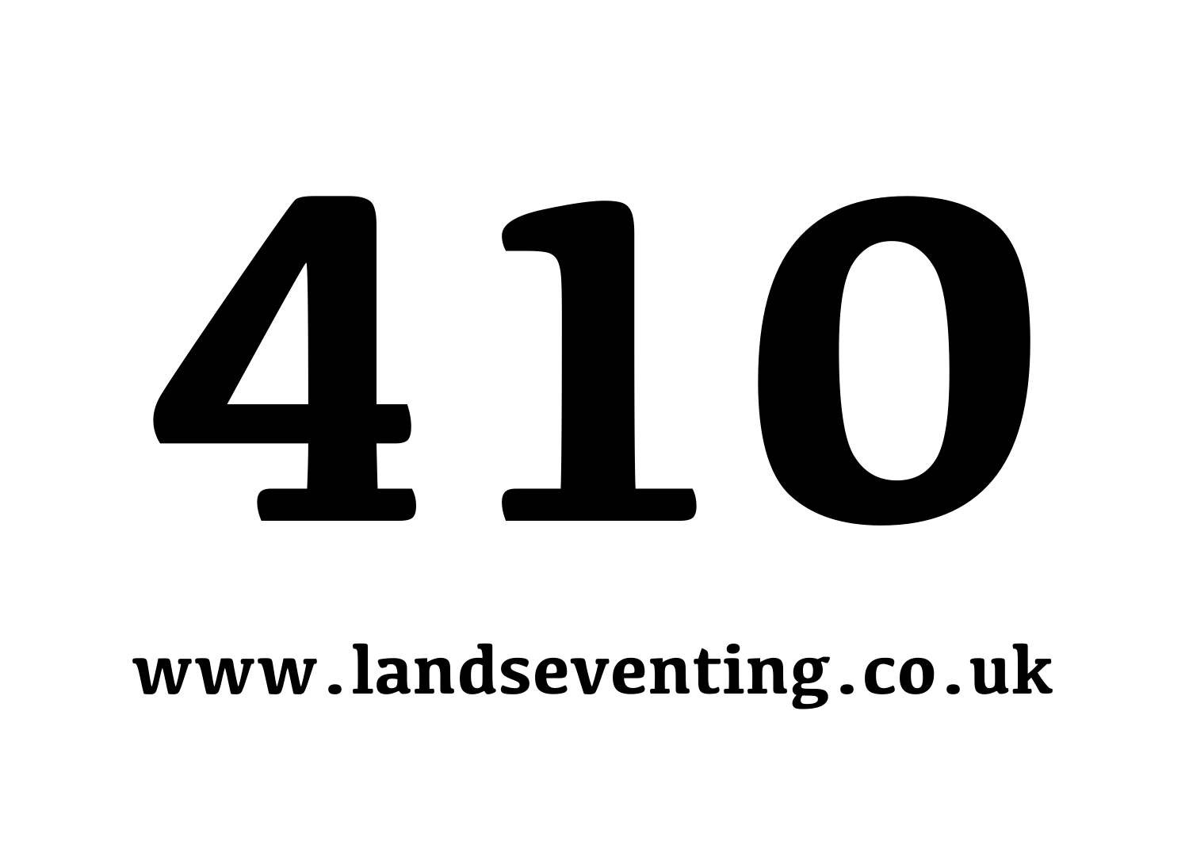# 410

**www.landseventing.co.uk**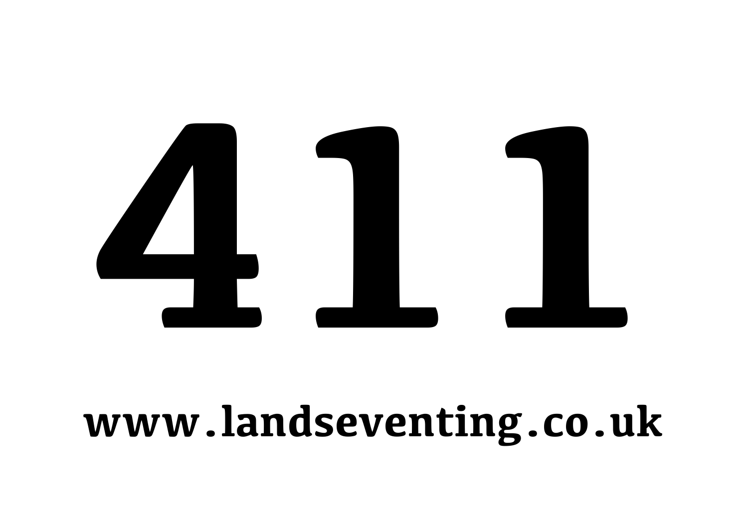# 411

**www.landseventing.co.uk**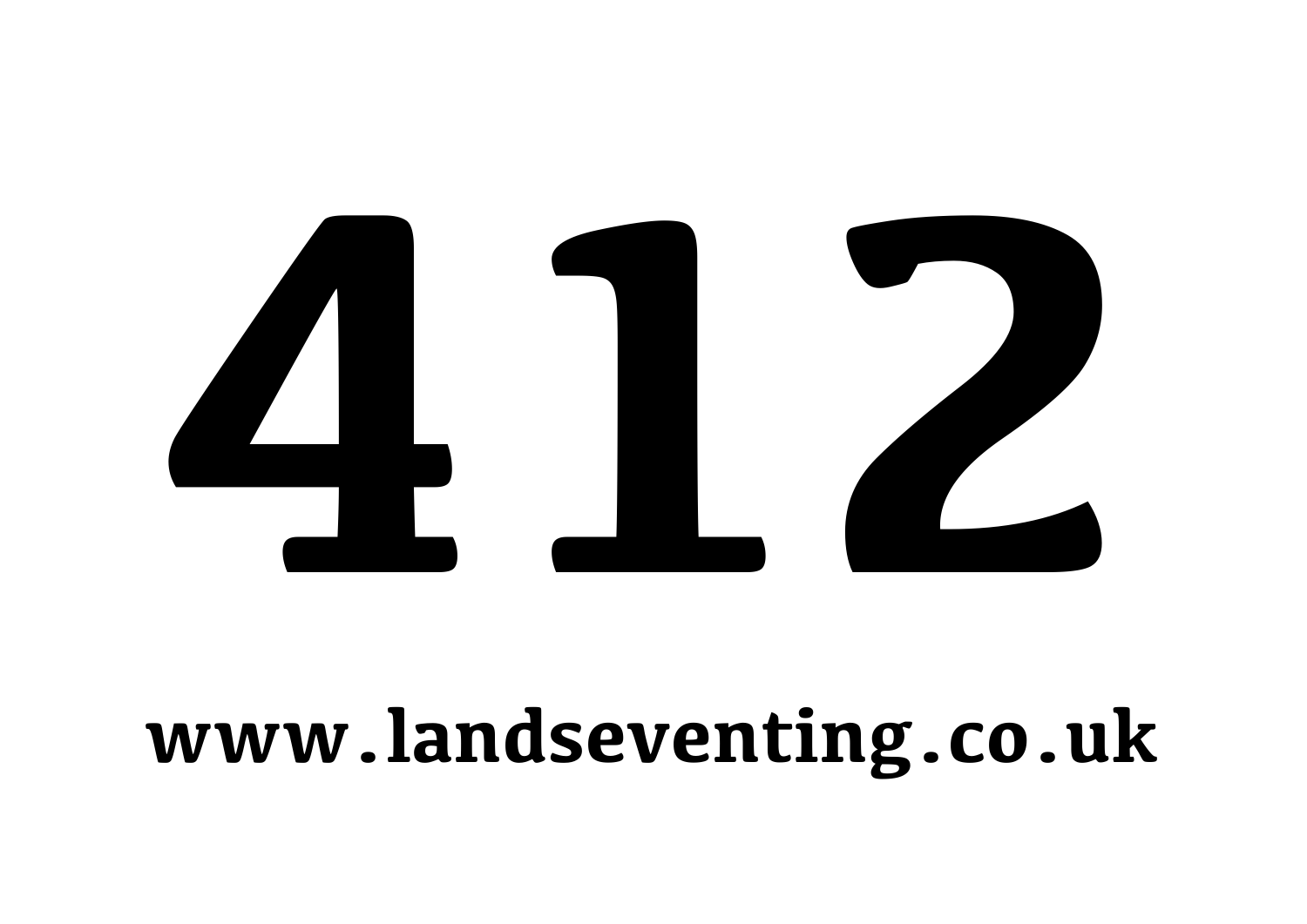# 412

**www.landseventing.co.uk**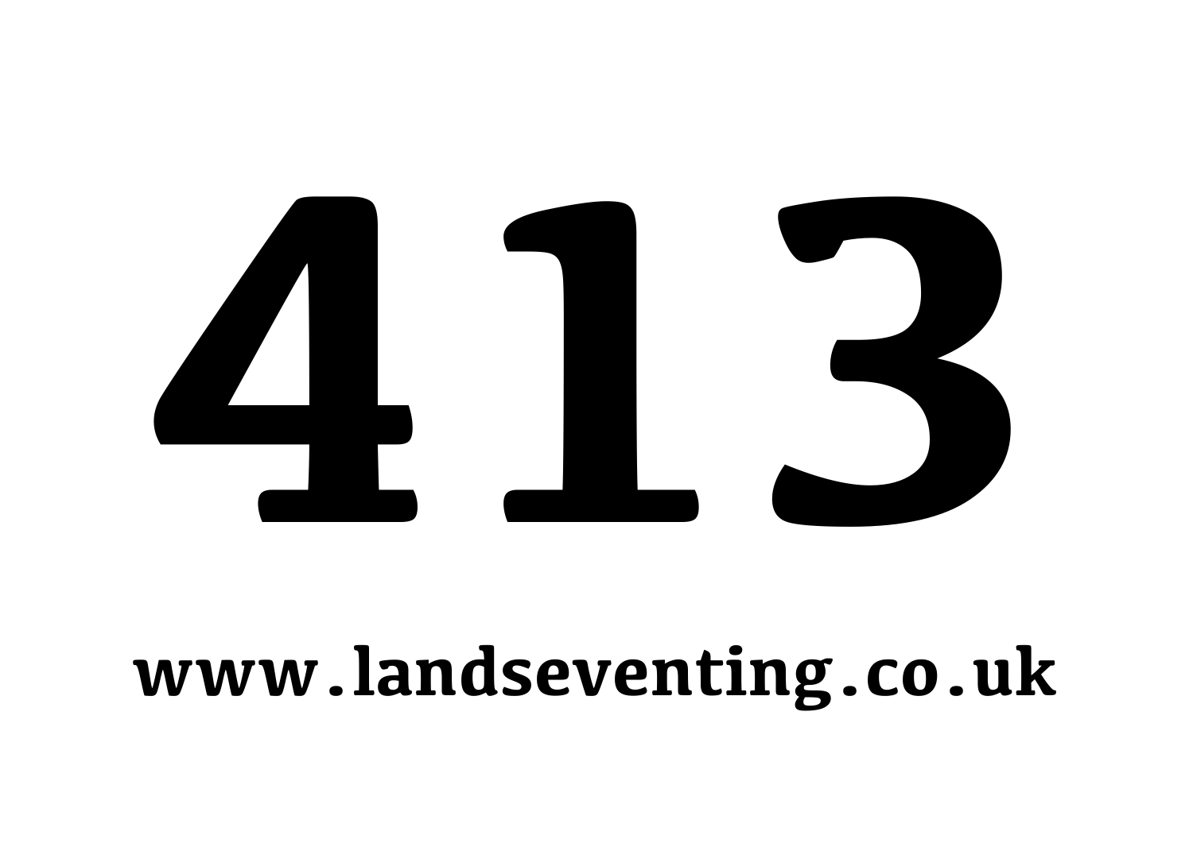# 413

**www.landseventing.co.uk**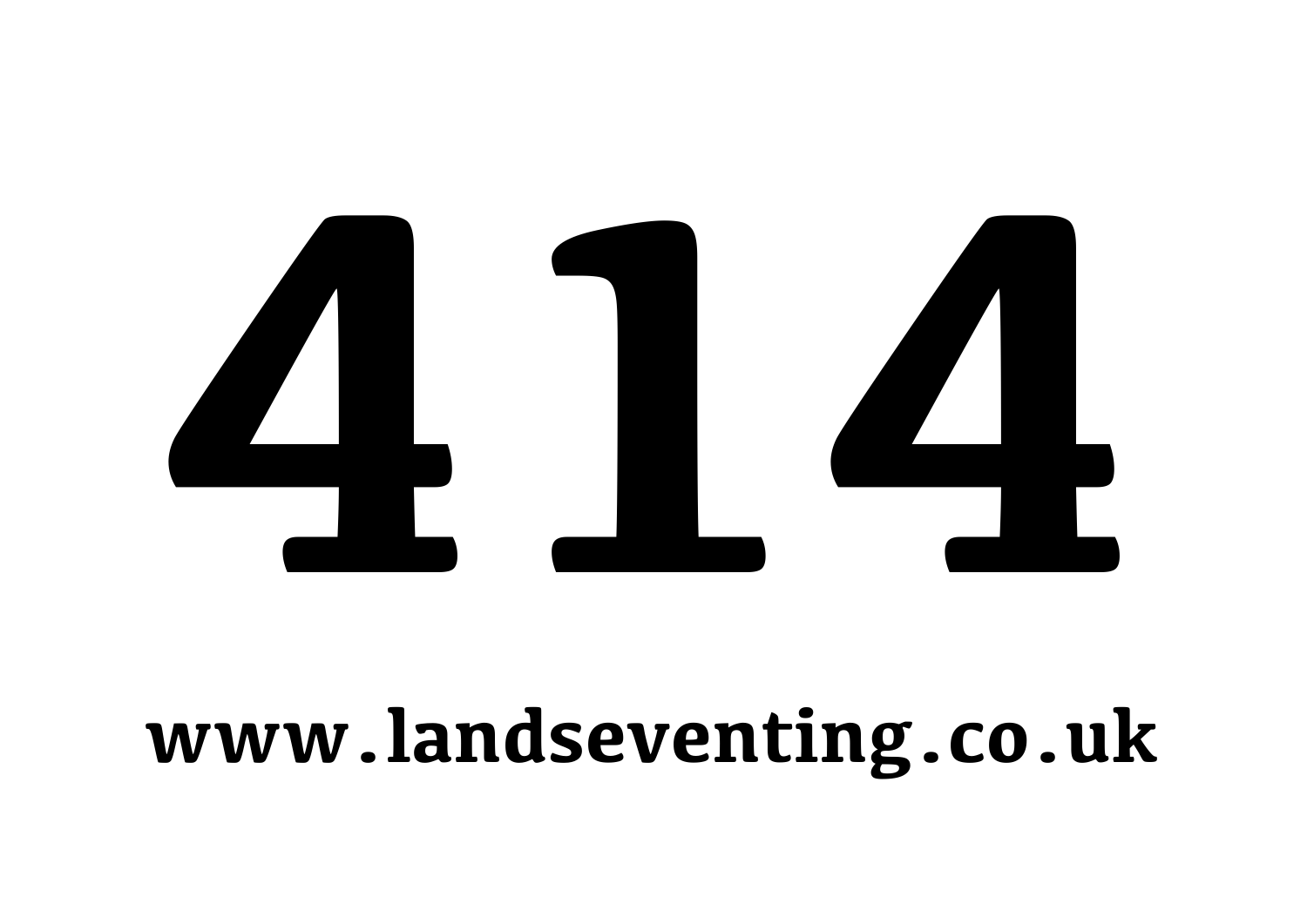# 414

**www.landseventing.co.uk**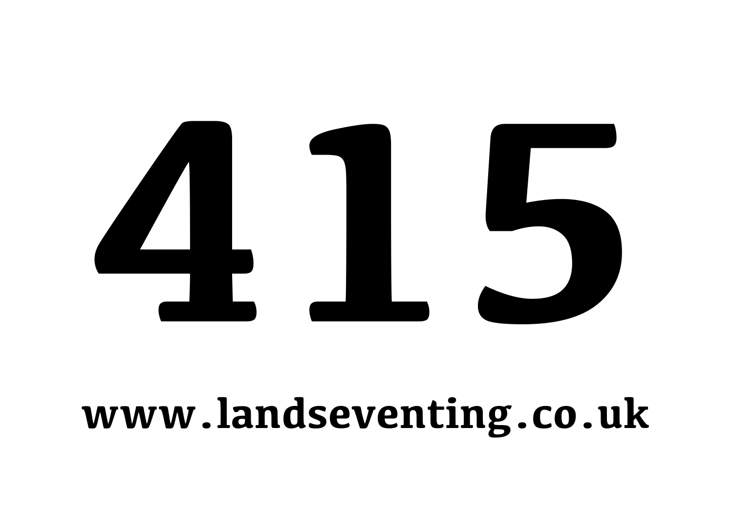# 415

**www.landseventing.co.uk**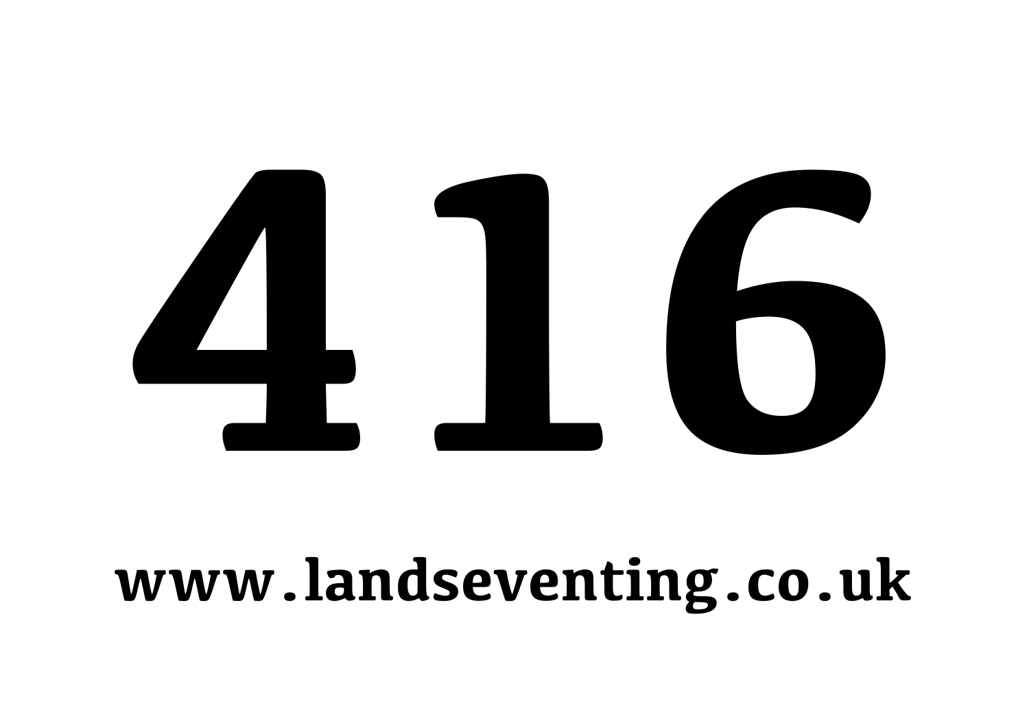# 416

**www.landseventing.co.uk**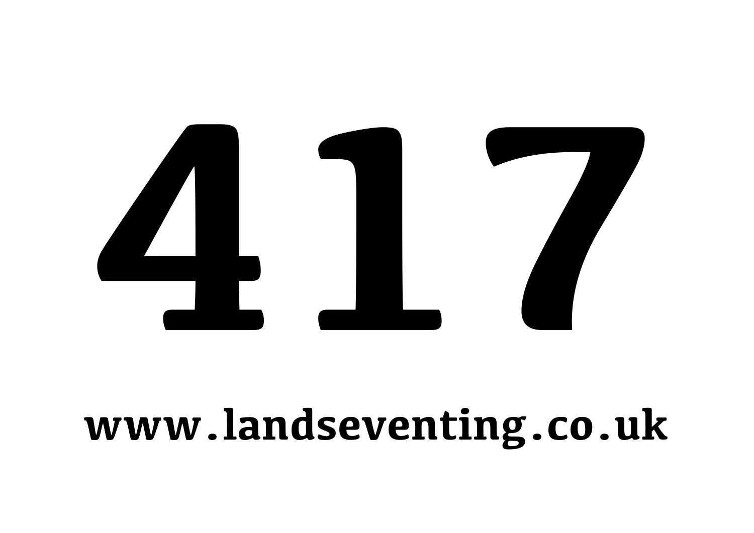# 417

**www.landseventing.co.uk**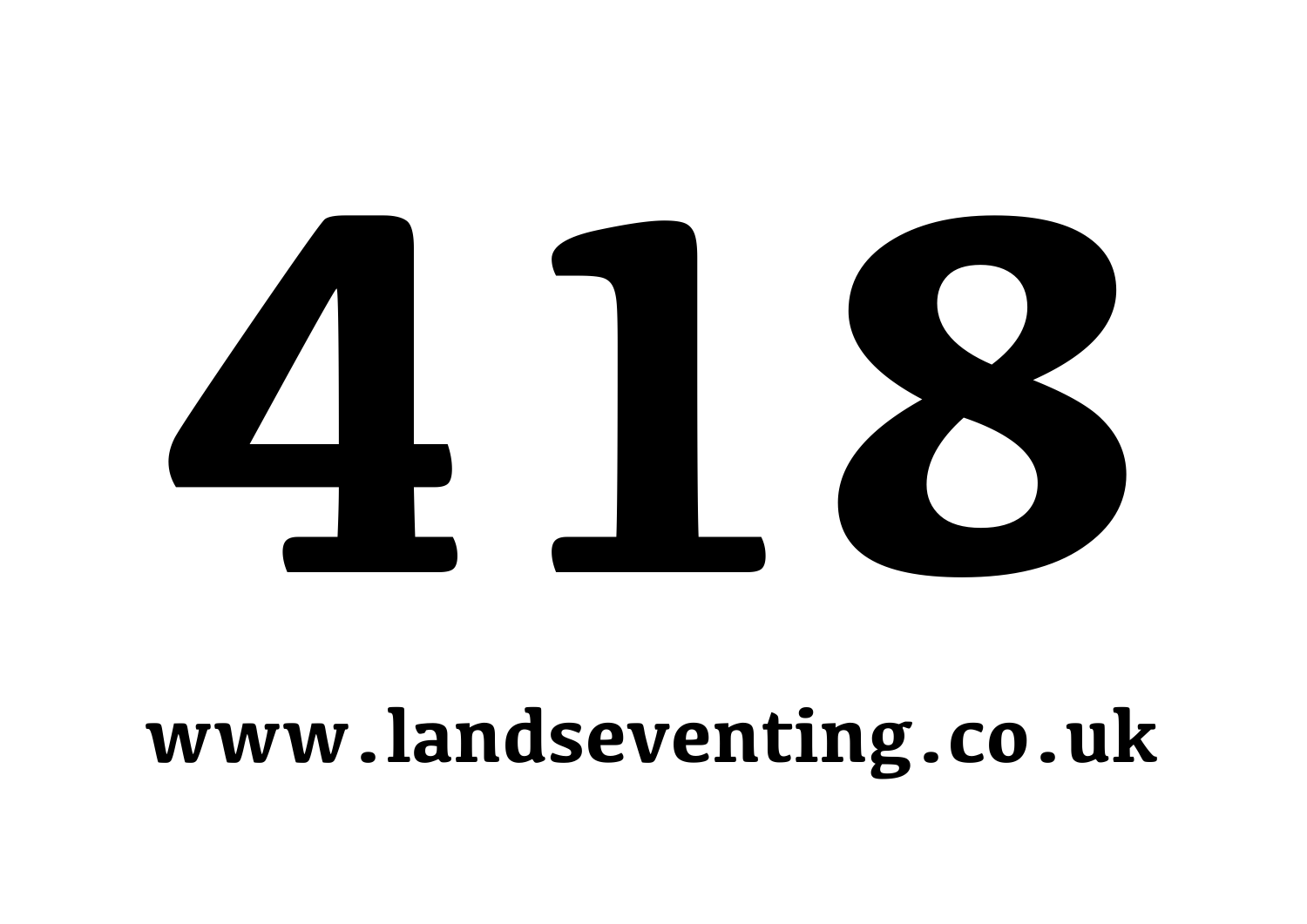# 418

**www.landseventing.co.uk**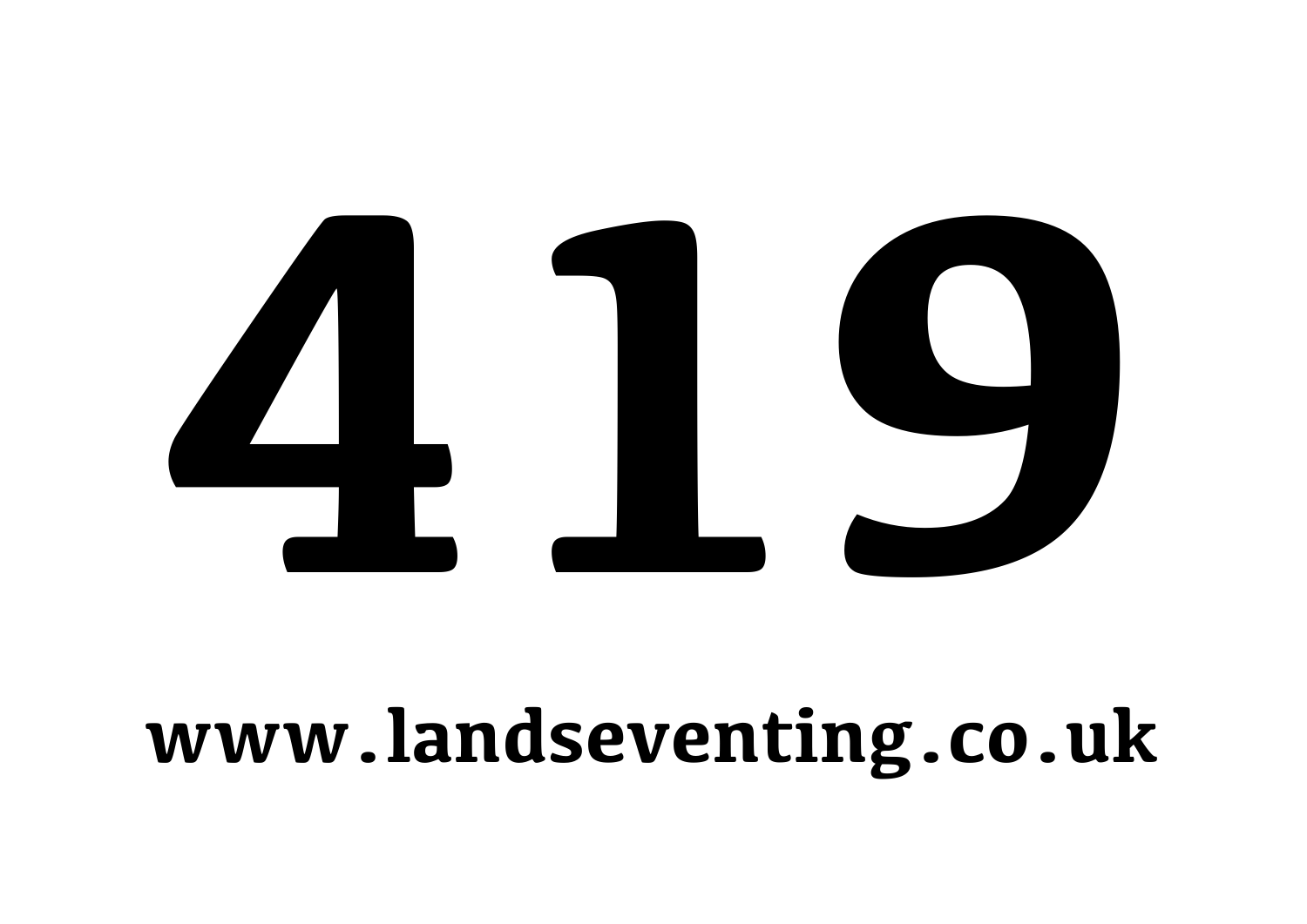# 419

**www.landseventing.co.uk**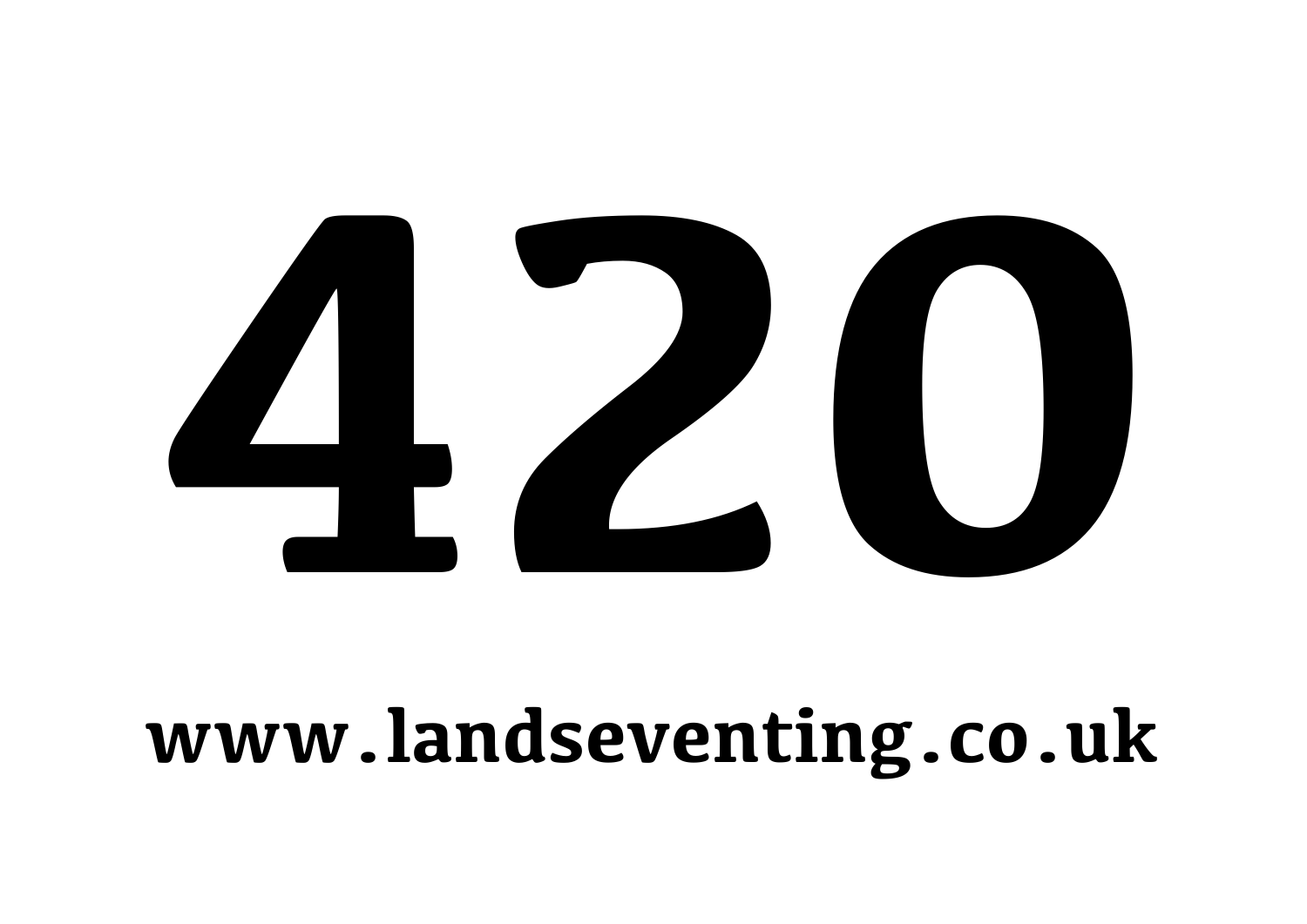# 420

**www.landseventing.co.uk**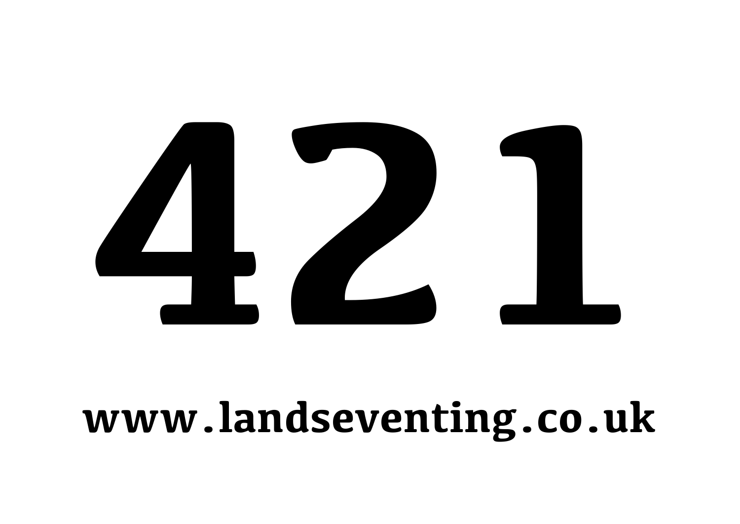# 421

**www.landseventing.co.uk**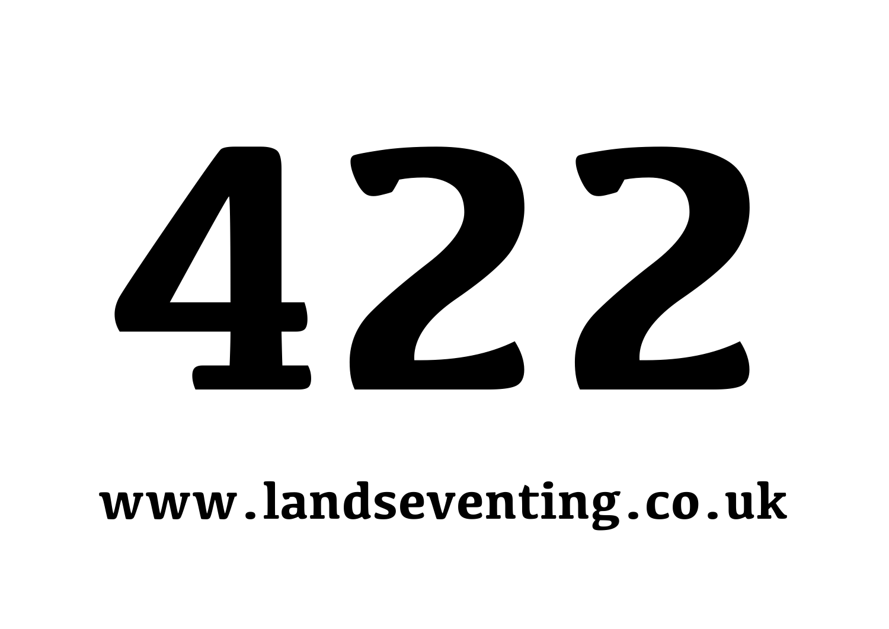# 422

**www.landseventing.co.uk**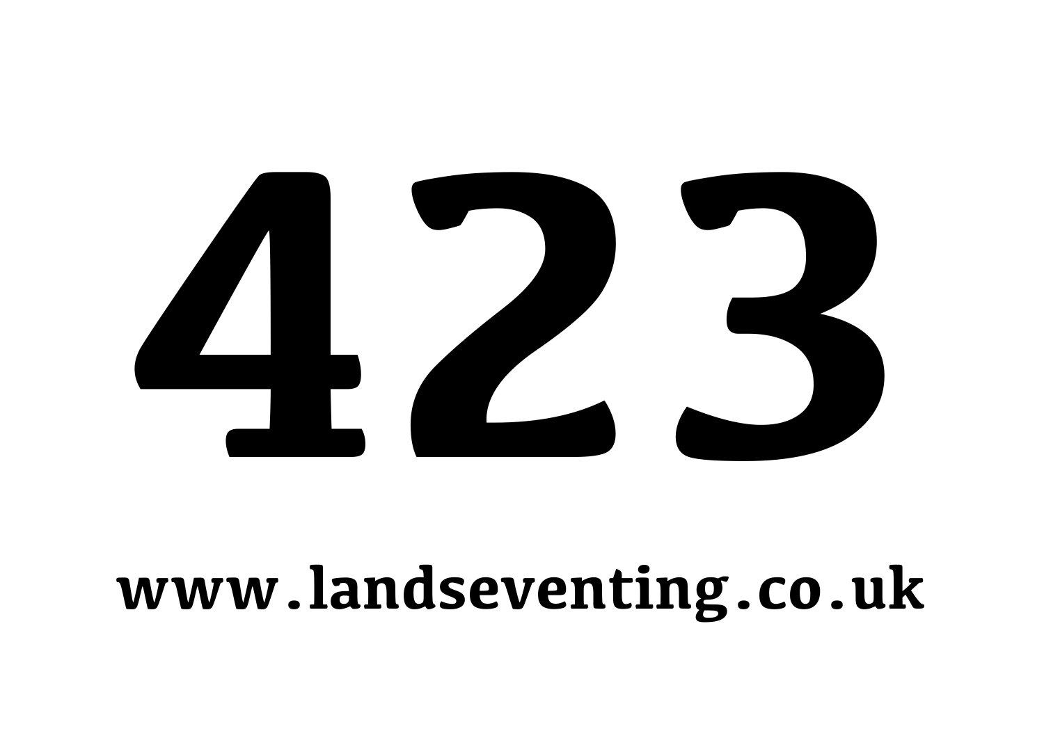# 423

**www.landseventing.co.uk**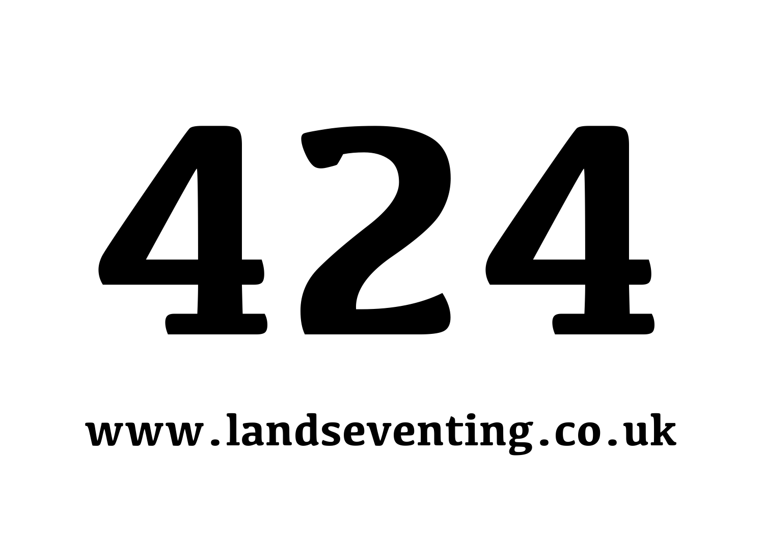# 424

www.landseventing.co.uk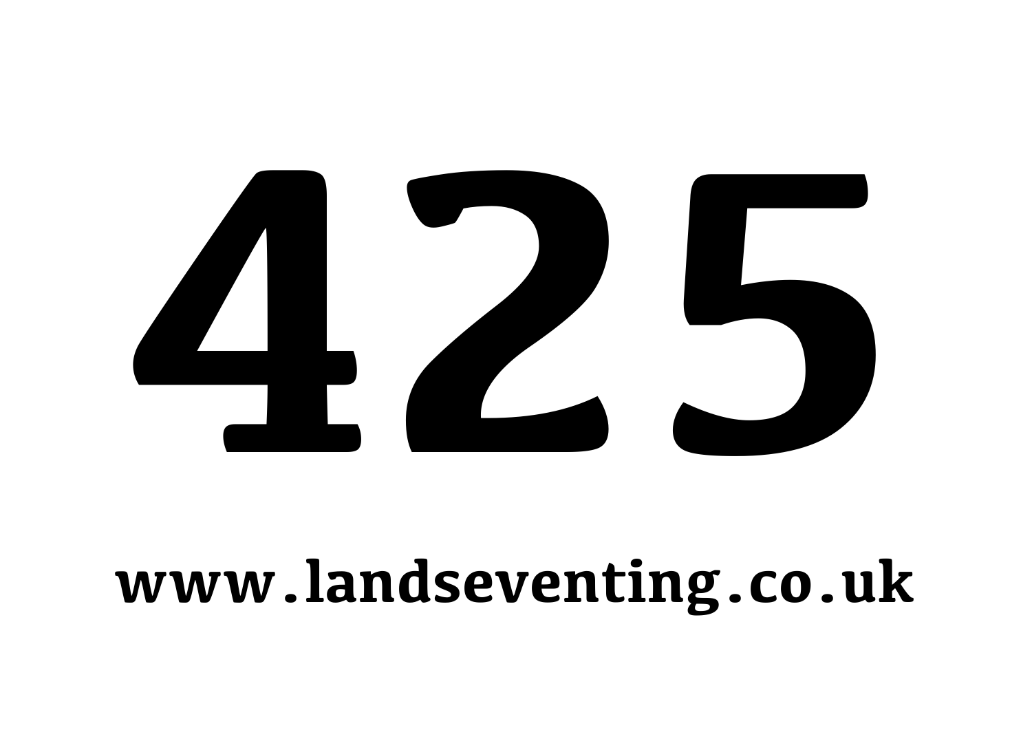# 425

**www.landseventing.co.uk**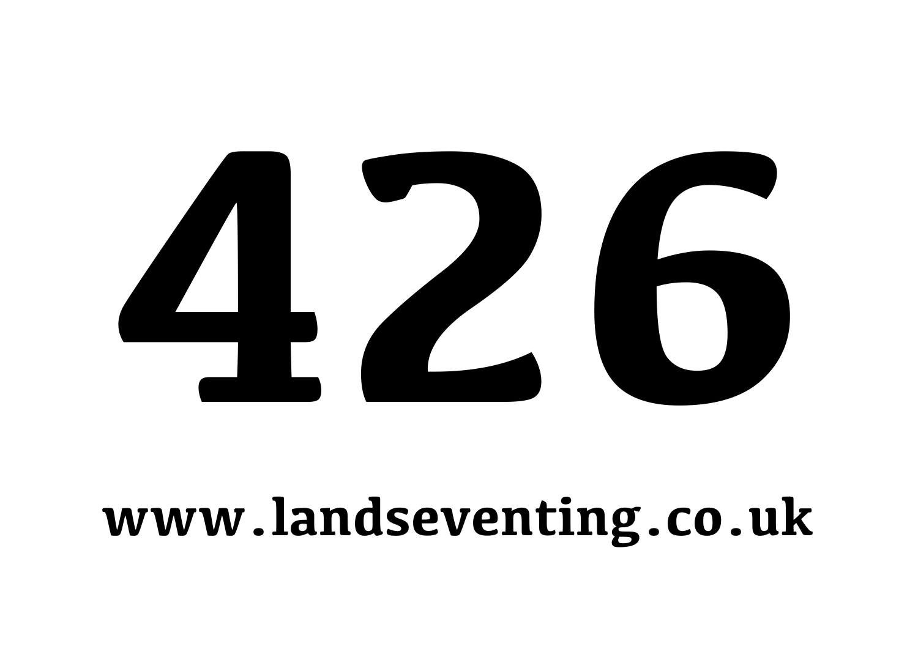# 426

**www.landseventing.co.uk**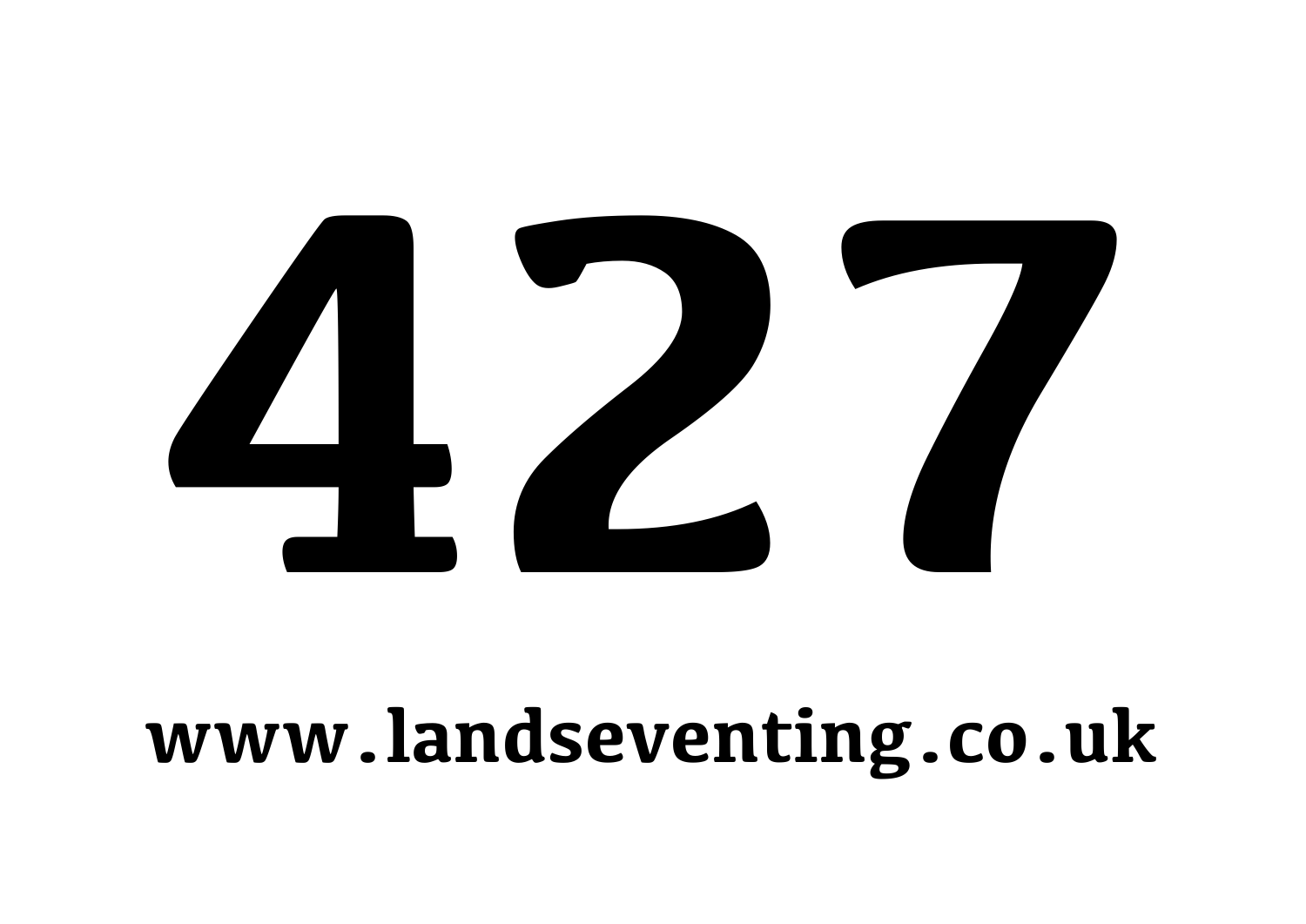# 427

**www.landseventing.co.uk**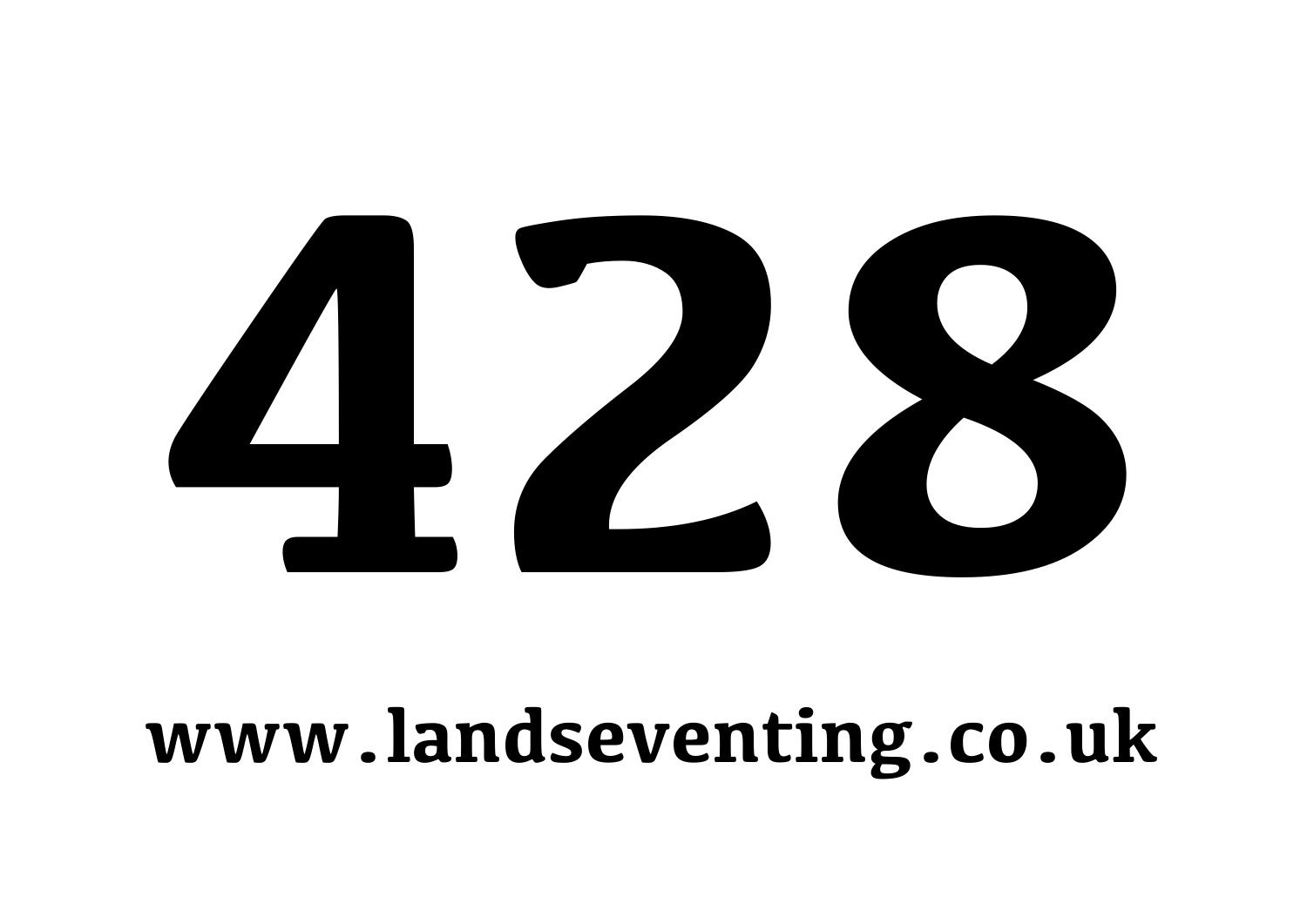# 428

**www.landseventing.co.uk**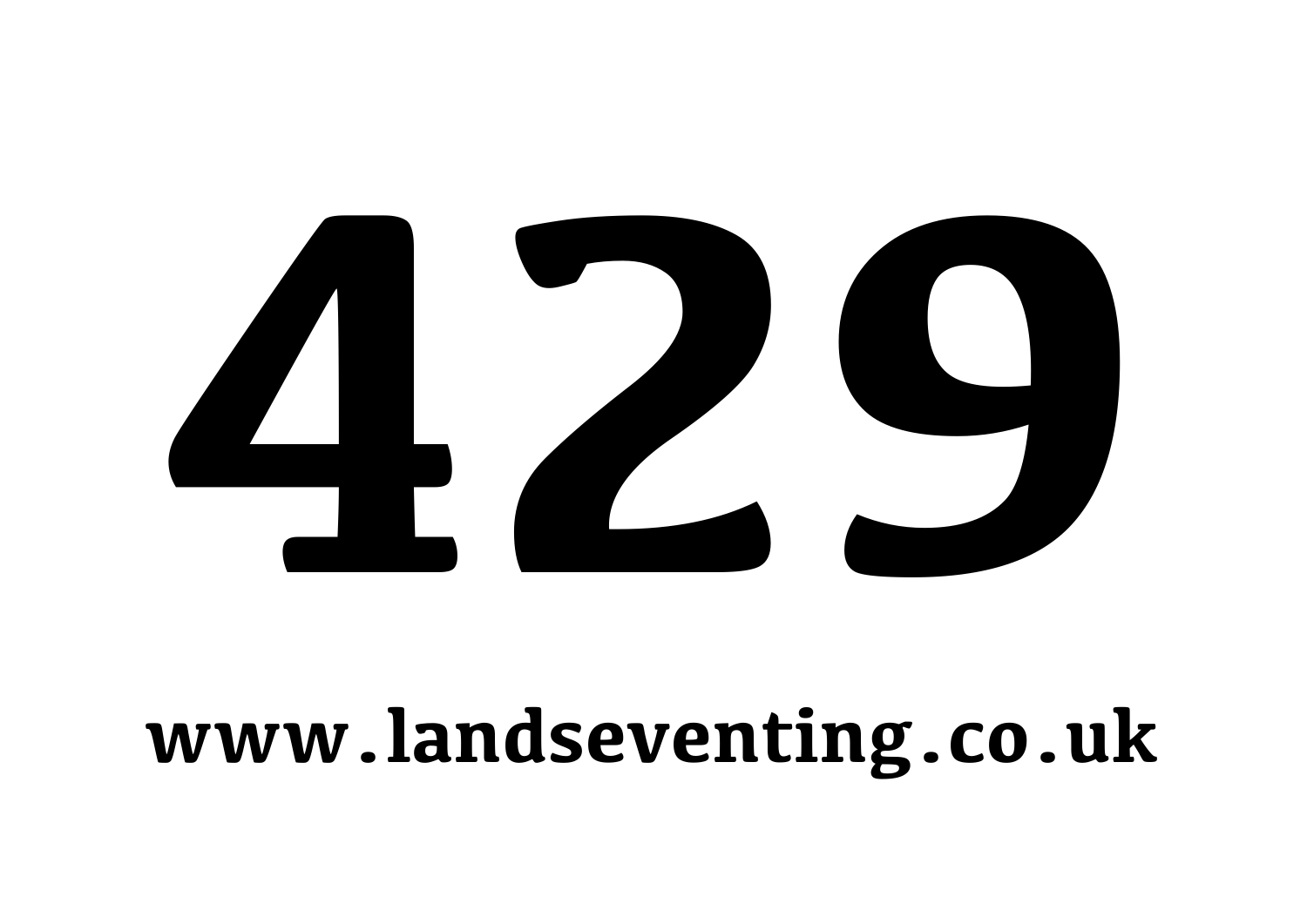# 429

**www.landseventing.co.uk**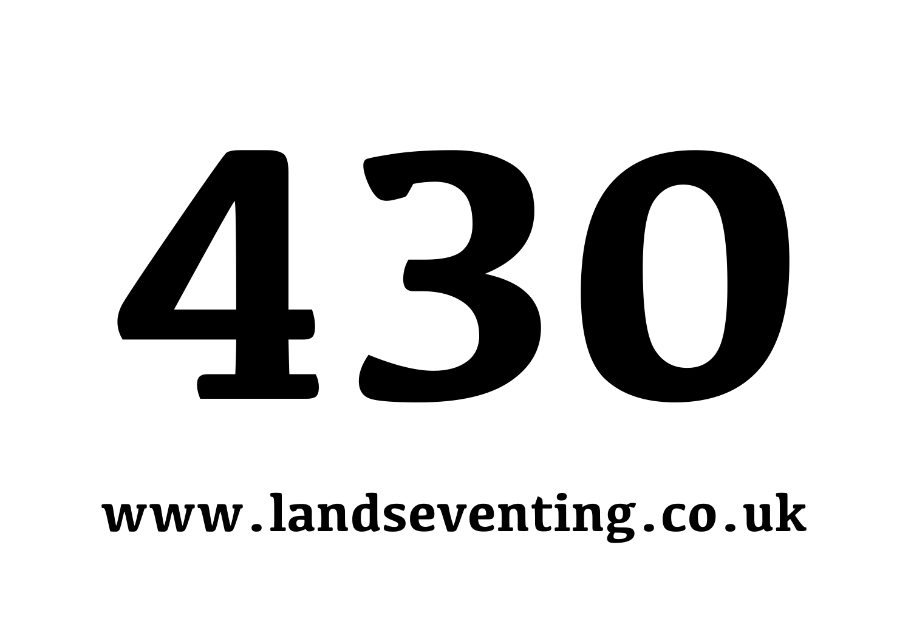# 430

**www.landseventing.co.uk**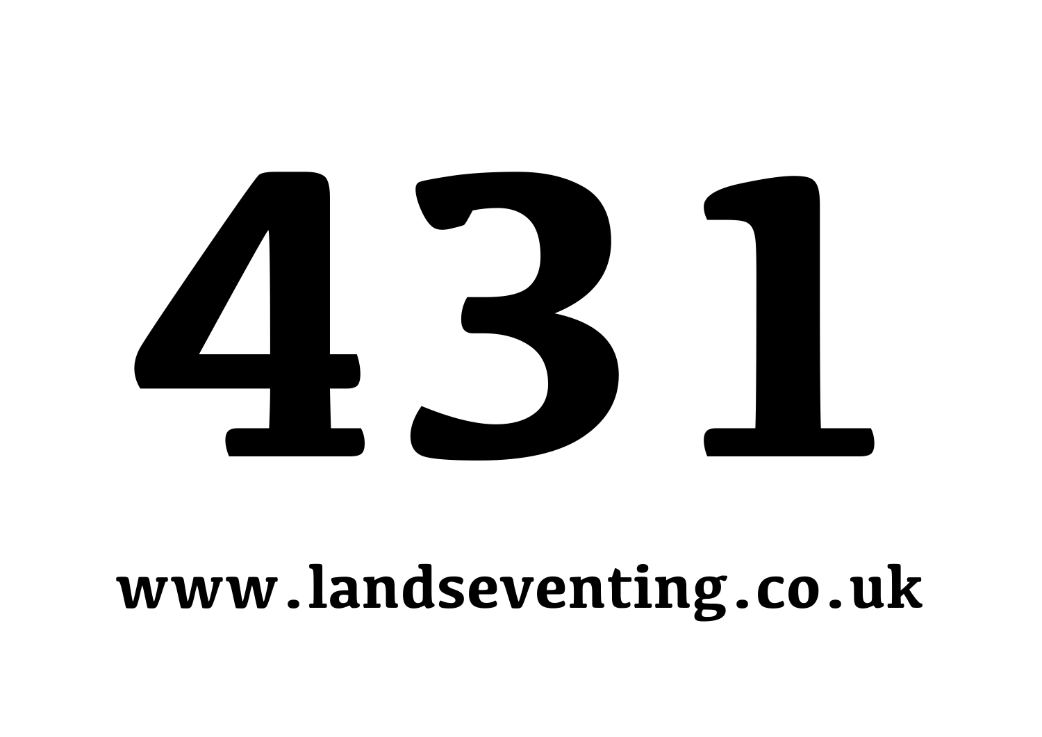# 431

**www.landseventing.co.uk**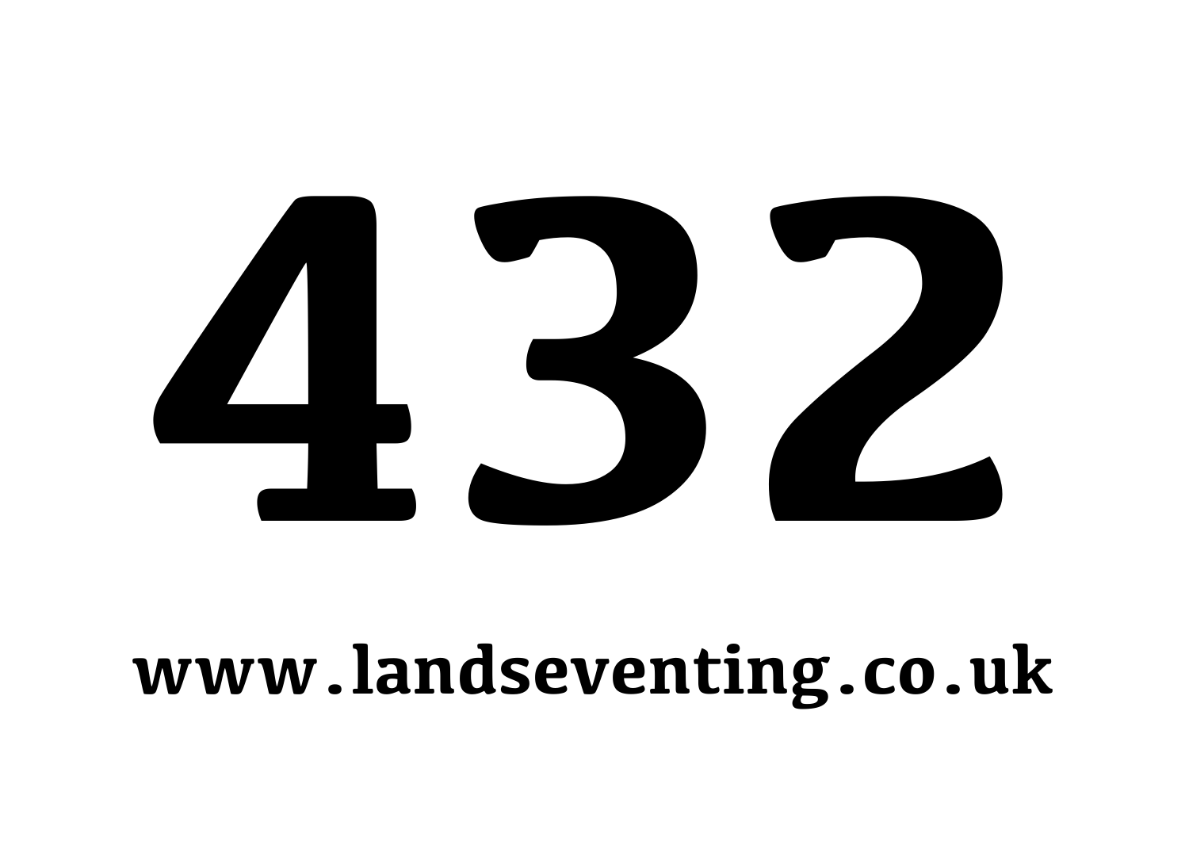# 432

**www.landseventing.co.uk**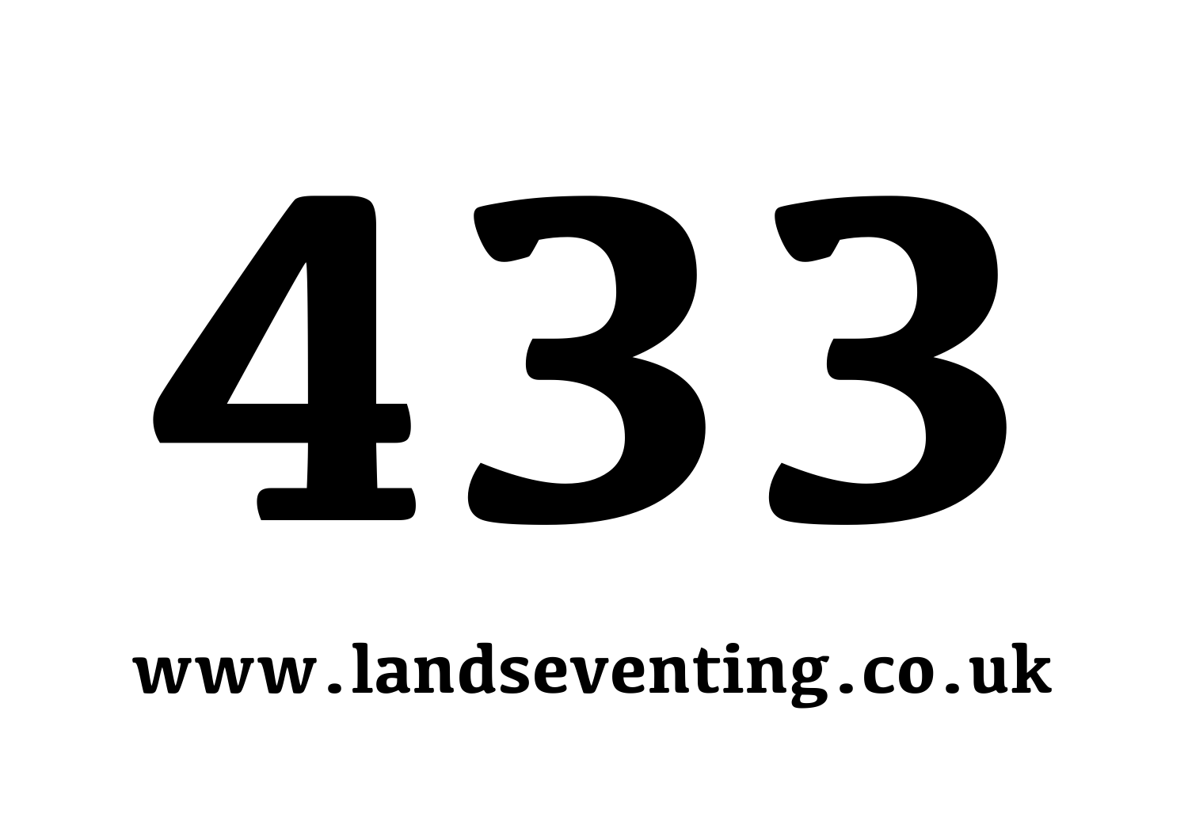# 433

**www.landseventing.co.uk**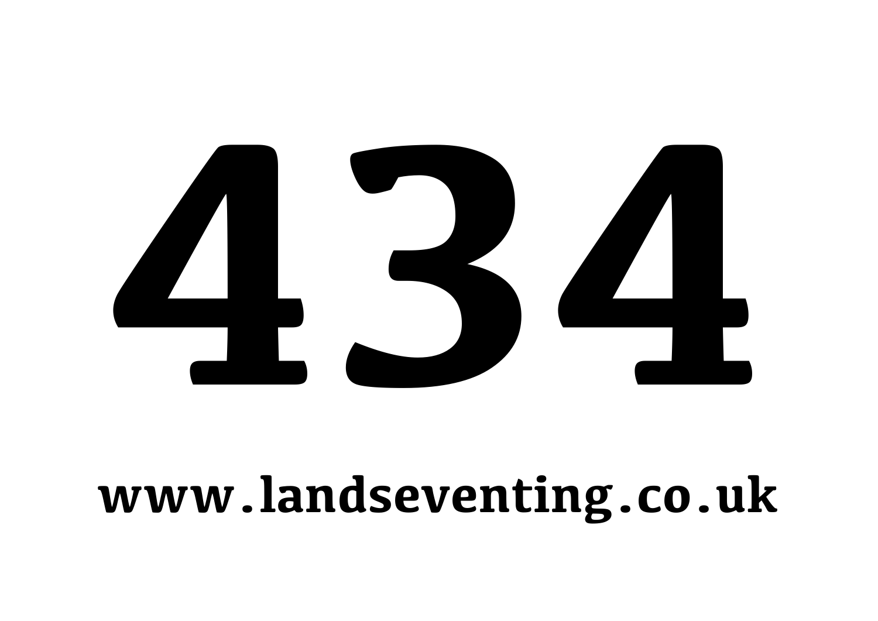# 434

www.landseventing.co.uk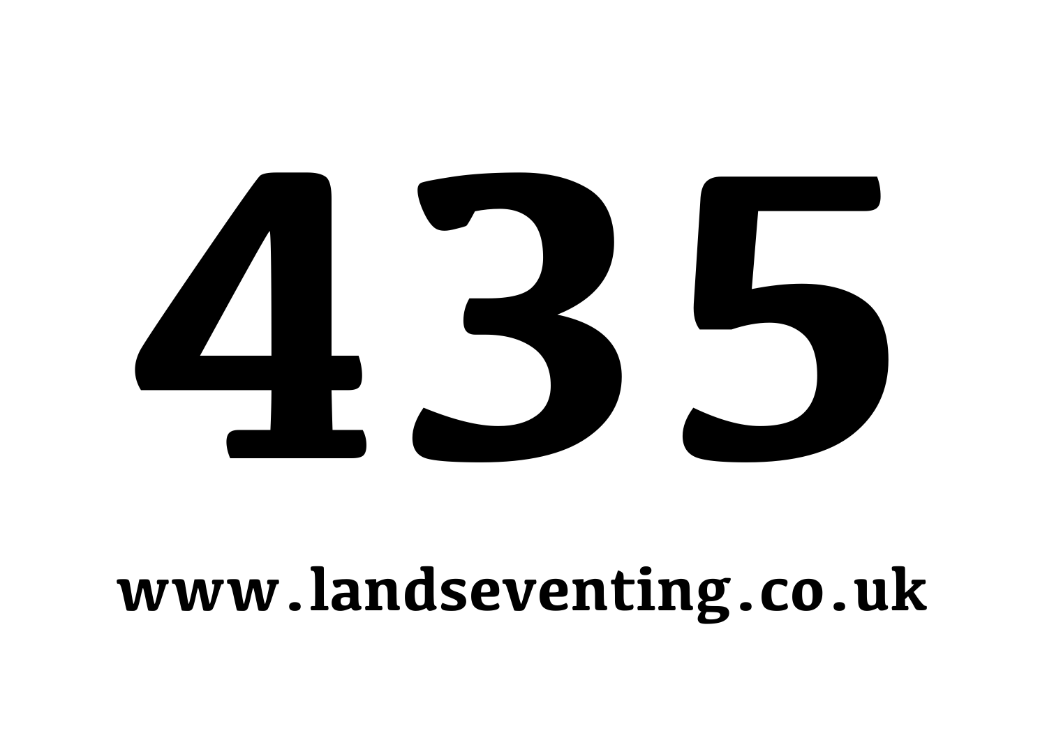# 435

**www.landseventing.co.uk**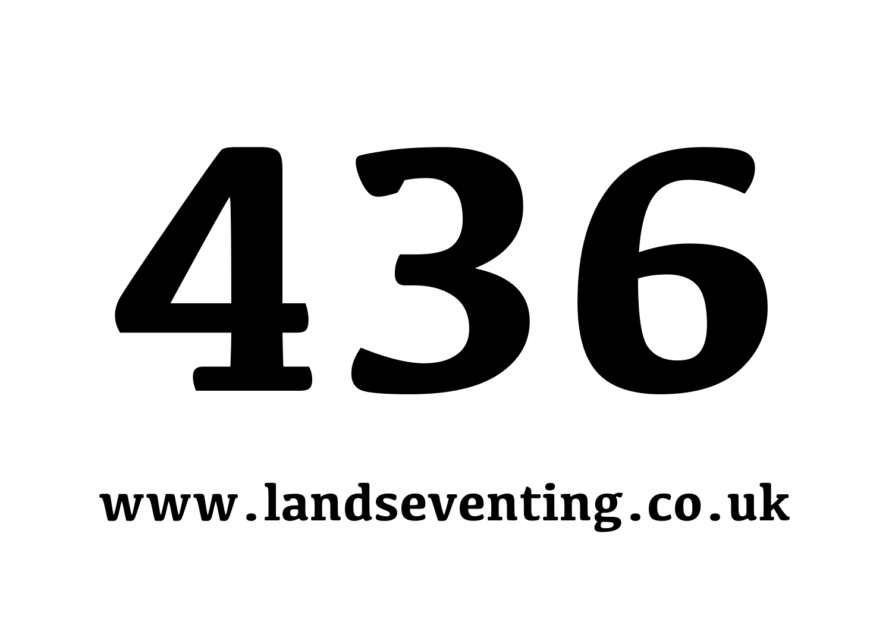# 436

**www.landseventing.co.uk**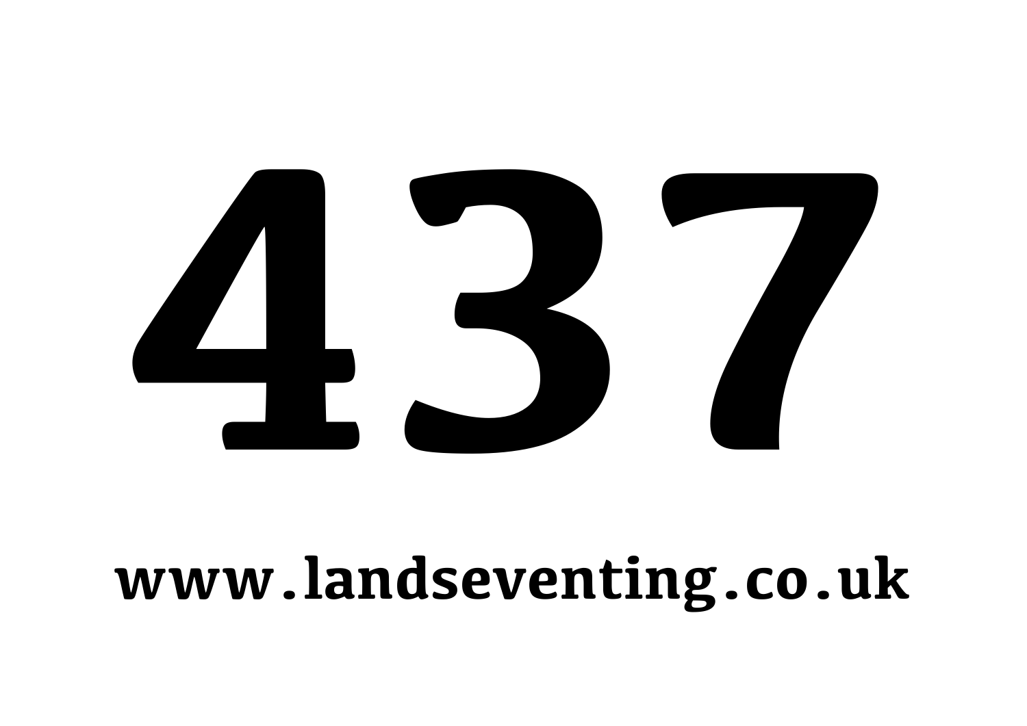# 437

**www.landseventing.co.uk**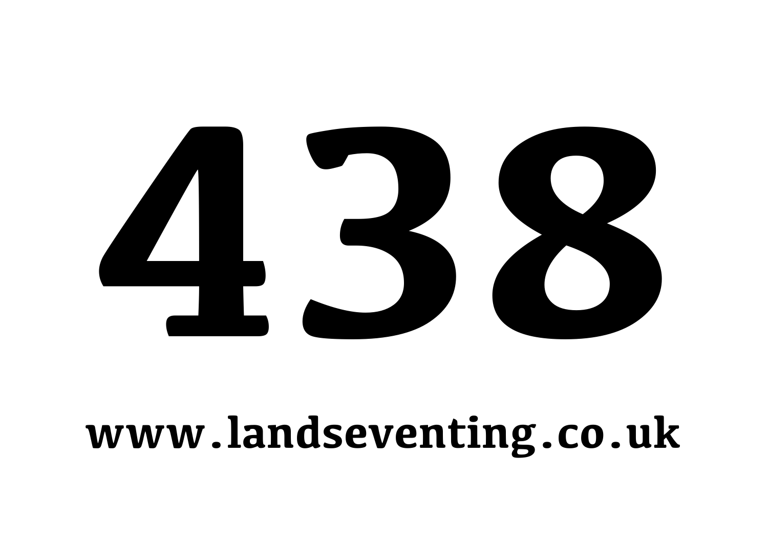# 438

**www.landseventing.co.uk**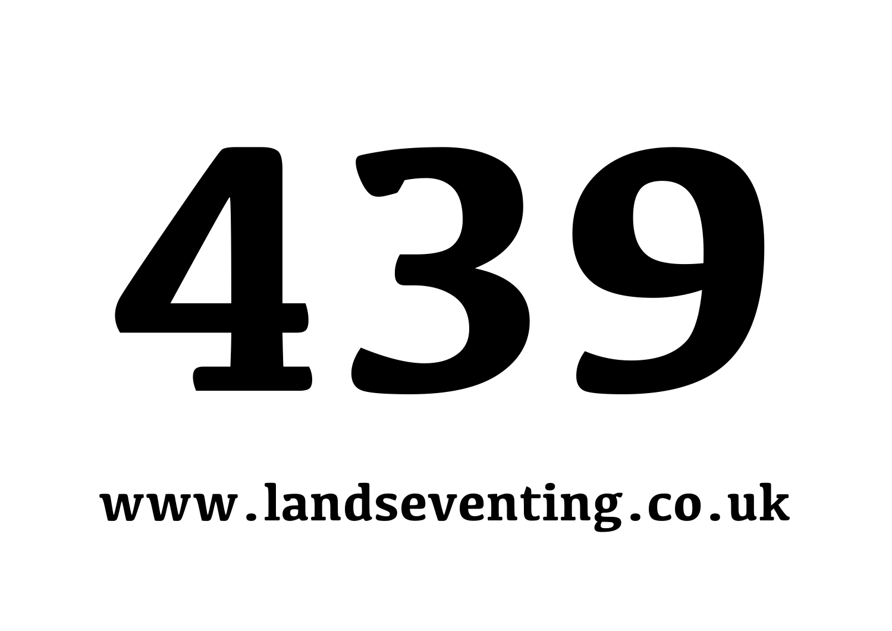# 439

**www.landseventing.co.uk**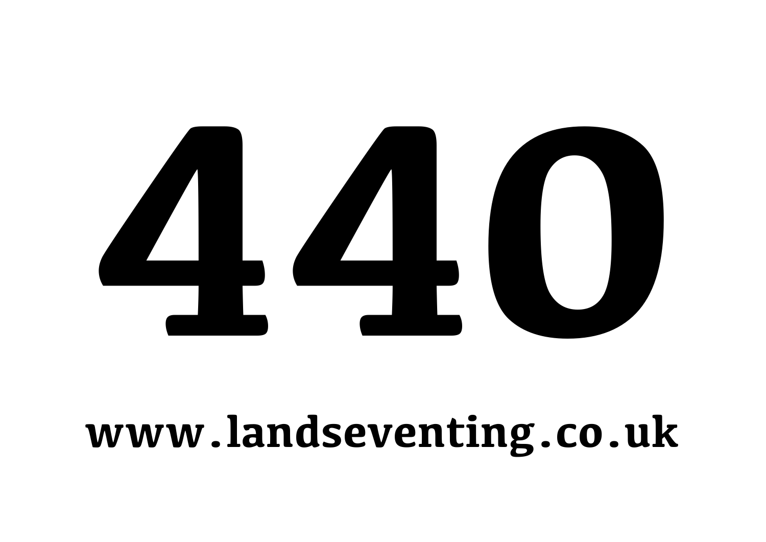# 440

**www.landseventing.co.uk**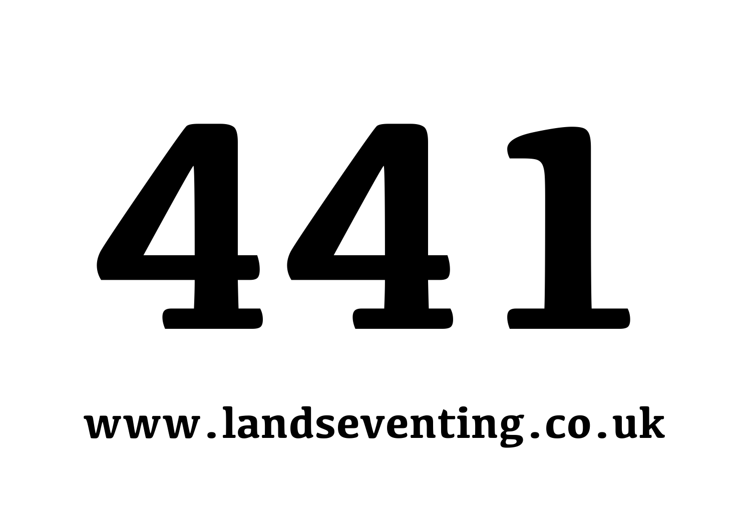# 441

**www.landseventing.co.uk**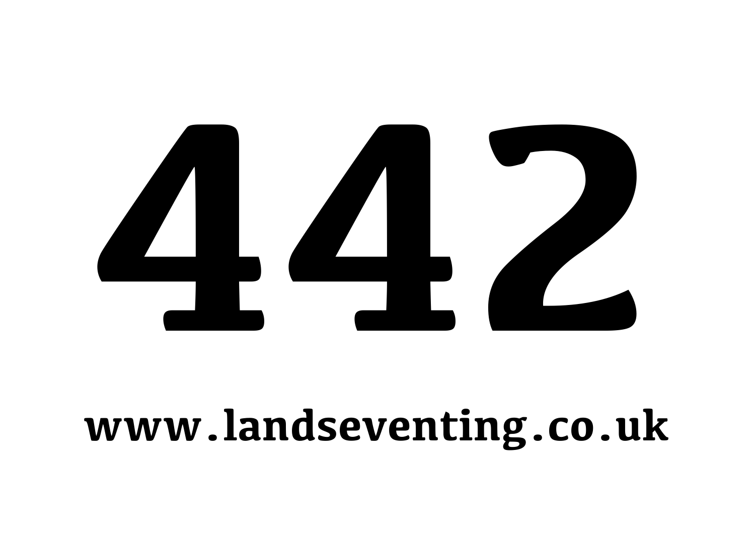# 442

**www.landseventing.co.uk**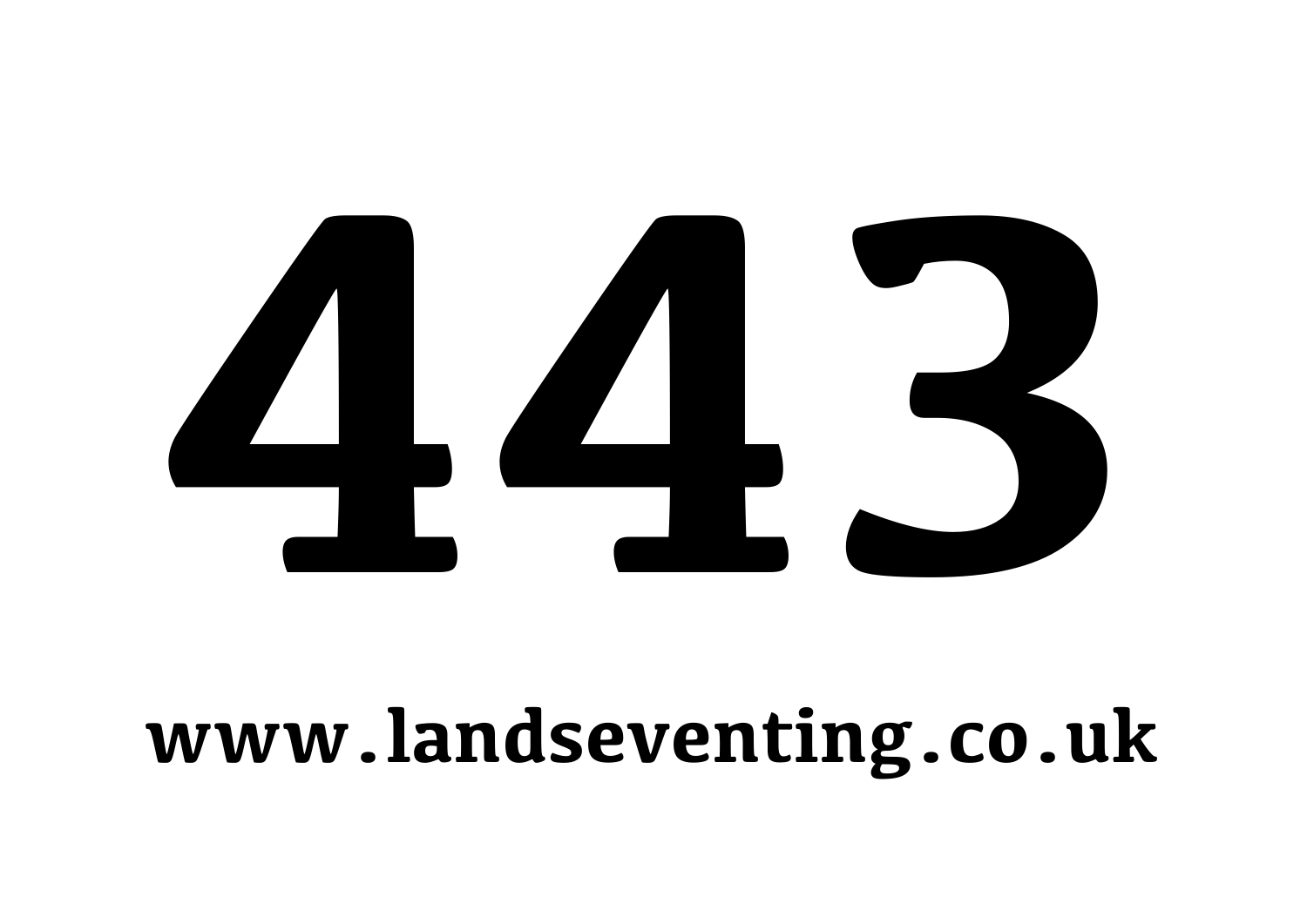# 443

**www.landseventing.co.uk**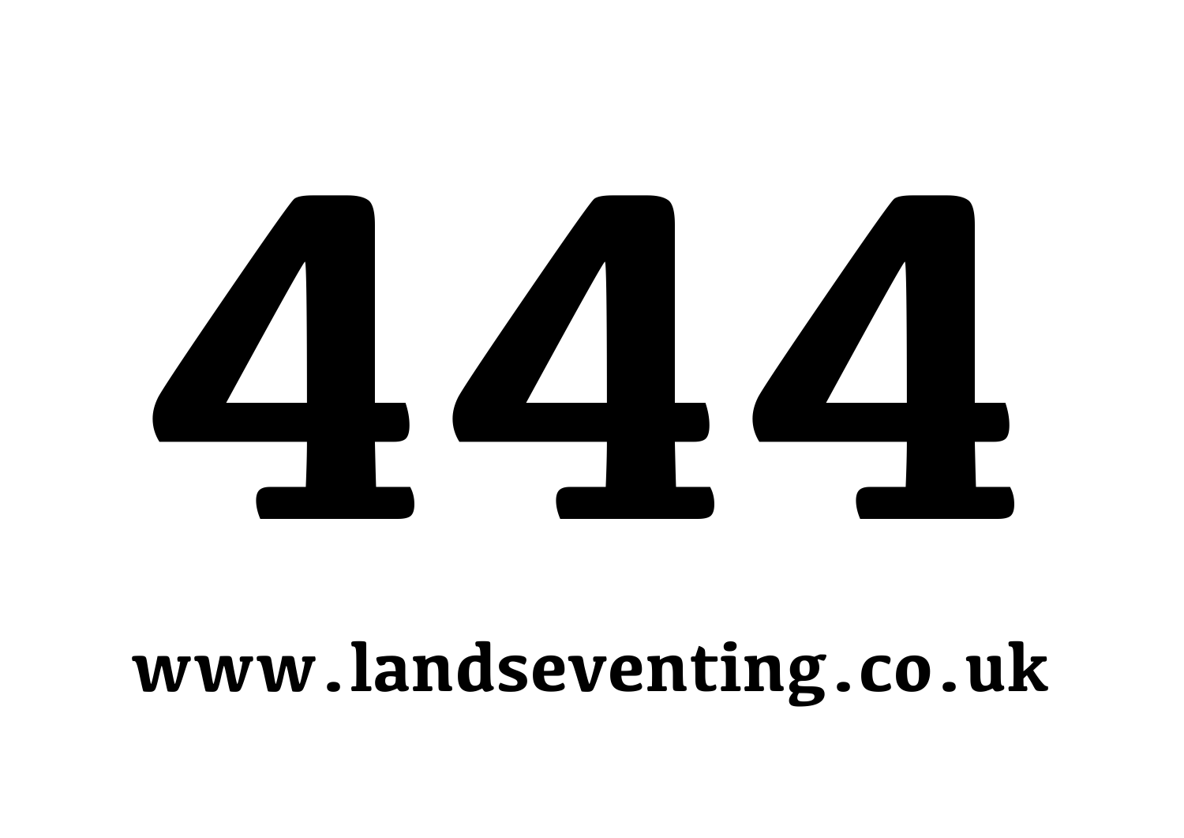# 444

**www.landseventing.co.uk**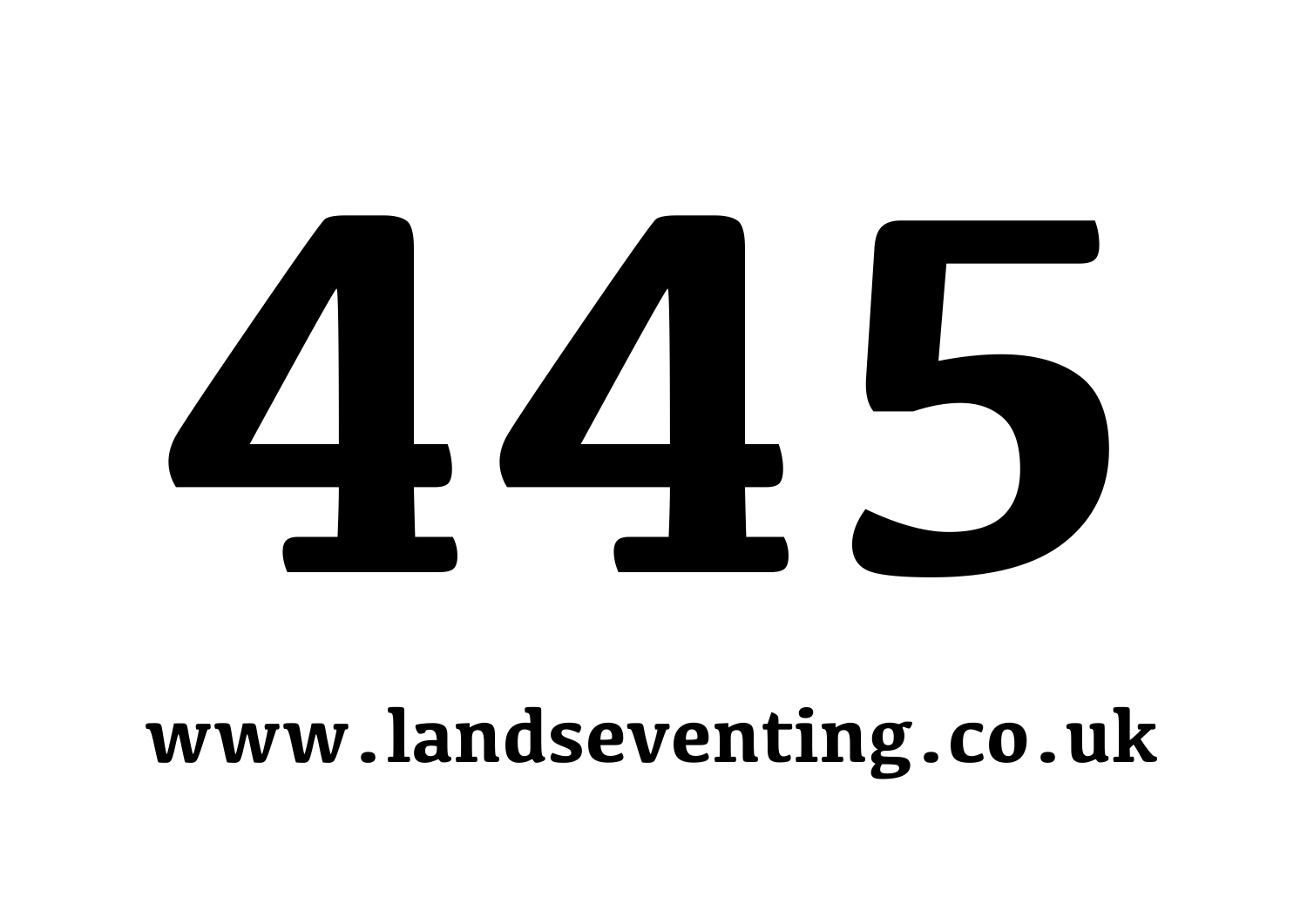# 445

www.landseventing.co.uk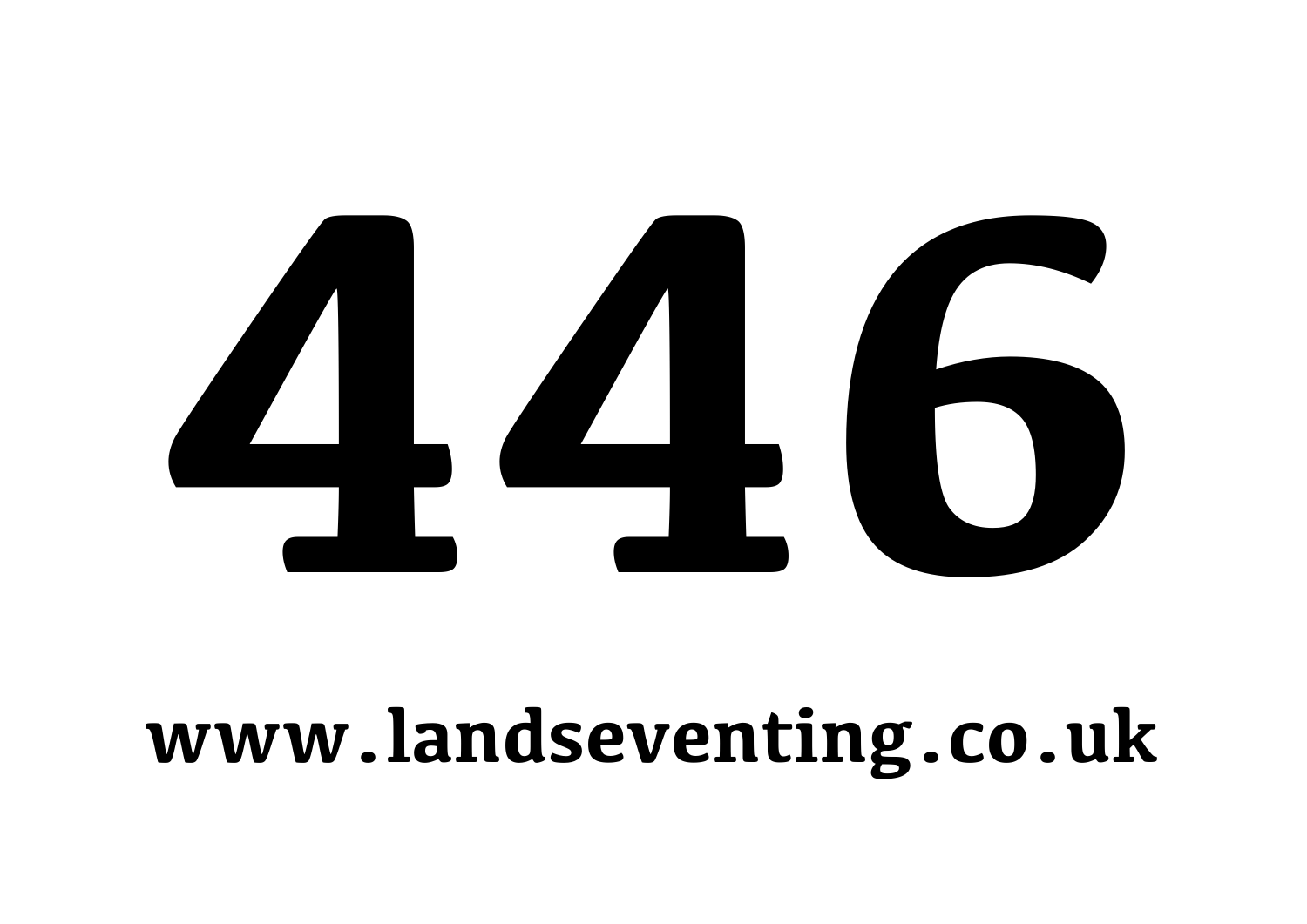# 446

**www.landseventing.co.uk**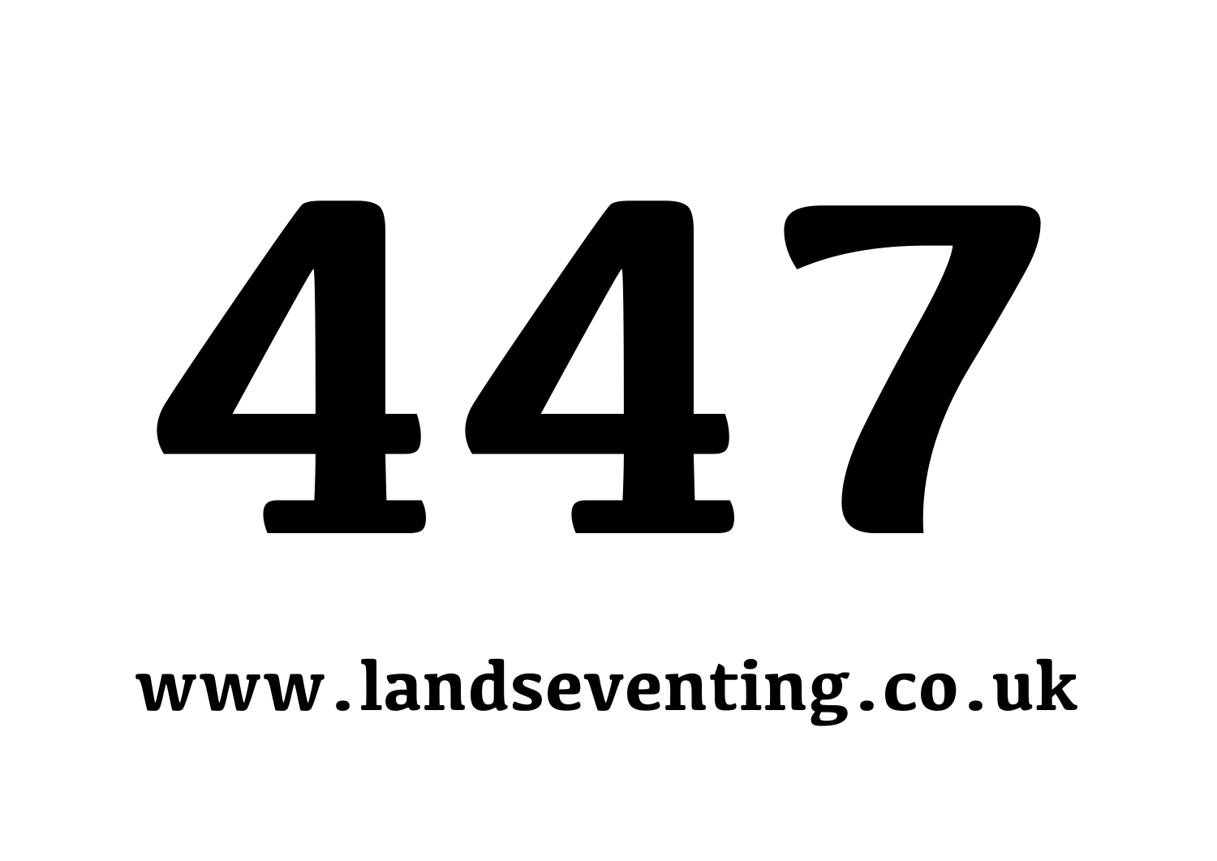# 447

**www.landseventing.co.uk**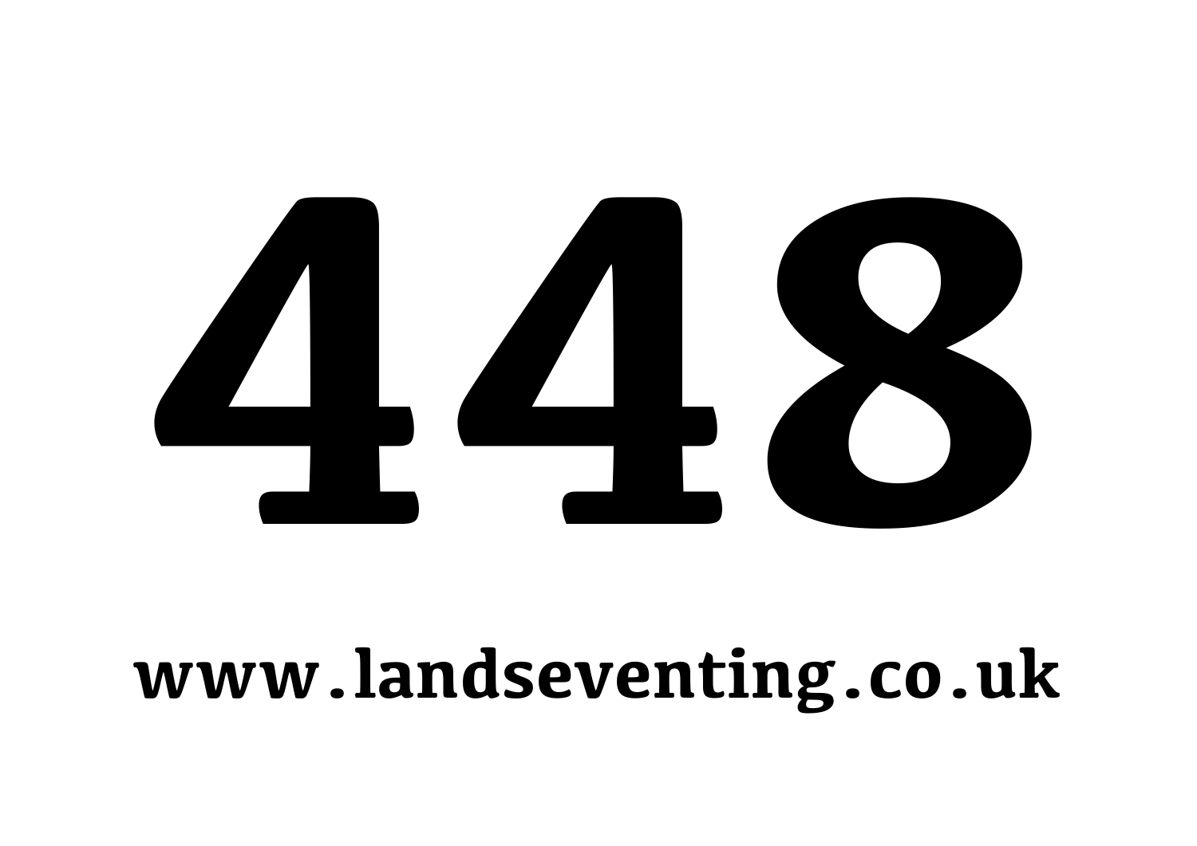# 448

**www.landseventing.co.uk**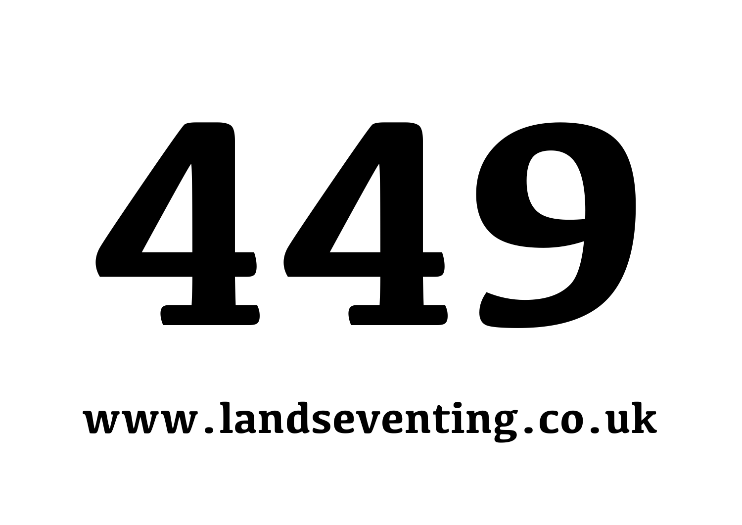# 449

**www.landseventing.co.uk**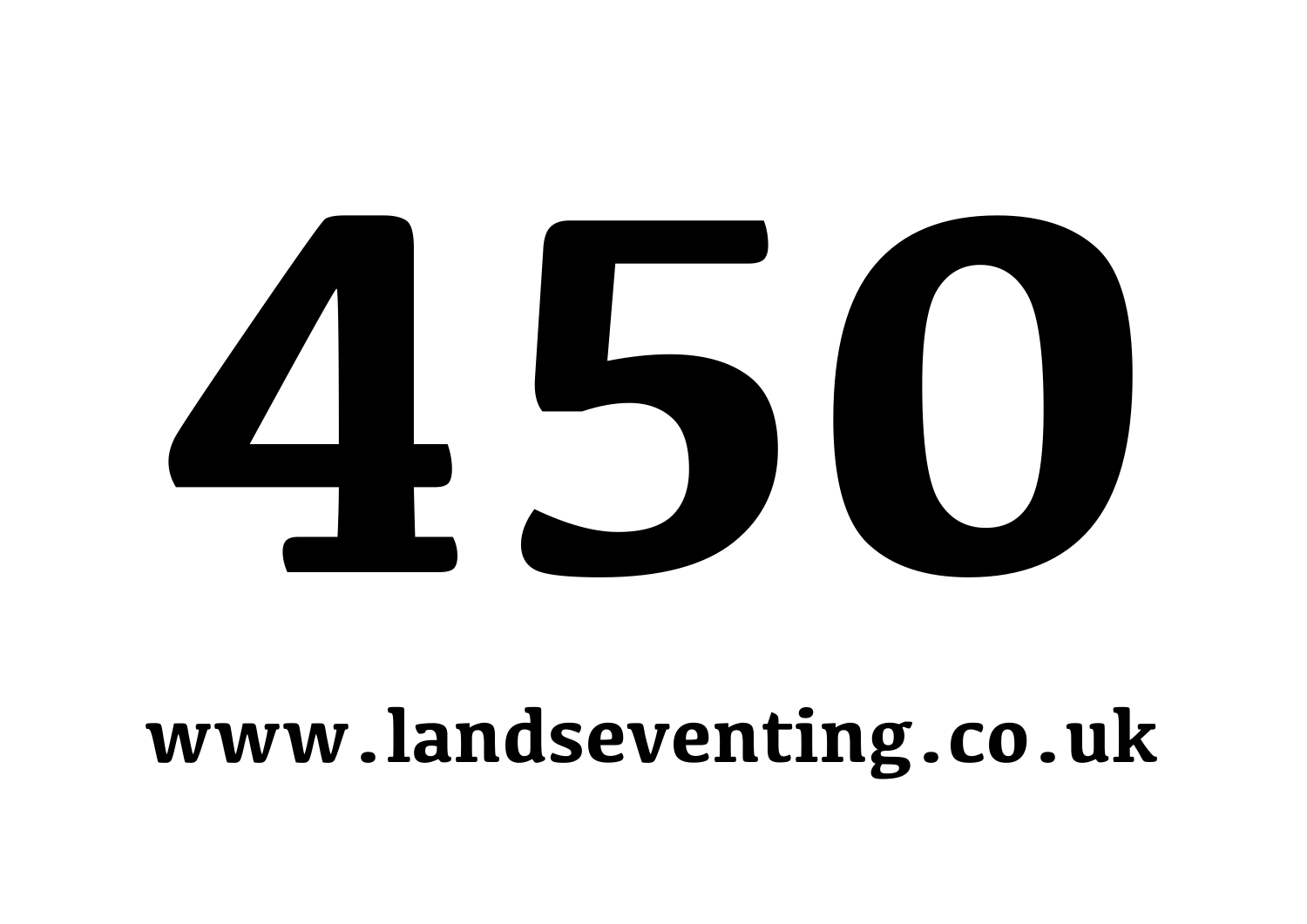# 450

**www.landseventing.co.uk**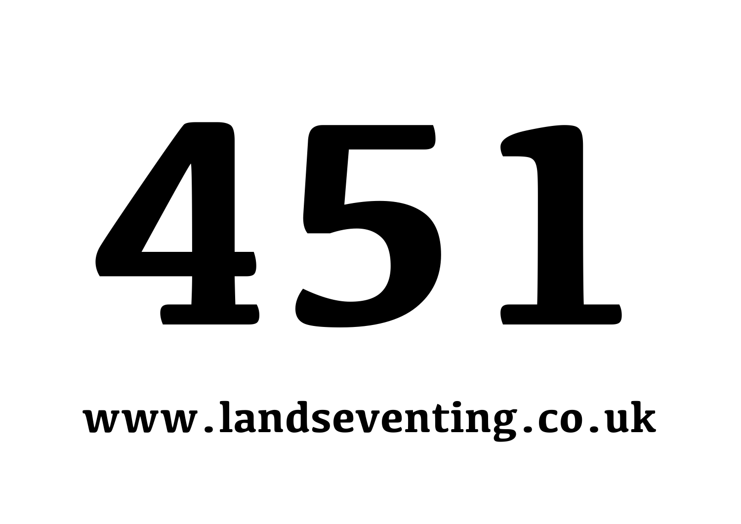# 451

**www.landseventing.co.uk**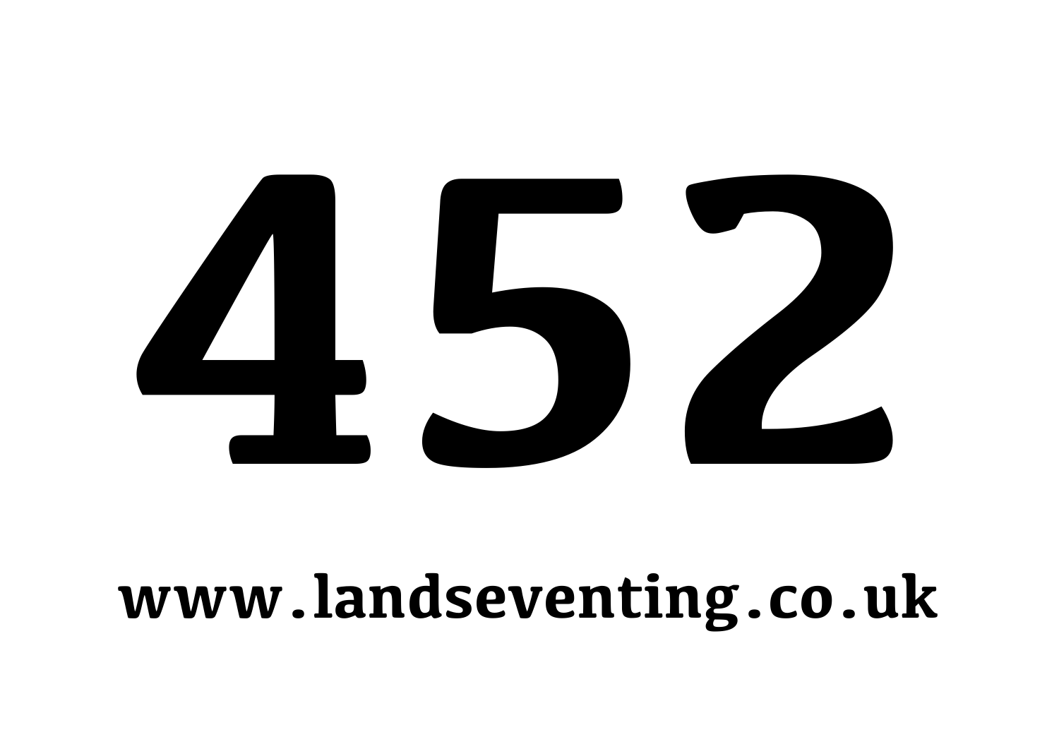# 452

**www.landseventing.co.uk**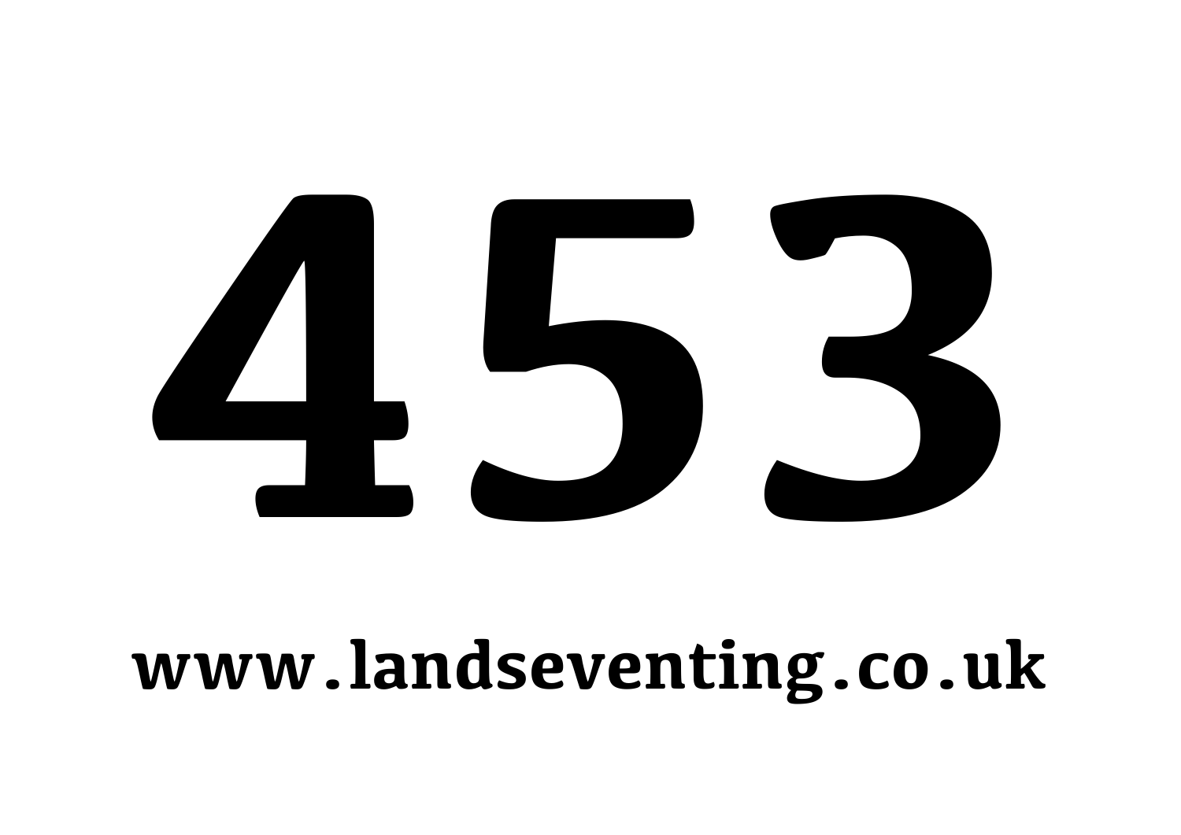# 453

**www.landseventing.co.uk**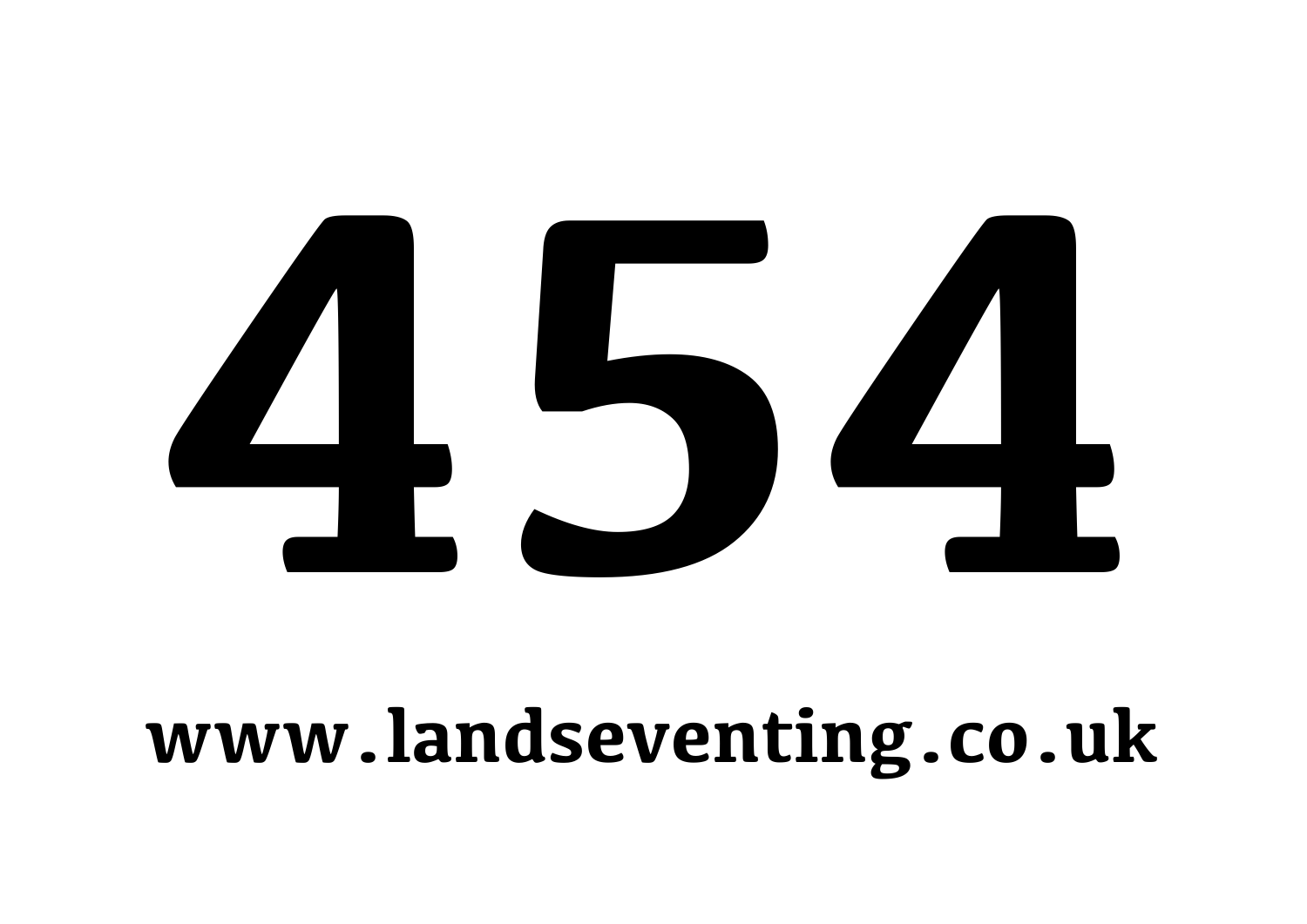# 454

**www.landseventing.co.uk**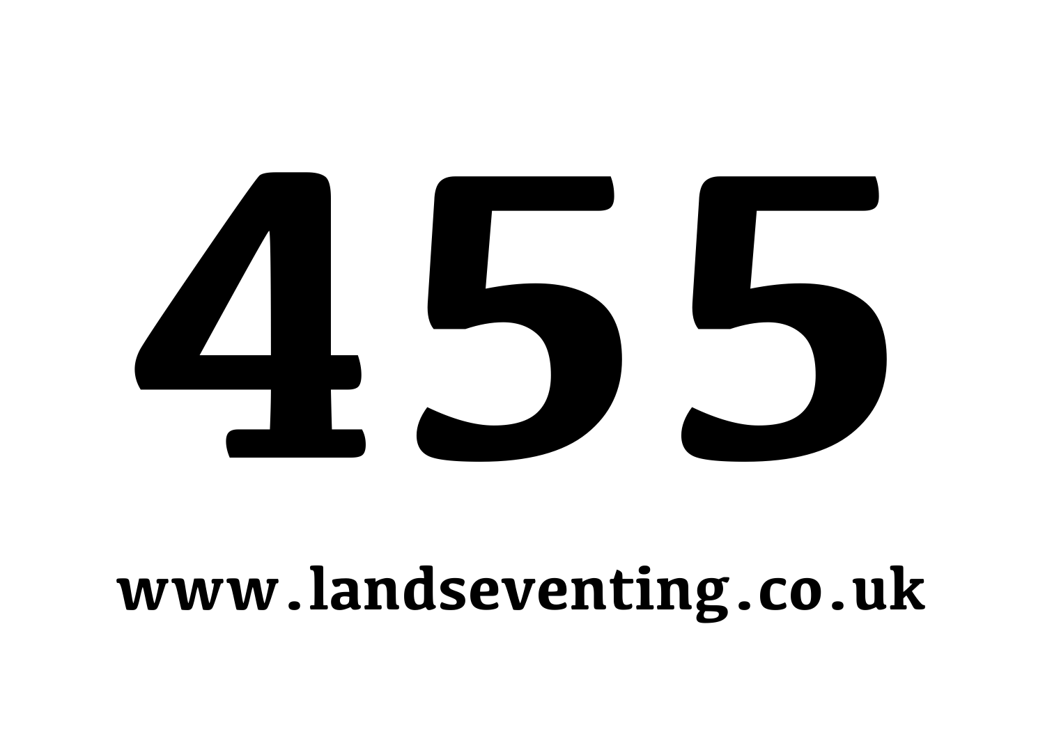# 455

**www.landseventing.co.uk**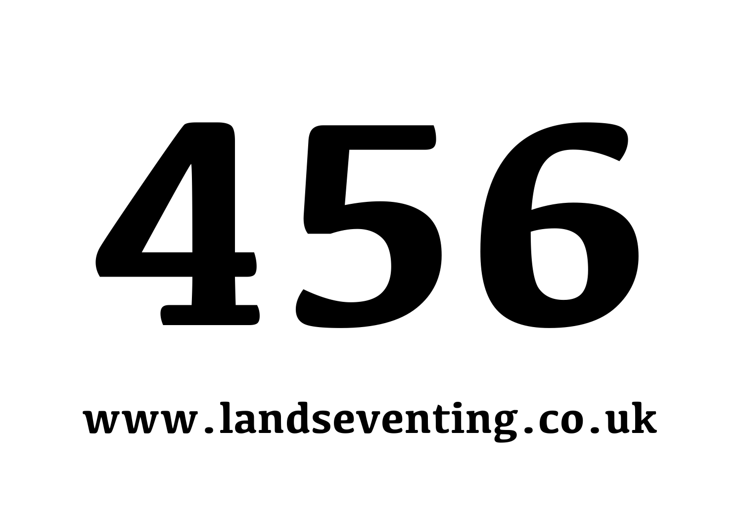# 456

**www.landseventing.co.uk**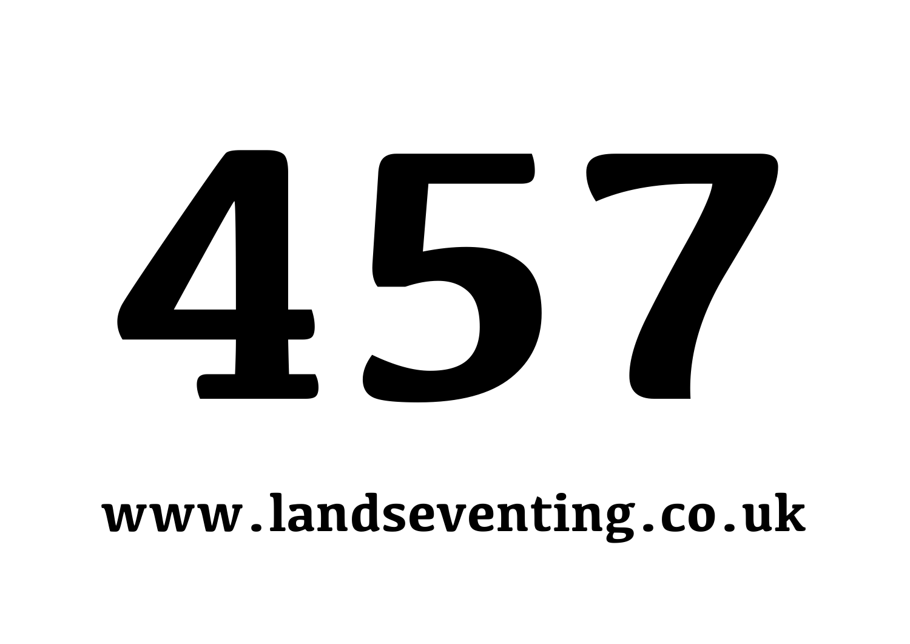# 457

**www.landseventing.co.uk**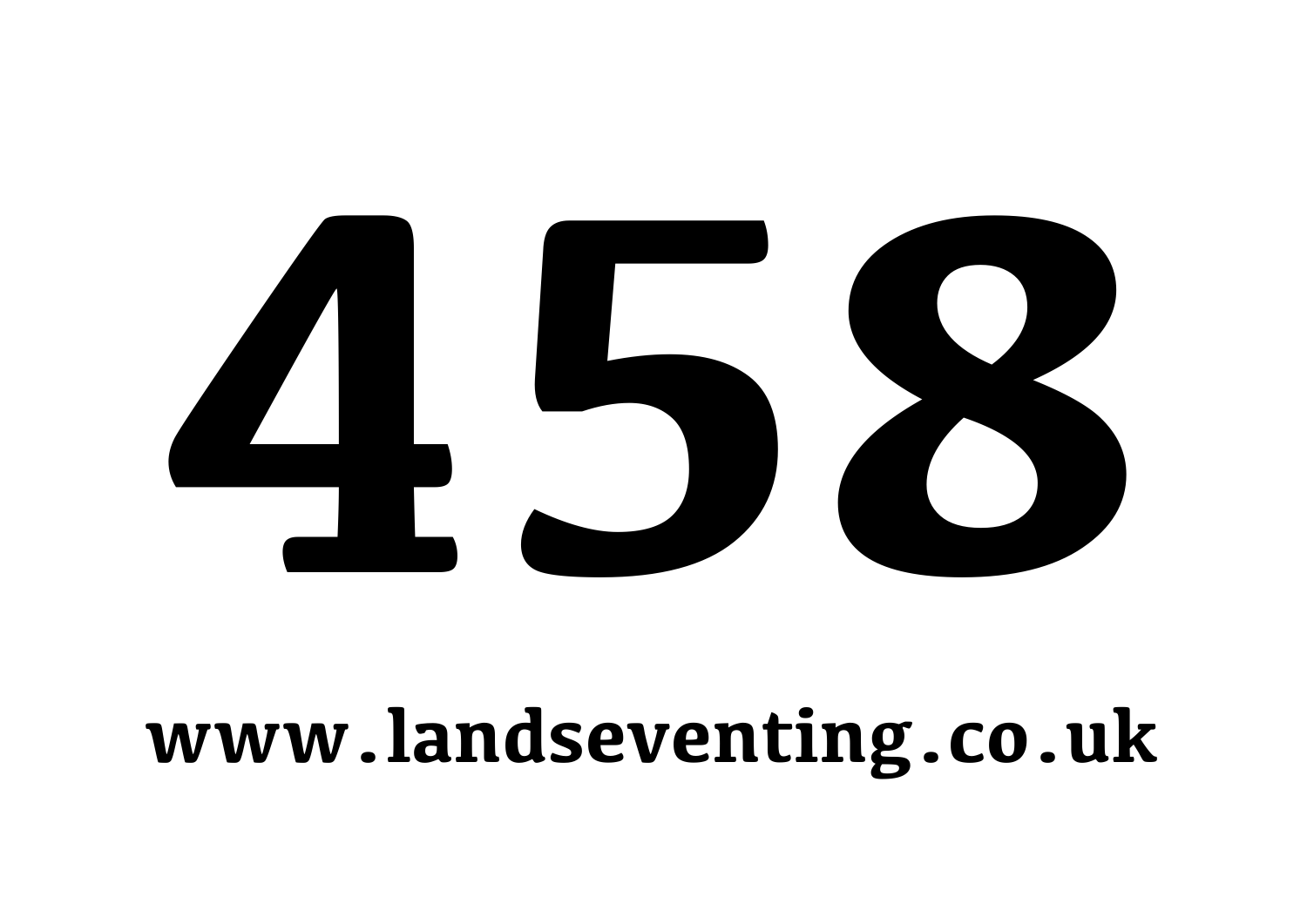# 458

**www.landseventing.co.uk**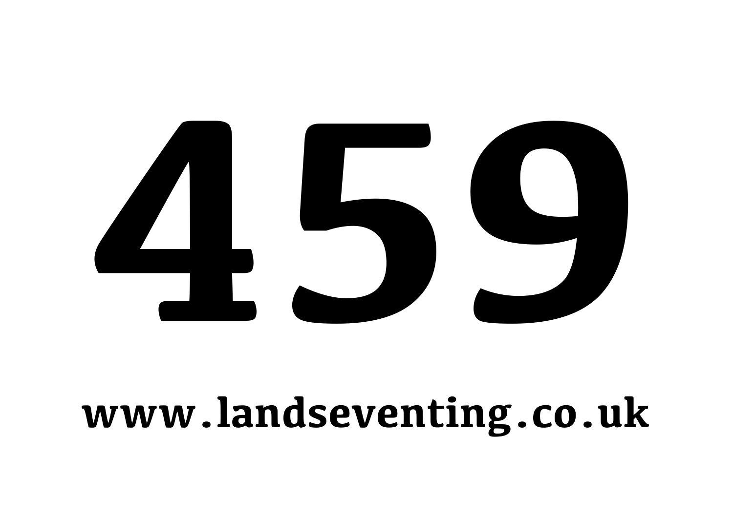# 459

**www.landseventing.co.uk**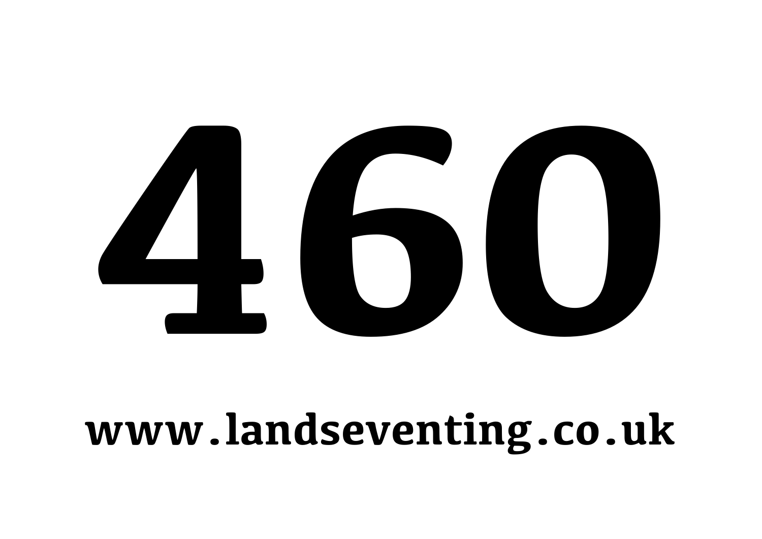# 460

**www.landseventing.co.uk**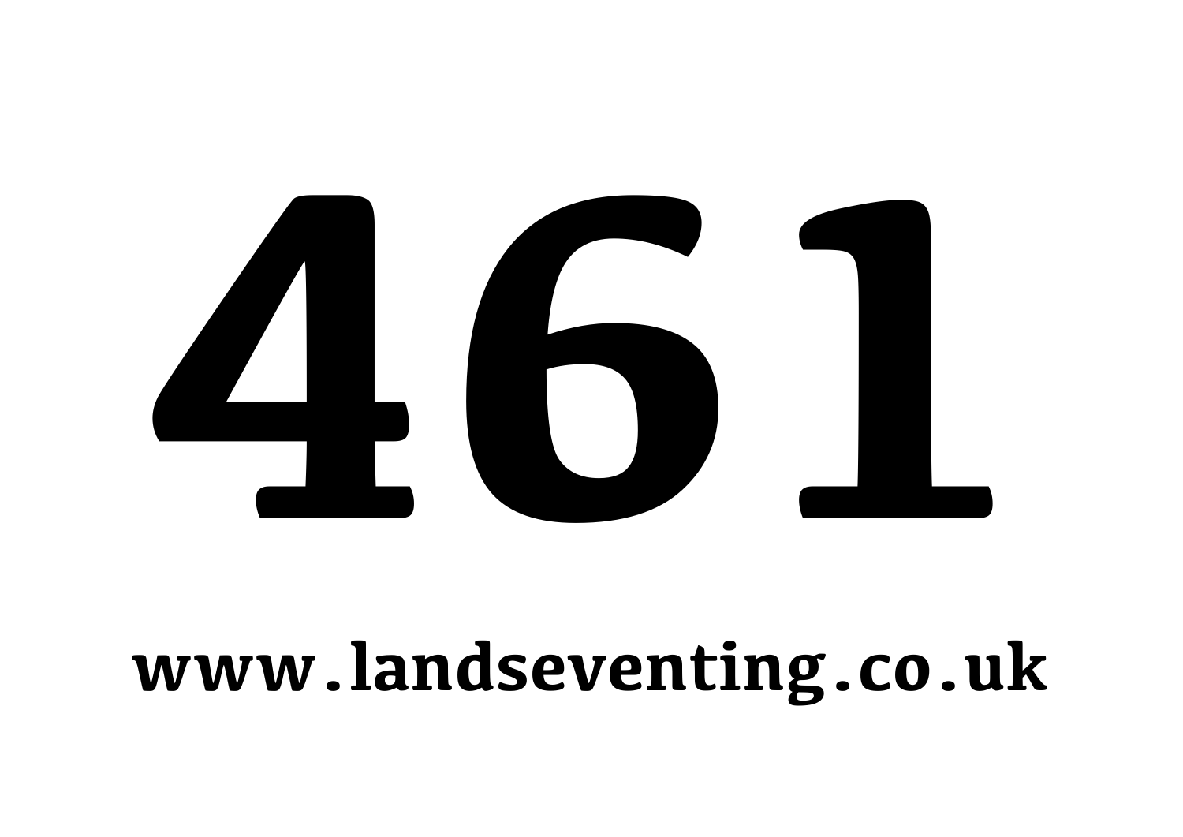# 461

**www.landseventing.co.uk**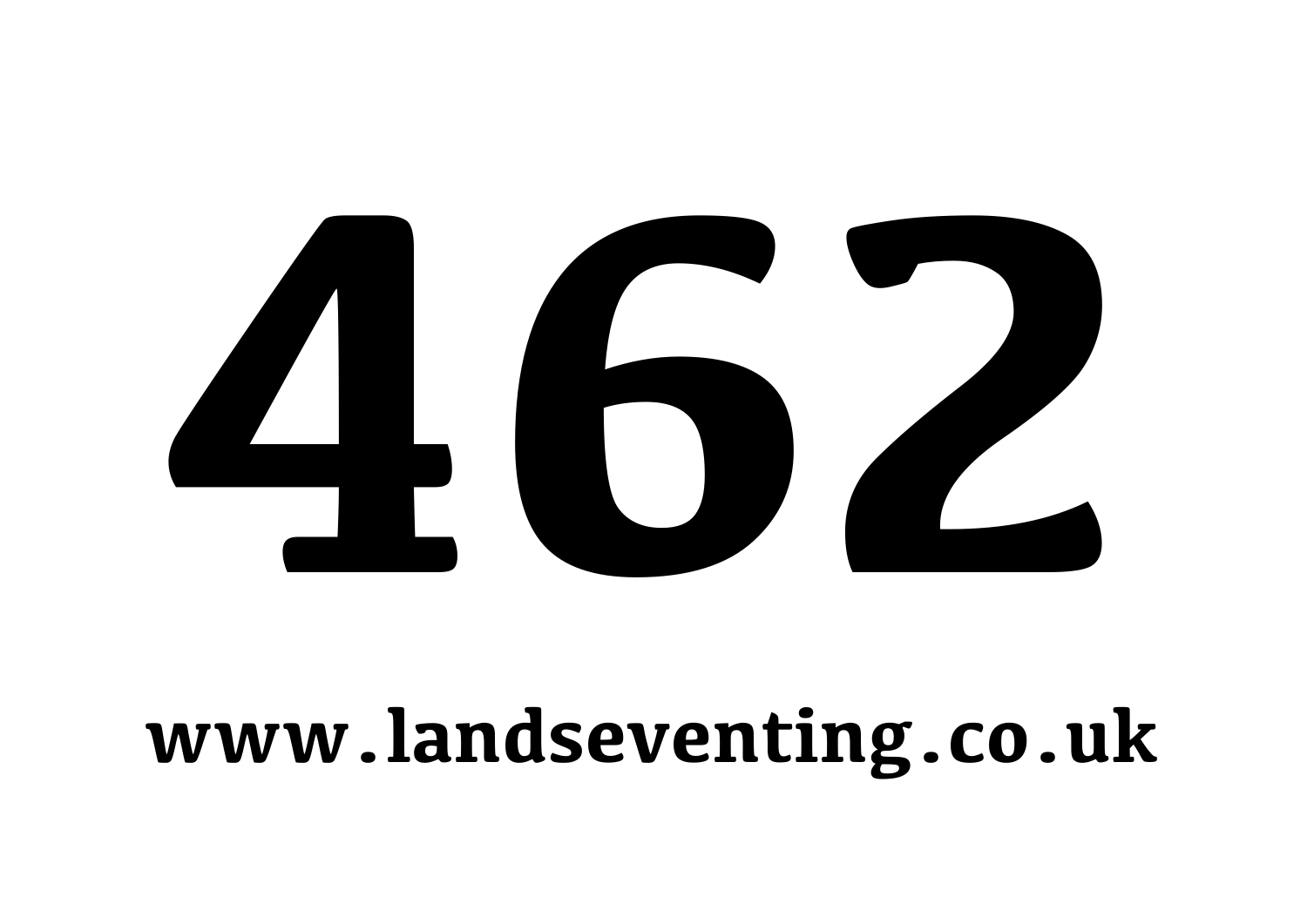# 462

**www.landseventing.co.uk**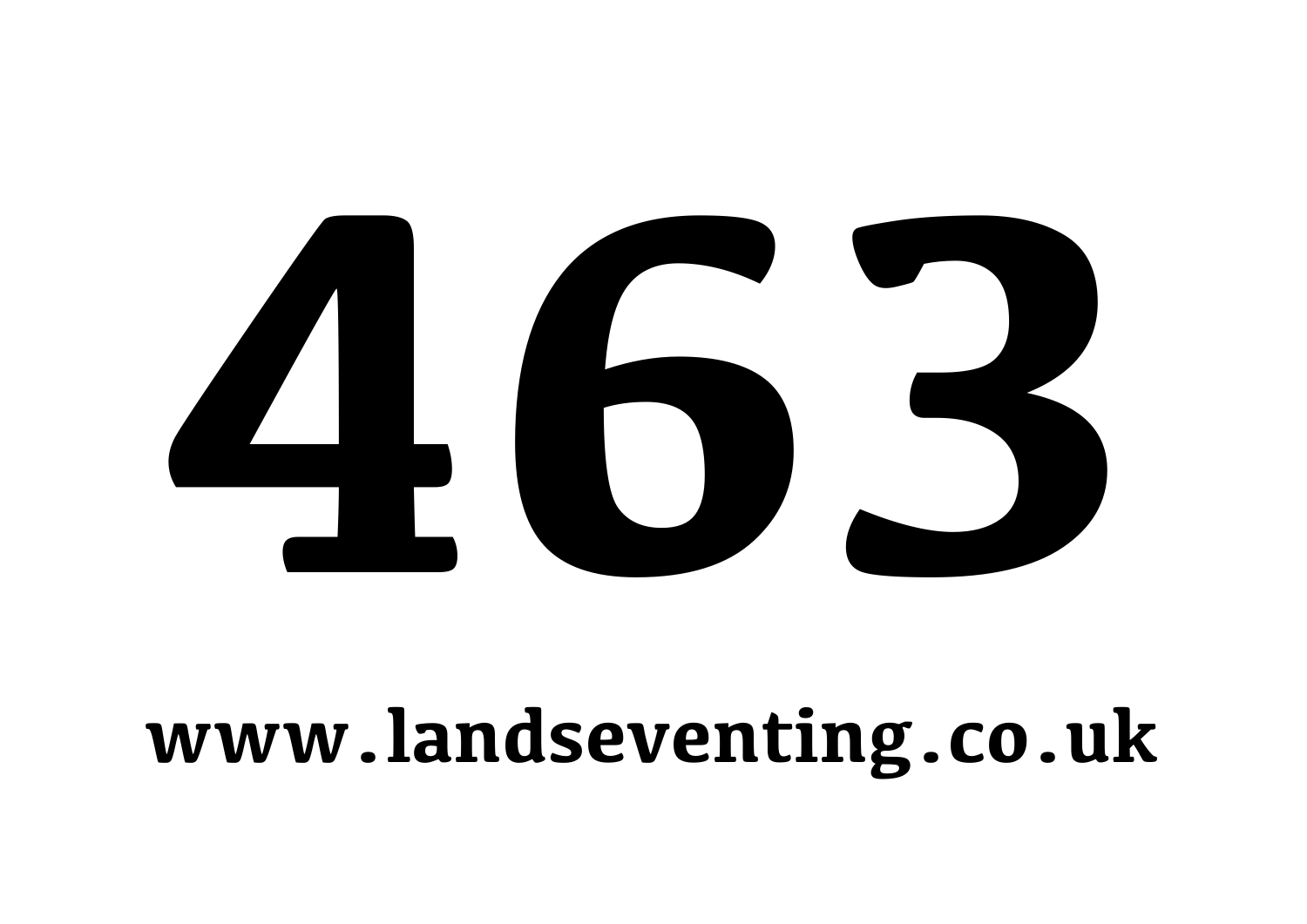# 463

**www.landseventing.co.uk**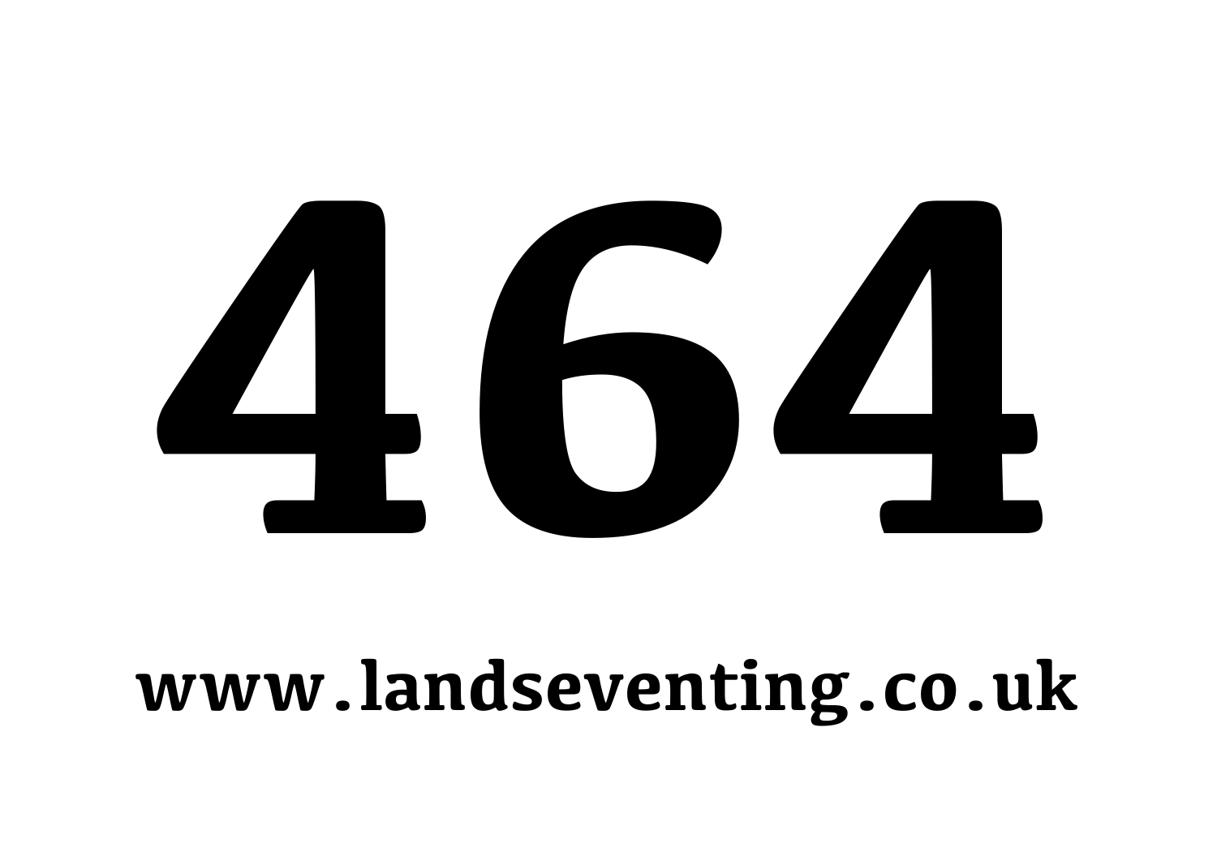# 464

**www.landseventing.co.uk**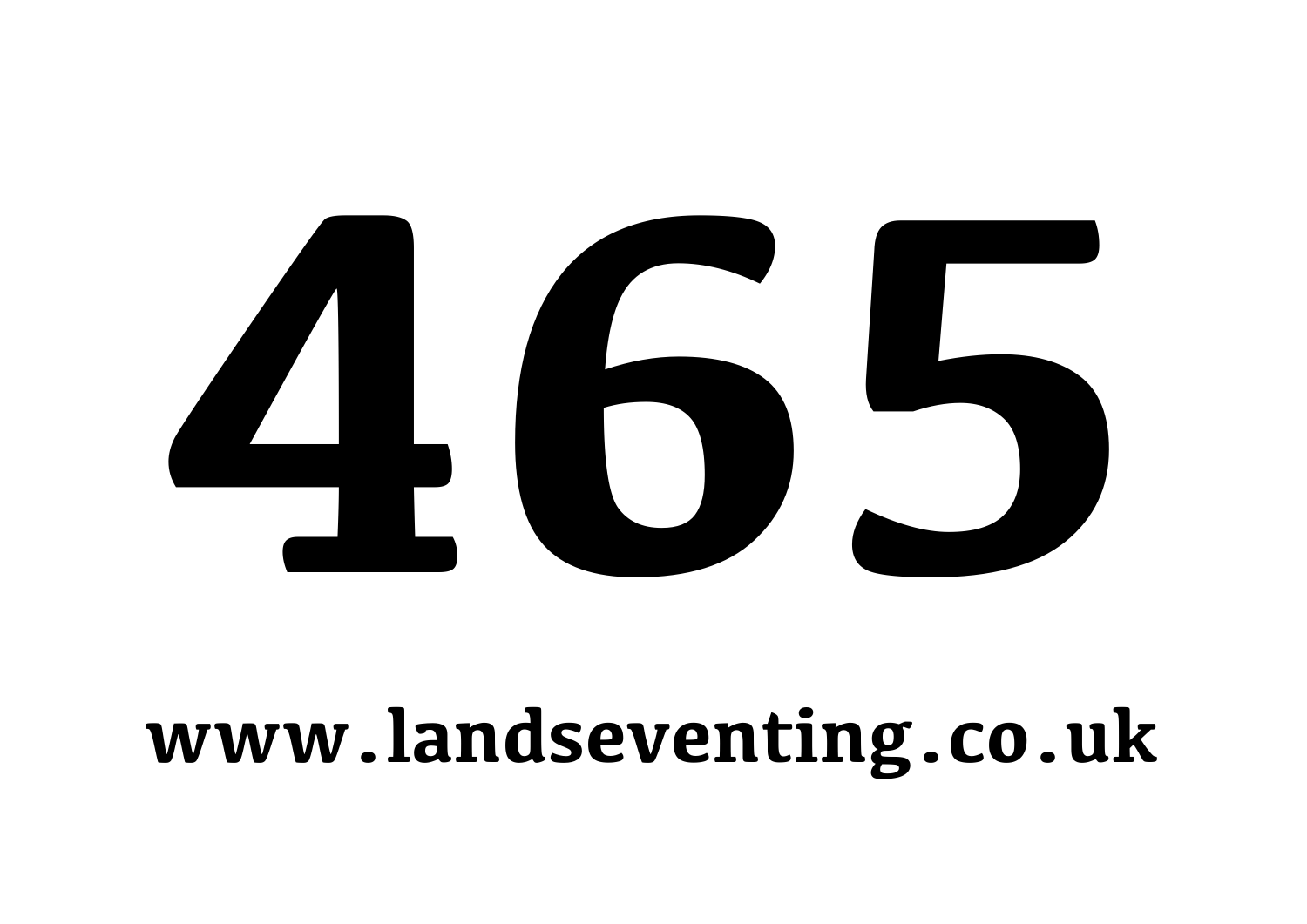# 465

**www.landseventing.co.uk**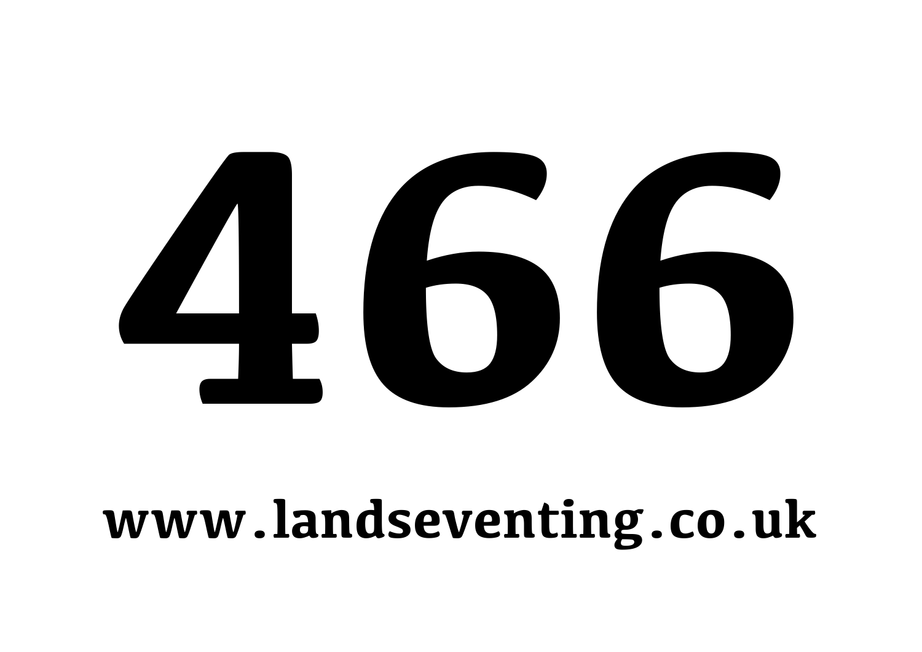# 466

**www.landseventing.co.uk**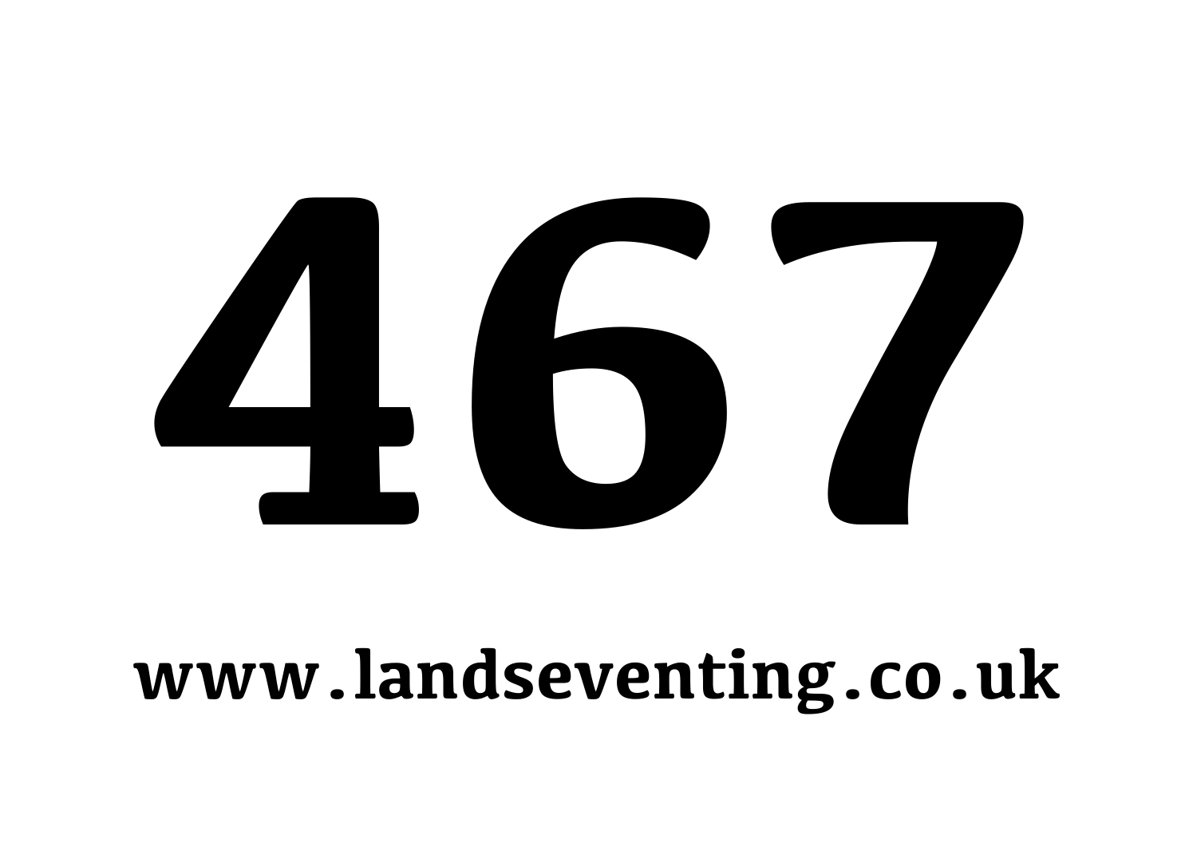# 467

**www.landseventing.co.uk**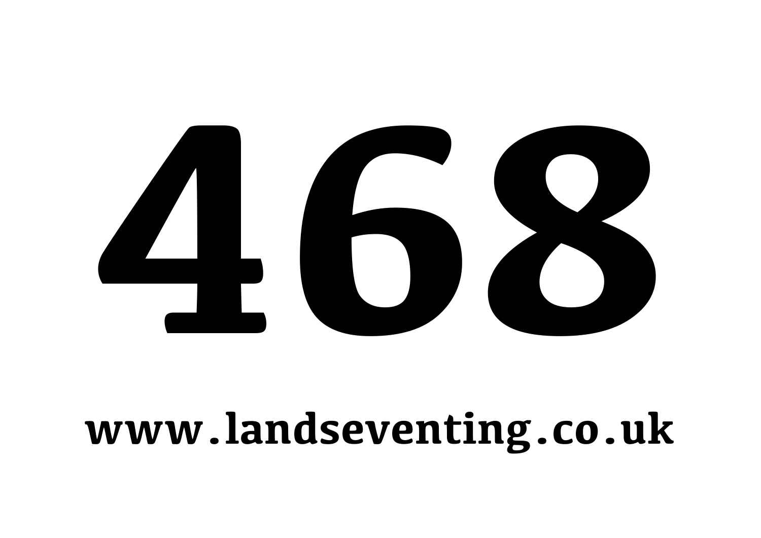# 468

**www.landseventing.co.uk**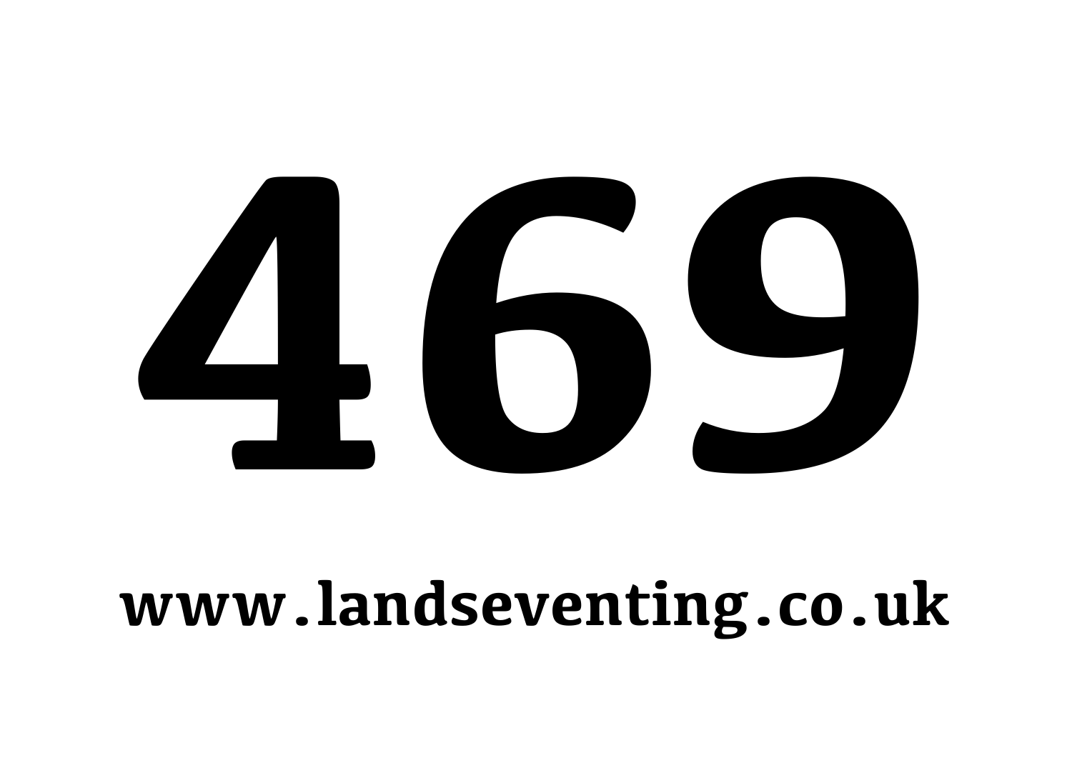# 469

**www.landseventing.co.uk**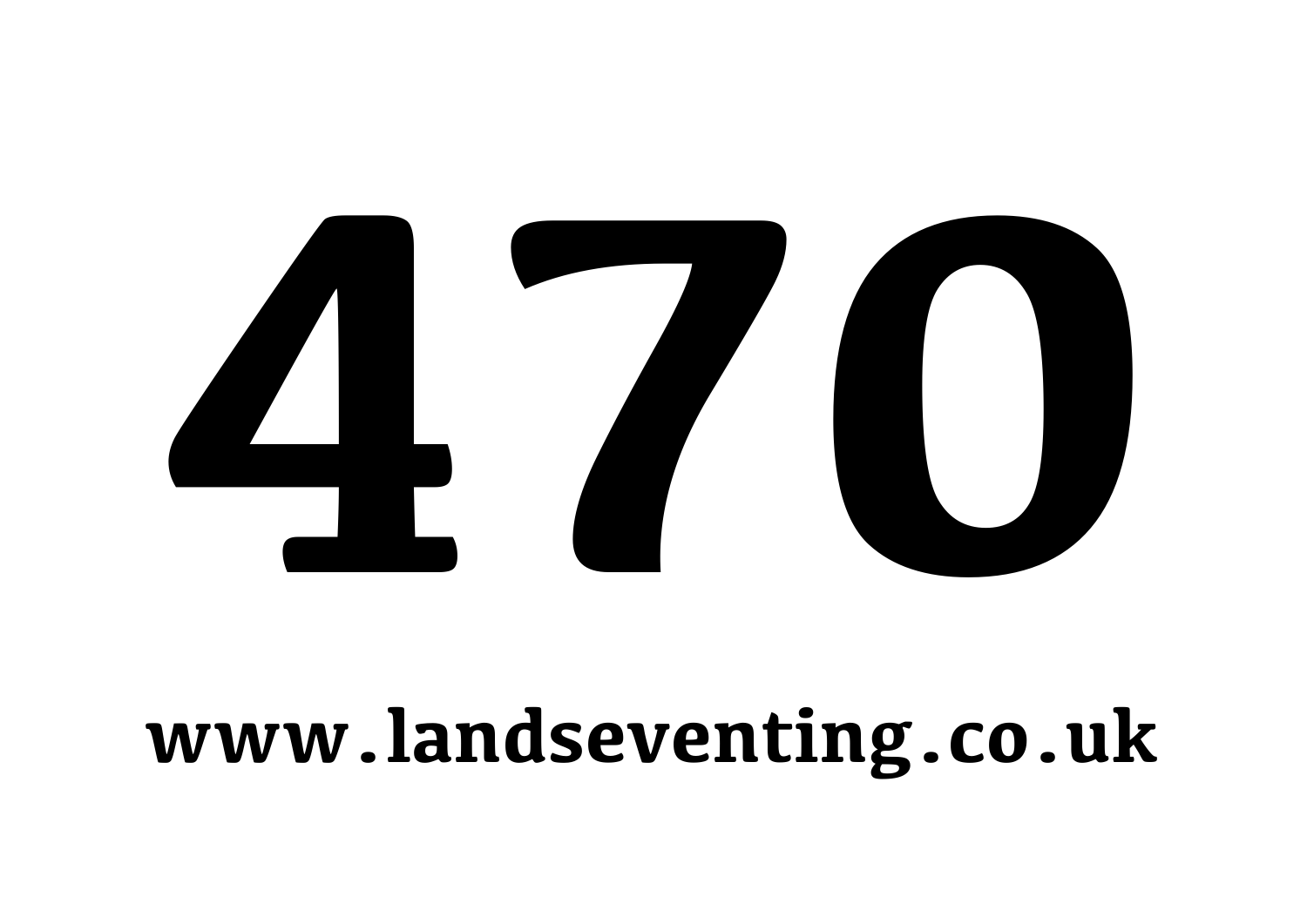# 470

**www.landseventing.co.uk**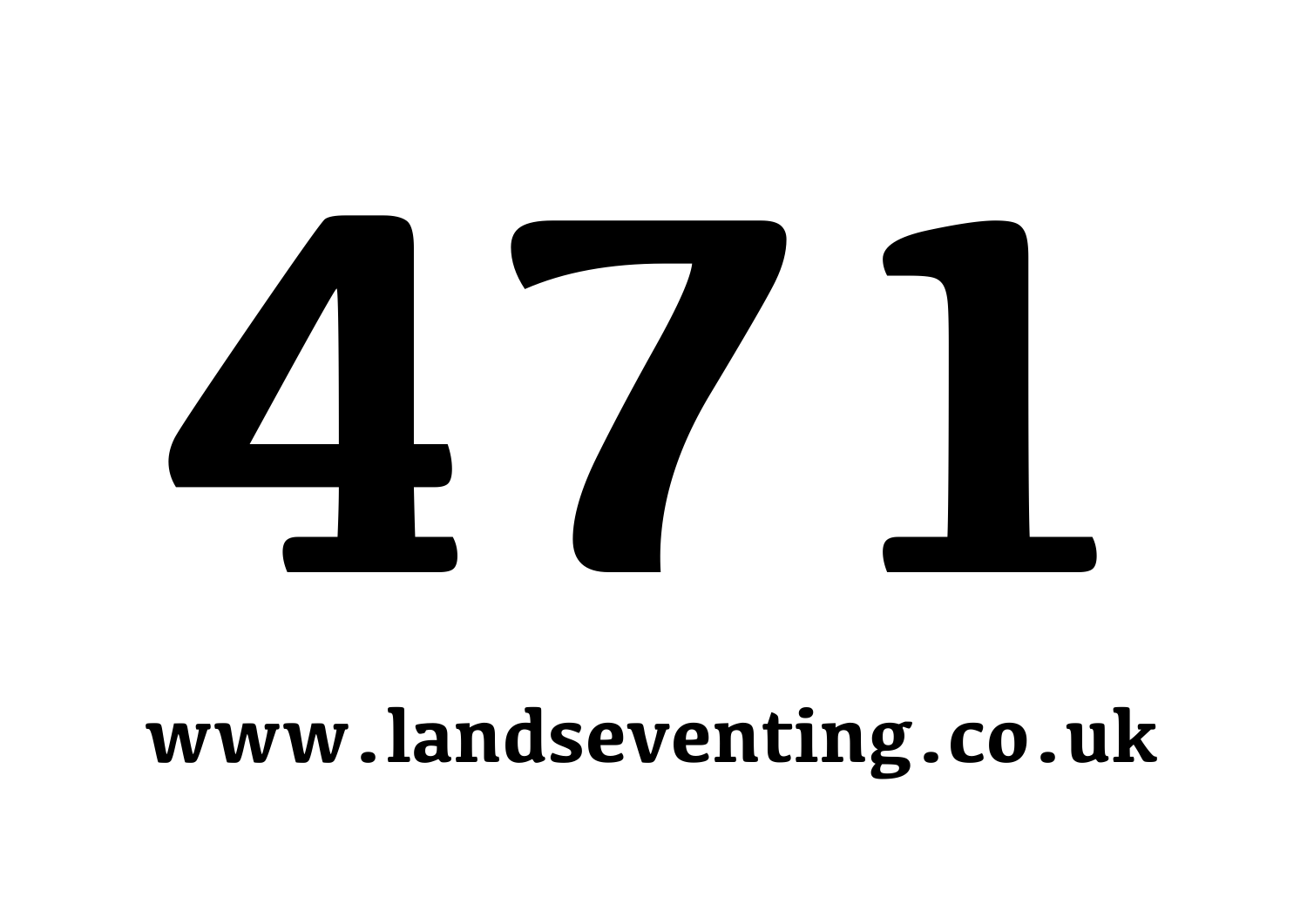# 471

www.landseventing.co.uk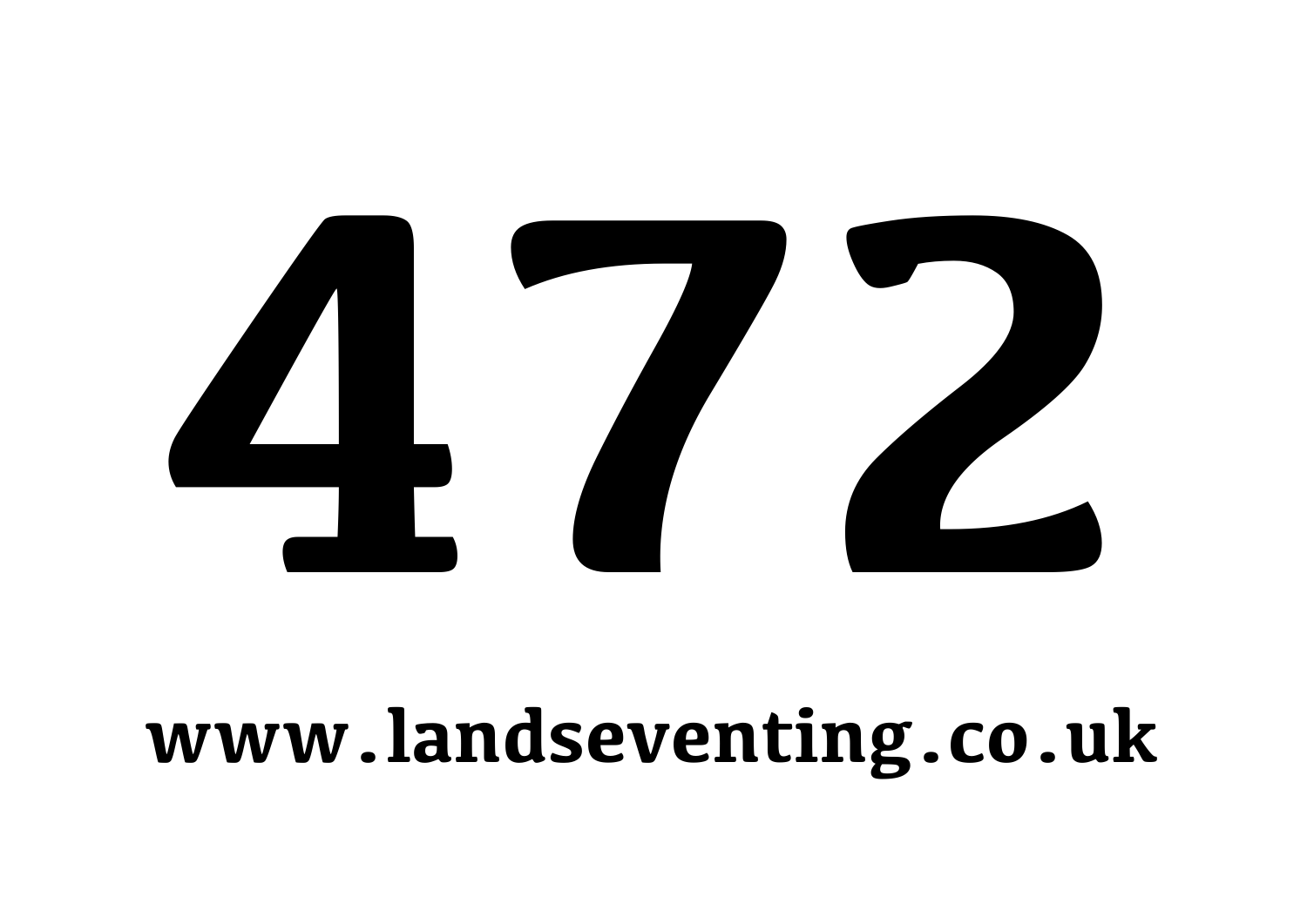# 472

**www.landseventing.co.uk**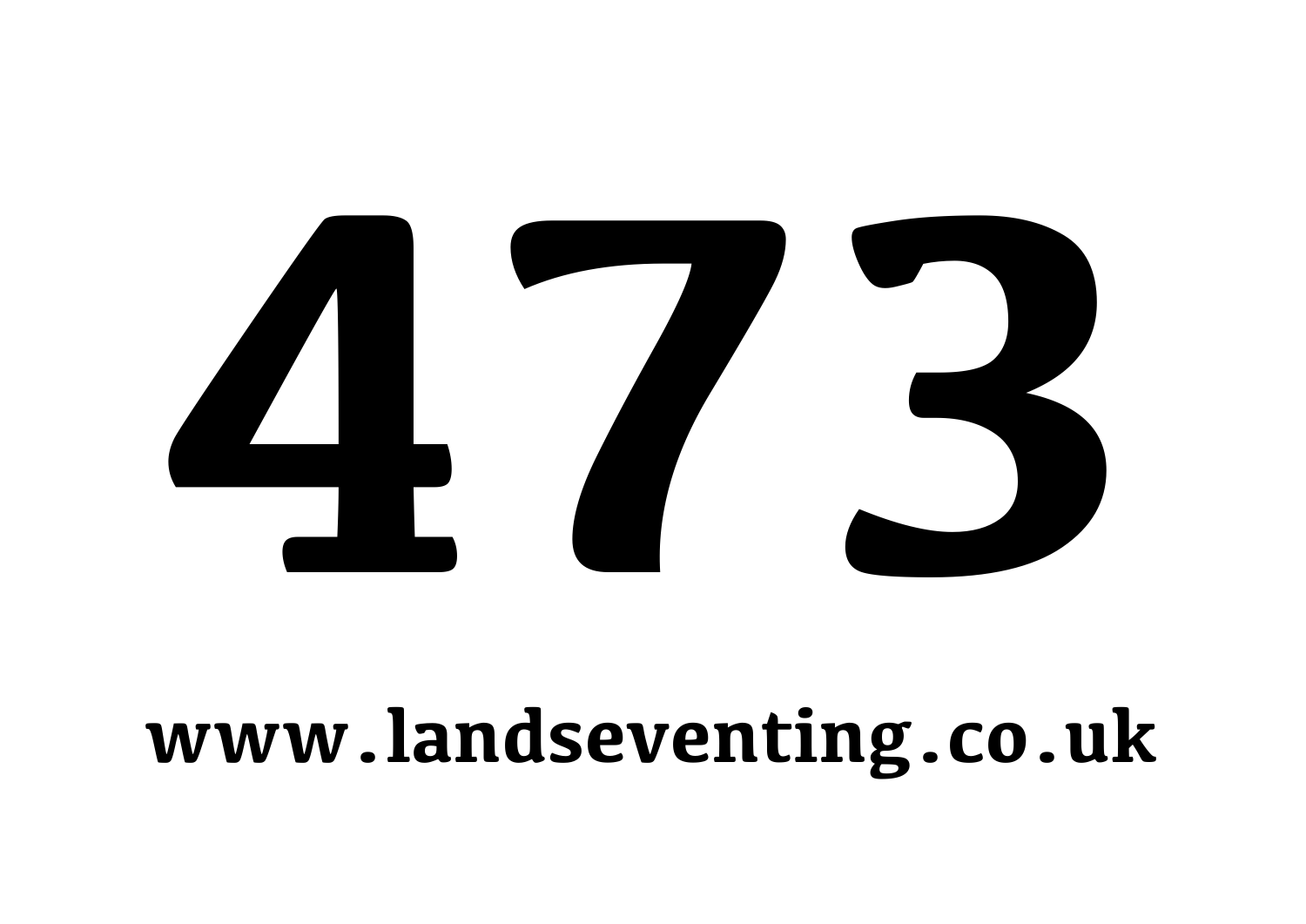# 473

**www.landseventing.co.uk**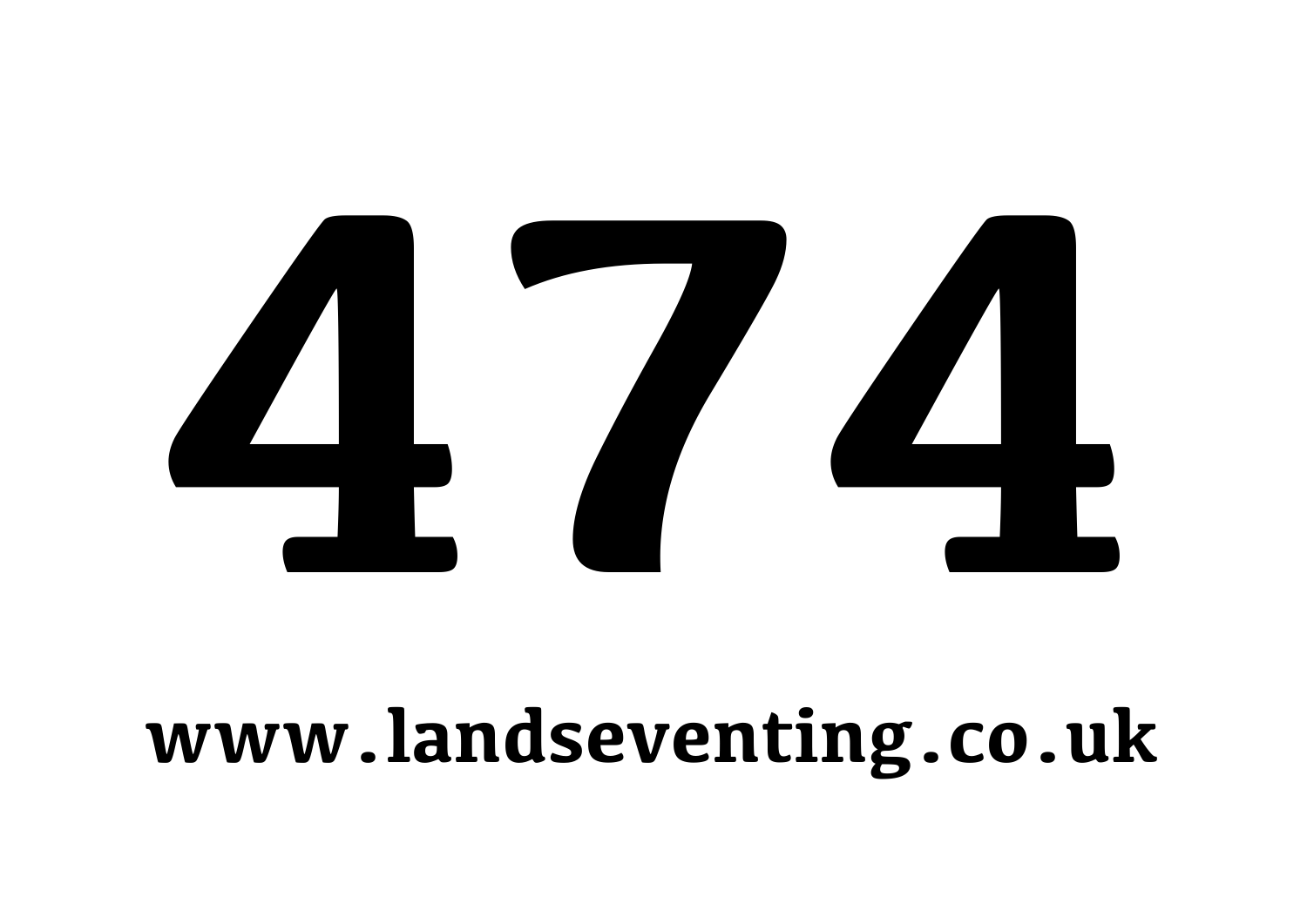# 474

**www.landseventing.co.uk**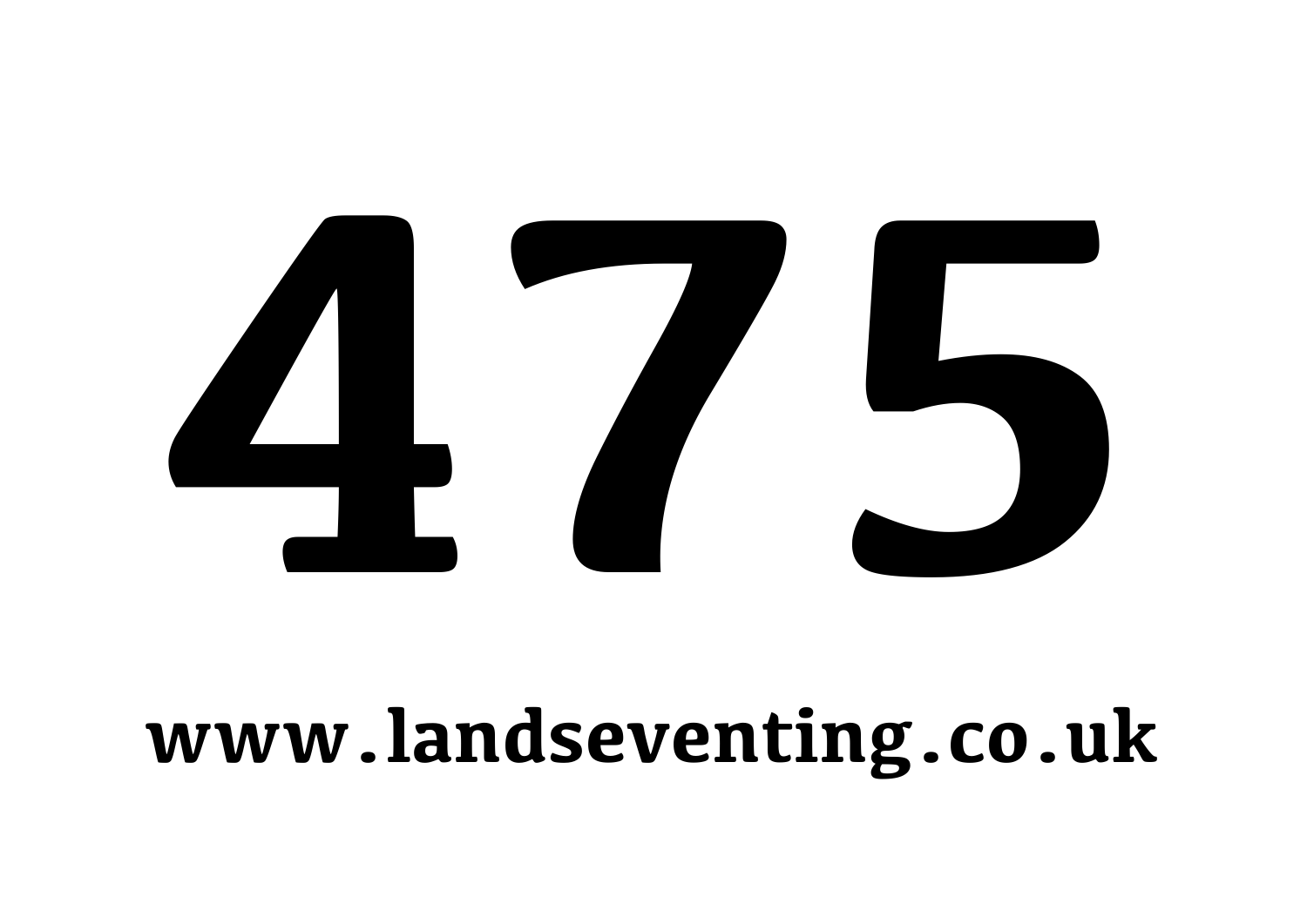# 475

**www.landseventing.co.uk**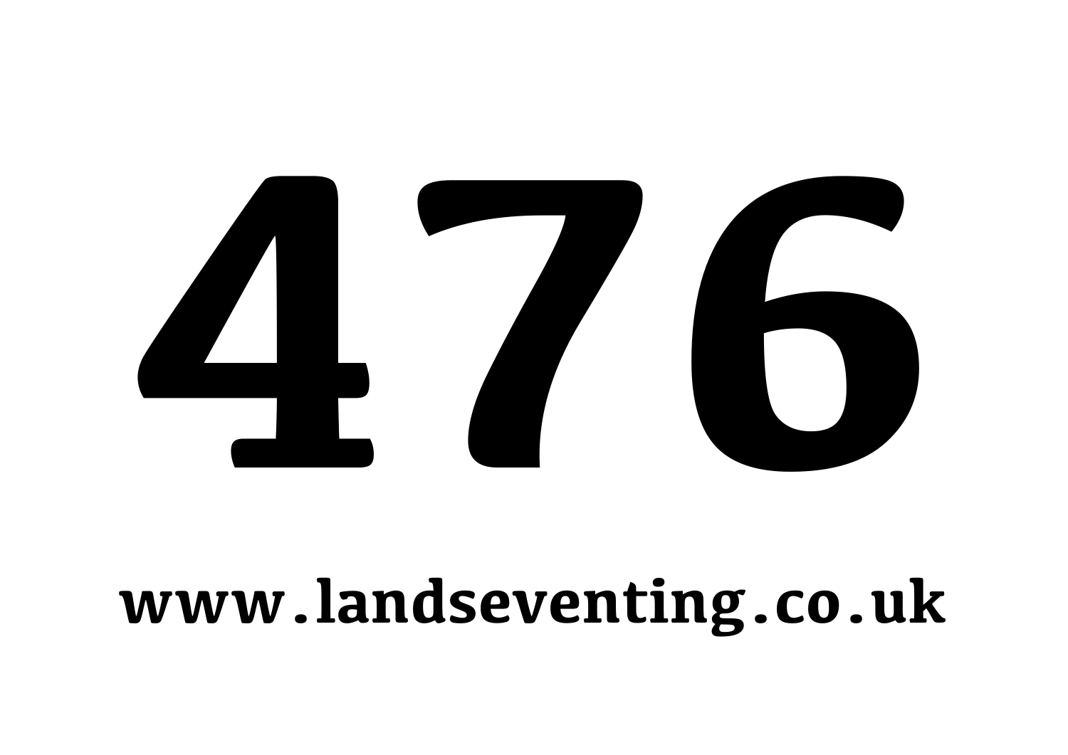# 476

**www.landseventing.co.uk**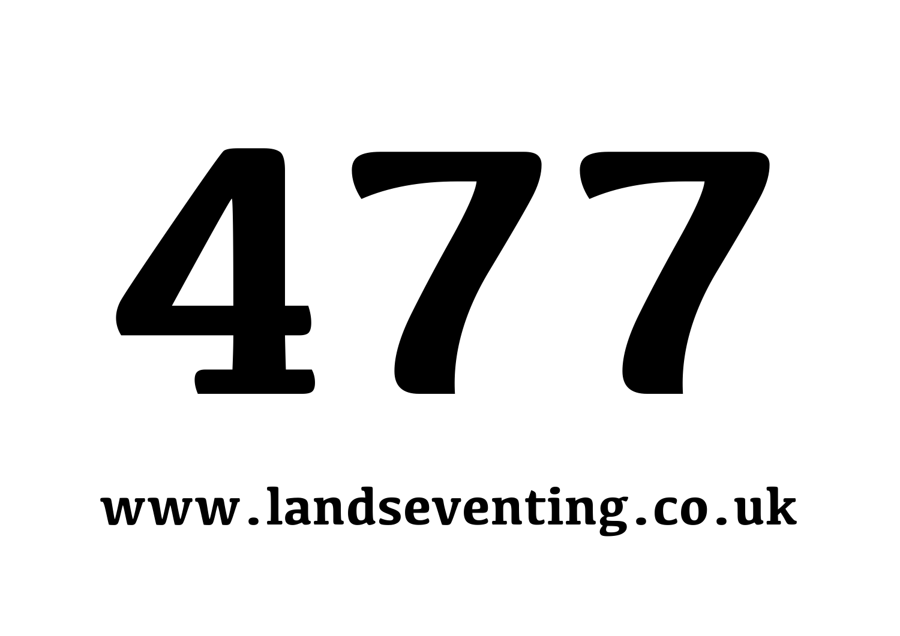# 477

**www.landseventing.co.uk**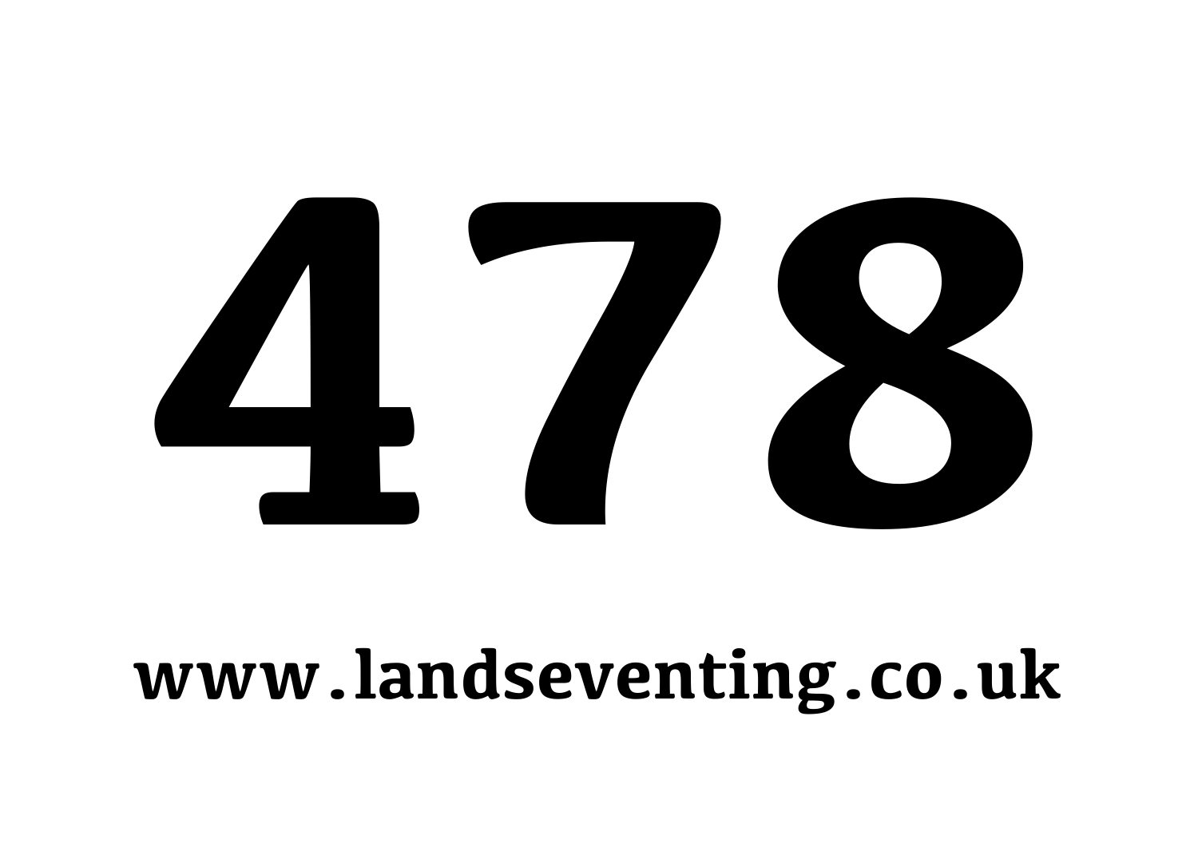# 478

**www.landseventing.co.uk**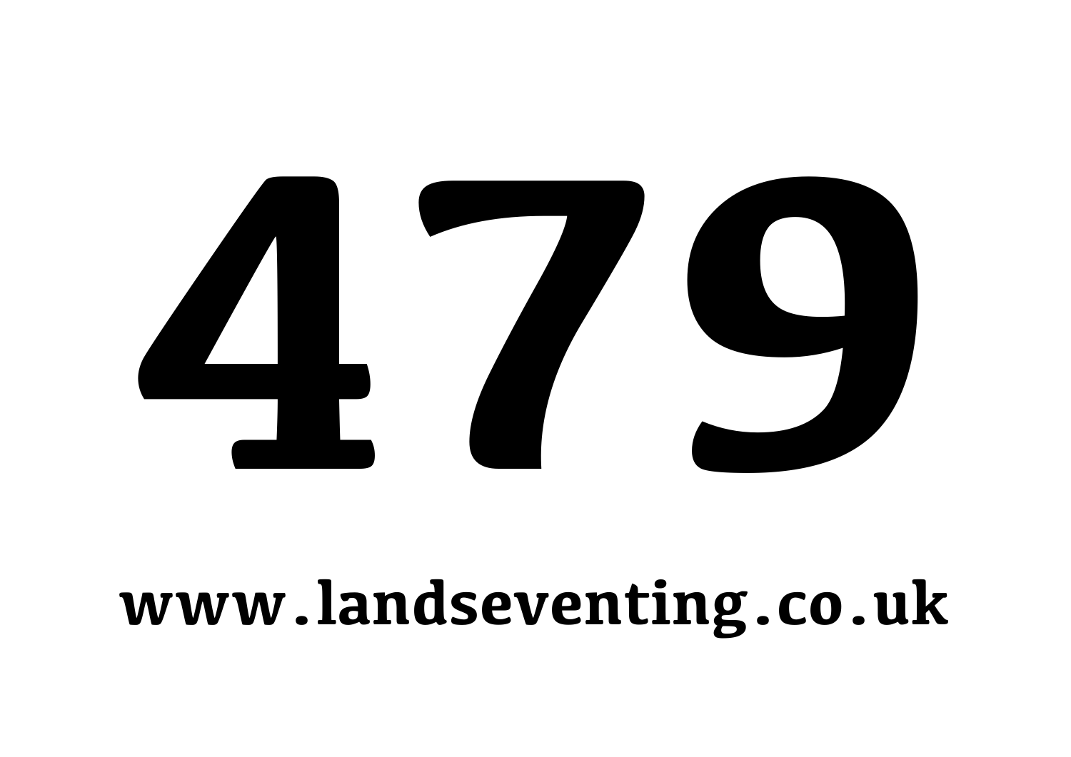# 479

**www.landseventing.co.uk**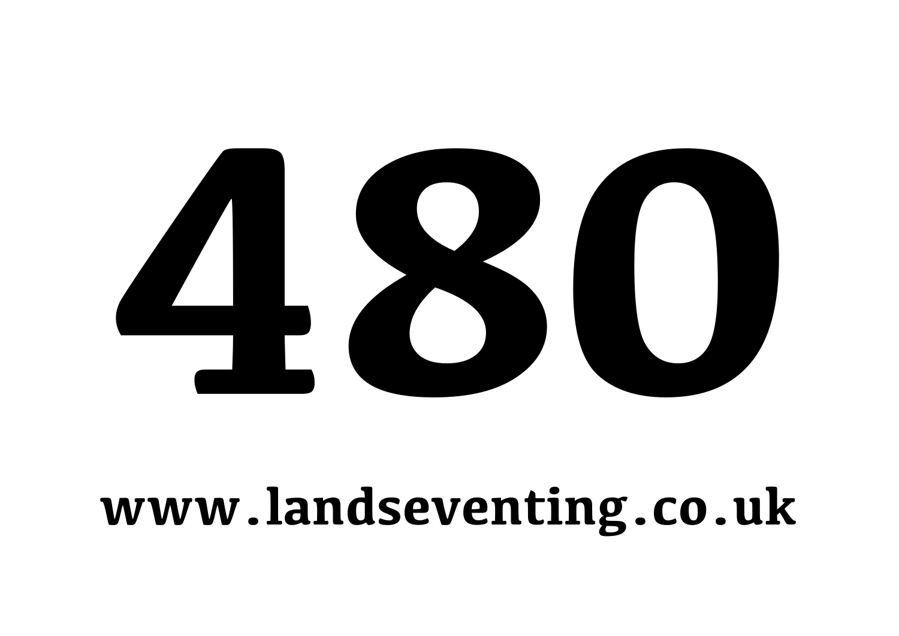# 480

**www.landseventing.co.uk**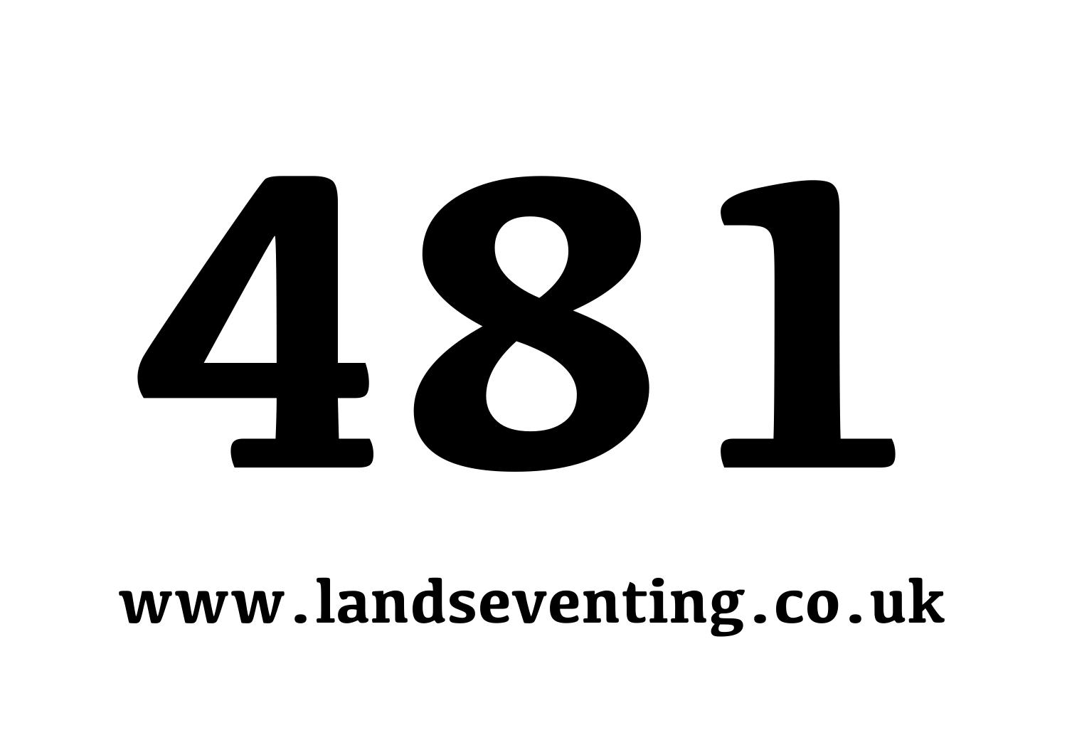# 481

**www.landseventing.co.uk**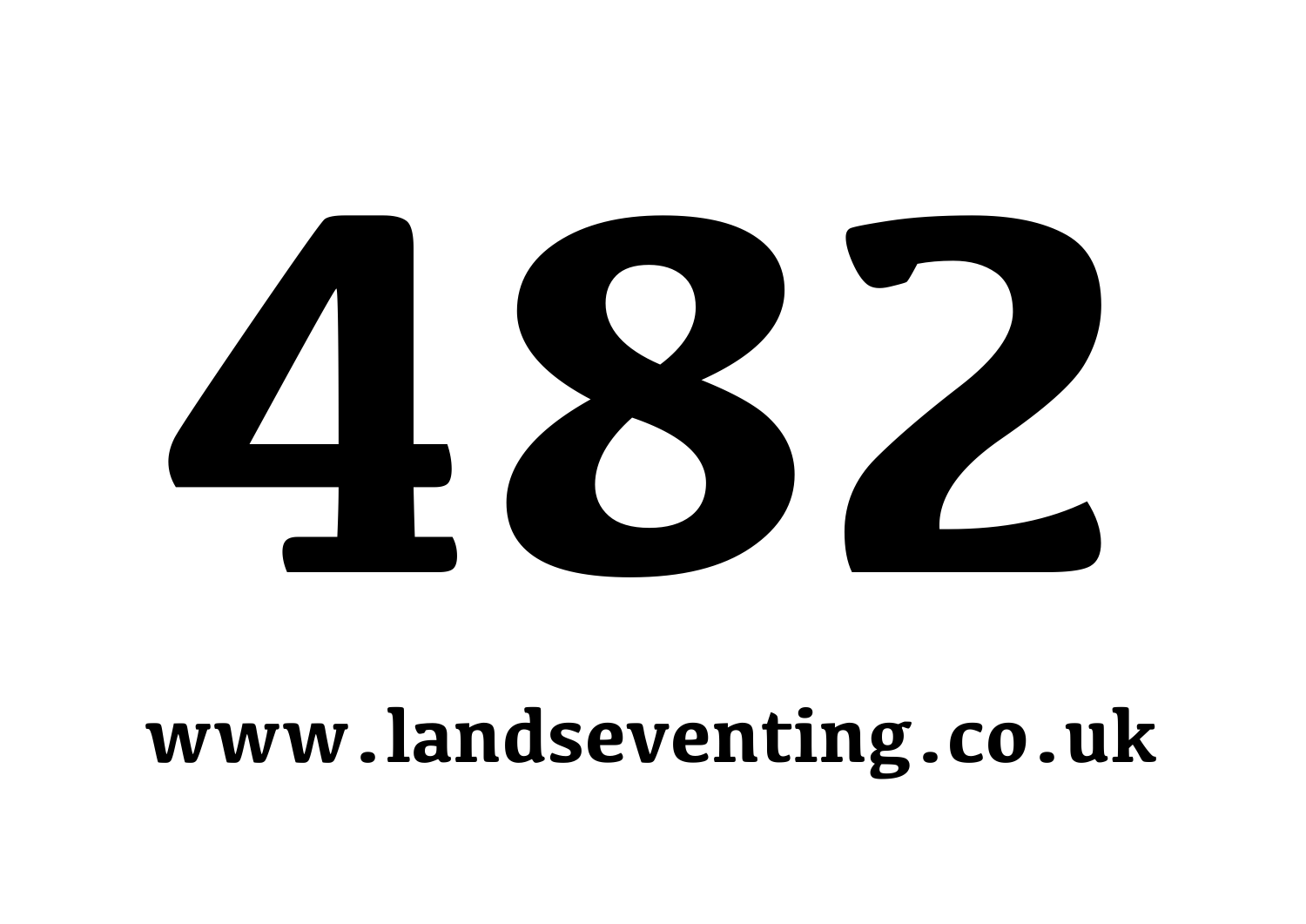# 482

**www.landseventing.co.uk**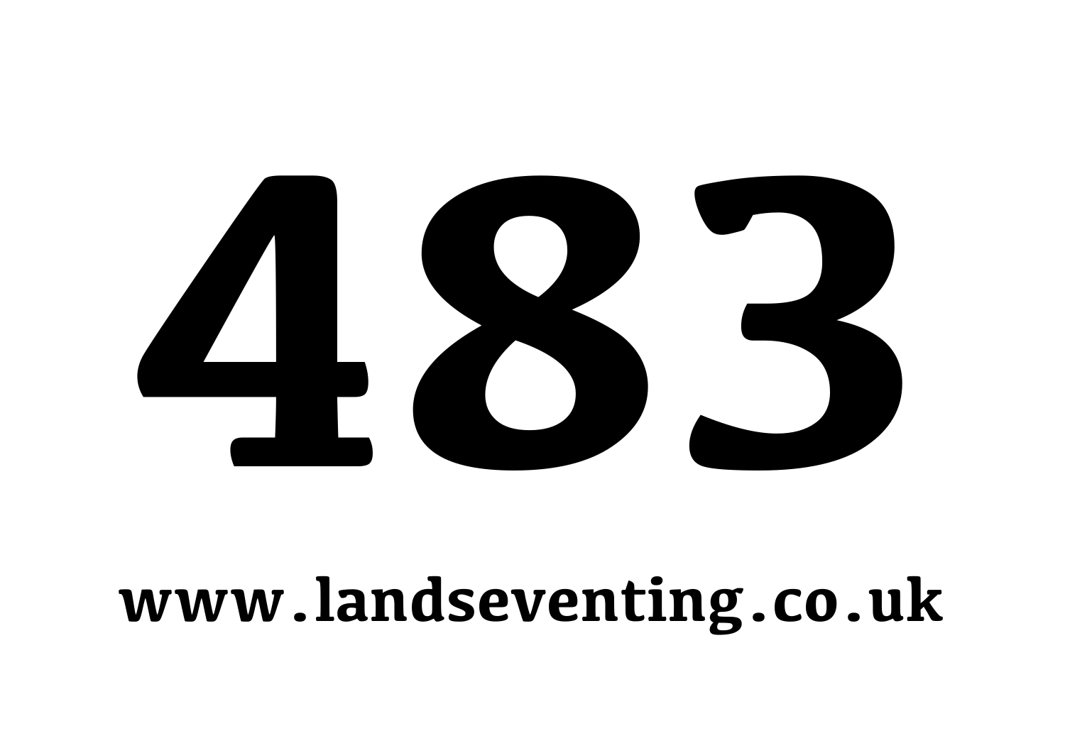# 483

**www.landseventing.co.uk**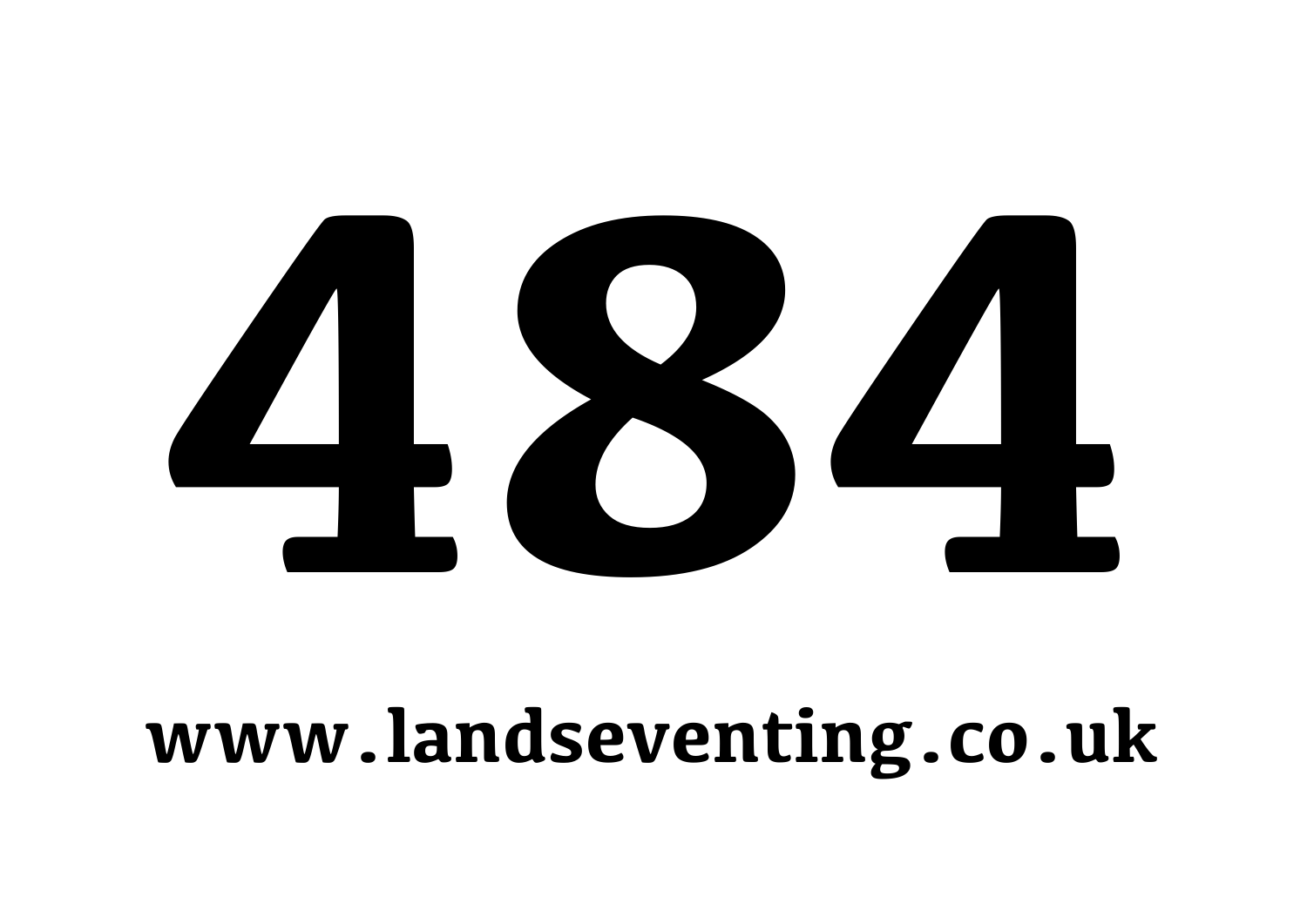# 484

**www.landseventing.co.uk**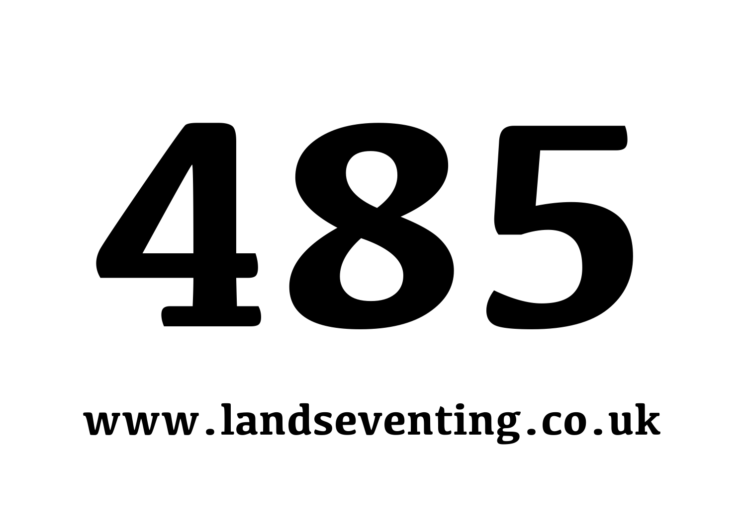# 485

**www.landseventing.co.uk**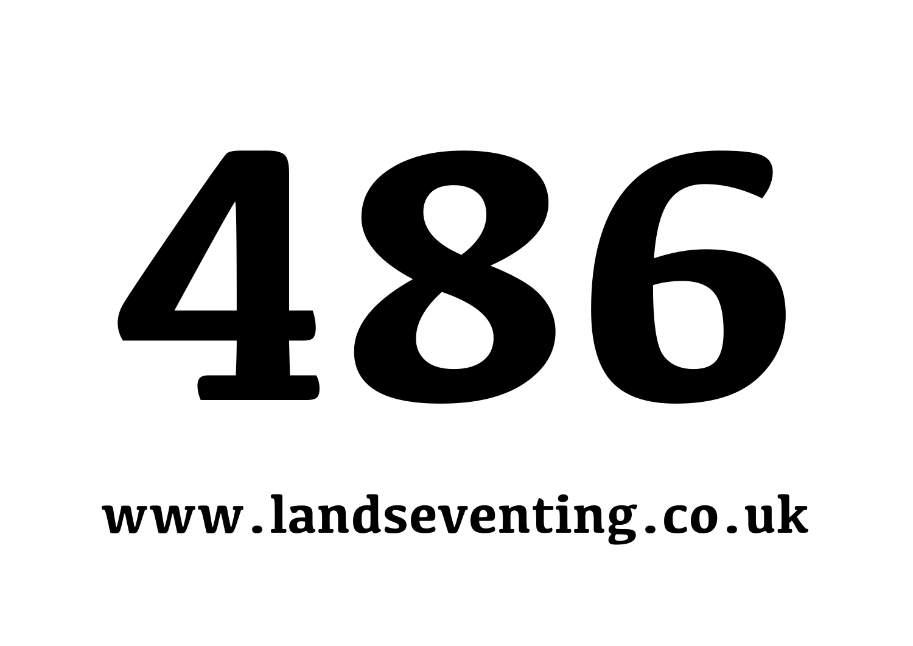# 486

**www.landseventing.co.uk**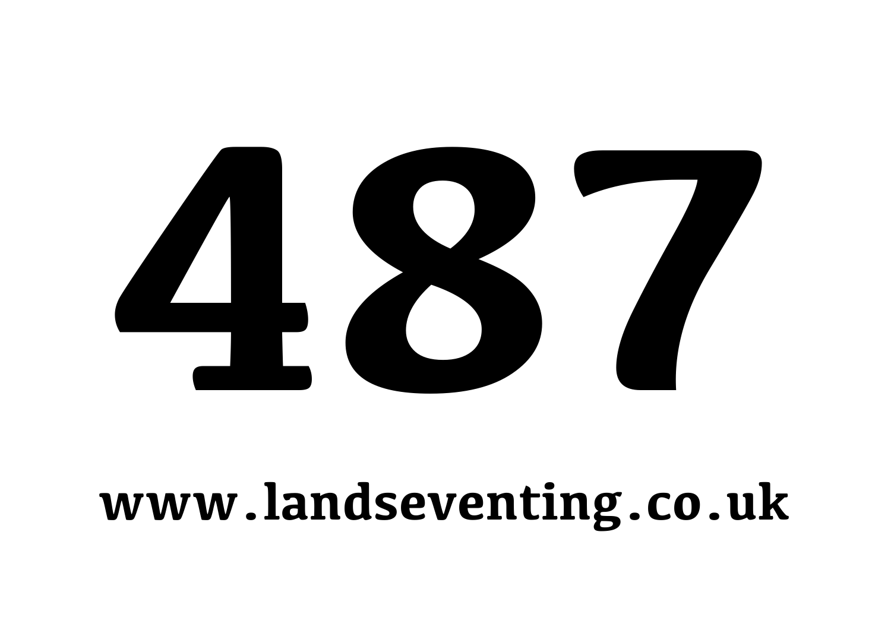# 487

**www.landseventing.co.uk**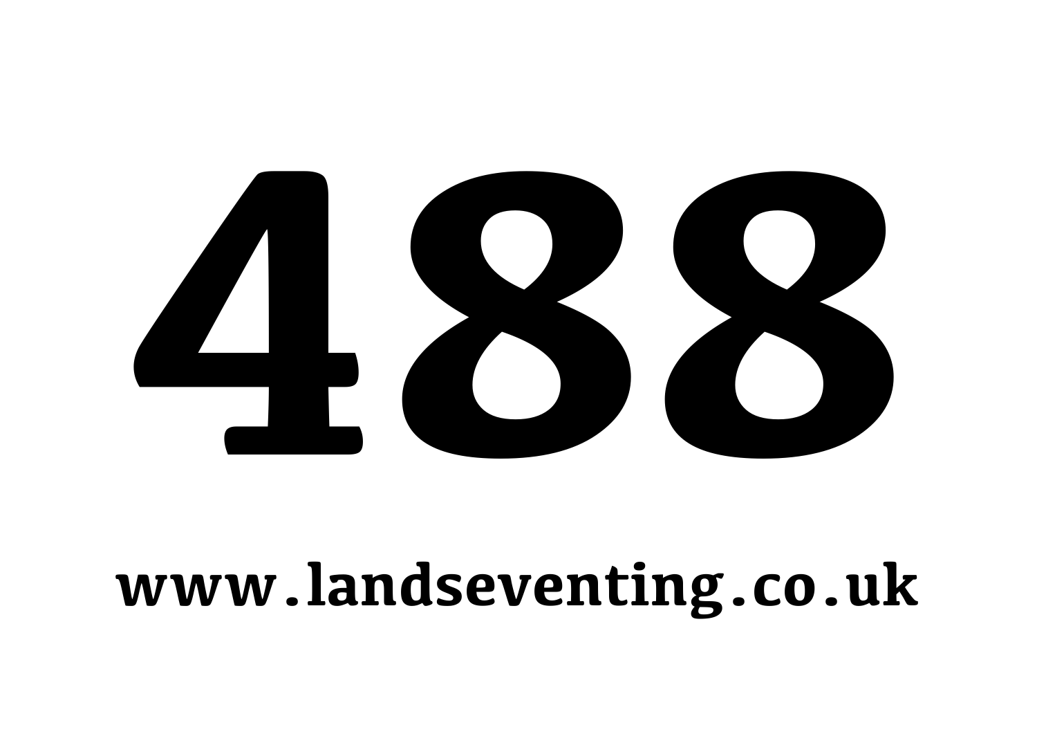# 488

**www.landseventing.co.uk**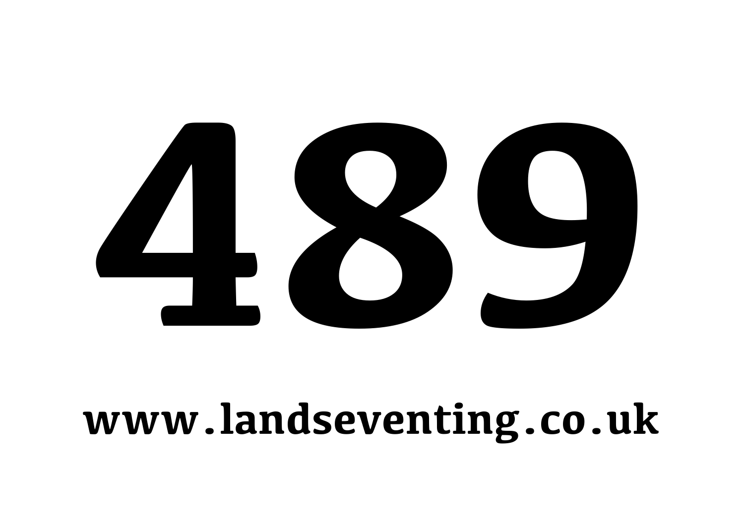# 489

**www.landseventing.co.uk**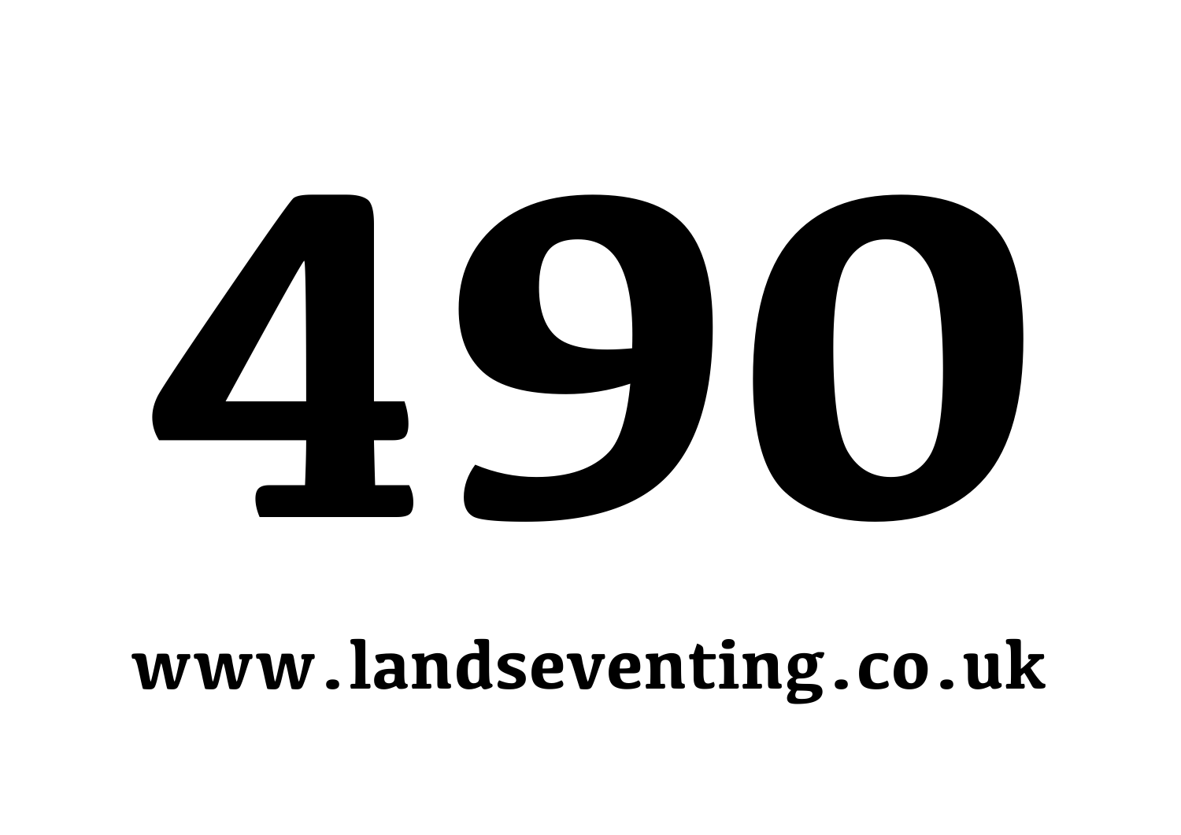# 490

**www.landseventing.co.uk**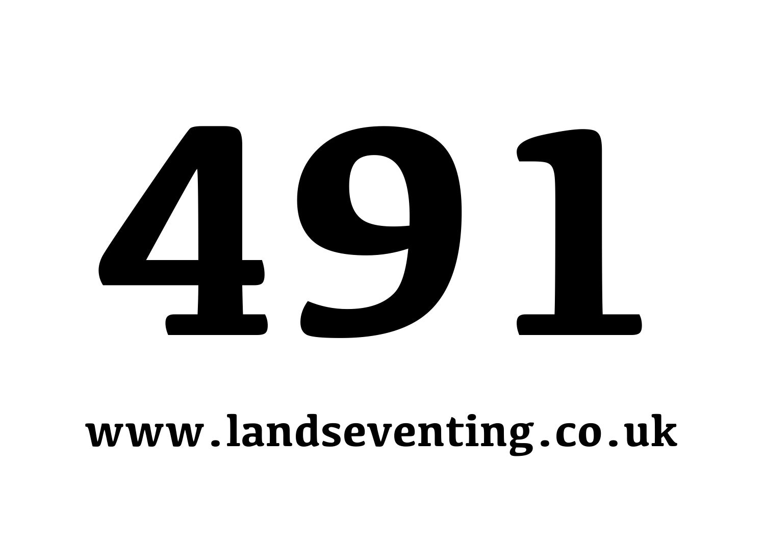# 491

**www.landseventing.co.uk**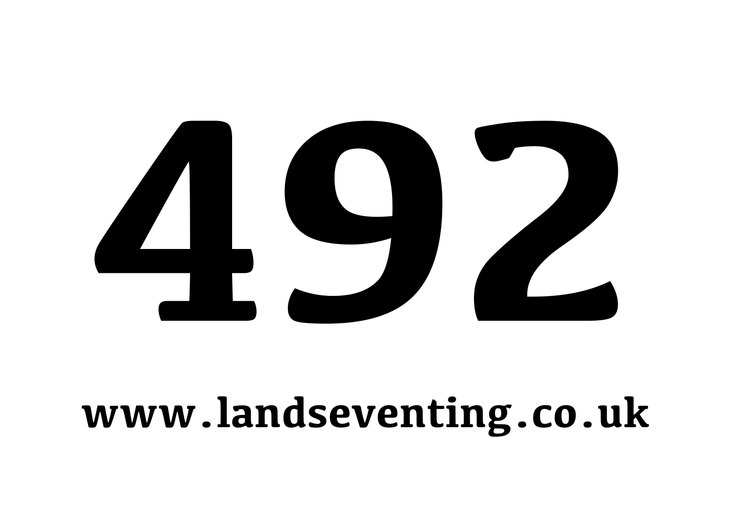# 492

www.landseventing.co.uk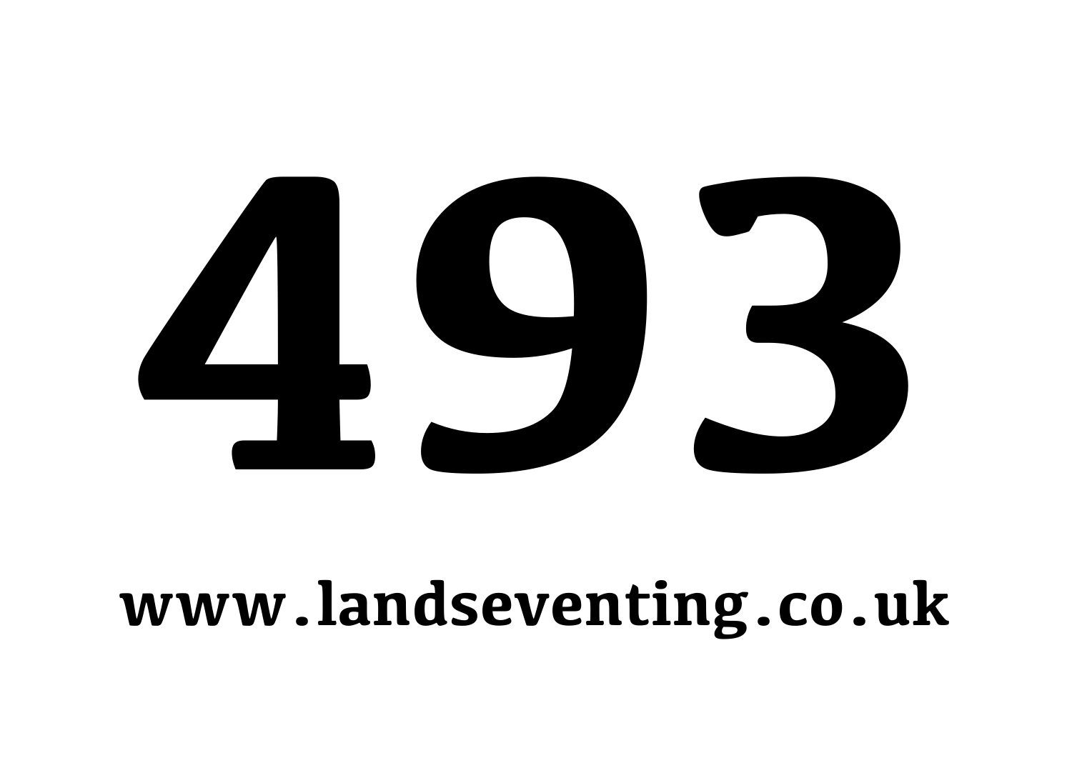# 493

**www.landseventing.co.uk**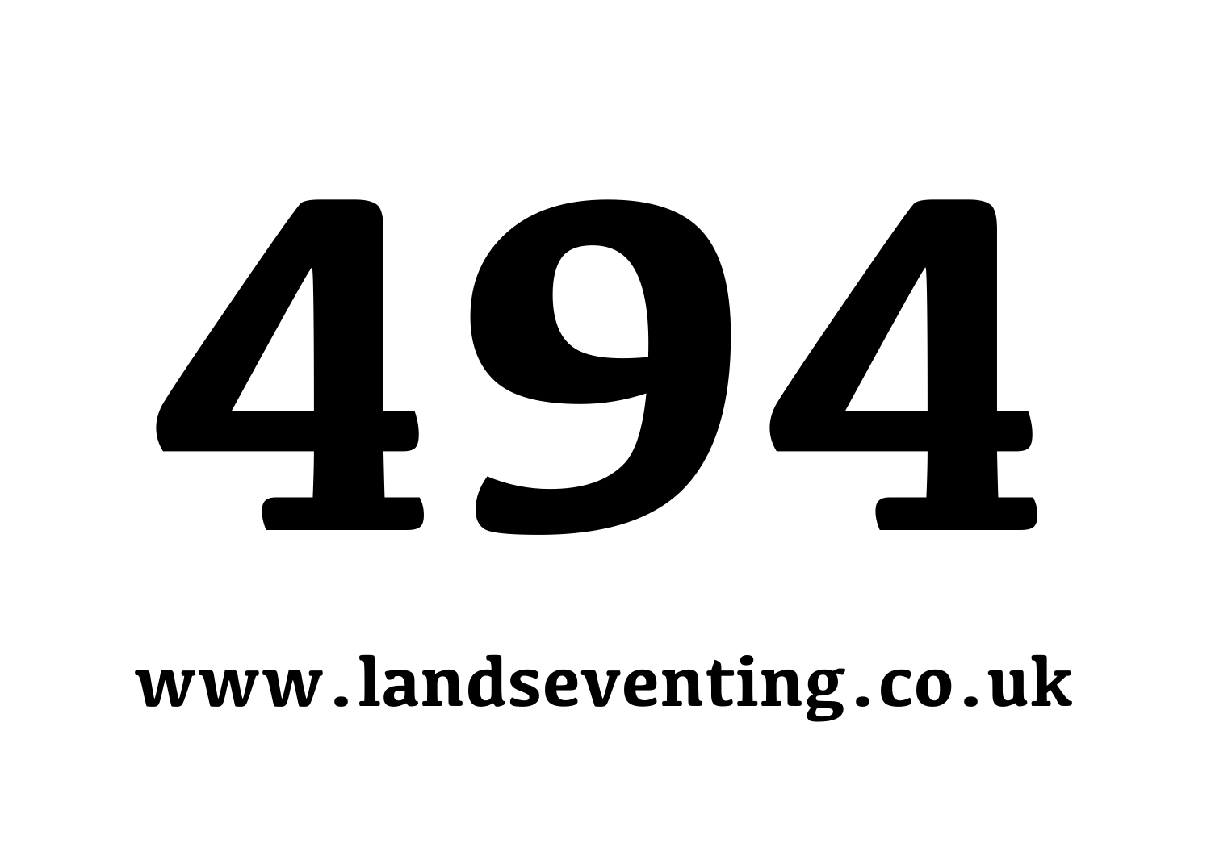# 494

**www.landseventing.co.uk**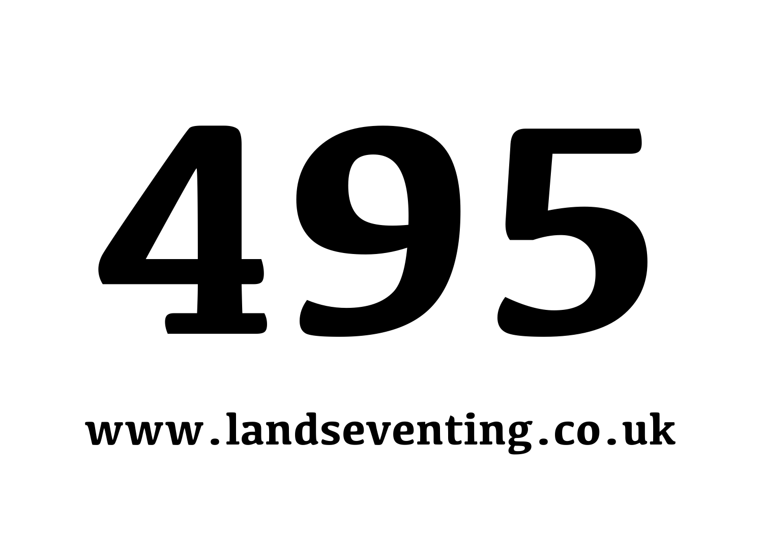# 495

**www.landseventing.co.uk**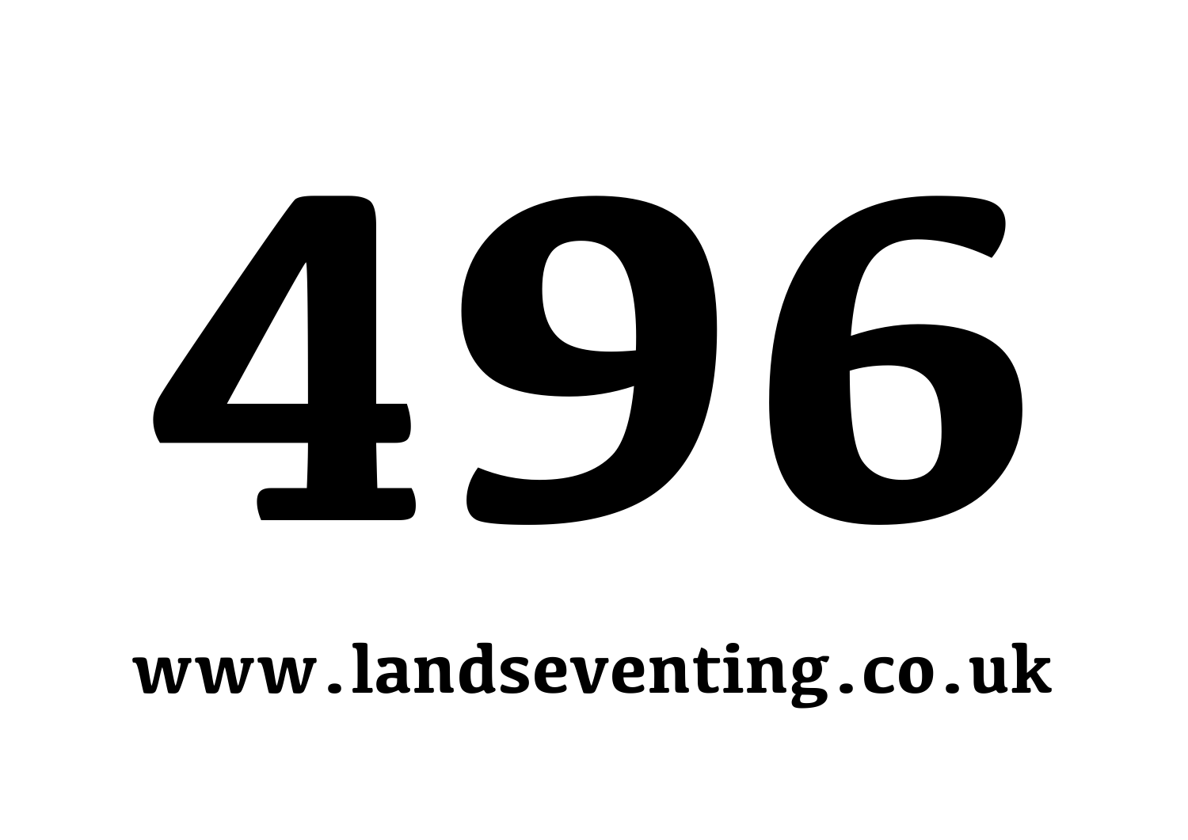# 496

**www.landseventing.co.uk**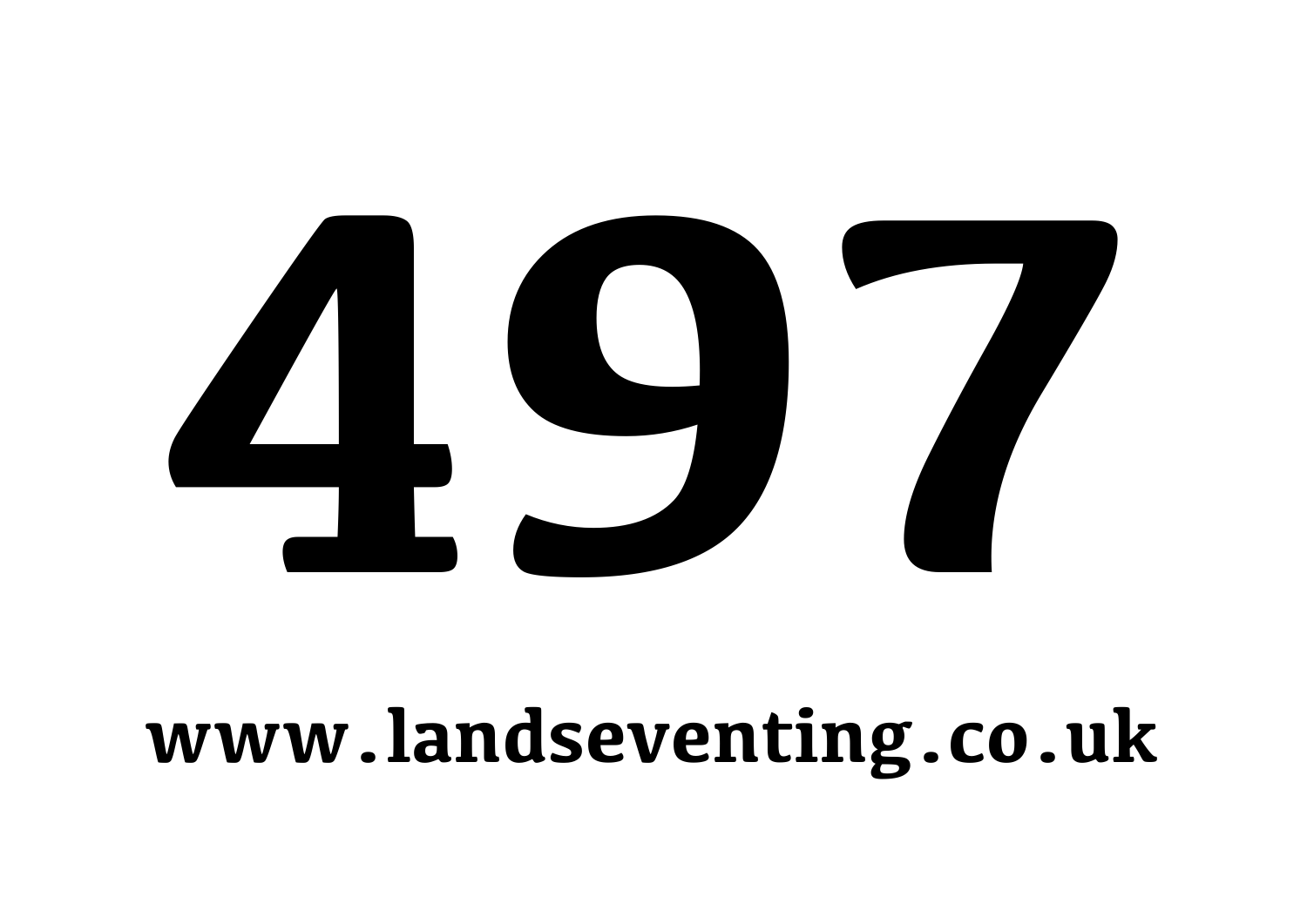# 497

www.landseventing.co.uk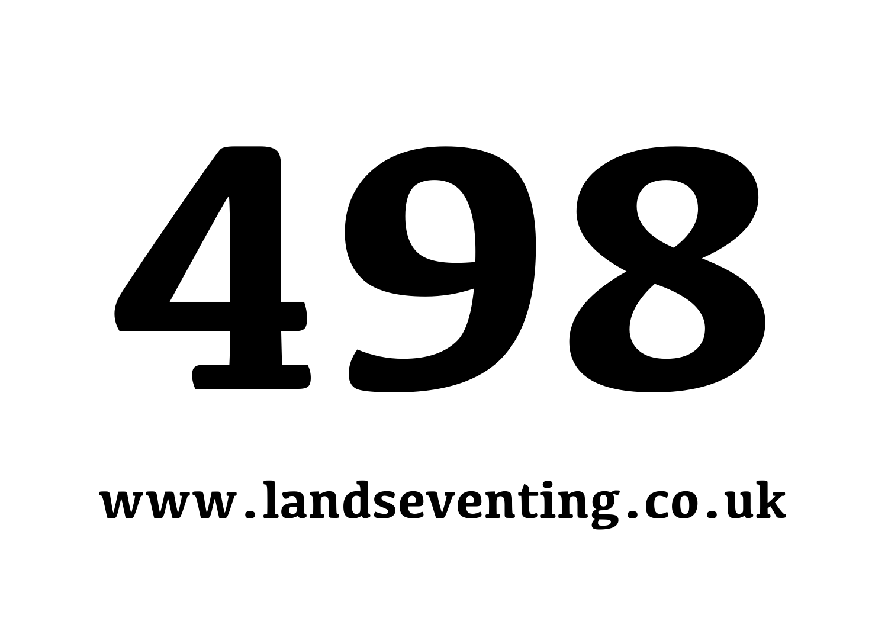# 498

**www.landseventing.co.uk**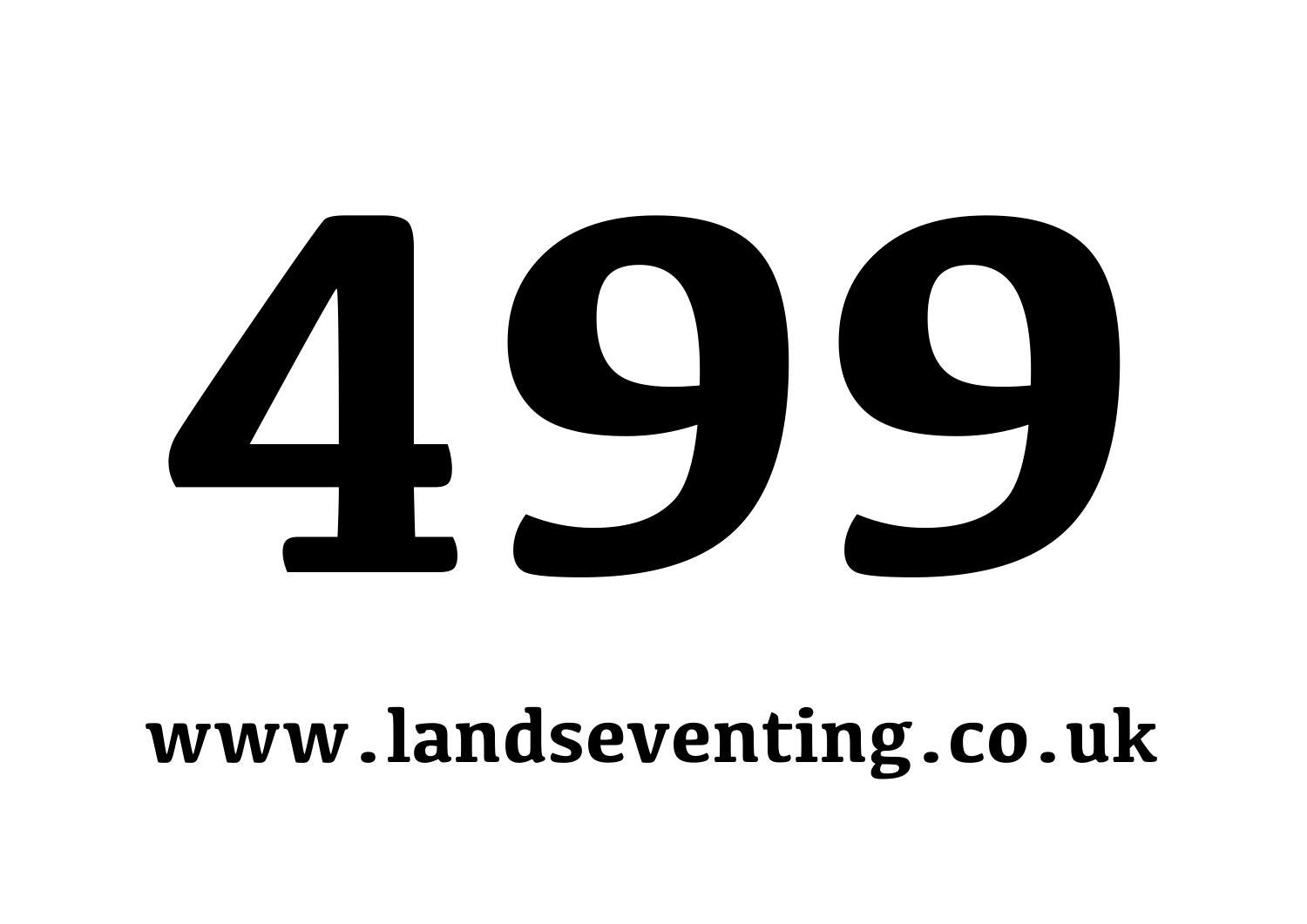# 499

**www.landseventing.co.uk**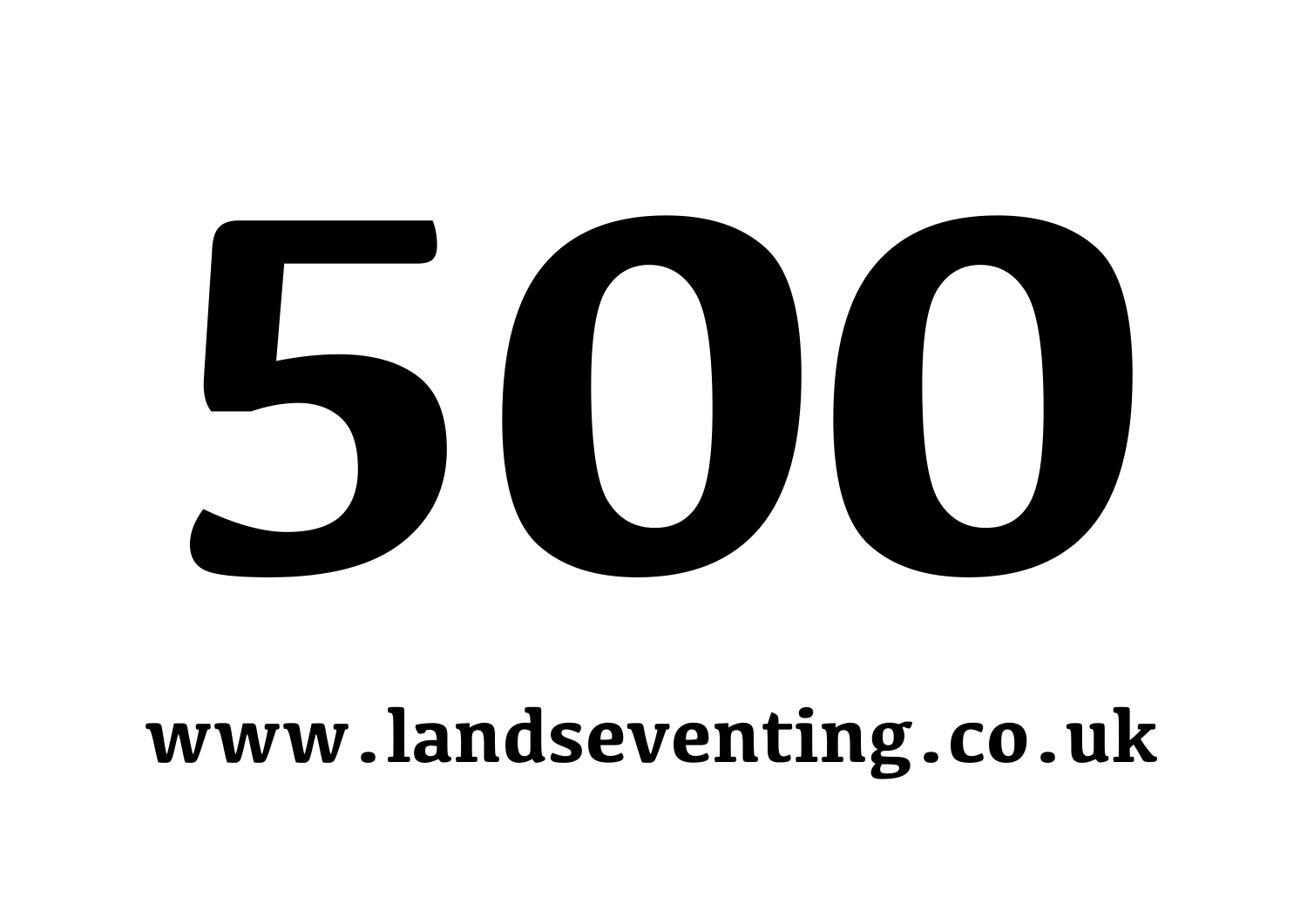# 500

**www.landseventing.co.uk**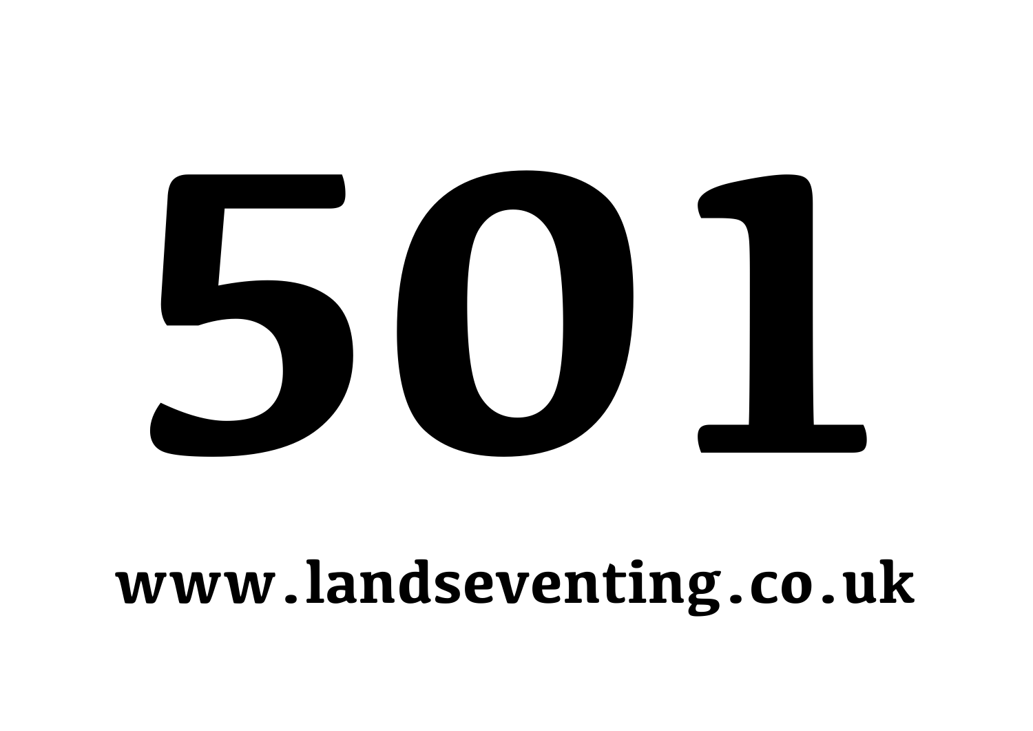# 501

**www.landseventing.co.uk**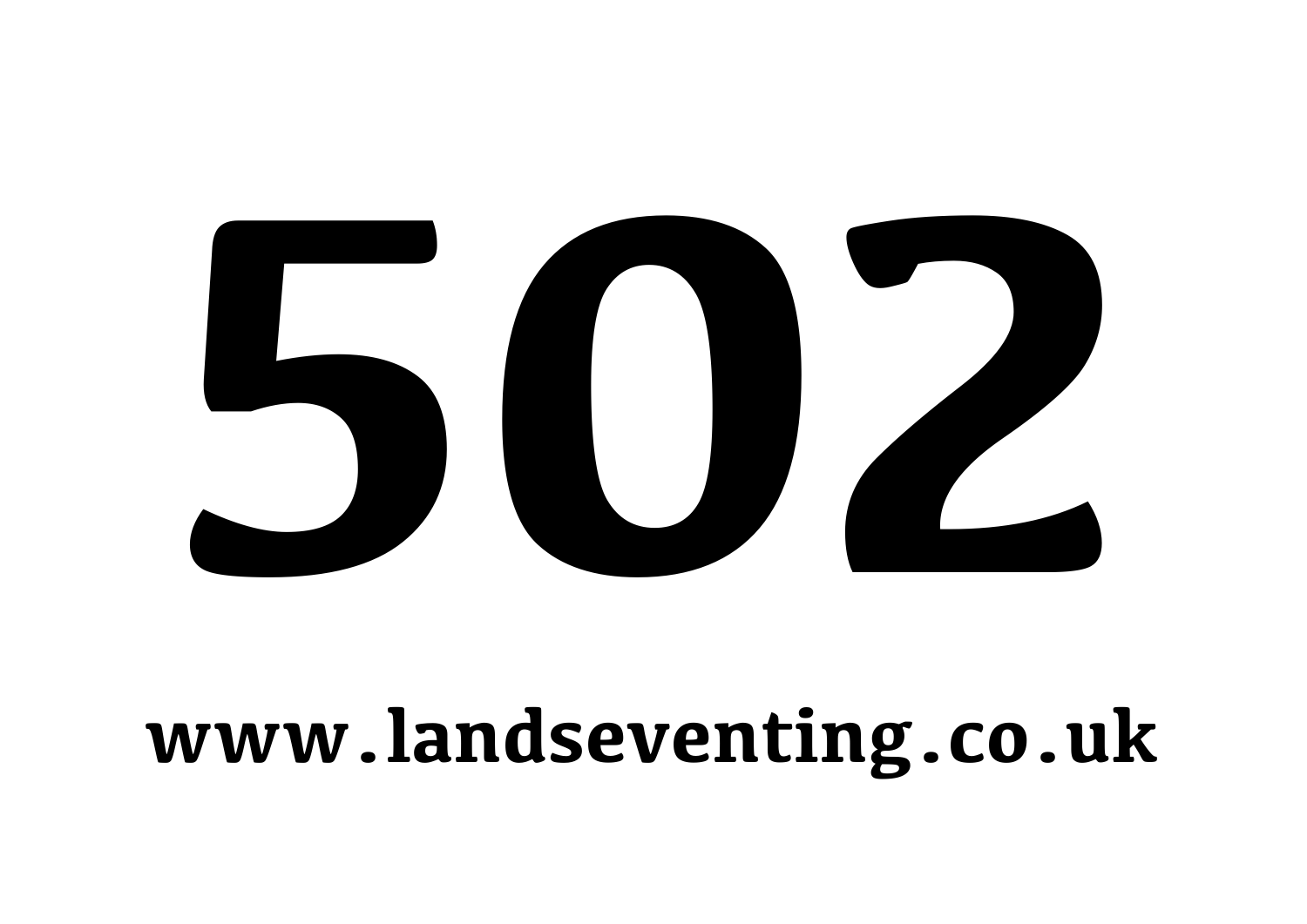# 502

**www.landseventing.co.uk**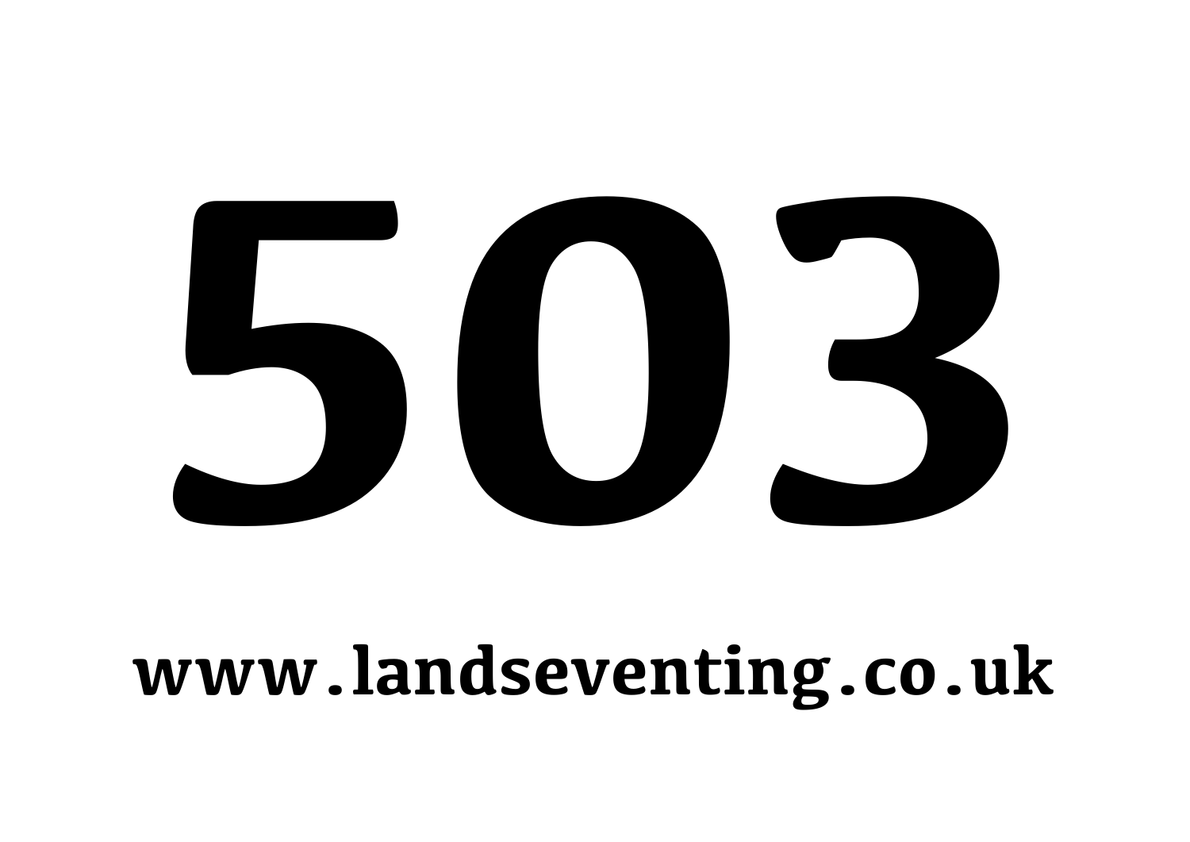# 503

**www.landseventing.co.uk**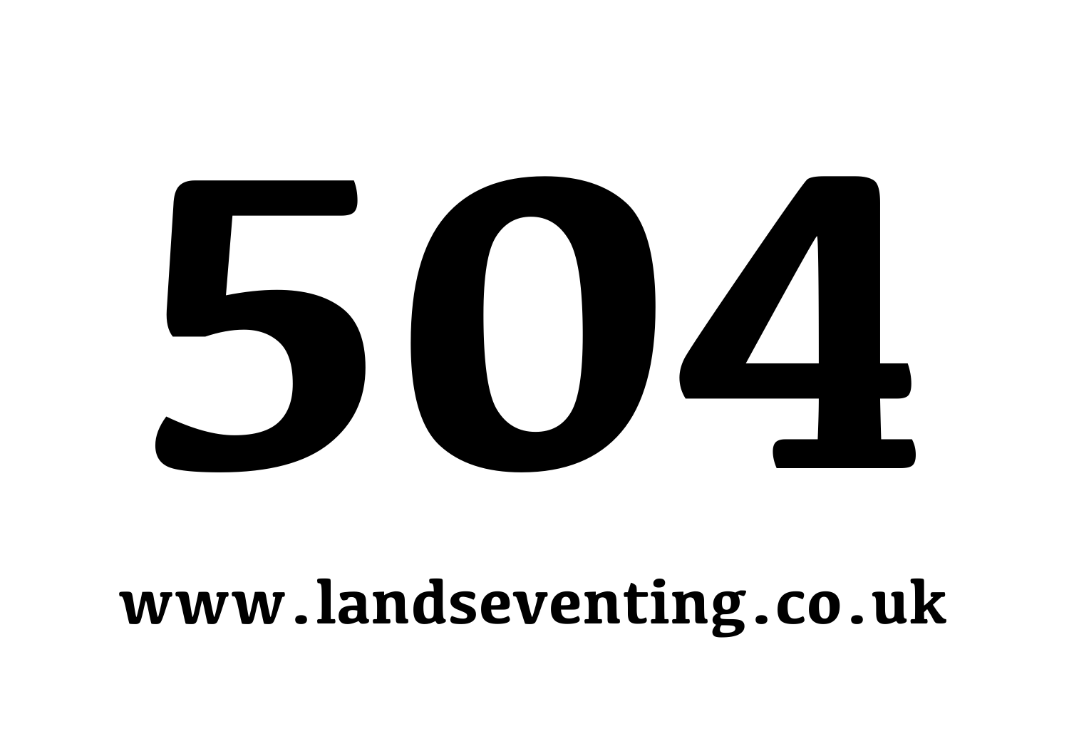# 504

**www.landseventing.co.uk**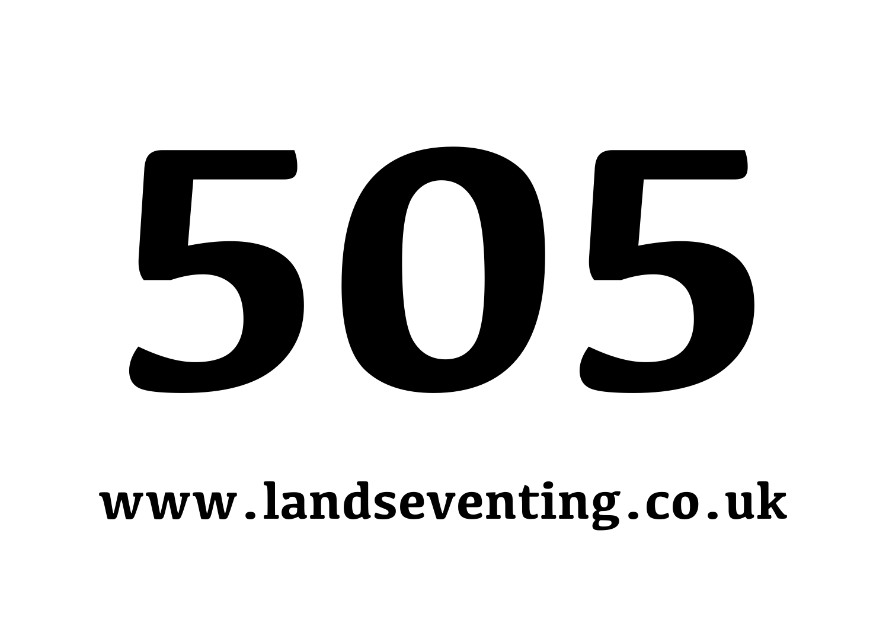# 505

**www.landseventing.co.uk**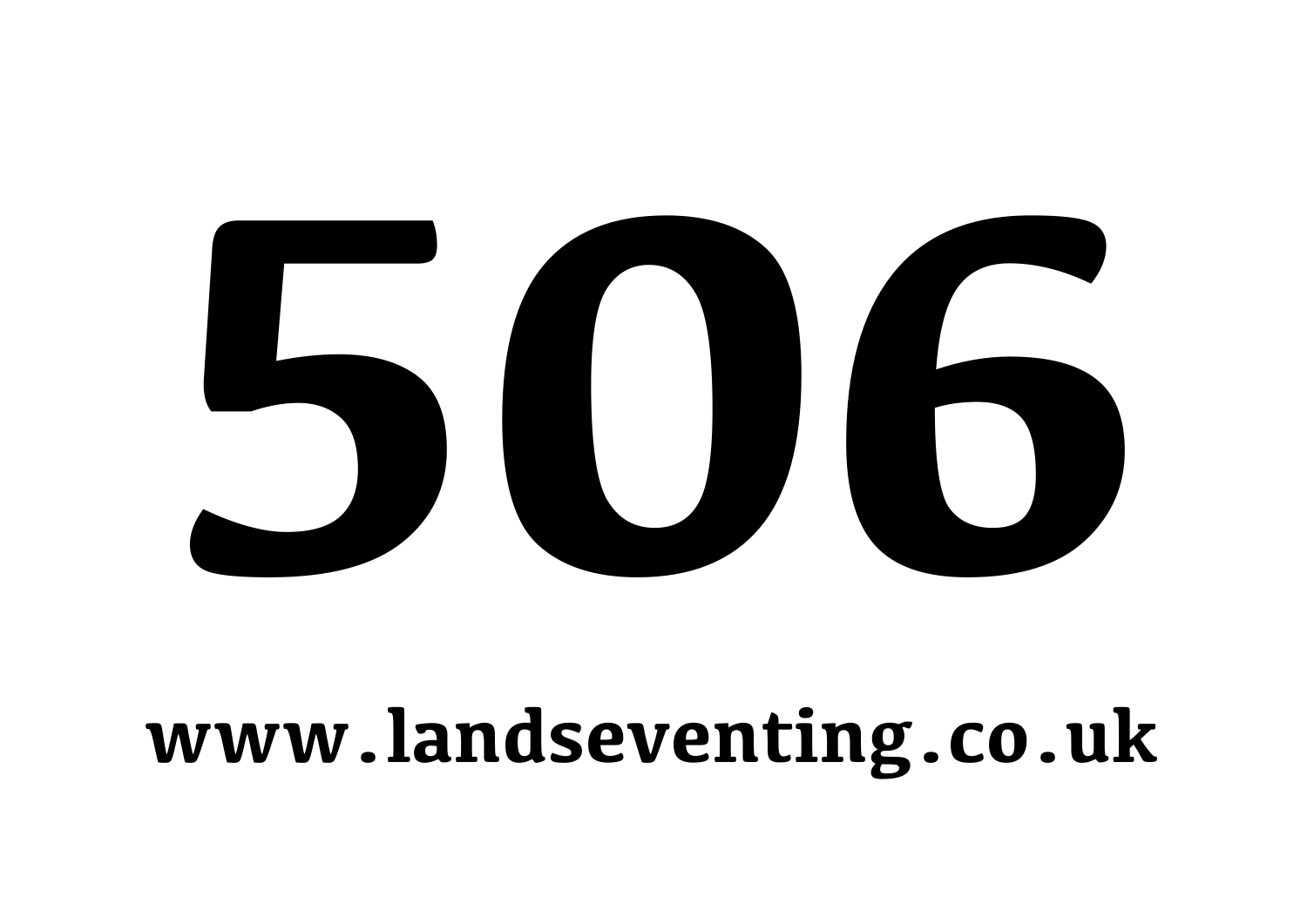# 506

**www.landseventing.co.uk**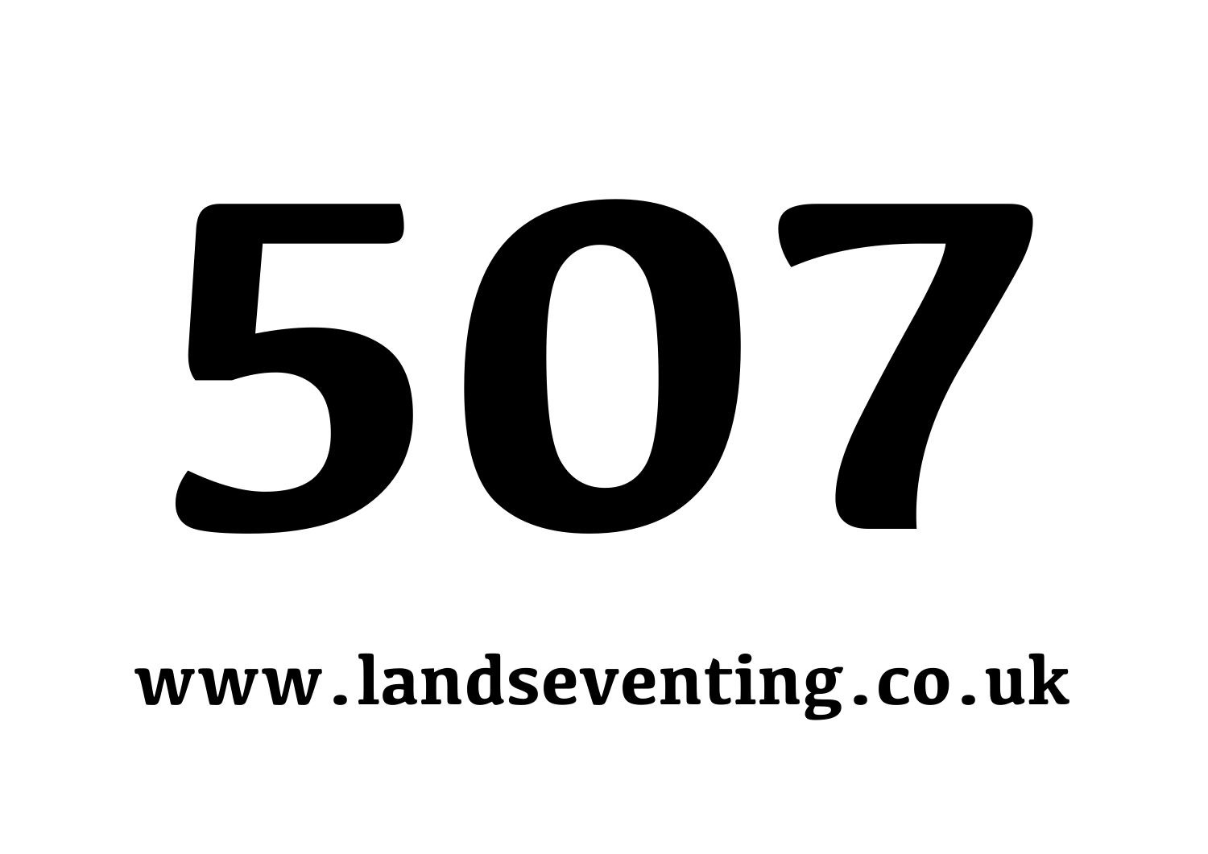# 507

**www.landseventing.co.uk**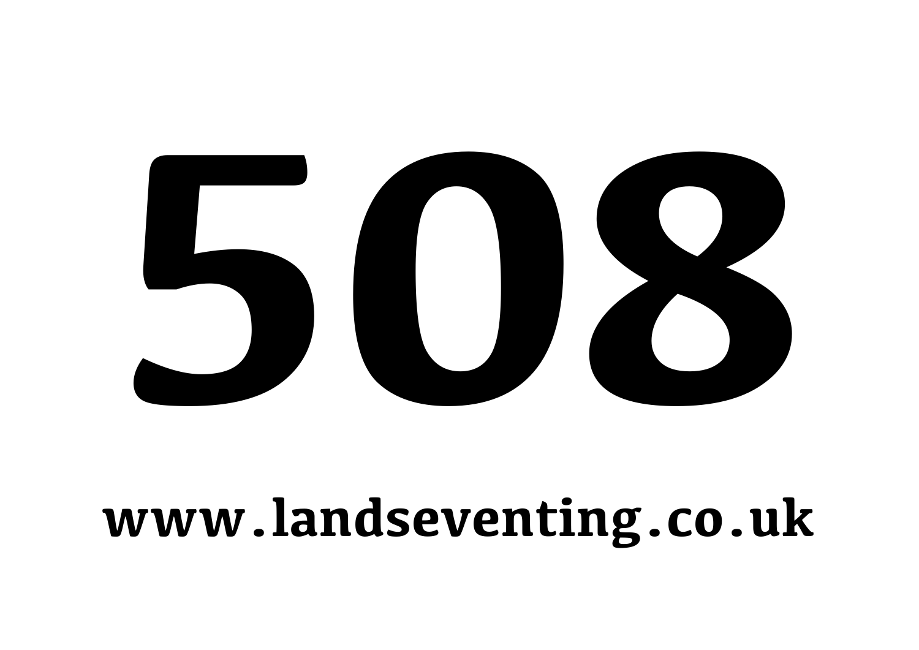# 508

www.landseventing.co.uk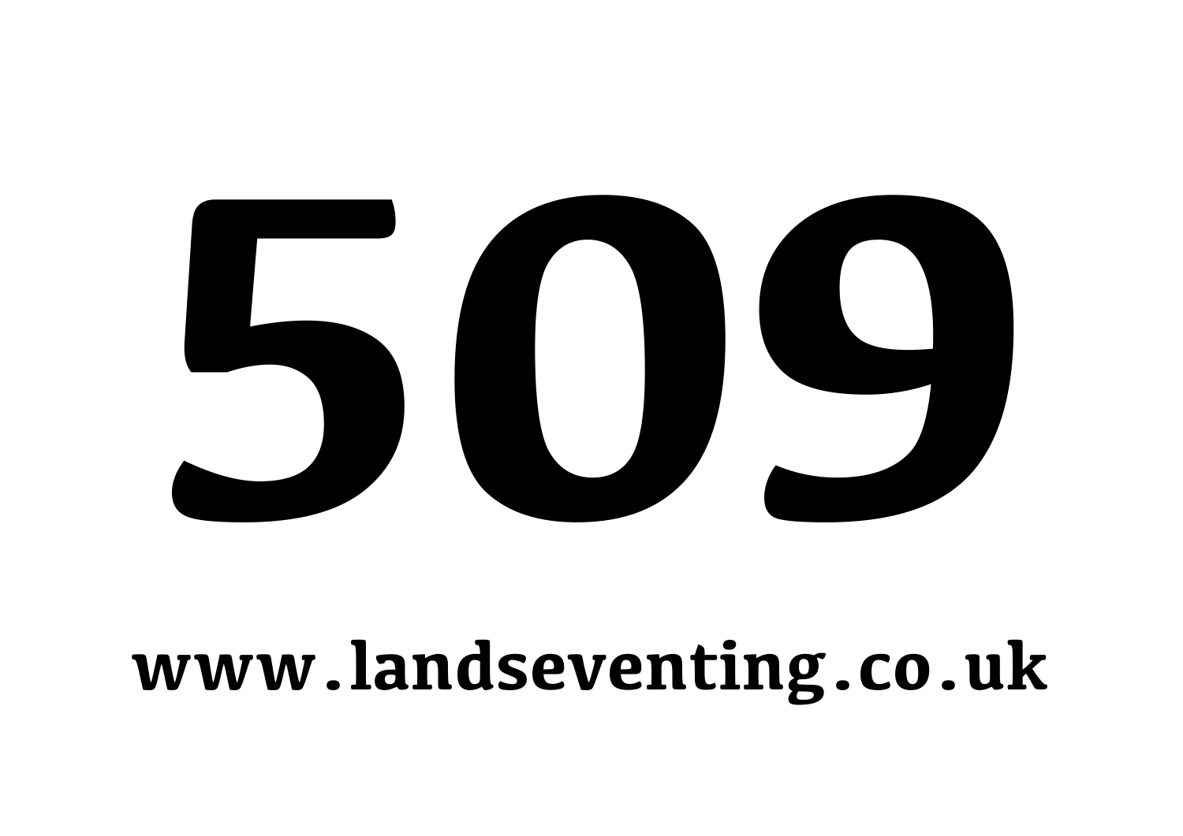# 509

**www.landseventing.co.uk**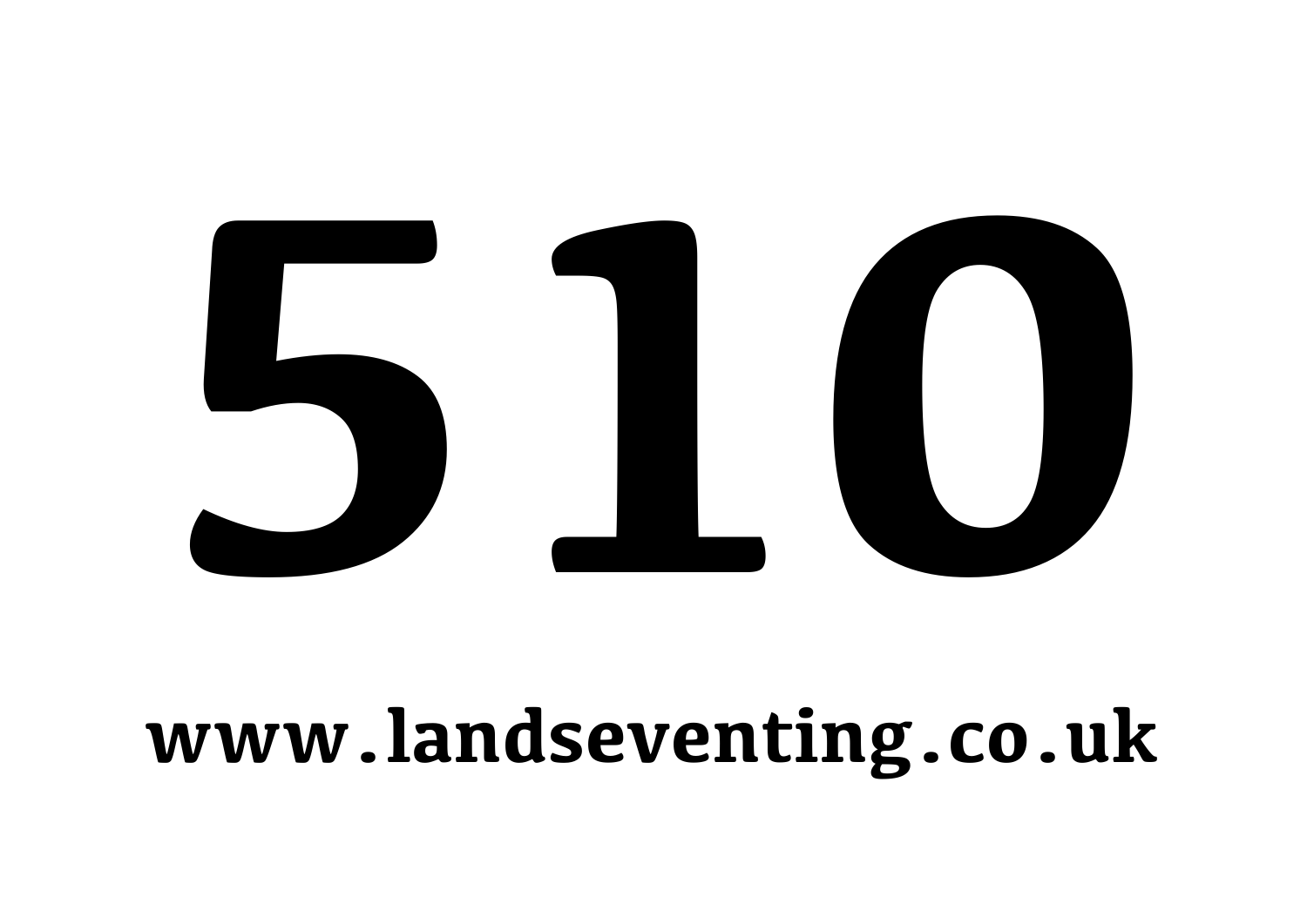# 510

**www.landseventing.co.uk**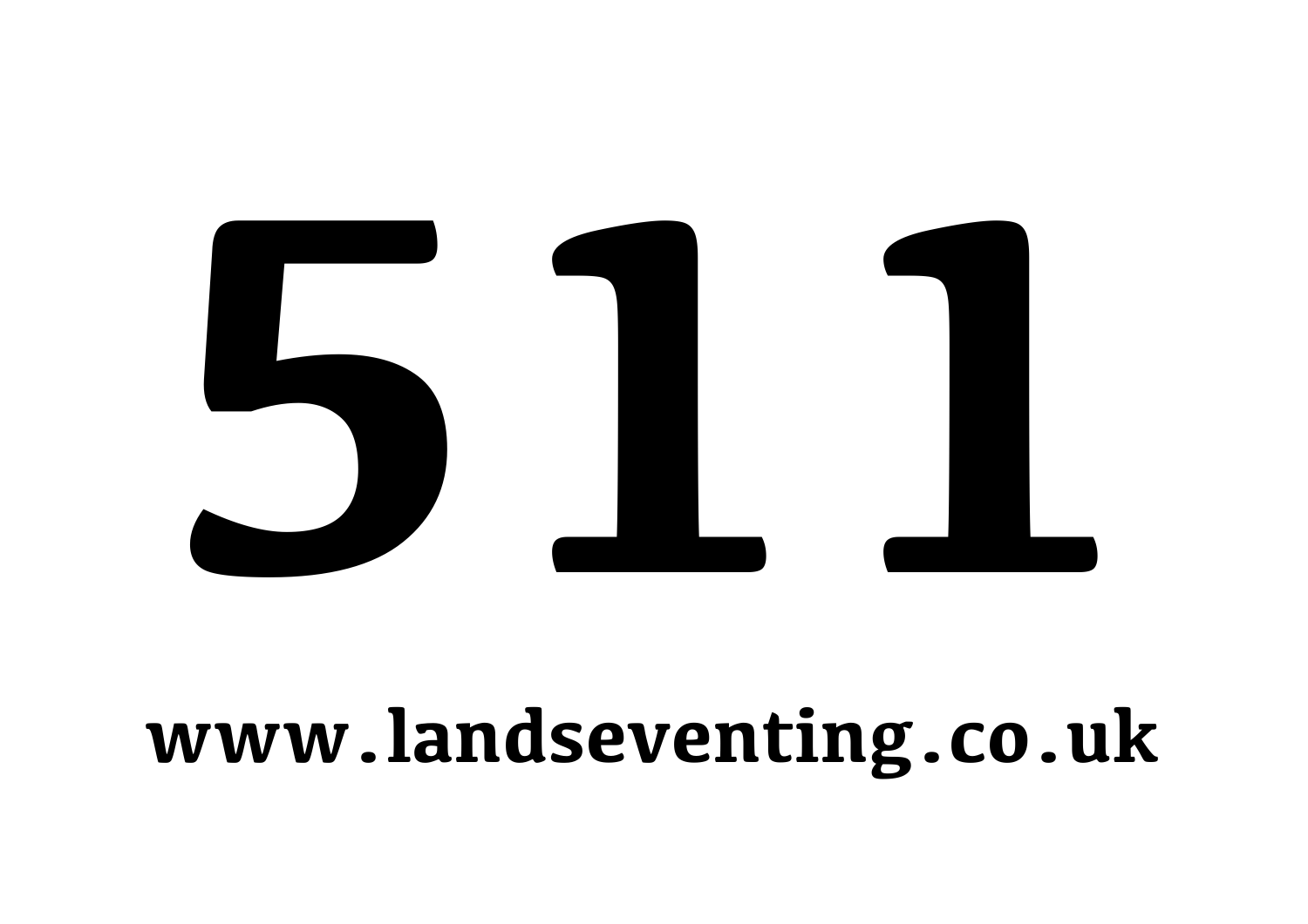# 511

www.landseventing.co.uk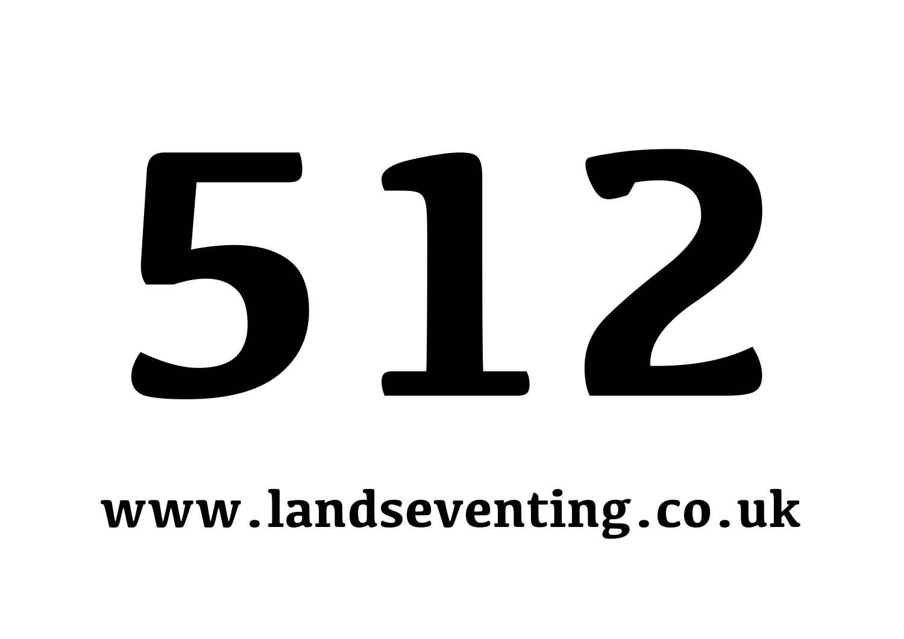# 512

**www.landseventing.co.uk**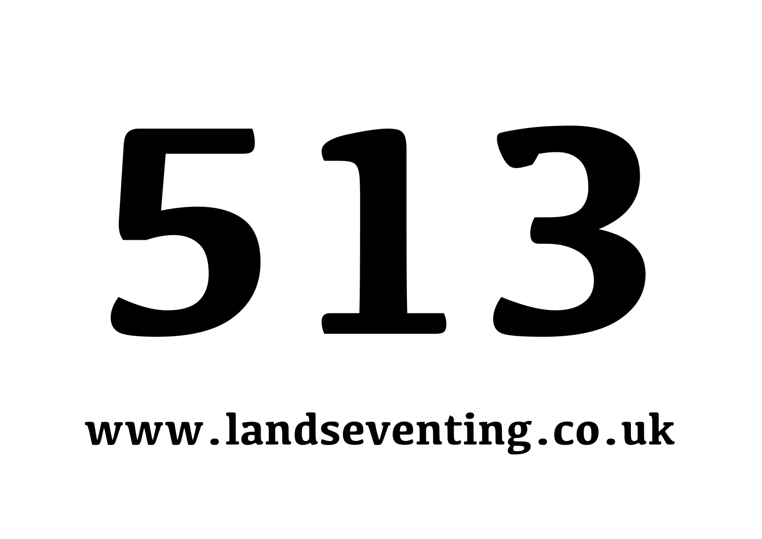# 513

**www.landseventing.co.uk**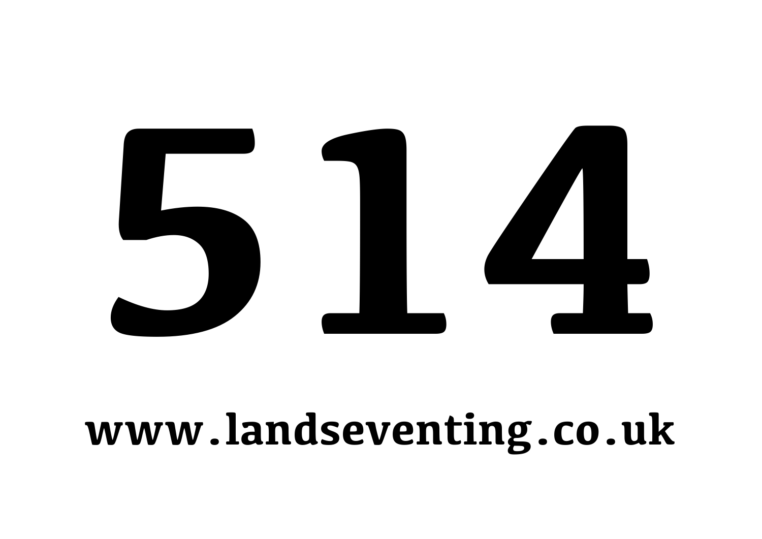# 514

**www.landseventing.co.uk**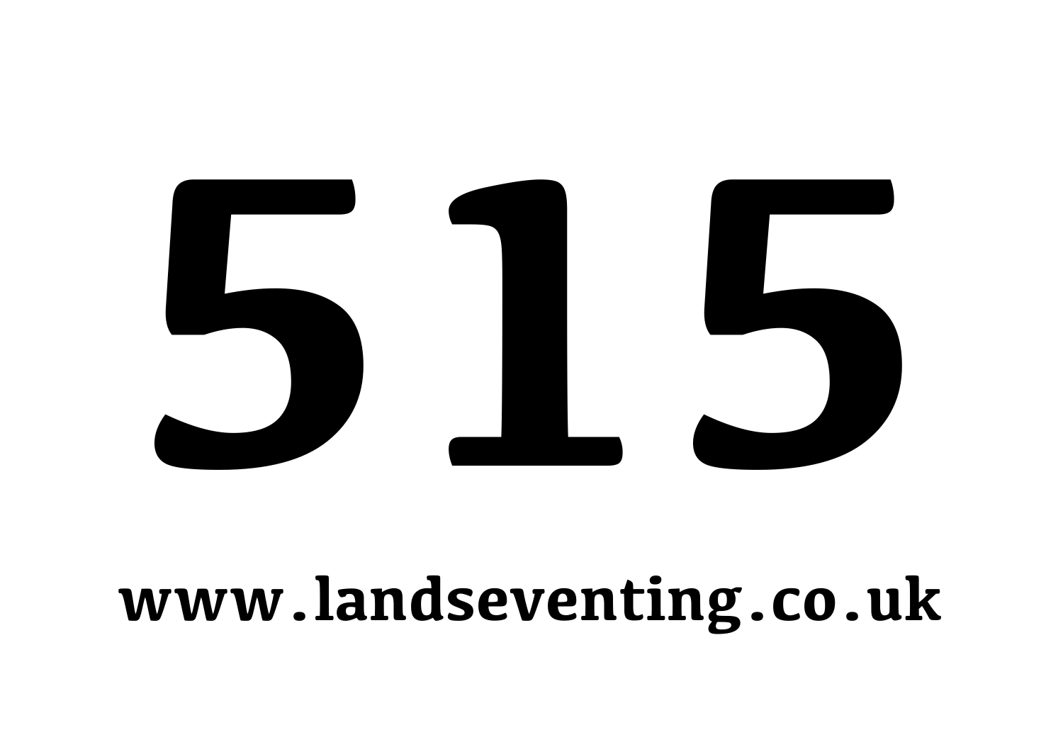# 515

**www.landseventing.co.uk**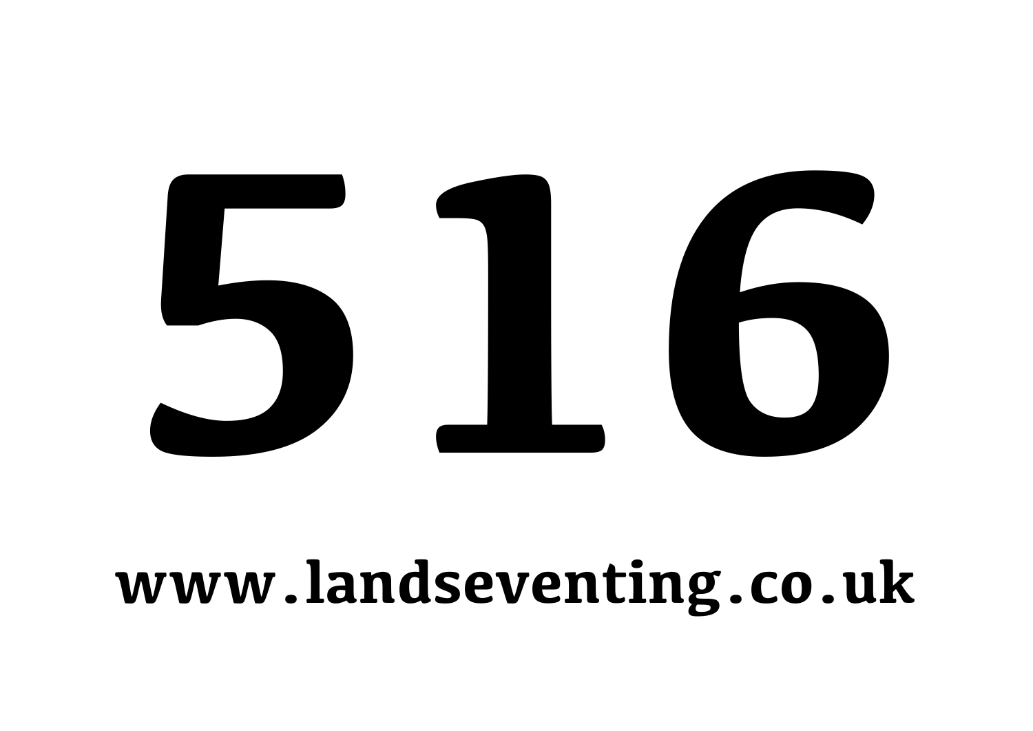# 516

**www.landseventing.co.uk**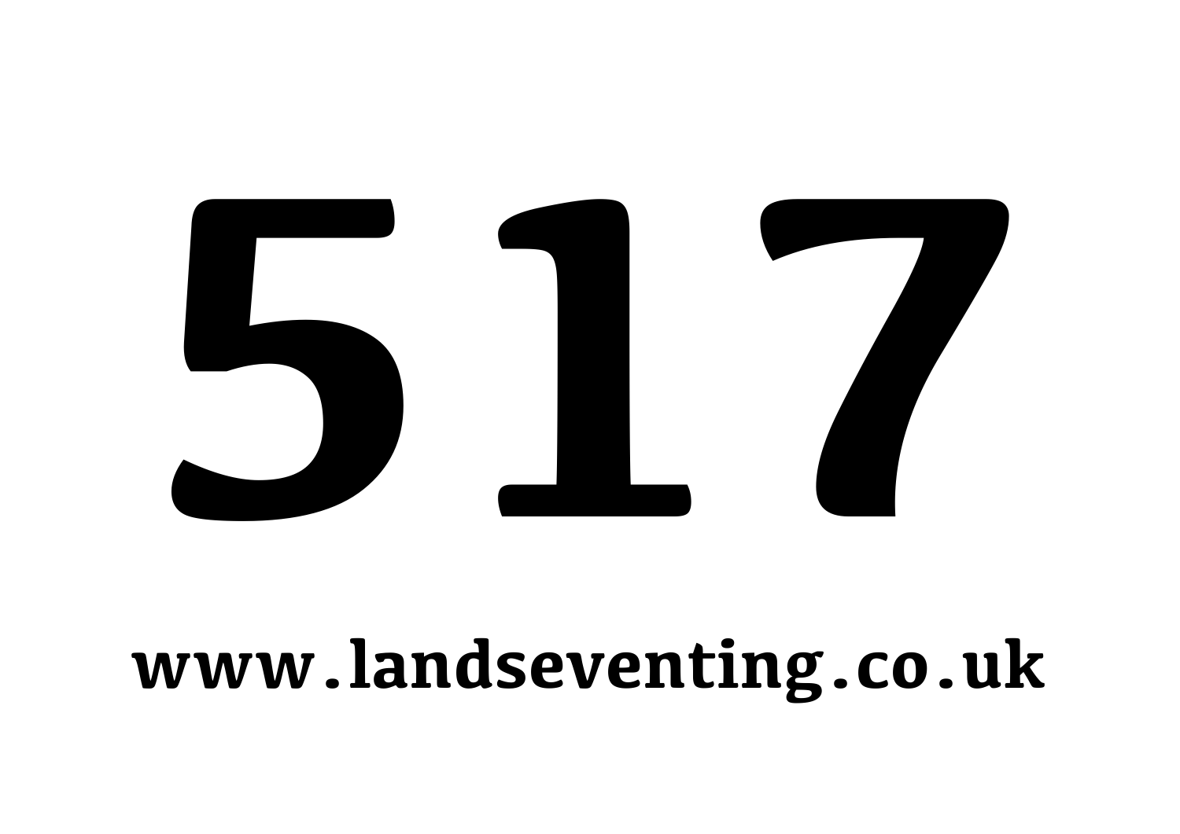# 517

**www.landseventing.co.uk**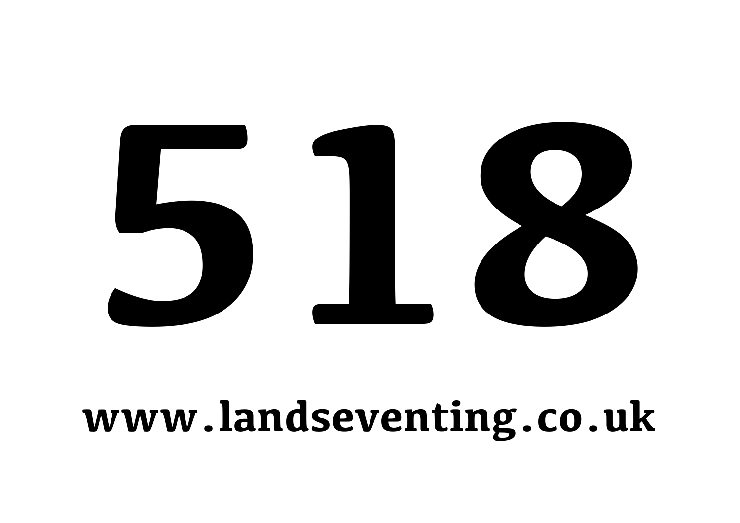# 518

**www.landseventing.co.uk**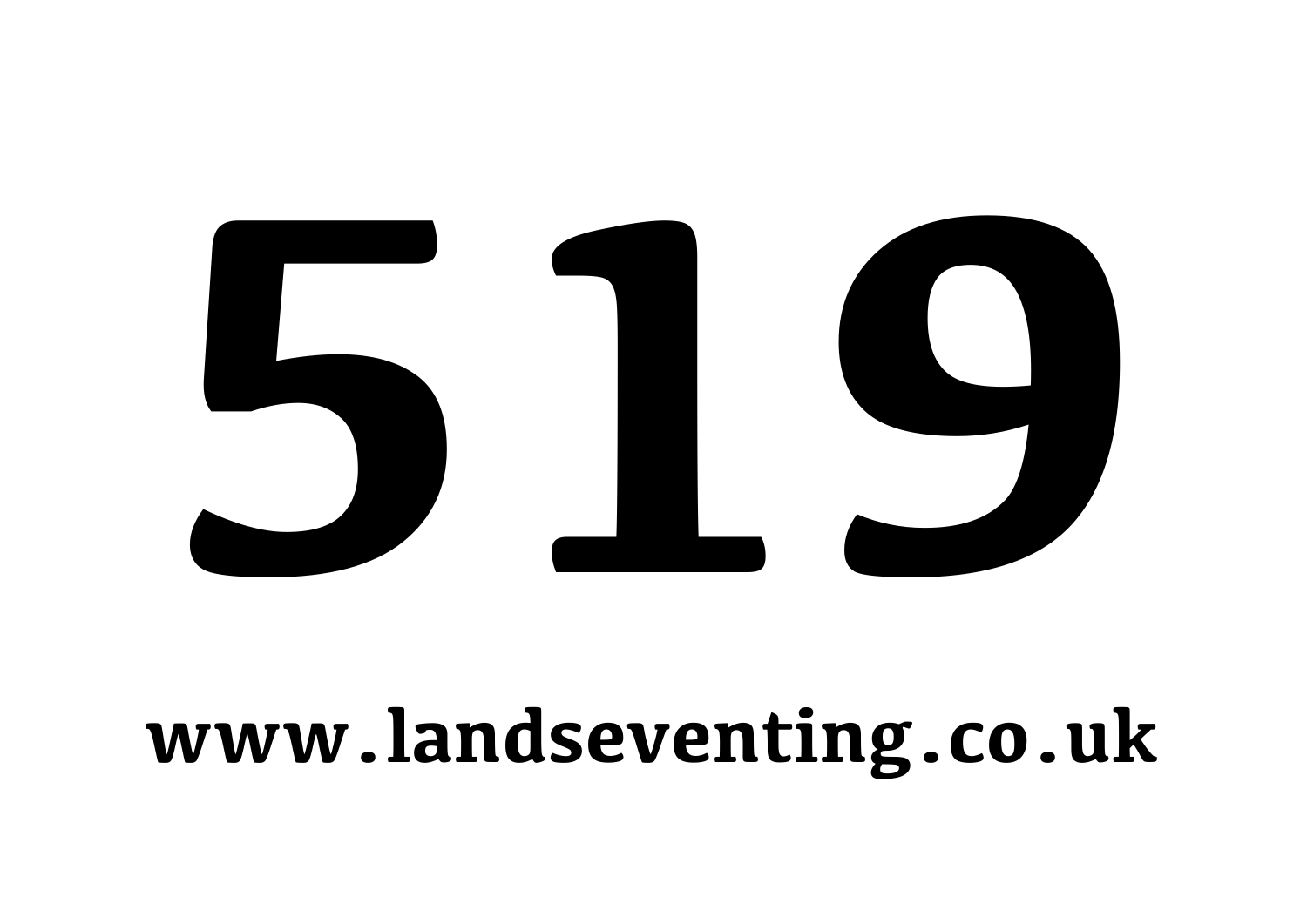# 519

**www.landseventing.co.uk**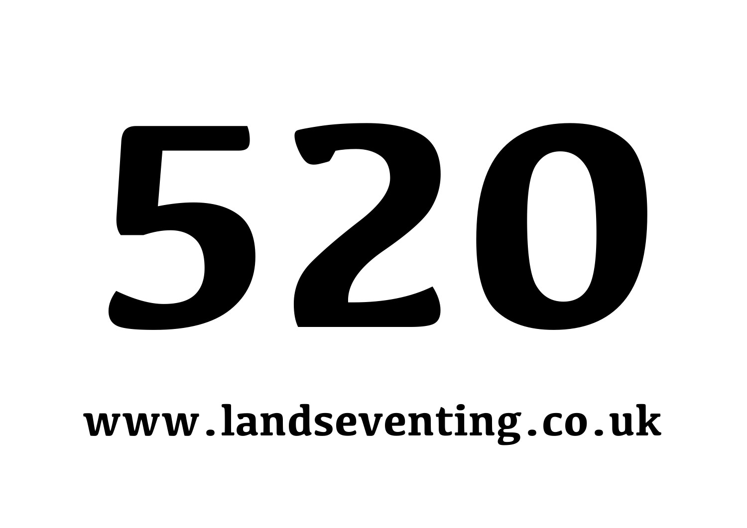# 520

**www.landseventing.co.uk**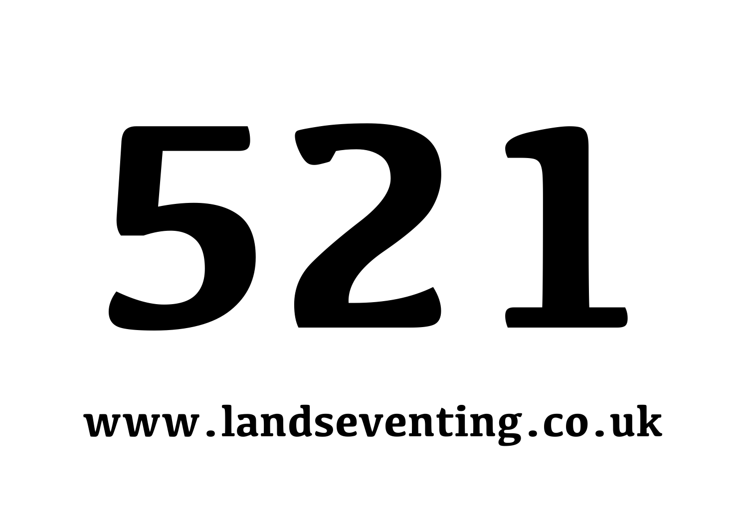# 521

**www.landseventing.co.uk**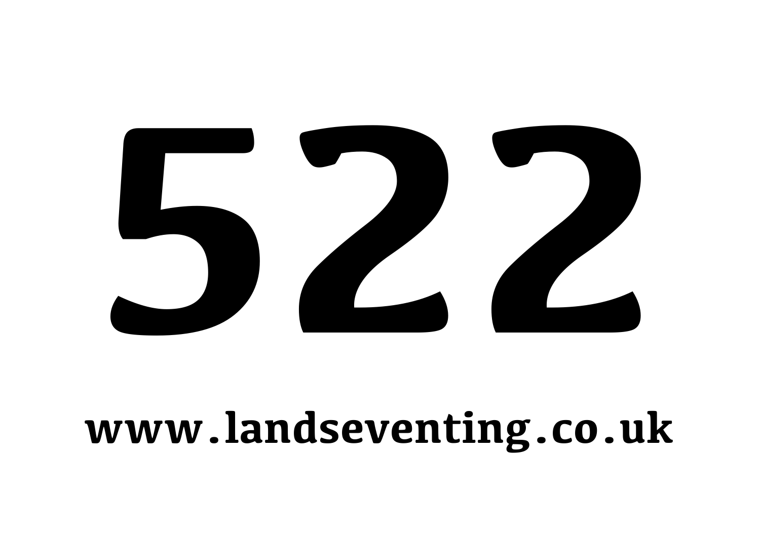# 522

www.landseventing.co.uk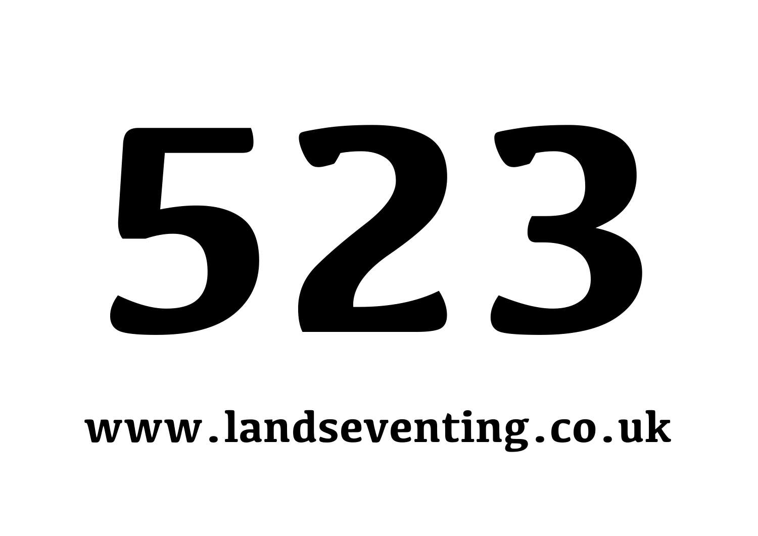# 523

**www.landseventing.co.uk**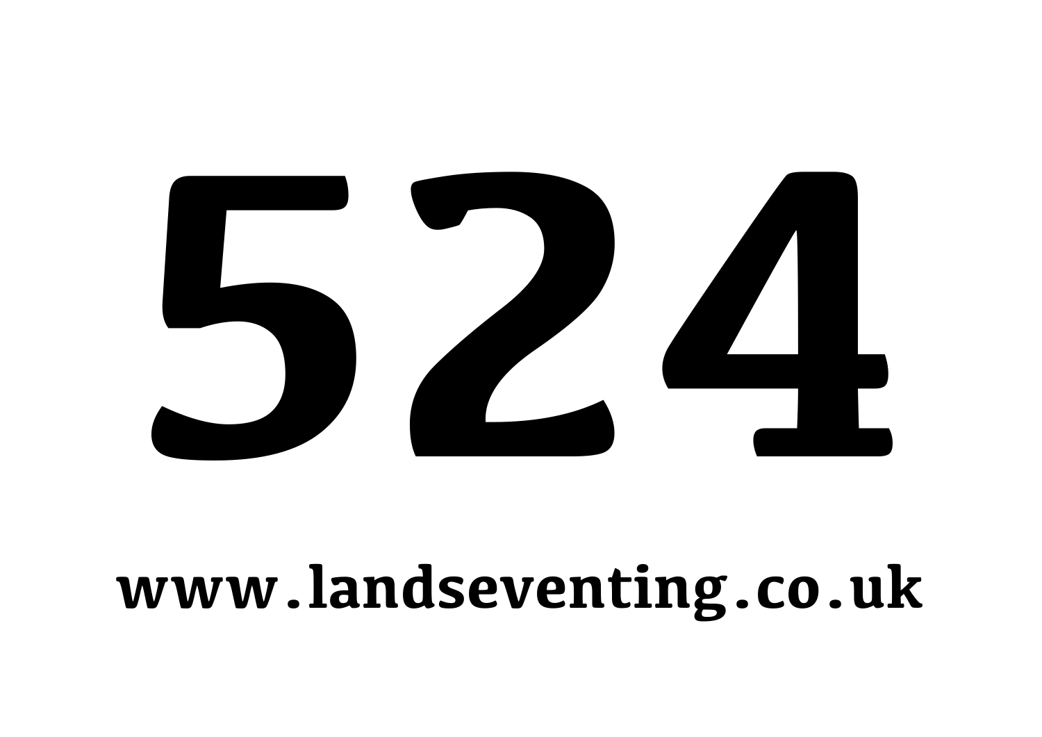# 524

**www.landseventing.co.uk**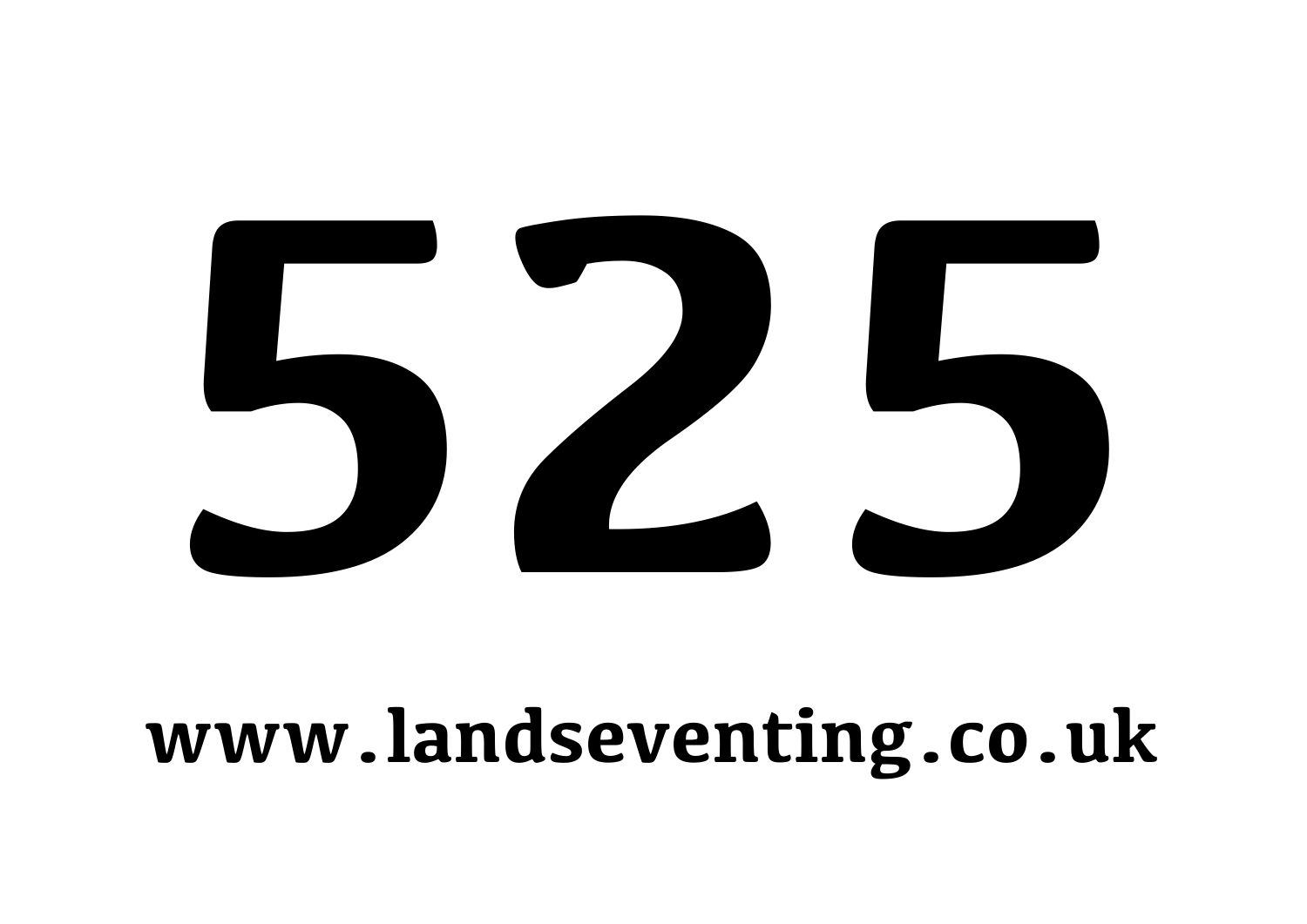# 525

**www.landseventing.co.uk**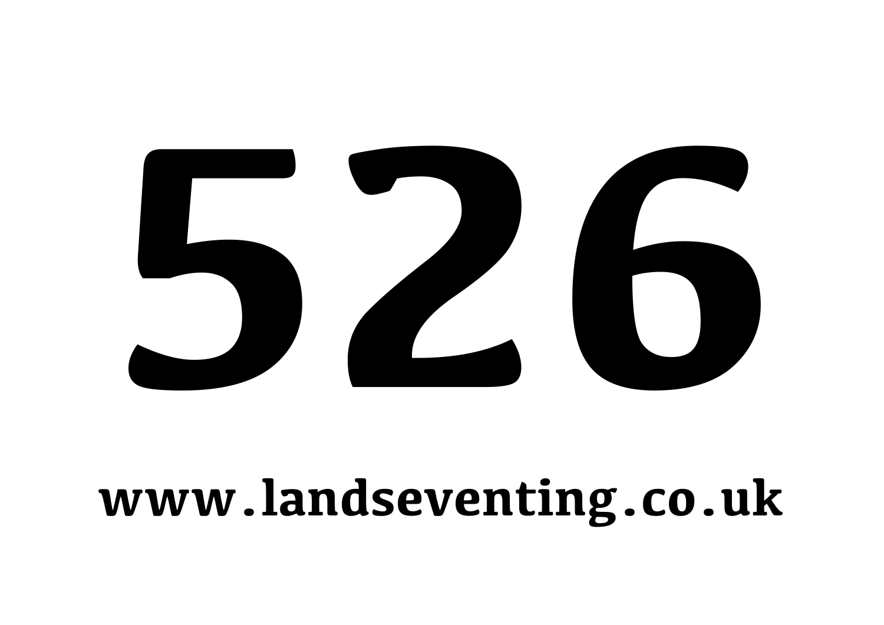# 526

www.landseventing.co.uk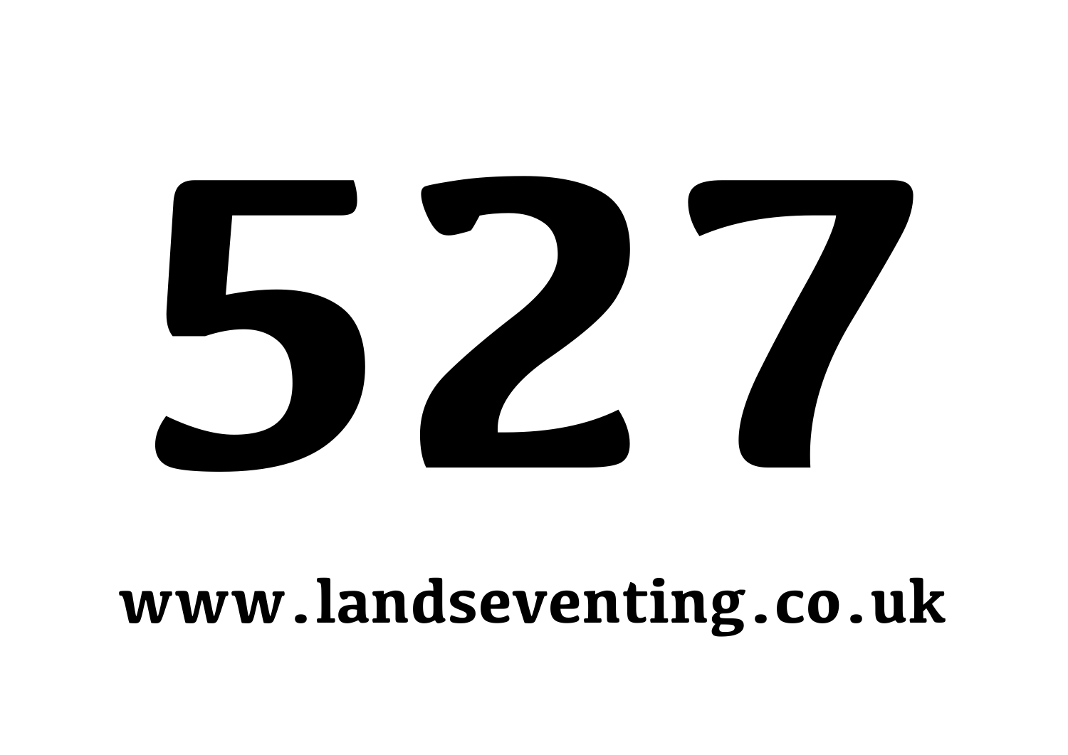# 527

**www.landseventing.co.uk**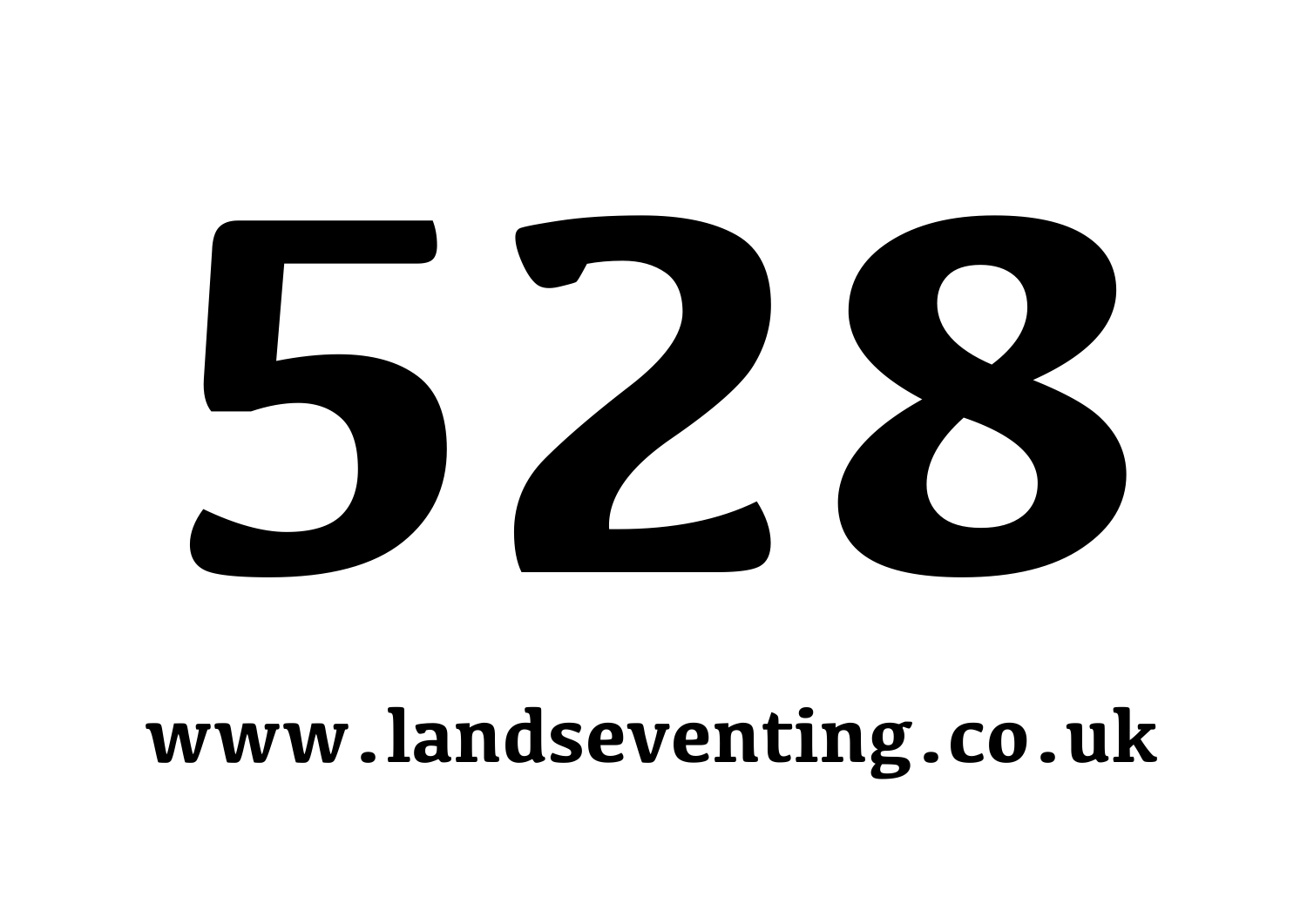# 528

**www.landseventing.co.uk**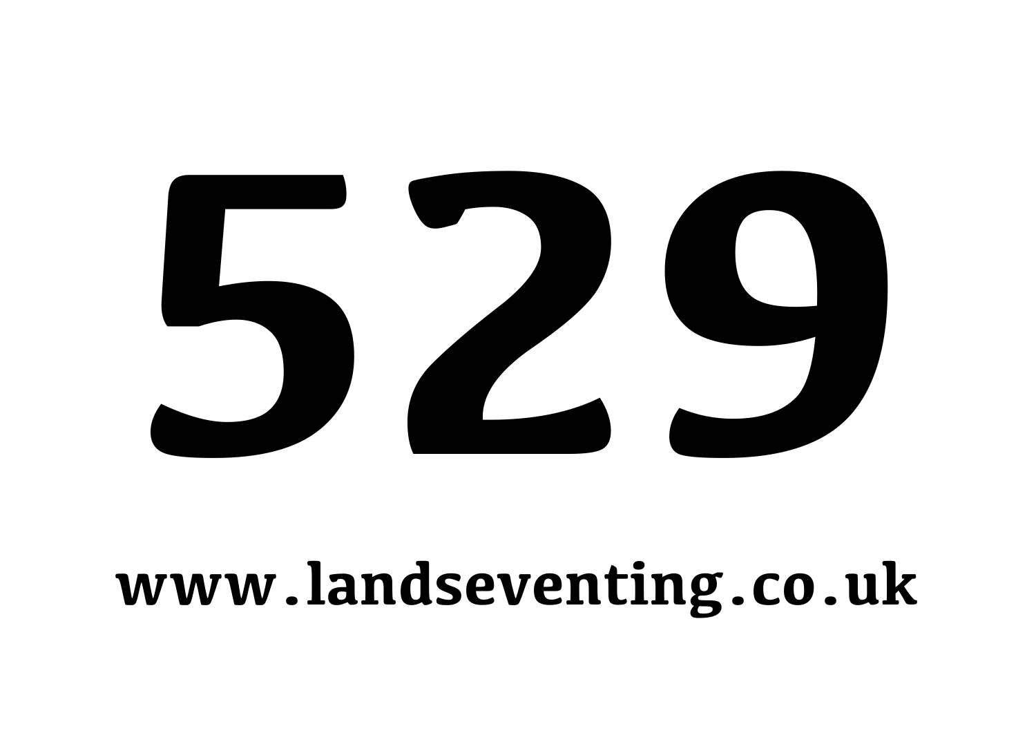# 529

**www.landseventing.co.uk**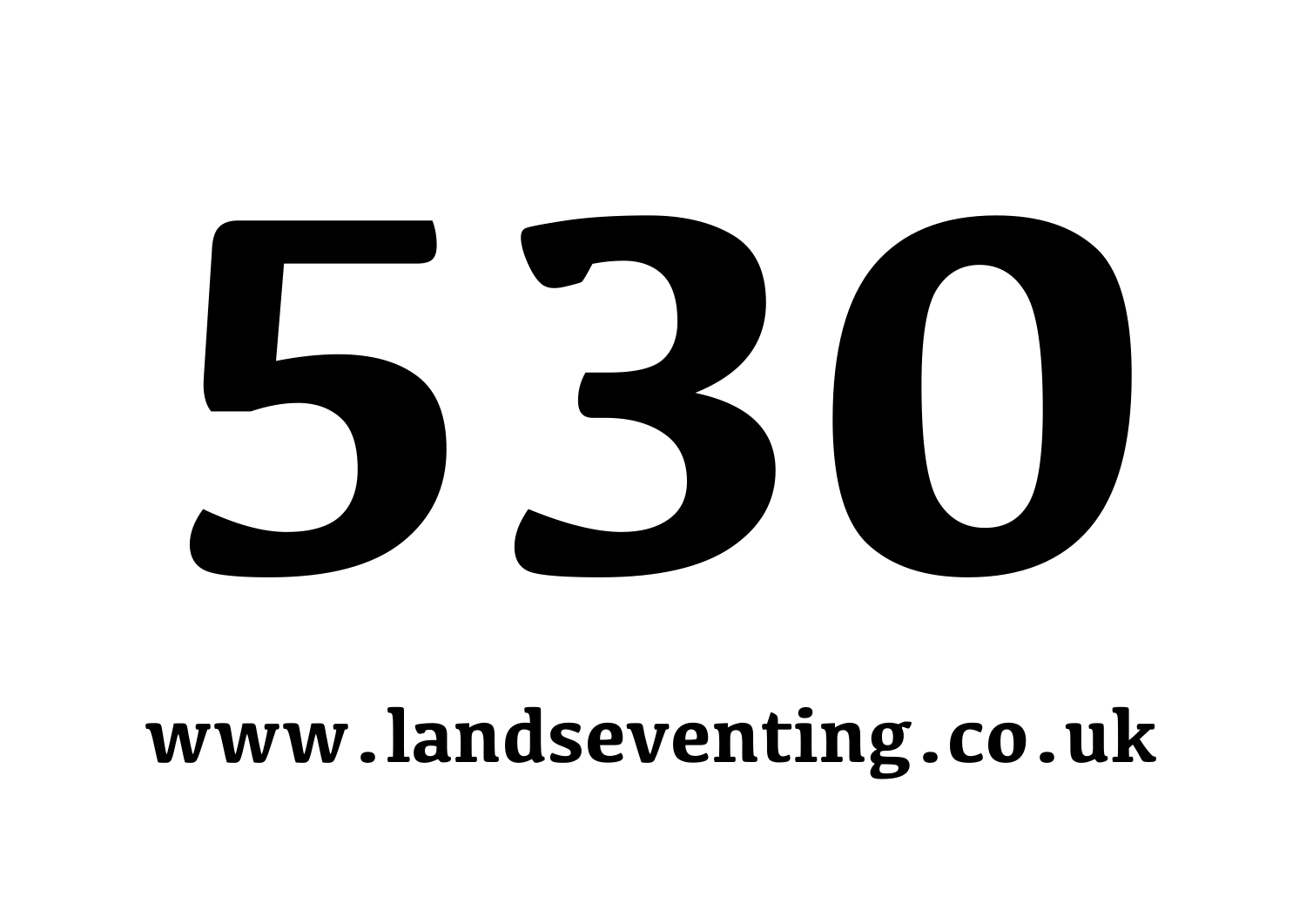# 530

**www.landseventing.co.uk**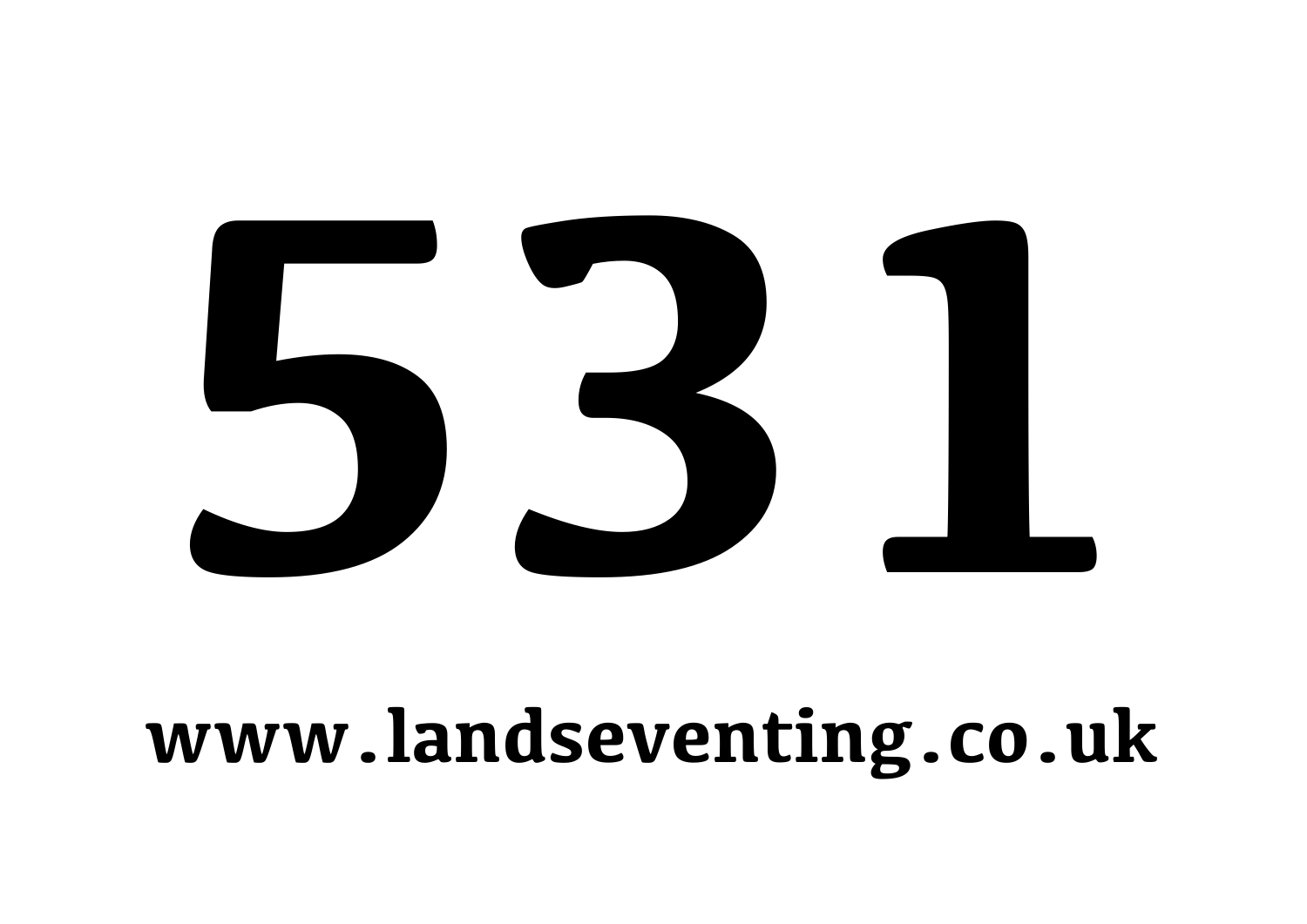# 531

www.landseventing.co.uk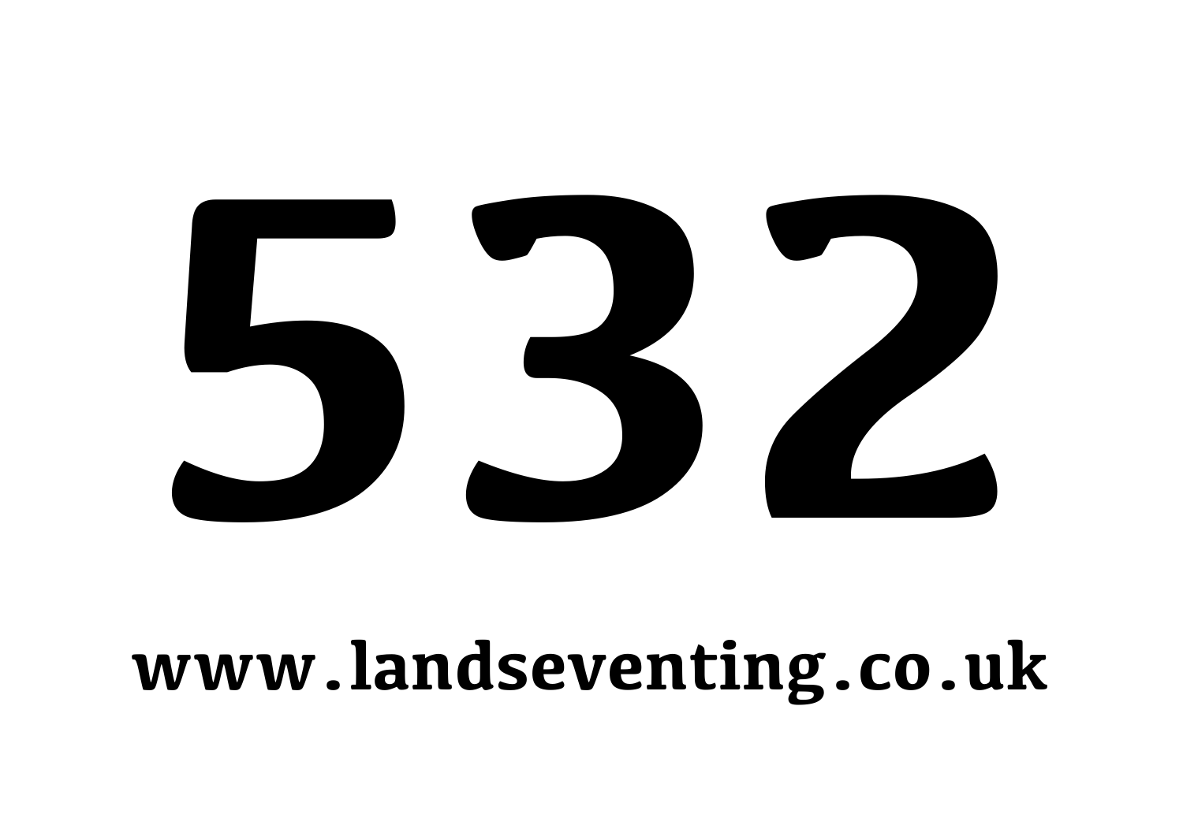# 532

**www.landseventing.co.uk**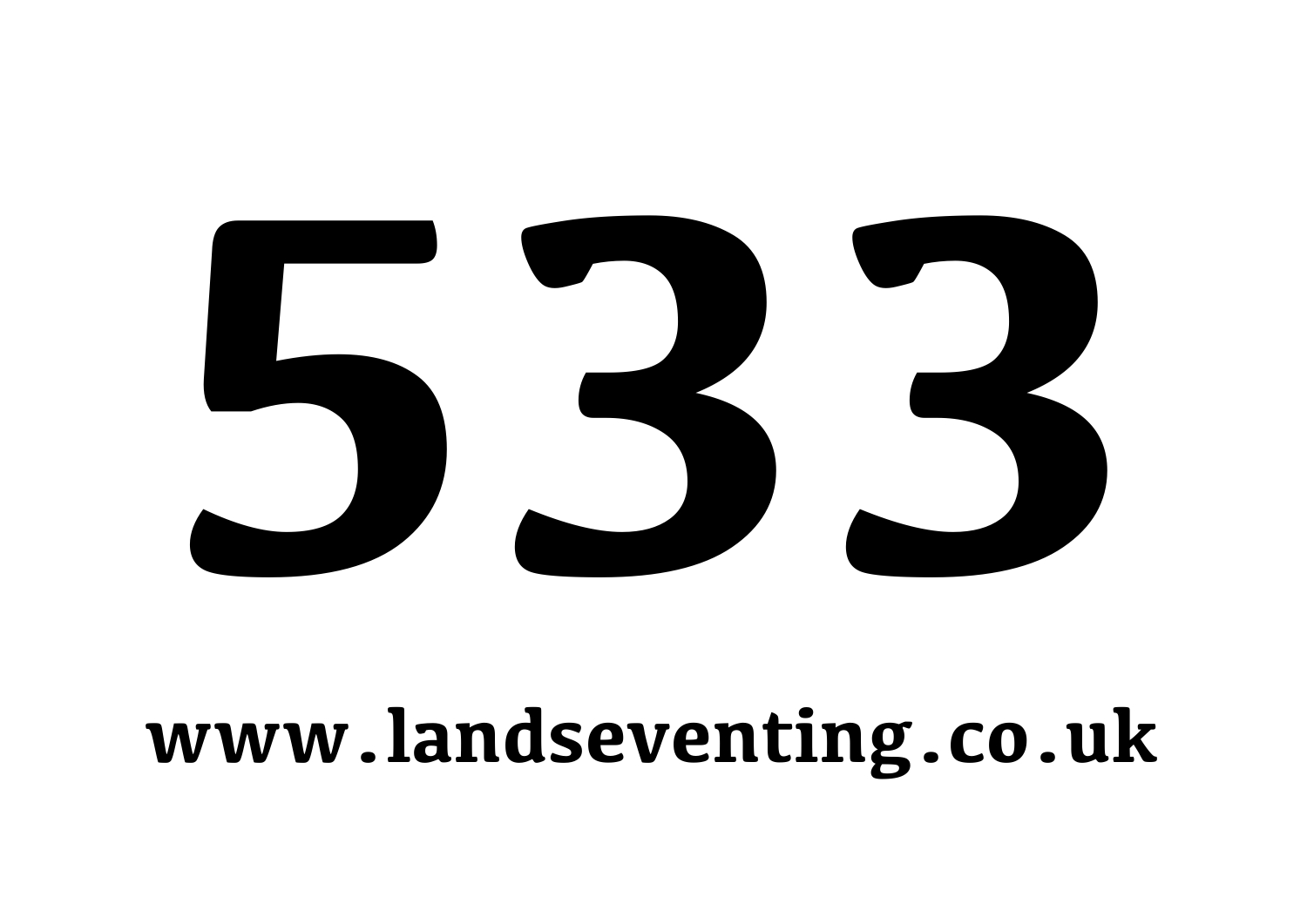# 533

**www.landseventing.co.uk**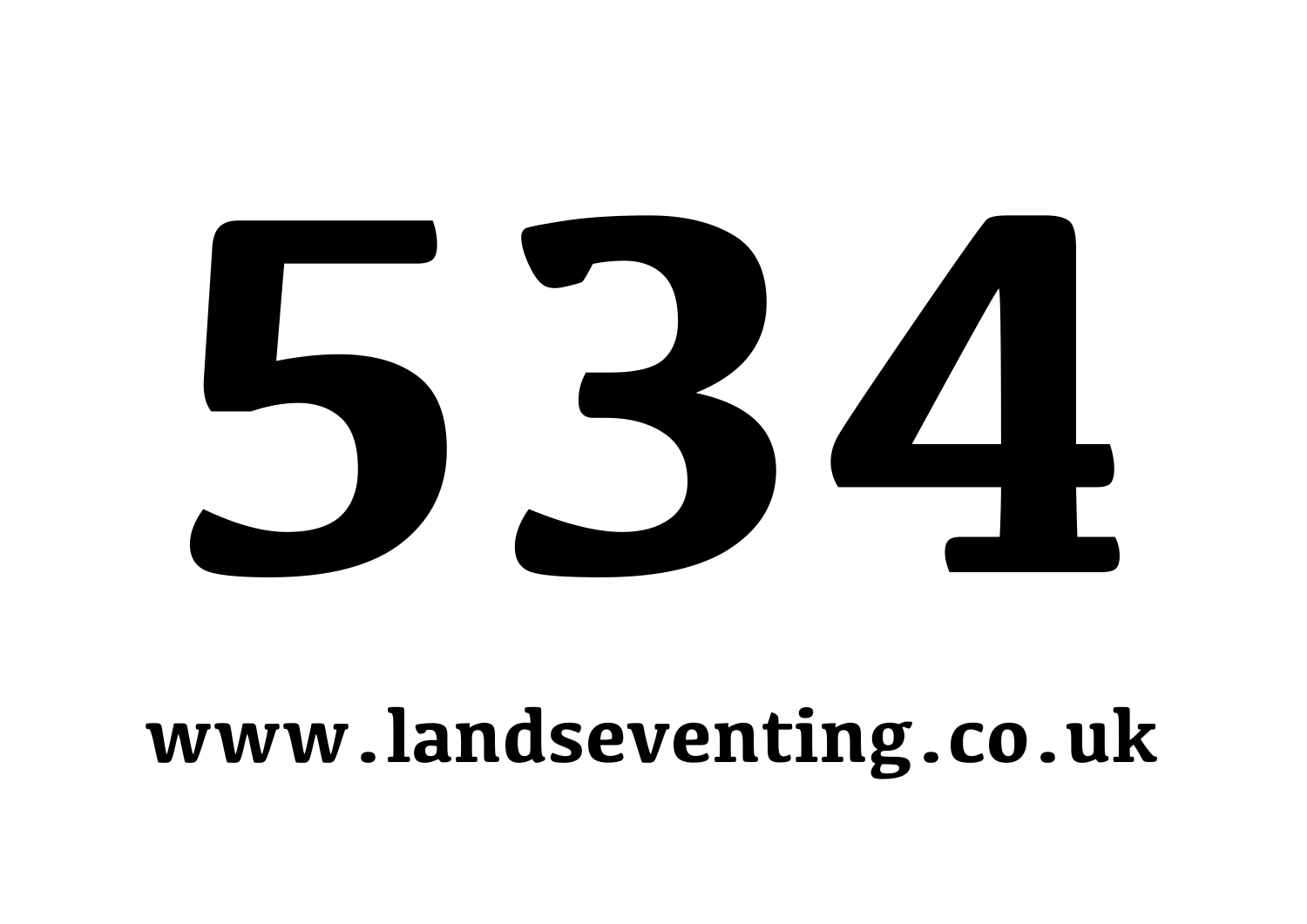# 534

**www.landseventing.co.uk**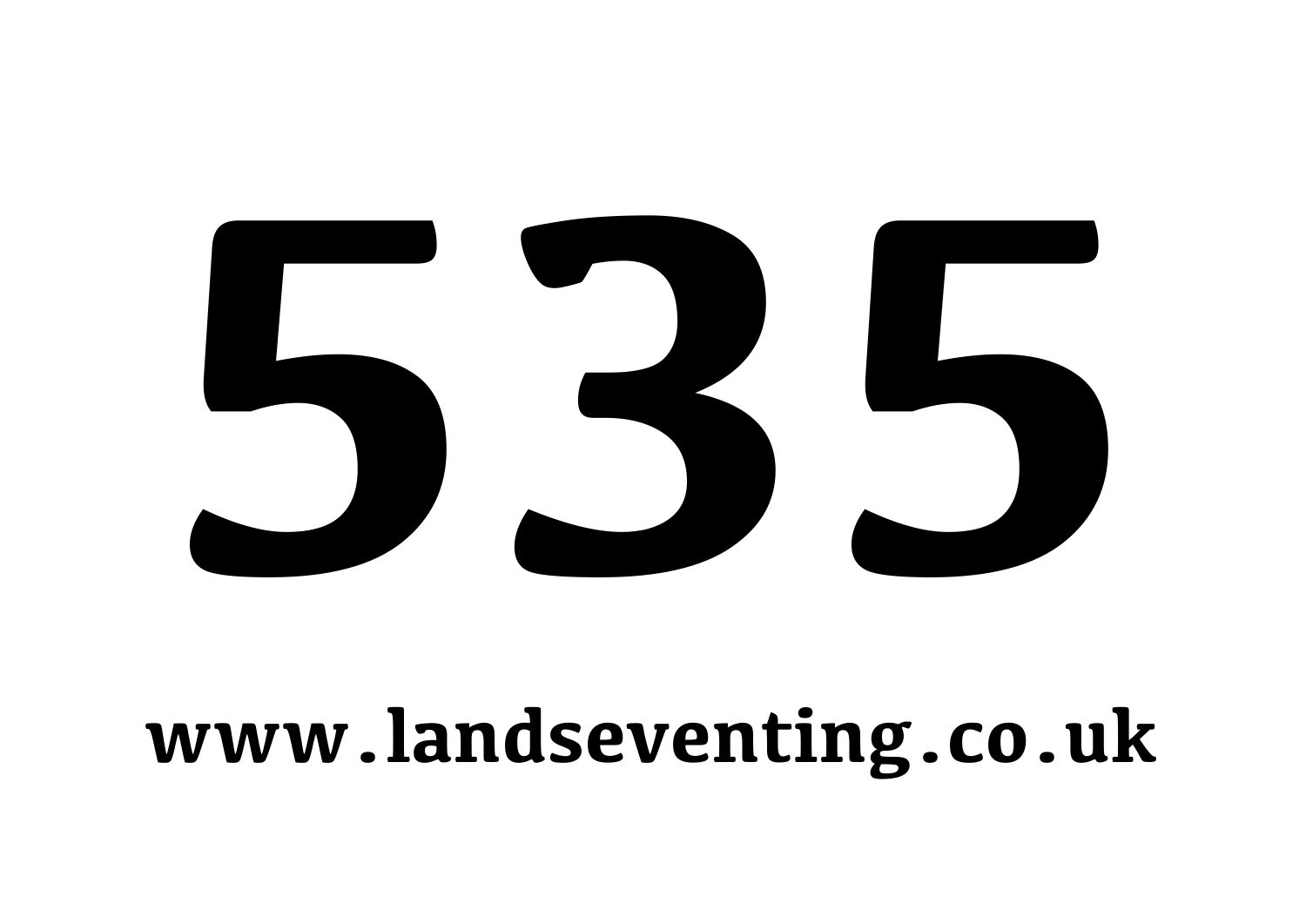# 535

www.landseventing.co.uk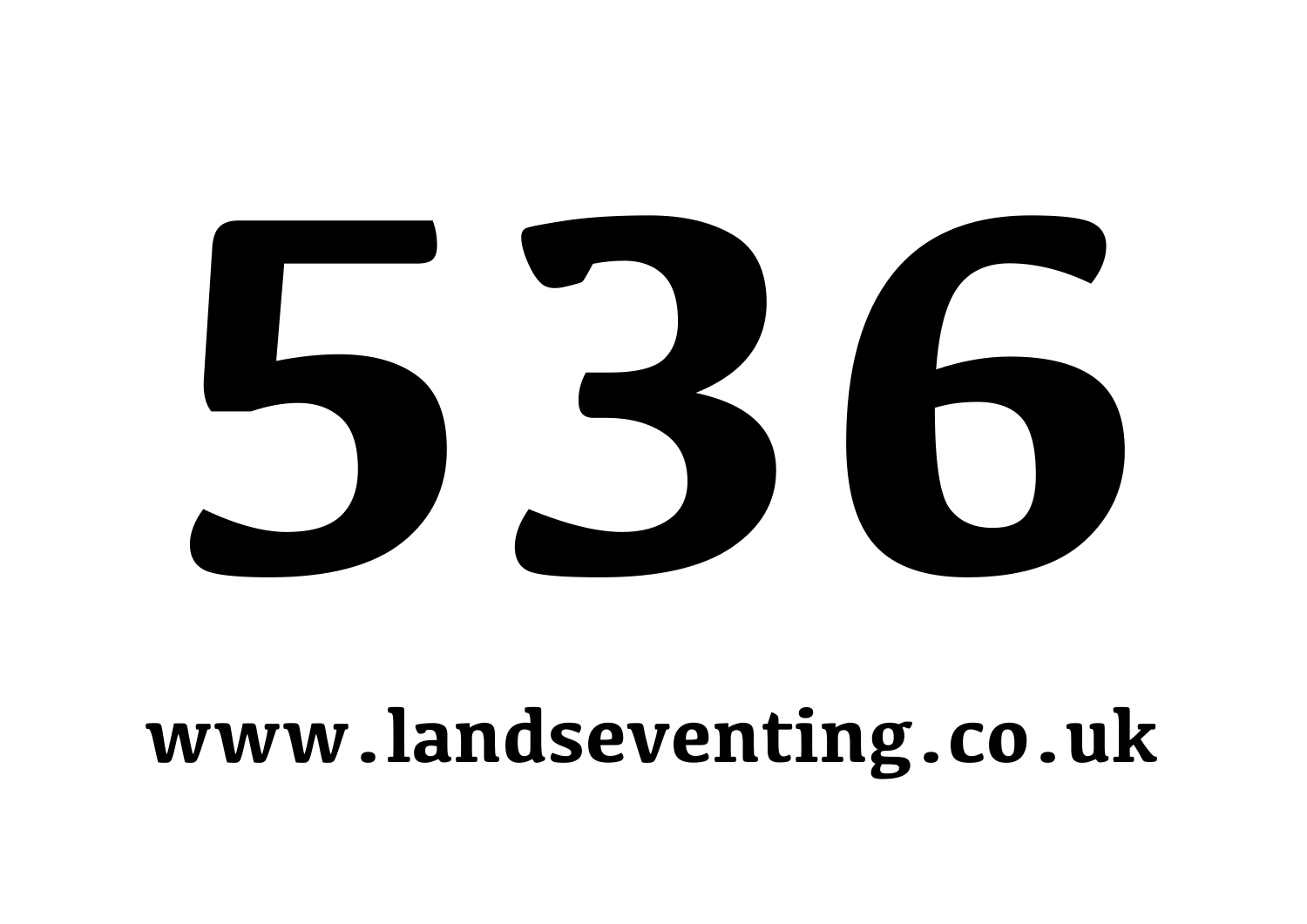# 536

**www.landseventing.co.uk**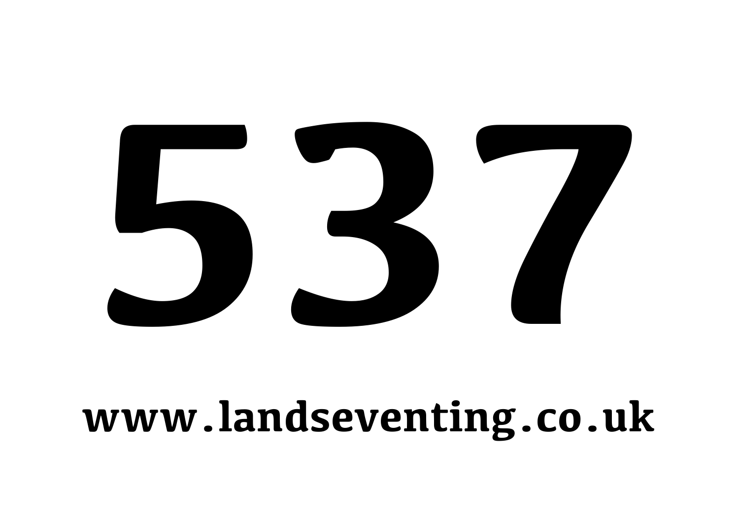# 537

**www.landseventing.co.uk**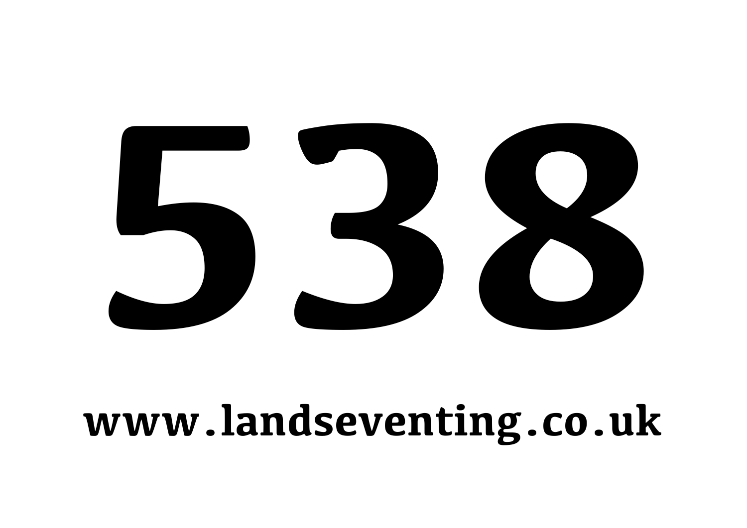# 538

www.landseventing.co.uk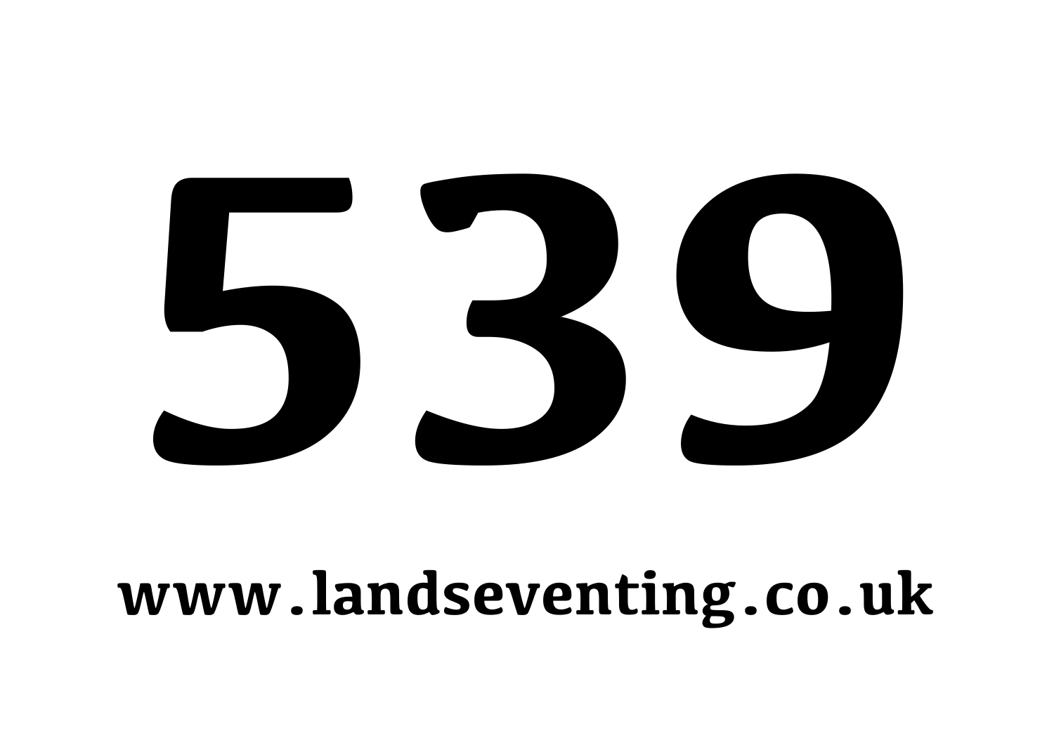# 539

**www.landseventing.co.uk**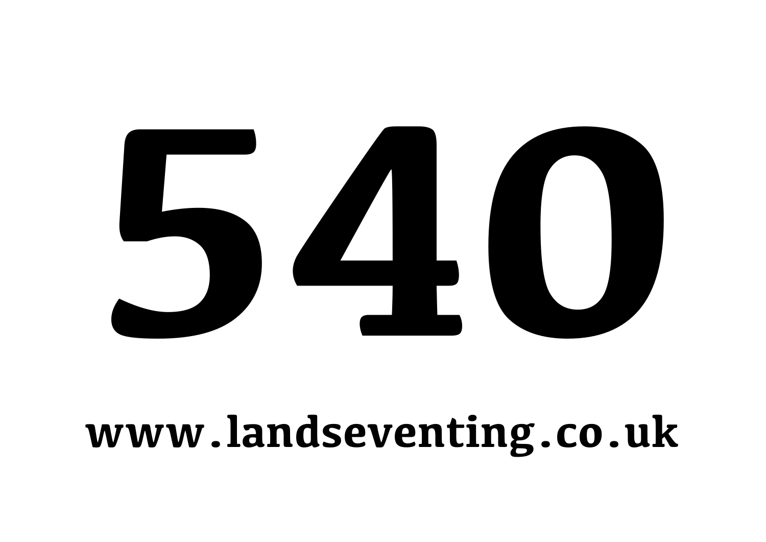# 540

**www.landseventing.co.uk**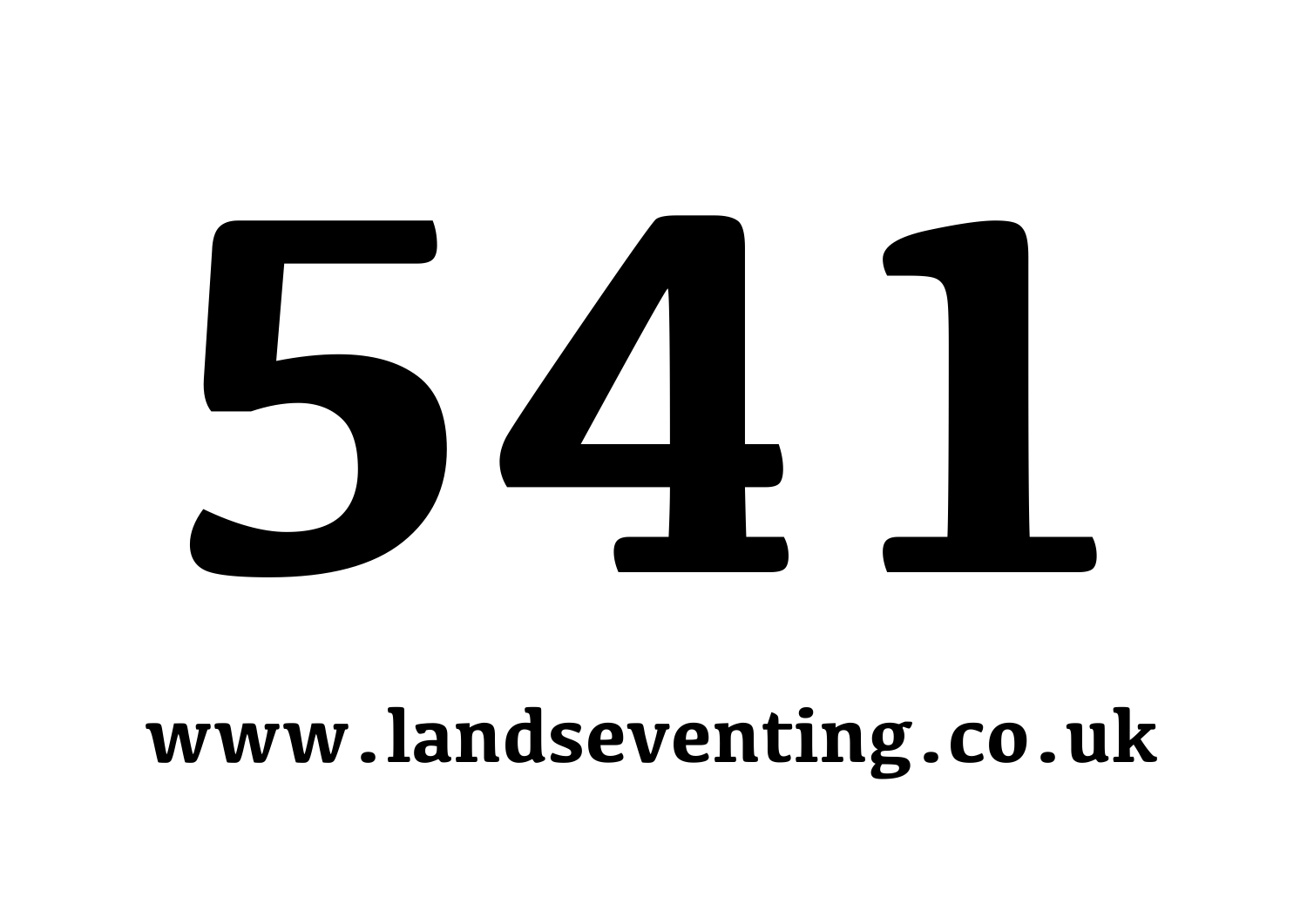# 541

**www.landseventing.co.uk**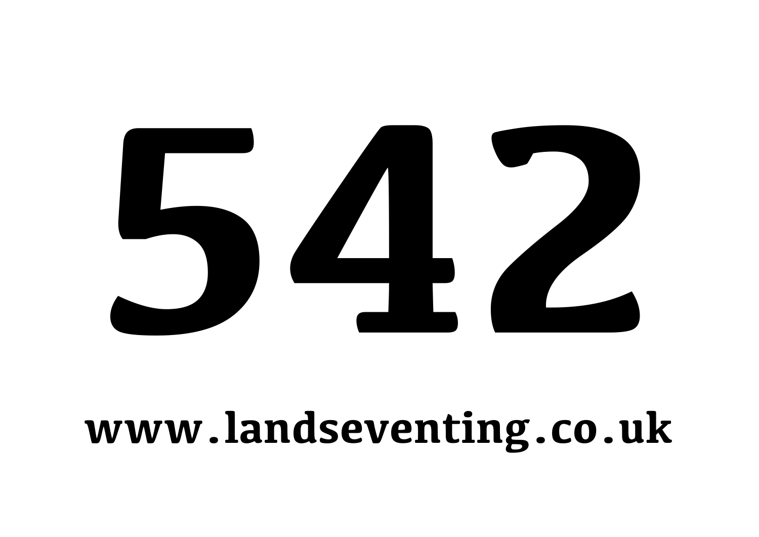# 542

**www.landseventing.co.uk**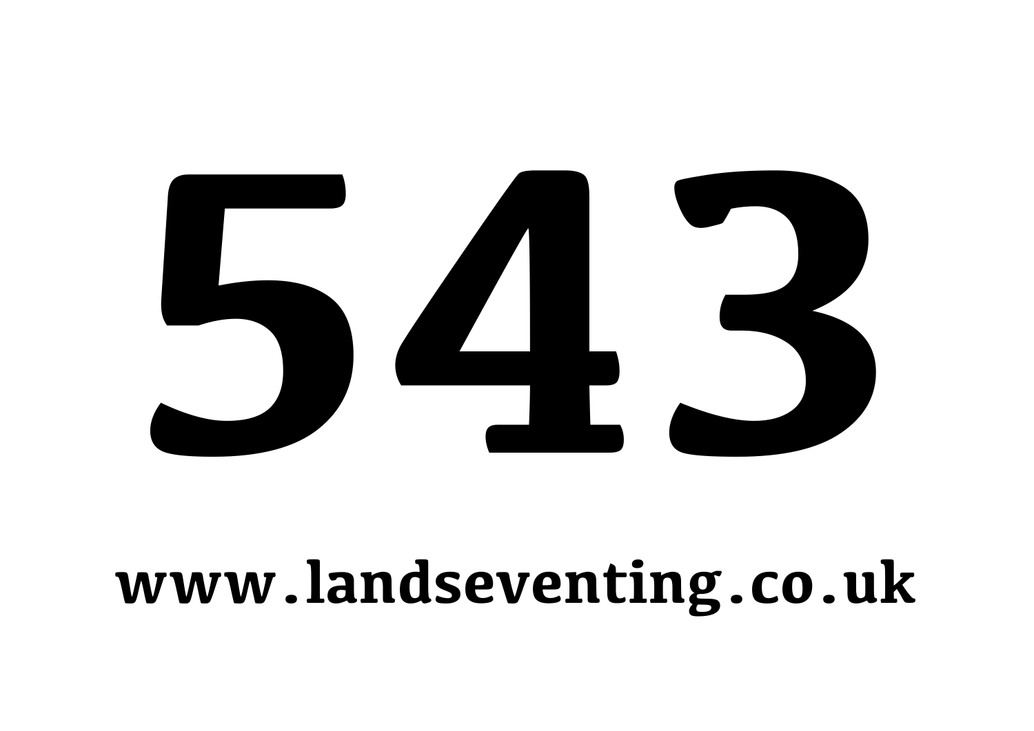# 543

**www.landseventing.co.uk**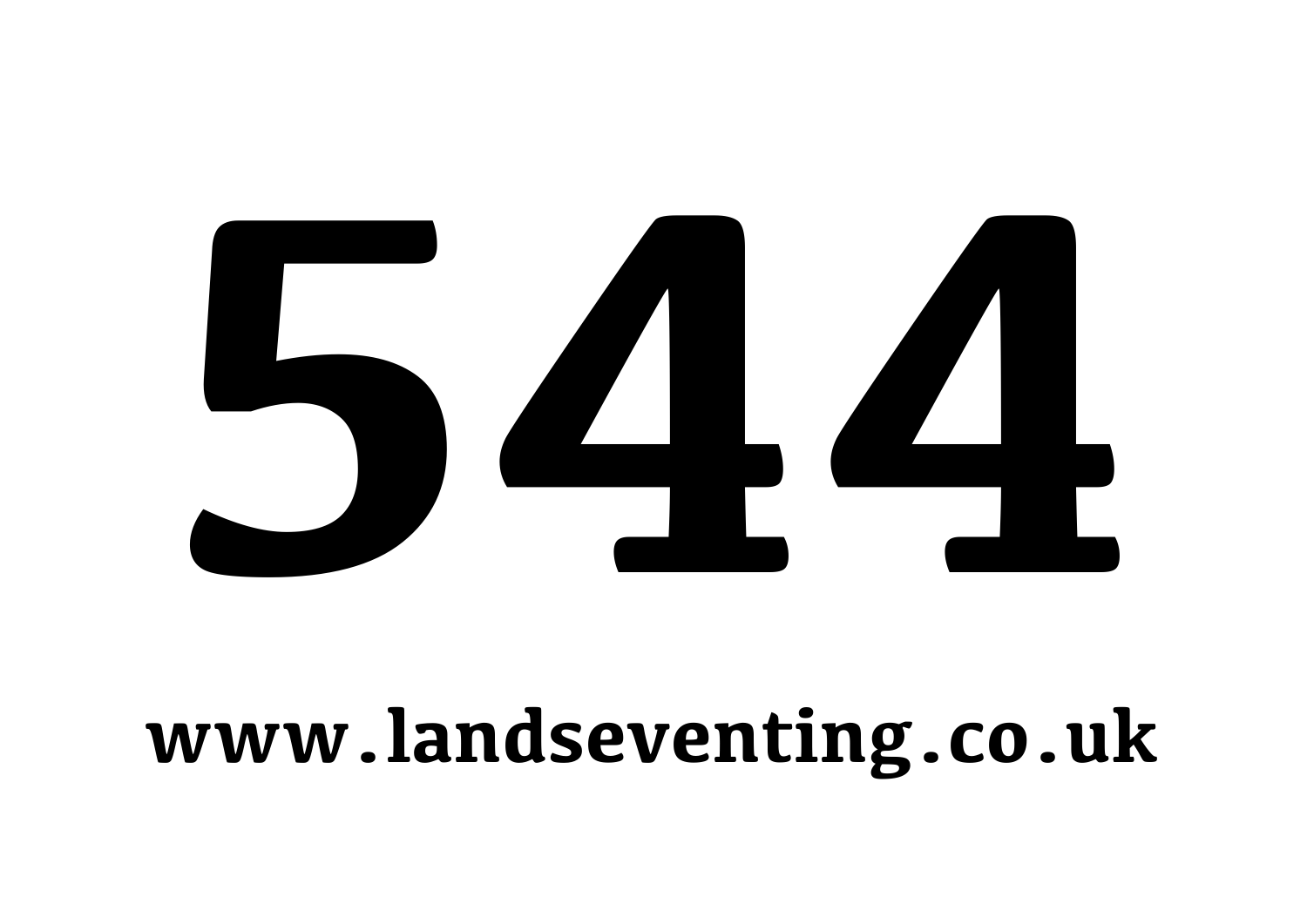# 544

**www.landseventing.co.uk**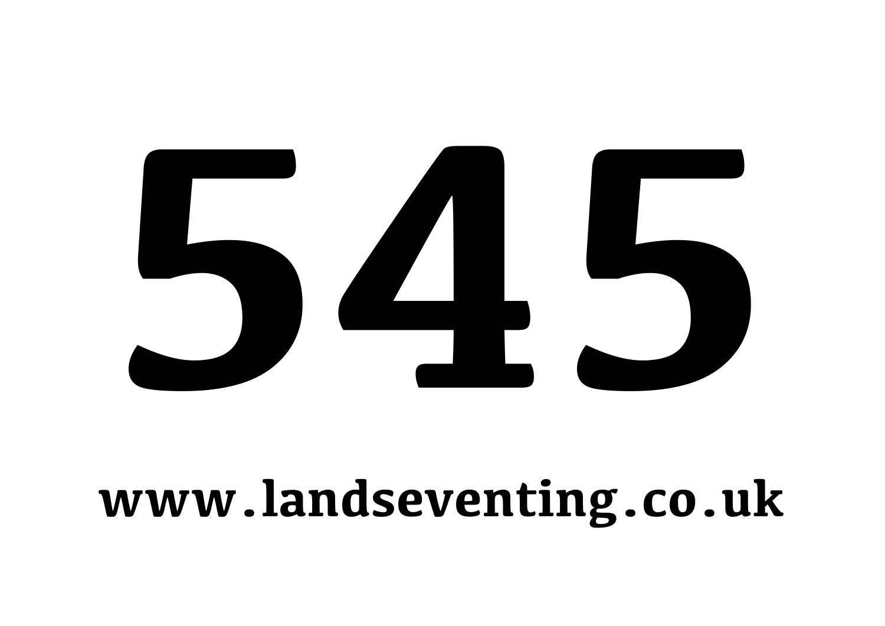# 545

**www.landseventing.co.uk**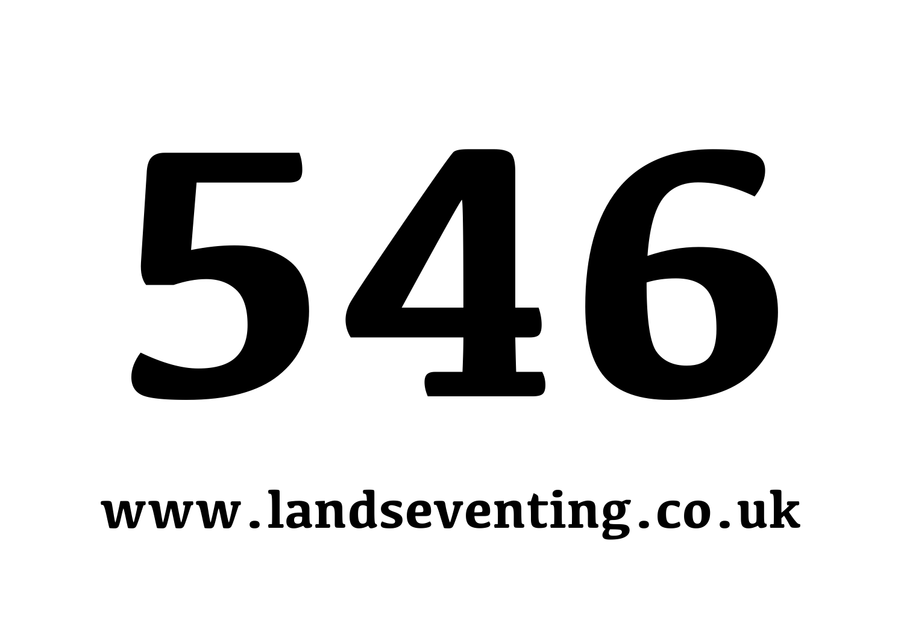# 546

**www.landseventing.co.uk**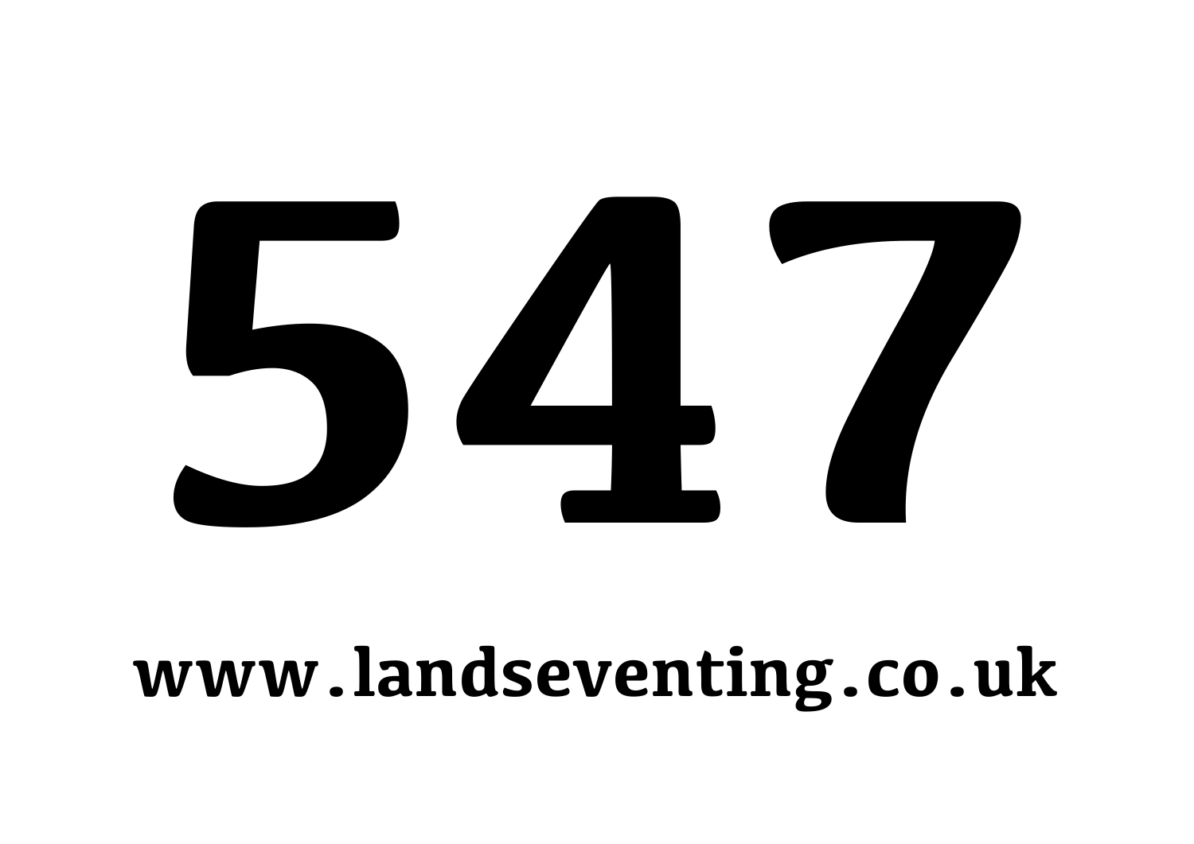# 547

**www.landseventing.co.uk**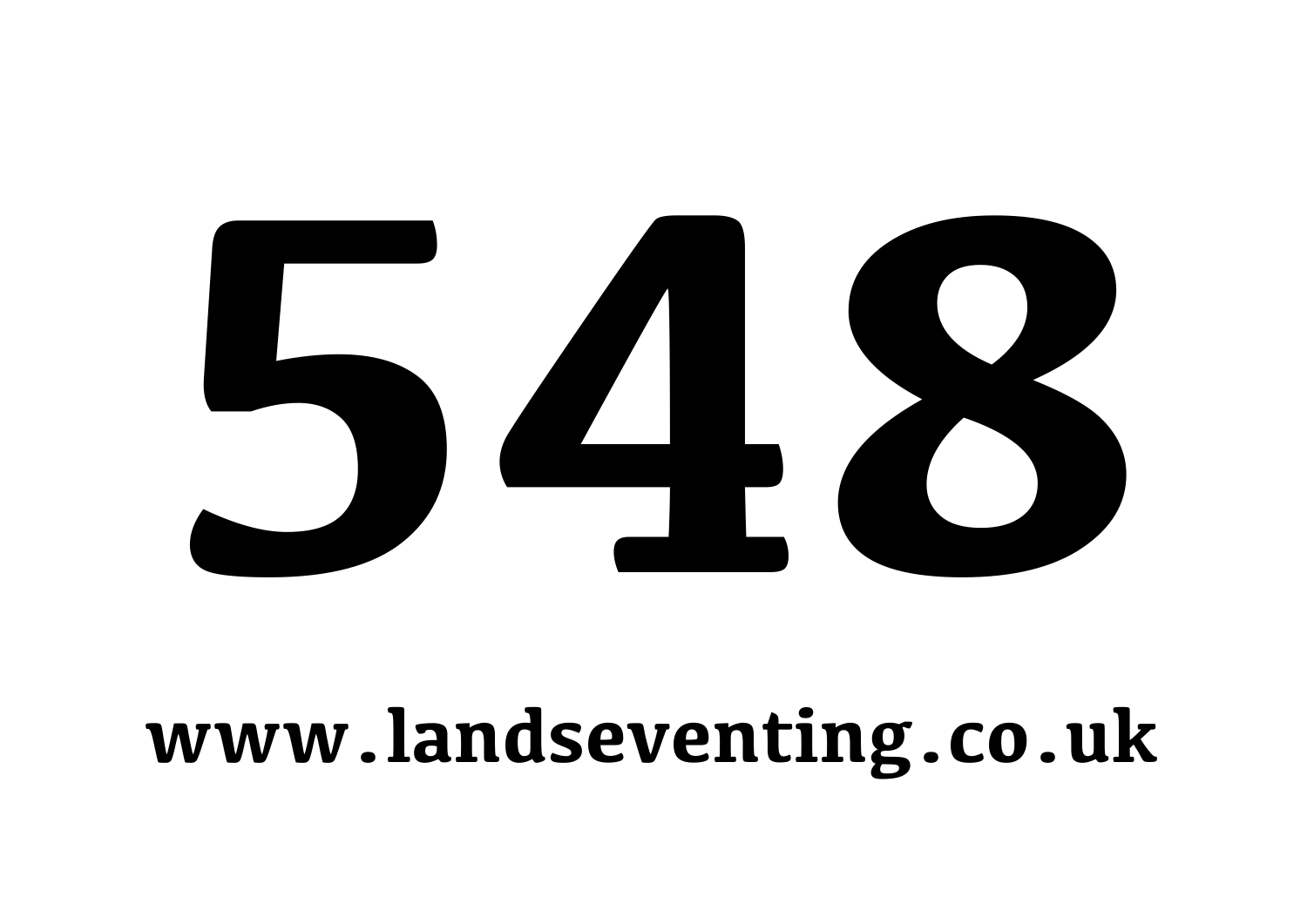# 548

**www.landseventing.co.uk**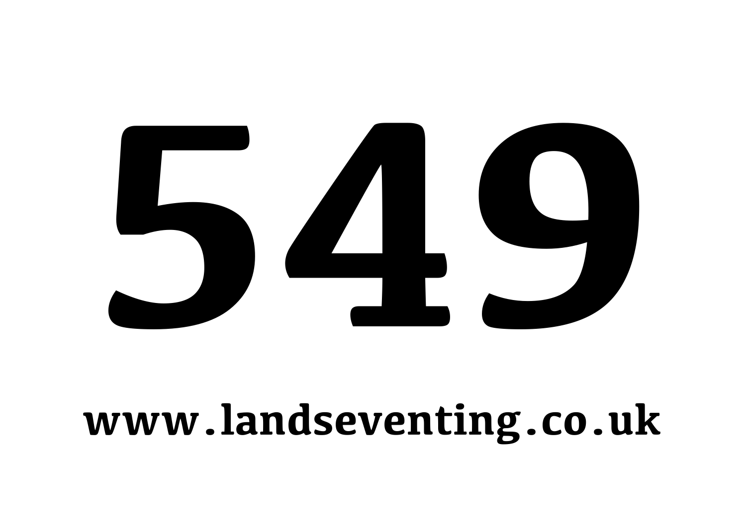# 549

**www.landseventing.co.uk**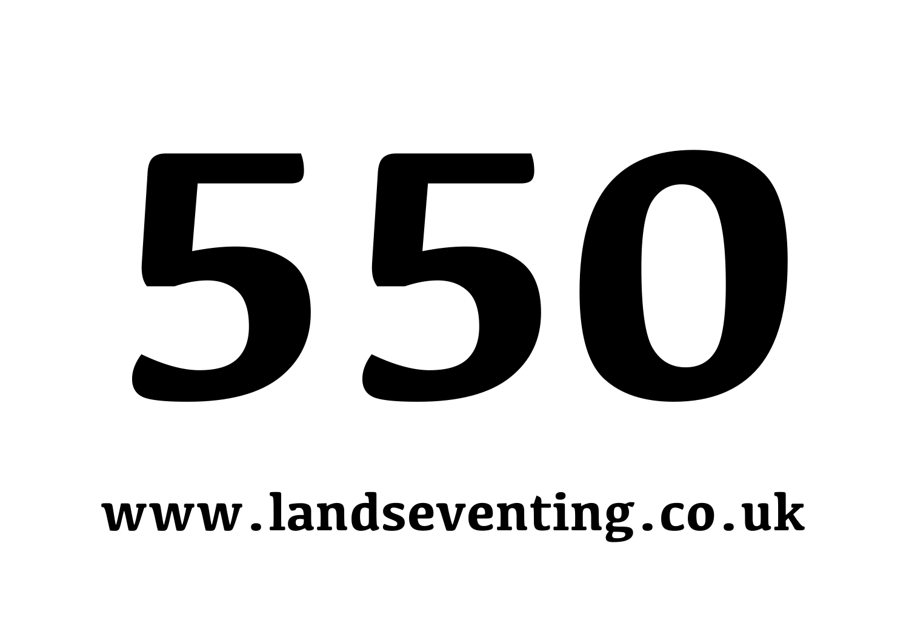# 550

**www.landseventing.co.uk**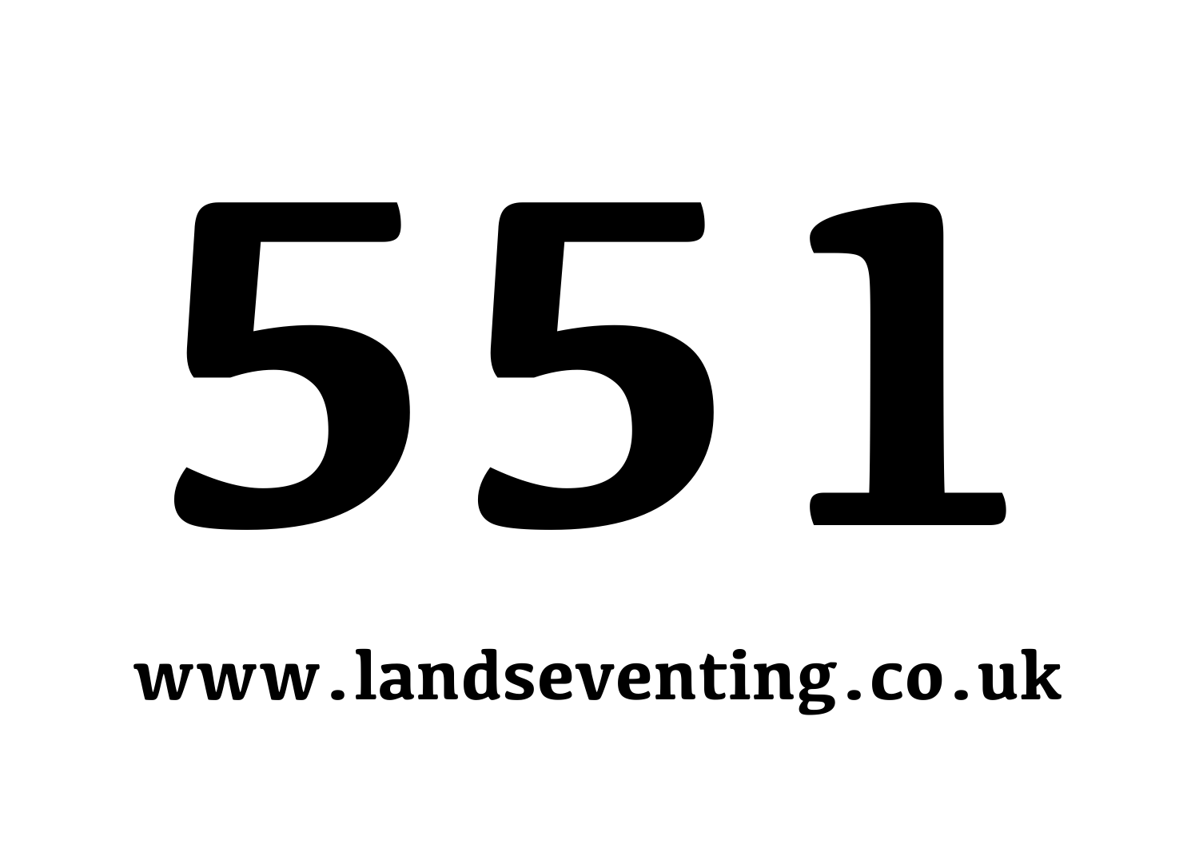# 551

**www.landseventing.co.uk**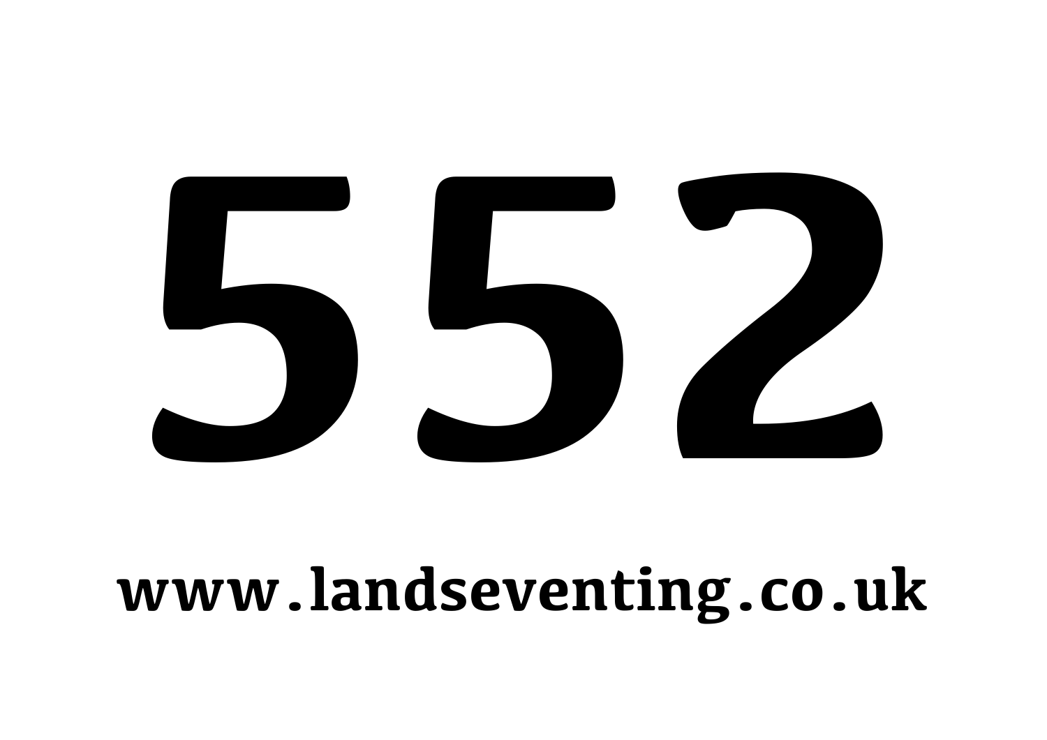# 552

www.landseventing.co.uk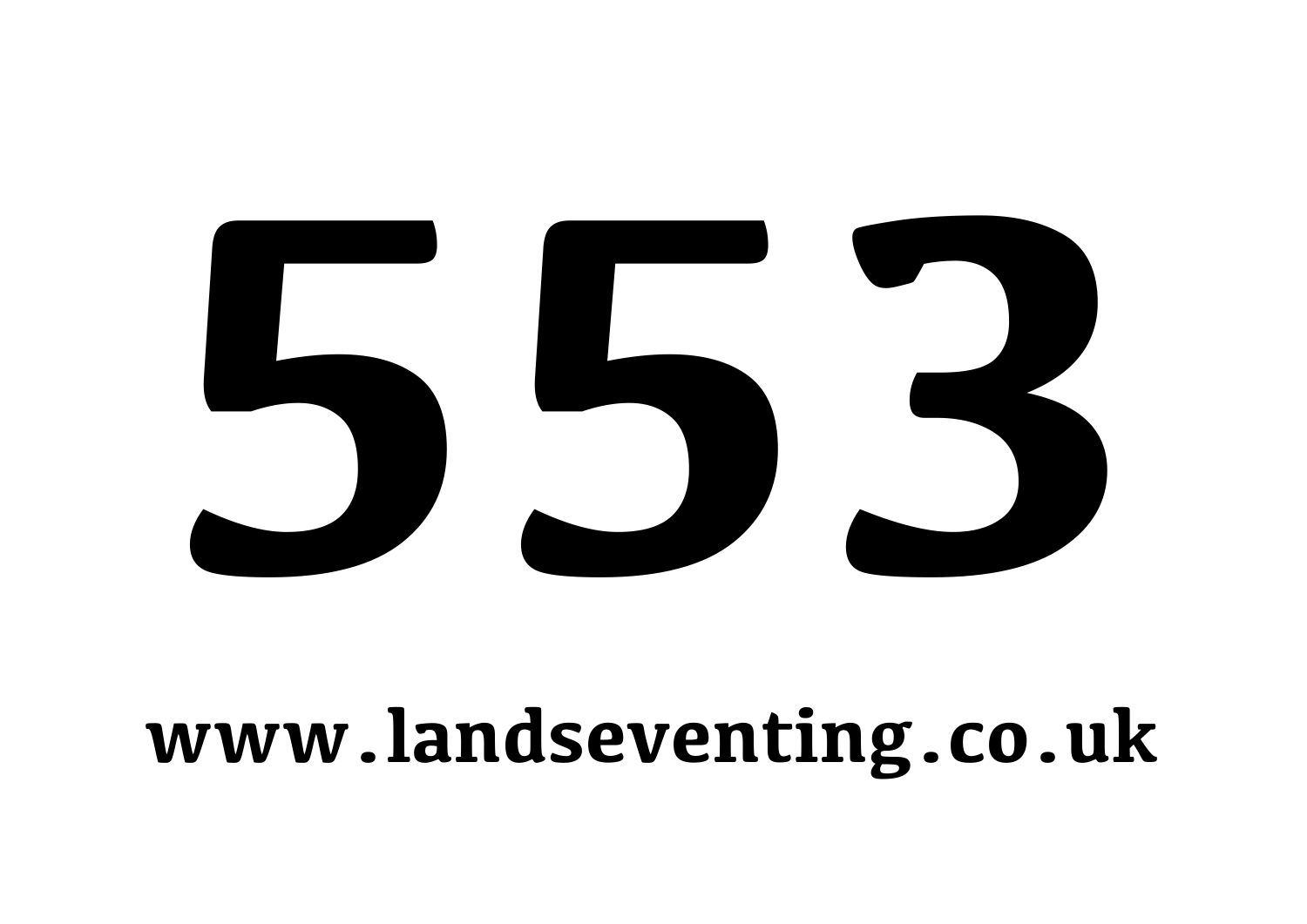# 553

**www.landseventing.co.uk**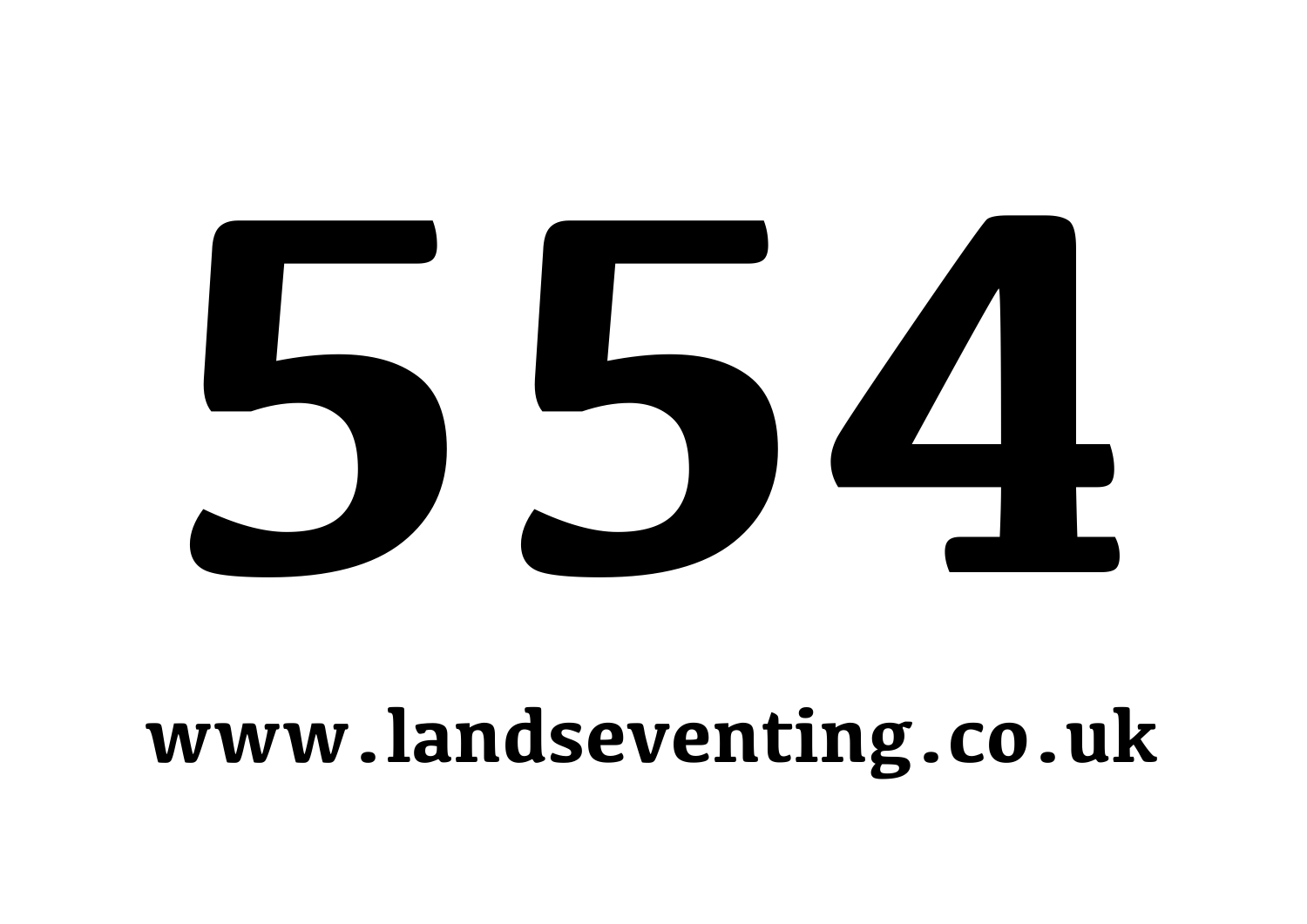# 554

**www.landseventing.co.uk**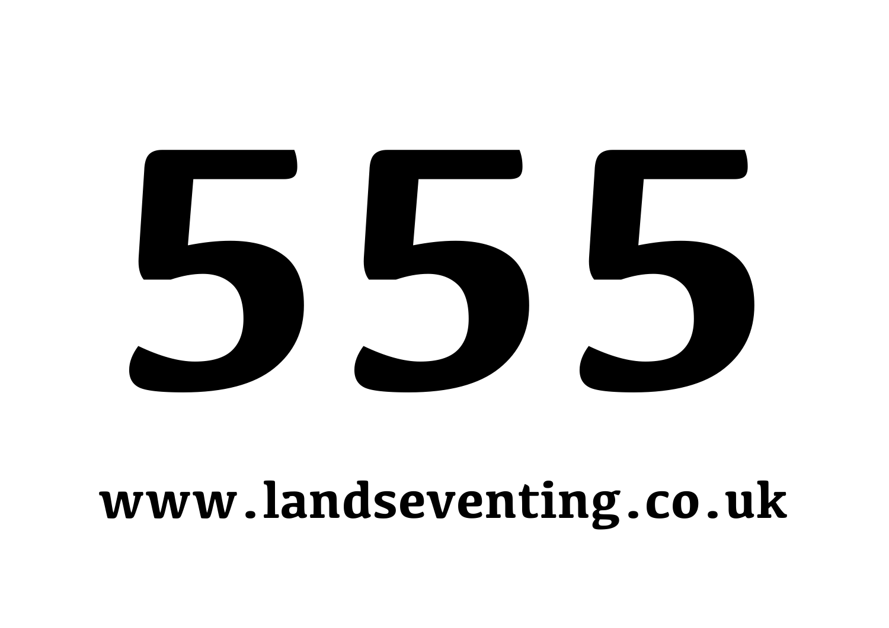# 555

**www.landseventing.co.uk**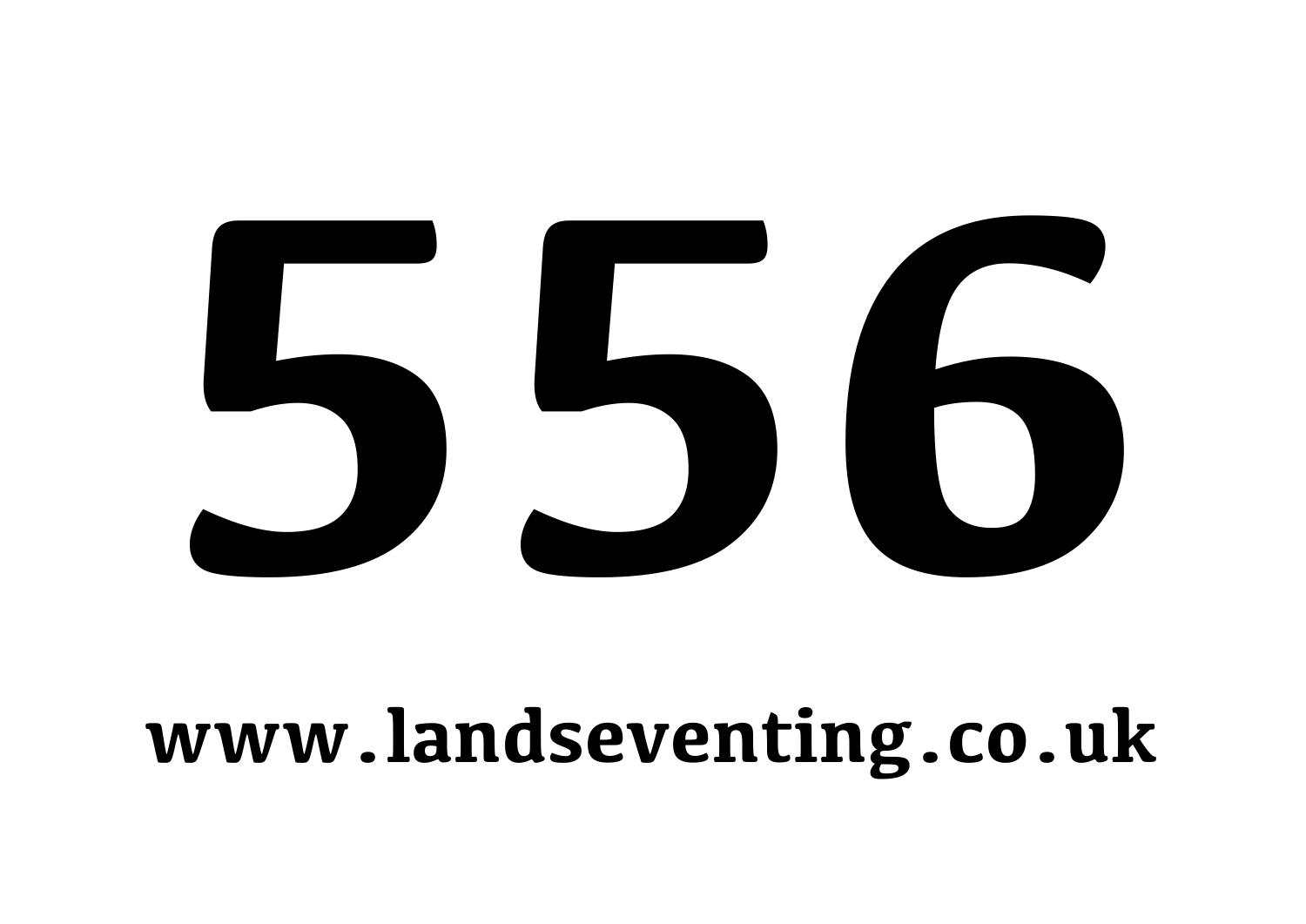# 556

**www.landseventing.co.uk**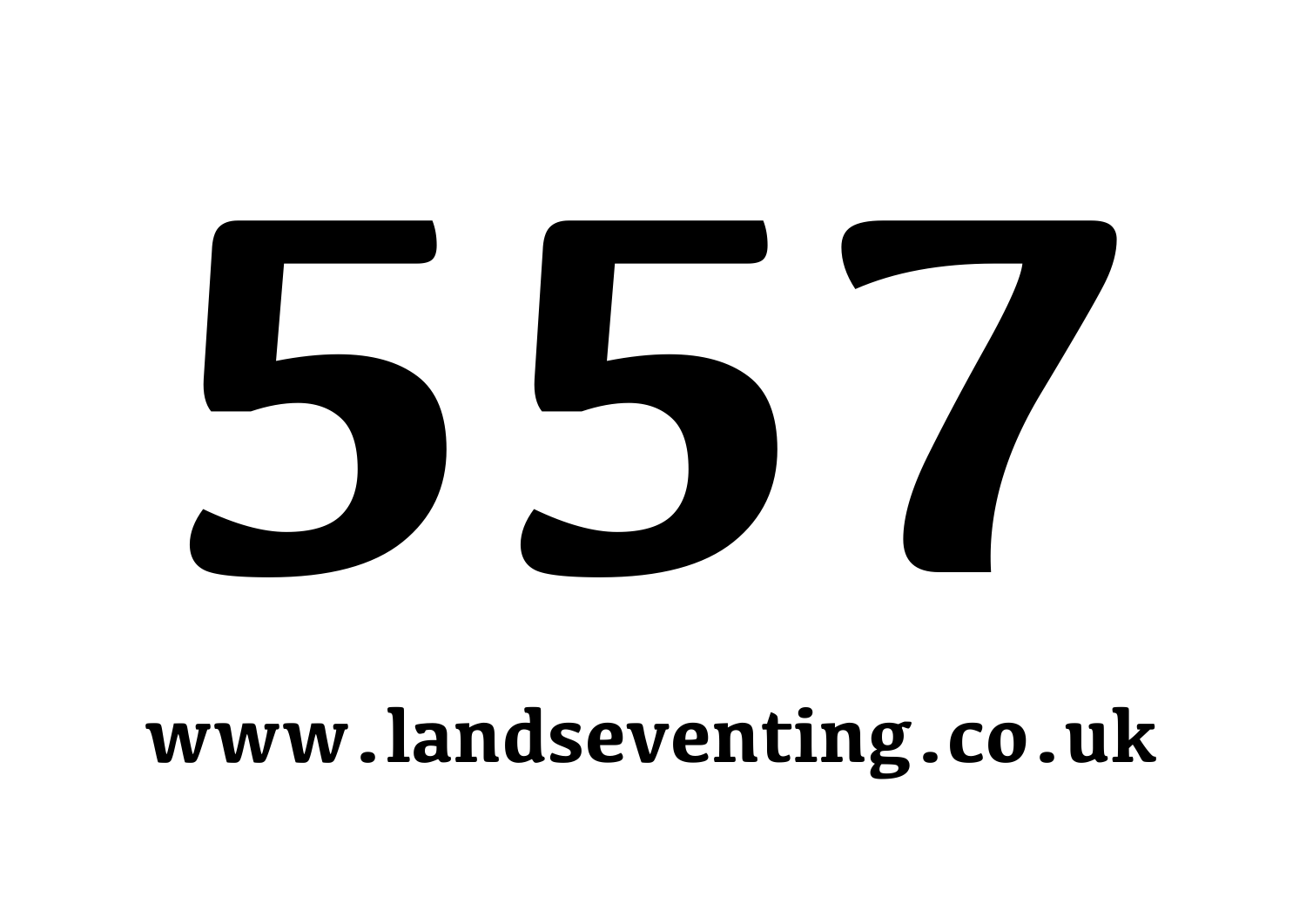# 557

**www.landseventing.co.uk**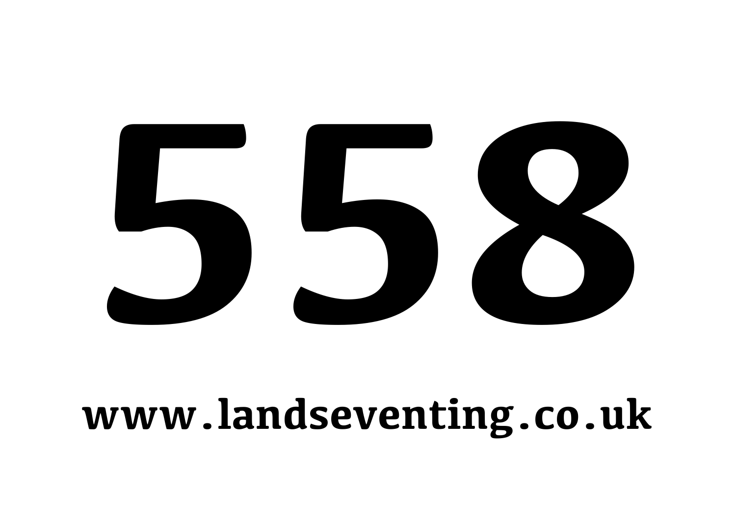# 558

**www.landseventing.co.uk**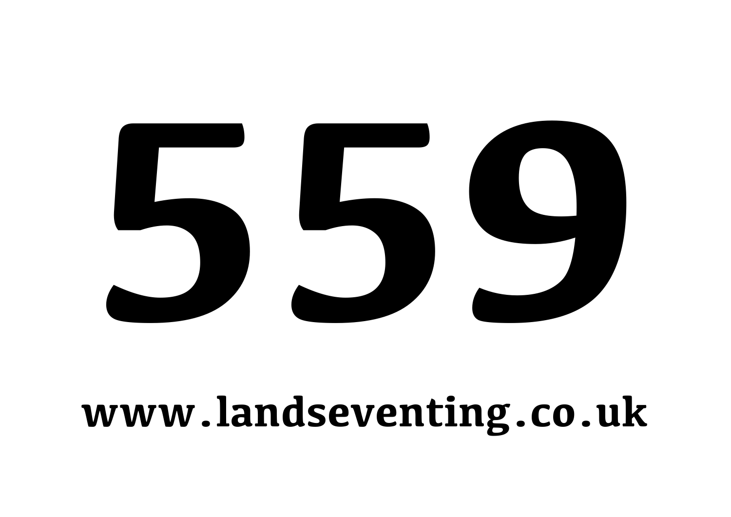# 559

**www.landseventing.co.uk**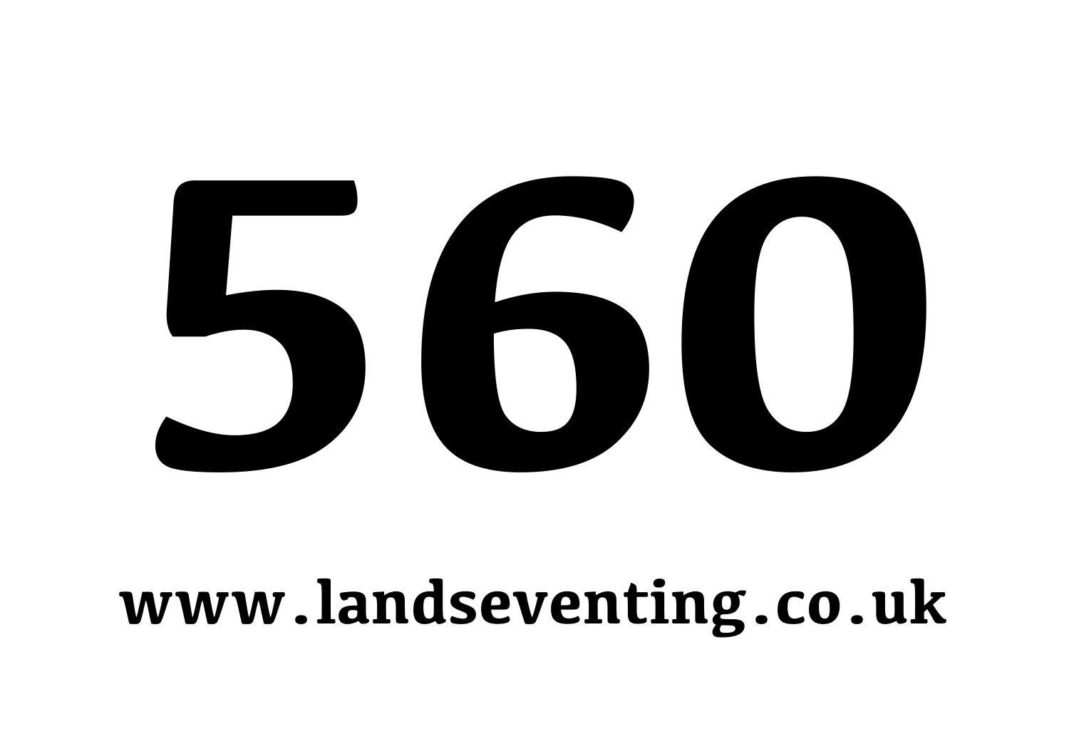# 560

**www.landseventing.co.uk**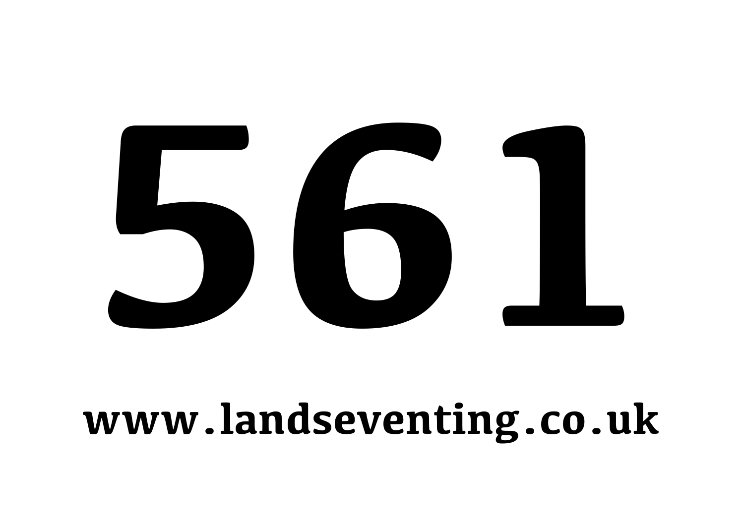# 561

**www.landseventing.co.uk**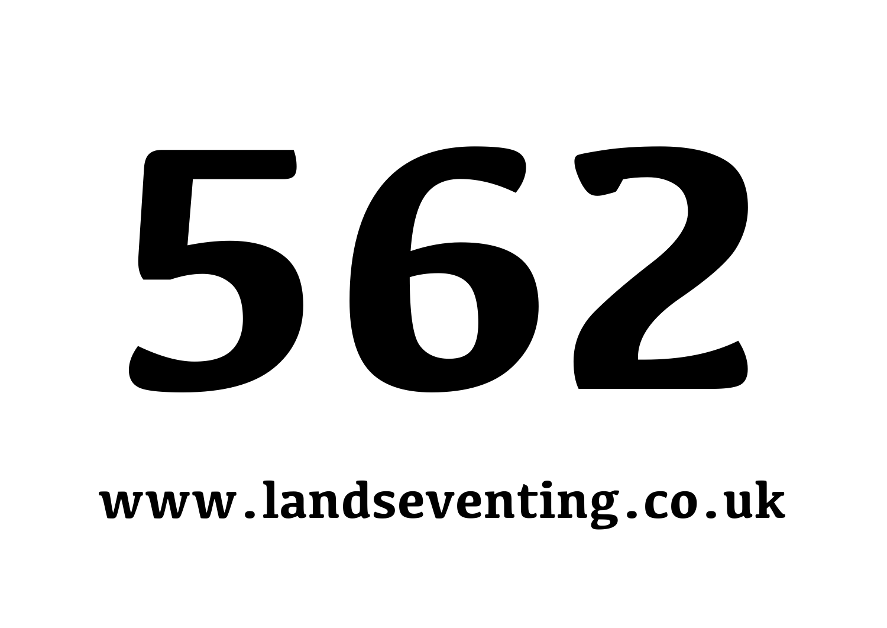# 562

**www.landseventing.co.uk**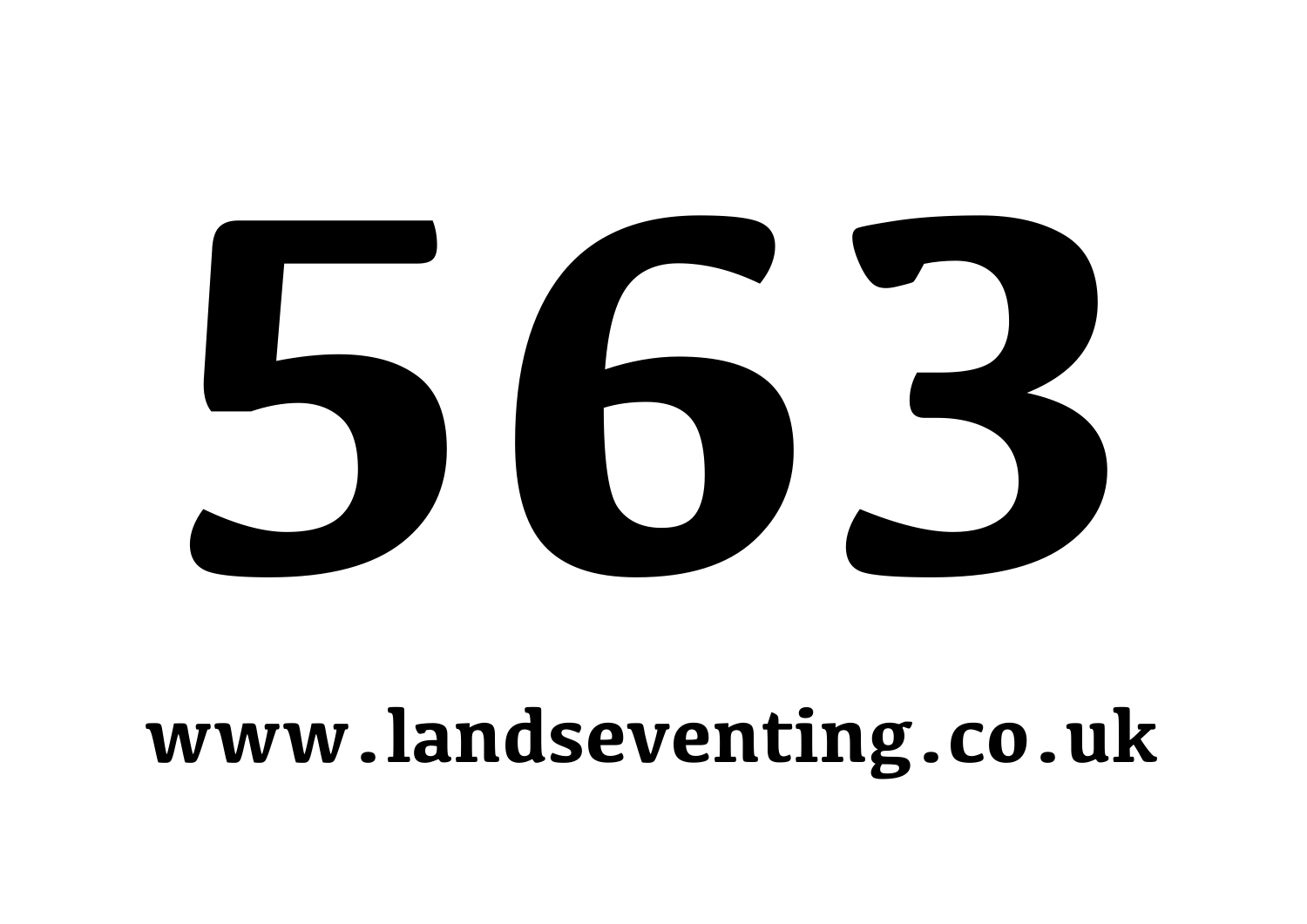# 563

**www.landseventing.co.uk**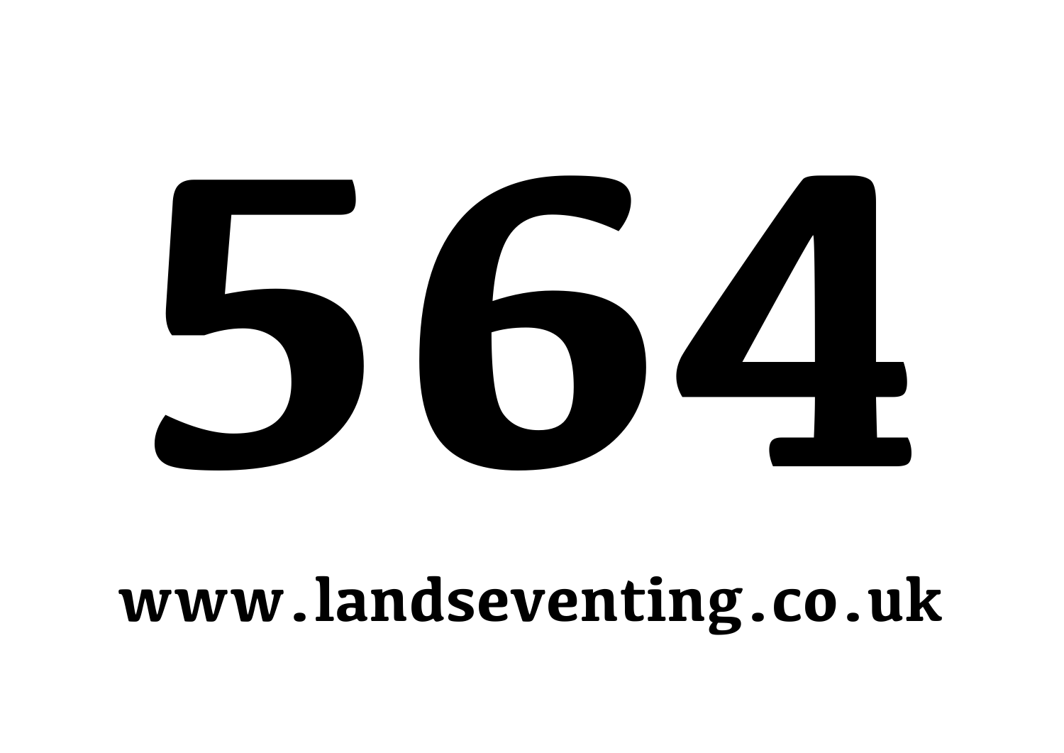# 564

**www.landseventing.co.uk**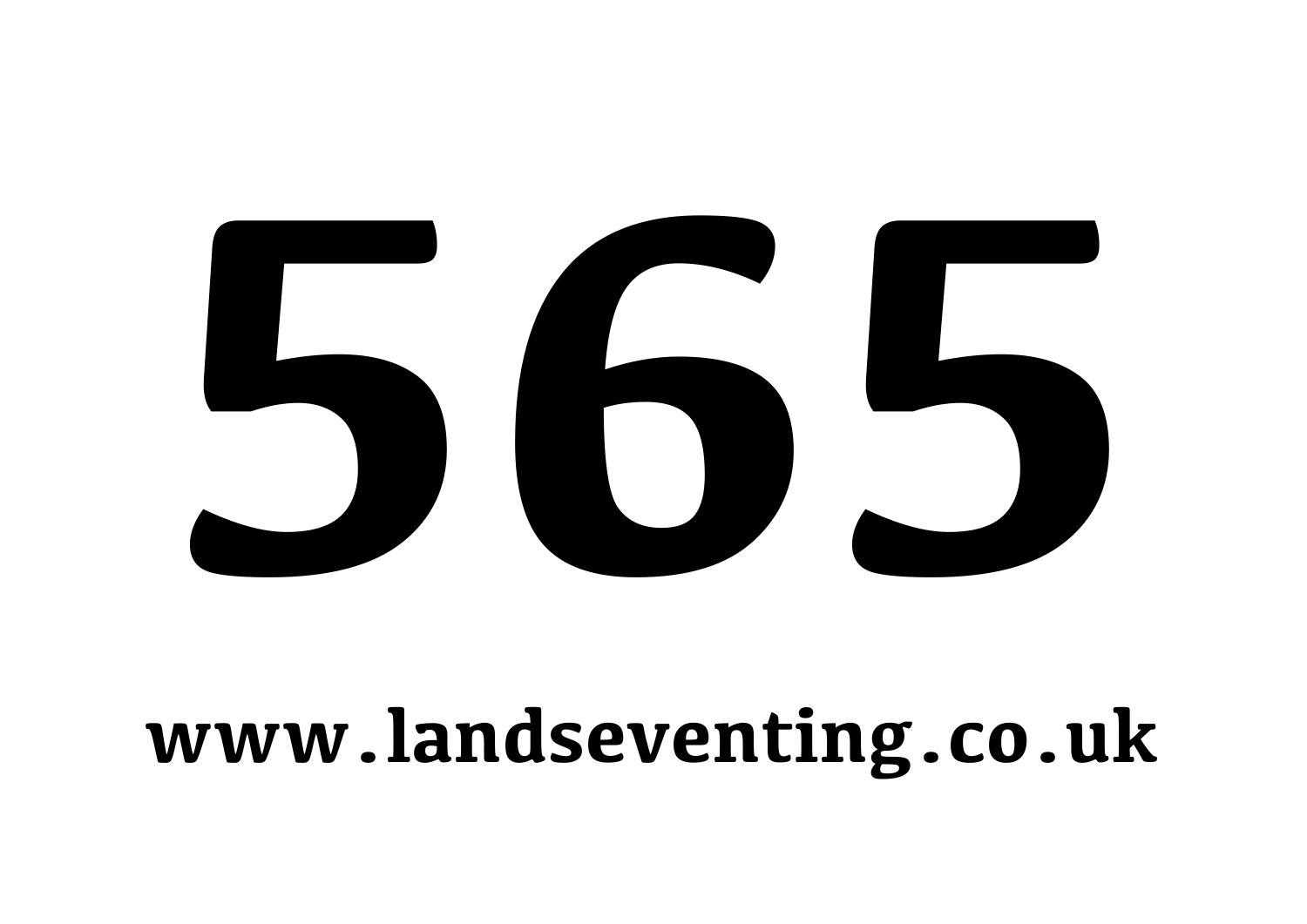# 565

**www.landseventing.co.uk**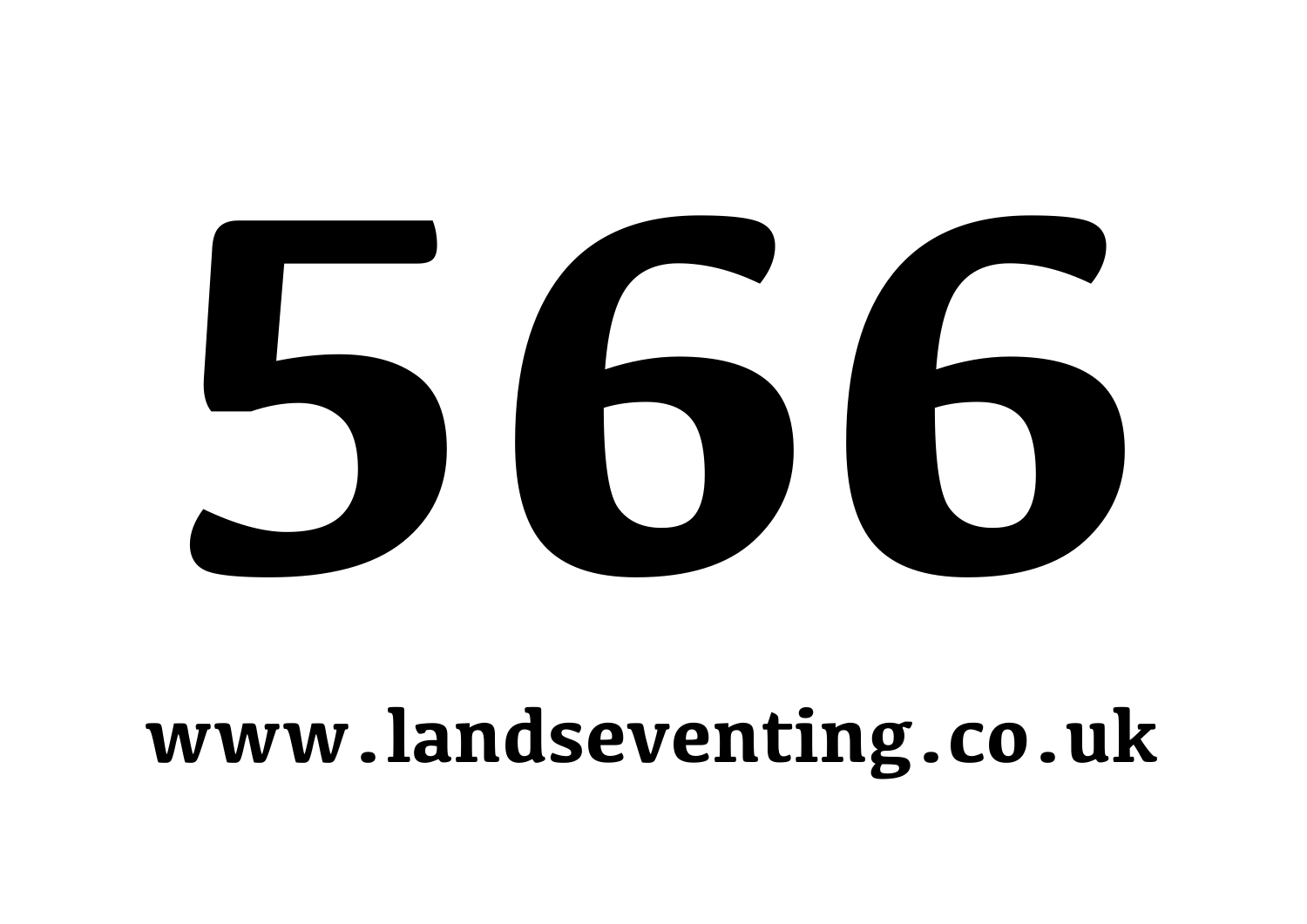# 566

**www.landseventing.co.uk**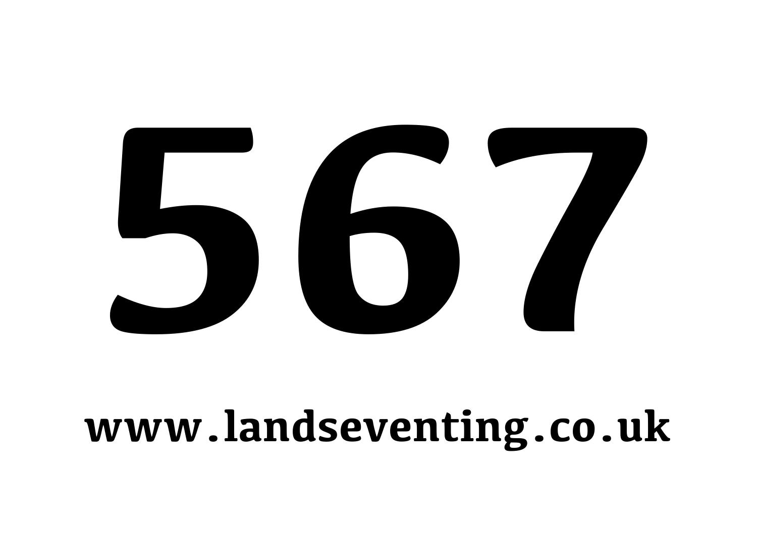# 567

**www.landseventing.co.uk**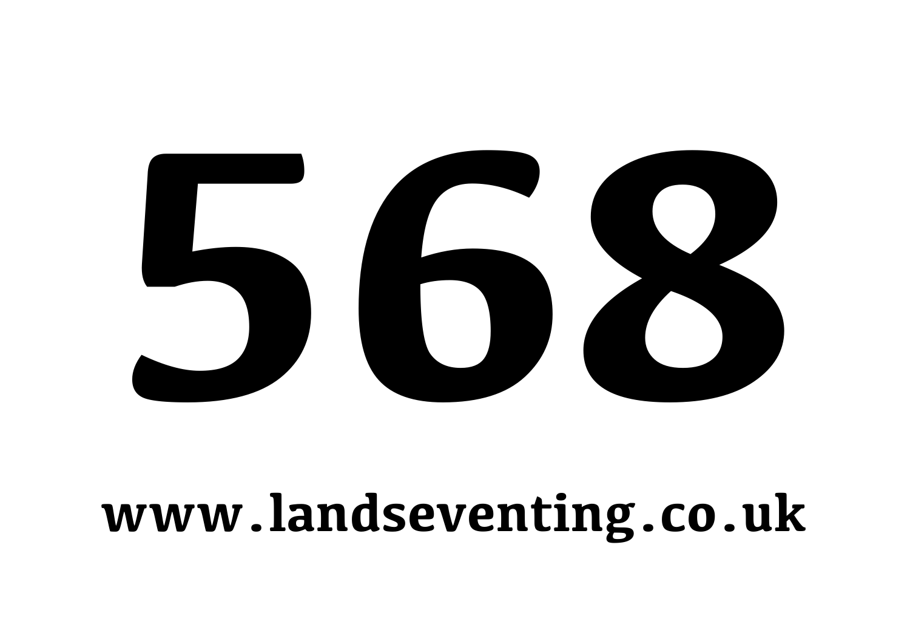# 568

**www.landseventing.co.uk**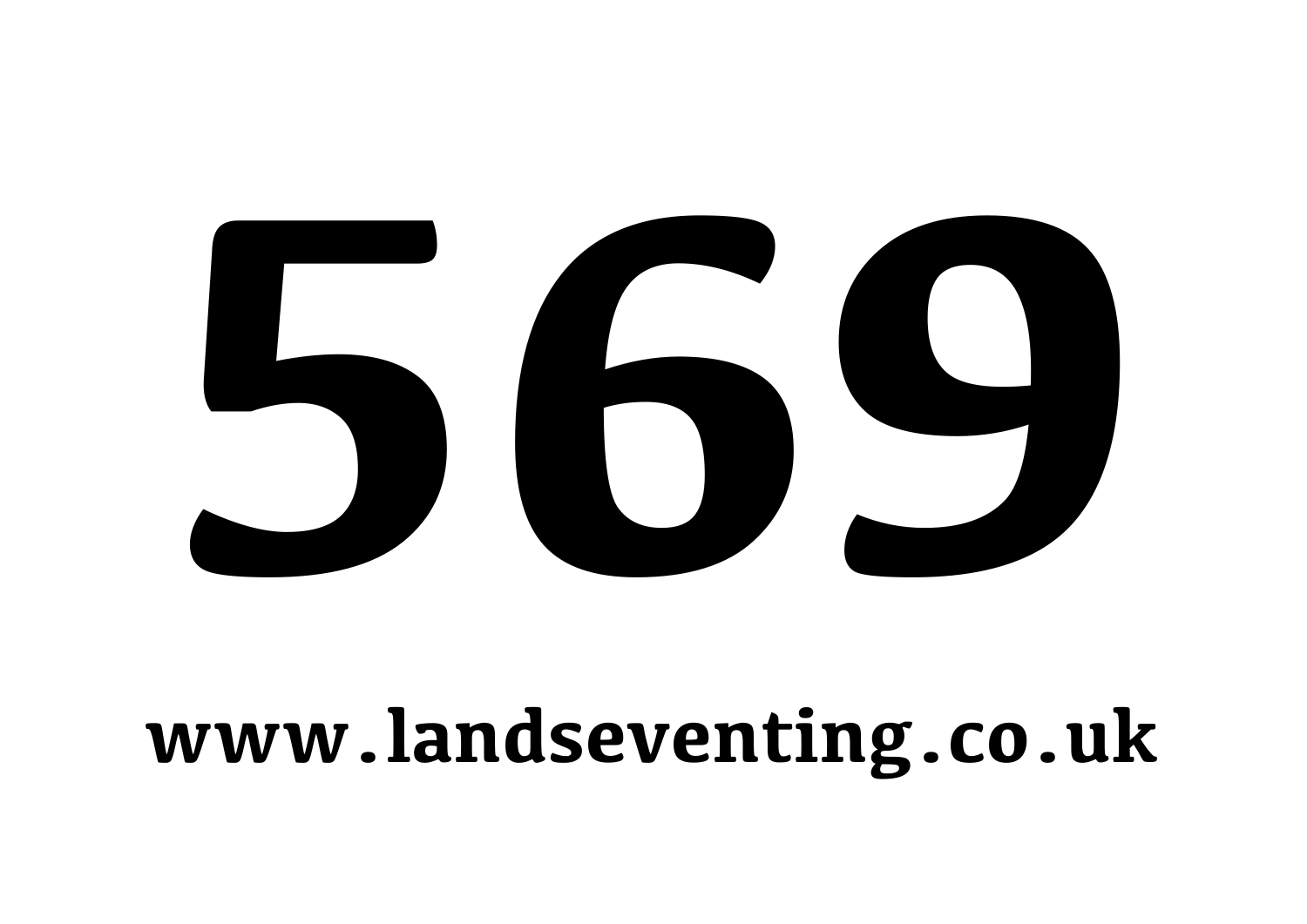# 569

**www.landseventing.co.uk**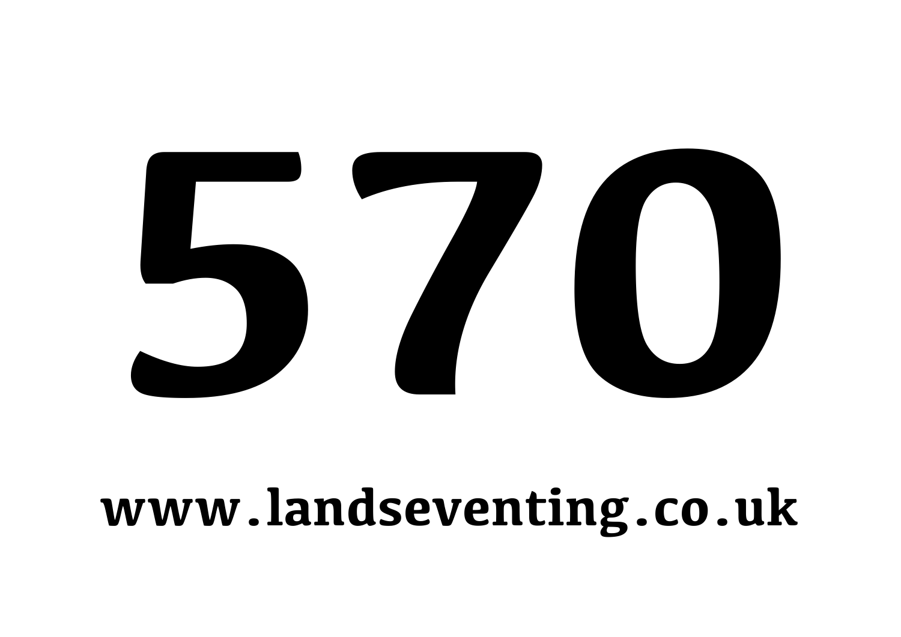# 570

**www.landseventing.co.uk**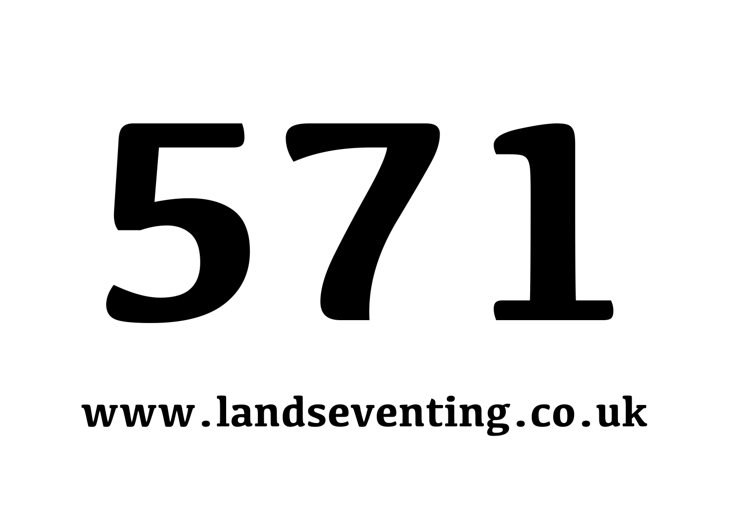# 571

**www.landseventing.co.uk**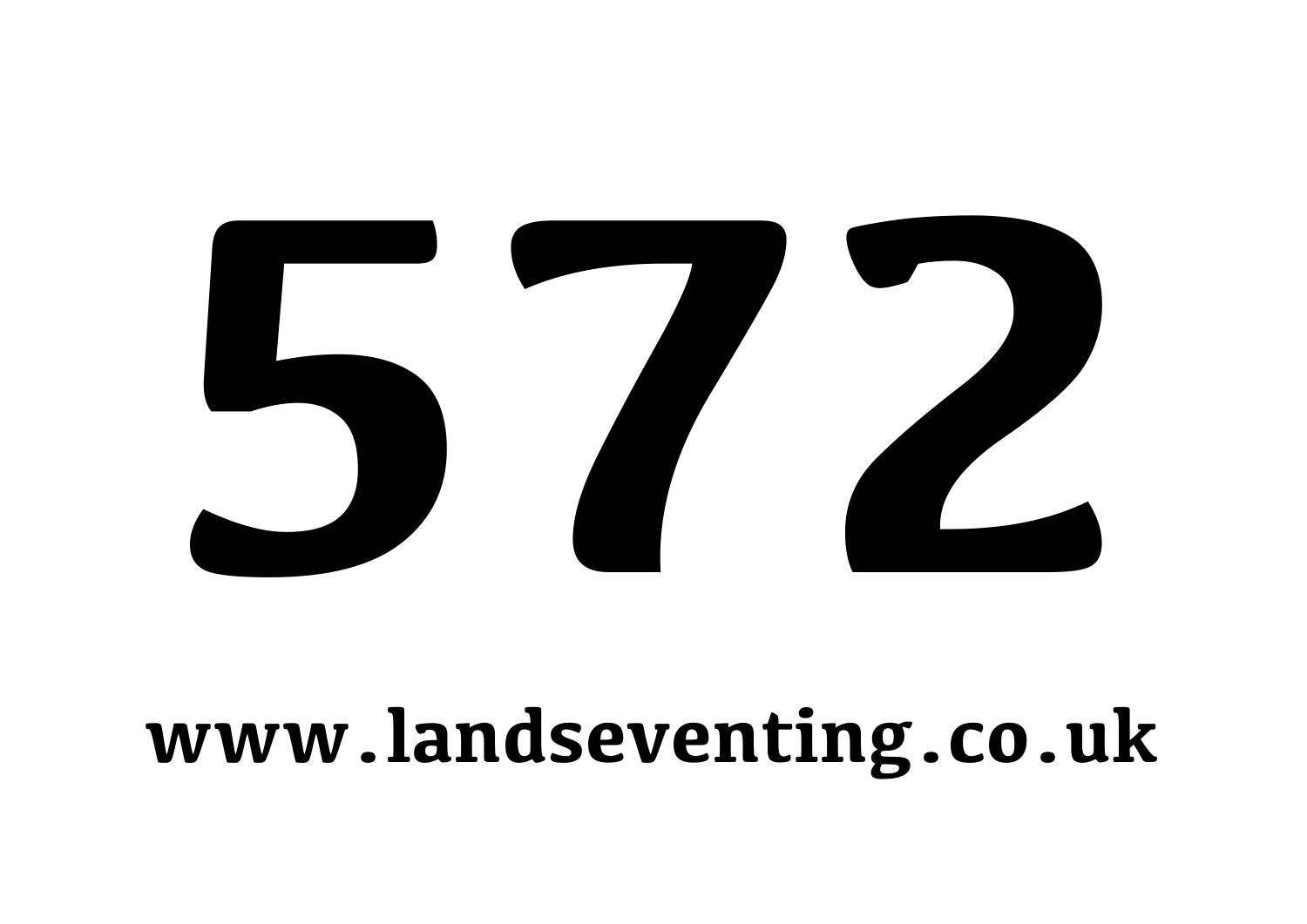# 572

**www.landseventing.co.uk**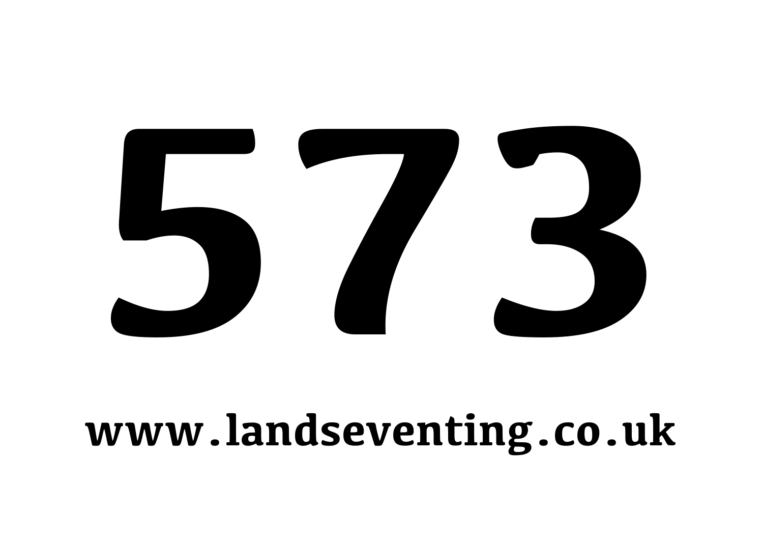# 573

**www.landseventing.co.uk**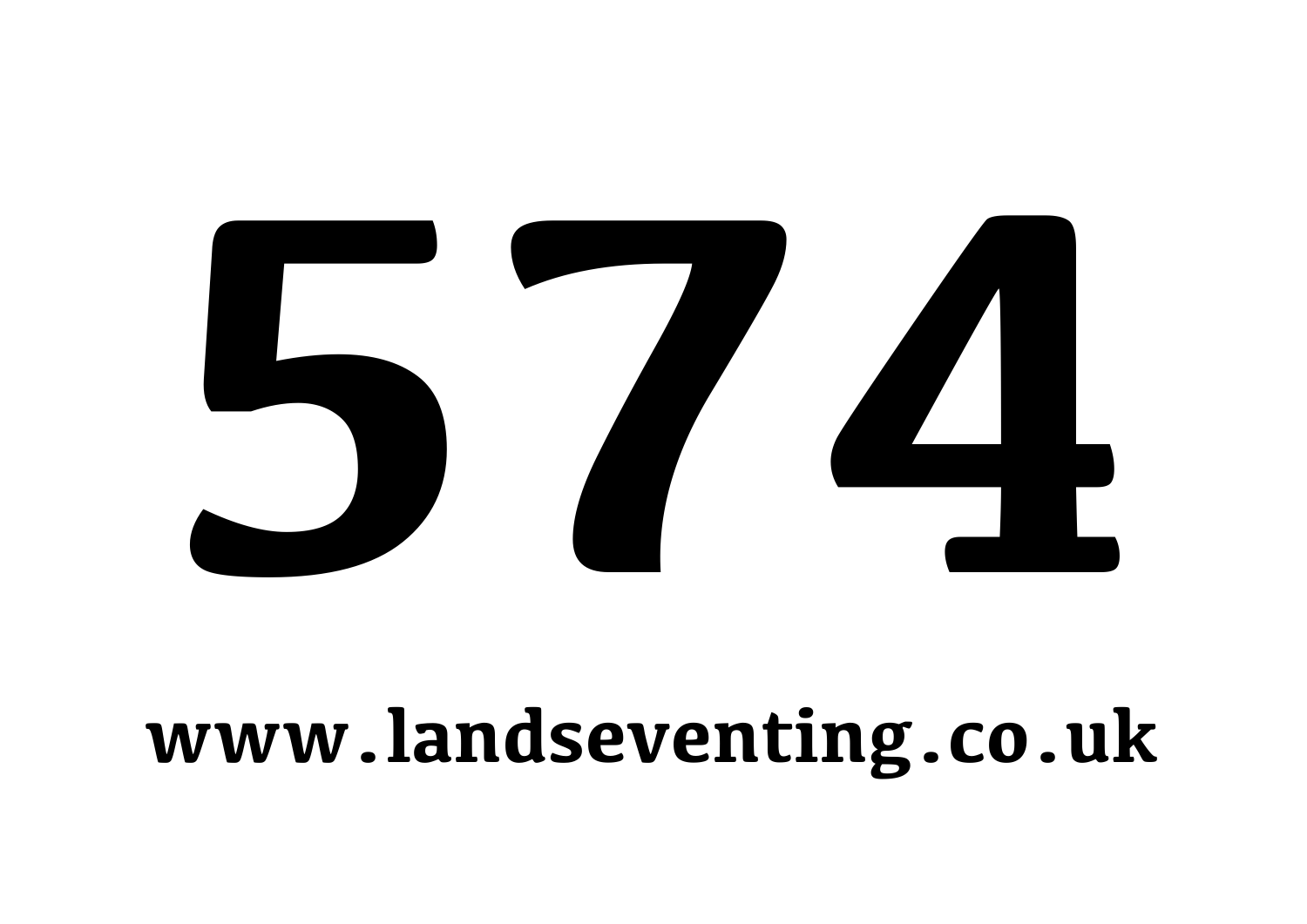# 574

**www.landseventing.co.uk**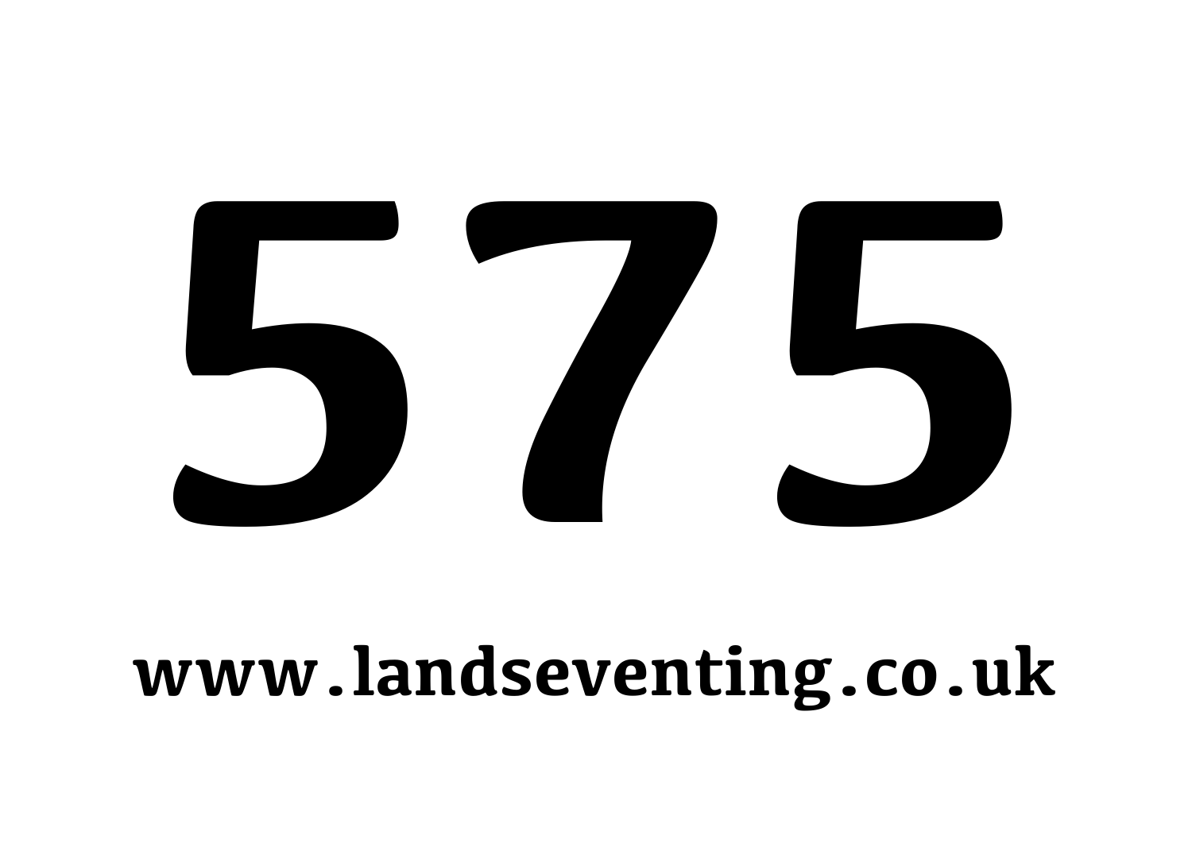# 575

**www.landseventing.co.uk**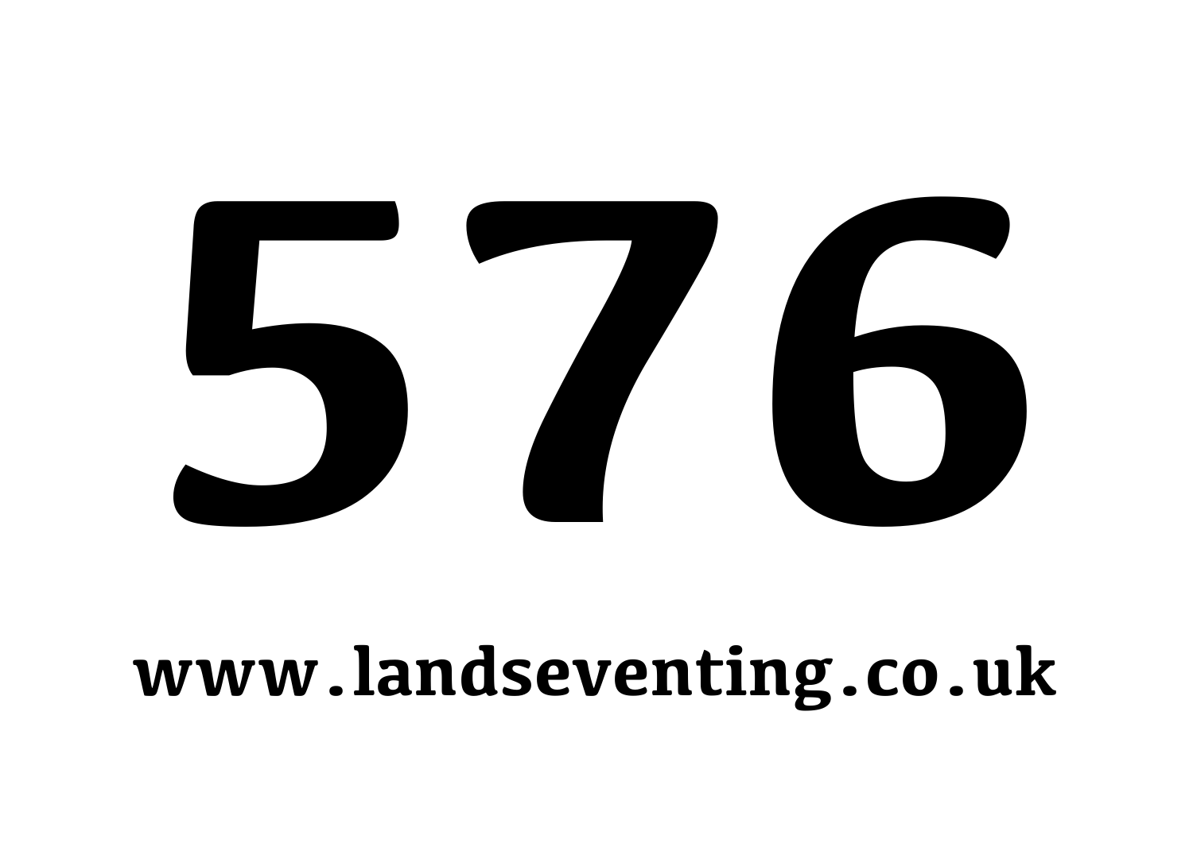# 576

**www.landseventing.co.uk**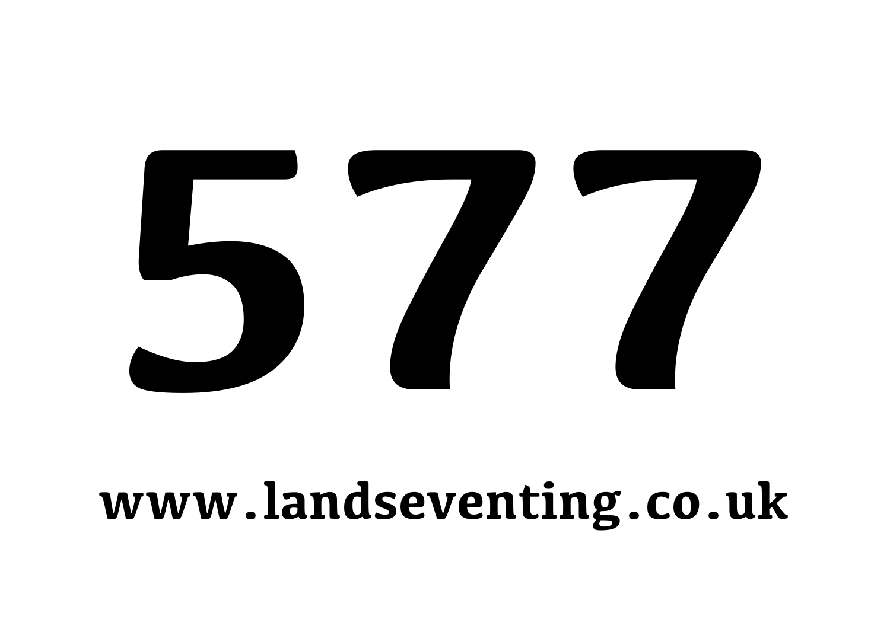# 577

**www.landseventing.co.uk**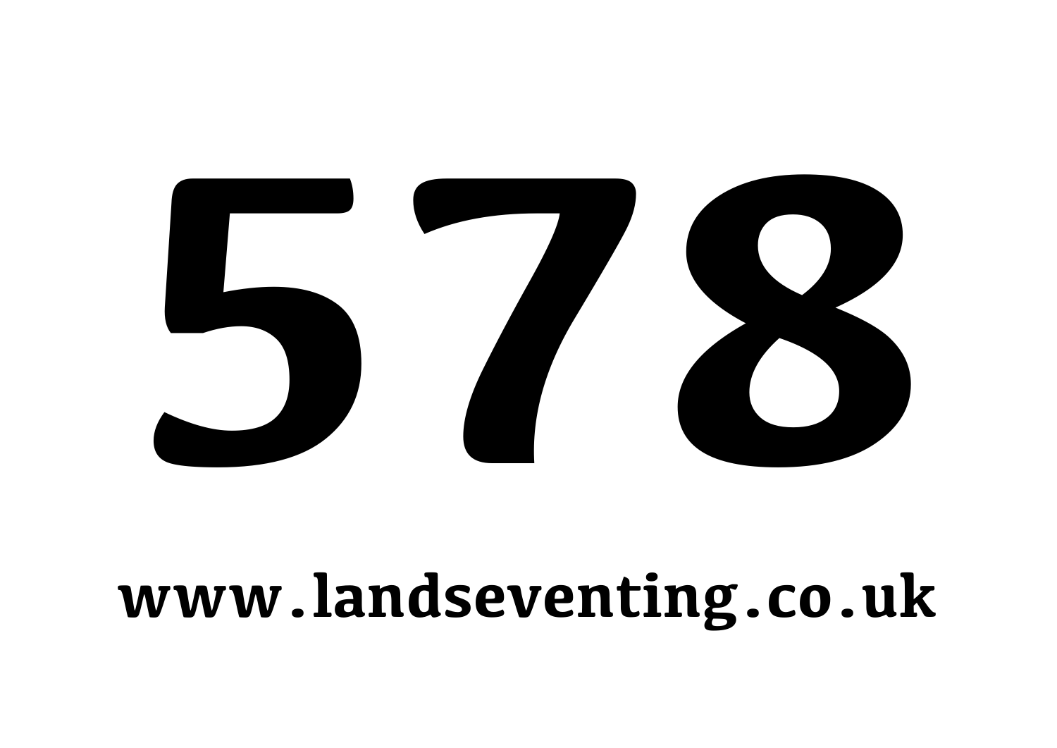# 578

**www.landseventing.co.uk**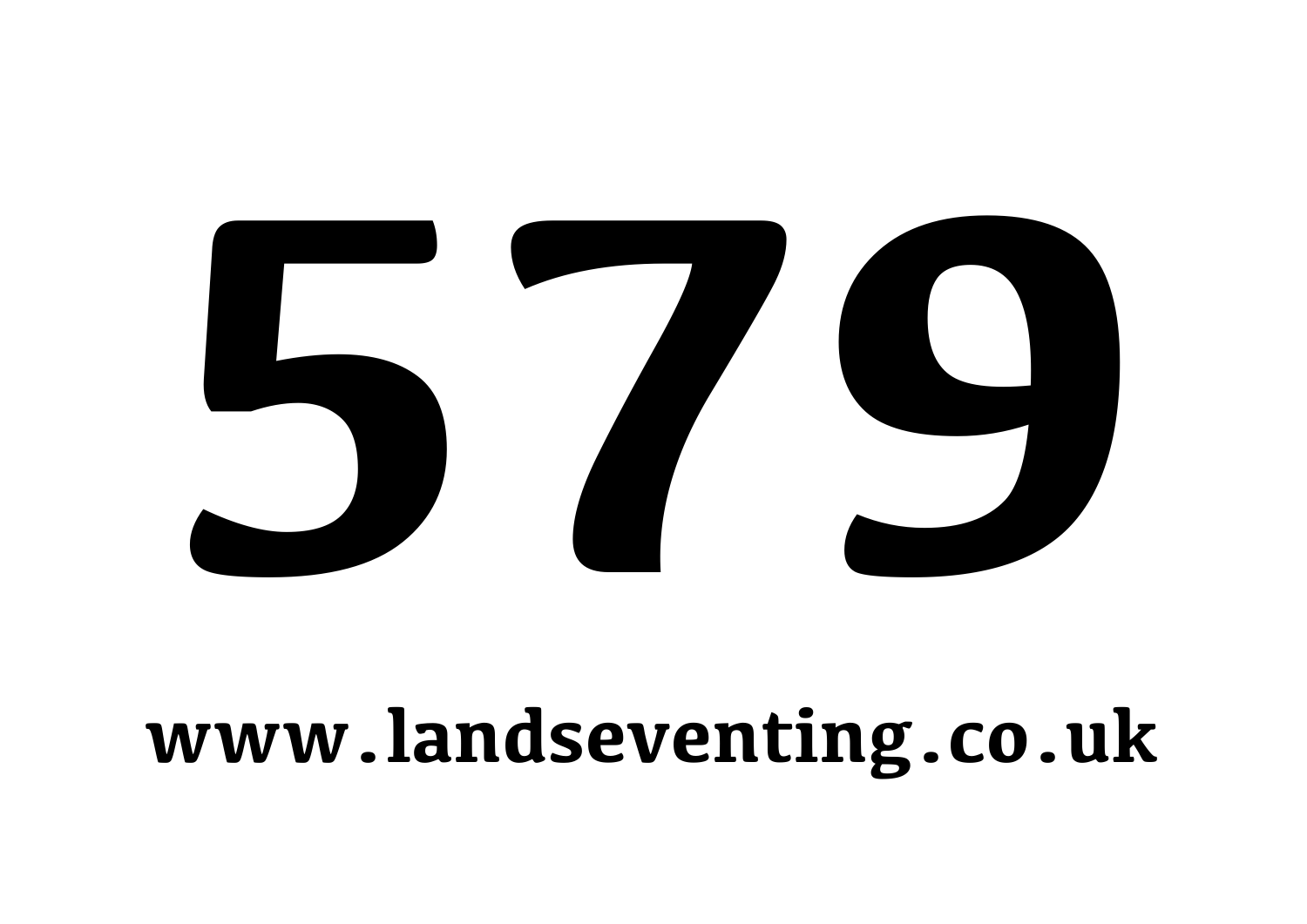# 579

**www.landseventing.co.uk**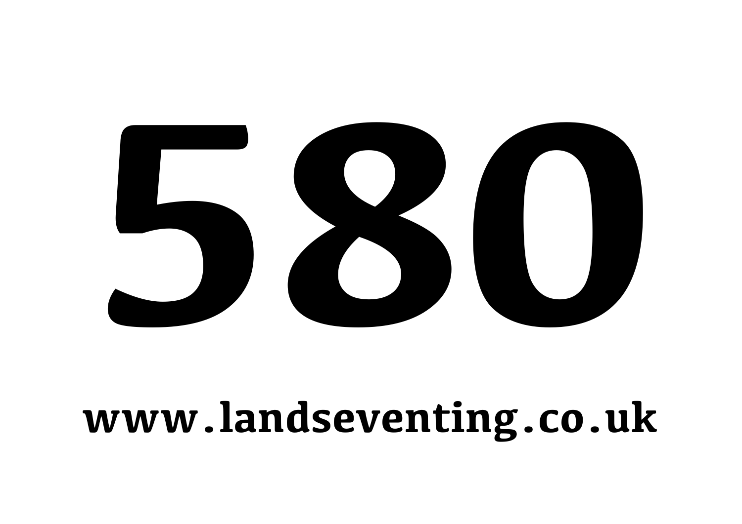# 580

**www.landseventing.co.uk**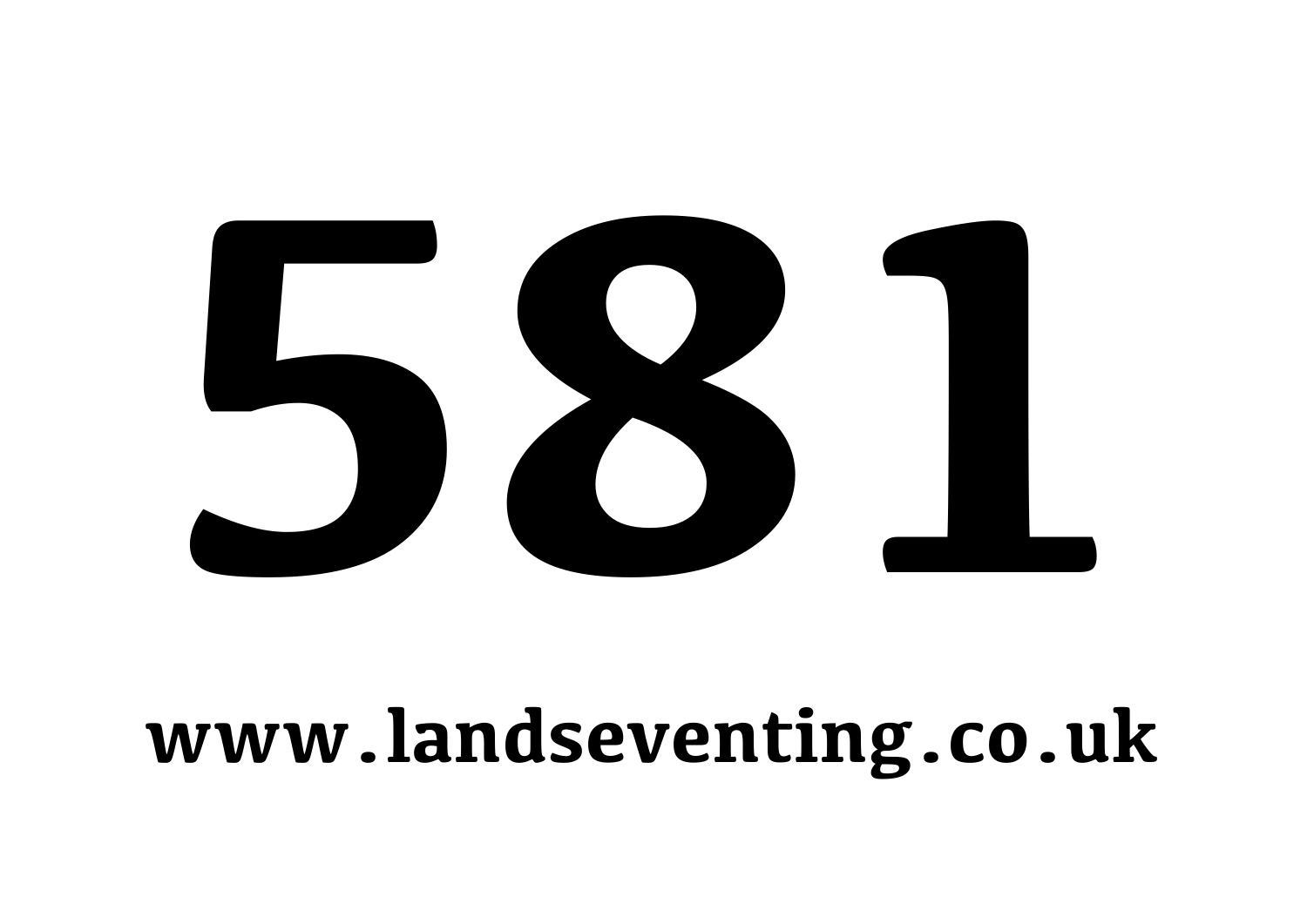# 581

**www.landseventing.co.uk**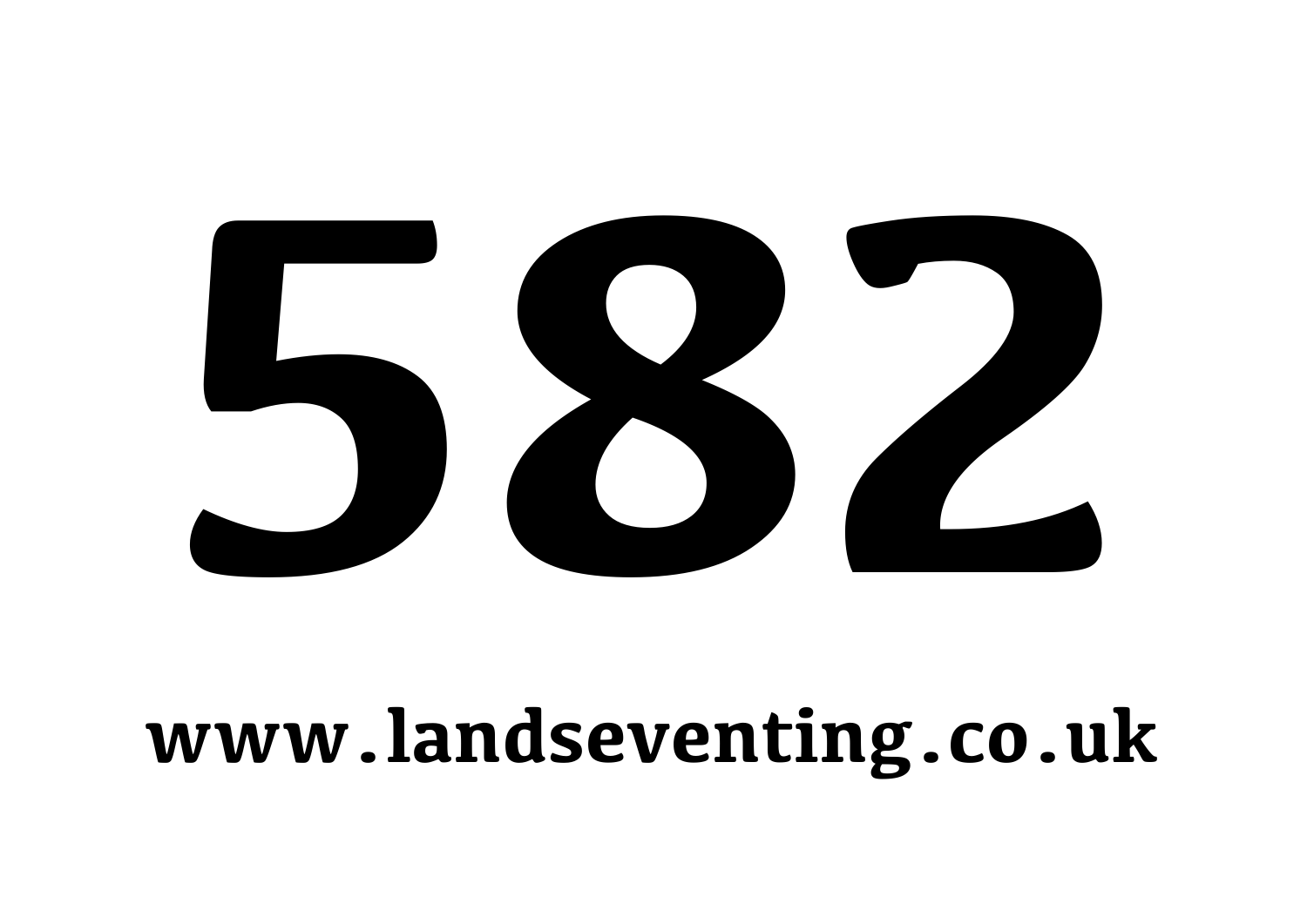# 582

**www.landseventing.co.uk**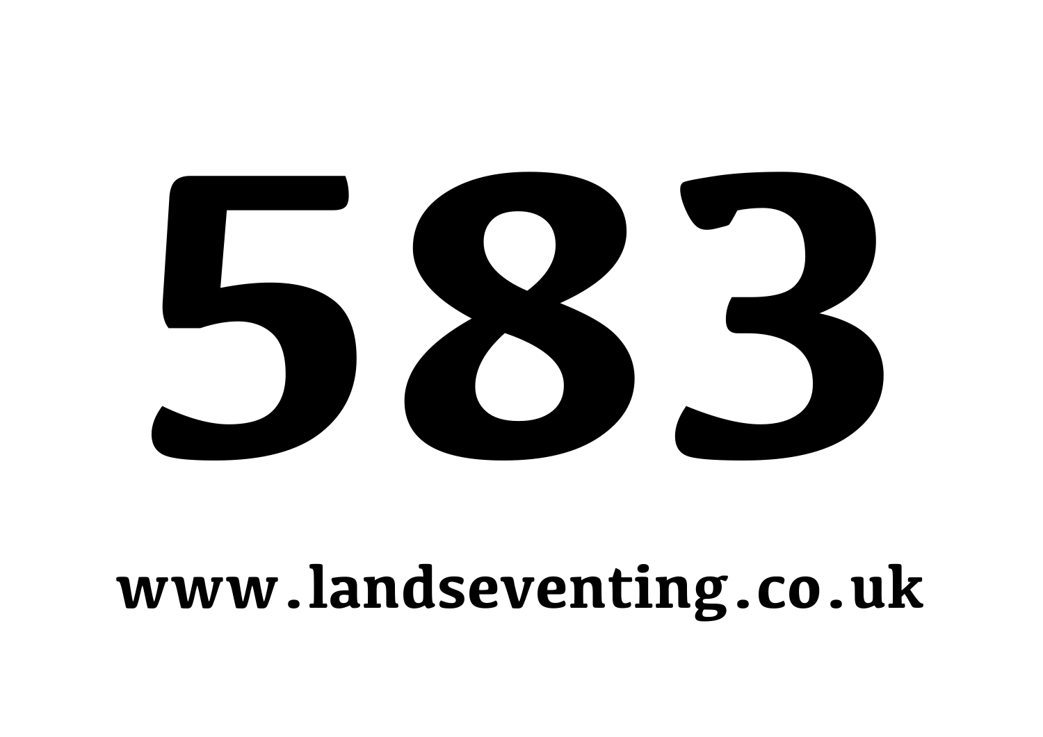# 583

**www.landseventing.co.uk**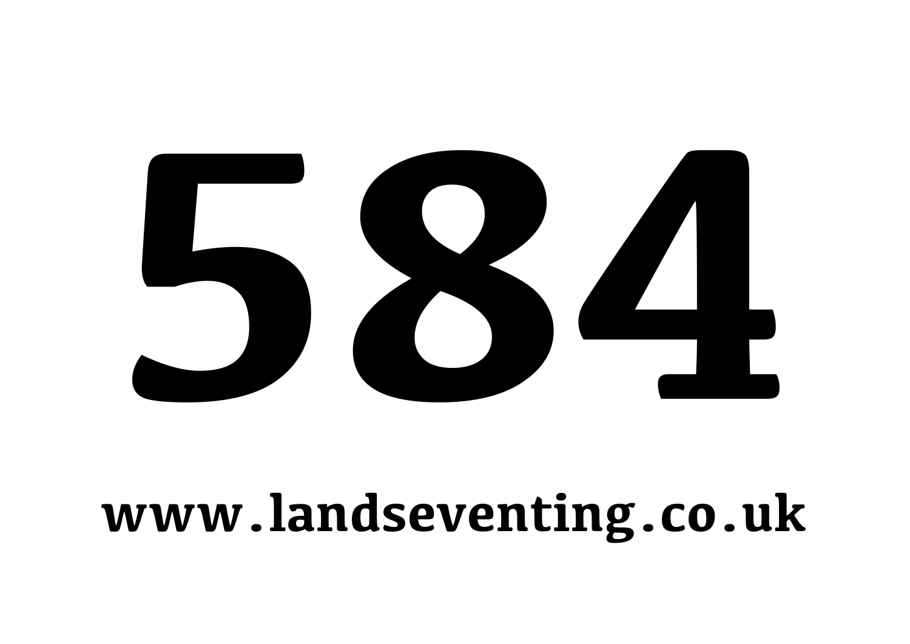# 584

**www.landseventing.co.uk**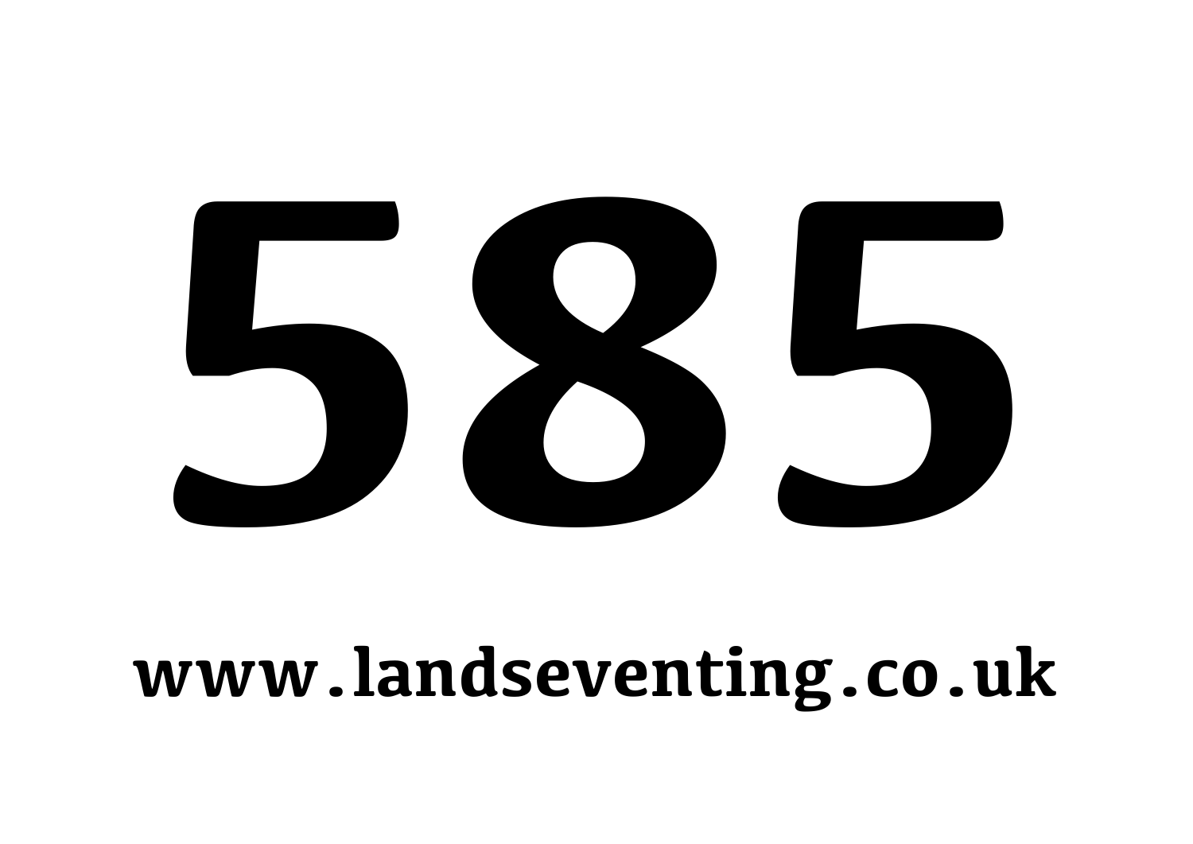# 585

**www.landseventing.co.uk**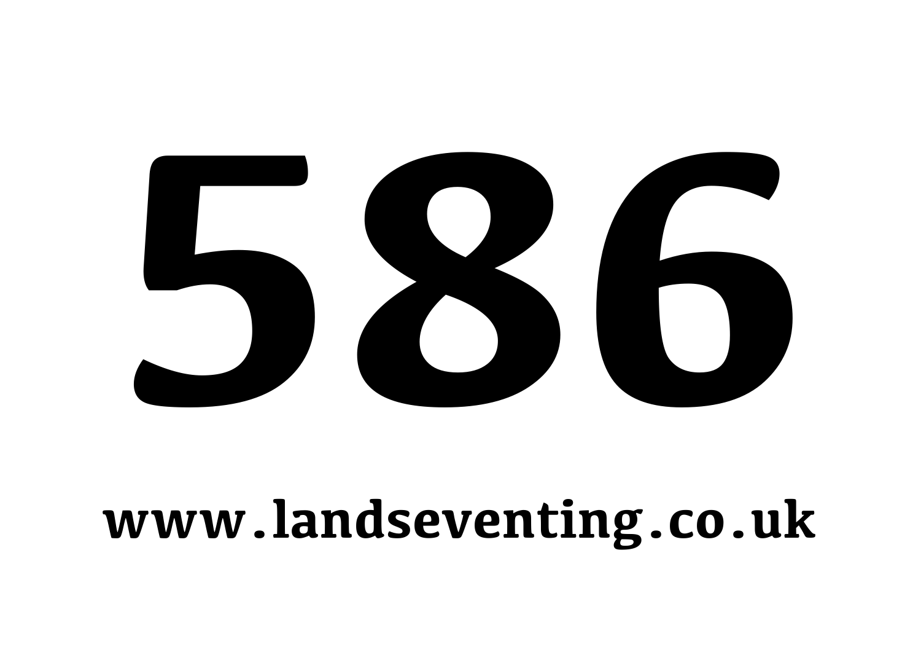# 586

**www.landseventing.co.uk**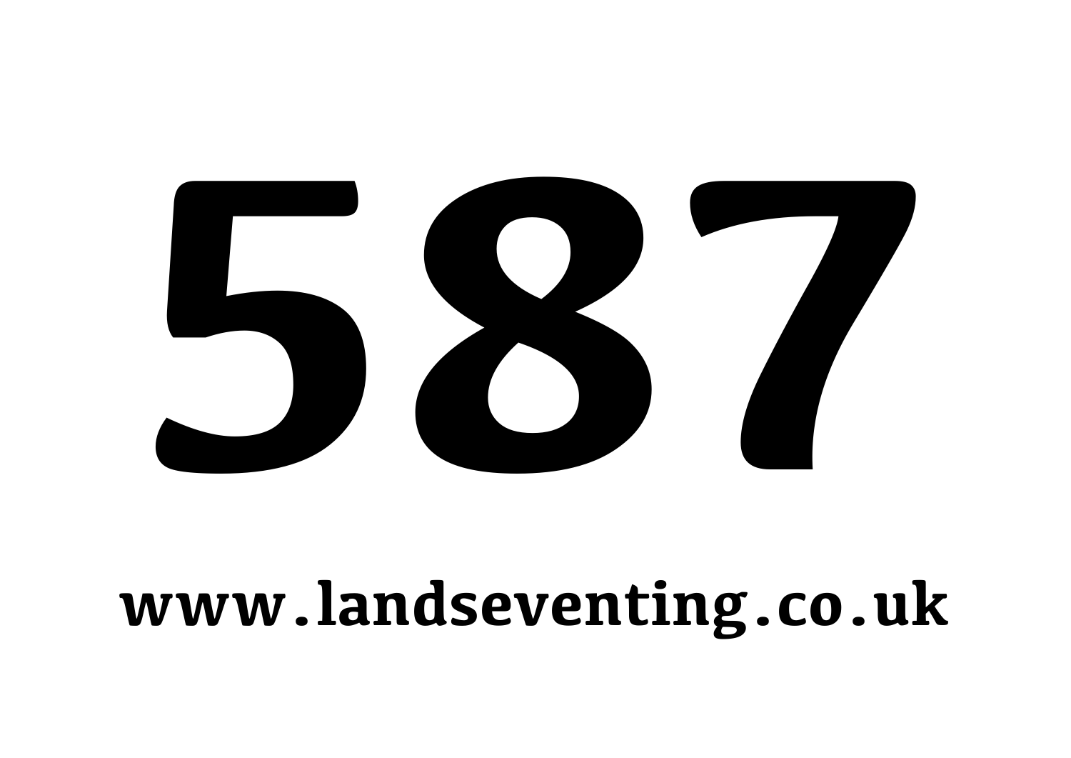# 587

**www.landseventing.co.uk**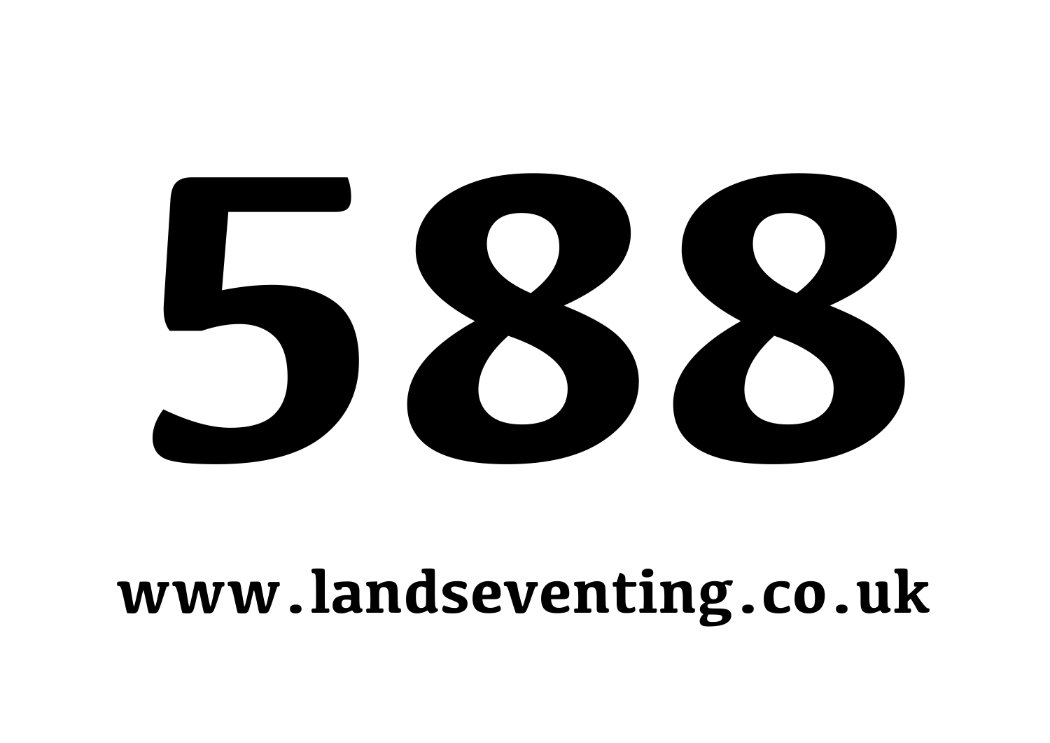# 588

**www.landseventing.co.uk**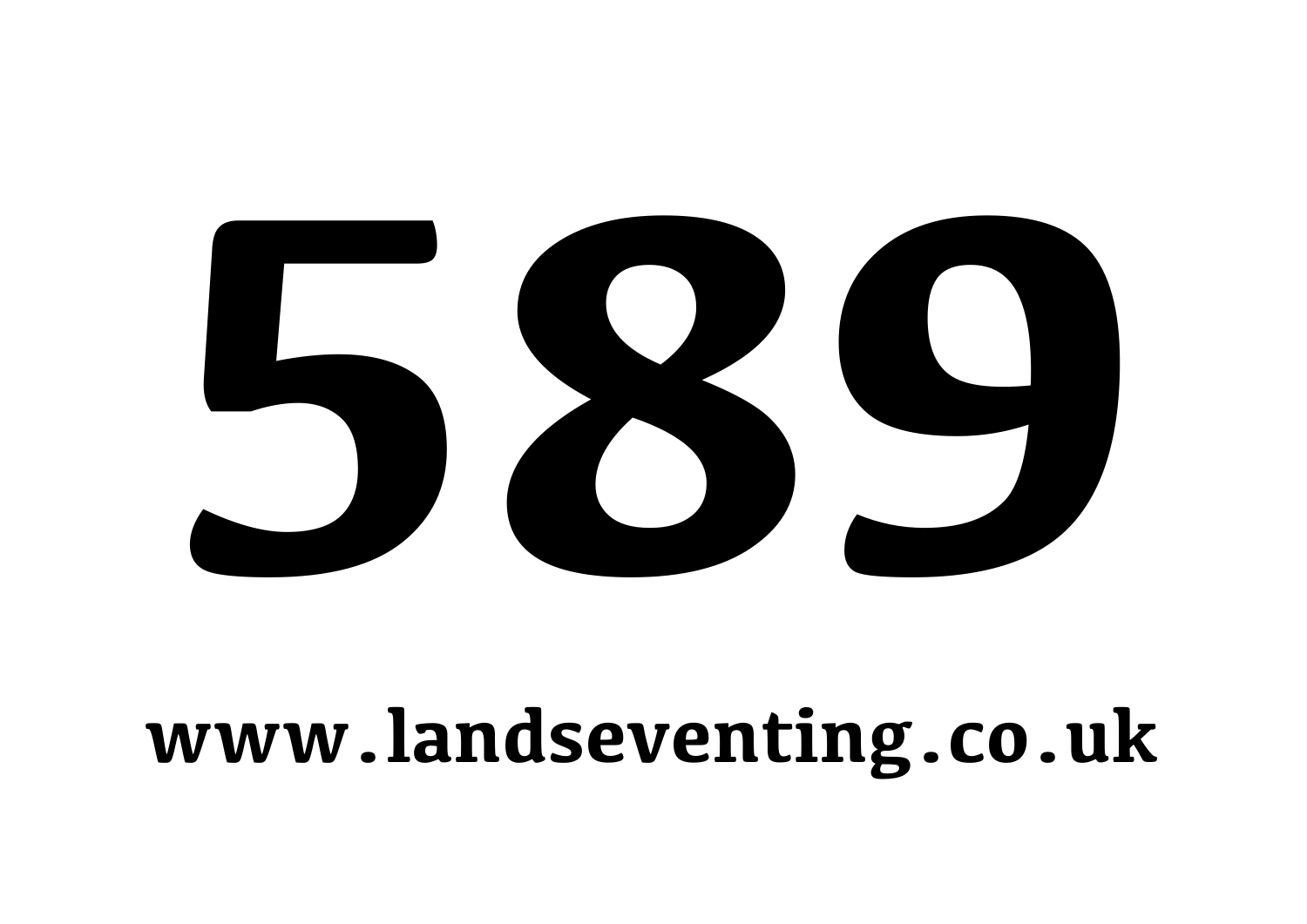# 589

**www.landseventing.co.uk**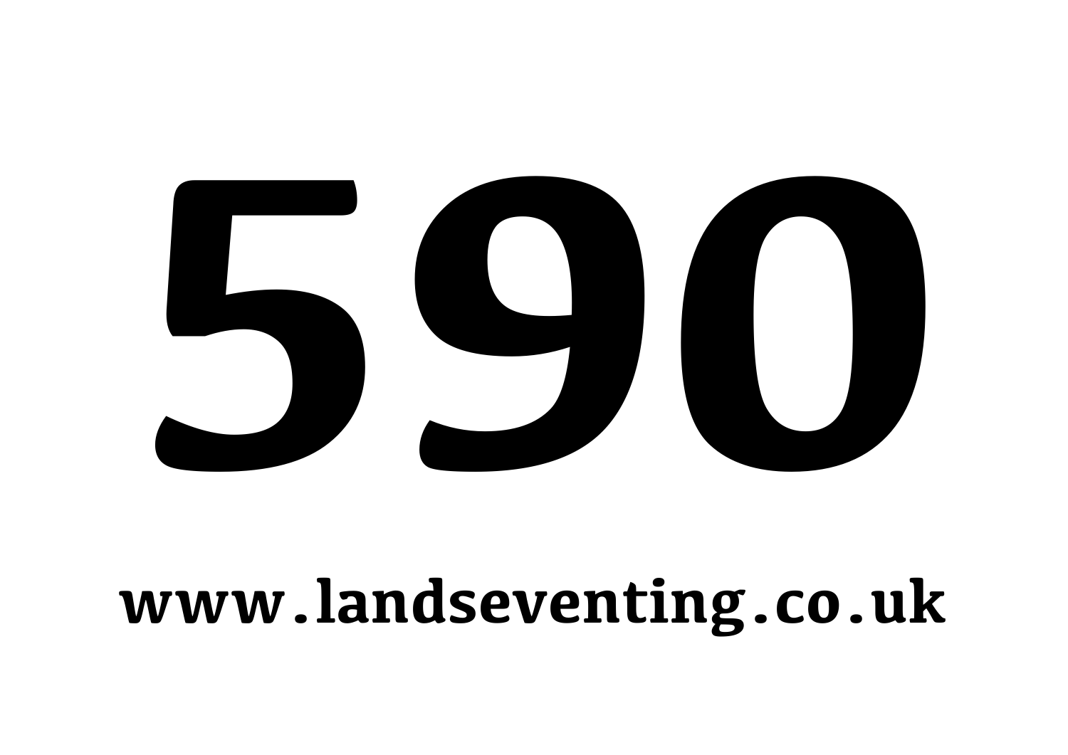# 590

**www.landseventing.co.uk**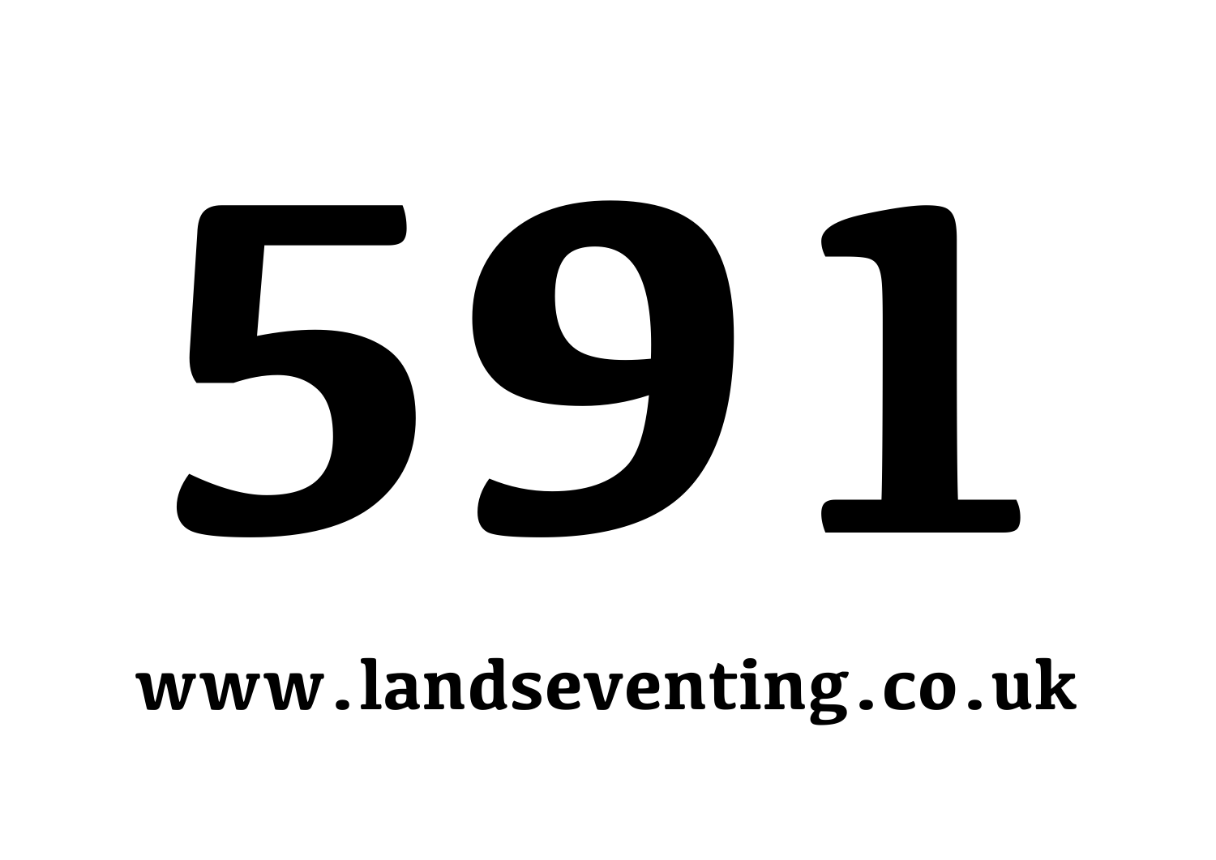# 591

**www.landseventing.co.uk**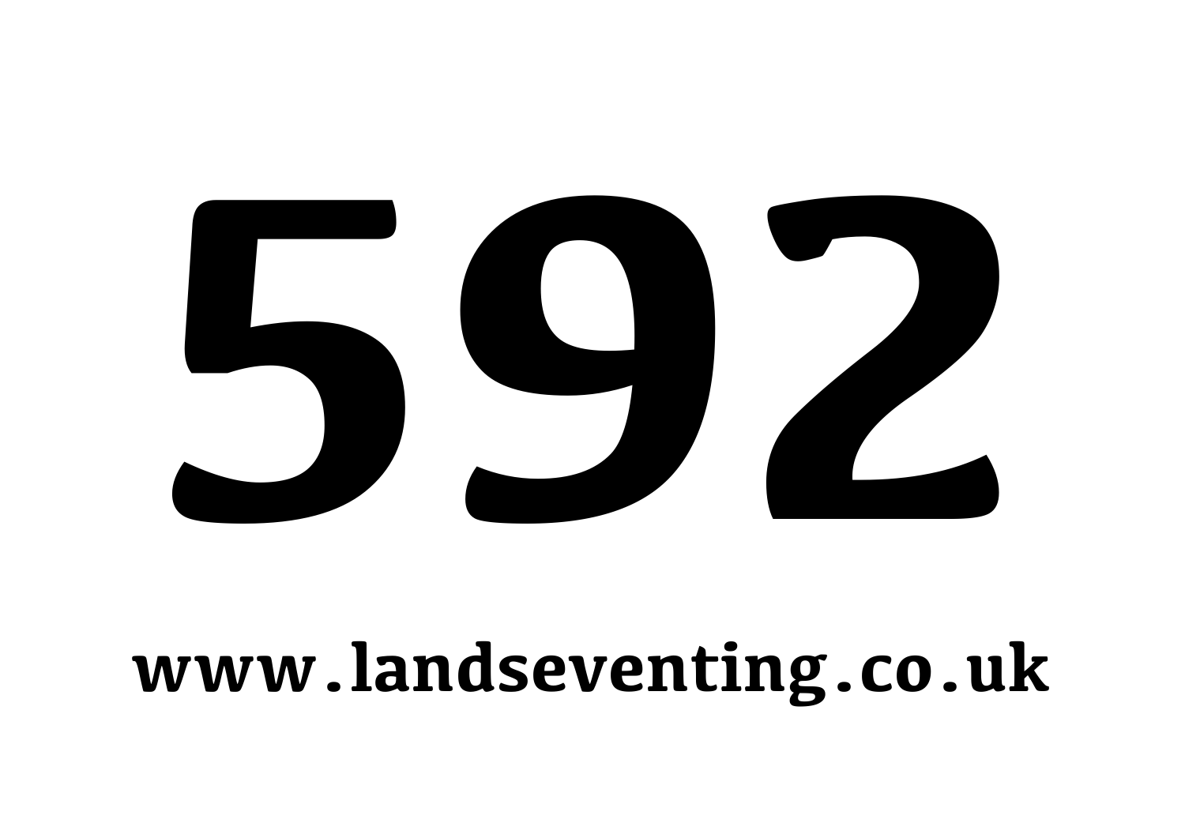# 592

**www.landseventing.co.uk**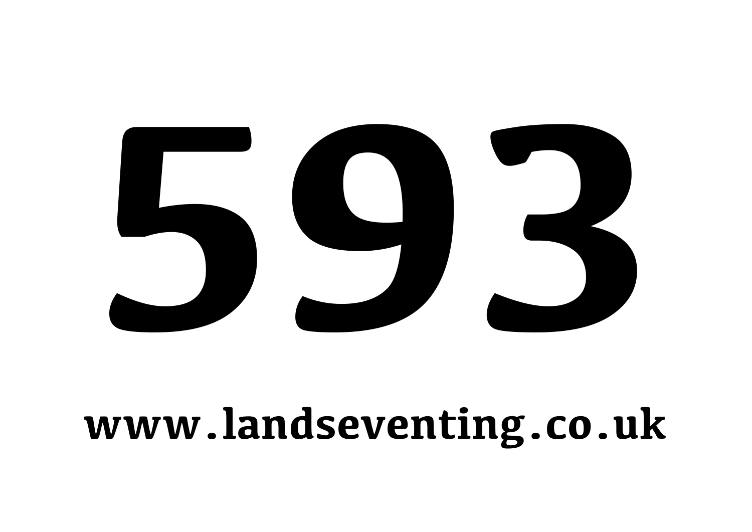# 593

**www.landseventing.co.uk**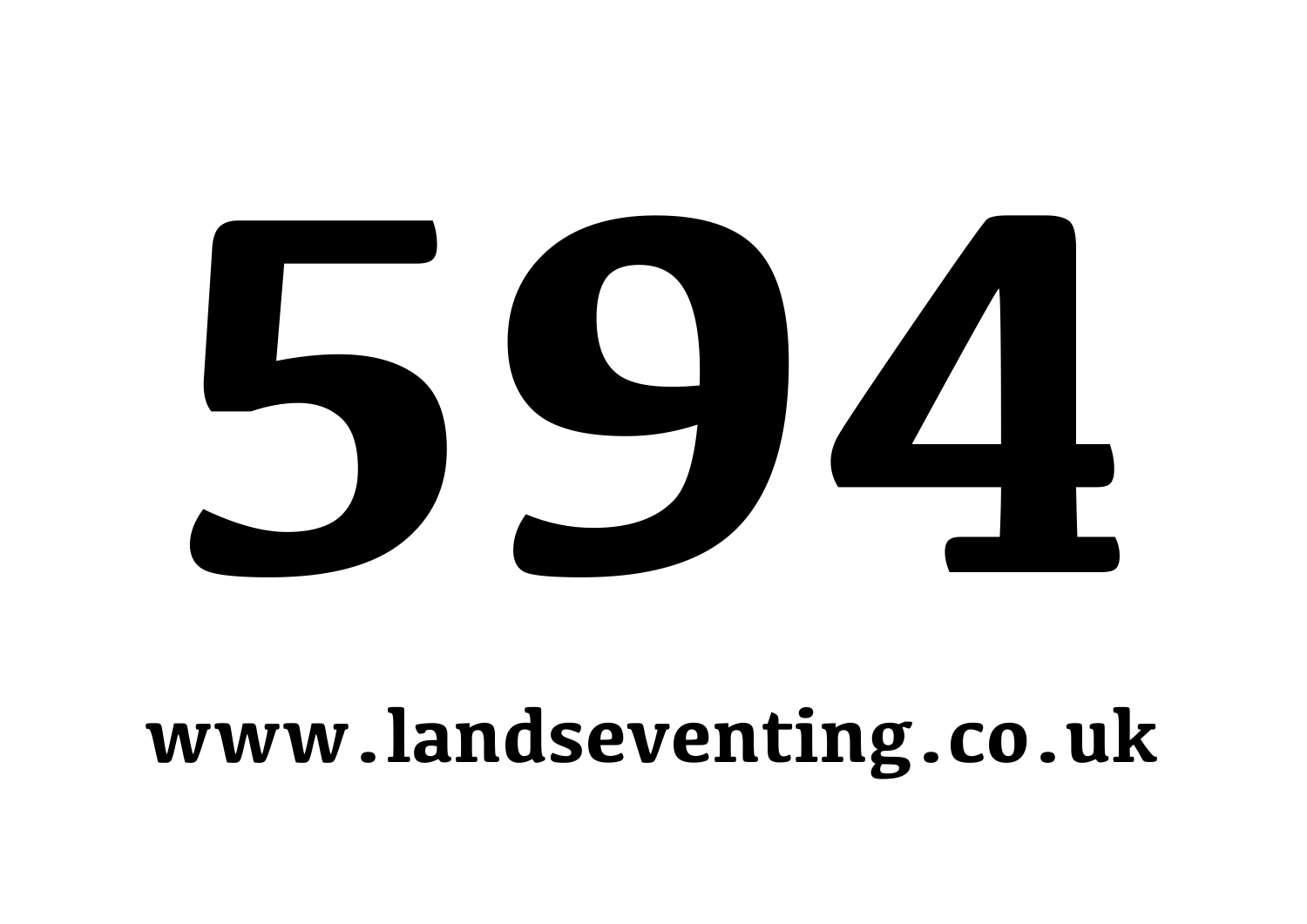# 594

**www.landseventing.co.uk**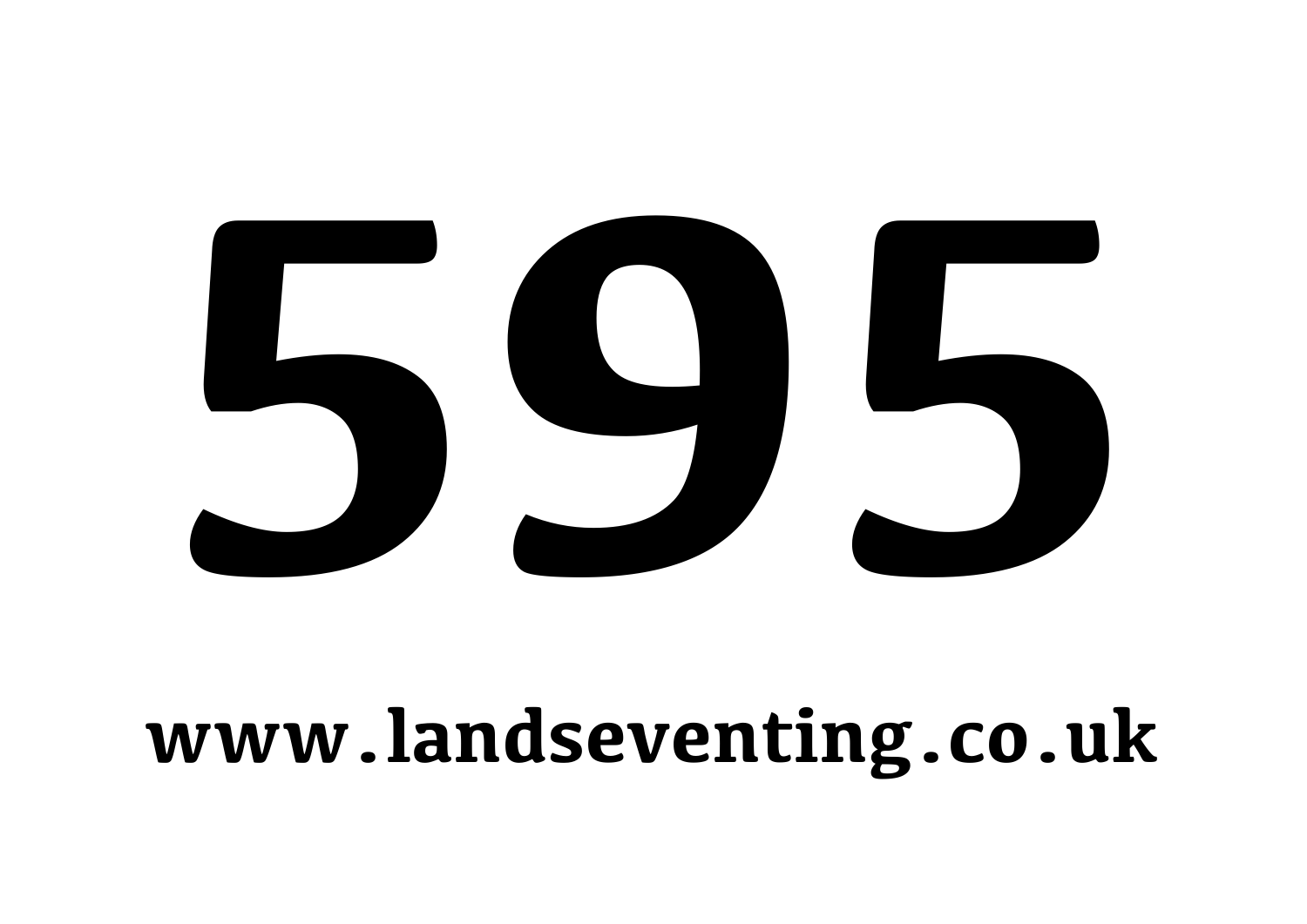# 595

**www.landseventing.co.uk**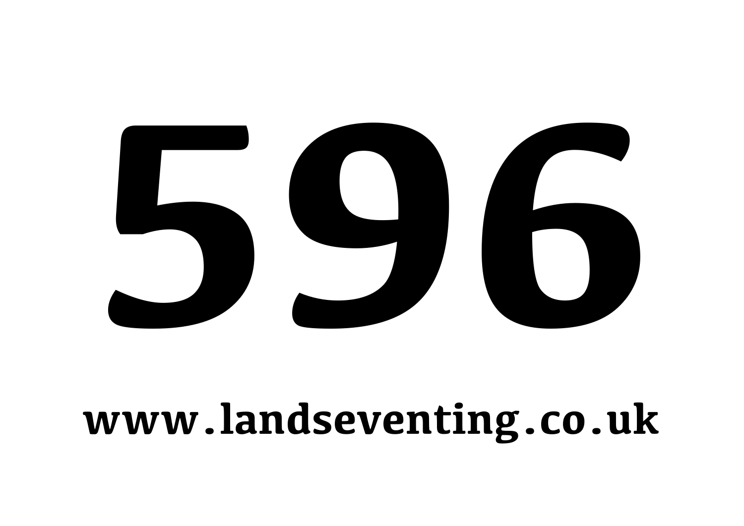# 596

**www.landseventing.co.uk**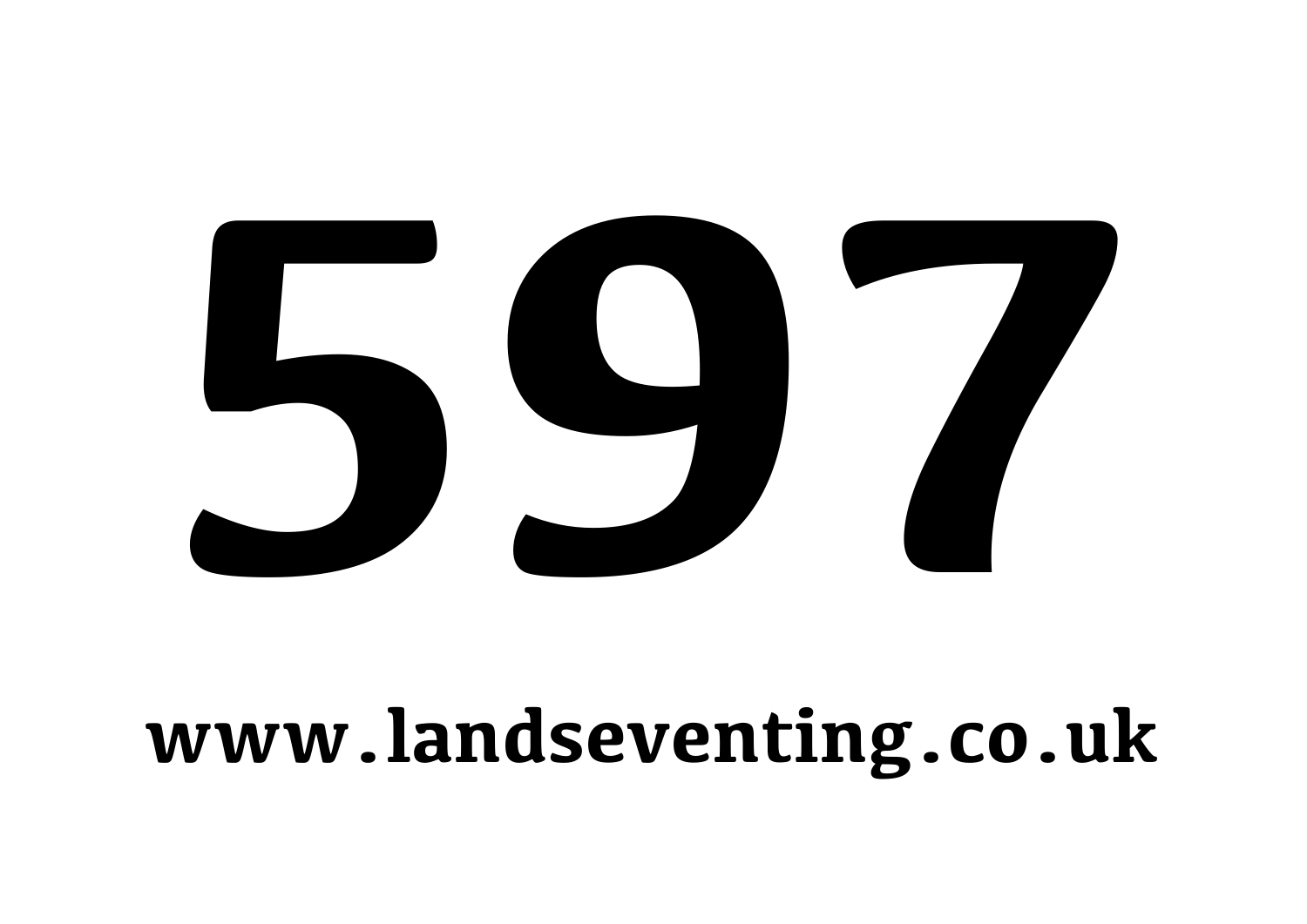# 597

**www.landseventing.co.uk**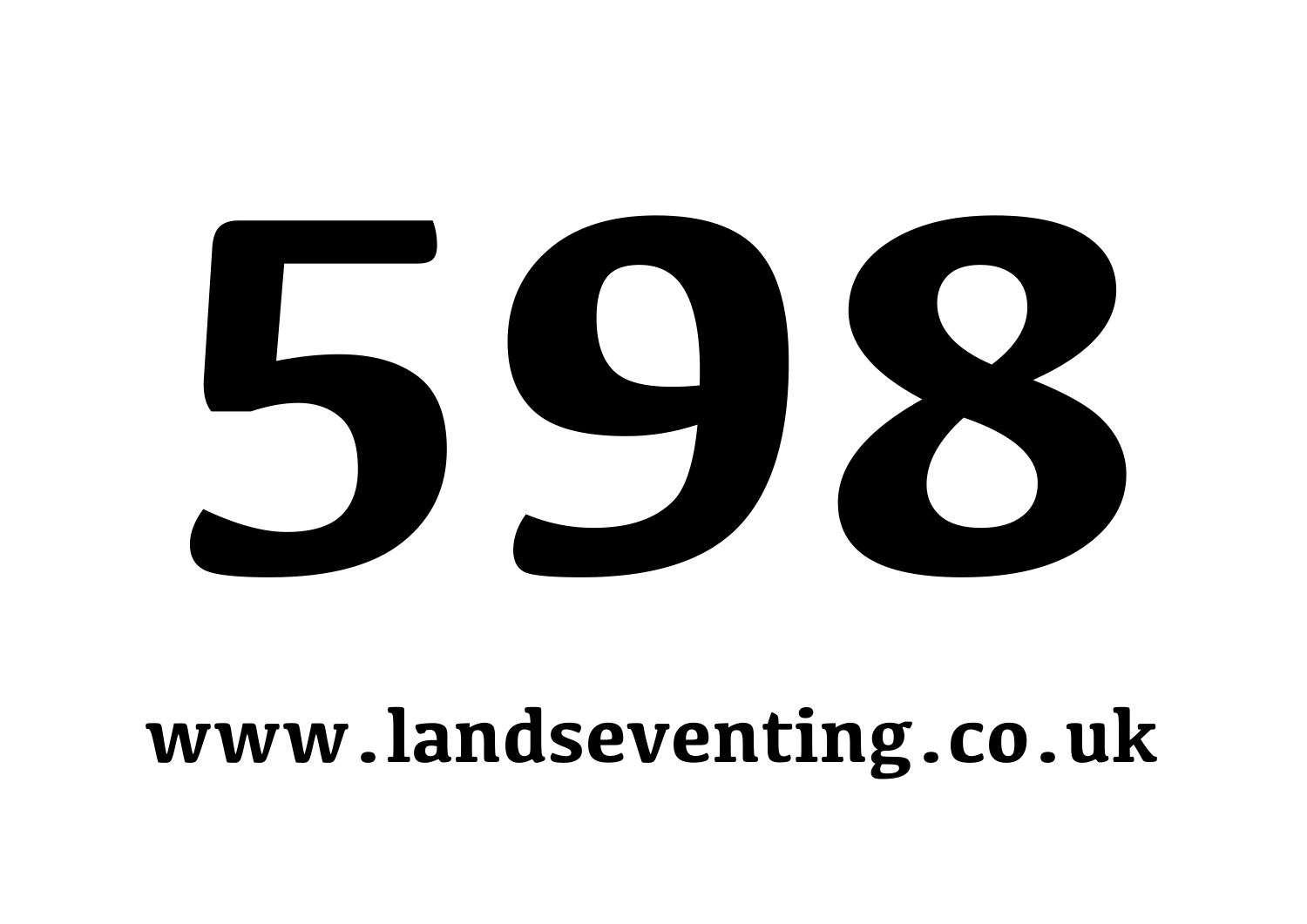# 598

**www.landseventing.co.uk**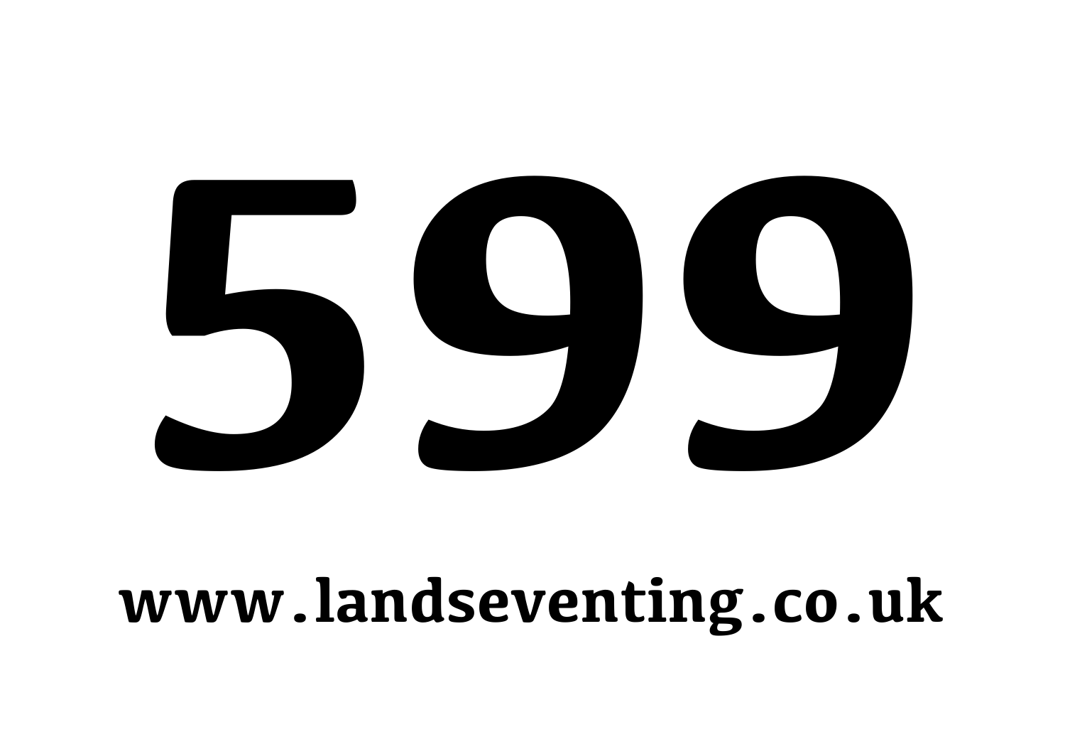# 599

**www.landseventing.co.uk**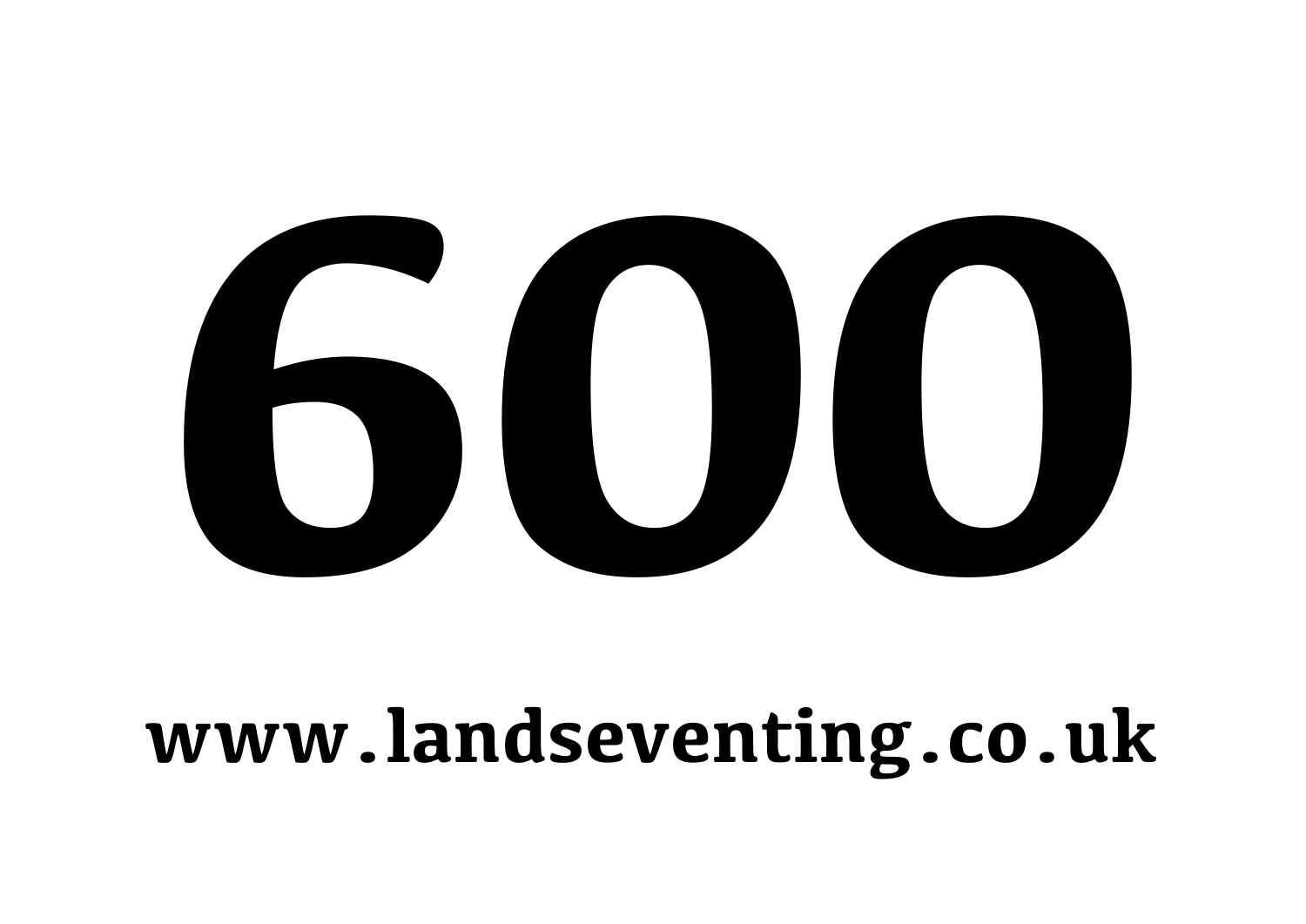# 600

**www.landseventing.co.uk**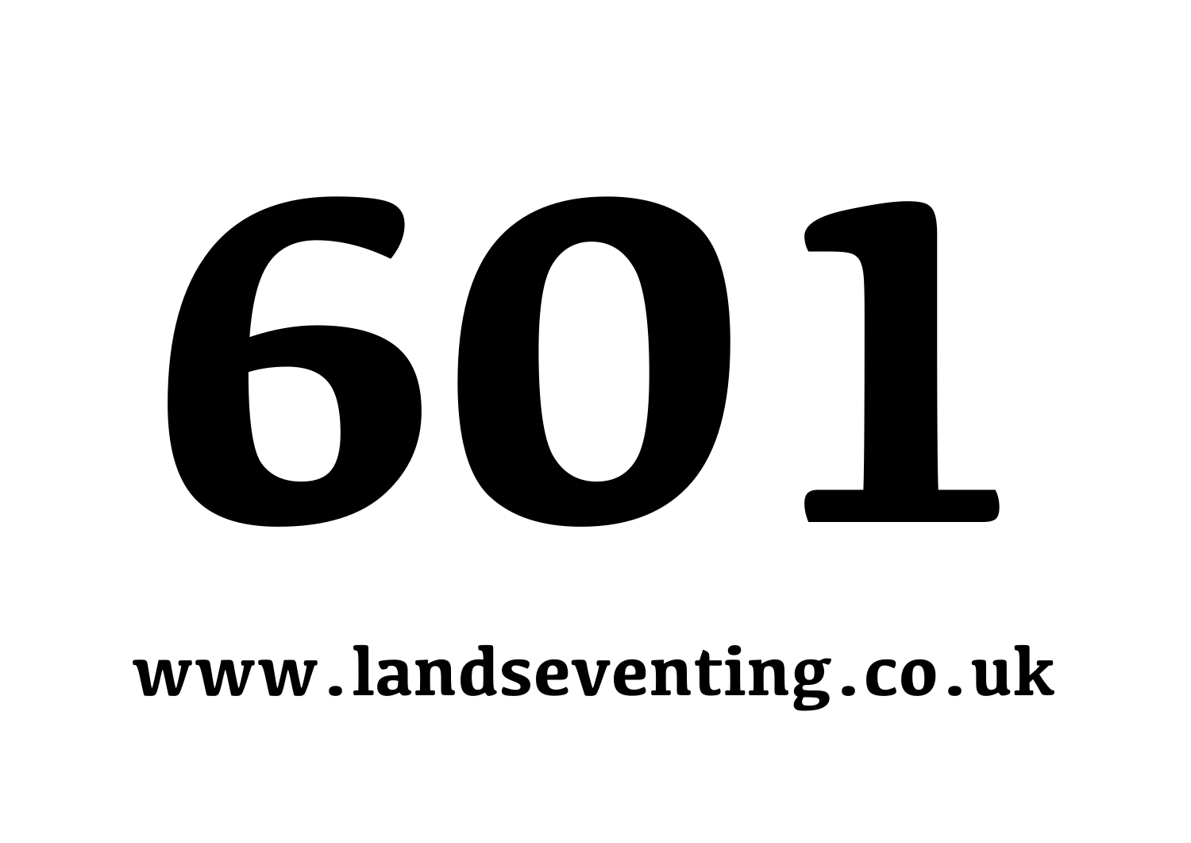# 601

**www.landseventing.co.uk**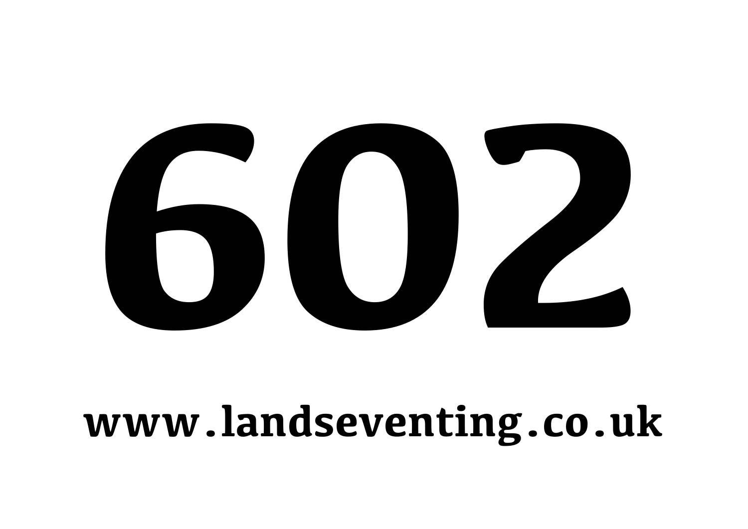# 602

**www.landseventing.co.uk**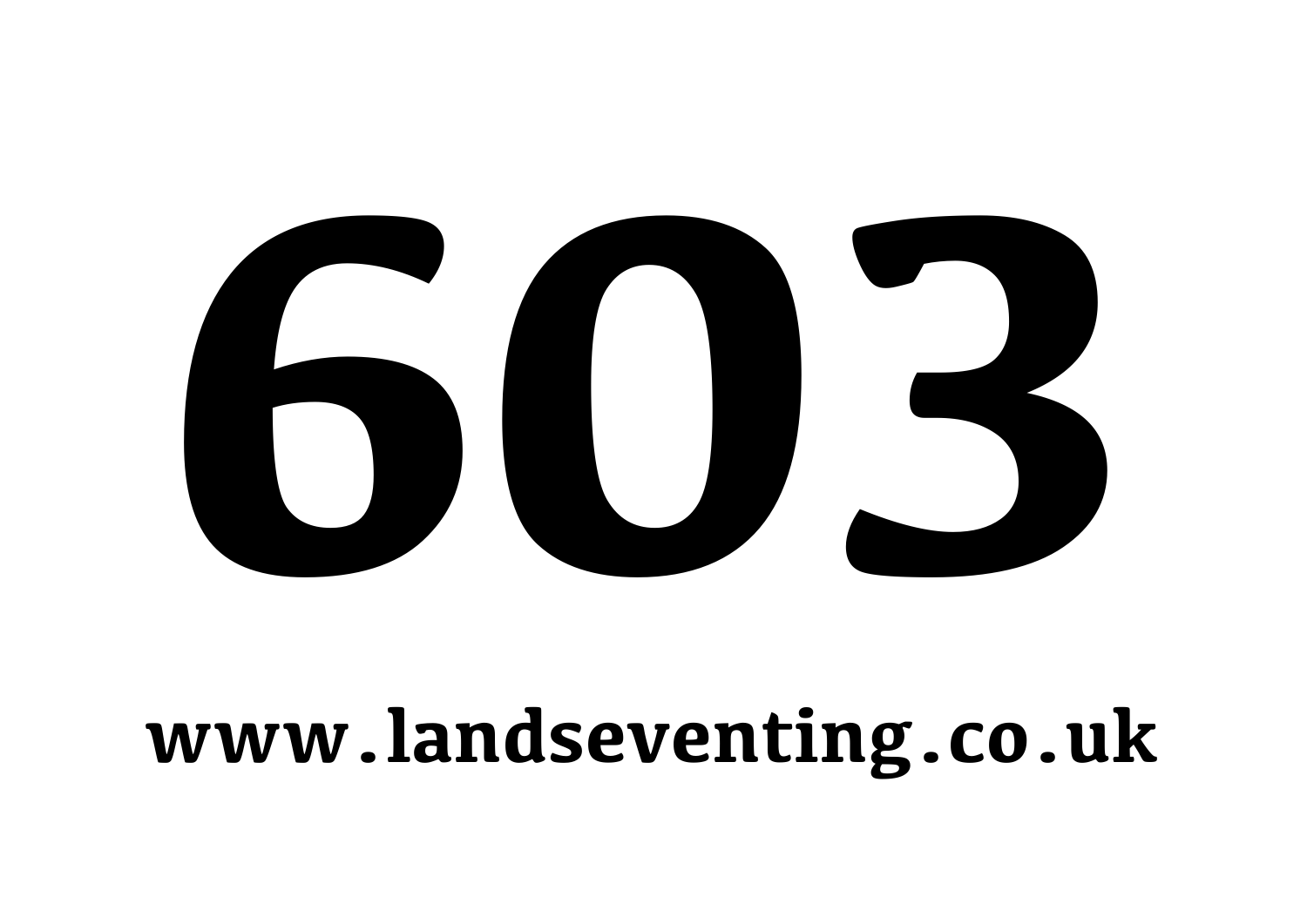# 603

**www.landseventing.co.uk**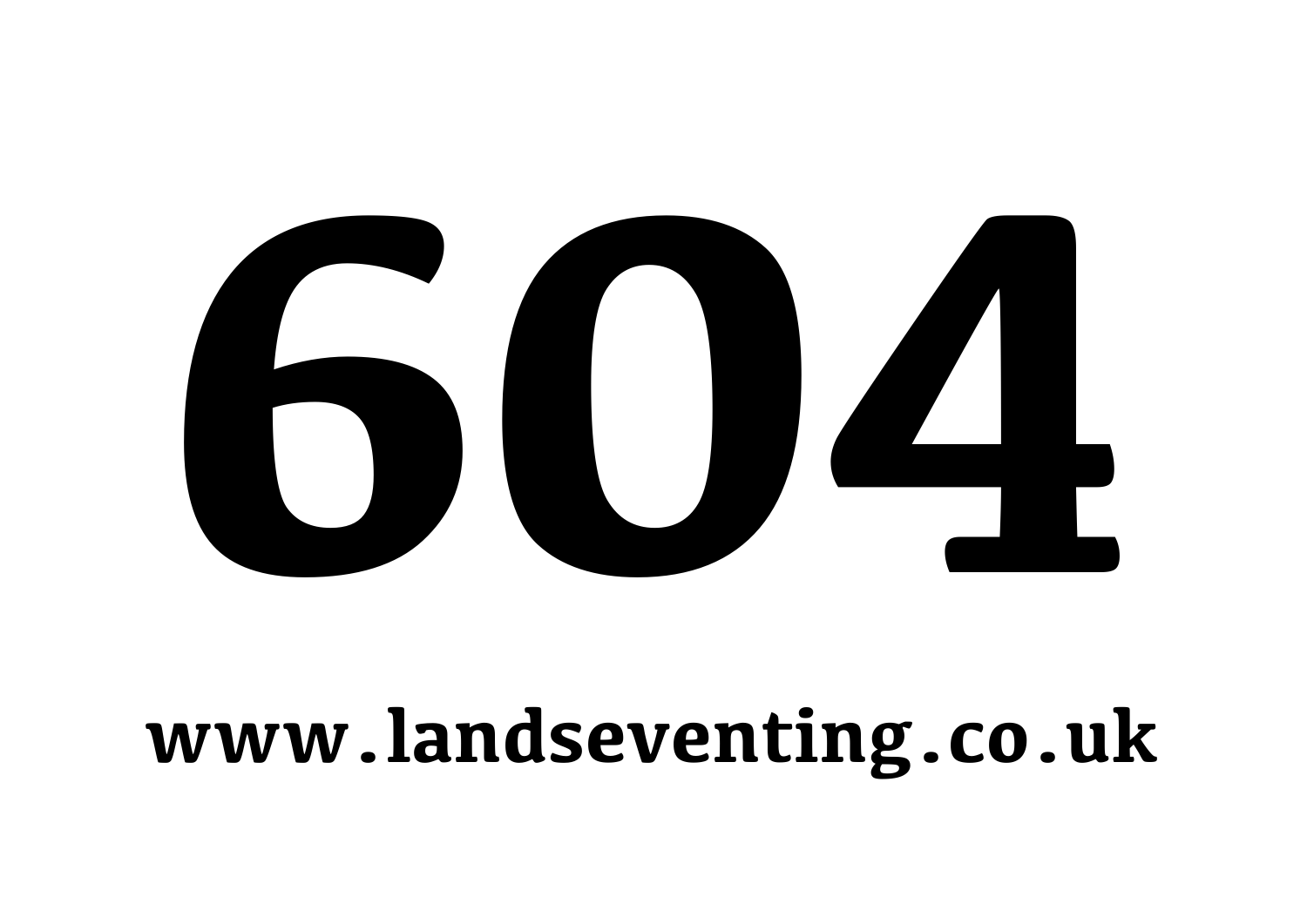# 604

**www.landseventing.co.uk**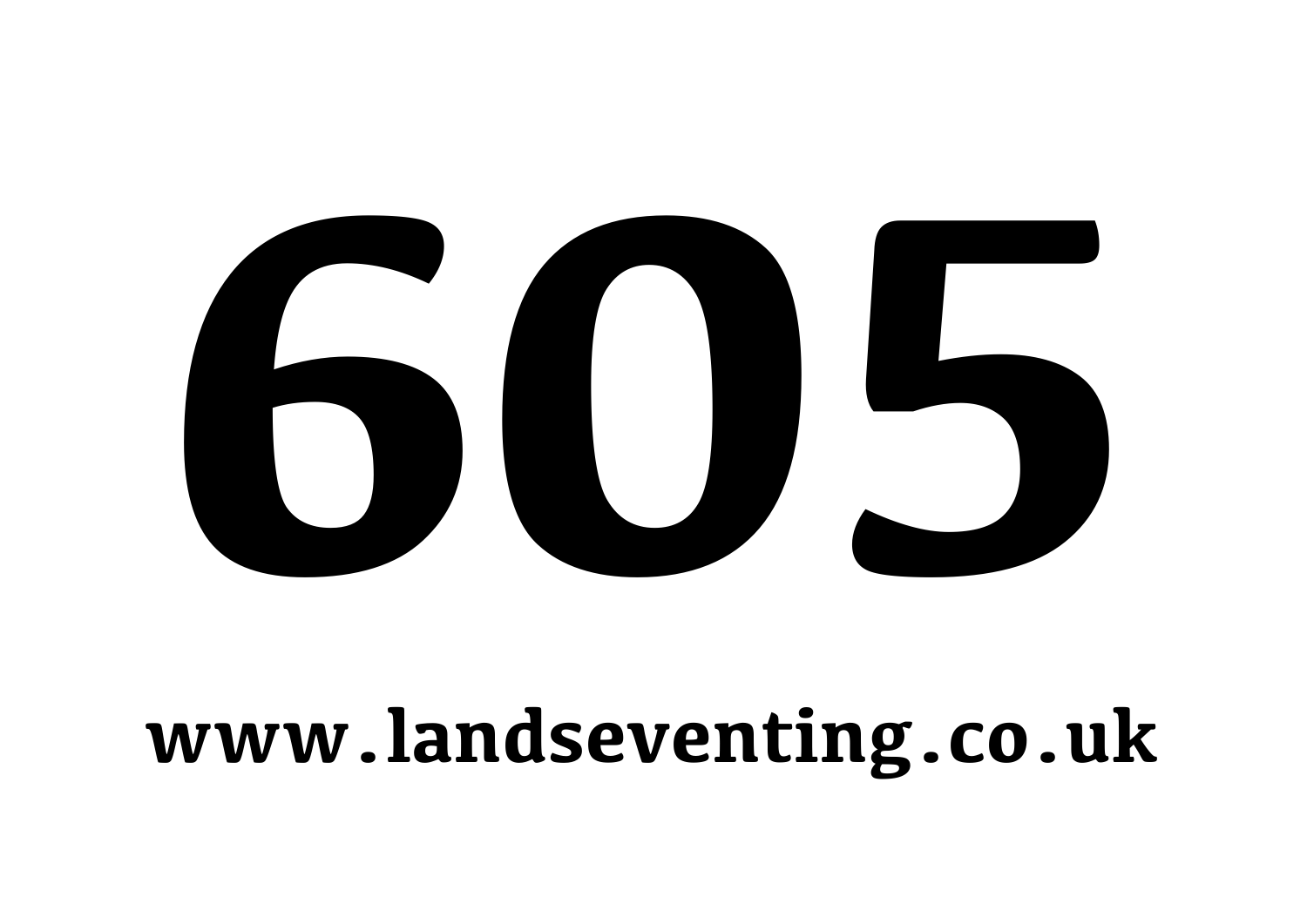# 605

**www.landseventing.co.uk**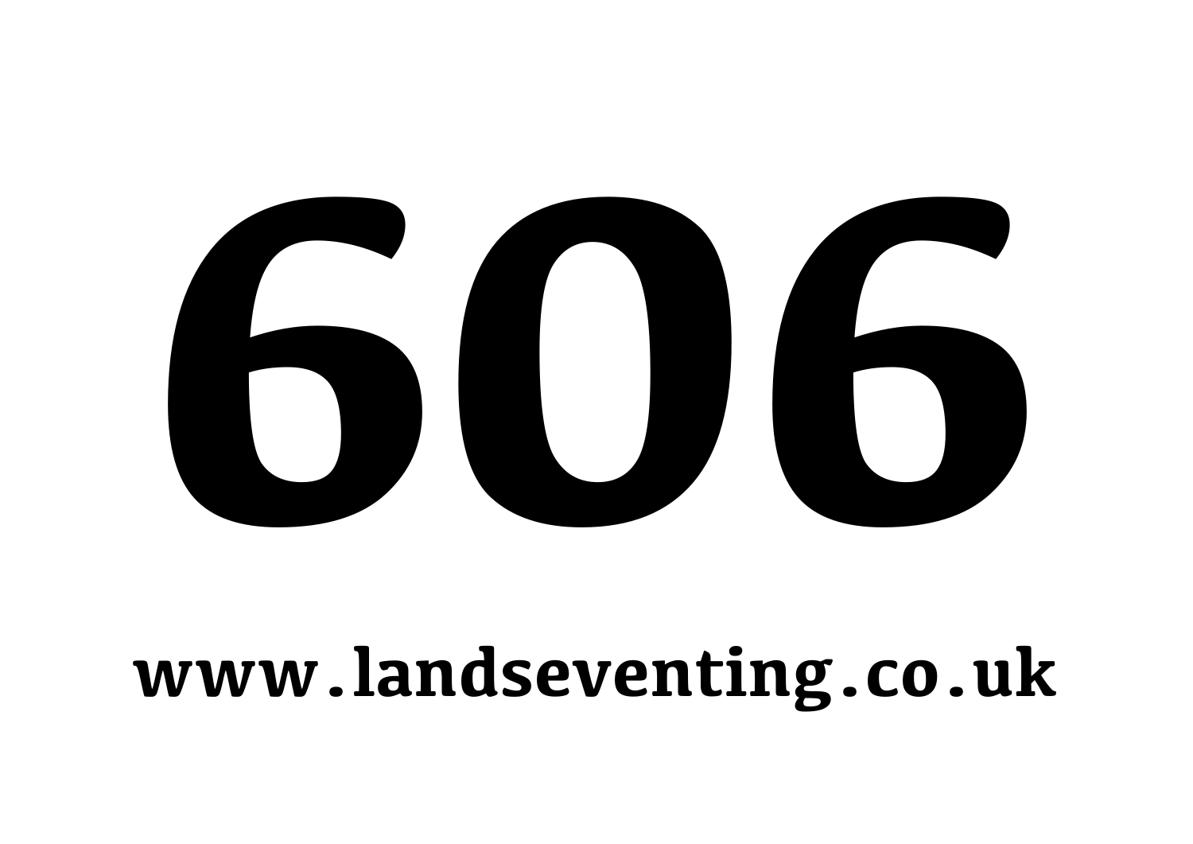# 606

**www.landseventing.co.uk**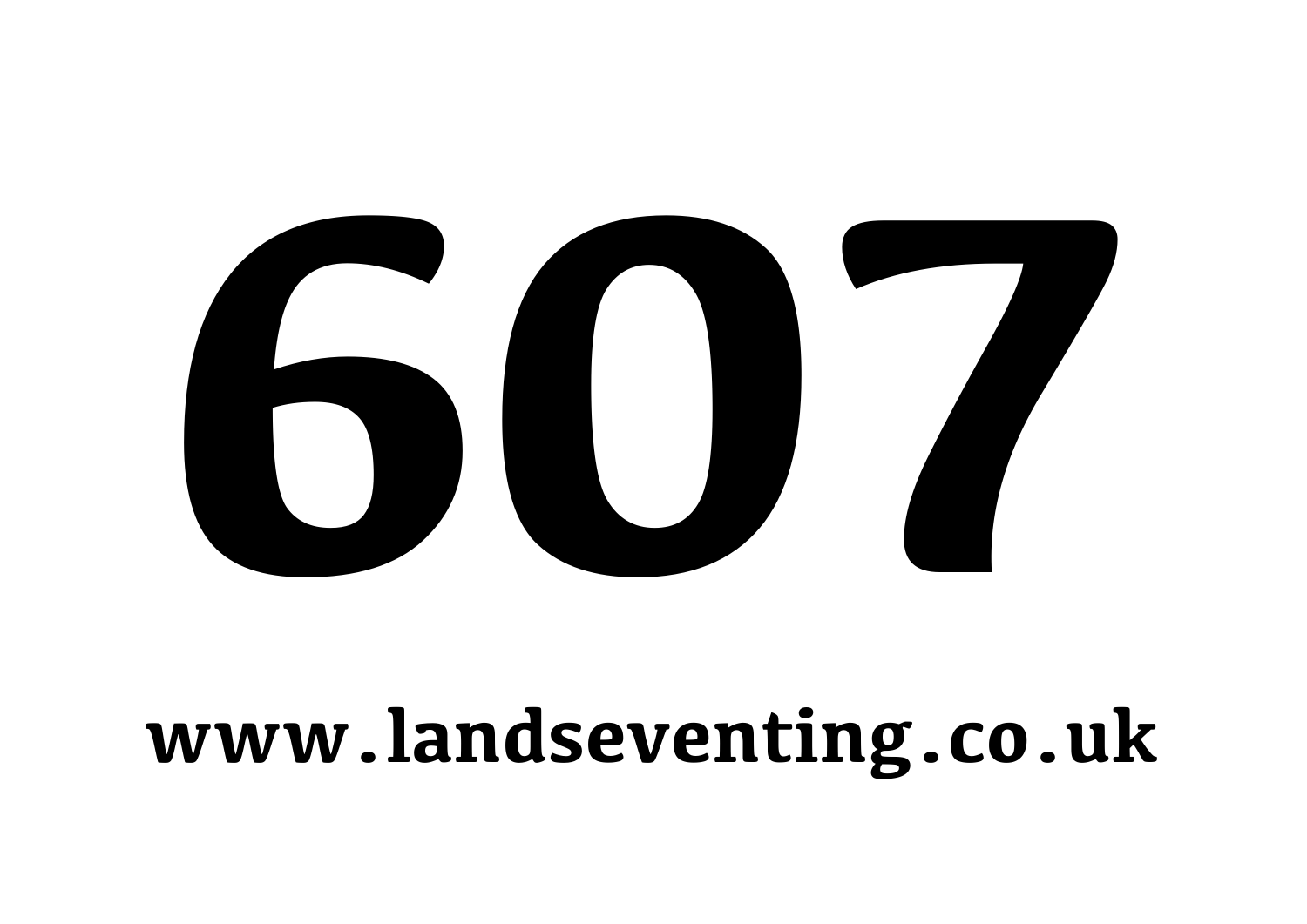# 607

**www.landseventing.co.uk**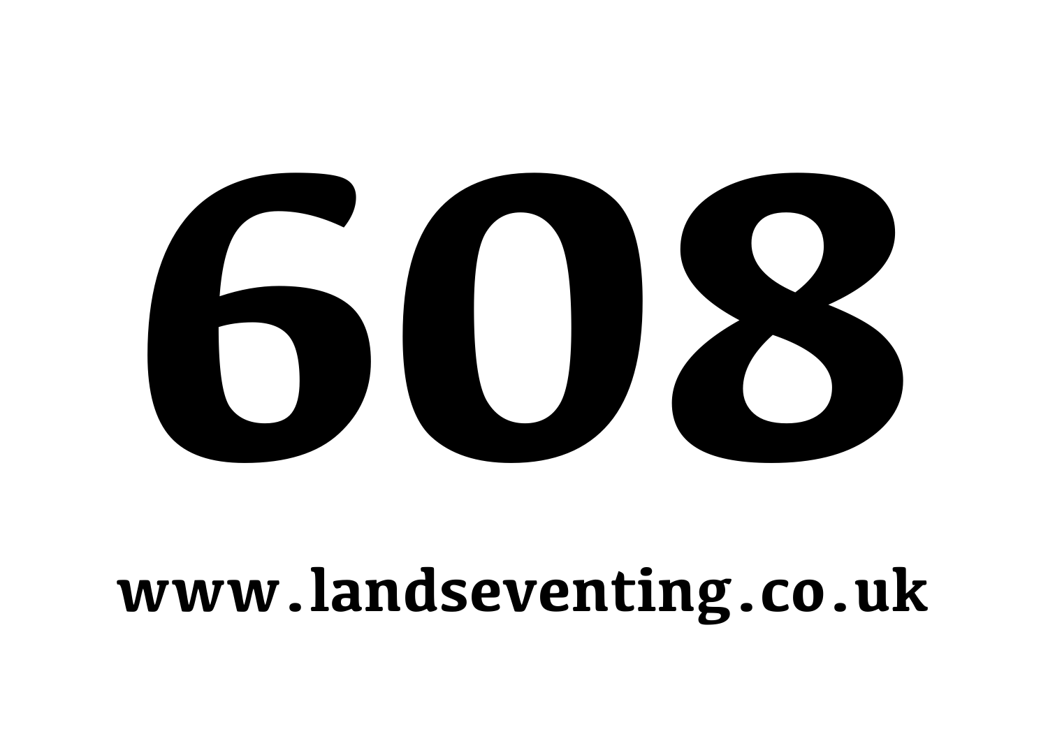# 608

**www.landseventing.co.uk**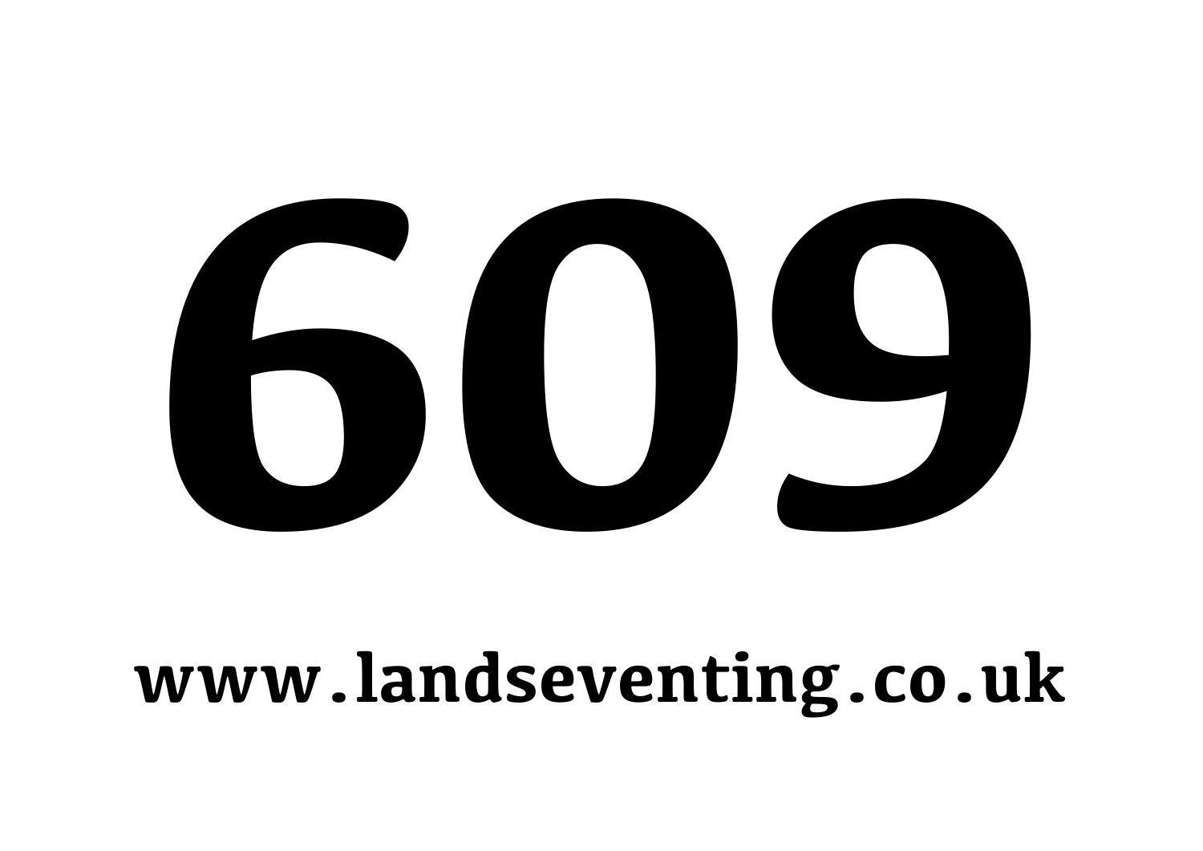# 609

**www.landseventing.co.uk**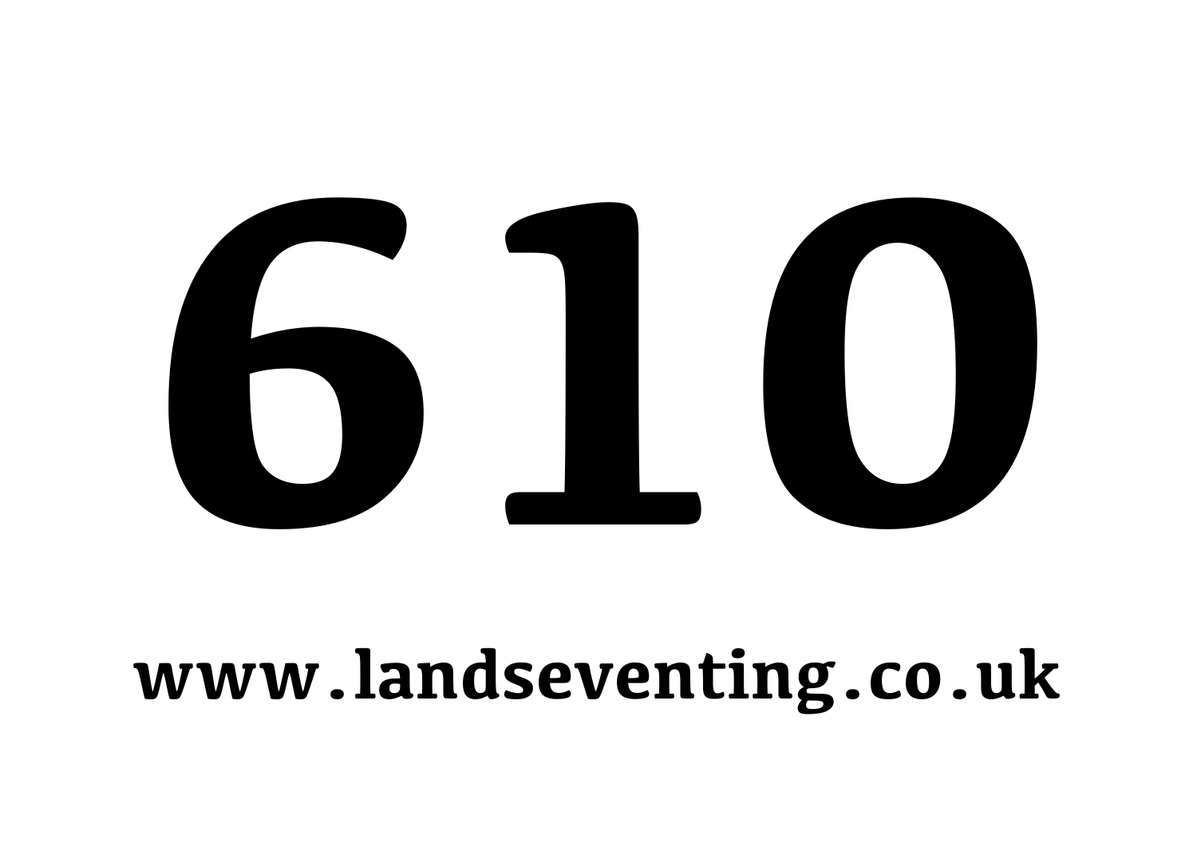# 610

**www.landseventing.co.uk**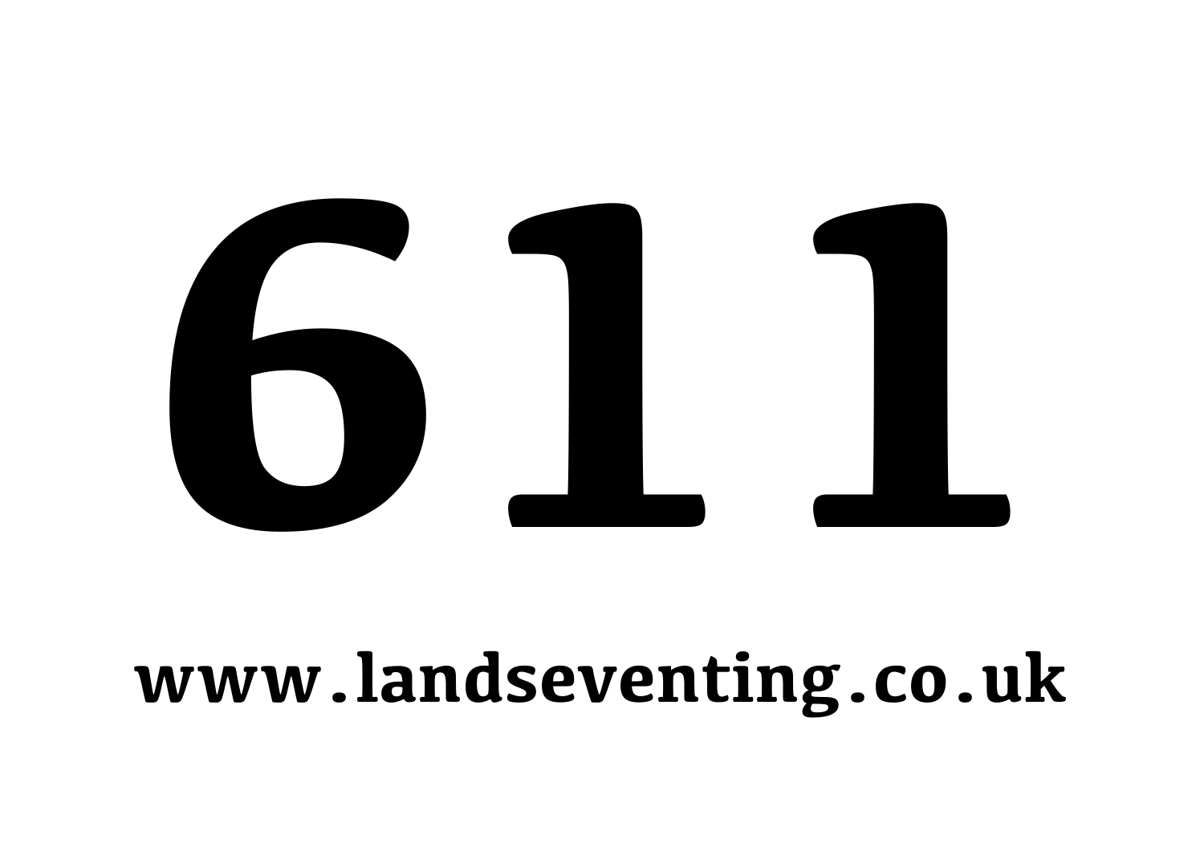# 611

**www.landseventing.co.uk**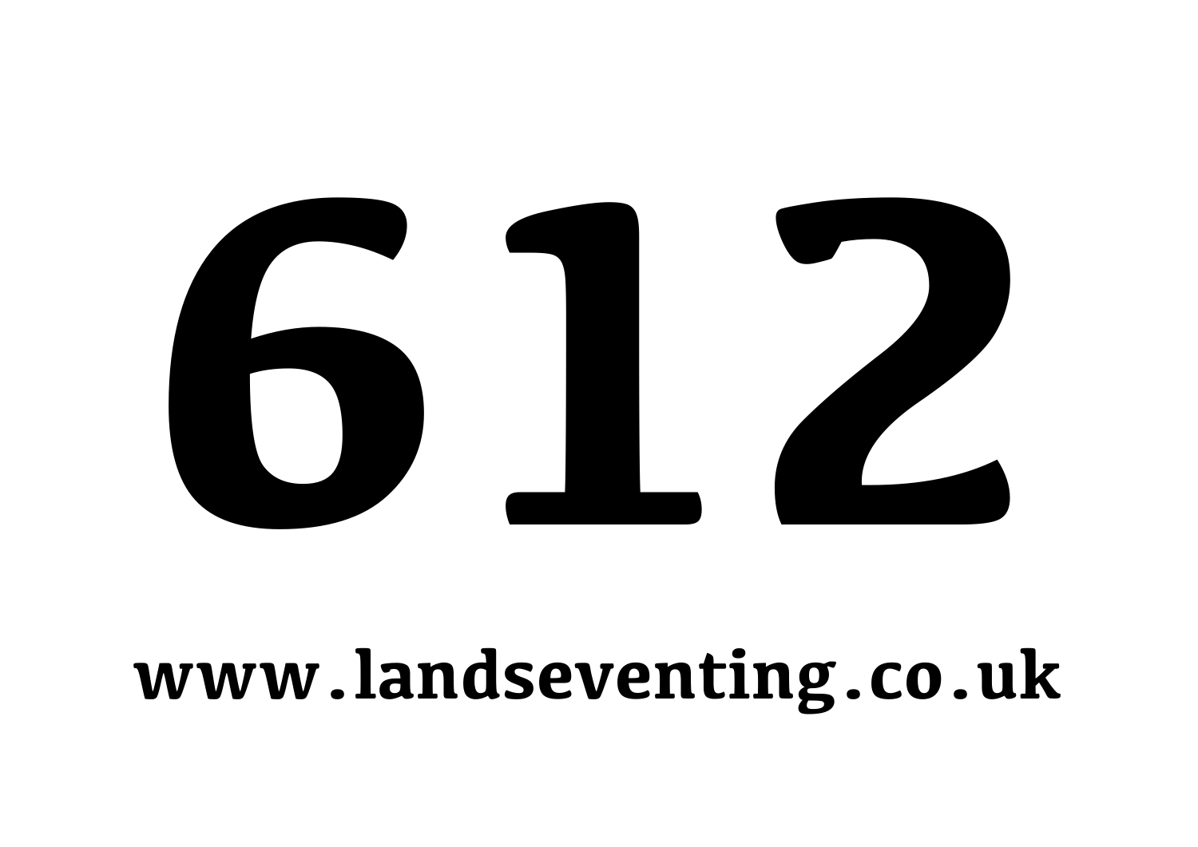# 612

**www.landseventing.co.uk**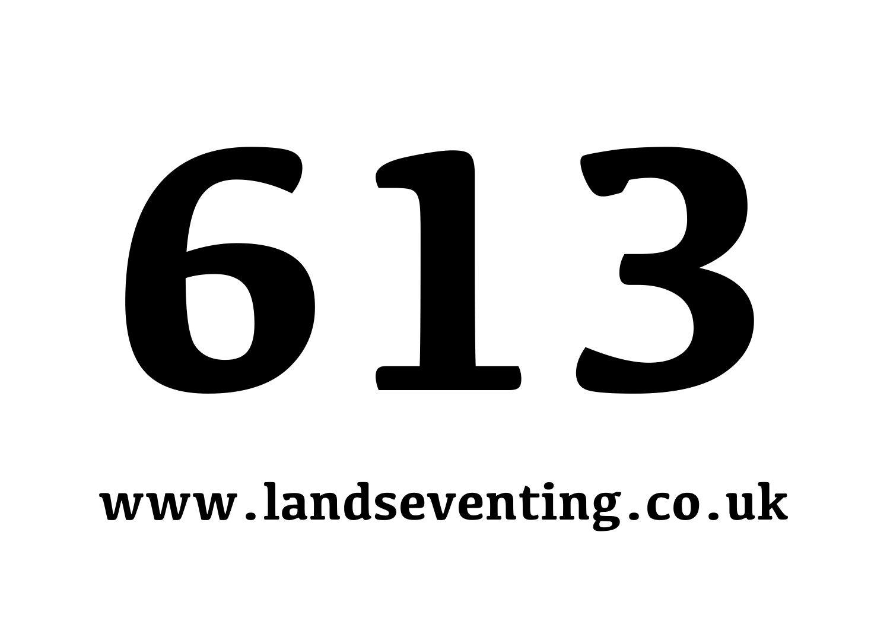# 613

**www.landseventing.co.uk**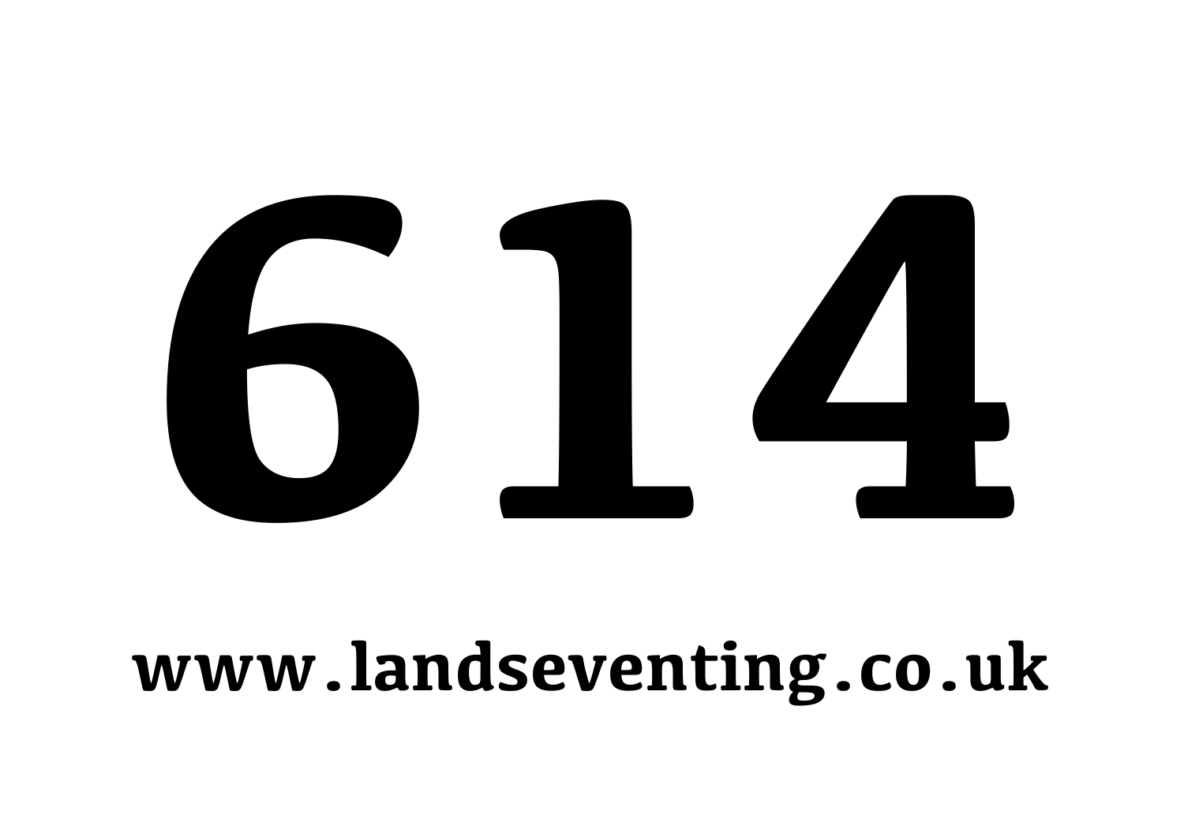# 614

**www.landseventing.co.uk**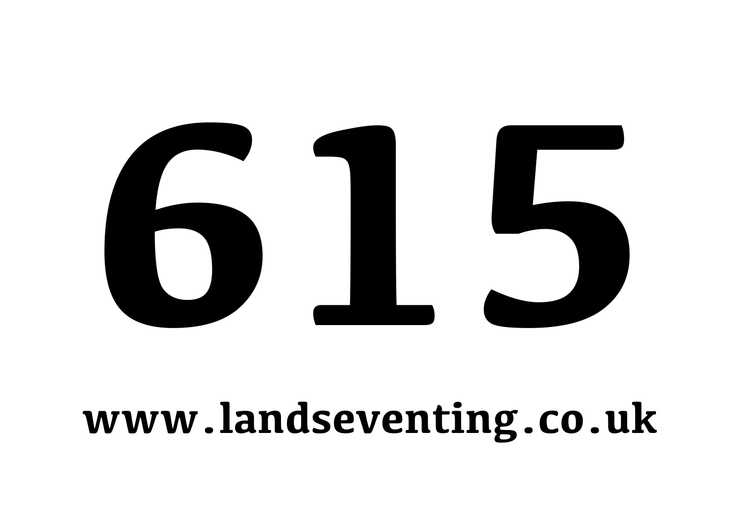# 615

**www.landseventing.co.uk**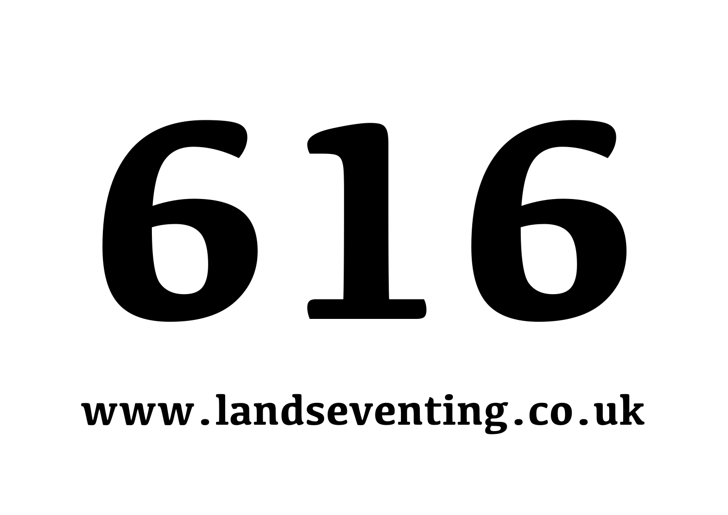# 616

**www.landseventing.co.uk**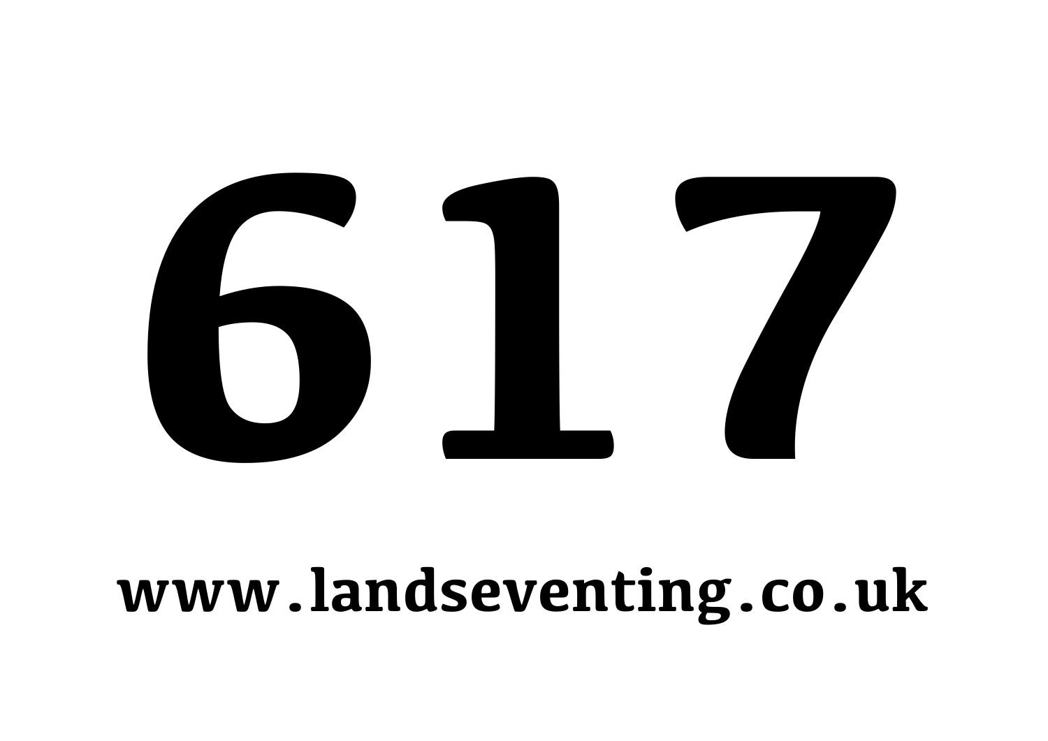# 617

**www.landseventing.co.uk**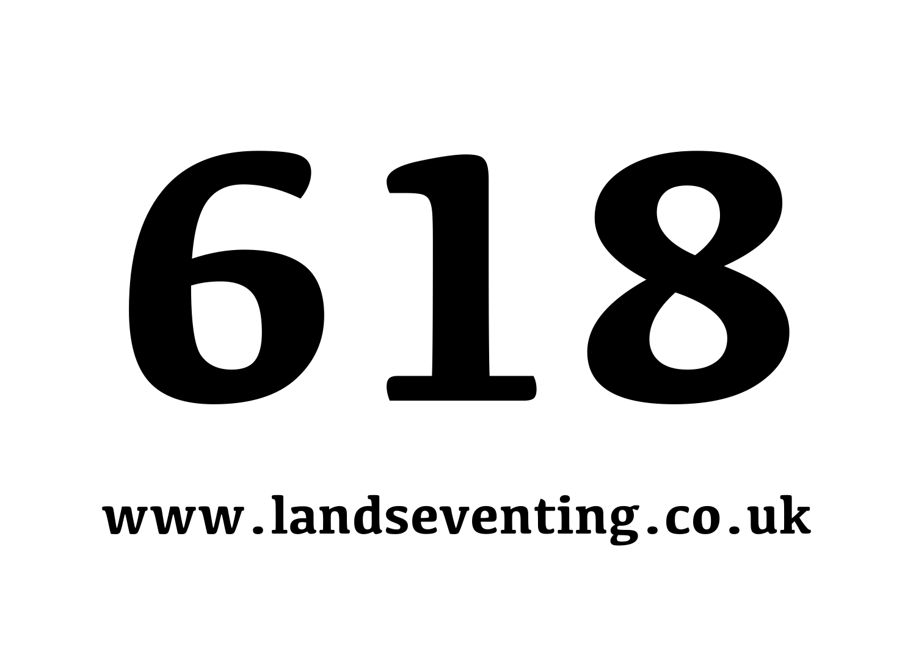# 618

**www.landseventing.co.uk**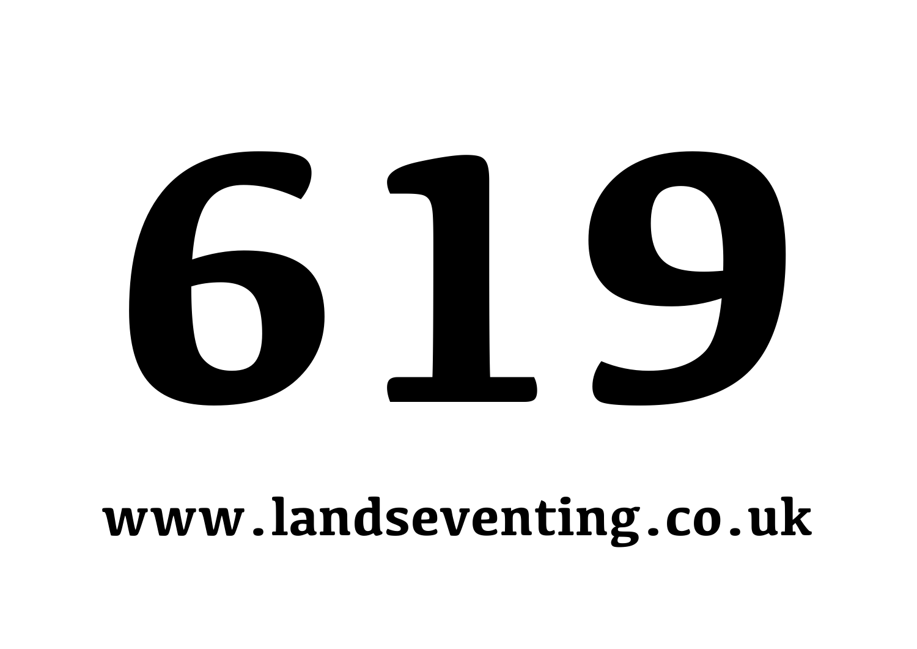# 619

**www.landseventing.co.uk**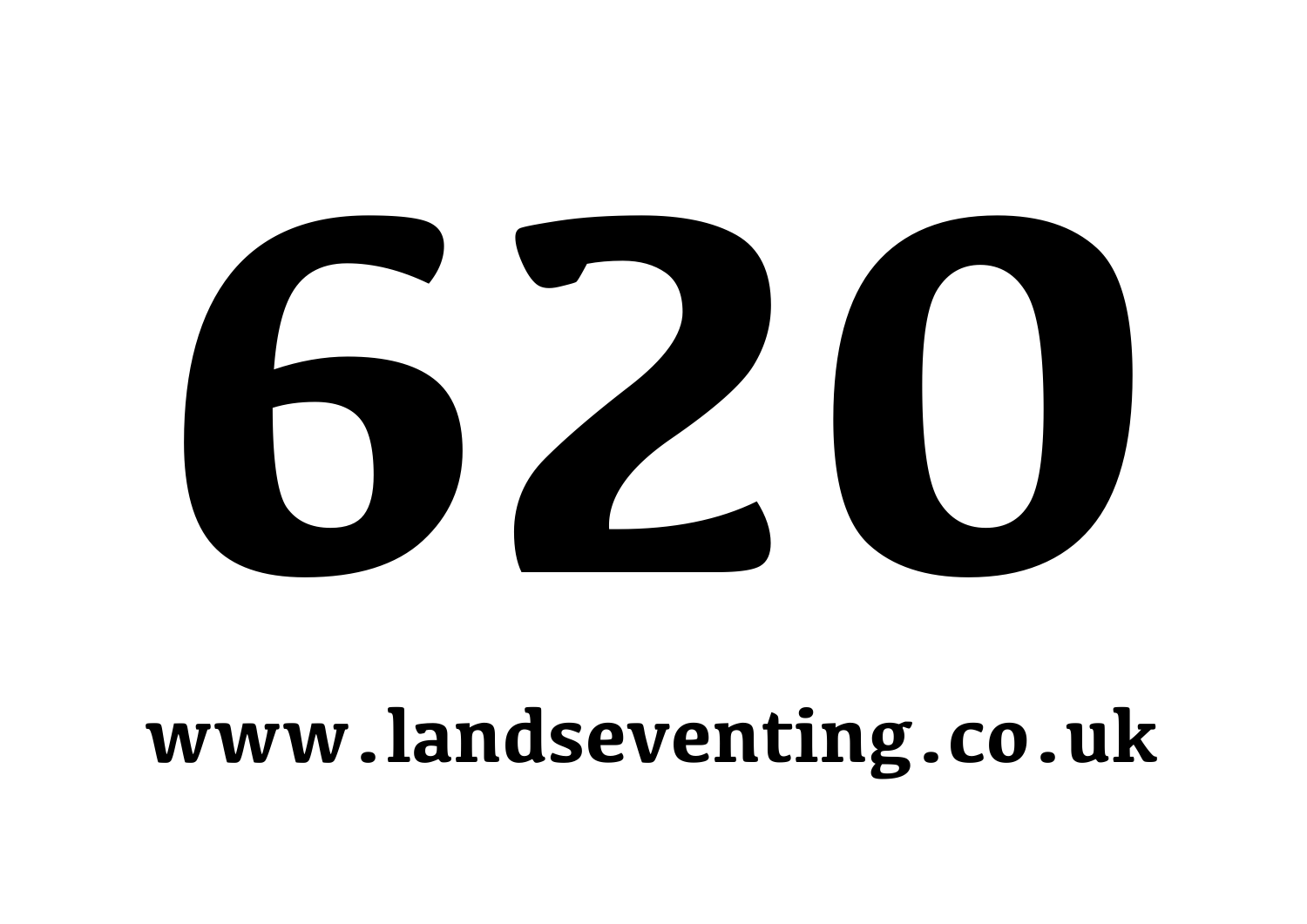# 620

**www.landseventing.co.uk**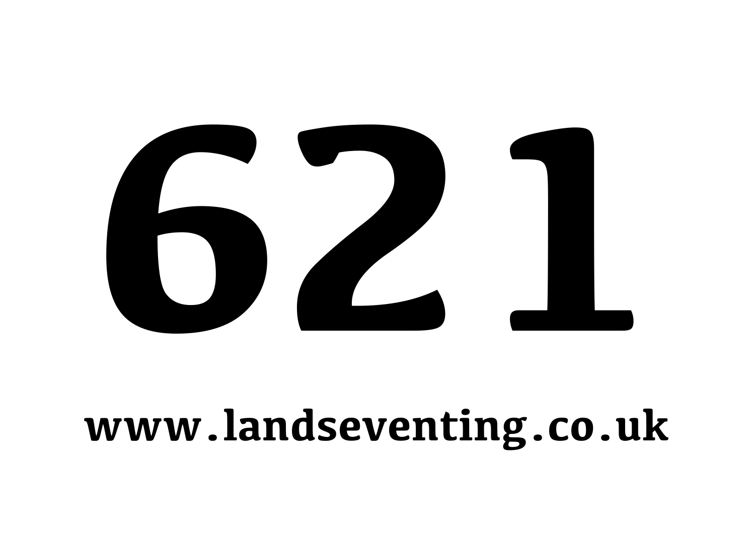# 621

**www.landseventing.co.uk**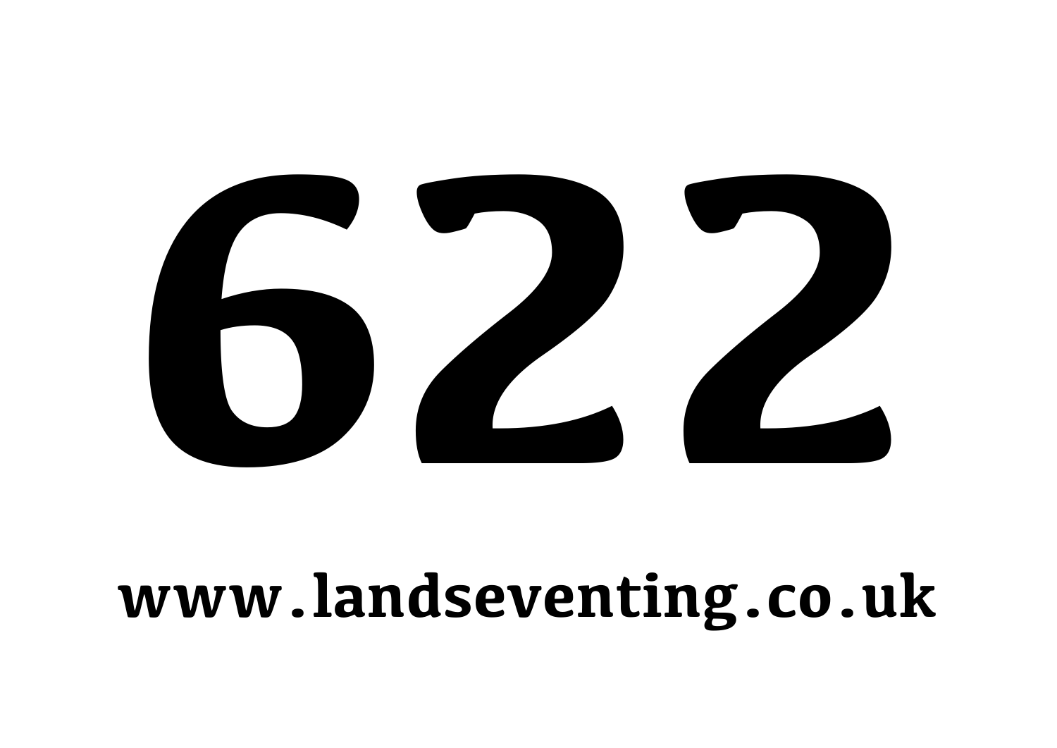# 622

**www.landseventing.co.uk**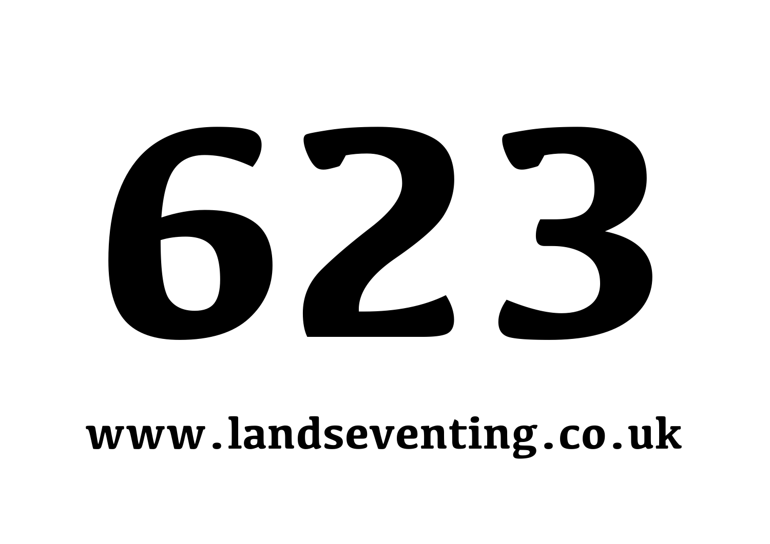# 623

**www.landseventing.co.uk**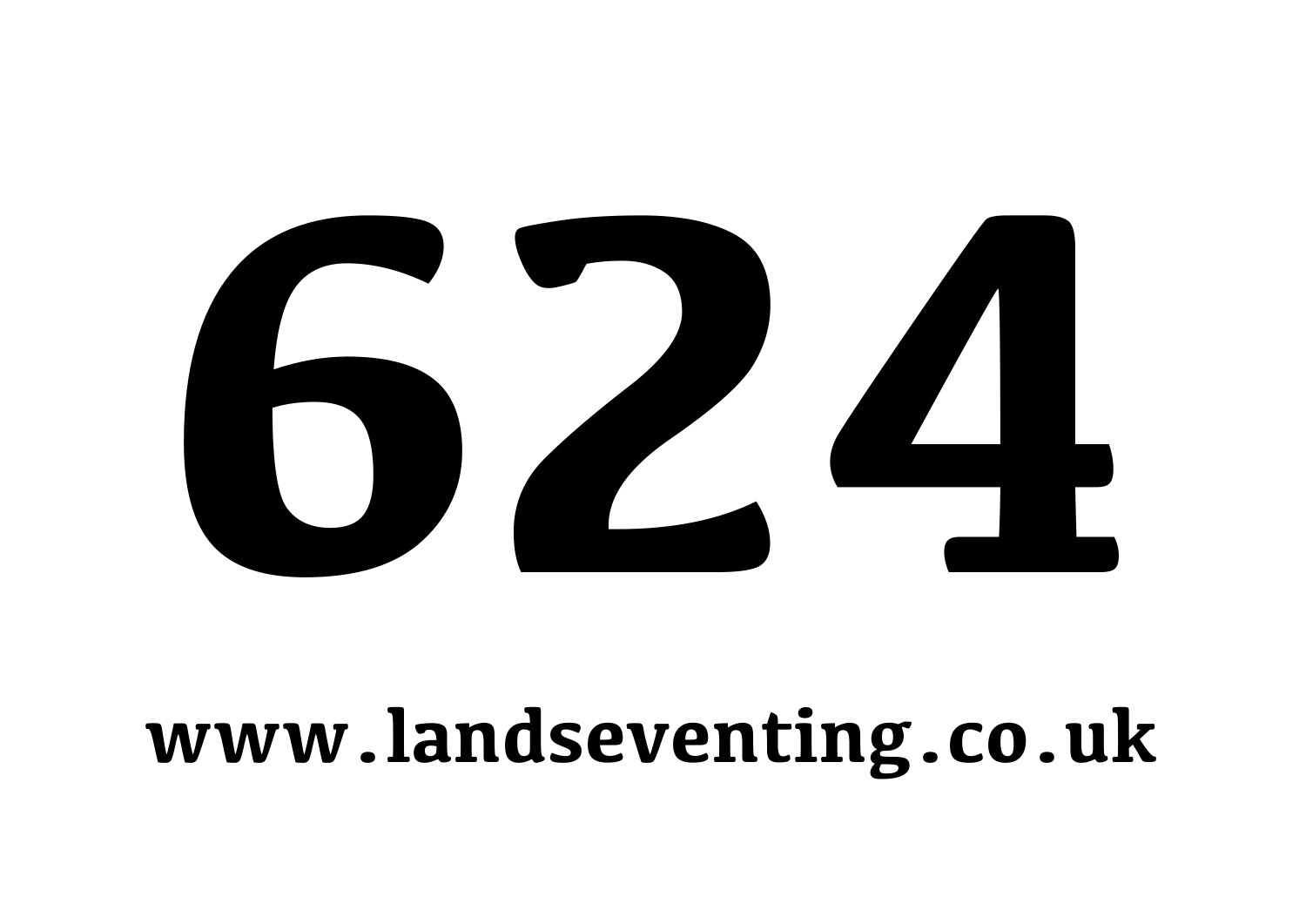# 624

**www.landseventing.co.uk**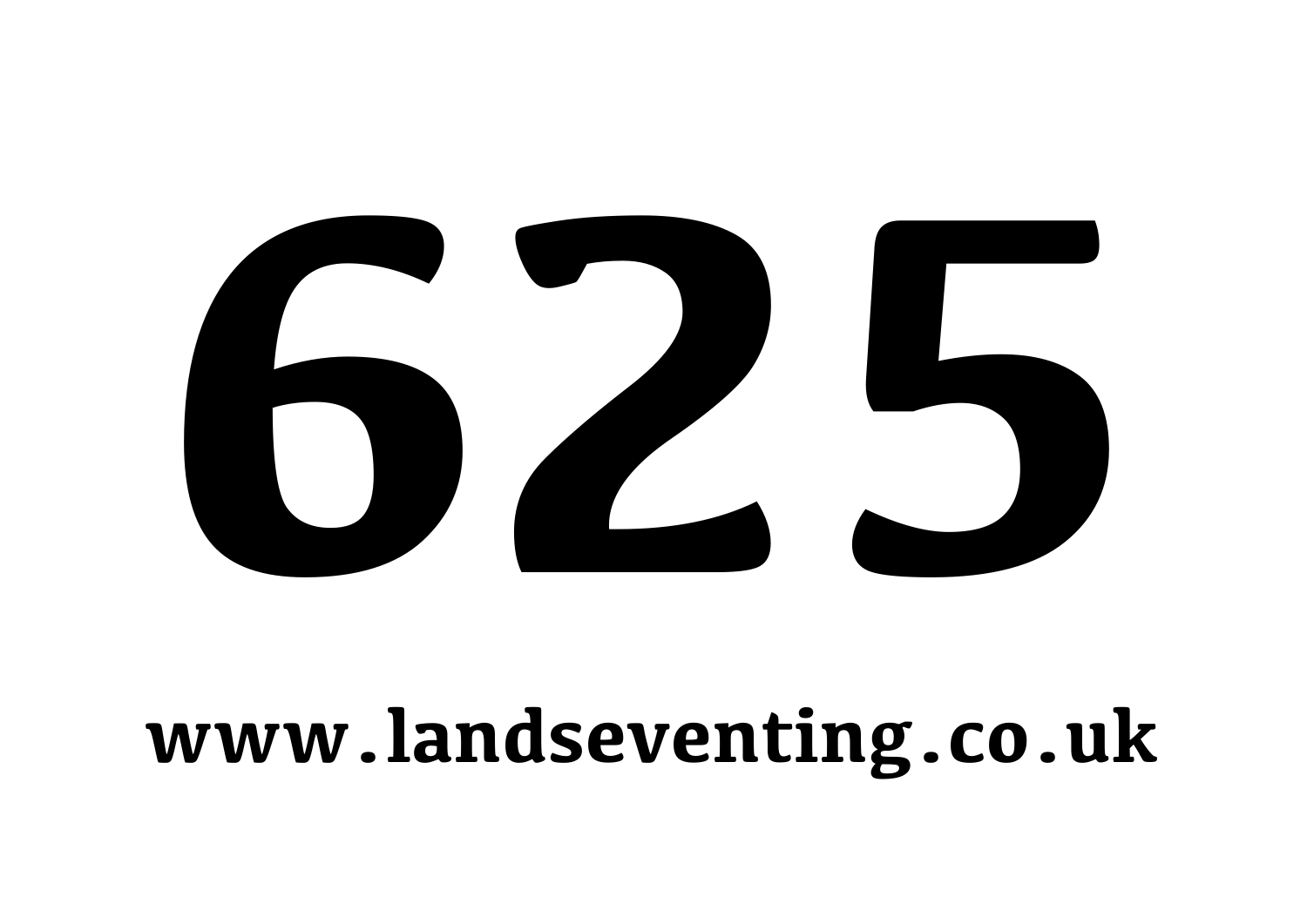# 625

**www.landseventing.co.uk**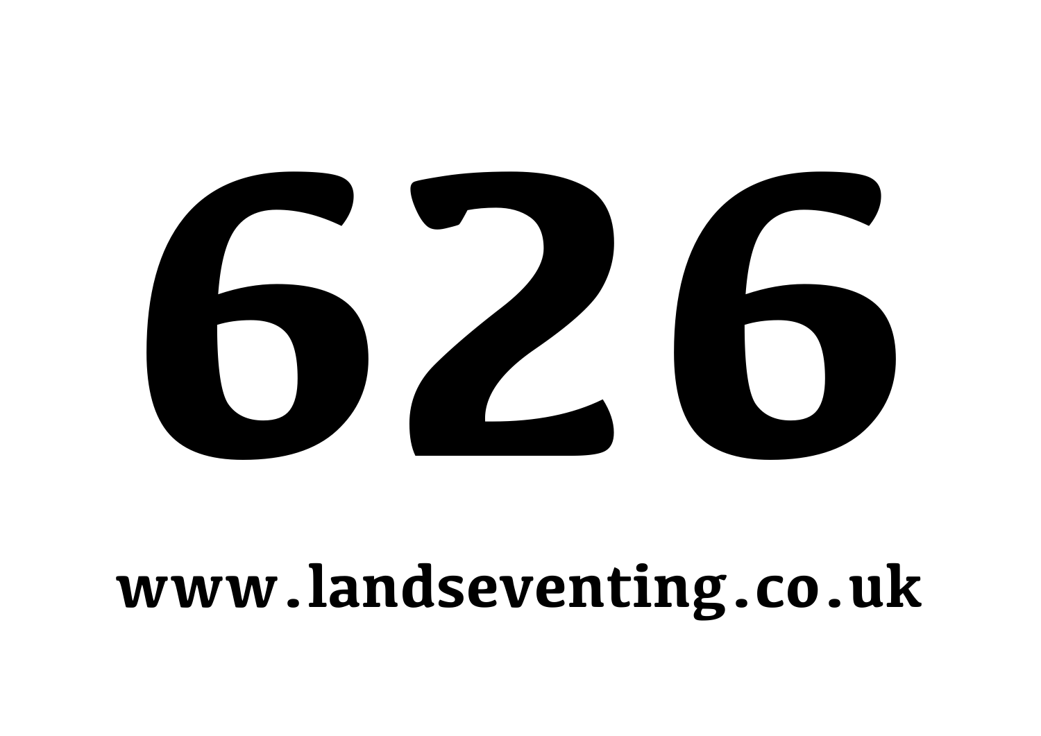# 626

**www.landseventing.co.uk**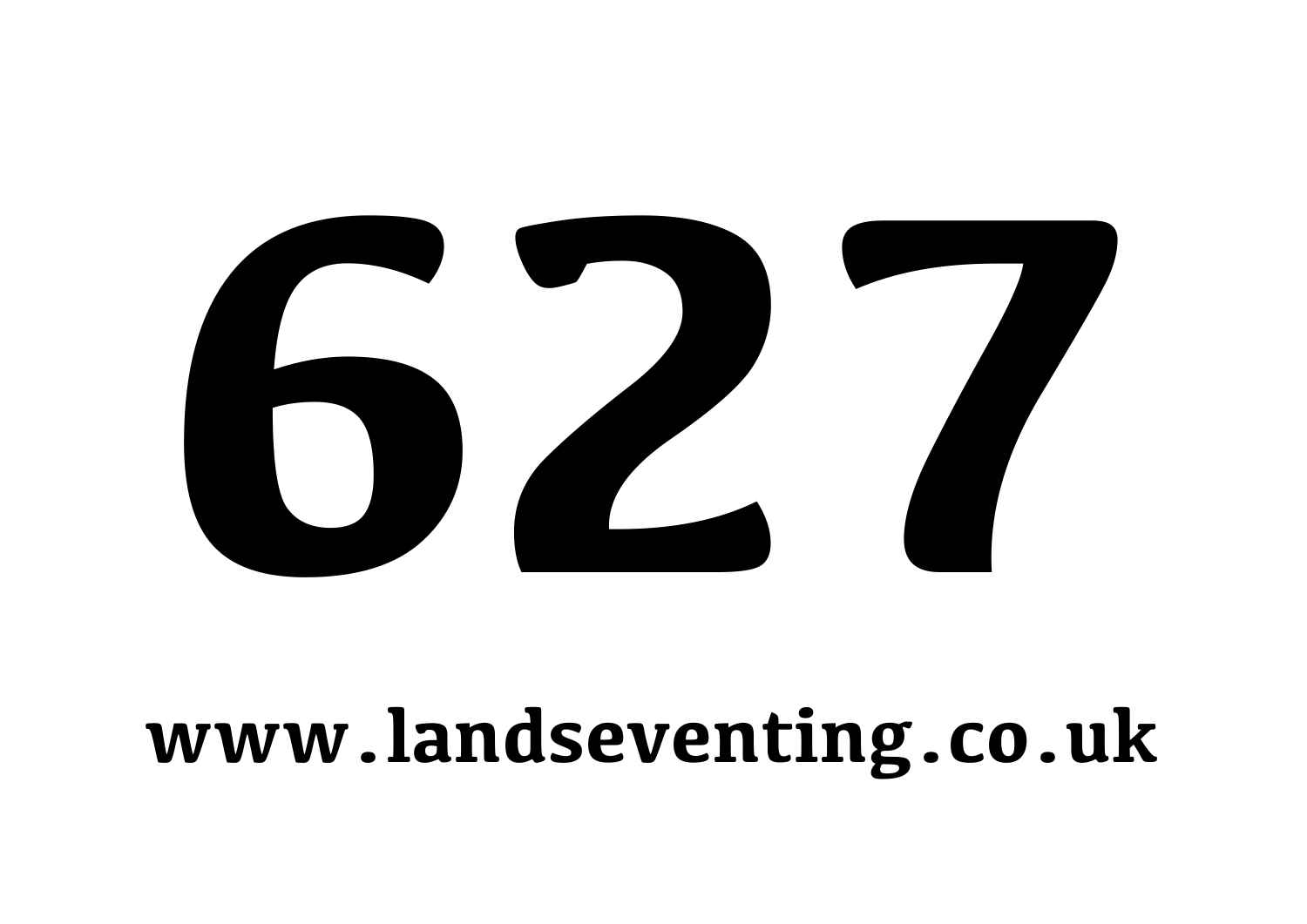# 627

**www.landseventing.co.uk**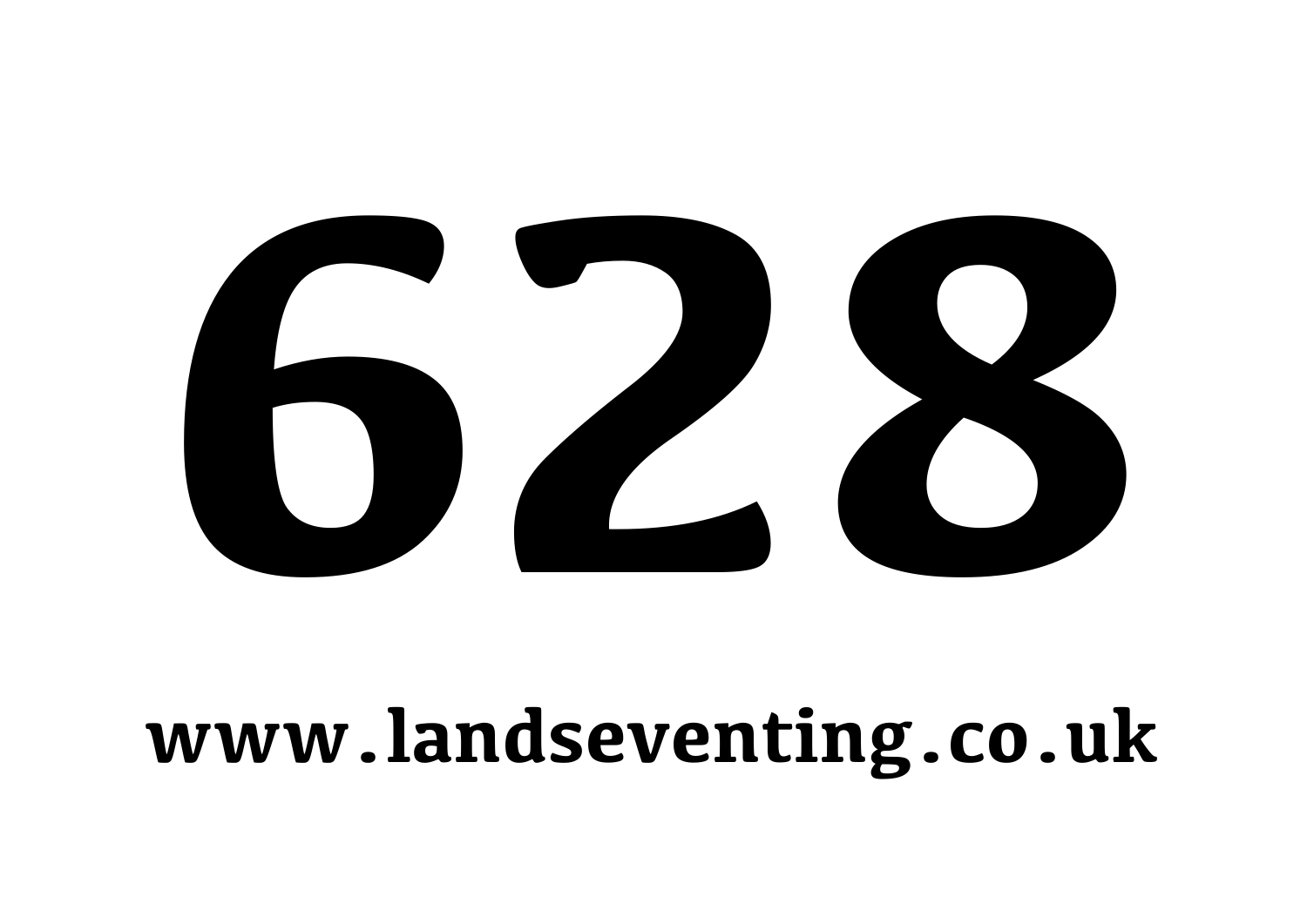# 628

**www.landseventing.co.uk**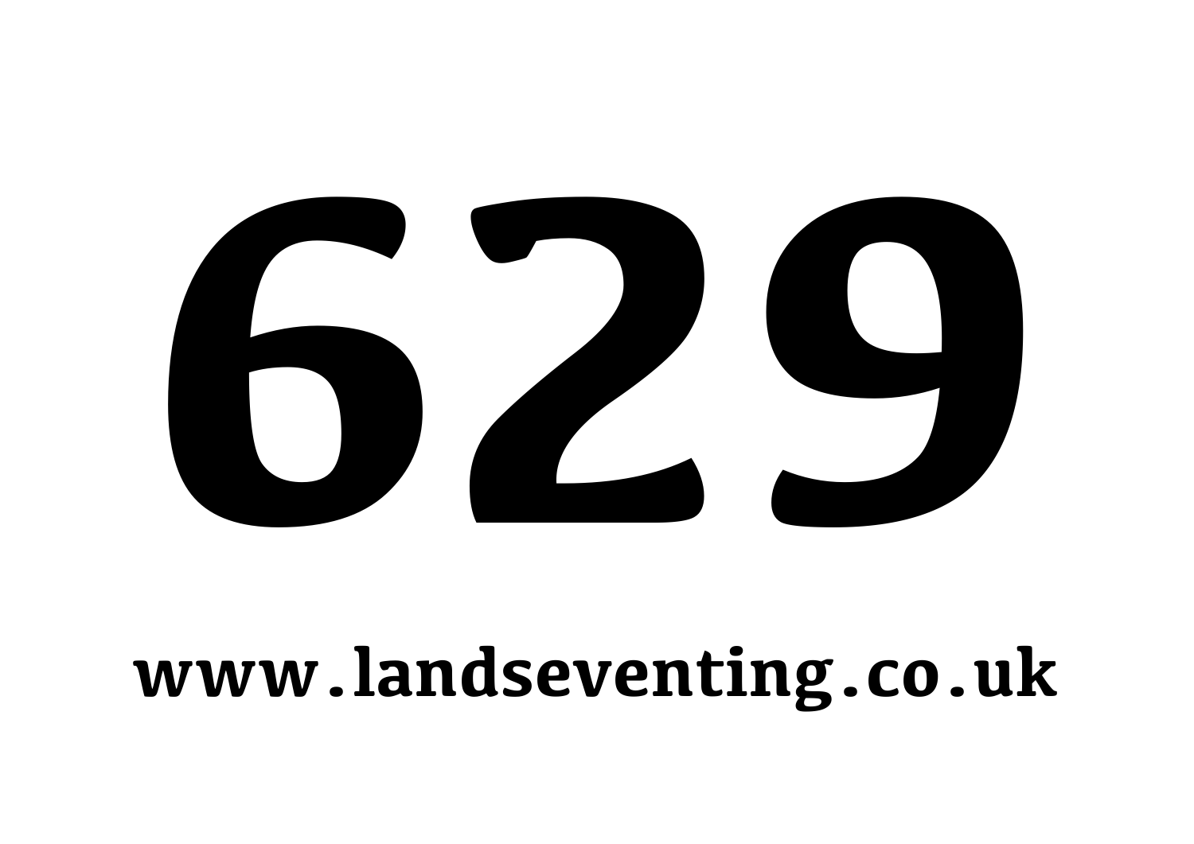# 629

**www.landseventing.co.uk**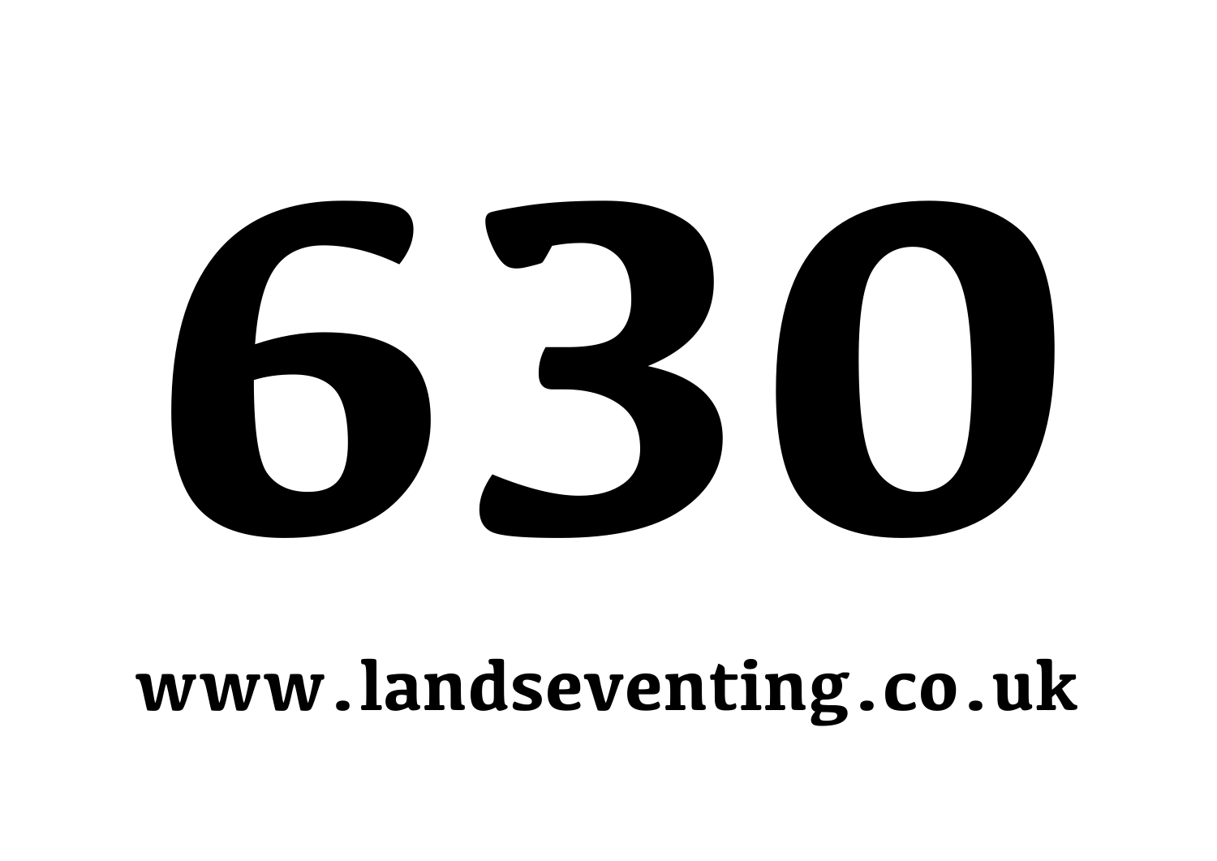# 630

**www.landseventing.co.uk**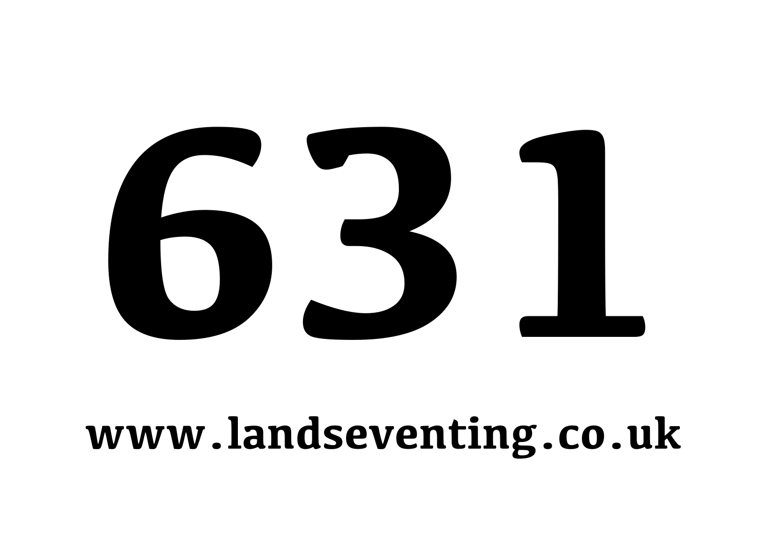# 631

**www.landseventing.co.uk**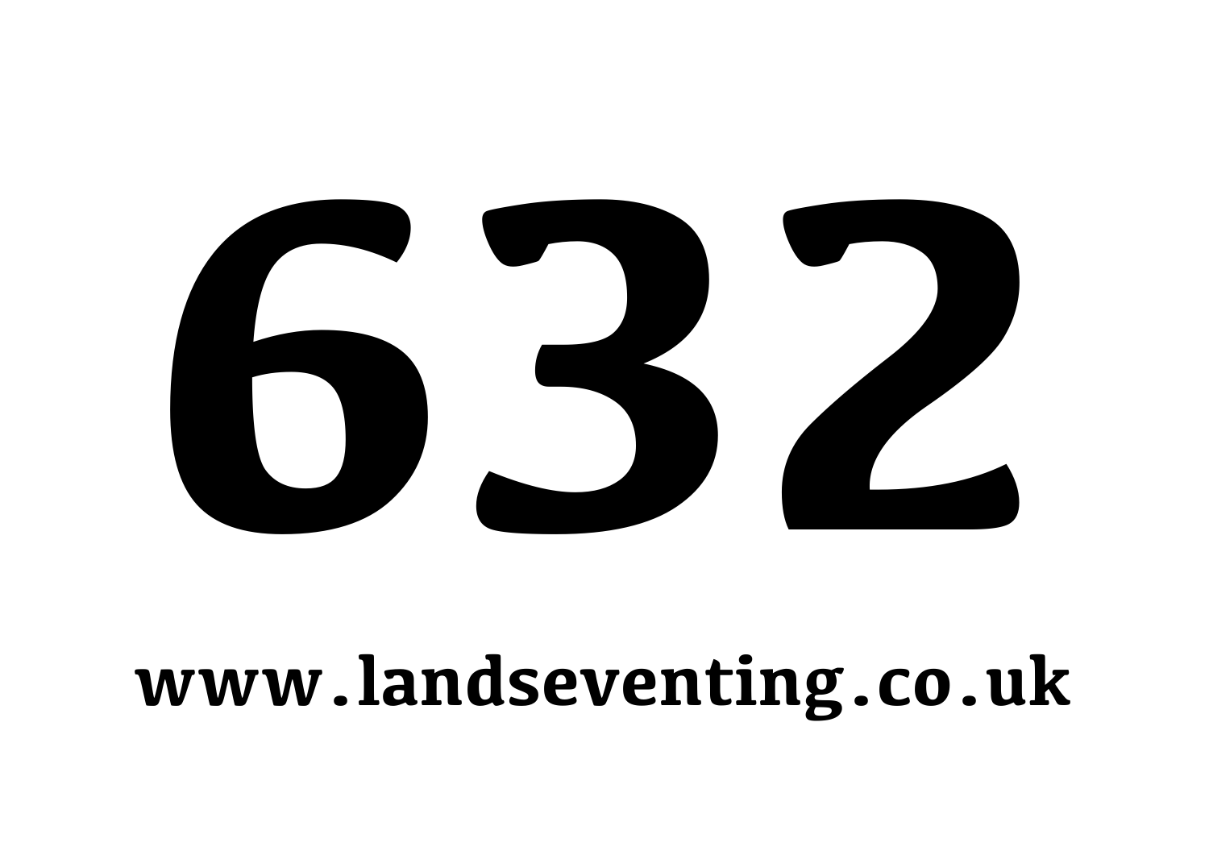# 632

**www.landseventing.co.uk**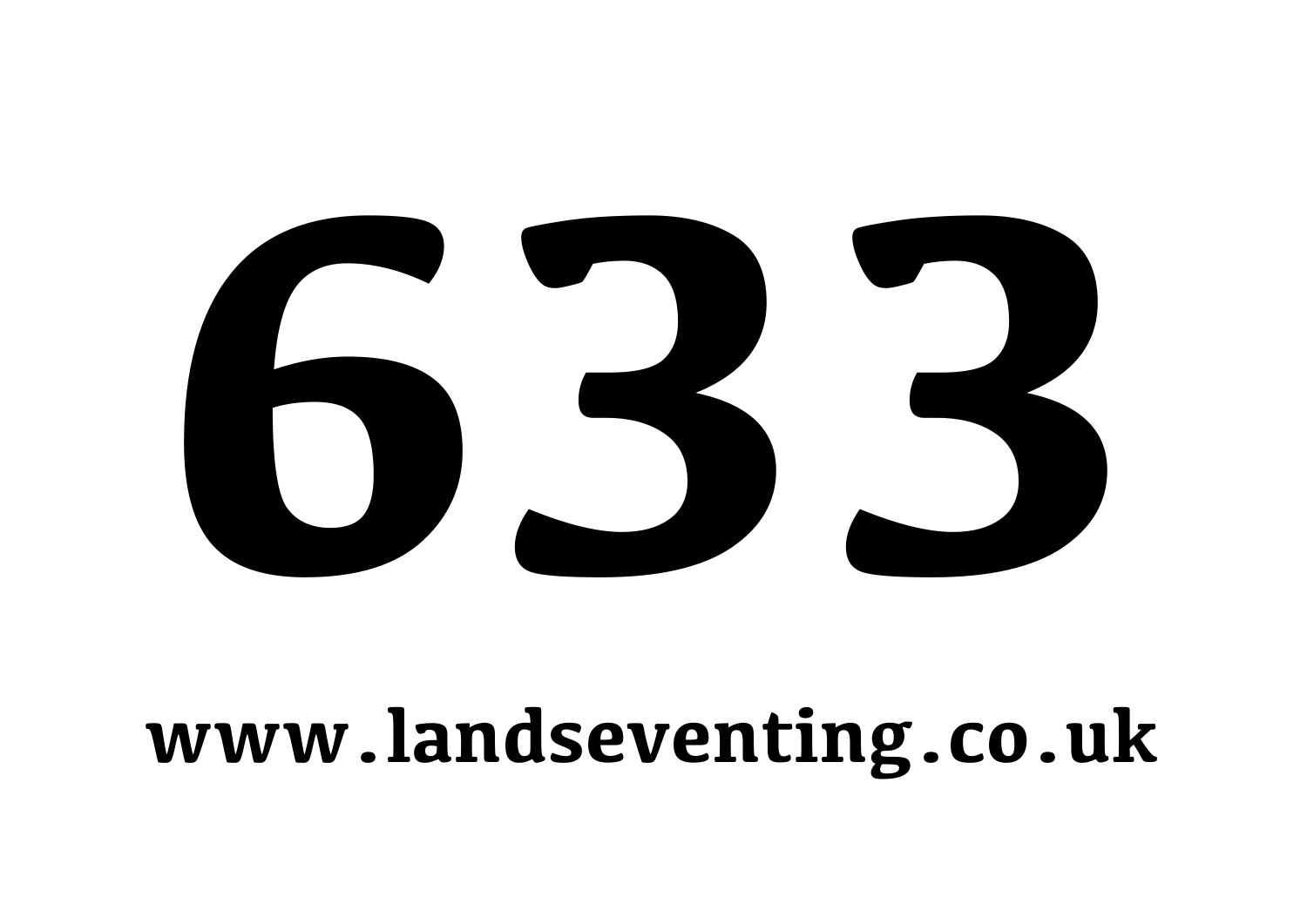# 633

**www.landseventing.co.uk**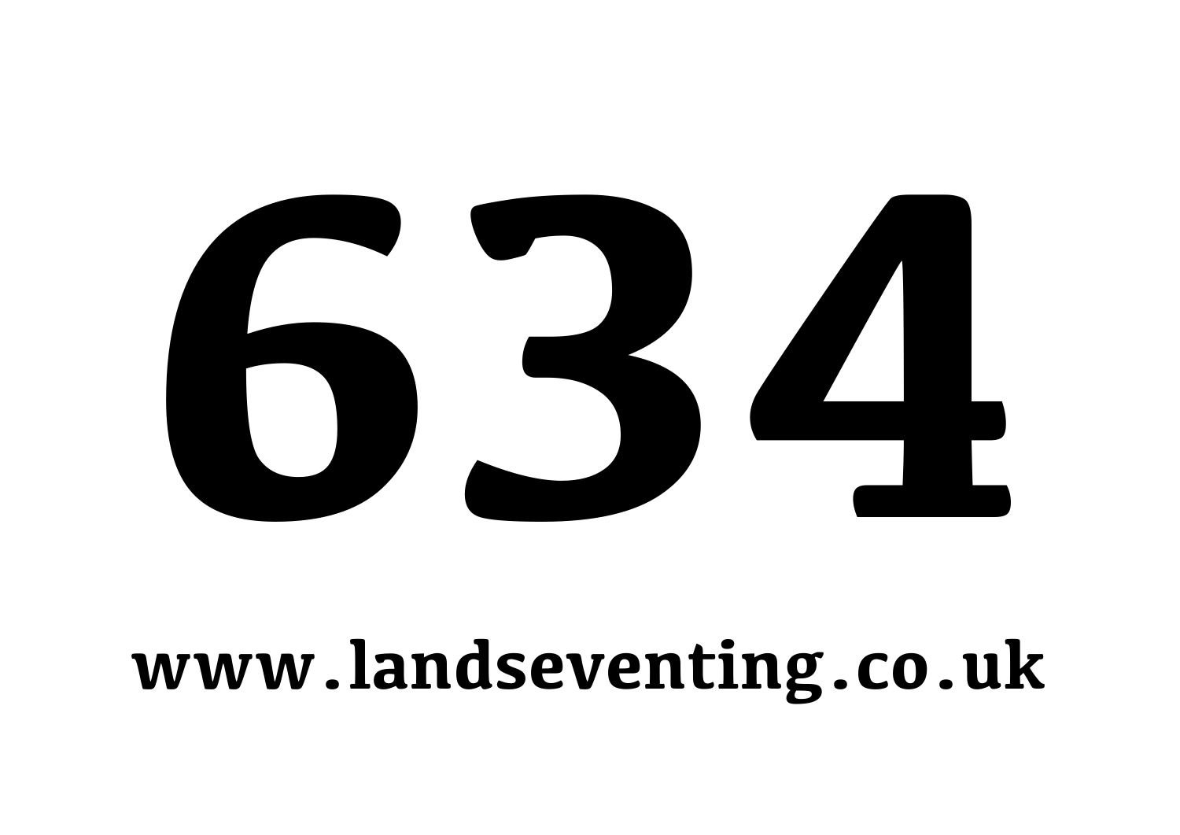# 634

**www.landseventing.co.uk**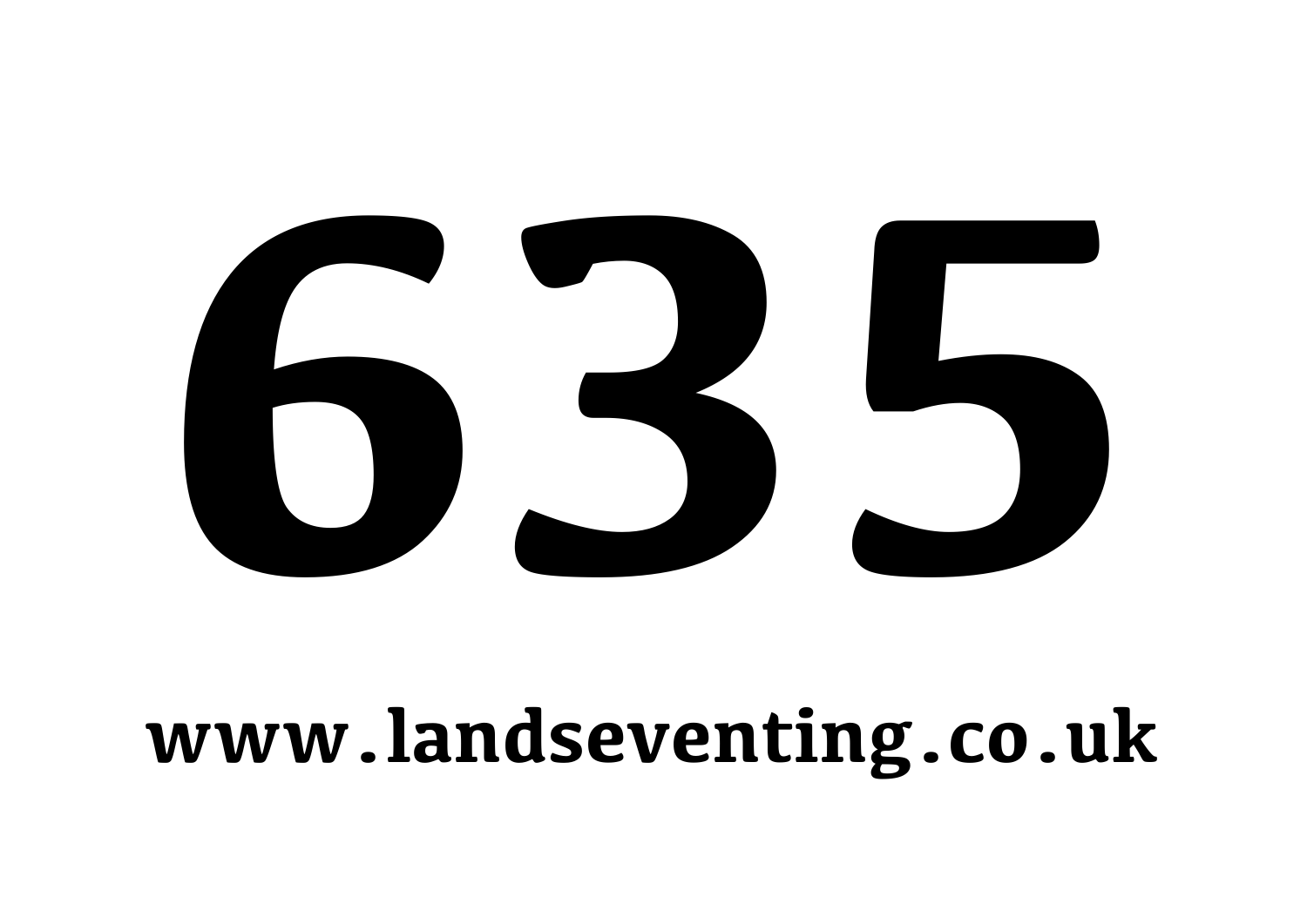# 635

**www.landseventing.co.uk**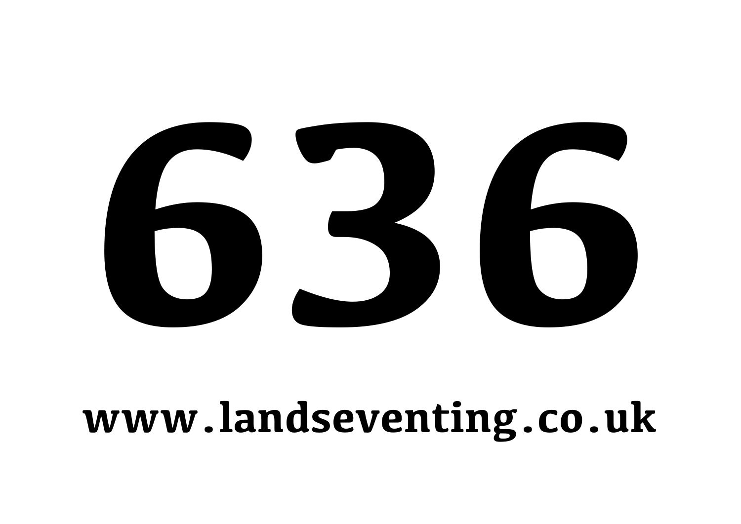# 636

**www.landseventing.co.uk**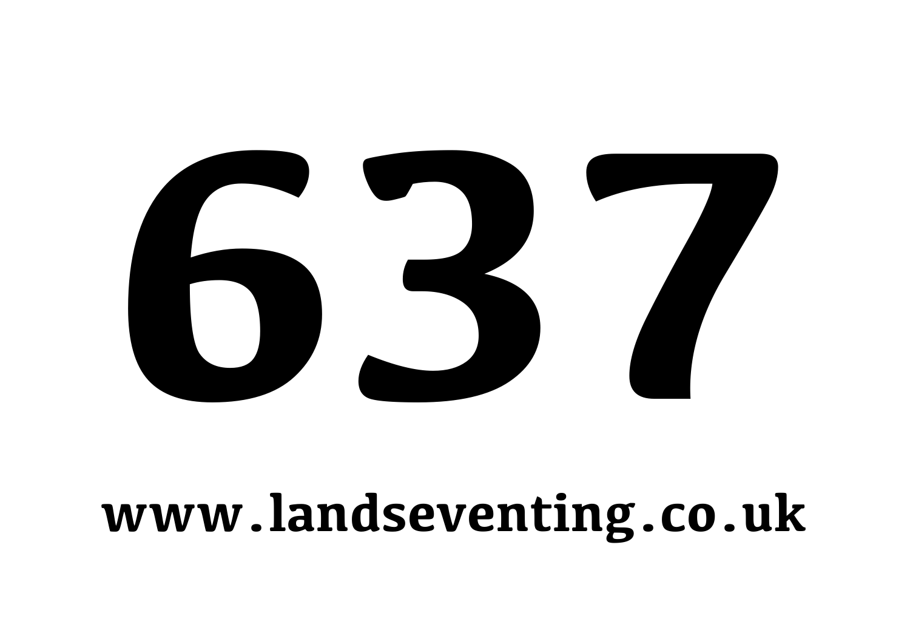# 637

**www.landseventing.co.uk**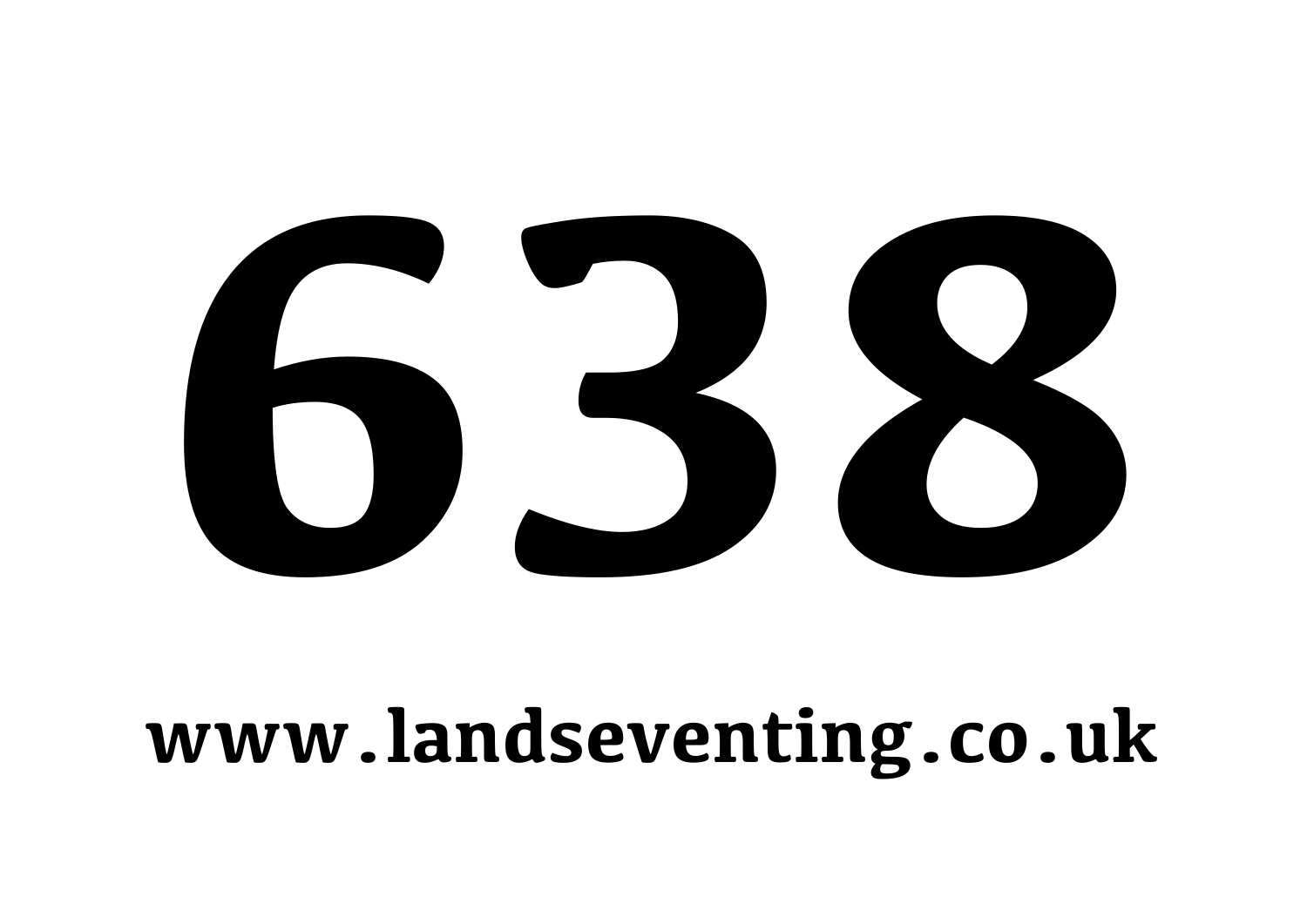# 638

**www.landseventing.co.uk**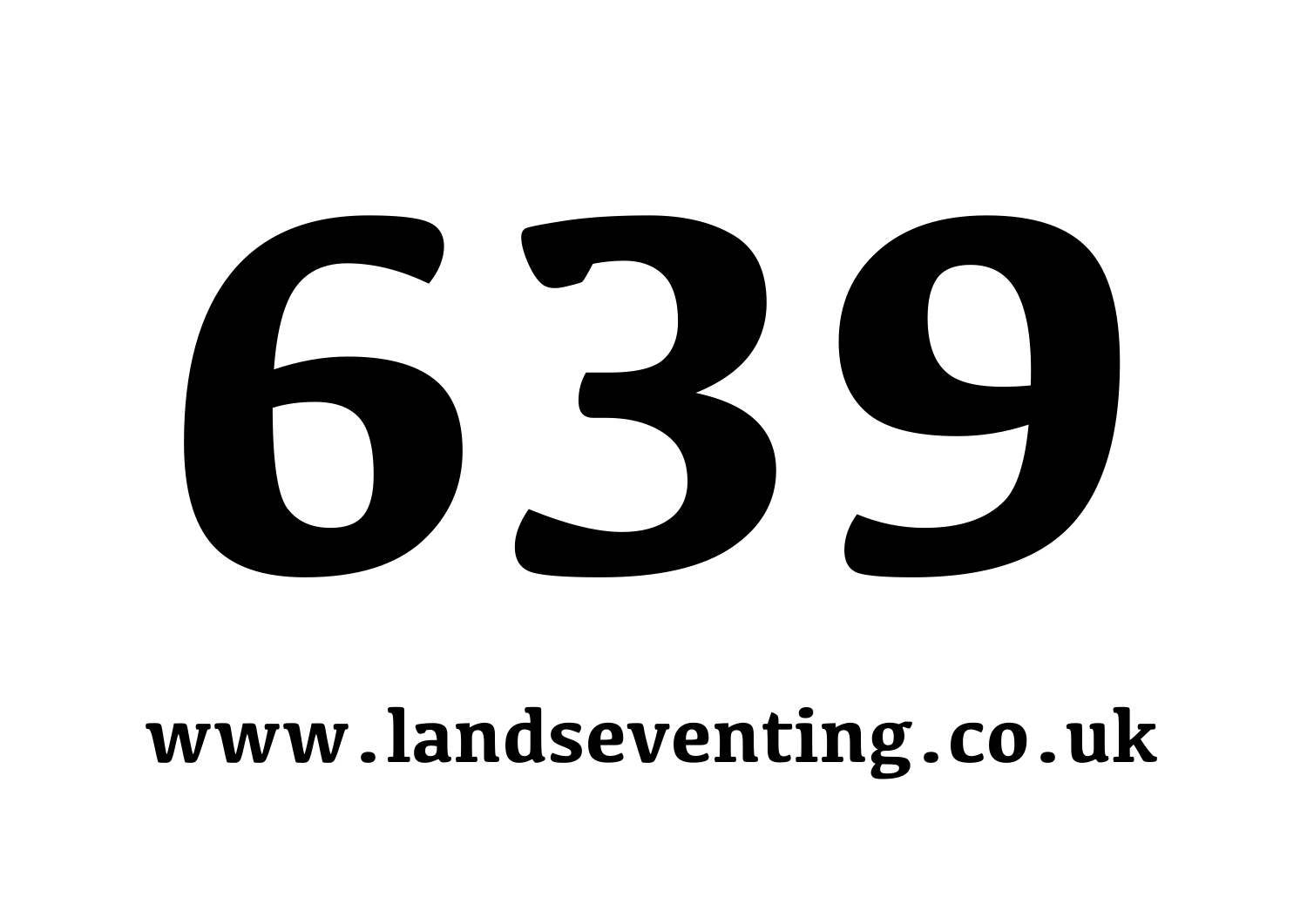# 639

**www.landseventing.co.uk**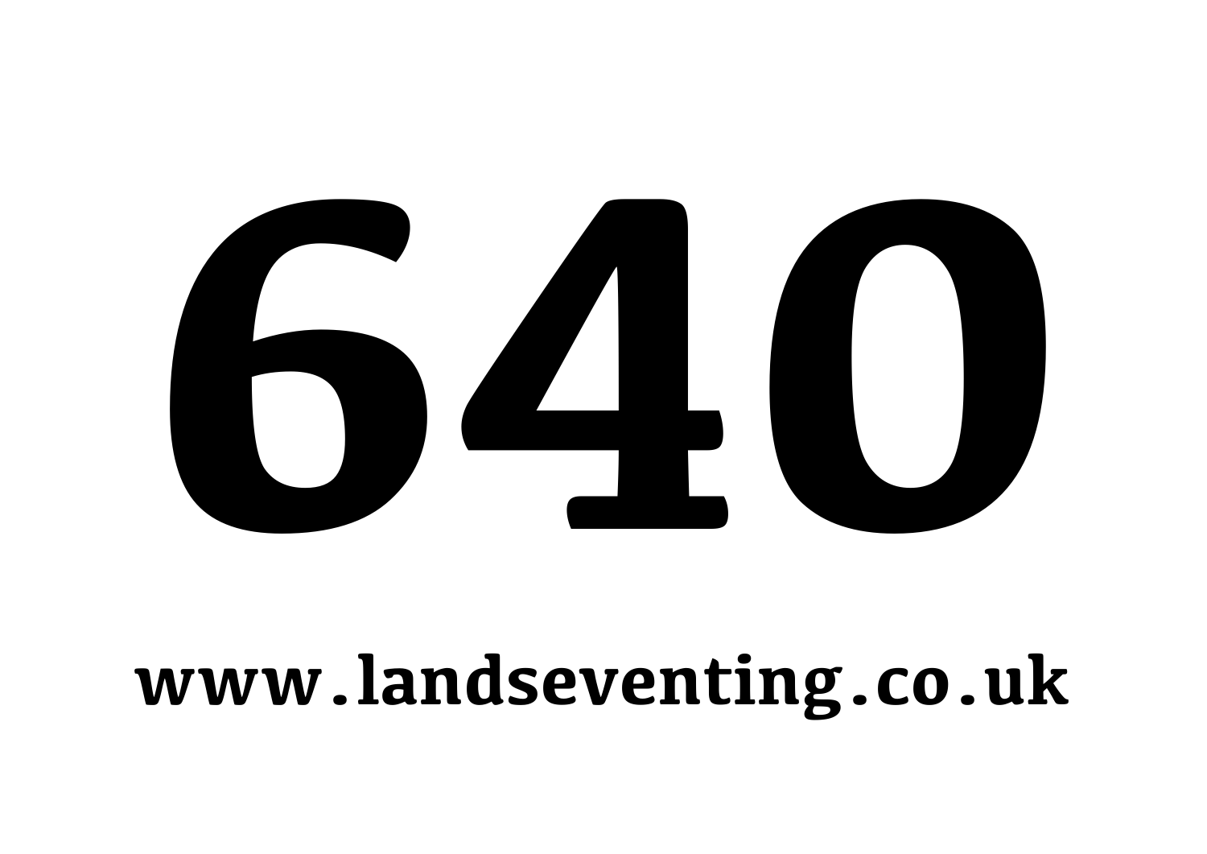# 640

**www.landseventing.co.uk**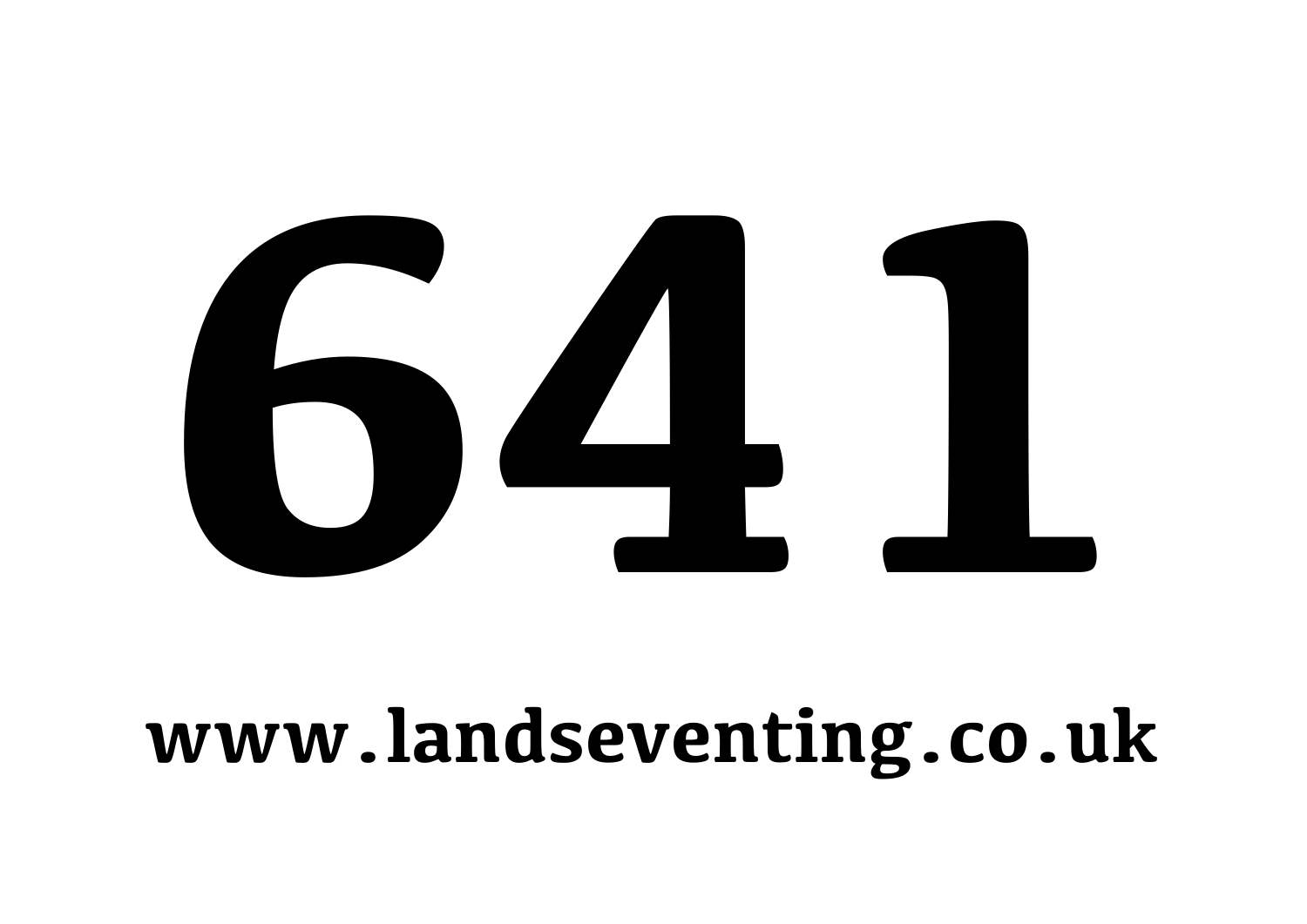# 641

**www.landseventing.co.uk**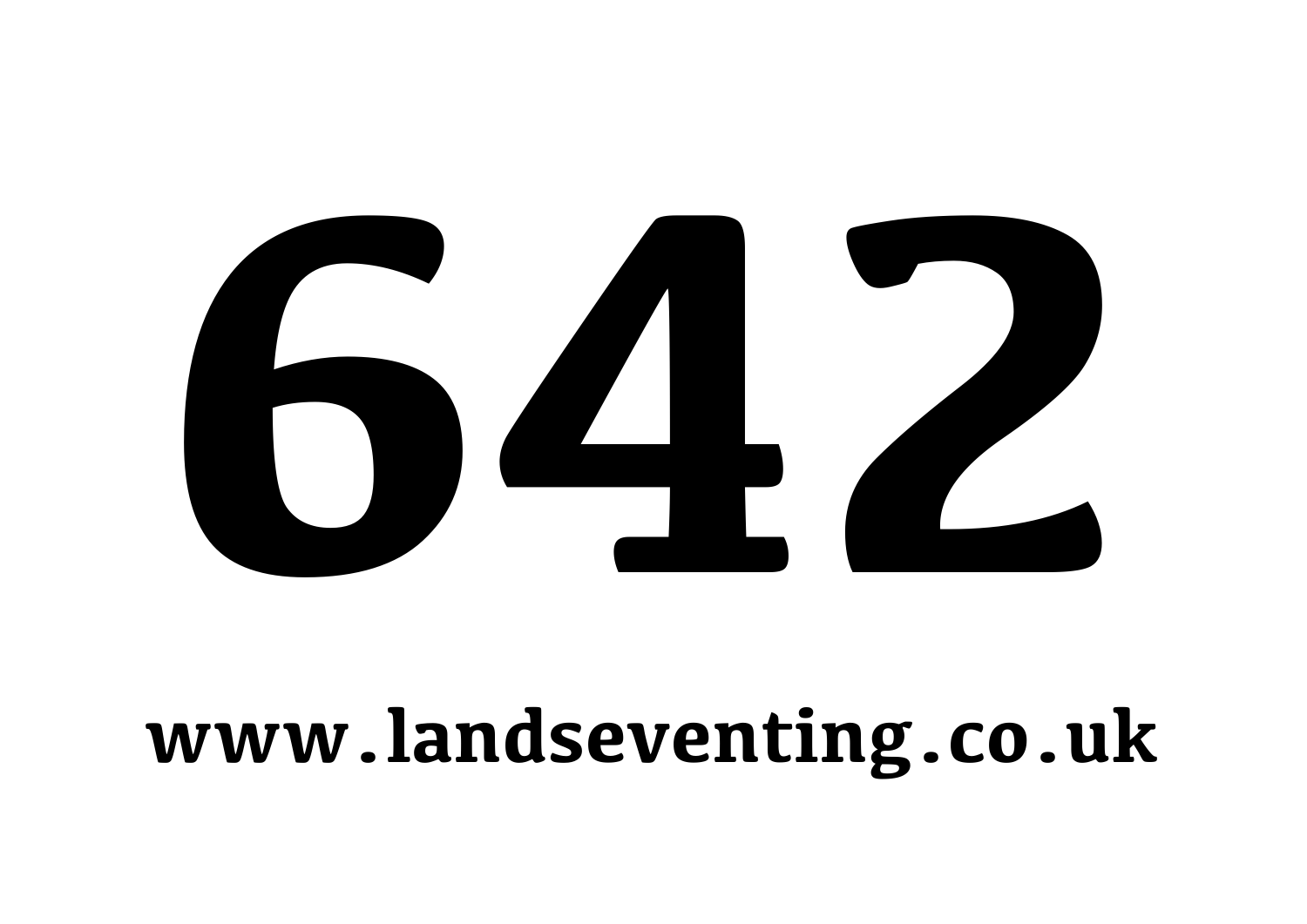# 642

www.landseventing.co.uk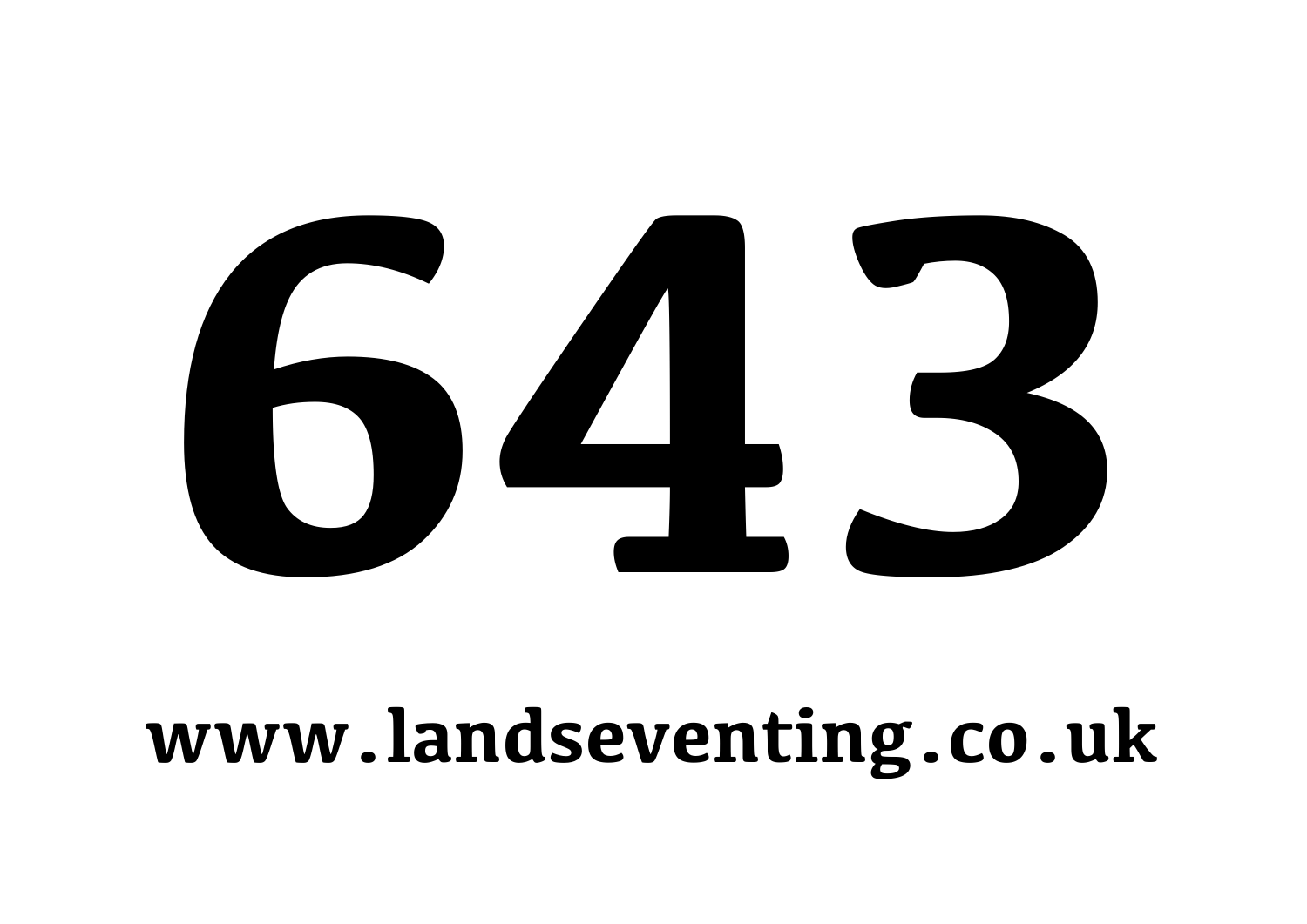# 643

**www.landseventing.co.uk**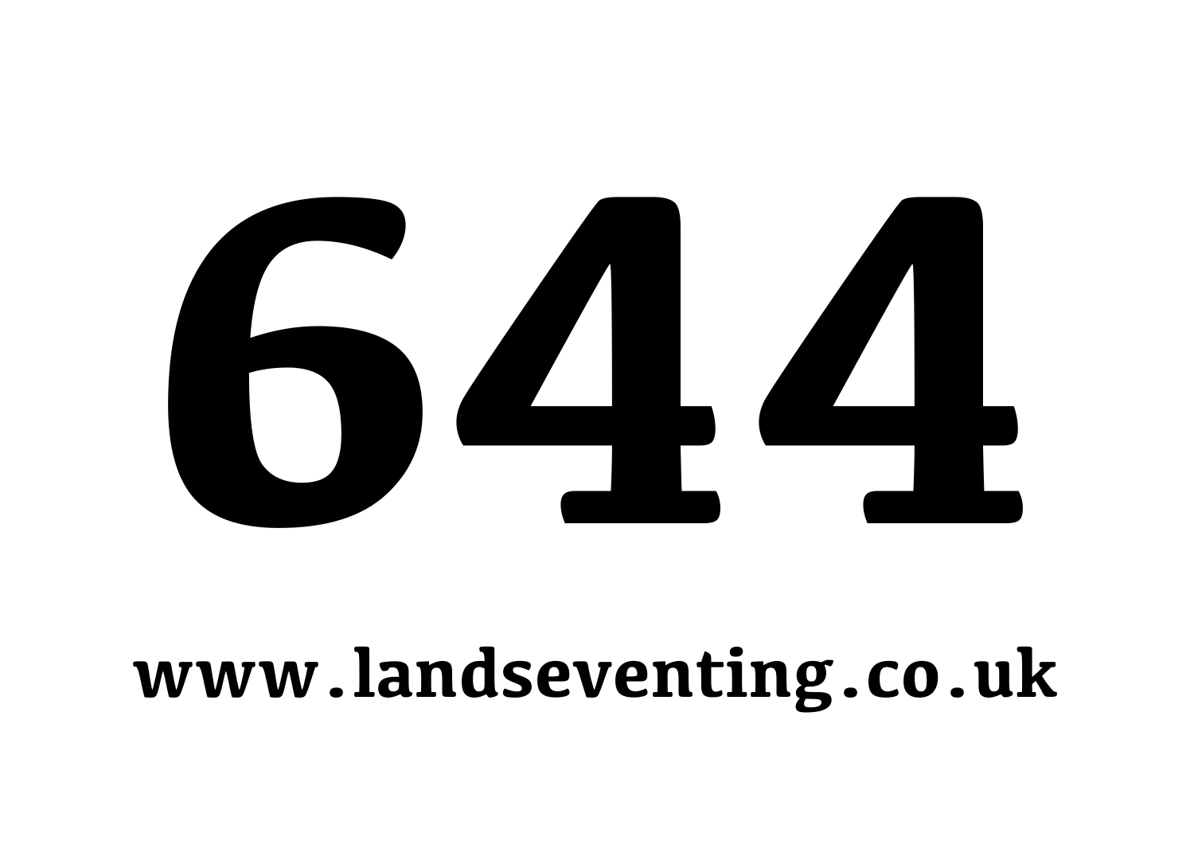# 644

**www.landseventing.co.uk**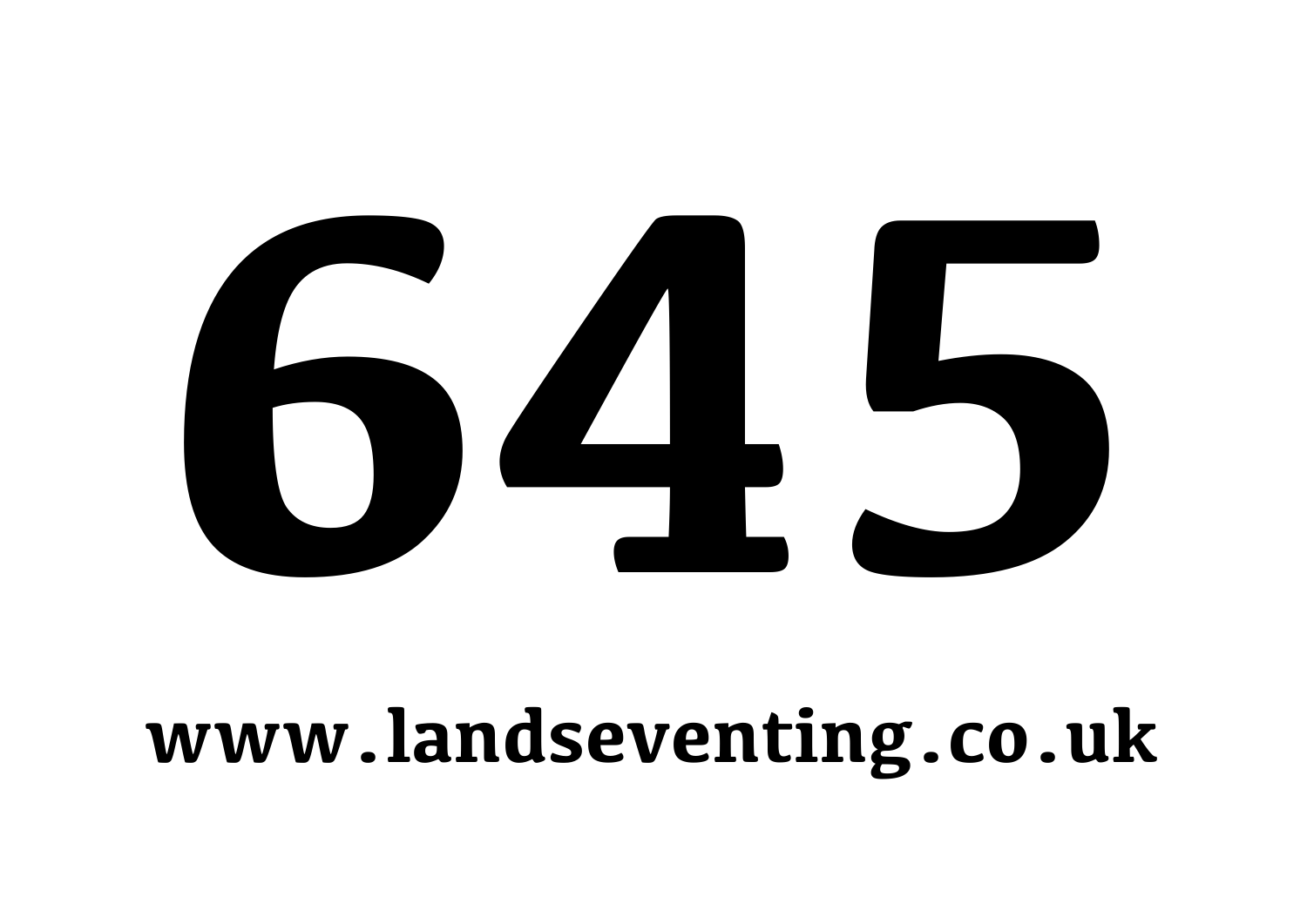# 645

**www.landseventing.co.uk**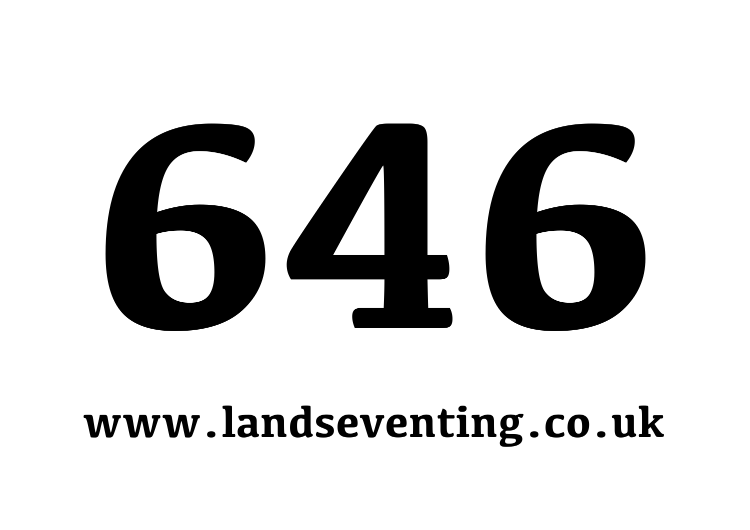# 646

**www.landseventing.co.uk**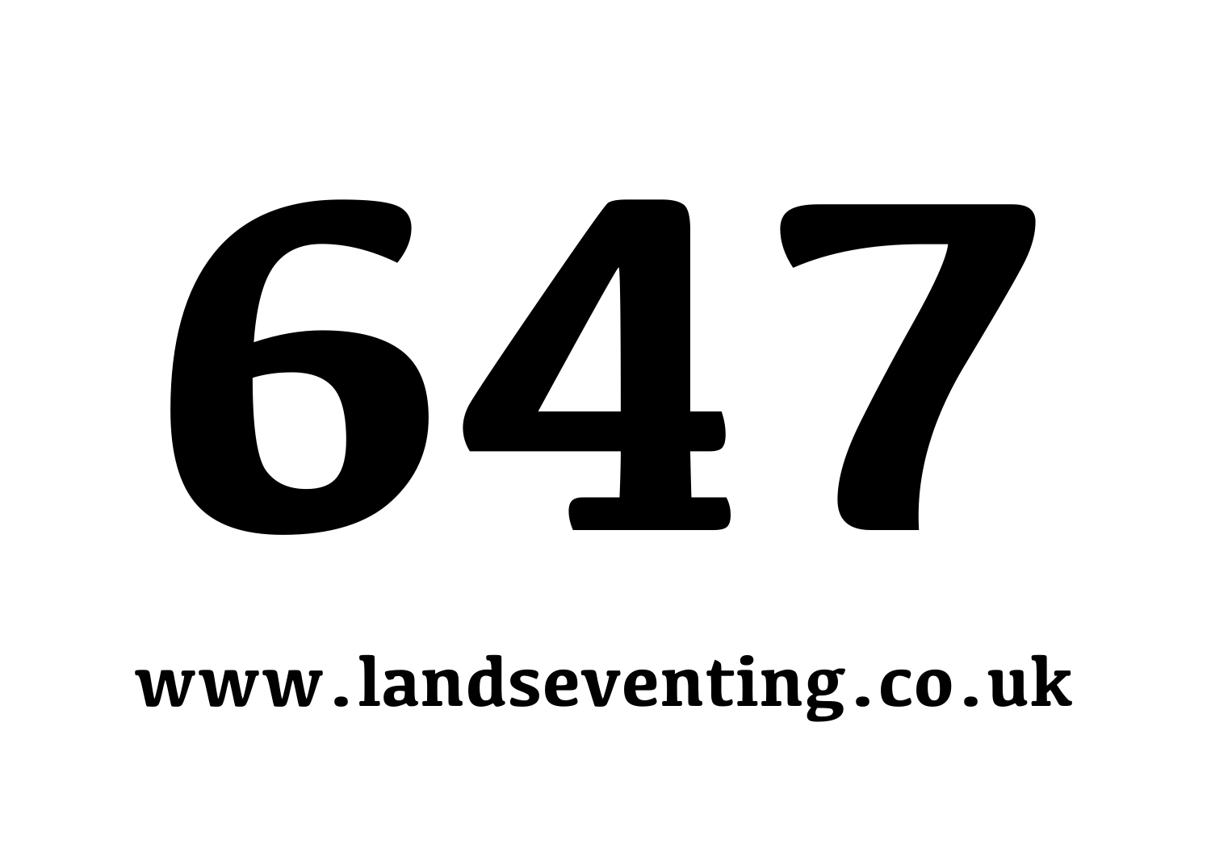# 647

**www.landseventing.co.uk**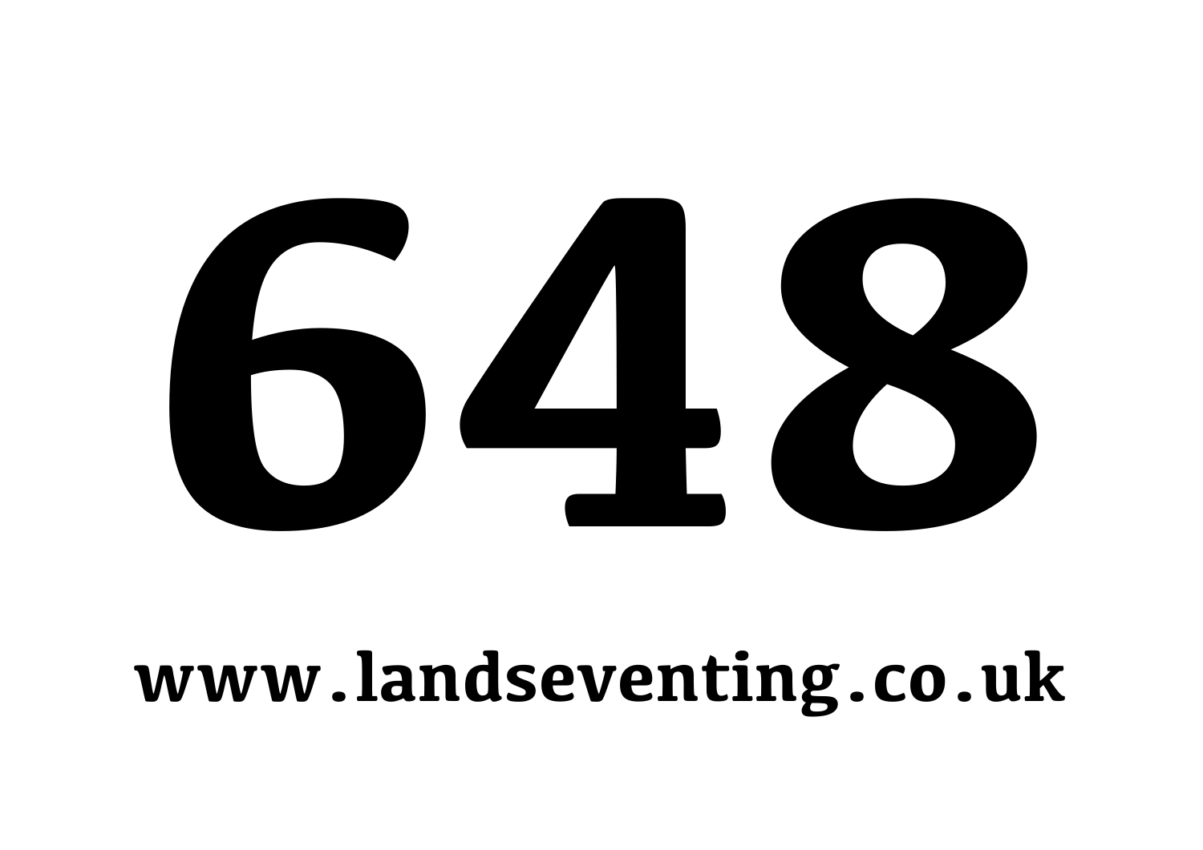# 648

**www.landseventing.co.uk**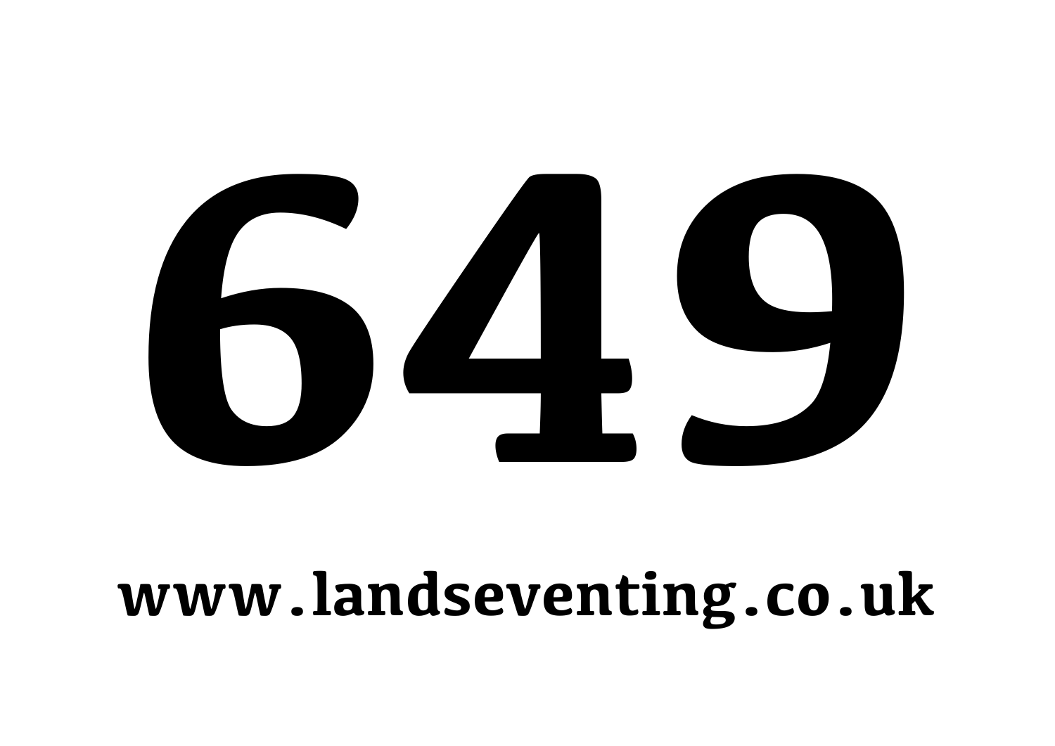# 649

**www.landseventing.co.uk**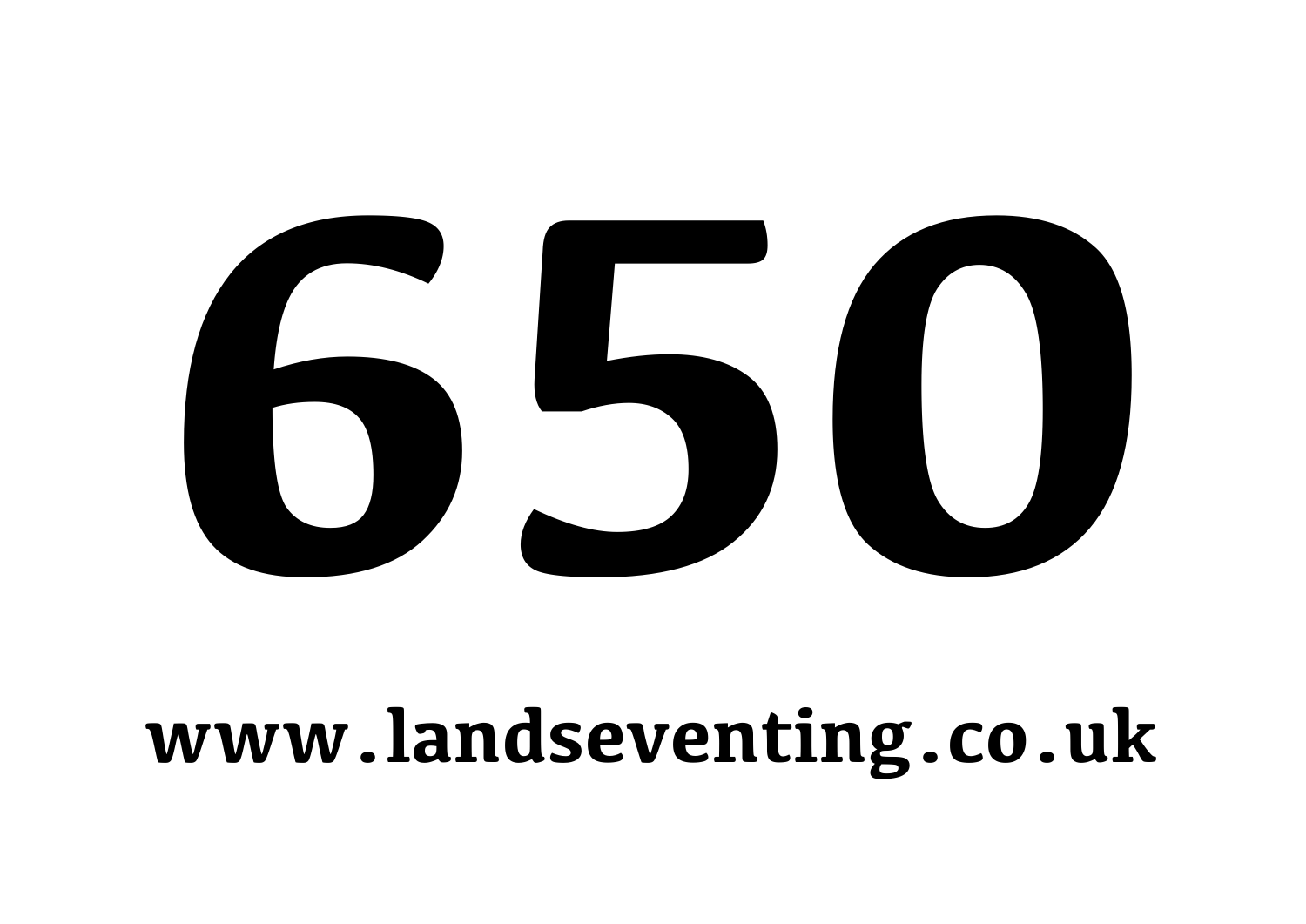# 650

**www.landseventing.co.uk**